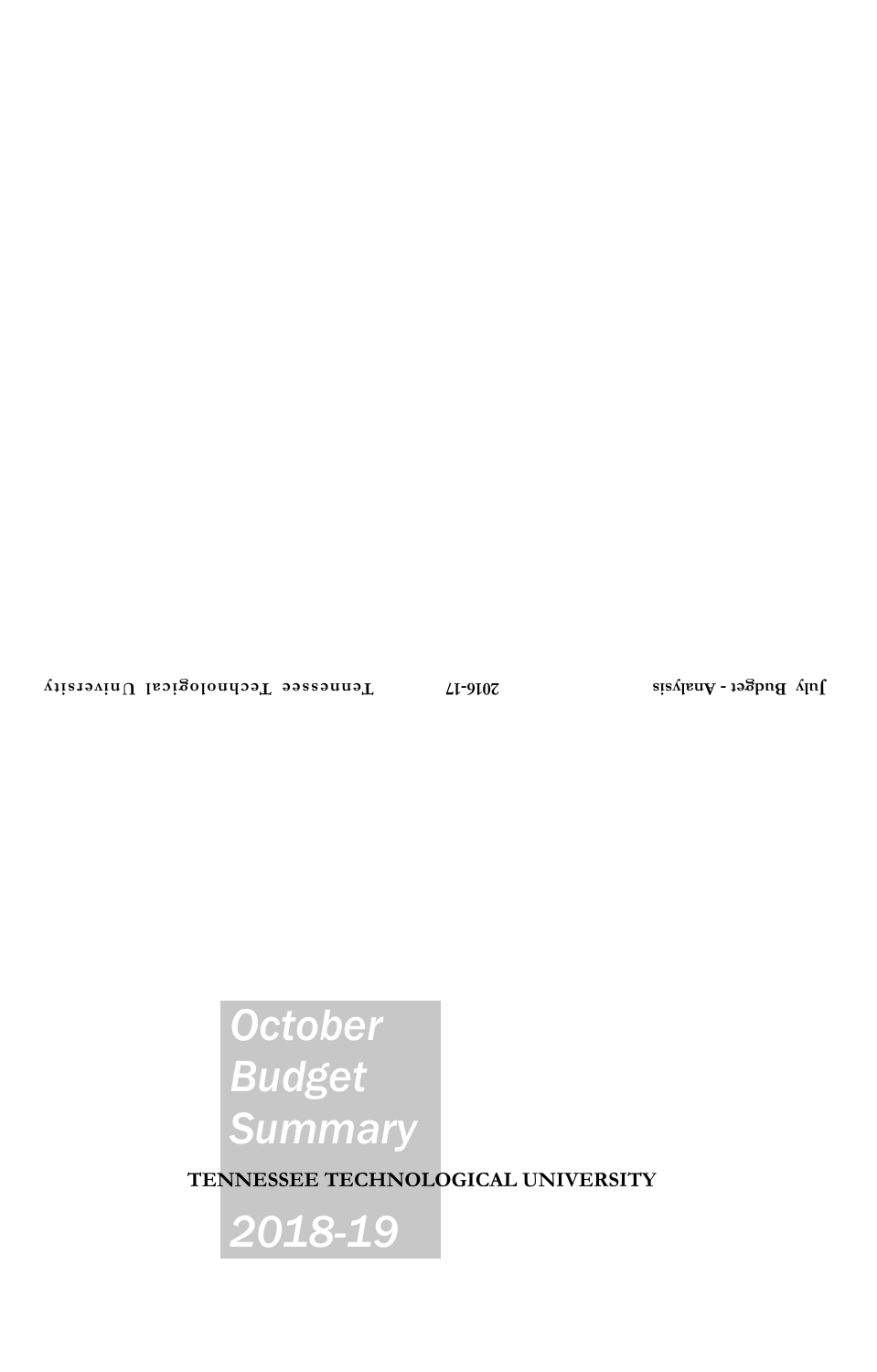July Budget - Analysis 2016-17 Tennessee Technological University

# October Budget Summary

**TENNESSEE TECHNOLOGICAL UNIVERSITY**

# 2018-19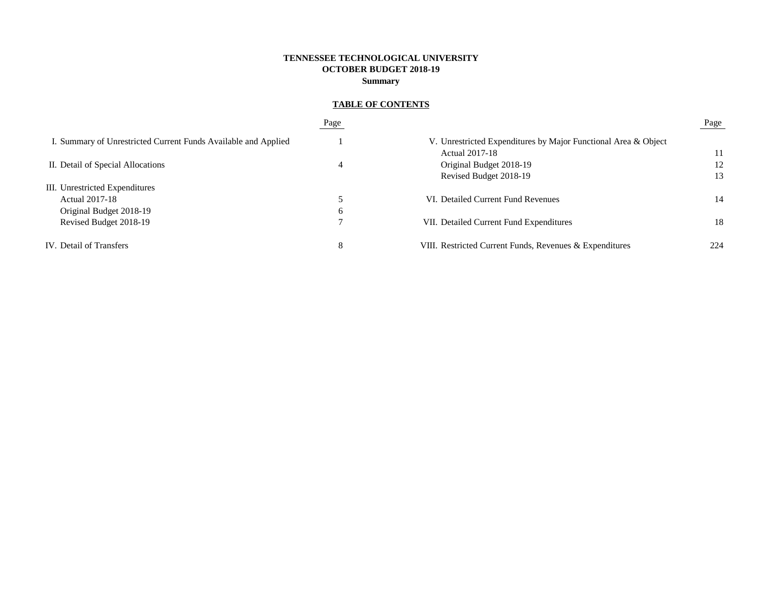# TENNESSEE TECHNOLOGICAL UNIVERSITY
## OCTOBER BUDGET 2018-19
### Summary

**TABLE OF CONTENTS**

| | Page |
|---|---|
| I. Summary of Unrestricted Current Funds Available and Applied | 1 |
| II. Detail of Special Allocations | 4 |
| III. Unrestricted Expenditures | |
| Actual 2017-18 | 5 |
| Original Budget 2018-19 | 6 |
| Revised Budget 2018-19 | 7 |
| IV. Detail of Transfers | 8 |
| V. Unrestricted Expenditures by Major Functional Area & Object | |
| Actual 2017-18 | 11 |
| Original Budget 2018-19 | 12 |
| Revised Budget 2018-19 | 13 |
| VI. Detailed Current Fund Revenues | 14 |
| VII. Detailed Current Fund Expenditures | 18 |
| VIII. Restricted Current Funds, Revenues & Expenditures | 224 |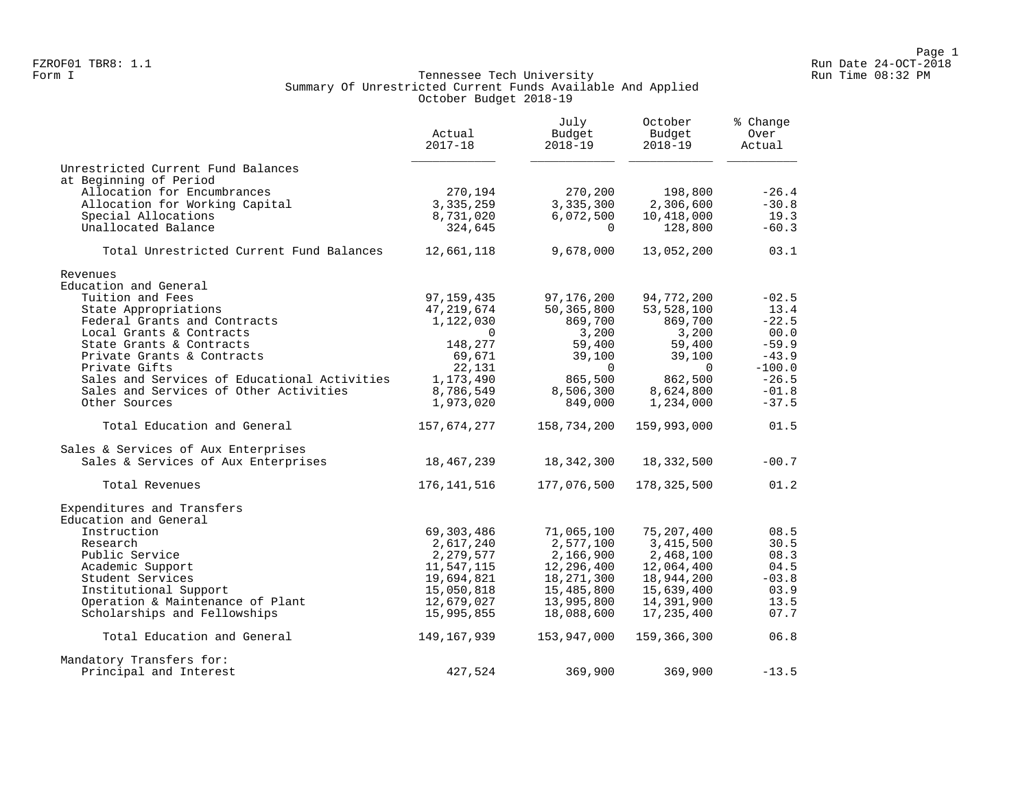FZROF01 TBR8: 1.1
Form I

Run Date 24-OCT-2018
Run Time 08:32 PM

# Tennessee Tech University
## Summary Of Unrestricted Current Funds Available And Applied
### October Budget 2018-19

| | Actual 2017-18 | July Budget 2018-19 | October Budget 2018-19 | % Change Over Actual |
|---|---|---|---|---|
| **Unrestricted Current Fund Balances at Beginning of Period** | | | | |
| Allocation for Encumbrances | 270,194 | 270,200 | 198,800 | -26.4 |
| Allocation for Working Capital | 3,335,259 | 3,335,300 | 2,306,600 | -30.8 |
| Special Allocations | 8,731,020 | 6,072,500 | 10,418,000 | 19.3 |
| Unallocated Balance | 324,645 | 0 | 128,800 | -60.3 |
| Total Unrestricted Current Fund Balances | 12,661,118 | 9,678,000 | 13,052,200 | 03.1 |
| **Revenues** | | | | |
| **Education and General** | | | | |
| Tuition and Fees | 97,159,435 | 97,176,200 | 94,772,200 | -02.5 |
| State Appropriations | 47,219,674 | 50,365,800 | 53,528,100 | 13.4 |
| Federal Grants and Contracts | 1,122,030 | 869,700 | 869,700 | -22.5 |
| Local Grants & Contracts | 0 | 3,200 | 3,200 | 00.0 |
| State Grants & Contracts | 148,277 | 59,400 | 59,400 | -59.9 |
| Private Grants & Contracts | 69,671 | 39,100 | 39,100 | -43.9 |
| Private Gifts | 22,131 | 0 | 0 | -100.0 |
| Sales and Services of Educational Activities | 1,173,490 | 865,500 | 862,500 | -26.5 |
| Sales and Services of Other Activities | 8,786,549 | 8,506,300 | 8,624,800 | -01.8 |
| Other Sources | 1,973,020 | 849,000 | 1,234,000 | -37.5 |
| Total Education and General | 157,674,277 | 158,734,200 | 159,993,000 | 01.5 |
| **Sales & Services of Aux Enterprises** | | | | |
| Sales & Services of Aux Enterprises | 18,467,239 | 18,342,300 | 18,332,500 | -00.7 |
| Total Revenues | 176,141,516 | 177,076,500 | 178,325,500 | 01.2 |
| **Expenditures and Transfers** | | | | |
| **Education and General** | | | | |
| Instruction | 69,303,486 | 71,065,100 | 75,207,400 | 08.5 |
| Research | 2,617,240 | 2,577,100 | 3,415,500 | 30.5 |
| Public Service | 2,279,577 | 2,166,900 | 2,468,100 | 08.3 |
| Academic Support | 11,547,115 | 12,296,400 | 12,064,400 | 04.5 |
| Student Services | 19,694,821 | 18,271,300 | 18,944,200 | -03.8 |
| Institutional Support | 15,050,818 | 15,485,800 | 15,639,400 | 03.9 |
| Operation & Maintenance of Plant | 12,679,027 | 13,995,800 | 14,391,900 | 13.5 |
| Scholarships and Fellowships | 15,995,855 | 18,088,600 | 17,235,400 | 07.7 |
| Total Education and General | 149,167,939 | 153,947,000 | 159,366,300 | 06.8 |
| **Mandatory Transfers for:** | | | | |
| Principal and Interest | 427,524 | 369,900 | 369,900 | -13.5 |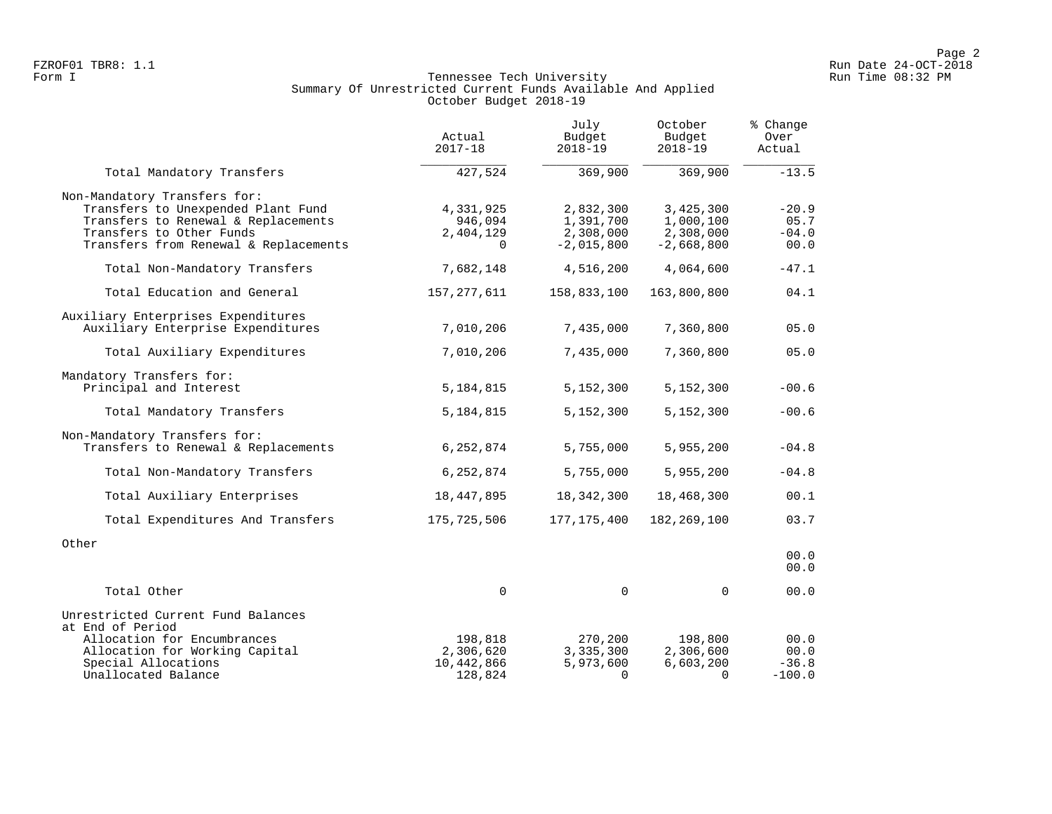FZROF01 TBR8: 1.1
Form I

Tennessee Tech University
Summary Of Unrestricted Current Funds Available And Applied
October Budget 2018-19

Run Date 24-OCT-2018
Run Time 08:32 PM

| | Actual 2017-18 | July Budget 2018-19 | October Budget 2018-19 | % Change Over Actual |
|---|---|---|---|---|
| Total Mandatory Transfers | 427,524 | 369,900 | 369,900 | -13.5 |
| Non-Mandatory Transfers for: | | | | |
| Transfers to Unexpended Plant Fund | 4,331,925 | 2,832,300 | 3,425,300 | -20.9 |
| Transfers to Renewal & Replacements | 946,094 | 1,391,700 | 1,000,100 | 05.7 |
| Transfers to Other Funds | 2,404,129 | 2,308,000 | 2,308,000 | -04.0 |
| Transfers from Renewal & Replacements | 0 | -2,015,800 | -2,668,800 | 00.0 |
| Total Non-Mandatory Transfers | 7,682,148 | 4,516,200 | 4,064,600 | -47.1 |
| Total Education and General | 157,277,611 | 158,833,100 | 163,800,800 | 04.1 |
| Auxiliary Enterprises Expenditures | | | | |
| Auxiliary Enterprise Expenditures | 7,010,206 | 7,435,000 | 7,360,800 | 05.0 |
| Total Auxiliary Expenditures | 7,010,206 | 7,435,000 | 7,360,800 | 05.0 |
| Mandatory Transfers for: | | | | |
| Principal and Interest | 5,184,815 | 5,152,300 | 5,152,300 | -00.6 |
| Total Mandatory Transfers | 5,184,815 | 5,152,300 | 5,152,300 | -00.6 |
| Non-Mandatory Transfers for: | | | | |
| Transfers to Renewal & Replacements | 6,252,874 | 5,755,000 | 5,955,200 | -04.8 |
| Total Non-Mandatory Transfers | 6,252,874 | 5,755,000 | 5,955,200 | -04.8 |
| Total Auxiliary Enterprises | 18,447,895 | 18,342,300 | 18,468,300 | 00.1 |
| Total Expenditures And Transfers | 175,725,506 | 177,175,400 | 182,269,100 | 03.7 |
| Other | | | | |
| | | | | 00.0 |
| | | | | 00.0 |
| Total Other | 0 | 0 | 0 | 00.0 |
| Unrestricted Current Fund Balances at End of Period | | | | |
| Allocation for Encumbrances | 198,818 | 270,200 | 198,800 | 00.0 |
| Allocation for Working Capital | 2,306,620 | 3,335,300 | 2,306,600 | 00.0 |
| Special Allocations | 10,442,866 | 5,973,600 | 6,603,200 | -36.8 |
| Unallocated Balance | 128,824 | 0 | 0 | -100.0 |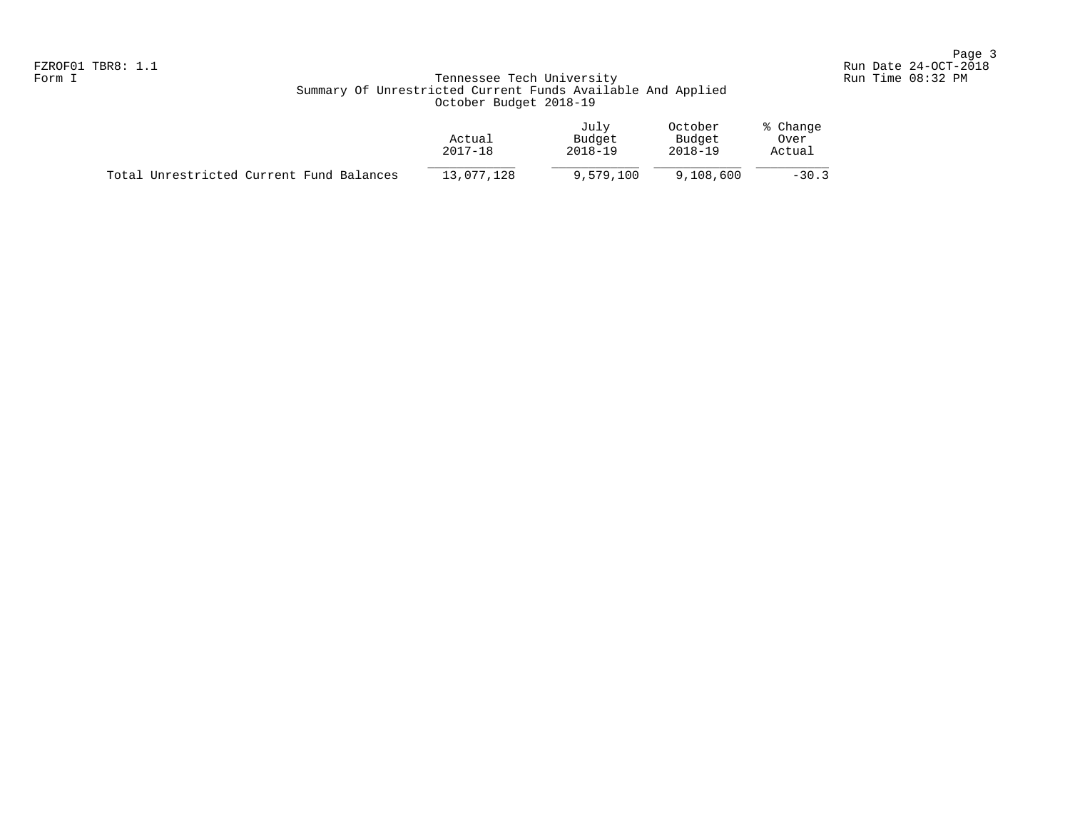FZROF01 TBR8: 1.1
Form I

# Tennessee Tech University
## Summary Of Unrestricted Current Funds Available And Applied
### October Budget 2018-19

|  | Actual 2017-18 | July Budget 2018-19 | October Budget 2018-19 | % Change Over Actual |
|---|---|---|---|---|
| Total Unrestricted Current Fund Balances | 13,077,128 | 9,579,100 | 9,108,600 | -30.3 |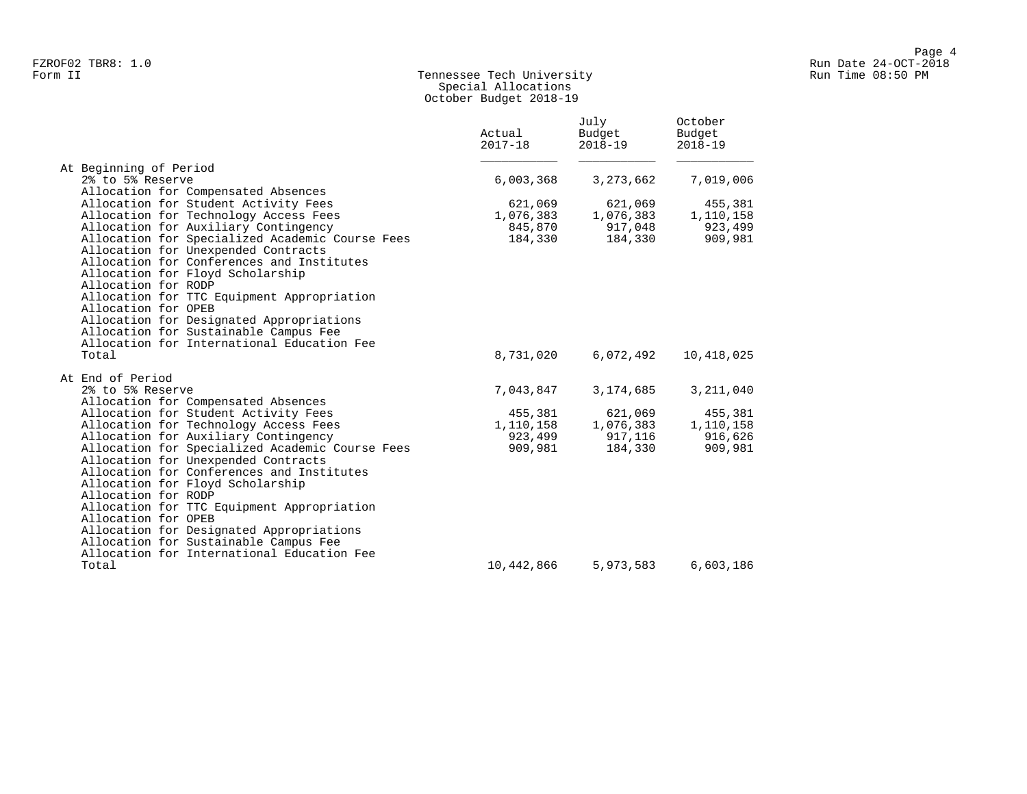FZROF02 TBR8: 1.0
Form II

# Tennessee Tech University
## Special Allocations
### October Budget 2018-19

| | Actual 2017-18 | July Budget 2018-19 | October Budget 2018-19 |
|---|---|---|---|
| **At Beginning of Period** | | | |
| 2% to 5% Reserve | 6,003,368 | 3,273,662 | 7,019,006 |
| Allocation for Compensated Absences | | | |
| Allocation for Student Activity Fees | 621,069 | 621,069 | 455,381 |
| Allocation for Technology Access Fees | 1,076,383 | 1,076,383 | 1,110,158 |
| Allocation for Auxiliary Contingency | 845,870 | 917,048 | 923,499 |
| Allocation for Specialized Academic Course Fees | 184,330 | 184,330 | 909,981 |
| Allocation for Unexpended Contracts | | | |
| Allocation for Conferences and Institutes | | | |
| Allocation for Floyd Scholarship | | | |
| Allocation for RODP | | | |
| Allocation for TTC Equipment Appropriation | | | |
| Allocation for OPEB | | | |
| Allocation for Designated Appropriations | | | |
| Allocation for Sustainable Campus Fee | | | |
| Allocation for International Education Fee | | | |
| Total | 8,731,020 | 6,072,492 | 10,418,025 |
| **At End of Period** | | | |
| 2% to 5% Reserve | 7,043,847 | 3,174,685 | 3,211,040 |
| Allocation for Compensated Absences | | | |
| Allocation for Student Activity Fees | 455,381 | 621,069 | 455,381 |
| Allocation for Technology Access Fees | 1,110,158 | 1,076,383 | 1,110,158 |
| Allocation for Auxiliary Contingency | 923,499 | 917,116 | 916,626 |
| Allocation for Specialized Academic Course Fees | 909,981 | 184,330 | 909,981 |
| Allocation for Unexpended Contracts | | | |
| Allocation for Conferences and Institutes | | | |
| Allocation for Floyd Scholarship | | | |
| Allocation for RODP | | | |
| Allocation for TTC Equipment Appropriation | | | |
| Allocation for OPEB | | | |
| Allocation for Designated Appropriations | | | |
| Allocation for Sustainable Campus Fee | | | |
| Allocation for International Education Fee | | | |
| Total | 10,442,866 | 5,973,583 | 6,603,186 |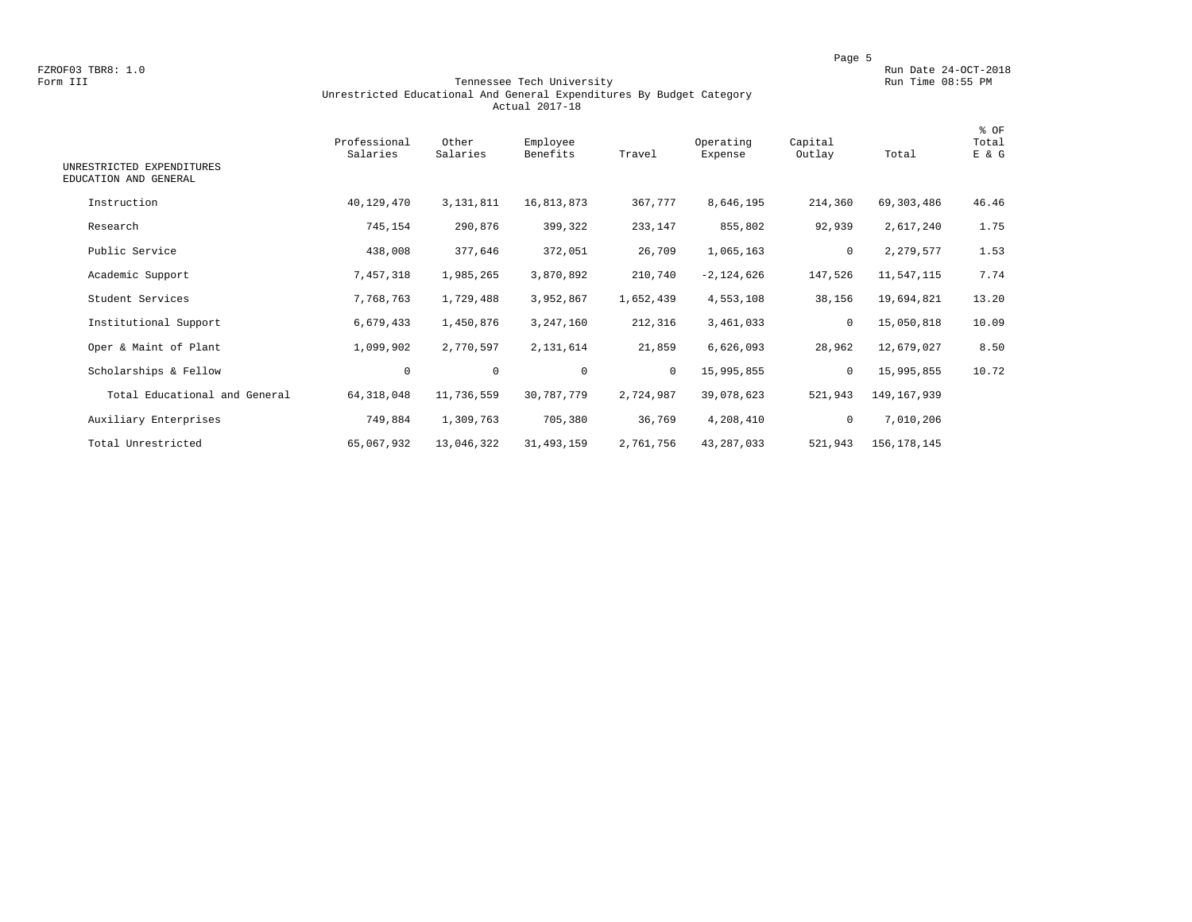FZROF03 TBR8: 1.0
Form III

Run Date 24-OCT-2018
Run Time 08:55 PM

# Tennessee Tech University
## Unrestricted Educational And General Expenditures By Budget Category
### Actual 2017-18

| UNRESTRICTED EXPENDITURES EDUCATION AND GENERAL | Professional Salaries | Other Salaries | Employee Benefits | Travel | Operating Expense | Capital Outlay | Total | % OF Total E & G |
|---|---|---|---|---|---|---|---|---|
| Instruction | 40,129,470 | 3,131,811 | 16,813,873 | 367,777 | 8,646,195 | 214,360 | 69,303,486 | 46.46 |
| Research | 745,154 | 290,876 | 399,322 | 233,147 | 855,802 | 92,939 | 2,617,240 | 1.75 |
| Public Service | 438,008 | 377,646 | 372,051 | 26,709 | 1,065,163 | 0 | 2,279,577 | 1.53 |
| Academic Support | 7,457,318 | 1,985,265 | 3,870,892 | 210,740 | -2,124,626 | 147,526 | 11,547,115 | 7.74 |
| Student Services | 7,768,763 | 1,729,488 | 3,952,867 | 1,652,439 | 4,553,108 | 38,156 | 19,694,821 | 13.20 |
| Institutional Support | 6,679,433 | 1,450,876 | 3,247,160 | 212,316 | 3,461,033 | 0 | 15,050,818 | 10.09 |
| Oper & Maint of Plant | 1,099,902 | 2,770,597 | 2,131,614 | 21,859 | 6,626,093 | 28,962 | 12,679,027 | 8.50 |
| Scholarships & Fellow | 0 | 0 | 0 | 0 | 15,995,855 | 0 | 15,995,855 | 10.72 |
| Total Educational and General | 64,318,048 | 11,736,559 | 30,787,779 | 2,724,987 | 39,078,623 | 521,943 | 149,167,939 | |
| Auxiliary Enterprises | 749,884 | 1,309,763 | 705,380 | 36,769 | 4,208,410 | 0 | 7,010,206 | |
| Total Unrestricted | 65,067,932 | 13,046,322 | 31,493,159 | 2,761,756 | 43,287,033 | 521,943 | 156,178,145 | |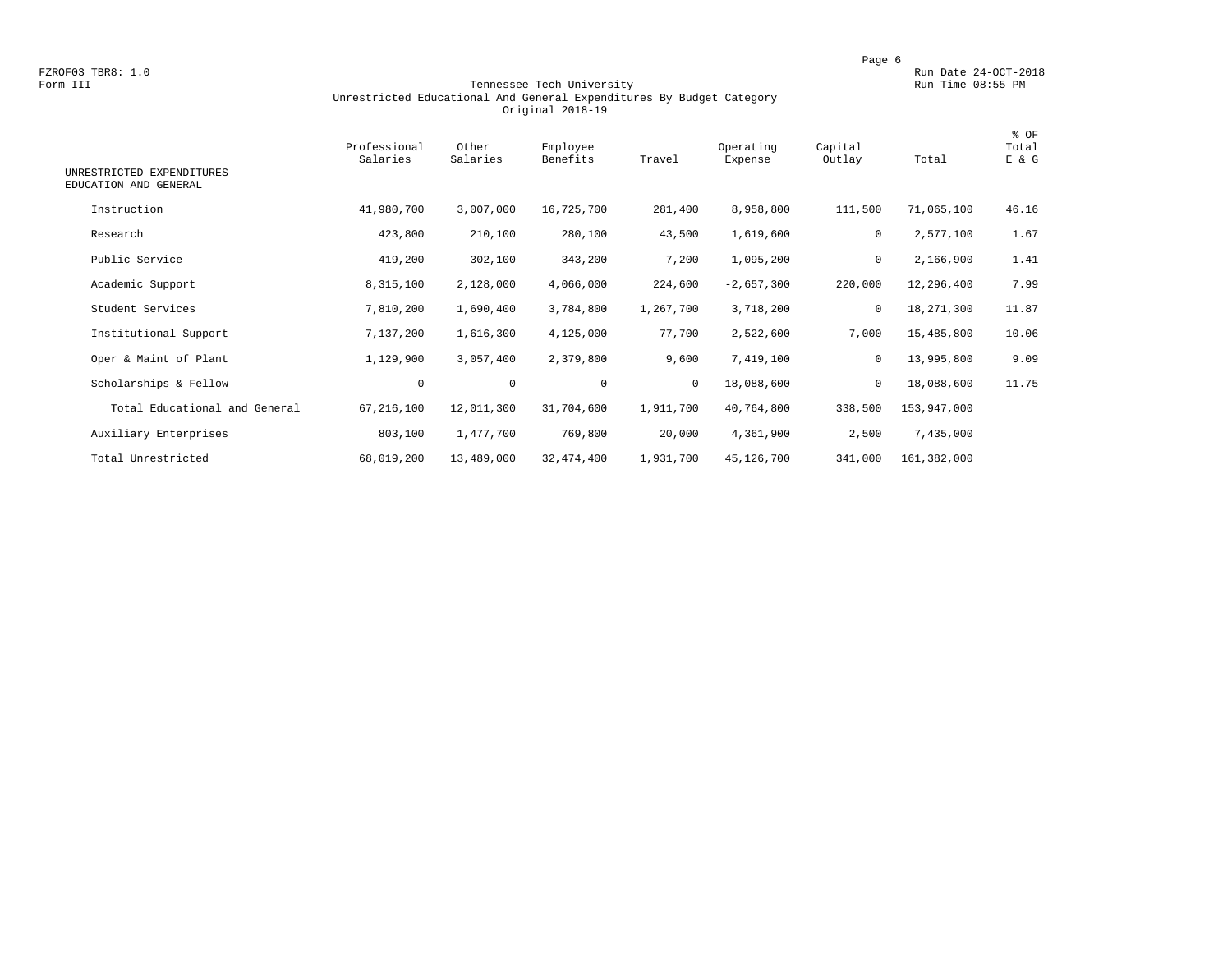FZROF03 TBR8: 1.0
Form III

Run Date 24-OCT-2018
Run Time 08:55 PM

# Tennessee Tech University
## Unrestricted Educational And General Expenditures By Budget Category
### Original 2018-19

| UNRESTRICTED EXPENDITURES EDUCATION AND GENERAL | Professional Salaries | Other Salaries | Employee Benefits | Travel | Operating Expense | Capital Outlay | Total | % OF Total E & G |
|---|---|---|---|---|---|---|---|---|
| Instruction | 41,980,700 | 3,007,000 | 16,725,700 | 281,400 | 8,958,800 | 111,500 | 71,065,100 | 46.16 |
| Research | 423,800 | 210,100 | 280,100 | 43,500 | 1,619,600 | 0 | 2,577,100 | 1.67 |
| Public Service | 419,200 | 302,100 | 343,200 | 7,200 | 1,095,200 | 0 | 2,166,900 | 1.41 |
| Academic Support | 8,315,100 | 2,128,000 | 4,066,000 | 224,600 | -2,657,300 | 220,000 | 12,296,400 | 7.99 |
| Student Services | 7,810,200 | 1,690,400 | 3,784,800 | 1,267,700 | 3,718,200 | 0 | 18,271,300 | 11.87 |
| Institutional Support | 7,137,200 | 1,616,300 | 4,125,000 | 77,700 | 2,522,600 | 7,000 | 15,485,800 | 10.06 |
| Oper & Maint of Plant | 1,129,900 | 3,057,400 | 2,379,800 | 9,600 | 7,419,100 | 0 | 13,995,800 | 9.09 |
| Scholarships & Fellow | 0 | 0 | 0 | 0 | 18,088,600 | 0 | 18,088,600 | 11.75 |
| Total Educational and General | 67,216,100 | 12,011,300 | 31,704,600 | 1,911,700 | 40,764,800 | 338,500 | 153,947,000 | |
| Auxiliary Enterprises | 803,100 | 1,477,700 | 769,800 | 20,000 | 4,361,900 | 2,500 | 7,435,000 | |
| Total Unrestricted | 68,019,200 | 13,489,000 | 32,474,400 | 1,931,700 | 45,126,700 | 341,000 | 161,382,000 | |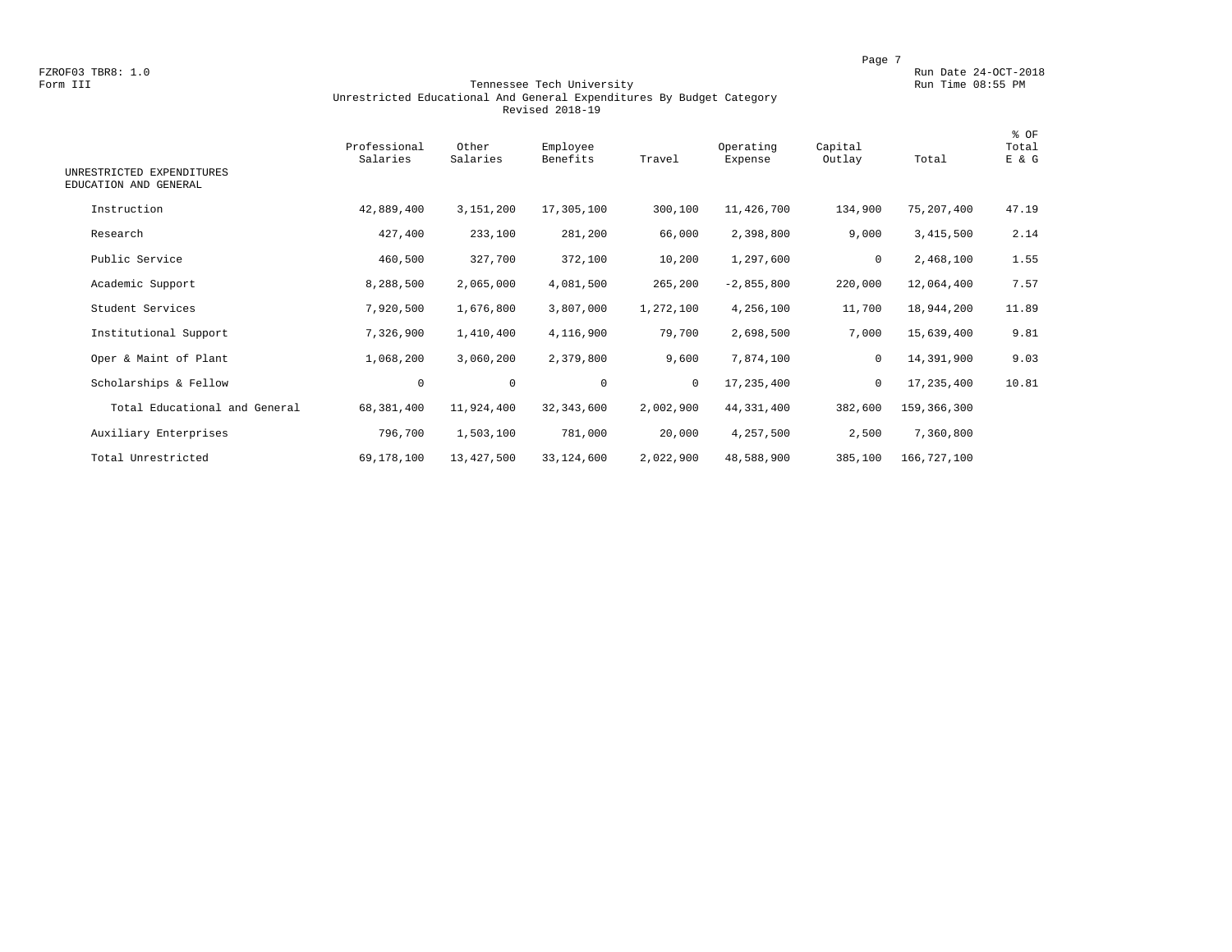FZROF03 TBR8: 1.0
Form III

Run Date 24-OCT-2018
Run Time 08:55 PM

# Tennessee Tech University
## Unrestricted Educational And General Expenditures By Budget Category
### Revised 2018-19

| UNRESTRICTED EXPENDITURES EDUCATION AND GENERAL | Professional Salaries | Other Salaries | Employee Benefits | Travel | Operating Expense | Capital Outlay | Total | % OF Total E & G |
|---|---|---|---|---|---|---|---|---|
| Instruction | 42,889,400 | 3,151,200 | 17,305,100 | 300,100 | 11,426,700 | 134,900 | 75,207,400 | 47.19 |
| Research | 427,400 | 233,100 | 281,200 | 66,000 | 2,398,800 | 9,000 | 3,415,500 | 2.14 |
| Public Service | 460,500 | 327,700 | 372,100 | 10,200 | 1,297,600 | 0 | 2,468,100 | 1.55 |
| Academic Support | 8,288,500 | 2,065,000 | 4,081,500 | 265,200 | -2,855,800 | 220,000 | 12,064,400 | 7.57 |
| Student Services | 7,920,500 | 1,676,800 | 3,807,000 | 1,272,100 | 4,256,100 | 11,700 | 18,944,200 | 11.89 |
| Institutional Support | 7,326,900 | 1,410,400 | 4,116,900 | 79,700 | 2,698,500 | 7,000 | 15,639,400 | 9.81 |
| Oper & Maint of Plant | 1,068,200 | 3,060,200 | 2,379,800 | 9,600 | 7,874,100 | 0 | 14,391,900 | 9.03 |
| Scholarships & Fellow | 0 | 0 | 0 | 0 | 17,235,400 | 0 | 17,235,400 | 10.81 |
| Total Educational and General | 68,381,400 | 11,924,400 | 32,343,600 | 2,002,900 | 44,331,400 | 382,600 | 159,366,300 | |
| Auxiliary Enterprises | 796,700 | 1,503,100 | 781,000 | 20,000 | 4,257,500 | 2,500 | 7,360,800 | |
| Total Unrestricted | 69,178,100 | 13,427,500 | 33,124,600 | 2,022,900 | 48,588,900 | 385,100 | 166,727,100 | |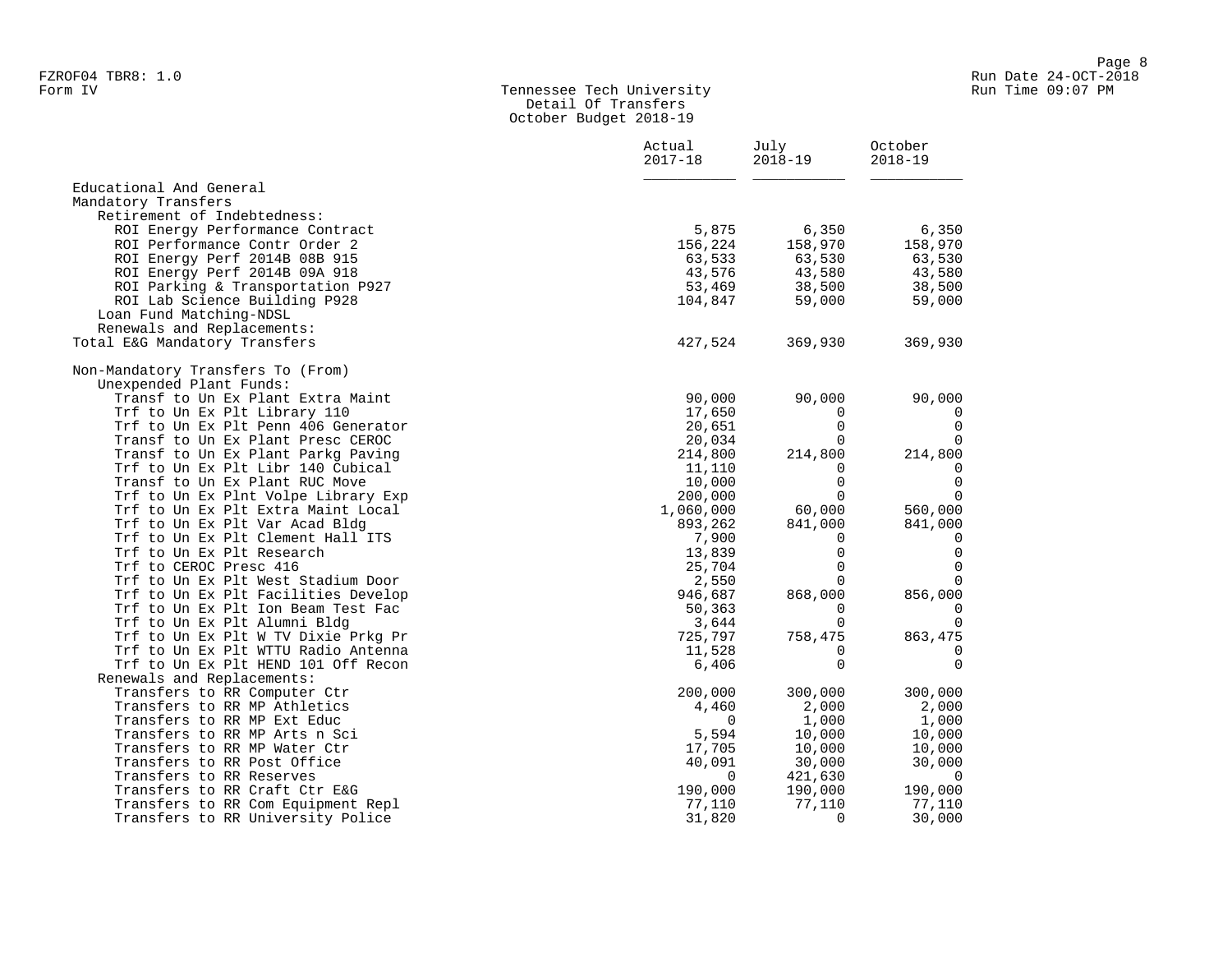FZROF04 TBR8: 1.0
Form IV

# Tennessee Tech University
## Detail Of Transfers
### October Budget 2018-19

Run Date 24-OCT-2018
Run Time 09:07 PM

| | Actual 2017-18 | July 2018-19 | October 2018-19 |
|---|---|---|---|
| Educational And General | | | |
| Mandatory Transfers | | | |
| Retirement of Indebtedness: | | | |
| ROI Energy Performance Contract | 5,875 | 6,350 | 6,350 |
| ROI Performance Contr Order 2 | 156,224 | 158,970 | 158,970 |
| ROI Energy Perf 2014B 08B 915 | 63,533 | 63,530 | 63,530 |
| ROI Energy Perf 2014B 09A 918 | 43,576 | 43,580 | 43,580 |
| ROI Parking & Transportation P927 | 53,469 | 38,500 | 38,500 |
| ROI Lab Science Building P928 | 104,847 | 59,000 | 59,000 |
| Loan Fund Matching-NDSL | | | |
| Renewals and Replacements: | | | |
| Total E&G Mandatory Transfers | 427,524 | 369,930 | 369,930 |
| | | | |
| Non-Mandatory Transfers To (From) | | | |
| Unexpended Plant Funds: | | | |
| Transf to Un Ex Plant Extra Maint | 90,000 | 90,000 | 90,000 |
| Trf to Un Ex Plt Library 110 | 17,650 | 0 | 0 |
| Trf to Un Ex Plt Penn 406 Generator | 20,651 | 0 | 0 |
| Transf to Un Ex Plant Presc CEROC | 20,034 | 0 | 0 |
| Transf to Un Ex Plant Parkg Paving | 214,800 | 214,800 | 214,800 |
| Trf to Un Ex Plt Libr 140 Cubical | 11,110 | 0 | 0 |
| Transf to Un Ex Plant RUC Move | 10,000 | 0 | 0 |
| Trf to Un Ex Plnt Volpe Library Exp | 200,000 | 0 | 0 |
| Trf to Un Ex Plt Extra Maint Local | 1,060,000 | 60,000 | 560,000 |
| Trf to Un Ex Plt Var Acad Bldg | 893,262 | 841,000 | 841,000 |
| Trf to Un Ex Plt Clement Hall ITS | 7,900 | 0 | 0 |
| Trf to Un Ex Plt Research | 13,839 | 0 | 0 |
| Trf to CEROC Presc 416 | 25,704 | 0 | 0 |
| Trf to Un Ex Plt West Stadium Door | 2,550 | 0 | 0 |
| Trf to Un Ex Plt Facilities Develop | 946,687 | 868,000 | 856,000 |
| Trf to Un Ex Plt Ion Beam Test Fac | 50,363 | 0 | 0 |
| Trf to Un Ex Plt Alumni Bldg | 3,644 | 0 | 0 |
| Trf to Un Ex Plt W TV Dixie Prkg Pr | 725,797 | 758,475 | 863,475 |
| Trf to Un Ex Plt WTTU Radio Antenna | 11,528 | 0 | 0 |
| Trf to Un Ex Plt HEND 101 Off Recon | 6,406 | 0 | 0 |
| Renewals and Replacements: | | | |
| Transfers to RR Computer Ctr | 200,000 | 300,000 | 300,000 |
| Transfers to RR MP Athletics | 4,460 | 2,000 | 2,000 |
| Transfers to RR MP Ext Educ | 0 | 1,000 | 1,000 |
| Transfers to RR MP Arts n Sci | 5,594 | 10,000 | 10,000 |
| Transfers to RR MP Water Ctr | 17,705 | 10,000 | 10,000 |
| Transfers to RR Post Office | 40,091 | 30,000 | 30,000 |
| Transfers to RR Reserves | 0 | 421,630 | 0 |
| Transfers to RR Craft Ctr E&G | 190,000 | 190,000 | 190,000 |
| Transfers to RR Com Equipment Repl | 77,110 | 77,110 | 77,110 |
| Transfers to RR University Police | 31,820 | 0 | 30,000 |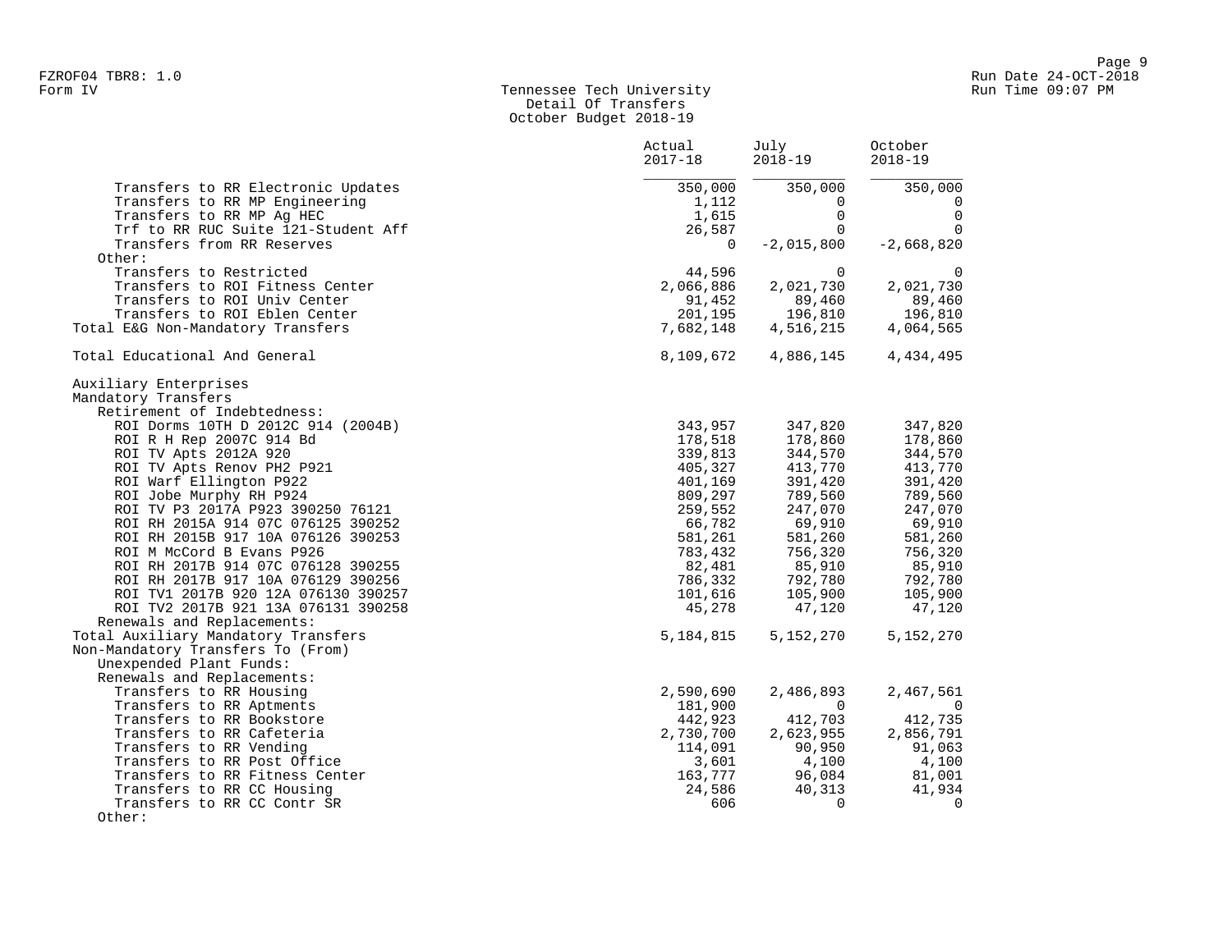Tennessee Tech University
Detail Of Transfers
October Budget 2018-19

| | Actual 2017-18 | July 2018-19 | October 2018-19 |
|---|---|---|---|
| Transfers to RR Electronic Updates | 350,000 | 350,000 | 350,000 |
| Transfers to RR MP Engineering | 1,112 | 0 | 0 |
| Transfers to RR MP Ag HEC | 1,615 | 0 | 0 |
| Trf to RR RUC Suite 121-Student Aff | 26,587 | 0 | 0 |
| Transfers from RR Reserves | 0 | -2,015,800 | -2,668,820 |
| Other: | | | |
| Transfers to Restricted | 44,596 | 0 | 0 |
| Transfers to ROI Fitness Center | 2,066,886 | 2,021,730 | 2,021,730 |
| Transfers to ROI Univ Center | 91,452 | 89,460 | 89,460 |
| Transfers to ROI Eblen Center | 201,195 | 196,810 | 196,810 |
| Total E&G Non-Mandatory Transfers | 7,682,148 | 4,516,215 | 4,064,565 |
| | | | |
| Total Educational And General | 8,109,672 | 4,886,145 | 4,434,495 |
| | | | |
| Auxiliary Enterprises | | | |
| Mandatory Transfers | | | |
| Retirement of Indebtedness: | | | |
| ROI Dorms 10TH D 2012C 914 (2004B) | 343,957 | 347,820 | 347,820 |
| ROI R H Rep 2007C 914 Bd | 178,518 | 178,860 | 178,860 |
| ROI TV Apts 2012A 920 | 339,813 | 344,570 | 344,570 |
| ROI TV Apts Renov PH2 P921 | 405,327 | 413,770 | 413,770 |
| ROI Warf Ellington P922 | 401,169 | 391,420 | 391,420 |
| ROI Jobe Murphy RH P924 | 809,297 | 789,560 | 789,560 |
| ROI TV P3 2017A P923 390250 76121 | 259,552 | 247,070 | 247,070 |
| ROI RH 2015A 914 07C 076125 390252 | 66,782 | 69,910 | 69,910 |
| ROI RH 2015B 917 10A 076126 390253 | 581,261 | 581,260 | 581,260 |
| ROI M McCord B Evans P926 | 783,432 | 756,320 | 756,320 |
| ROI RH 2017B 914 07C 076128 390255 | 82,481 | 85,910 | 85,910 |
| ROI RH 2017B 917 10A 076129 390256 | 786,332 | 792,780 | 792,780 |
| ROI TV1 2017B 920 12A 076130 390257 | 101,616 | 105,900 | 105,900 |
| ROI TV2 2017B 921 13A 076131 390258 | 45,278 | 47,120 | 47,120 |
| Renewals and Replacements: | | | |
| Total Auxiliary Mandatory Transfers | 5,184,815 | 5,152,270 | 5,152,270 |
| Non-Mandatory Transfers To (From) | | | |
| Unexpended Plant Funds: | | | |
| Renewals and Replacements: | | | |
| Transfers to RR Housing | 2,590,690 | 2,486,893 | 2,467,561 |
| Transfers to RR Aptments | 181,900 | 0 | 0 |
| Transfers to RR Bookstore | 442,923 | 412,703 | 412,735 |
| Transfers to RR Cafeteria | 2,730,700 | 2,623,955 | 2,856,791 |
| Transfers to RR Vending | 114,091 | 90,950 | 91,063 |
| Transfers to RR Post Office | 3,601 | 4,100 | 4,100 |
| Transfers to RR Fitness Center | 163,777 | 96,084 | 81,001 |
| Transfers to RR CC Housing | 24,586 | 40,313 | 41,934 |
| Transfers to RR CC Contr SR | 606 | 0 | 0 |
| Other: | | | |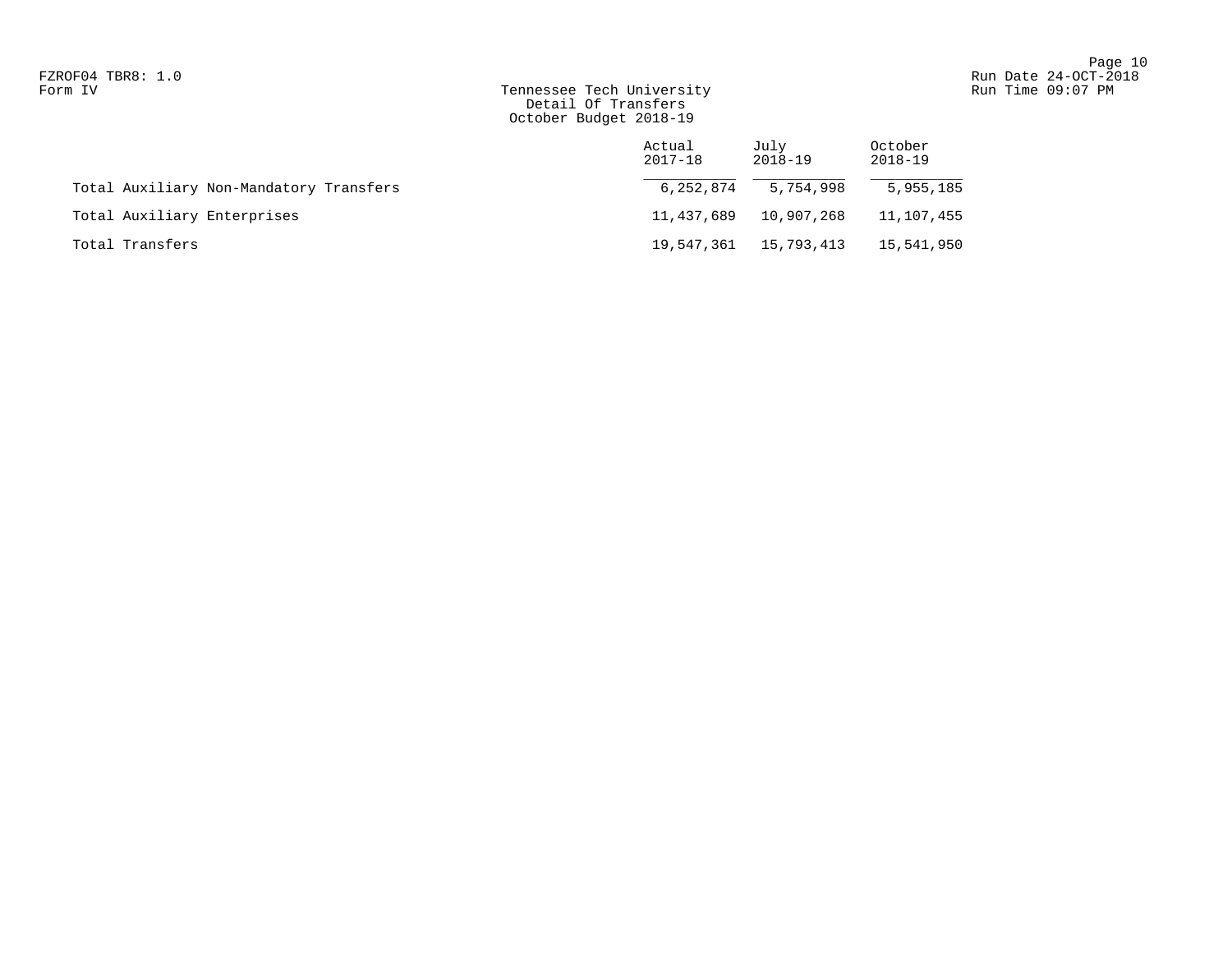FZROF04 TBR8: 1.0
Form IV

Run Date 24-OCT-2018
Run Time 09:07 PM

# Tennessee Tech University
## Detail Of Transfers
### October Budget 2018-19

| | Actual 2017-18 | July 2018-19 | October 2018-19 |
|---|---|---|---|
| Total Auxiliary Non-Mandatory Transfers | 6,252,874 | 5,754,998 | 5,955,185 |
| Total Auxiliary Enterprises | 11,437,689 | 10,907,268 | 11,107,455 |
| Total Transfers | 19,547,361 | 15,793,413 | 15,541,950 |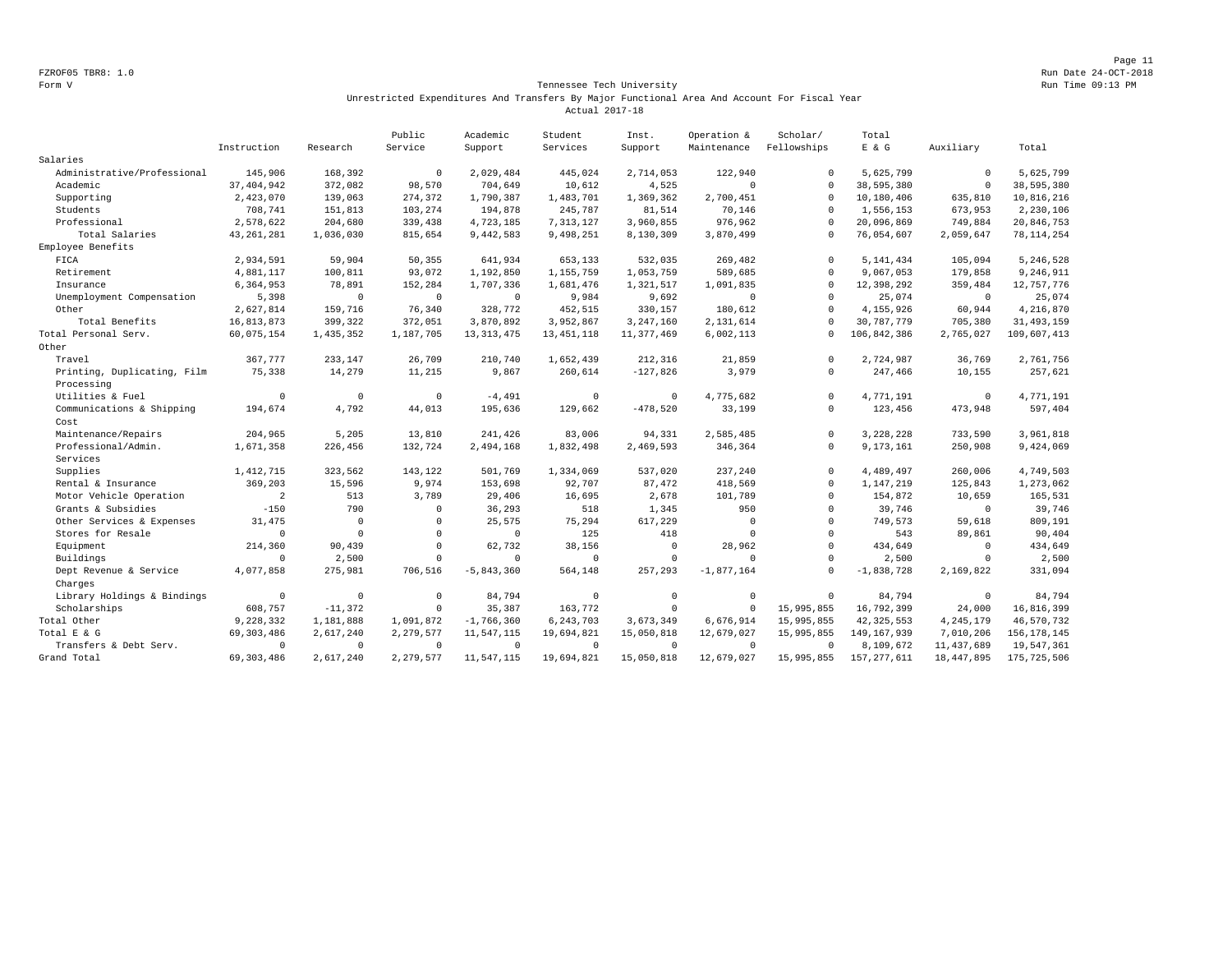FZROF05 TBR8: 1.0

Form V

## Tennessee Tech University

### Unrestricted Expenditures And Transfers By Major Functional Area And Account For Fiscal Year

### Actual 2017-18

| | Instruction | Research | Public Service | Academic Support | Student Services | Inst. Support | Operation & Maintenance | Scholar/ Fellowships | Total E & G | Auxiliary | Total |
|---|---|---|---|---|---|---|---|---|---|---|---|
| Salaries | | | | | | | | | | | |
| Administrative/Professional | 145,906 | 168,392 | 0 | 2,029,484 | 445,024 | 2,714,053 | 122,940 | 0 | 5,625,799 | 0 | 5,625,799 |
| Academic | 37,404,942 | 372,082 | 98,570 | 704,649 | 10,612 | 4,525 | 0 | 0 | 38,595,380 | 0 | 38,595,380 |
| Supporting | 2,423,070 | 139,063 | 274,372 | 1,790,387 | 1,483,701 | 1,369,362 | 2,700,451 | 0 | 10,180,406 | 635,810 | 10,816,216 |
| Students | 708,741 | 151,813 | 103,274 | 194,878 | 245,787 | 81,514 | 70,146 | 0 | 1,556,153 | 673,953 | 2,230,106 |
| Professional | 2,578,622 | 204,680 | 339,438 | 4,723,185 | 7,313,127 | 3,960,855 | 976,962 | 0 | 20,096,869 | 749,884 | 20,846,753 |
| Total Salaries | 43,261,281 | 1,036,030 | 815,654 | 9,442,583 | 9,498,251 | 8,130,309 | 3,870,499 | 0 | 76,054,607 | 2,059,647 | 78,114,254 |
| Employee Benefits | | | | | | | | | | | |
| FICA | 2,934,591 | 59,904 | 50,355 | 641,934 | 653,133 | 532,035 | 269,482 | 0 | 5,141,434 | 105,094 | 5,246,528 |
| Retirement | 4,881,117 | 100,811 | 93,072 | 1,192,850 | 1,155,759 | 1,053,759 | 589,685 | 0 | 9,067,053 | 179,858 | 9,246,911 |
| Insurance | 6,364,953 | 78,891 | 152,284 | 1,707,336 | 1,681,476 | 1,321,517 | 1,091,835 | 0 | 12,398,292 | 359,484 | 12,757,776 |
| Unemployment Compensation | 5,398 | 0 | 0 | 0 | 9,984 | 9,692 | 0 | 0 | 25,074 | 0 | 25,074 |
| Other | 2,627,814 | 159,716 | 76,340 | 328,772 | 452,515 | 330,157 | 180,612 | 0 | 4,155,926 | 60,944 | 4,216,870 |
| Total Benefits | 16,813,873 | 399,322 | 372,051 | 3,870,892 | 3,952,867 | 3,247,160 | 2,131,614 | 0 | 30,787,779 | 705,380 | 31,493,159 |
| Total Personal Serv. | 60,075,154 | 1,435,352 | 1,187,705 | 13,313,475 | 13,451,118 | 11,377,469 | 6,002,113 | 0 | 106,842,386 | 2,765,027 | 109,607,413 |
| Other | | | | | | | | | | | |
| Travel | 367,777 | 233,147 | 26,709 | 210,740 | 1,652,439 | 212,316 | 21,859 | 0 | 2,724,987 | 36,769 | 2,761,756 |
| Printing, Duplicating, Film Processing | 75,338 | 14,279 | 11,215 | 9,867 | 260,614 | -127,826 | 3,979 | 0 | 247,466 | 10,155 | 257,621 |
| Utilities & Fuel | 0 | 0 | 0 | -4,491 | 0 | 0 | 4,775,682 | 0 | 4,771,191 | 0 | 4,771,191 |
| Communications & Shipping Cost | 194,674 | 4,792 | 44,013 | 195,636 | 129,662 | -478,520 | 33,199 | 0 | 123,456 | 473,948 | 597,404 |
| Maintenance/Repairs | 204,965 | 5,205 | 13,810 | 241,426 | 83,006 | 94,331 | 2,585,485 | 0 | 3,228,228 | 733,590 | 3,961,818 |
| Professional/Admin. Services | 1,671,358 | 226,456 | 132,724 | 2,494,168 | 1,832,498 | 2,469,593 | 346,364 | 0 | 9,173,161 | 250,908 | 9,424,069 |
| Supplies | 1,412,715 | 323,562 | 143,122 | 501,769 | 1,334,069 | 537,020 | 237,240 | 0 | 4,489,497 | 260,006 | 4,749,503 |
| Rental & Insurance | 369,203 | 15,596 | 9,974 | 153,698 | 92,707 | 87,472 | 418,569 | 0 | 1,147,219 | 125,843 | 1,273,062 |
| Motor Vehicle Operation | 2 | 513 | 3,789 | 29,406 | 16,695 | 2,678 | 101,789 | 0 | 154,872 | 10,659 | 165,531 |
| Grants & Subsidies | -150 | 790 | 0 | 36,293 | 518 | 1,345 | 950 | 0 | 39,746 | 0 | 39,746 |
| Other Services & Expenses | 31,475 | 0 | 0 | 25,575 | 75,294 | 617,229 | 0 | 0 | 749,573 | 59,618 | 809,191 |
| Stores for Resale | 0 | 0 | 0 | 0 | 125 | 418 | 0 | 0 | 543 | 89,861 | 90,404 |
| Equipment | 214,360 | 90,439 | 0 | 62,732 | 38,156 | 0 | 28,962 | 0 | 434,649 | 0 | 434,649 |
| Buildings | 0 | 2,500 | 0 | 0 | 0 | 0 | 0 | 0 | 2,500 | 0 | 2,500 |
| Dept Revenue & Service Charges | 4,077,858 | 275,981 | 706,516 | -5,843,360 | 564,148 | 257,293 | -1,877,164 | 0 | -1,838,728 | 2,169,822 | 331,094 |
| Library Holdings & Bindings | 0 | 0 | 0 | 84,794 | 0 | 0 | 0 | 0 | 84,794 | 0 | 84,794 |
| Scholarships | 608,757 | -11,372 | 0 | 35,387 | 163,772 | 0 | 0 | 15,995,855 | 16,792,399 | 24,000 | 16,816,399 |
| Total Other | 9,228,332 | 1,181,888 | 1,091,872 | -1,766,360 | 6,243,703 | 3,673,349 | 6,676,914 | 15,995,855 | 42,325,553 | 4,245,179 | 46,570,732 |
| Total E & G | 69,303,486 | 2,617,240 | 2,279,577 | 11,547,115 | 19,694,821 | 15,050,818 | 12,679,027 | 15,995,855 | 149,167,939 | 7,010,206 | 156,178,145 |
| Transfers & Debt Serv. | 0 | 0 | 0 | 0 | 0 | 0 | 0 | 0 | 8,109,672 | 11,437,689 | 19,547,361 |
| Grand Total | 69,303,486 | 2,617,240 | 2,279,577 | 11,547,115 | 19,694,821 | 15,050,818 | 12,679,027 | 15,995,855 | 157,277,611 | 18,447,895 | 175,725,506 |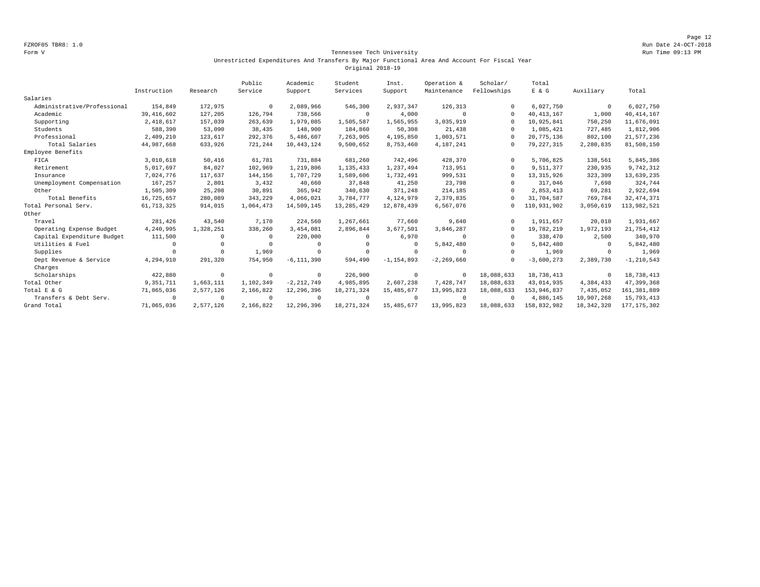Tennessee Tech University

Unrestricted Expenditures And Transfers By Major Functional Area And Account For Fiscal Year

Original 2018-19

Form V

| | Instruction | Research | Public Service | Academic Support | Student Services | Inst. Support | Operation & Maintenance | Scholar/ Fellowships | Total E & G | Auxiliary | Total |
|---|---|---|---|---|---|---|---|---|---|---|---|
| Salaries | | | | | | | | | | | |
| Administrative/Professional | 154,849 | 172,975 | 0 | 2,089,966 | 546,300 | 2,937,347 | 126,313 | 0 | 6,027,750 | 0 | 6,027,750 |
| Academic | 39,416,602 | 127,205 | 126,794 | 738,566 | 0 | 4,000 | 0 | 0 | 40,413,167 | 1,000 | 40,414,167 |
| Supporting | 2,418,617 | 157,039 | 263,639 | 1,979,085 | 1,505,587 | 1,565,955 | 3,035,919 | 0 | 10,925,841 | 750,250 | 11,676,091 |
| Students | 588,390 | 53,090 | 38,435 | 148,900 | 184,860 | 50,308 | 21,438 | 0 | 1,085,421 | 727,485 | 1,812,906 |
| Professional | 2,409,210 | 123,617 | 292,376 | 5,486,607 | 7,263,905 | 4,195,850 | 1,003,571 | 0 | 20,775,136 | 802,100 | 21,577,236 |
| Total Salaries | 44,987,668 | 633,926 | 721,244 | 10,443,124 | 9,500,652 | 8,753,460 | 4,187,241 | 0 | 79,227,315 | 2,280,835 | 81,508,150 |
| Employee Benefits | | | | | | | | | | | |
| FICA | 3,010,618 | 50,416 | 61,781 | 731,884 | 681,260 | 742,496 | 428,370 | 0 | 5,706,825 | 138,561 | 5,845,386 |
| Retirement | 5,017,697 | 84,027 | 102,969 | 1,219,806 | 1,135,433 | 1,237,494 | 713,951 | 0 | 9,511,377 | 230,935 | 9,742,312 |
| Insurance | 7,024,776 | 117,637 | 144,156 | 1,707,729 | 1,589,606 | 1,732,491 | 999,531 | 0 | 13,315,926 | 323,309 | 13,639,235 |
| Unemployment Compensation | 167,257 | 2,801 | 3,432 | 40,660 | 37,848 | 41,250 | 23,798 | 0 | 317,046 | 7,698 | 324,744 |
| Other | 1,505,309 | 25,208 | 30,891 | 365,942 | 340,630 | 371,248 | 214,185 | 0 | 2,853,413 | 69,281 | 2,922,694 |
| Total Benefits | 16,725,657 | 280,089 | 343,229 | 4,066,021 | 3,784,777 | 4,124,979 | 2,379,835 | 0 | 31,704,587 | 769,784 | 32,474,371 |
| Total Personal Serv. | 61,713,325 | 914,015 | 1,064,473 | 14,509,145 | 13,285,429 | 12,878,439 | 6,567,076 | 0 | 110,931,902 | 3,050,619 | 113,982,521 |
| Other | | | | | | | | | | | |
| Travel | 281,426 | 43,540 | 7,170 | 224,560 | 1,267,661 | 77,660 | 9,640 | 0 | 1,911,657 | 20,010 | 1,931,667 |
| Operating Expense Budget | 4,240,995 | 1,328,251 | 338,260 | 3,454,081 | 2,896,844 | 3,677,501 | 3,846,287 | 0 | 19,782,219 | 1,972,193 | 21,754,412 |
| Capital Expenditure Budget | 111,500 | 0 | 0 | 220,000 | 0 | 6,970 | 0 | 0 | 338,470 | 2,500 | 340,970 |
| Utilities & Fuel | 0 | 0 | 0 | 0 | 0 | 0 | 5,842,480 | 0 | 5,842,480 | 0 | 5,842,480 |
| Supplies | 0 | 0 | 1,969 | 0 | 0 | 0 | 0 | 0 | 1,969 | 0 | 1,969 |
| Dept Revenue & Service Charges | 4,294,910 | 291,320 | 754,950 | -6,111,390 | 594,490 | -1,154,893 | -2,269,660 | 0 | -3,600,273 | 2,389,730 | -1,210,543 |
| Scholarships | 422,880 | 0 | 0 | 0 | 226,900 | 0 | 0 | 18,088,633 | 18,738,413 | 0 | 18,738,413 |
| Total Other | 9,351,711 | 1,663,111 | 1,102,349 | -2,212,749 | 4,985,895 | 2,607,238 | 7,428,747 | 18,088,633 | 43,014,935 | 4,384,433 | 47,399,368 |
| Total E & G | 71,065,036 | 2,577,126 | 2,166,822 | 12,296,396 | 18,271,324 | 15,485,677 | 13,995,823 | 18,088,633 | 153,946,837 | 7,435,052 | 161,381,889 |
| Transfers & Debt Serv. | 0 | 0 | 0 | 0 | 0 | 0 | 0 | 0 | 4,886,145 | 10,907,268 | 15,793,413 |
| Grand Total | 71,065,036 | 2,577,126 | 2,166,822 | 12,296,396 | 18,271,324 | 15,485,677 | 13,995,823 | 18,088,633 | 158,832,982 | 18,342,320 | 177,175,302 |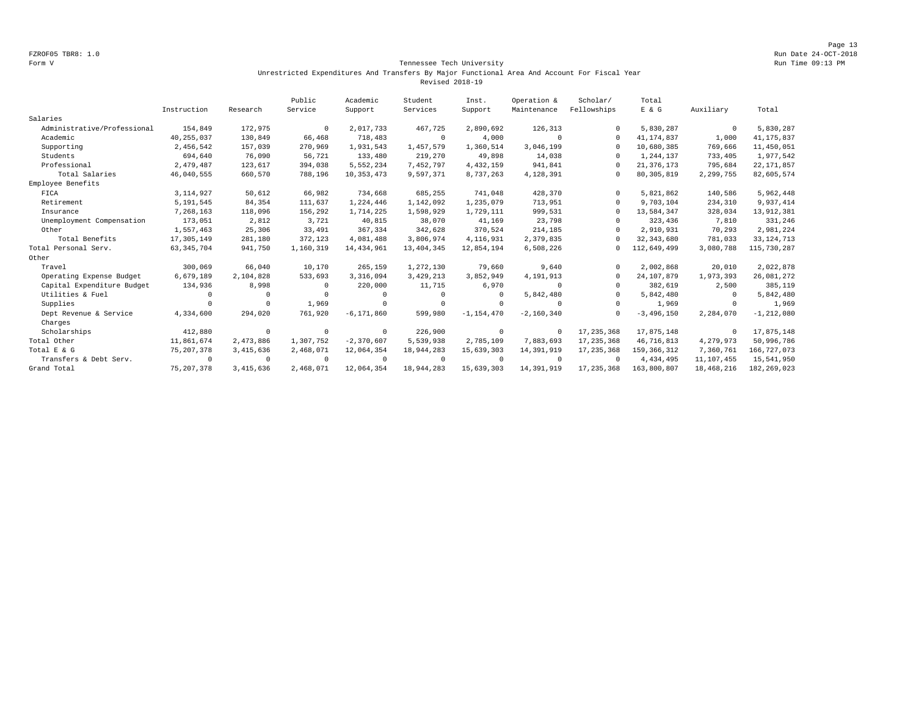FZROF05 TBR8: 1.0
Form V

Run Date 24-OCT-2018
Run Time 09:13 PM

# Tennessee Tech University

## Unrestricted Expenditures And Transfers By Major Functional Area And Account For Fiscal Year
### Revised 2018-19

| | Instruction | Research | Public Service | Academic Support | Student Services | Inst. Support | Operation & Maintenance | Scholar/ Fellowships | Total E & G | Auxiliary | Total |
|---|---|---|---|---|---|---|---|---|---|---|---|
| Salaries | | | | | | | | | | | |
| Administrative/Professional | 154,849 | 172,975 | 0 | 2,017,733 | 467,725 | 2,890,692 | 126,313 | 0 | 5,830,287 | 0 | 5,830,287 |
| Academic | 40,255,037 | 130,849 | 66,468 | 718,483 | 0 | 4,000 | 0 | 0 | 41,174,837 | 1,000 | 41,175,837 |
| Supporting | 2,456,542 | 157,039 | 270,969 | 1,931,543 | 1,457,579 | 1,360,514 | 3,046,199 | 0 | 10,680,385 | 769,666 | 11,450,051 |
| Students | 694,640 | 76,090 | 56,721 | 133,480 | 219,270 | 49,898 | 14,038 | 0 | 1,244,137 | 733,405 | 1,977,542 |
| Professional | 2,479,487 | 123,617 | 394,038 | 5,552,234 | 7,452,797 | 4,432,159 | 941,841 | 0 | 21,376,173 | 795,684 | 22,171,857 |
| Total Salaries | 46,040,555 | 660,570 | 788,196 | 10,353,473 | 9,597,371 | 8,737,263 | 4,128,391 | 0 | 80,305,819 | 2,299,755 | 82,605,574 |
| Employee Benefits | | | | | | | | | | | |
| FICA | 3,114,927 | 50,612 | 66,982 | 734,668 | 685,255 | 741,048 | 428,370 | 0 | 5,821,862 | 140,586 | 5,962,448 |
| Retirement | 5,191,545 | 84,354 | 111,637 | 1,224,446 | 1,142,092 | 1,235,079 | 713,951 | 0 | 9,703,104 | 234,310 | 9,937,414 |
| Insurance | 7,268,163 | 118,096 | 156,292 | 1,714,225 | 1,598,929 | 1,729,111 | 999,531 | 0 | 13,584,347 | 328,034 | 13,912,381 |
| Unemployment Compensation | 173,051 | 2,812 | 3,721 | 40,815 | 38,070 | 41,169 | 23,798 | 0 | 323,436 | 7,810 | 331,246 |
| Other | 1,557,463 | 25,306 | 33,491 | 367,334 | 342,628 | 370,524 | 214,185 | 0 | 2,910,931 | 70,293 | 2,981,224 |
| Total Benefits | 17,305,149 | 281,180 | 372,123 | 4,081,488 | 3,806,974 | 4,116,931 | 2,379,835 | 0 | 32,343,680 | 781,033 | 33,124,713 |
| Total Personal Serv. | 63,345,704 | 941,750 | 1,160,319 | 14,434,961 | 13,404,345 | 12,854,194 | 6,508,226 | 0 | 112,649,499 | 3,080,788 | 115,730,287 |
| Other | | | | | | | | | | | |
| Travel | 300,069 | 66,040 | 10,170 | 265,159 | 1,272,130 | 79,660 | 9,640 | 0 | 2,002,868 | 20,010 | 2,022,878 |
| Operating Expense Budget | 6,679,189 | 2,104,828 | 533,693 | 3,316,094 | 3,429,213 | 3,852,949 | 4,191,913 | 0 | 24,107,879 | 1,973,393 | 26,081,272 |
| Capital Expenditure Budget | 134,936 | 8,998 | 0 | 220,000 | 11,715 | 6,970 | 0 | 0 | 382,619 | 2,500 | 385,119 |
| Utilities & Fuel | 0 | 0 | 0 | 0 | 0 | 0 | 5,842,480 | 0 | 5,842,480 | 0 | 5,842,480 |
| Supplies | 0 | 0 | 1,969 | 0 | 0 | 0 | 0 | 0 | 1,969 | 0 | 1,969 |
| Dept Revenue & Service Charges | 4,334,600 | 294,020 | 761,920 | -6,171,860 | 599,980 | -1,154,470 | -2,160,340 | 0 | -3,496,150 | 2,284,070 | -1,212,080 |
| Scholarships | 412,880 | 0 | 0 | 0 | 226,900 | 0 | 0 | 17,235,368 | 17,875,148 | 0 | 17,875,148 |
| Total Other | 11,861,674 | 2,473,886 | 1,307,752 | -2,370,607 | 5,539,938 | 2,785,109 | 7,883,693 | 17,235,368 | 46,716,813 | 4,279,973 | 50,996,786 |
| Total E & G | 75,207,378 | 3,415,636 | 2,468,071 | 12,064,354 | 18,944,283 | 15,639,303 | 14,391,919 | 17,235,368 | 159,366,312 | 7,360,761 | 166,727,073 |
| Transfers & Debt Serv. | 0 | 0 | 0 | 0 | 0 | 0 | 0 | 0 | 4,434,495 | 11,107,455 | 15,541,950 |
| Grand Total | 75,207,378 | 3,415,636 | 2,468,071 | 12,064,354 | 18,944,283 | 15,639,303 | 14,391,919 | 17,235,368 | 163,800,807 | 18,468,216 | 182,269,023 |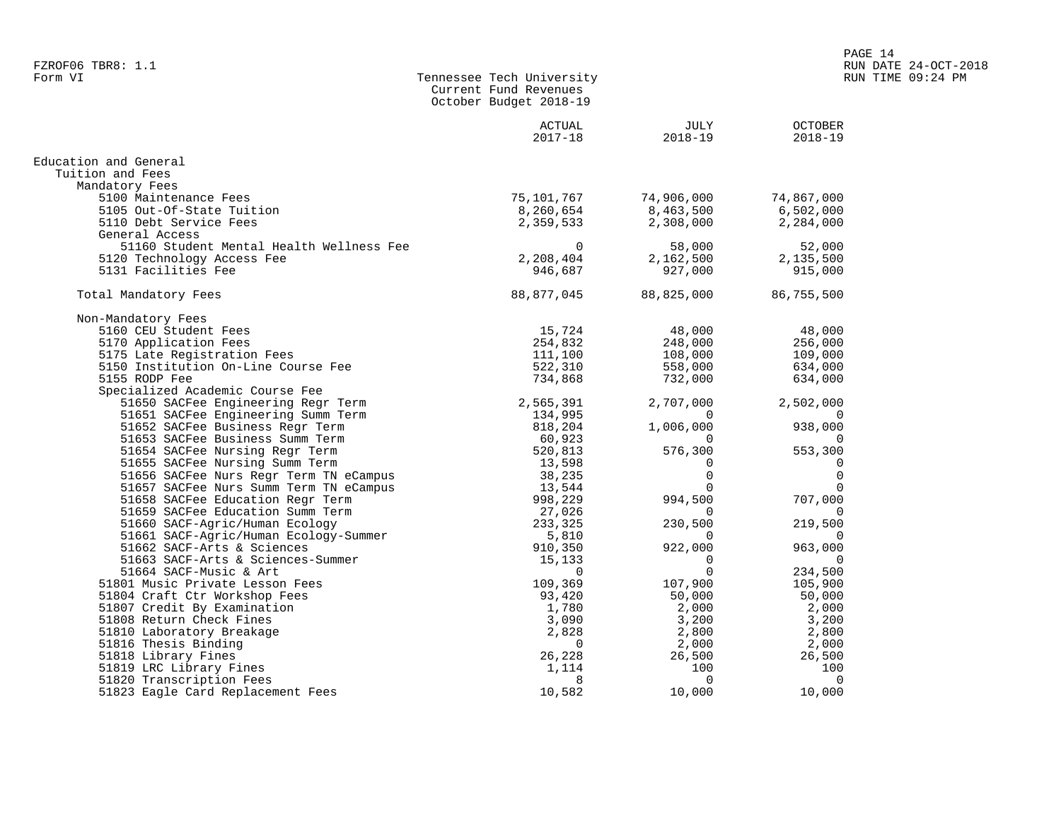FZROF06 TBR8: 1.1
Form VI

# Tennessee Tech University
## Current Fund Revenues
### October Budget 2018-19

RUN DATE 24-OCT-2018
RUN TIME 09:24 PM

| | ACTUAL 2017-18 | JULY 2018-19 | OCTOBER 2018-19 |
|---|---|---|---|
| **Education and General** | | | |
| Tuition and Fees | | | |
| Mandatory Fees | | | |
| 5100 Maintenance Fees | 75,101,767 | 74,906,000 | 74,867,000 |
| 5105 Out-Of-State Tuition | 8,260,654 | 8,463,500 | 6,502,000 |
| 5110 Debt Service Fees | 2,359,533 | 2,308,000 | 2,284,000 |
| General Access | | | |
| 51160 Student Mental Health Wellness Fee | 0 | 58,000 | 52,000 |
| 5120 Technology Access Fee | 2,208,404 | 2,162,500 | 2,135,500 |
| 5131 Facilities Fee | 946,687 | 927,000 | 915,000 |
| Total Mandatory Fees | 88,877,045 | 88,825,000 | 86,755,500 |
| Non-Mandatory Fees | | | |
| 5160 CEU Student Fees | 15,724 | 48,000 | 48,000 |
| 5170 Application Fees | 254,832 | 248,000 | 256,000 |
| 5175 Late Registration Fees | 111,100 | 108,000 | 109,000 |
| 5150 Institution On-Line Course Fee | 522,310 | 558,000 | 634,000 |
| 5155 RODP Fee | 734,868 | 732,000 | 634,000 |
| Specialized Academic Course Fee | | | |
| 51650 SACFee Engineering Regr Term | 2,565,391 | 2,707,000 | 2,502,000 |
| 51651 SACFee Engineering Summ Term | 134,995 | 0 | 0 |
| 51652 SACFee Business Regr Term | 818,204 | 1,006,000 | 938,000 |
| 51653 SACFee Business Summ Term | 60,923 | 0 | 0 |
| 51654 SACFee Nursing Regr Term | 520,813 | 576,300 | 553,300 |
| 51655 SACFee Nursing Summ Term | 13,598 | 0 | 0 |
| 51656 SACFee Nurs Regr Term TN eCampus | 38,235 | 0 | 0 |
| 51657 SACFee Nurs Summ Term TN eCampus | 13,544 | 0 | 0 |
| 51658 SACFee Education Regr Term | 998,229 | 994,500 | 707,000 |
| 51659 SACFee Education Summ Term | 27,026 | 0 | 0 |
| 51660 SACF-Agric/Human Ecology | 233,325 | 230,500 | 219,500 |
| 51661 SACF-Agric/Human Ecology-Summer | 5,810 | 0 | 0 |
| 51662 SACF-Arts & Sciences | 910,350 | 922,000 | 963,000 |
| 51663 SACF-Arts & Sciences-Summer | 15,133 | 0 | 0 |
| 51664 SACF-Music & Art | 0 | 0 | 234,500 |
| 51801 Music Private Lesson Fees | 109,369 | 107,900 | 105,900 |
| 51804 Craft Ctr Workshop Fees | 93,420 | 50,000 | 50,000 |
| 51807 Credit By Examination | 1,780 | 2,000 | 2,000 |
| 51808 Return Check Fines | 3,090 | 3,200 | 3,200 |
| 51810 Laboratory Breakage | 2,828 | 2,800 | 2,800 |
| 51816 Thesis Binding | 0 | 2,000 | 2,000 |
| 51818 Library Fines | 26,228 | 26,500 | 26,500 |
| 51819 LRC Library Fines | 1,114 | 100 | 100 |
| 51820 Transcription Fees | 8 | 0 | 0 |
| 51823 Eagle Card Replacement Fees | 10,582 | 10,000 | 10,000 |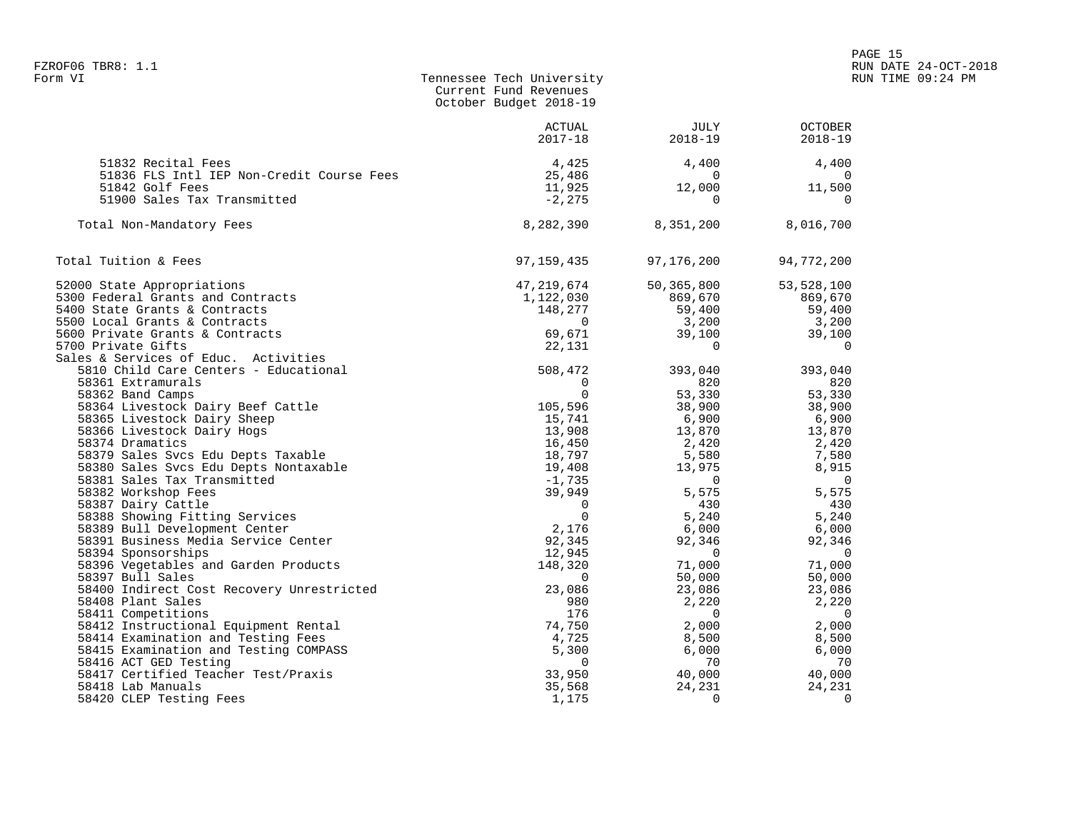Form VI

# Tennessee Tech University
## Current Fund Revenues
### October Budget 2018-19

| | ACTUAL 2017-18 | JULY 2018-19 | OCTOBER 2018-19 |
|---|---:|---:|---:|
| 51832 Recital Fees | 4,425 | 4,400 | 4,400 |
| 51836 FLS Intl IEP Non-Credit Course Fees | 25,486 | 0 | 0 |
| 51842 Golf Fees | 11,925 | 12,000 | 11,500 |
| 51900 Sales Tax Transmitted | -2,275 | 0 | 0 |
| Total Non-Mandatory Fees | 8,282,390 | 8,351,200 | 8,016,700 |
| Total Tuition & Fees | 97,159,435 | 97,176,200 | 94,772,200 |
| 52000 State Appropriations | 47,219,674 | 50,365,800 | 53,528,100 |
| 5300 Federal Grants and Contracts | 1,122,030 | 869,670 | 869,670 |
| 5400 State Grants & Contracts | 148,277 | 59,400 | 59,400 |
| 5500 Local Grants & Contracts | 0 | 3,200 | 3,200 |
| 5600 Private Grants & Contracts | 69,671 | 39,100 | 39,100 |
| 5700 Private Gifts | 22,131 | 0 | 0 |
| Sales & Services of Educ. Activities | | | |
| 5810 Child Care Centers - Educational | 508,472 | 393,040 | 393,040 |
| 58361 Extramurals | 0 | 820 | 820 |
| 58362 Band Camps | 0 | 53,330 | 53,330 |
| 58364 Livestock Dairy Beef Cattle | 105,596 | 38,900 | 38,900 |
| 58365 Livestock Dairy Sheep | 15,741 | 6,900 | 6,900 |
| 58366 Livestock Dairy Hogs | 13,908 | 13,870 | 13,870 |
| 58374 Dramatics | 16,450 | 2,420 | 2,420 |
| 58379 Sales Svcs Edu Depts Taxable | 18,797 | 5,580 | 7,580 |
| 58380 Sales Svcs Edu Depts Nontaxable | 19,408 | 13,975 | 8,915 |
| 58381 Sales Tax Transmitted | -1,735 | 0 | 0 |
| 58382 Workshop Fees | 39,949 | 5,575 | 5,575 |
| 58387 Dairy Cattle | 0 | 430 | 430 |
| 58388 Showing Fitting Services | 0 | 5,240 | 5,240 |
| 58389 Bull Development Center | 2,176 | 6,000 | 6,000 |
| 58391 Business Media Service Center | 92,345 | 92,346 | 92,346 |
| 58394 Sponsorships | 12,945 | 0 | 0 |
| 58396 Vegetables and Garden Products | 148,320 | 71,000 | 71,000 |
| 58397 Bull Sales | 0 | 50,000 | 50,000 |
| 58400 Indirect Cost Recovery Unrestricted | 23,086 | 23,086 | 23,086 |
| 58408 Plant Sales | 980 | 2,220 | 2,220 |
| 58411 Competitions | 176 | 0 | 0 |
| 58412 Instructional Equipment Rental | 74,750 | 2,000 | 2,000 |
| 58414 Examination and Testing Fees | 4,725 | 8,500 | 8,500 |
| 58415 Examination and Testing COMPASS | 5,300 | 6,000 | 6,000 |
| 58416 ACT GED Testing | 0 | 70 | 70 |
| 58417 Certified Teacher Test/Praxis | 33,950 | 40,000 | 40,000 |
| 58418 Lab Manuals | 35,568 | 24,231 | 24,231 |
| 58420 CLEP Testing Fees | 1,175 | 0 | 0 |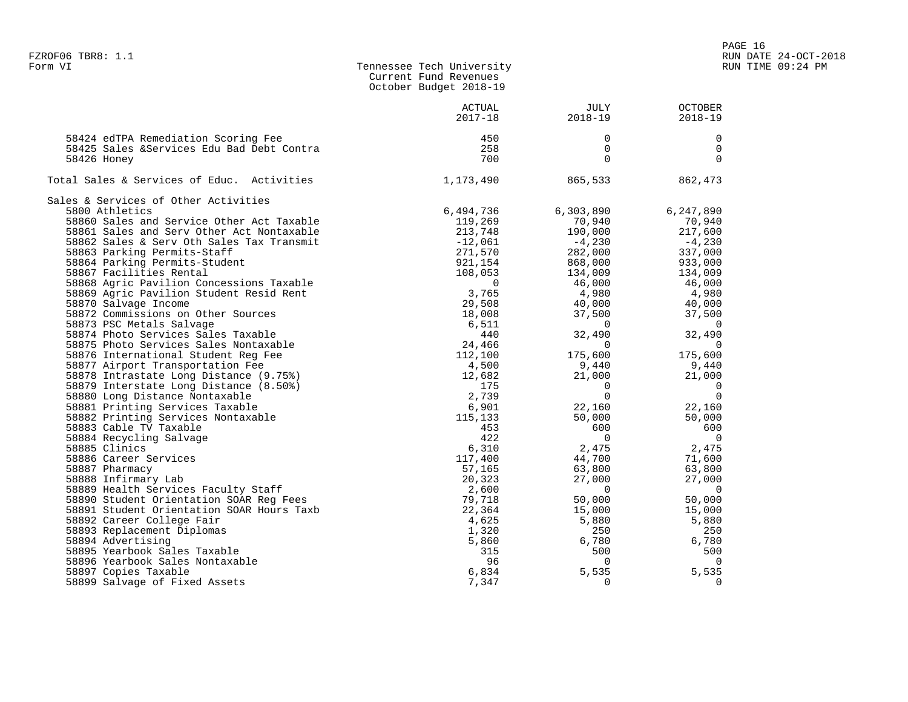Form VI

Tennessee Tech University
Current Fund Revenues
October Budget 2018-19

| | ACTUAL 2017-18 | JULY 2018-19 | OCTOBER 2018-19 |
|---|---|---|---|
| 58424 edTPA Remediation Scoring Fee | 450 | 0 | 0 |
| 58425 Sales &Services Edu Bad Debt Contra | 258 | 0 | 0 |
| 58426 Honey | 700 | 0 | 0 |
| Total Sales & Services of Educ. Activities | 1,173,490 | 865,533 | 862,473 |
| Sales & Services of Other Activities | | | |
| 5800 Athletics | 6,494,736 | 6,303,890 | 6,247,890 |
| 58860 Sales and Service Other Act Taxable | 119,269 | 70,940 | 70,940 |
| 58861 Sales and Serv Other Act Nontaxable | 213,748 | 190,000 | 217,600 |
| 58862 Sales & Serv Oth Sales Tax Transmit | -12,061 | -4,230 | -4,230 |
| 58863 Parking Permits-Staff | 271,570 | 282,000 | 337,000 |
| 58864 Parking Permits-Student | 921,154 | 868,000 | 933,000 |
| 58867 Facilities Rental | 108,053 | 134,009 | 134,009 |
| 58868 Agric Pavilion Concessions Taxable | 0 | 46,000 | 46,000 |
| 58869 Agric Pavilion Student Resid Rent | 3,765 | 4,980 | 4,980 |
| 58870 Salvage Income | 29,508 | 40,000 | 40,000 |
| 58872 Commissions on Other Sources | 18,008 | 37,500 | 37,500 |
| 58873 PSC Metals Salvage | 6,511 | 0 | 0 |
| 58874 Photo Services Sales Taxable | 440 | 32,490 | 32,490 |
| 58875 Photo Services Sales Nontaxable | 24,466 | 0 | 0 |
| 58876 International Student Reg Fee | 112,100 | 175,600 | 175,600 |
| 58877 Airport Transportation Fee | 4,500 | 9,440 | 9,440 |
| 58878 Intrastate Long Distance (9.75%) | 12,682 | 21,000 | 21,000 |
| 58879 Interstate Long Distance (8.50%) | 175 | 0 | 0 |
| 58880 Long Distance Nontaxable | 2,739 | 0 | 0 |
| 58881 Printing Services Taxable | 6,901 | 22,160 | 22,160 |
| 58882 Printing Services Nontaxable | 115,133 | 50,000 | 50,000 |
| 58883 Cable TV Taxable | 453 | 600 | 600 |
| 58884 Recycling Salvage | 422 | 0 | 0 |
| 58885 Clinics | 6,310 | 2,475 | 2,475 |
| 58886 Career Services | 117,400 | 44,700 | 71,600 |
| 58887 Pharmacy | 57,165 | 63,800 | 63,800 |
| 58888 Infirmary Lab | 20,323 | 27,000 | 27,000 |
| 58889 Health Services Faculty Staff | 2,600 | 0 | 0 |
| 58890 Student Orientation SOAR Reg Fees | 79,718 | 50,000 | 50,000 |
| 58891 Student Orientation SOAR Hours Taxb | 22,364 | 15,000 | 15,000 |
| 58892 Career College Fair | 4,625 | 5,880 | 5,880 |
| 58893 Replacement Diplomas | 1,320 | 250 | 250 |
| 58894 Advertising | 5,860 | 6,780 | 6,780 |
| 58895 Yearbook Sales Taxable | 315 | 500 | 500 |
| 58896 Yearbook Sales Nontaxable | 96 | 0 | 0 |
| 58897 Copies Taxable | 6,834 | 5,535 | 5,535 |
| 58899 Salvage of Fixed Assets | 7,347 | 0 | 0 |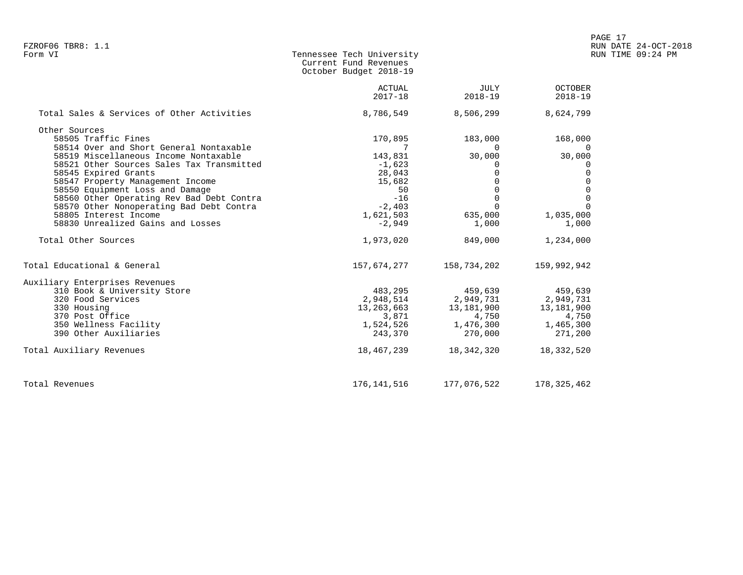FZROF06 TBR8: 1.1
Form VI

Tennessee Tech University
Current Fund Revenues
October Budget 2018-19

RUN DATE 24-OCT-2018
RUN TIME 09:24 PM

| | ACTUAL 2017-18 | JULY 2018-19 | OCTOBER 2018-19 |
|---|---|---|---|
| Total Sales & Services of Other Activities | 8,786,549 | 8,506,299 | 8,624,799 |
| Other Sources | | | |
| 58505 Traffic Fines | 170,895 | 183,000 | 168,000 |
| 58514 Over and Short General Nontaxable | 7 | 0 | 0 |
| 58519 Miscellaneous Income Nontaxable | 143,831 | 30,000 | 30,000 |
| 58521 Other Sources Sales Tax Transmitted | -1,623 | 0 | 0 |
| 58545 Expired Grants | 28,043 | 0 | 0 |
| 58547 Property Management Income | 15,682 | 0 | 0 |
| 58550 Equipment Loss and Damage | 50 | 0 | 0 |
| 58560 Other Operating Rev Bad Debt Contra | -16 | 0 | 0 |
| 58570 Other Nonoperating Bad Debt Contra | -2,403 | 0 | 0 |
| 58805 Interest Income | 1,621,503 | 635,000 | 1,035,000 |
| 58830 Unrealized Gains and Losses | -2,949 | 1,000 | 1,000 |
| Total Other Sources | 1,973,020 | 849,000 | 1,234,000 |
| Total Educational & General | 157,674,277 | 158,734,202 | 159,992,942 |
| Auxiliary Enterprises Revenues | | | |
| 310 Book & University Store | 483,295 | 459,639 | 459,639 |
| 320 Food Services | 2,948,514 | 2,949,731 | 2,949,731 |
| 330 Housing | 13,263,663 | 13,181,900 | 13,181,900 |
| 370 Post Office | 3,871 | 4,750 | 4,750 |
| 350 Wellness Facility | 1,524,526 | 1,476,300 | 1,465,300 |
| 390 Other Auxiliaries | 243,370 | 270,000 | 271,200 |
| Total Auxiliary Revenues | 18,467,239 | 18,342,320 | 18,332,520 |
| Total Revenues | 176,141,516 | 177,076,522 | 178,325,462 |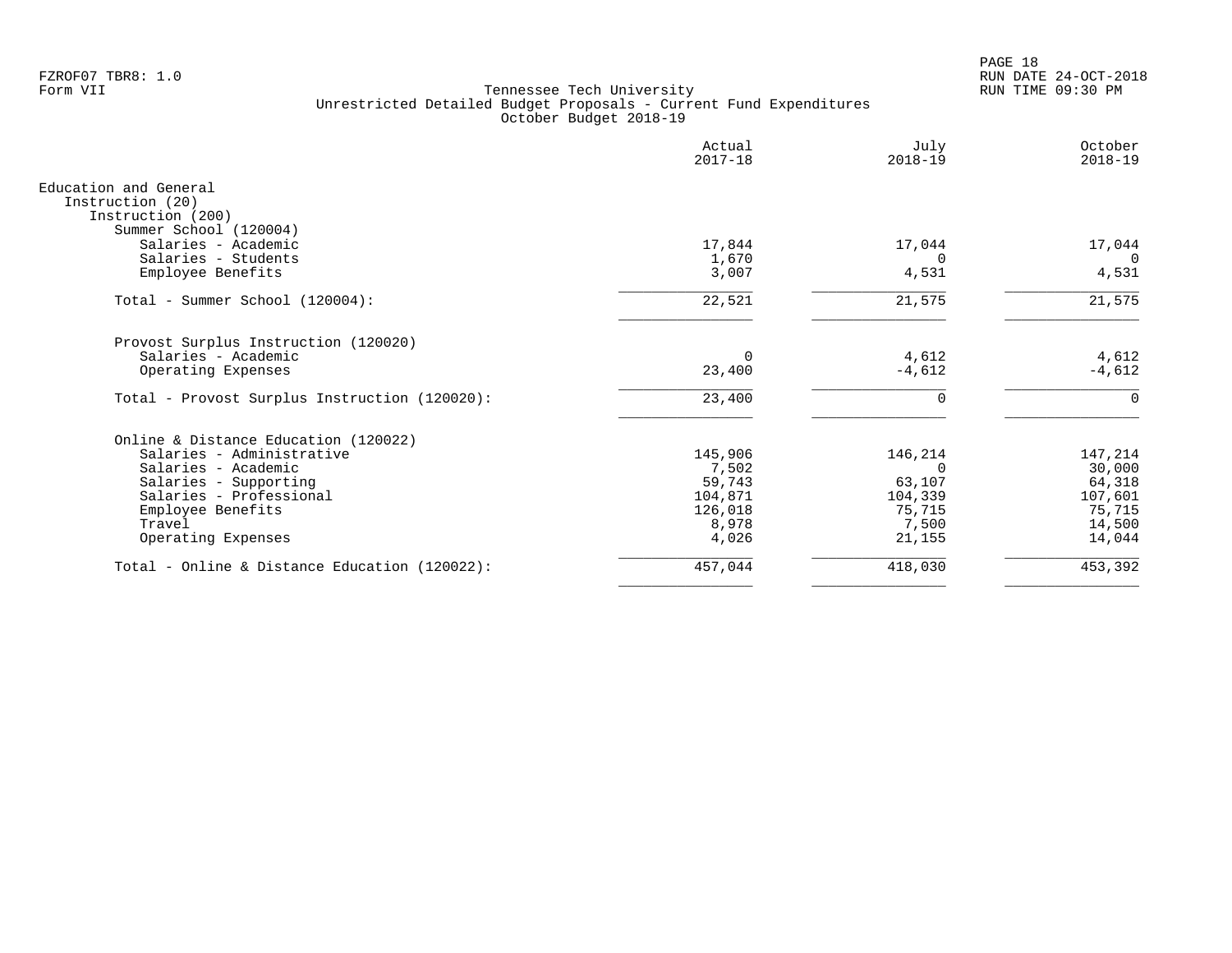Tennessee Tech University
Unrestricted Detailed Budget Proposals - Current Fund Expenditures
October Budget 2018-19

Form VII

| | Actual 2017-18 | July 2018-19 | October 2018-19 |
|---|---|---|---|
| **Education and General** | | | |
| Instruction (20) | | | |
| Instruction (200) | | | |
| Summer School (120004) | | | |
| Salaries - Academic | 17,844 | 17,044 | 17,044 |
| Salaries - Students | 1,670 | 0 | 0 |
| Employee Benefits | 3,007 | 4,531 | 4,531 |
| Total - Summer School (120004): | 22,521 | 21,575 | 21,575 |
| Provost Surplus Instruction (120020) | | | |
| Salaries - Academic | 0 | 4,612 | 4,612 |
| Operating Expenses | 23,400 | -4,612 | -4,612 |
| Total - Provost Surplus Instruction (120020): | 23,400 | 0 | 0 |
| Online & Distance Education (120022) | | | |
| Salaries - Administrative | 145,906 | 146,214 | 147,214 |
| Salaries - Academic | 7,502 | 0 | 30,000 |
| Salaries - Supporting | 59,743 | 63,107 | 64,318 |
| Salaries - Professional | 104,871 | 104,339 | 107,601 |
| Employee Benefits | 126,018 | 75,715 | 75,715 |
| Travel | 8,978 | 7,500 | 14,500 |
| Operating Expenses | 4,026 | 21,155 | 14,044 |
| Total - Online & Distance Education (120022): | 457,044 | 418,030 | 453,392 |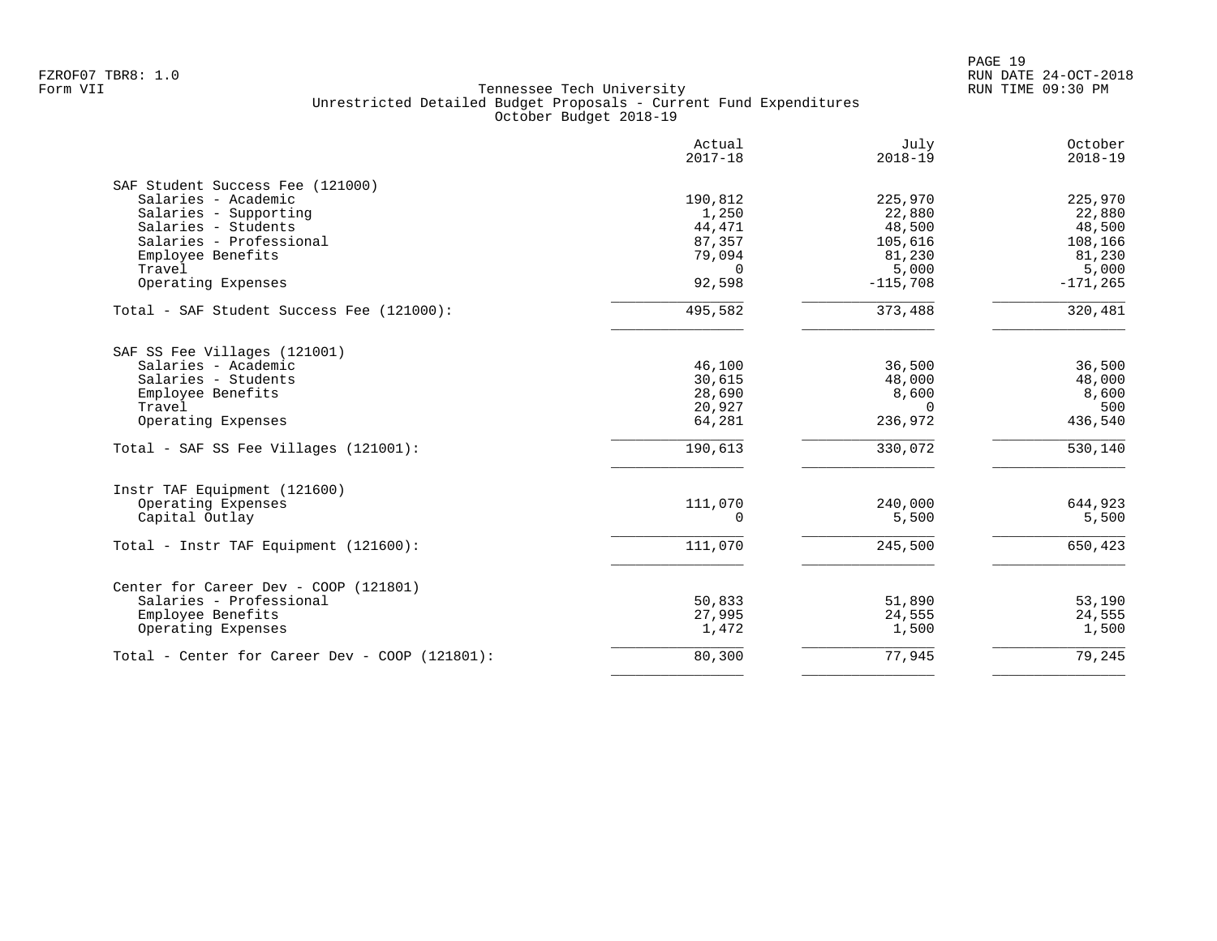Tennessee Tech University
Unrestricted Detailed Budget Proposals - Current Fund Expenditures
October Budget 2018-19

Form VII

| | Actual 2017-18 | July 2018-19 | October 2018-19 |
|---|---|---|---|
| **SAF Student Success Fee (121000)** | | | |
| Salaries - Academic | 190,812 | 225,970 | 225,970 |
| Salaries - Supporting | 1,250 | 22,880 | 22,880 |
| Salaries - Students | 44,471 | 48,500 | 48,500 |
| Salaries - Professional | 87,357 | 105,616 | 108,166 |
| Employee Benefits | 79,094 | 81,230 | 81,230 |
| Travel | 0 | 5,000 | 5,000 |
| Operating Expenses | 92,598 | -115,708 | -171,265 |
| Total - SAF Student Success Fee (121000): | 495,582 | 373,488 | 320,481 |
| **SAF SS Fee Villages (121001)** | | | |
| Salaries - Academic | 46,100 | 36,500 | 36,500 |
| Salaries - Students | 30,615 | 48,000 | 48,000 |
| Employee Benefits | 28,690 | 8,600 | 8,600 |
| Travel | 20,927 | 0 | 500 |
| Operating Expenses | 64,281 | 236,972 | 436,540 |
| Total - SAF SS Fee Villages (121001): | 190,613 | 330,072 | 530,140 |
| **Instr TAF Equipment (121600)** | | | |
| Operating Expenses | 111,070 | 240,000 | 644,923 |
| Capital Outlay | 0 | 5,500 | 5,500 |
| Total - Instr TAF Equipment (121600): | 111,070 | 245,500 | 650,423 |
| **Center for Career Dev - COOP (121801)** | | | |
| Salaries - Professional | 50,833 | 51,890 | 53,190 |
| Employee Benefits | 27,995 | 24,555 | 24,555 |
| Operating Expenses | 1,472 | 1,500 | 1,500 |
| Total - Center for Career Dev - COOP (121801): | 80,300 | 77,945 | 79,245 |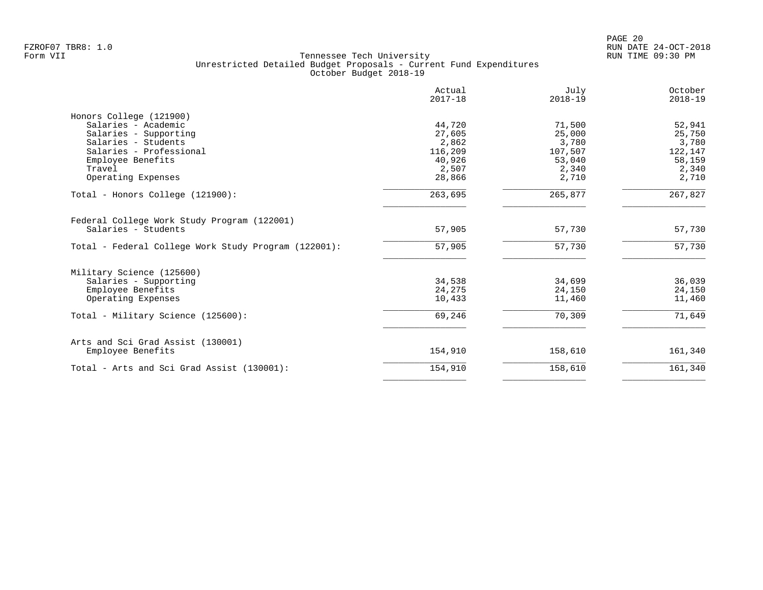Tennessee Tech University
Unrestricted Detailed Budget Proposals - Current Fund Expenditures
October Budget 2018-19

| | Actual 2017-18 | July 2018-19 | October 2018-19 |
|---|---|---|---|
| Honors College (121900) | | | |
| Salaries - Academic | 44,720 | 71,500 | 52,941 |
| Salaries - Supporting | 27,605 | 25,000 | 25,750 |
| Salaries - Students | 2,862 | 3,780 | 3,780 |
| Salaries - Professional | 116,209 | 107,507 | 122,147 |
| Employee Benefits | 40,926 | 53,040 | 58,159 |
| Travel | 2,507 | 2,340 | 2,340 |
| Operating Expenses | 28,866 | 2,710 | 2,710 |
| Total - Honors College (121900): | 263,695 | 265,877 | 267,827 |
| Federal College Work Study Program (122001) | | | |
| Salaries - Students | 57,905 | 57,730 | 57,730 |
| Total - Federal College Work Study Program (122001): | 57,905 | 57,730 | 57,730 |
| Military Science (125600) | | | |
| Salaries - Supporting | 34,538 | 34,699 | 36,039 |
| Employee Benefits | 24,275 | 24,150 | 24,150 |
| Operating Expenses | 10,433 | 11,460 | 11,460 |
| Total - Military Science (125600): | 69,246 | 70,309 | 71,649 |
| Arts and Sci Grad Assist (130001) | | | |
| Employee Benefits | 154,910 | 158,610 | 161,340 |
| Total - Arts and Sci Grad Assist (130001): | 154,910 | 158,610 | 161,340 |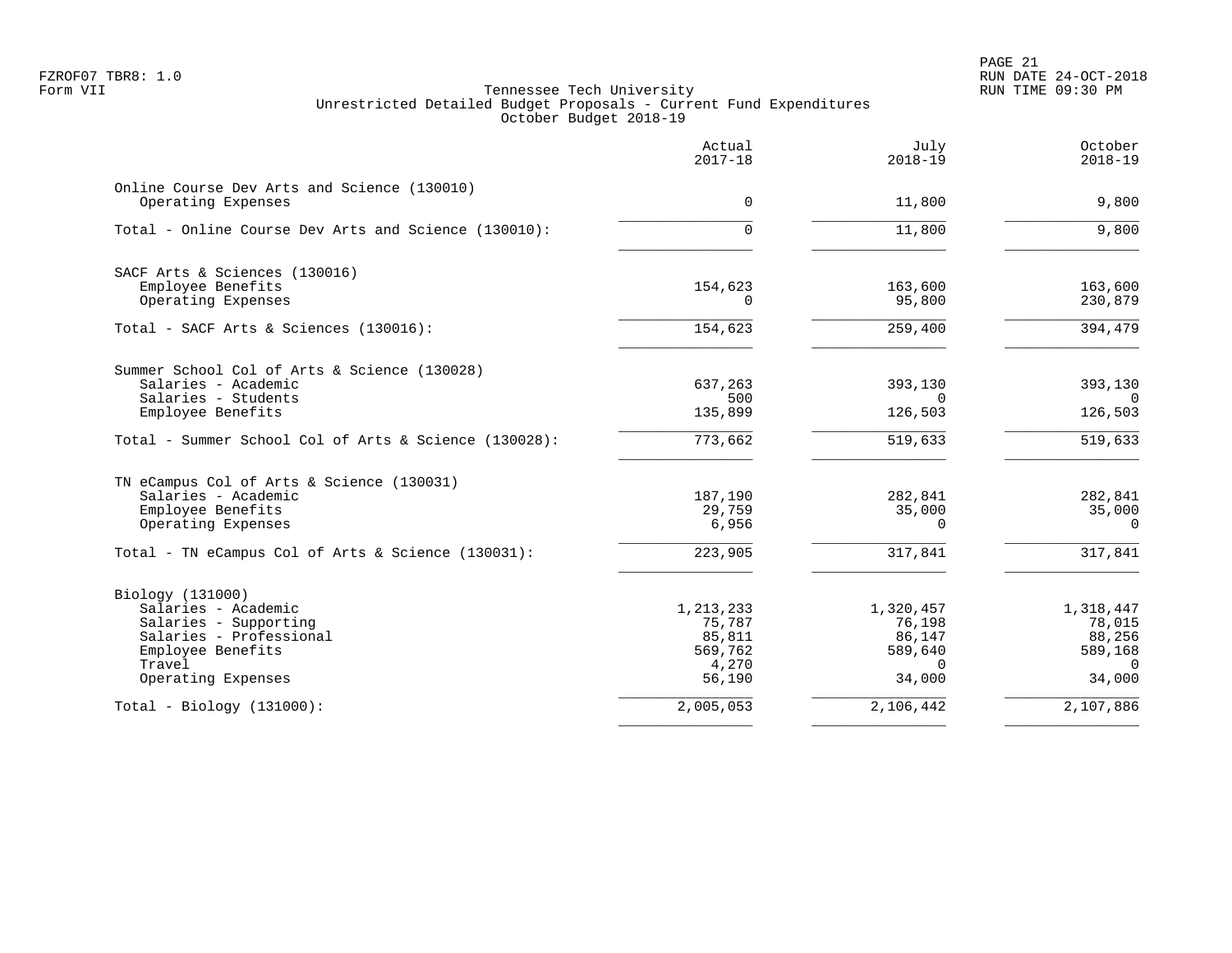FZROF07 TBR8: 1.0
Form VII

Tennessee Tech University
Unrestricted Detailed Budget Proposals - Current Fund Expenditures
October Budget 2018-19

RUN DATE 24-OCT-2018
RUN TIME 09:30 PM

| | Actual 2017-18 | July 2018-19 | October 2018-19 |
|---|---:|---:|---:|
| **Online Course Dev Arts and Science (130010)** | | | |
| Operating Expenses | 0 | 11,800 | 9,800 |
| Total - Online Course Dev Arts and Science (130010): | 0 | 11,800 | 9,800 |
| **SACF Arts & Sciences (130016)** | | | |
| Employee Benefits | 154,623 | 163,600 | 163,600 |
| Operating Expenses | 0 | 95,800 | 230,879 |
| Total - SACF Arts & Sciences (130016): | 154,623 | 259,400 | 394,479 |
| **Summer School Col of Arts & Science (130028)** | | | |
| Salaries - Academic | 637,263 | 393,130 | 393,130 |
| Salaries - Students | 500 | 0 | 0 |
| Employee Benefits | 135,899 | 126,503 | 126,503 |
| Total - Summer School Col of Arts & Science (130028): | 773,662 | 519,633 | 519,633 |
| **TN eCampus Col of Arts & Science (130031)** | | | |
| Salaries - Academic | 187,190 | 282,841 | 282,841 |
| Employee Benefits | 29,759 | 35,000 | 35,000 |
| Operating Expenses | 6,956 | 0 | 0 |
| Total - TN eCampus Col of Arts & Science (130031): | 223,905 | 317,841 | 317,841 |
| **Biology (131000)** | | | |
| Salaries - Academic | 1,213,233 | 1,320,457 | 1,318,447 |
| Salaries - Supporting | 75,787 | 76,198 | 78,015 |
| Salaries - Professional | 85,811 | 86,147 | 88,256 |
| Employee Benefits | 569,762 | 589,640 | 589,168 |
| Travel | 4,270 | 0 | 0 |
| Operating Expenses | 56,190 | 34,000 | 34,000 |
| Total - Biology (131000): | 2,005,053 | 2,106,442 | 2,107,886 |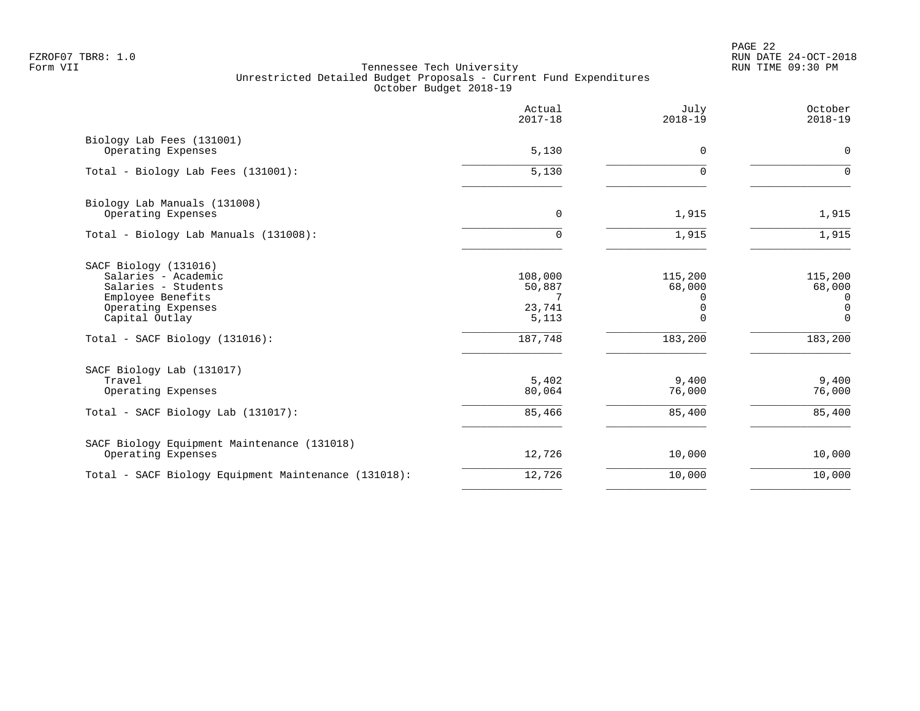Tennessee Tech University
Unrestricted Detailed Budget Proposals - Current Fund Expenditures
October Budget 2018-19

| | Actual 2017-18 | July 2018-19 | October 2018-19 |
|---|---|---|---|
| **Biology Lab Fees (131001)** | | | |
| Operating Expenses | 5,130 | 0 | 0 |
| Total - Biology Lab Fees (131001): | 5,130 | 0 | 0 |
| **Biology Lab Manuals (131008)** | | | |
| Operating Expenses | 0 | 1,915 | 1,915 |
| Total - Biology Lab Manuals (131008): | 0 | 1,915 | 1,915 |
| **SACF Biology (131016)** | | | |
| Salaries - Academic | 108,000 | 115,200 | 115,200 |
| Salaries - Students | 50,887 | 68,000 | 68,000 |
| Employee Benefits | 7 | 0 | 0 |
| Operating Expenses | 23,741 | 0 | 0 |
| Capital Outlay | 5,113 | 0 | 0 |
| Total - SACF Biology (131016): | 187,748 | 183,200 | 183,200 |
| **SACF Biology Lab (131017)** | | | |
| Travel | 5,402 | 9,400 | 9,400 |
| Operating Expenses | 80,064 | 76,000 | 76,000 |
| Total - SACF Biology Lab (131017): | 85,466 | 85,400 | 85,400 |
| **SACF Biology Equipment Maintenance (131018)** | | | |
| Operating Expenses | 12,726 | 10,000 | 10,000 |
| Total - SACF Biology Equipment Maintenance (131018): | 12,726 | 10,000 | 10,000 |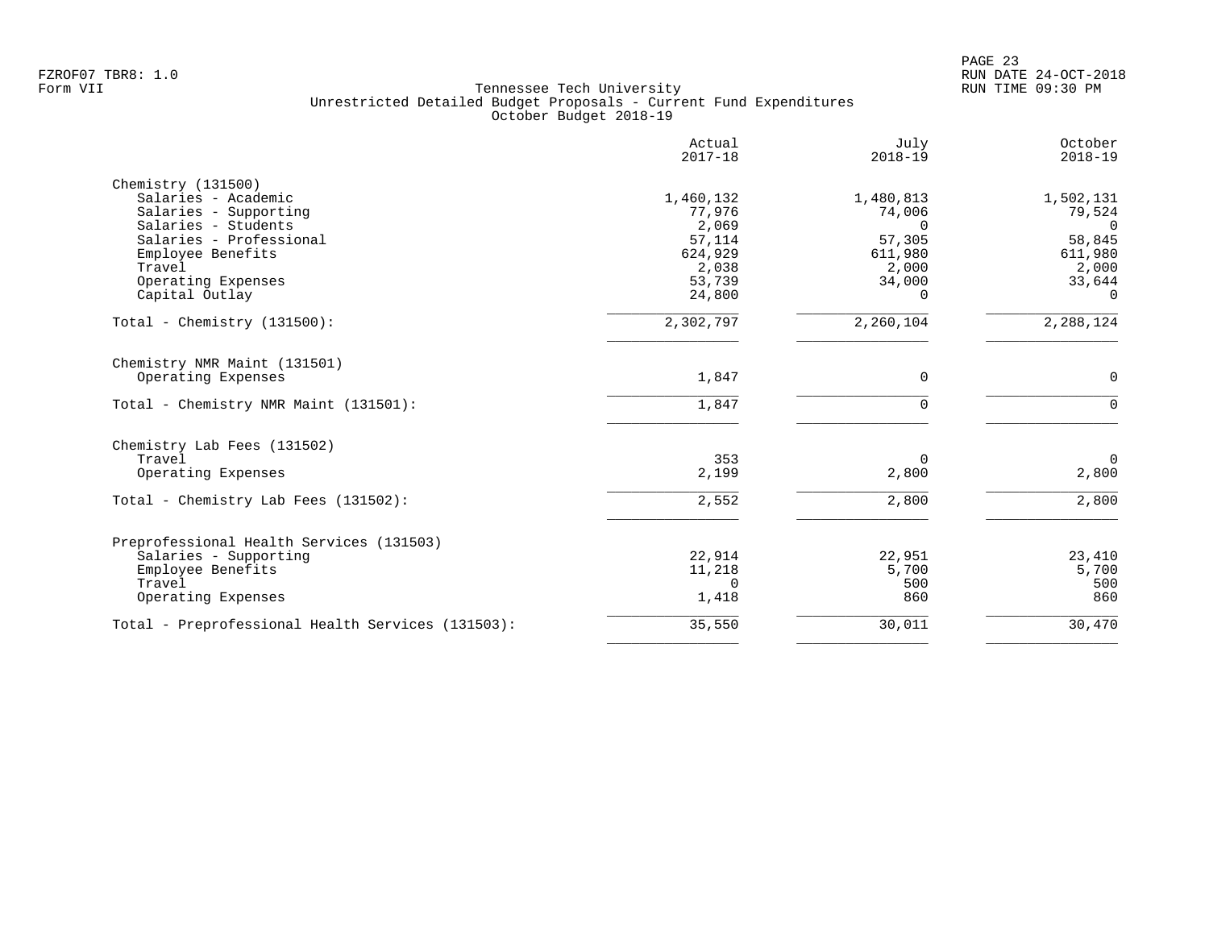Tennessee Tech University
Unrestricted Detailed Budget Proposals - Current Fund Expenditures
October Budget 2018-19

| | Actual 2017-18 | July 2018-19 | October 2018-19 |
|---|---|---|---|
| **Chemistry (131500)** | | | |
| Salaries - Academic | 1,460,132 | 1,480,813 | 1,502,131 |
| Salaries - Supporting | 77,976 | 74,006 | 79,524 |
| Salaries - Students | 2,069 | 0 | 0 |
| Salaries - Professional | 57,114 | 57,305 | 58,845 |
| Employee Benefits | 624,929 | 611,980 | 611,980 |
| Travel | 2,038 | 2,000 | 2,000 |
| Operating Expenses | 53,739 | 34,000 | 33,644 |
| Capital Outlay | 24,800 | 0 | 0 |
| Total - Chemistry (131500): | 2,302,797 | 2,260,104 | 2,288,124 |
| **Chemistry NMR Maint (131501)** | | | |
| Operating Expenses | 1,847 | 0 | 0 |
| Total - Chemistry NMR Maint (131501): | 1,847 | 0 | 0 |
| **Chemistry Lab Fees (131502)** | | | |
| Travel | 353 | 0 | 0 |
| Operating Expenses | 2,199 | 2,800 | 2,800 |
| Total - Chemistry Lab Fees (131502): | 2,552 | 2,800 | 2,800 |
| **Preprofessional Health Services (131503)** | | | |
| Salaries - Supporting | 22,914 | 22,951 | 23,410 |
| Employee Benefits | 11,218 | 5,700 | 5,700 |
| Travel | 0 | 500 | 500 |
| Operating Expenses | 1,418 | 860 | 860 |
| Total - Preprofessional Health Services (131503): | 35,550 | 30,011 | 30,470 |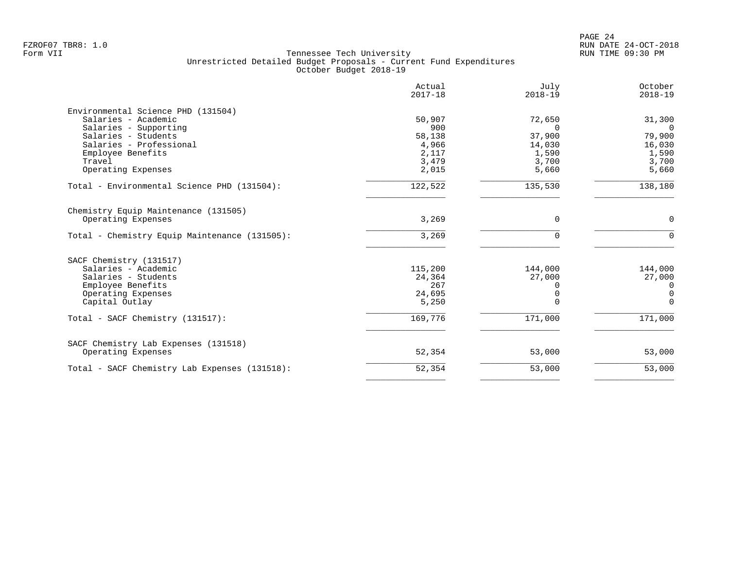Tennessee Tech University
Unrestricted Detailed Budget Proposals - Current Fund Expenditures
October Budget 2018-19

| | Actual 2017-18 | July 2018-19 | October 2018-19 |
|---|---|---|---|
| **Environmental Science PHD (131504)** | | | |
| Salaries - Academic | 50,907 | 72,650 | 31,300 |
| Salaries - Supporting | 900 | 0 | 0 |
| Salaries - Students | 58,138 | 37,900 | 79,900 |
| Salaries - Professional | 4,966 | 14,030 | 16,030 |
| Employee Benefits | 2,117 | 1,590 | 1,590 |
| Travel | 3,479 | 3,700 | 3,700 |
| Operating Expenses | 2,015 | 5,660 | 5,660 |
| Total - Environmental Science PHD (131504): | 122,522 | 135,530 | 138,180 |
| **Chemistry Equip Maintenance (131505)** | | | |
| Operating Expenses | 3,269 | 0 | 0 |
| Total - Chemistry Equip Maintenance (131505): | 3,269 | 0 | 0 |
| **SACF Chemistry (131517)** | | | |
| Salaries - Academic | 115,200 | 144,000 | 144,000 |
| Salaries - Students | 24,364 | 27,000 | 27,000 |
| Employee Benefits | 267 | 0 | 0 |
| Operating Expenses | 24,695 | 0 | 0 |
| Capital Outlay | 5,250 | 0 | 0 |
| Total - SACF Chemistry (131517): | 169,776 | 171,000 | 171,000 |
| **SACF Chemistry Lab Expenses (131518)** | | | |
| Operating Expenses | 52,354 | 53,000 | 53,000 |
| Total - SACF Chemistry Lab Expenses (131518): | 52,354 | 53,000 | 53,000 |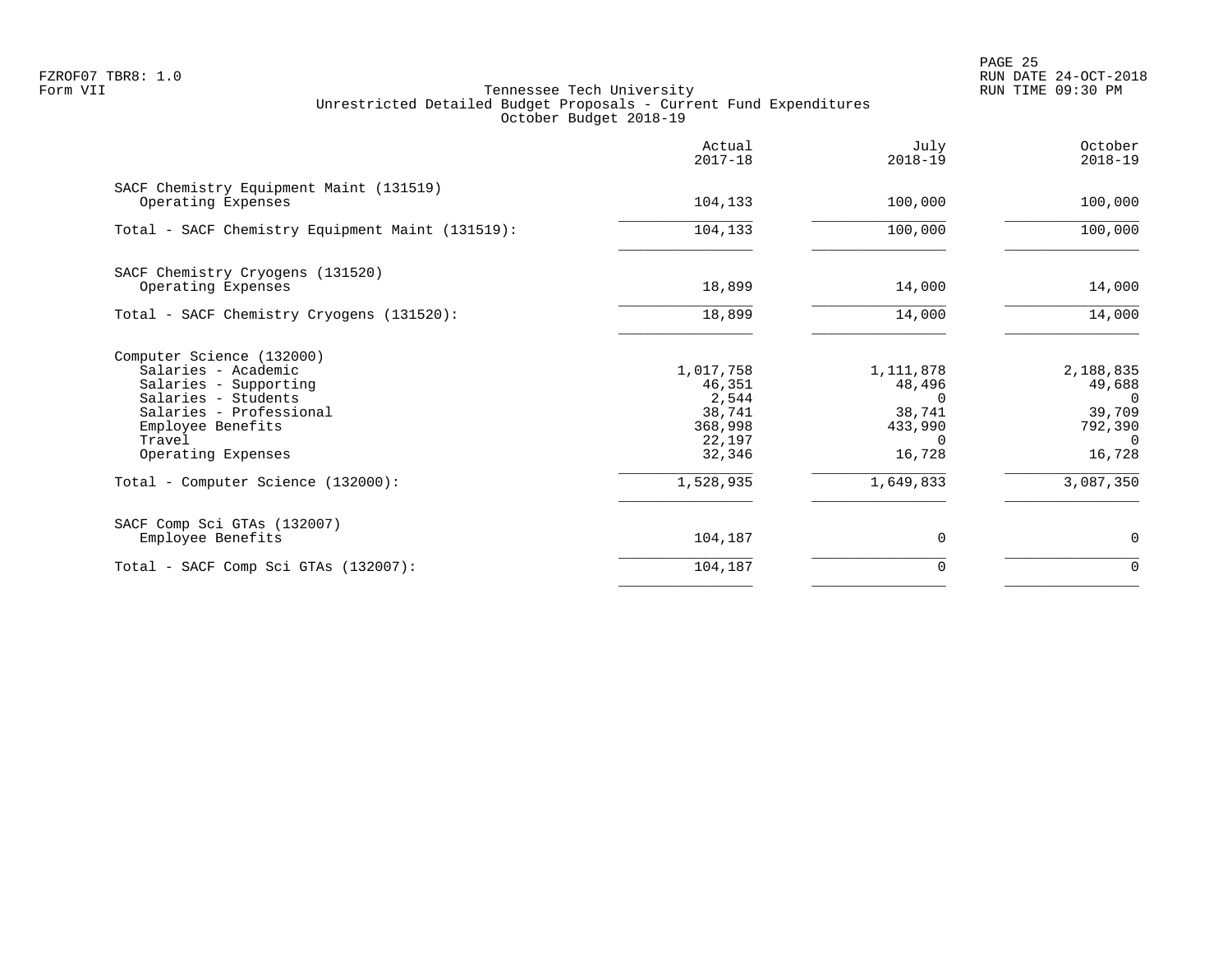Tennessee Tech University
Unrestricted Detailed Budget Proposals - Current Fund Expenditures
October Budget 2018-19

Form VII

| | Actual 2017-18 | July 2018-19 | October 2018-19 |
|---|---|---|---|
| **SACF Chemistry Equipment Maint (131519)** | | | |
| Operating Expenses | 104,133 | 100,000 | 100,000 |
| Total - SACF Chemistry Equipment Maint (131519): | 104,133 | 100,000 | 100,000 |
| **SACF Chemistry Cryogens (131520)** | | | |
| Operating Expenses | 18,899 | 14,000 | 14,000 |
| Total - SACF Chemistry Cryogens (131520): | 18,899 | 14,000 | 14,000 |
| **Computer Science (132000)** | | | |
| Salaries - Academic | 1,017,758 | 1,111,878 | 2,188,835 |
| Salaries - Supporting | 46,351 | 48,496 | 49,688 |
| Salaries - Students | 2,544 | 0 | 0 |
| Salaries - Professional | 38,741 | 38,741 | 39,709 |
| Employee Benefits | 368,998 | 433,990 | 792,390 |
| Travel | 22,197 | 0 | 0 |
| Operating Expenses | 32,346 | 16,728 | 16,728 |
| Total - Computer Science (132000): | 1,528,935 | 1,649,833 | 3,087,350 |
| **SACF Comp Sci GTAs (132007)** | | | |
| Employee Benefits | 104,187 | 0 | 0 |
| Total - SACF Comp Sci GTAs (132007): | 104,187 | 0 | 0 |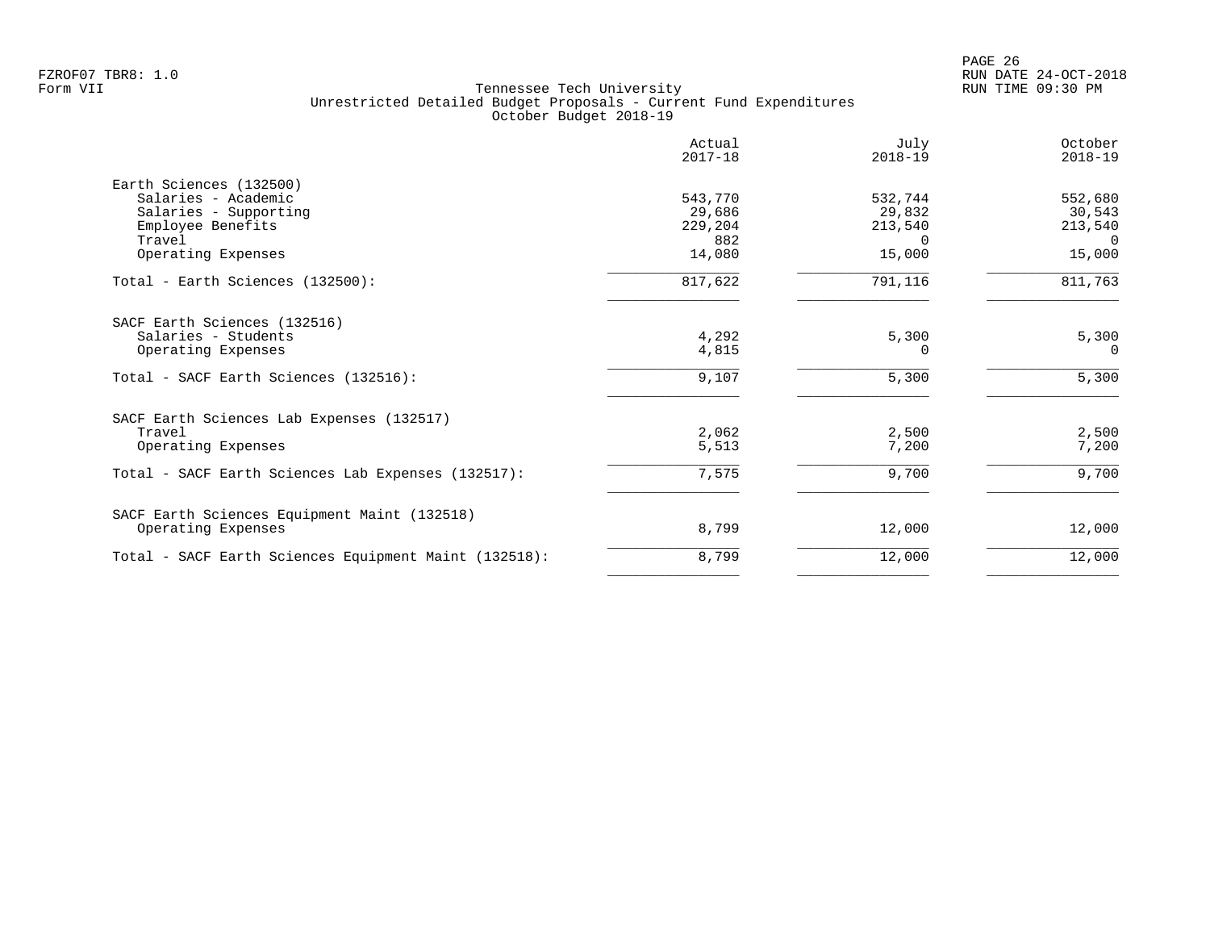FZROF07 TBR8: 1.0
Form VII

Tennessee Tech University
Unrestricted Detailed Budget Proposals - Current Fund Expenditures
October Budget 2018-19

RUN DATE 24-OCT-2018
RUN TIME 09:30 PM

| | Actual 2017-18 | July 2018-19 | October 2018-19 |
|---|---|---|---|
| **Earth Sciences (132500)** | | | |
| Salaries - Academic | 543,770 | 532,744 | 552,680 |
| Salaries - Supporting | 29,686 | 29,832 | 30,543 |
| Employee Benefits | 229,204 | 213,540 | 213,540 |
| Travel | 882 | 0 | 0 |
| Operating Expenses | 14,080 | 15,000 | 15,000 |
| Total - Earth Sciences (132500): | 817,622 | 791,116 | 811,763 |
| **SACF Earth Sciences (132516)** | | | |
| Salaries - Students | 4,292 | 5,300 | 5,300 |
| Operating Expenses | 4,815 | 0 | 0 |
| Total - SACF Earth Sciences (132516): | 9,107 | 5,300 | 5,300 |
| **SACF Earth Sciences Lab Expenses (132517)** | | | |
| Travel | 2,062 | 2,500 | 2,500 |
| Operating Expenses | 5,513 | 7,200 | 7,200 |
| Total - SACF Earth Sciences Lab Expenses (132517): | 7,575 | 9,700 | 9,700 |
| **SACF Earth Sciences Equipment Maint (132518)** | | | |
| Operating Expenses | 8,799 | 12,000 | 12,000 |
| Total - SACF Earth Sciences Equipment Maint (132518): | 8,799 | 12,000 | 12,000 |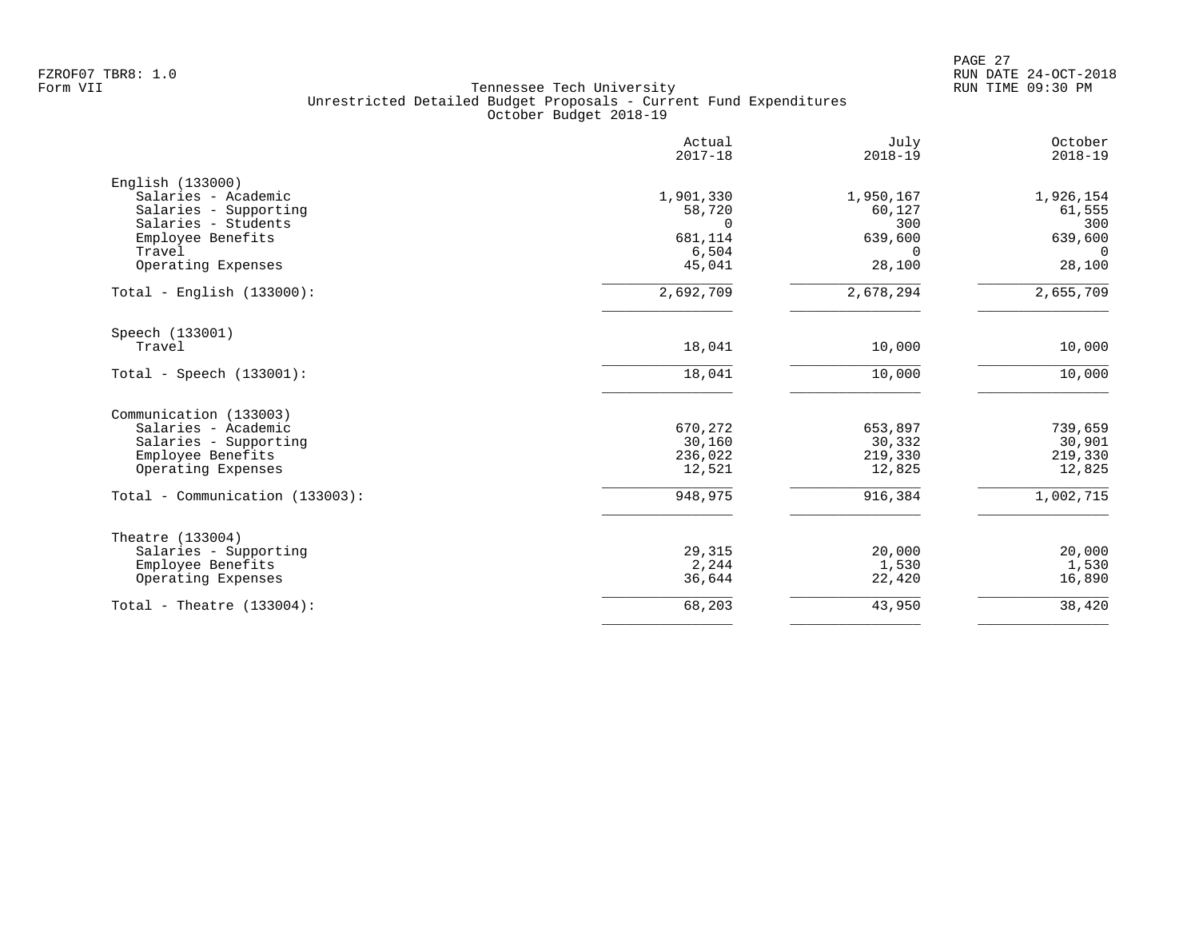Tennessee Tech University
Unrestricted Detailed Budget Proposals - Current Fund Expenditures
October Budget 2018-19

| | Actual 2017-18 | July 2018-19 | October 2018-19 |
|---|---|---|---|
| English (133000) | | | |
| Salaries - Academic | 1,901,330 | 1,950,167 | 1,926,154 |
| Salaries - Supporting | 58,720 | 60,127 | 61,555 |
| Salaries - Students | 0 | 300 | 300 |
| Employee Benefits | 681,114 | 639,600 | 639,600 |
| Travel | 6,504 | 0 | 0 |
| Operating Expenses | 45,041 | 28,100 | 28,100 |
| Total - English (133000): | 2,692,709 | 2,678,294 | 2,655,709 |
| Speech (133001) | | | |
| Travel | 18,041 | 10,000 | 10,000 |
| Total - Speech (133001): | 18,041 | 10,000 | 10,000 |
| Communication (133003) | | | |
| Salaries - Academic | 670,272 | 653,897 | 739,659 |
| Salaries - Supporting | 30,160 | 30,332 | 30,901 |
| Employee Benefits | 236,022 | 219,330 | 219,330 |
| Operating Expenses | 12,521 | 12,825 | 12,825 |
| Total - Communication (133003): | 948,975 | 916,384 | 1,002,715 |
| Theatre (133004) | | | |
| Salaries - Supporting | 29,315 | 20,000 | 20,000 |
| Employee Benefits | 2,244 | 1,530 | 1,530 |
| Operating Expenses | 36,644 | 22,420 | 16,890 |
| Total - Theatre (133004): | 68,203 | 43,950 | 38,420 |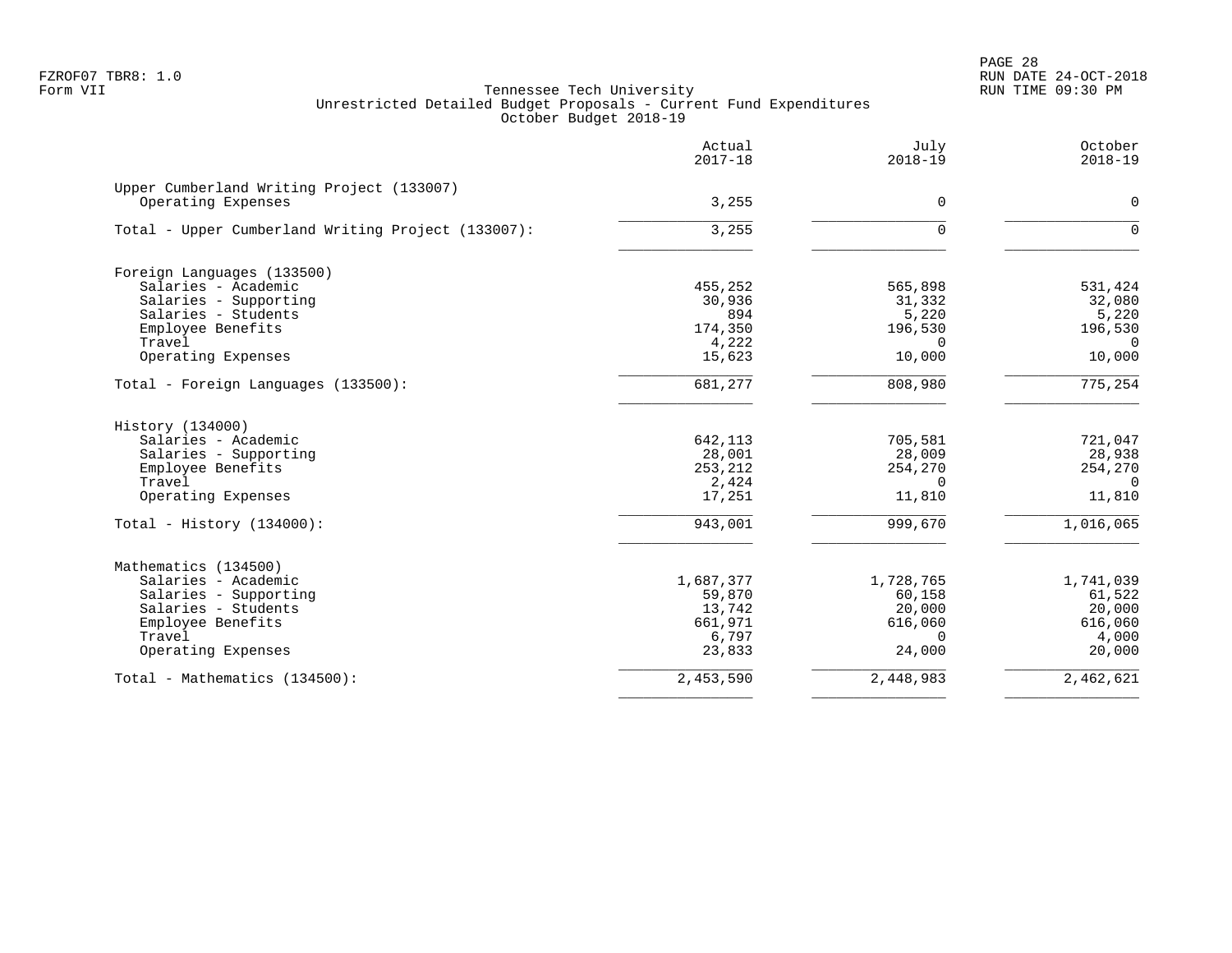FZROF07 TBR8: 1.0
Form VII

Tennessee Tech University
Unrestricted Detailed Budget Proposals - Current Fund Expenditures
October Budget 2018-19

RUN DATE 24-OCT-2018
RUN TIME 09:30 PM

| | Actual 2017-18 | July 2018-19 | October 2018-19 |
|---|---|---|---|
| **Upper Cumberland Writing Project (133007)** | | | |
| Operating Expenses | 3,255 | 0 | 0 |
| Total - Upper Cumberland Writing Project (133007): | 3,255 | 0 | 0 |
| **Foreign Languages (133500)** | | | |
| Salaries - Academic | 455,252 | 565,898 | 531,424 |
| Salaries - Supporting | 30,936 | 31,332 | 32,080 |
| Salaries - Students | 894 | 5,220 | 5,220 |
| Employee Benefits | 174,350 | 196,530 | 196,530 |
| Travel | 4,222 | 0 | 0 |
| Operating Expenses | 15,623 | 10,000 | 10,000 |
| Total - Foreign Languages (133500): | 681,277 | 808,980 | 775,254 |
| **History (134000)** | | | |
| Salaries - Academic | 642,113 | 705,581 | 721,047 |
| Salaries - Supporting | 28,001 | 28,009 | 28,938 |
| Employee Benefits | 253,212 | 254,270 | 254,270 |
| Travel | 2,424 | 0 | 0 |
| Operating Expenses | 17,251 | 11,810 | 11,810 |
| Total - History (134000): | 943,001 | 999,670 | 1,016,065 |
| **Mathematics (134500)** | | | |
| Salaries - Academic | 1,687,377 | 1,728,765 | 1,741,039 |
| Salaries - Supporting | 59,870 | 60,158 | 61,522 |
| Salaries - Students | 13,742 | 20,000 | 20,000 |
| Employee Benefits | 661,971 | 616,060 | 616,060 |
| Travel | 6,797 | 0 | 4,000 |
| Operating Expenses | 23,833 | 24,000 | 20,000 |
| Total - Mathematics (134500): | 2,453,590 | 2,448,983 | 2,462,621 |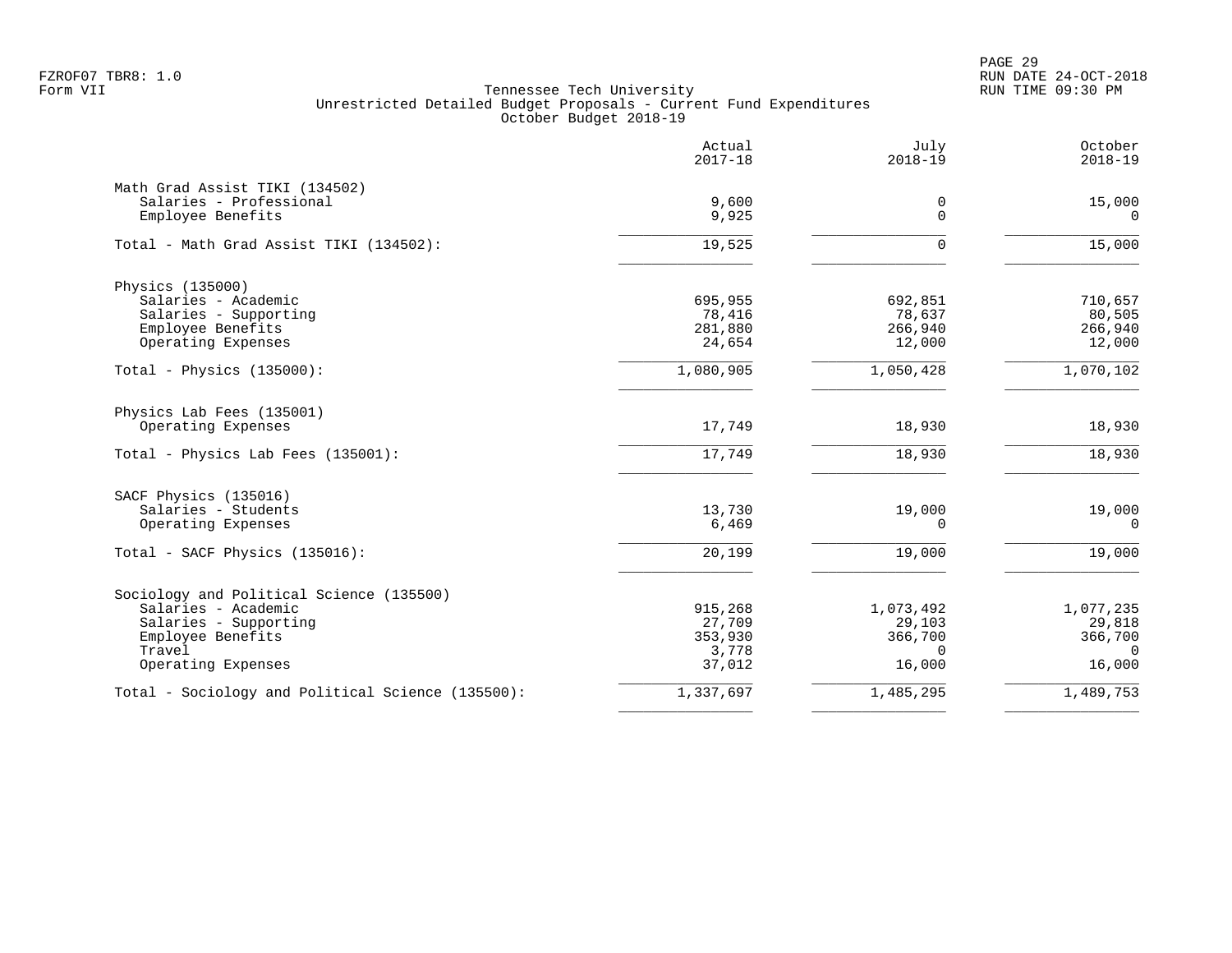FZROF07 TBR8: 1.0
Form VII

Tennessee Tech University
Unrestricted Detailed Budget Proposals - Current Fund Expenditures
October Budget 2018-19

RUN DATE 24-OCT-2018
RUN TIME 09:30 PM

| | Actual 2017-18 | July 2018-19 | October 2018-19 |
|---|---:|---:|---:|
| **Math Grad Assist TIKI (134502)** | | | |
| Salaries - Professional | 9,600 | 0 | 15,000 |
| Employee Benefits | 9,925 | 0 | 0 |
| Total - Math Grad Assist TIKI (134502): | 19,525 | 0 | 15,000 |
| **Physics (135000)** | | | |
| Salaries - Academic | 695,955 | 692,851 | 710,657 |
| Salaries - Supporting | 78,416 | 78,637 | 80,505 |
| Employee Benefits | 281,880 | 266,940 | 266,940 |
| Operating Expenses | 24,654 | 12,000 | 12,000 |
| Total - Physics (135000): | 1,080,905 | 1,050,428 | 1,070,102 |
| **Physics Lab Fees (135001)** | | | |
| Operating Expenses | 17,749 | 18,930 | 18,930 |
| Total - Physics Lab Fees (135001): | 17,749 | 18,930 | 18,930 |
| **SACF Physics (135016)** | | | |
| Salaries - Students | 13,730 | 19,000 | 19,000 |
| Operating Expenses | 6,469 | 0 | 0 |
| Total - SACF Physics (135016): | 20,199 | 19,000 | 19,000 |
| **Sociology and Political Science (135500)** | | | |
| Salaries - Academic | 915,268 | 1,073,492 | 1,077,235 |
| Salaries - Supporting | 27,709 | 29,103 | 29,818 |
| Employee Benefits | 353,930 | 366,700 | 366,700 |
| Travel | 3,778 | 0 | 0 |
| Operating Expenses | 37,012 | 16,000 | 16,000 |
| Total - Sociology and Political Science (135500): | 1,337,697 | 1,485,295 | 1,489,753 |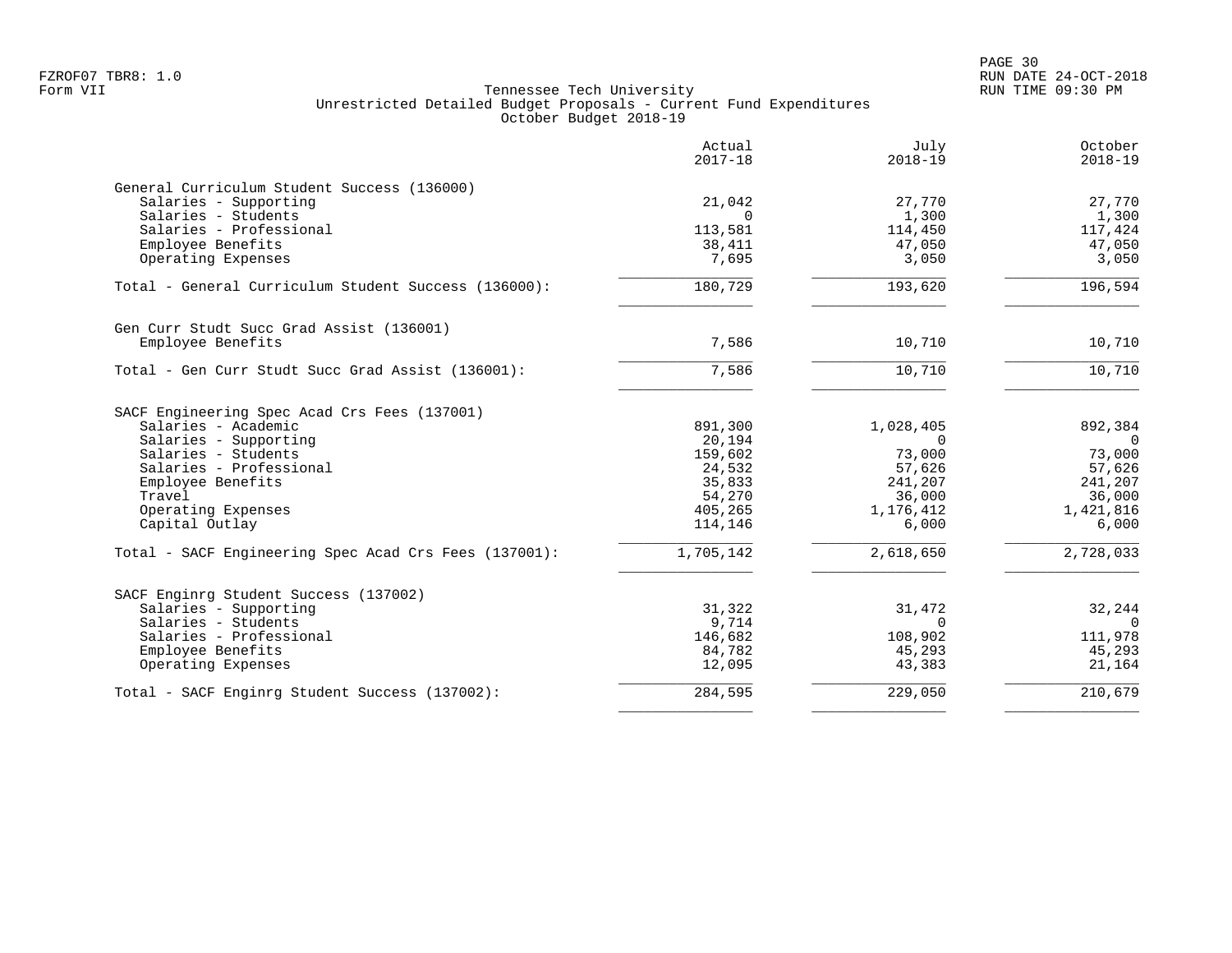Tennessee Tech University
Unrestricted Detailed Budget Proposals - Current Fund Expenditures
October Budget 2018-19

| | Actual 2017-18 | July 2018-19 | October 2018-19 |
|---|---|---|---|
| **General Curriculum Student Success (136000)** | | | |
| Salaries - Supporting | 21,042 | 27,770 | 27,770 |
| Salaries - Students | 0 | 1,300 | 1,300 |
| Salaries - Professional | 113,581 | 114,450 | 117,424 |
| Employee Benefits | 38,411 | 47,050 | 47,050 |
| Operating Expenses | 7,695 | 3,050 | 3,050 |
| Total - General Curriculum Student Success (136000): | 180,729 | 193,620 | 196,594 |
| **Gen Curr Studt Succ Grad Assist (136001)** | | | |
| Employee Benefits | 7,586 | 10,710 | 10,710 |
| Total - Gen Curr Studt Succ Grad Assist (136001): | 7,586 | 10,710 | 10,710 |
| **SACF Engineering Spec Acad Crs Fees (137001)** | | | |
| Salaries - Academic | 891,300 | 1,028,405 | 892,384 |
| Salaries - Supporting | 20,194 | 0 | 0 |
| Salaries - Students | 159,602 | 73,000 | 73,000 |
| Salaries - Professional | 24,532 | 57,626 | 57,626 |
| Employee Benefits | 35,833 | 241,207 | 241,207 |
| Travel | 54,270 | 36,000 | 36,000 |
| Operating Expenses | 405,265 | 1,176,412 | 1,421,816 |
| Capital Outlay | 114,146 | 6,000 | 6,000 |
| Total - SACF Engineering Spec Acad Crs Fees (137001): | 1,705,142 | 2,618,650 | 2,728,033 |
| **SACF Enginrg Student Success (137002)** | | | |
| Salaries - Supporting | 31,322 | 31,472 | 32,244 |
| Salaries - Students | 9,714 | 0 | 0 |
| Salaries - Professional | 146,682 | 108,902 | 111,978 |
| Employee Benefits | 84,782 | 45,293 | 45,293 |
| Operating Expenses | 12,095 | 43,383 | 21,164 |
| Total - SACF Enginrg Student Success (137002): | 284,595 | 229,050 | 210,679 |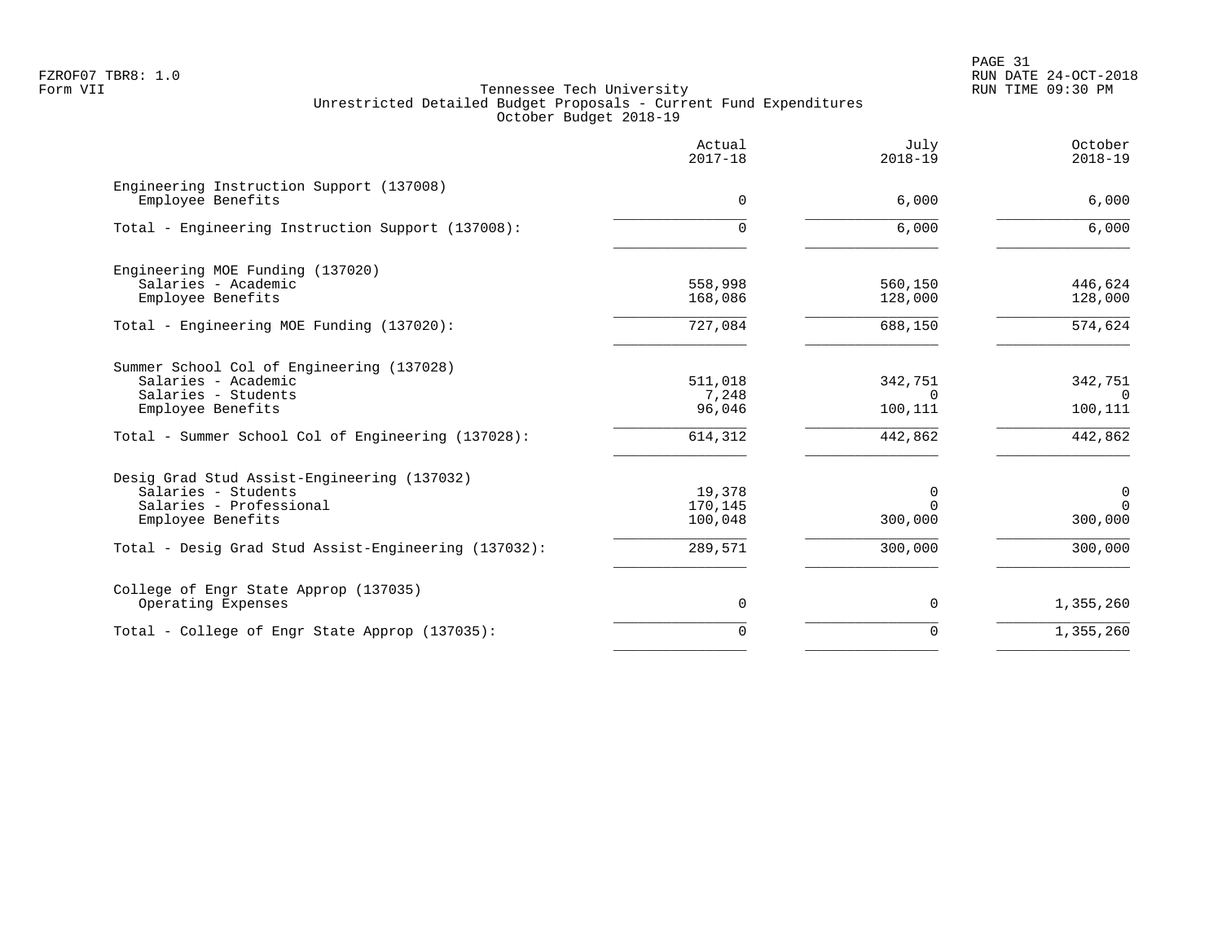FZROF07 TBR8: 1.0
Form VII

Tennessee Tech University
Unrestricted Detailed Budget Proposals - Current Fund Expenditures
October Budget 2018-19

RUN DATE 24-OCT-2018
RUN TIME 09:30 PM

| | Actual 2017-18 | July 2018-19 | October 2018-19 |
|---|---|---|---|
| Engineering Instruction Support (137008) | | | |
| Employee Benefits | 0 | 6,000 | 6,000 |
| Total - Engineering Instruction Support (137008): | 0 | 6,000 | 6,000 |
| Engineering MOE Funding (137020) | | | |
| Salaries - Academic | 558,998 | 560,150 | 446,624 |
| Employee Benefits | 168,086 | 128,000 | 128,000 |
| Total - Engineering MOE Funding (137020): | 727,084 | 688,150 | 574,624 |
| Summer School Col of Engineering (137028) | | | |
| Salaries - Academic | 511,018 | 342,751 | 342,751 |
| Salaries - Students | 7,248 | 0 | 0 |
| Employee Benefits | 96,046 | 100,111 | 100,111 |
| Total - Summer School Col of Engineering (137028): | 614,312 | 442,862 | 442,862 |
| Desig Grad Stud Assist-Engineering (137032) | | | |
| Salaries - Students | 19,378 | 0 | 0 |
| Salaries - Professional | 170,145 | 0 | 0 |
| Employee Benefits | 100,048 | 300,000 | 300,000 |
| Total - Desig Grad Stud Assist-Engineering (137032): | 289,571 | 300,000 | 300,000 |
| College of Engr State Approp (137035) | | | |
| Operating Expenses | 0 | 0 | 1,355,260 |
| Total - College of Engr State Approp (137035): | 0 | 0 | 1,355,260 |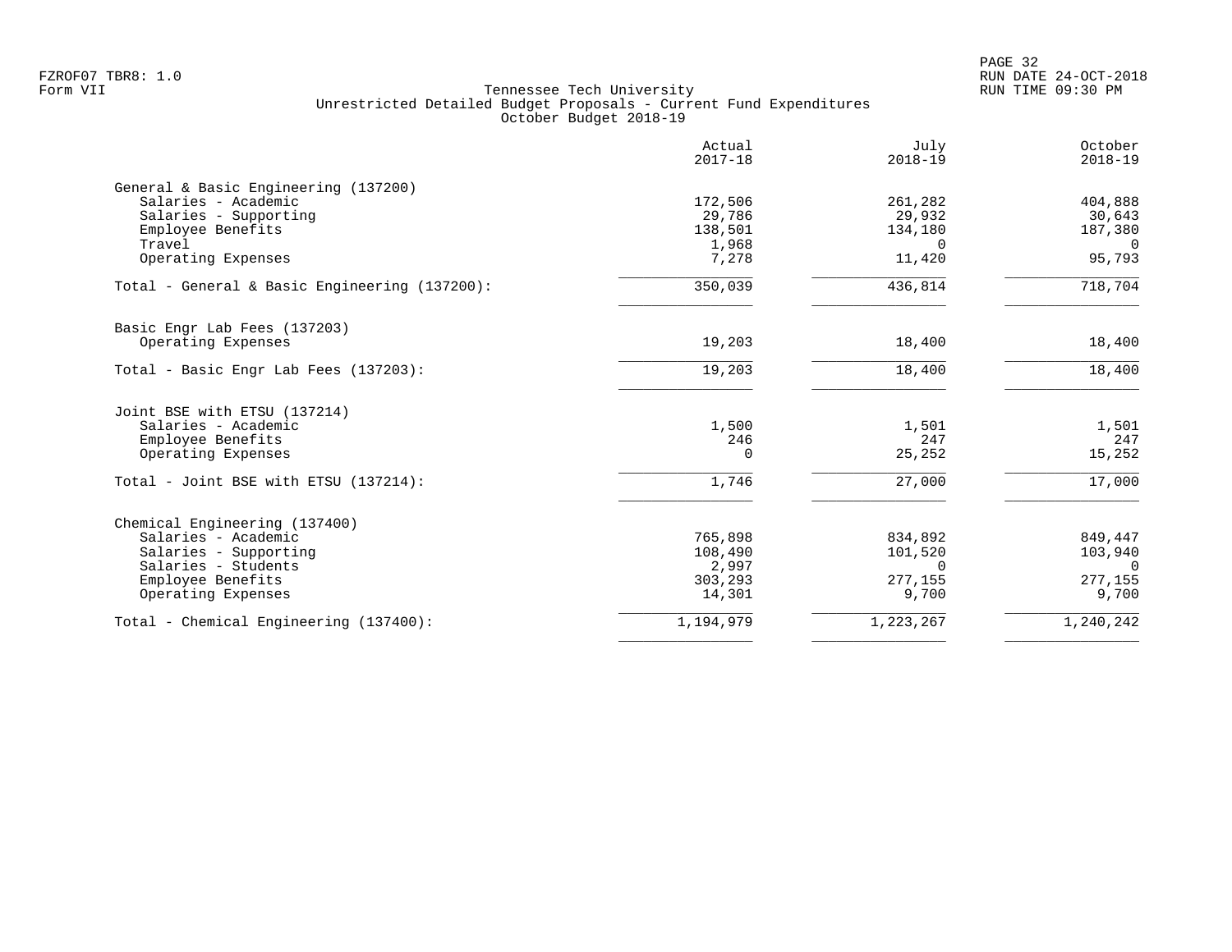FZROF07 TBR8: 1.0
Form VII

Tennessee Tech University
Unrestricted Detailed Budget Proposals - Current Fund Expenditures
October Budget 2018-19

RUN DATE 24-OCT-2018
RUN TIME 09:30 PM

| | Actual 2017-18 | July 2018-19 | October 2018-19 |
|---|---|---|---|
| **General & Basic Engineering (137200)** | | | |
| Salaries - Academic | 172,506 | 261,282 | 404,888 |
| Salaries - Supporting | 29,786 | 29,932 | 30,643 |
| Employee Benefits | 138,501 | 134,180 | 187,380 |
| Travel | 1,968 | 0 | 0 |
| Operating Expenses | 7,278 | 11,420 | 95,793 |
| Total - General & Basic Engineering (137200): | 350,039 | 436,814 | 718,704 |
| **Basic Engr Lab Fees (137203)** | | | |
| Operating Expenses | 19,203 | 18,400 | 18,400 |
| Total - Basic Engr Lab Fees (137203): | 19,203 | 18,400 | 18,400 |
| **Joint BSE with ETSU (137214)** | | | |
| Salaries - Academic | 1,500 | 1,501 | 1,501 |
| Employee Benefits | 246 | 247 | 247 |
| Operating Expenses | 0 | 25,252 | 15,252 |
| Total - Joint BSE with ETSU (137214): | 1,746 | 27,000 | 17,000 |
| **Chemical Engineering (137400)** | | | |
| Salaries - Academic | 765,898 | 834,892 | 849,447 |
| Salaries - Supporting | 108,490 | 101,520 | 103,940 |
| Salaries - Students | 2,997 | 0 | 0 |
| Employee Benefits | 303,293 | 277,155 | 277,155 |
| Operating Expenses | 14,301 | 9,700 | 9,700 |
| Total - Chemical Engineering (137400): | 1,194,979 | 1,223,267 | 1,240,242 |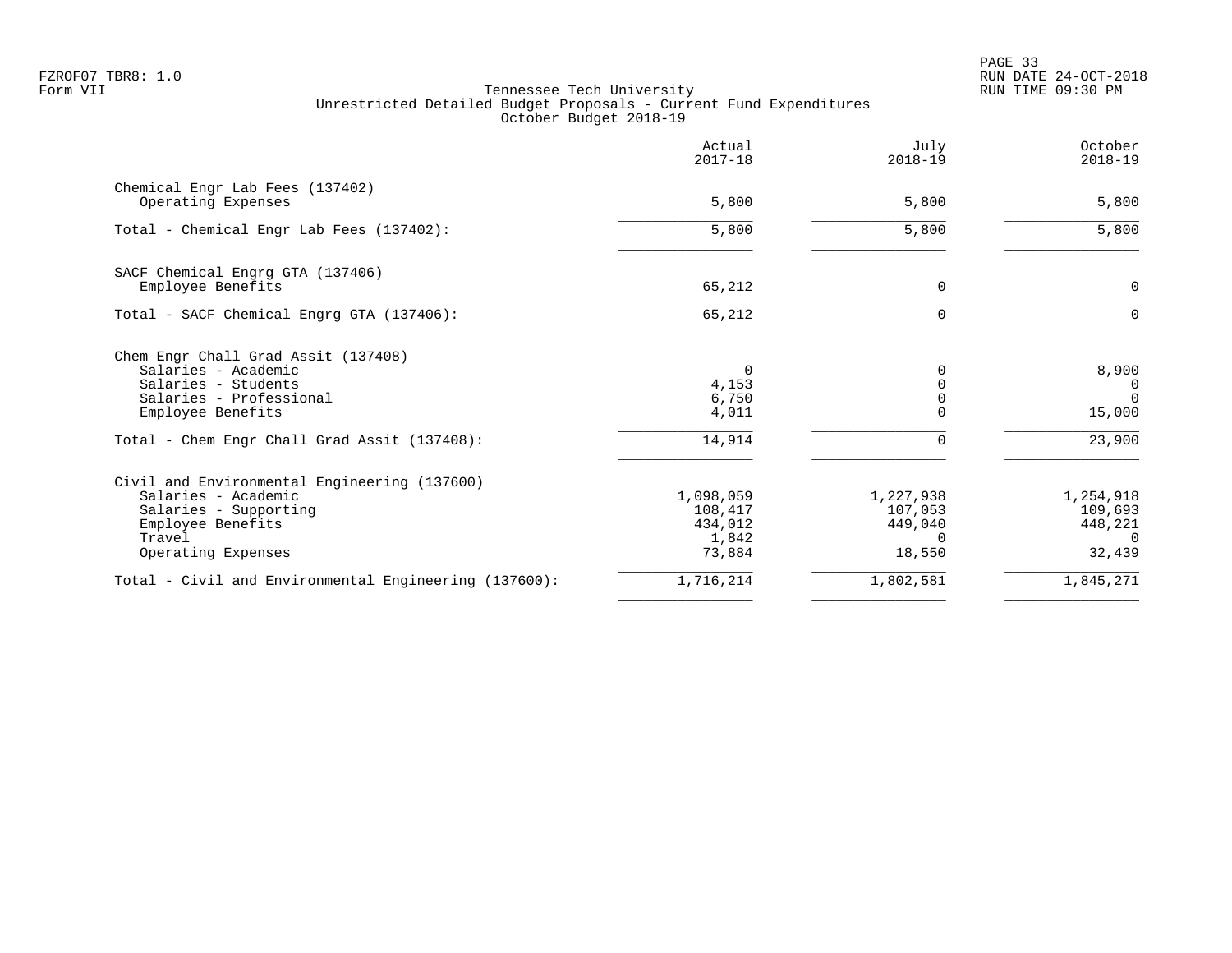Tennessee Tech University
Unrestricted Detailed Budget Proposals - Current Fund Expenditures
October Budget 2018-19

FZROF07 TBR8: 1.0
Form VII

RUN DATE 24-OCT-2018
RUN TIME 09:30 PM

| | Actual 2017-18 | July 2018-19 | October 2018-19 |
|---|---|---|---|
| **Chemical Engr Lab Fees (137402)** | | | |
| Operating Expenses | 5,800 | 5,800 | 5,800 |
| Total - Chemical Engr Lab Fees (137402): | 5,800 | 5,800 | 5,800 |
| **SACF Chemical Engrg GTA (137406)** | | | |
| Employee Benefits | 65,212 | 0 | 0 |
| Total - SACF Chemical Engrg GTA (137406): | 65,212 | 0 | 0 |
| **Chem Engr Chall Grad Assit (137408)** | | | |
| Salaries - Academic | 0 | 0 | 8,900 |
| Salaries - Students | 4,153 | 0 | 0 |
| Salaries - Professional | 6,750 | 0 | 0 |
| Employee Benefits | 4,011 | 0 | 15,000 |
| Total - Chem Engr Chall Grad Assit (137408): | 14,914 | 0 | 23,900 |
| **Civil and Environmental Engineering (137600)** | | | |
| Salaries - Academic | 1,098,059 | 1,227,938 | 1,254,918 |
| Salaries - Supporting | 108,417 | 107,053 | 109,693 |
| Employee Benefits | 434,012 | 449,040 | 448,221 |
| Travel | 1,842 | 0 | 0 |
| Operating Expenses | 73,884 | 18,550 | 32,439 |
| Total - Civil and Environmental Engineering (137600): | 1,716,214 | 1,802,581 | 1,845,271 |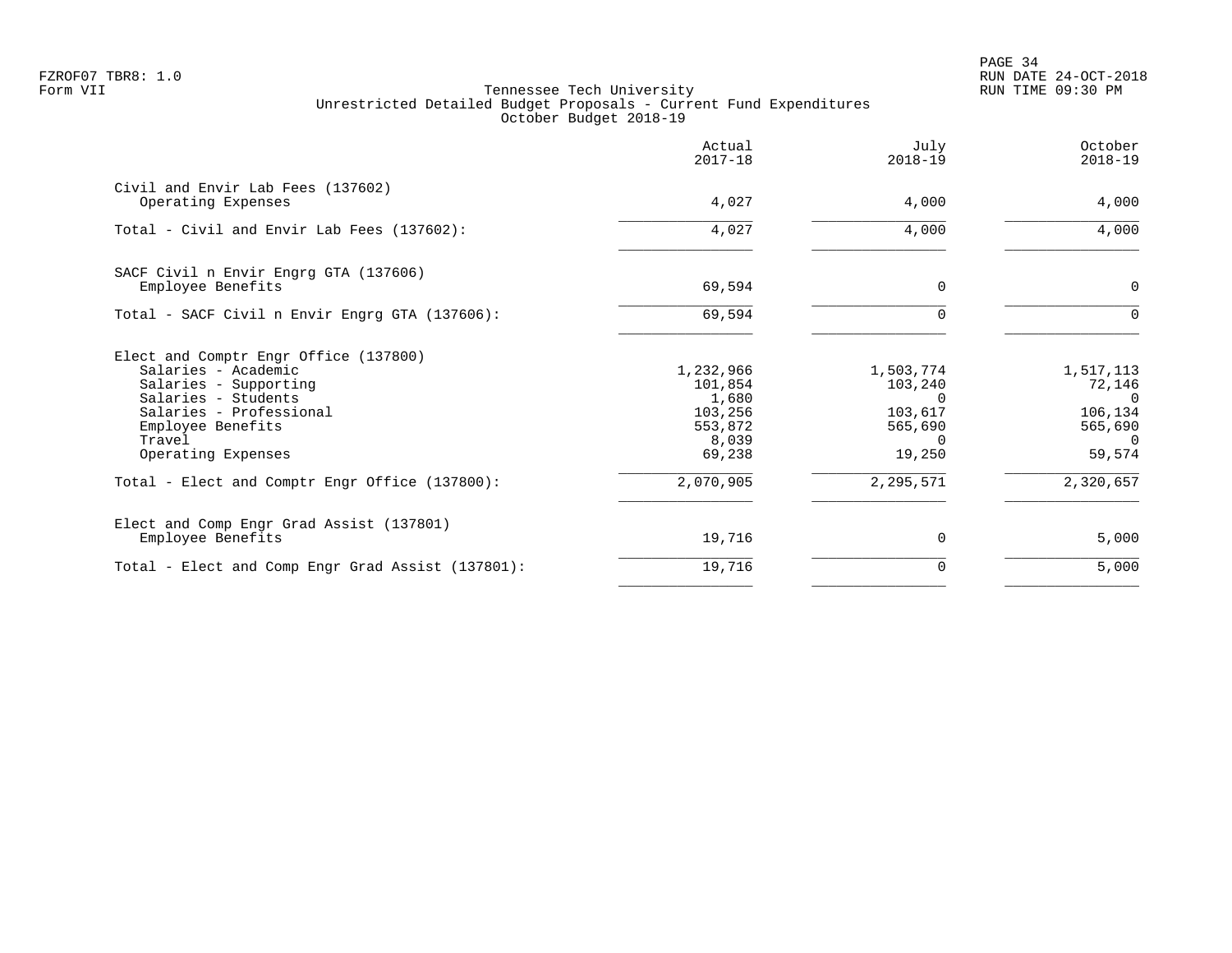FZROF07 TBR8: 1.0
Form VII

Tennessee Tech University
Unrestricted Detailed Budget Proposals - Current Fund Expenditures
October Budget 2018-19

RUN DATE 24-OCT-2018
RUN TIME 09:30 PM

| | Actual 2017-18 | July 2018-19 | October 2018-19 |
|---|---|---|---|
| **Civil and Envir Lab Fees (137602)** | | | |
| Operating Expenses | 4,027 | 4,000 | 4,000 |
| Total - Civil and Envir Lab Fees (137602): | 4,027 | 4,000 | 4,000 |
| **SACF Civil n Envir Engrg GTA (137606)** | | | |
| Employee Benefits | 69,594 | 0 | 0 |
| Total - SACF Civil n Envir Engrg GTA (137606): | 69,594 | 0 | 0 |
| **Elect and Comptr Engr Office (137800)** | | | |
| Salaries - Academic | 1,232,966 | 1,503,774 | 1,517,113 |
| Salaries - Supporting | 101,854 | 103,240 | 72,146 |
| Salaries - Students | 1,680 | 0 | 0 |
| Salaries - Professional | 103,256 | 103,617 | 106,134 |
| Employee Benefits | 553,872 | 565,690 | 565,690 |
| Travel | 8,039 | 0 | 0 |
| Operating Expenses | 69,238 | 19,250 | 59,574 |
| Total - Elect and Comptr Engr Office (137800): | 2,070,905 | 2,295,571 | 2,320,657 |
| **Elect and Comp Engr Grad Assist (137801)** | | | |
| Employee Benefits | 19,716 | 0 | 5,000 |
| Total - Elect and Comp Engr Grad Assist (137801): | 19,716 | 0 | 5,000 |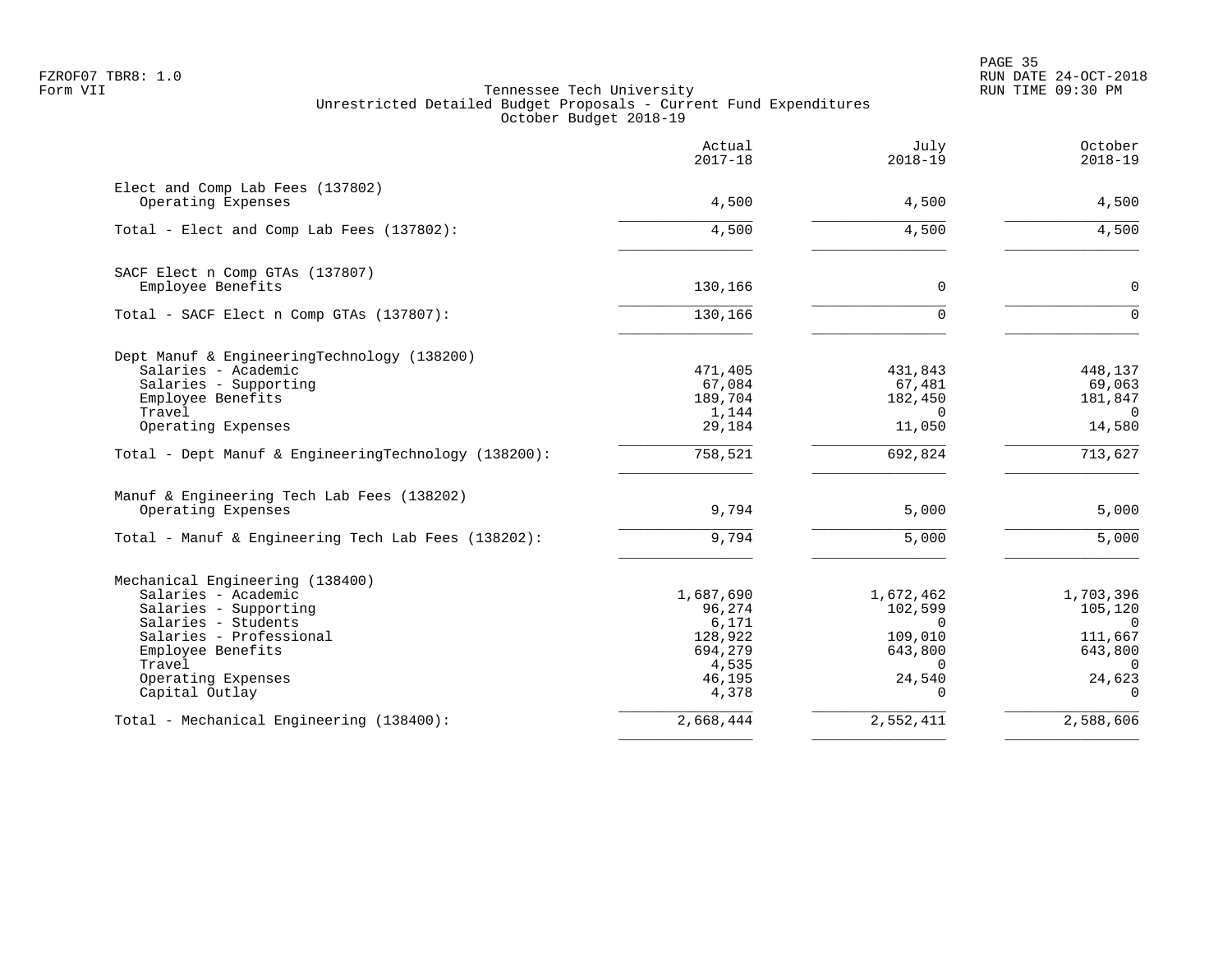Tennessee Tech University
Unrestricted Detailed Budget Proposals - Current Fund Expenditures
October Budget 2018-19

| | Actual 2017-18 | July 2018-19 | October 2018-19 |
|---|---|---|---|
| **Elect and Comp Lab Fees (137802)** | | | |
| Operating Expenses | 4,500 | 4,500 | 4,500 |
| Total - Elect and Comp Lab Fees (137802): | 4,500 | 4,500 | 4,500 |
| **SACF Elect n Comp GTAs (137807)** | | | |
| Employee Benefits | 130,166 | 0 | 0 |
| Total - SACF Elect n Comp GTAs (137807): | 130,166 | 0 | 0 |
| **Dept Manuf & EngineeringTechnology (138200)** | | | |
| Salaries - Academic | 471,405 | 431,843 | 448,137 |
| Salaries - Supporting | 67,084 | 67,481 | 69,063 |
| Employee Benefits | 189,704 | 182,450 | 181,847 |
| Travel | 1,144 | 0 | 0 |
| Operating Expenses | 29,184 | 11,050 | 14,580 |
| Total - Dept Manuf & EngineeringTechnology (138200): | 758,521 | 692,824 | 713,627 |
| **Manuf & Engineering Tech Lab Fees (138202)** | | | |
| Operating Expenses | 9,794 | 5,000 | 5,000 |
| Total - Manuf & Engineering Tech Lab Fees (138202): | 9,794 | 5,000 | 5,000 |
| **Mechanical Engineering (138400)** | | | |
| Salaries - Academic | 1,687,690 | 1,672,462 | 1,703,396 |
| Salaries - Supporting | 96,274 | 102,599 | 105,120 |
| Salaries - Students | 6,171 | 0 | 0 |
| Salaries - Professional | 128,922 | 109,010 | 111,667 |
| Employee Benefits | 694,279 | 643,800 | 643,800 |
| Travel | 4,535 | 0 | 0 |
| Operating Expenses | 46,195 | 24,540 | 24,623 |
| Capital Outlay | 4,378 | 0 | 0 |
| Total - Mechanical Engineering (138400): | 2,668,444 | 2,552,411 | 2,588,606 |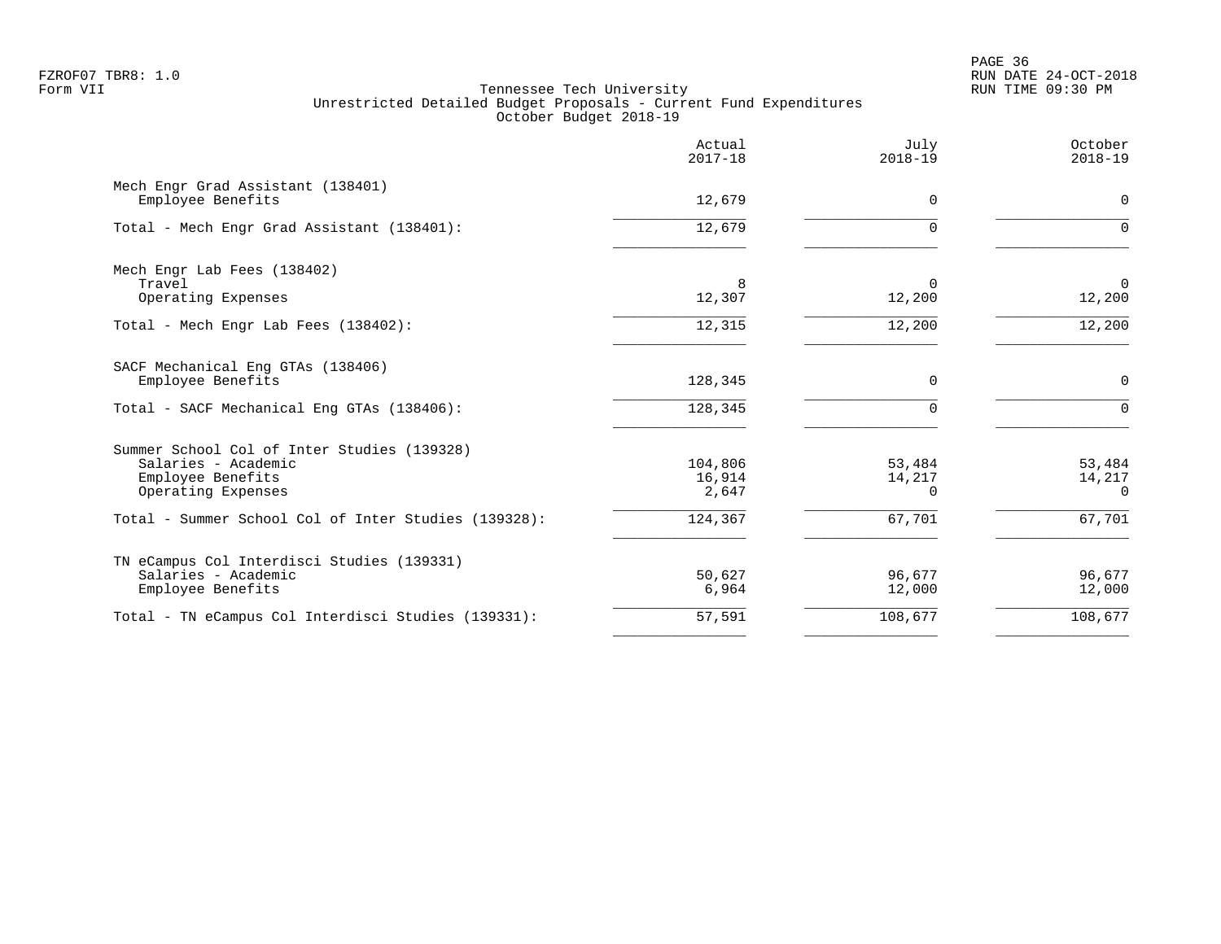FZROF07 TBR8: 1.0
Form VII

Tennessee Tech University
Unrestricted Detailed Budget Proposals - Current Fund Expenditures
October Budget 2018-19

RUN DATE 24-OCT-2018
RUN TIME 09:30 PM

| | Actual 2017-18 | July 2018-19 | October 2018-19 |
|---|---|---|---|
| **Mech Engr Grad Assistant (138401)** | | | |
| Employee Benefits | 12,679 | 0 | 0 |
| Total - Mech Engr Grad Assistant (138401): | 12,679 | 0 | 0 |
| **Mech Engr Lab Fees (138402)** | | | |
| Travel | 8 | 0 | 0 |
| Operating Expenses | 12,307 | 12,200 | 12,200 |
| Total - Mech Engr Lab Fees (138402): | 12,315 | 12,200 | 12,200 |
| **SACF Mechanical Eng GTAs (138406)** | | | |
| Employee Benefits | 128,345 | 0 | 0 |
| Total - SACF Mechanical Eng GTAs (138406): | 128,345 | 0 | 0 |
| **Summer School Col of Inter Studies (139328)** | | | |
| Salaries - Academic | 104,806 | 53,484 | 53,484 |
| Employee Benefits | 16,914 | 14,217 | 14,217 |
| Operating Expenses | 2,647 | 0 | 0 |
| Total - Summer School Col of Inter Studies (139328): | 124,367 | 67,701 | 67,701 |
| **TN eCampus Col Interdisci Studies (139331)** | | | |
| Salaries - Academic | 50,627 | 96,677 | 96,677 |
| Employee Benefits | 6,964 | 12,000 | 12,000 |
| Total - TN eCampus Col Interdisci Studies (139331): | 57,591 | 108,677 | 108,677 |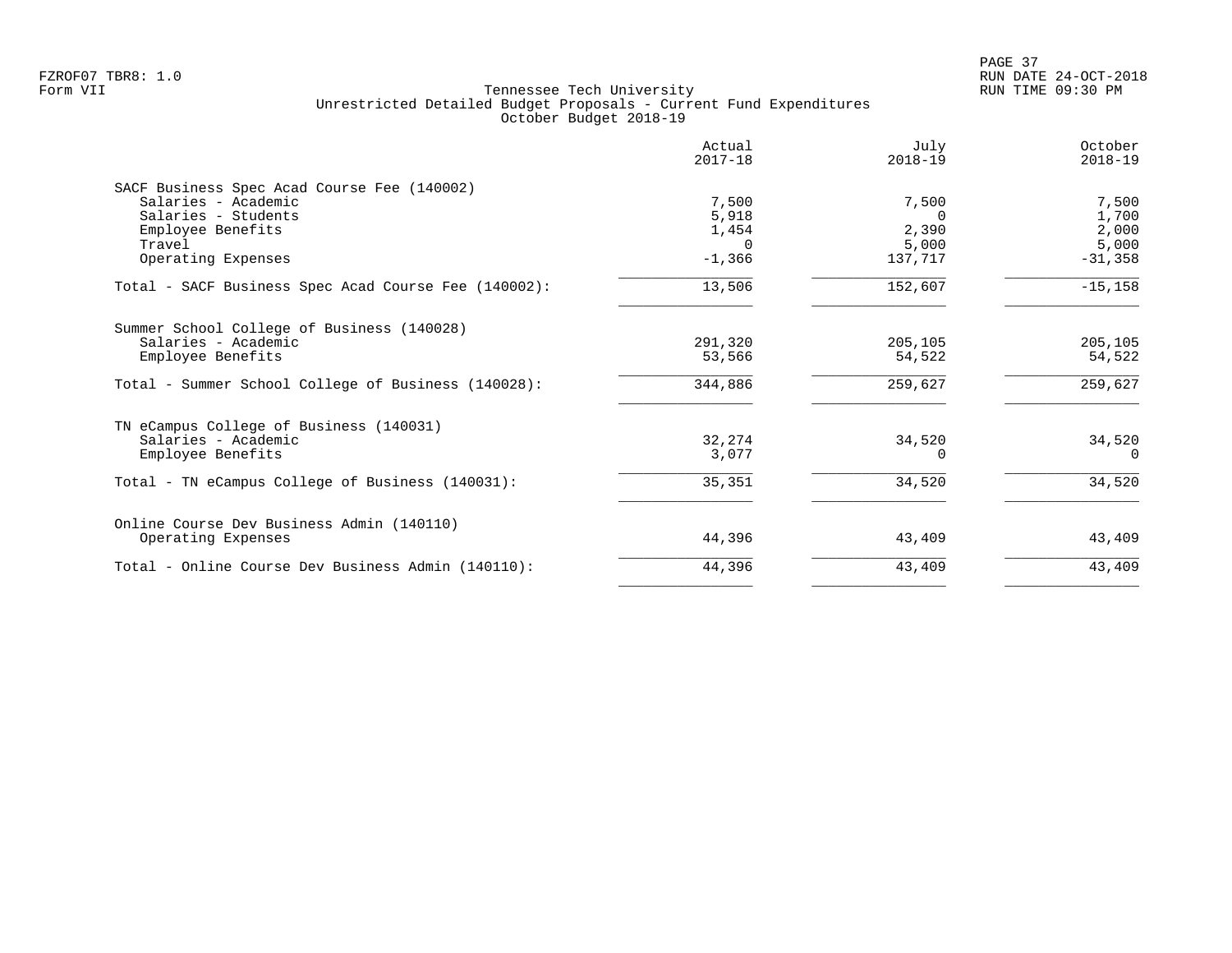FZROF07 TBR8: 1.0
Form VII

Tennessee Tech University
Unrestricted Detailed Budget Proposals - Current Fund Expenditures
October Budget 2018-19

RUN DATE 24-OCT-2018
RUN TIME 09:30 PM

| | Actual 2017-18 | July 2018-19 | October 2018-19 |
|---|---|---|---|
| SACF Business Spec Acad Course Fee (140002) | | | |
| Salaries - Academic | 7,500 | 7,500 | 7,500 |
| Salaries - Students | 5,918 | 0 | 1,700 |
| Employee Benefits | 1,454 | 2,390 | 2,000 |
| Travel | 0 | 5,000 | 5,000 |
| Operating Expenses | -1,366 | 137,717 | -31,358 |
| Total - SACF Business Spec Acad Course Fee (140002): | 13,506 | 152,607 | -15,158 |
| Summer School College of Business (140028) | | | |
| Salaries - Academic | 291,320 | 205,105 | 205,105 |
| Employee Benefits | 53,566 | 54,522 | 54,522 |
| Total - Summer School College of Business (140028): | 344,886 | 259,627 | 259,627 |
| TN eCampus College of Business (140031) | | | |
| Salaries - Academic | 32,274 | 34,520 | 34,520 |
| Employee Benefits | 3,077 | 0 | 0 |
| Total - TN eCampus College of Business (140031): | 35,351 | 34,520 | 34,520 |
| Online Course Dev Business Admin (140110) | | | |
| Operating Expenses | 44,396 | 43,409 | 43,409 |
| Total - Online Course Dev Business Admin (140110): | 44,396 | 43,409 | 43,409 |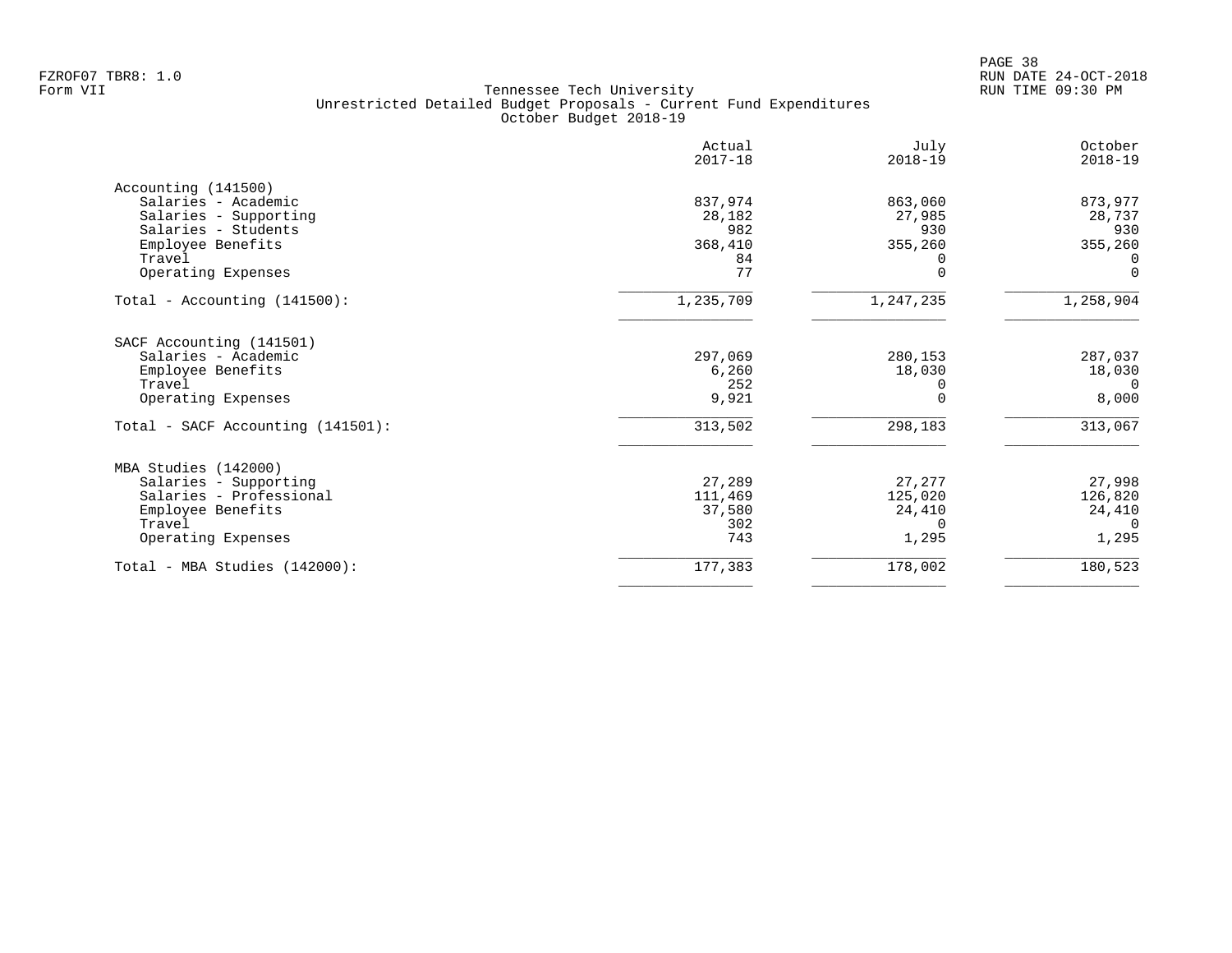FZROF07 TBR8: 1.0
Form VII

# Tennessee Tech University
## Unrestricted Detailed Budget Proposals - Current Fund Expenditures
### October Budget 2018-19

RUN DATE 24-OCT-2018
RUN TIME 09:30 PM

| | Actual 2017-18 | July 2018-19 | October 2018-19 |
|---|---|---|---|
| **Accounting (141500)** | | | |
| Salaries - Academic | 837,974 | 863,060 | 873,977 |
| Salaries - Supporting | 28,182 | 27,985 | 28,737 |
| Salaries - Students | 982 | 930 | 930 |
| Employee Benefits | 368,410 | 355,260 | 355,260 |
| Travel | 84 | 0 | 0 |
| Operating Expenses | 77 | 0 | 0 |
| Total - Accounting (141500): | 1,235,709 | 1,247,235 | 1,258,904 |
| **SACF Accounting (141501)** | | | |
| Salaries - Academic | 297,069 | 280,153 | 287,037 |
| Employee Benefits | 6,260 | 18,030 | 18,030 |
| Travel | 252 | 0 | 0 |
| Operating Expenses | 9,921 | 0 | 8,000 |
| Total - SACF Accounting (141501): | 313,502 | 298,183 | 313,067 |
| **MBA Studies (142000)** | | | |
| Salaries - Supporting | 27,289 | 27,277 | 27,998 |
| Salaries - Professional | 111,469 | 125,020 | 126,820 |
| Employee Benefits | 37,580 | 24,410 | 24,410 |
| Travel | 302 | 0 | 0 |
| Operating Expenses | 743 | 1,295 | 1,295 |
| Total - MBA Studies (142000): | 177,383 | 178,002 | 180,523 |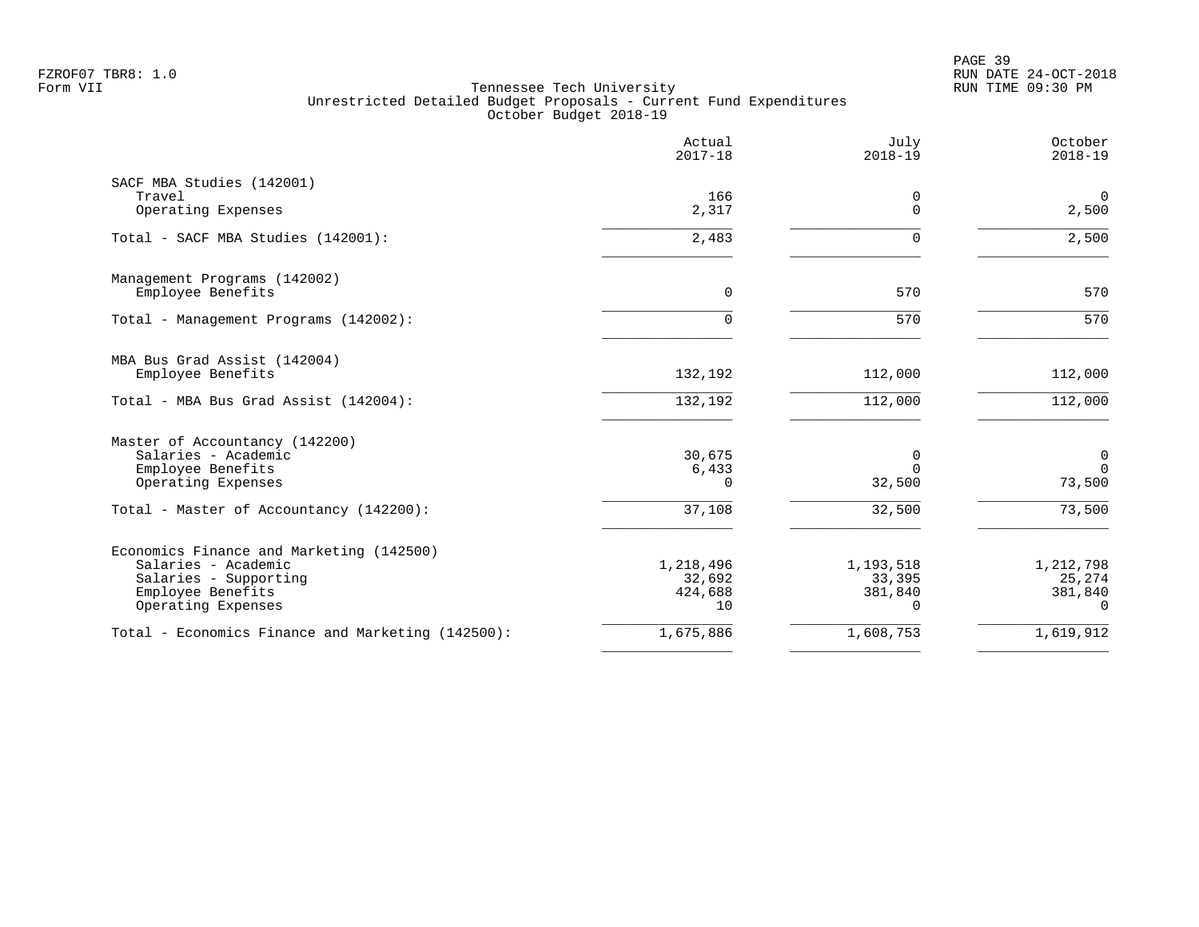Tennessee Tech University
Unrestricted Detailed Budget Proposals - Current Fund Expenditures
October Budget 2018-19

| | Actual 2017-18 | July 2018-19 | October 2018-19 |
|---|---|---|---|
| **SACF MBA Studies (142001)** | | | |
| Travel | 166 | 0 | 0 |
| Operating Expenses | 2,317 | 0 | 2,500 |
| Total - SACF MBA Studies (142001): | 2,483 | 0 | 2,500 |
| **Management Programs (142002)** | | | |
| Employee Benefits | 0 | 570 | 570 |
| Total - Management Programs (142002): | 0 | 570 | 570 |
| **MBA Bus Grad Assist (142004)** | | | |
| Employee Benefits | 132,192 | 112,000 | 112,000 |
| Total - MBA Bus Grad Assist (142004): | 132,192 | 112,000 | 112,000 |
| **Master of Accountancy (142200)** | | | |
| Salaries - Academic | 30,675 | 0 | 0 |
| Employee Benefits | 6,433 | 0 | 0 |
| Operating Expenses | 0 | 32,500 | 73,500 |
| Total - Master of Accountancy (142200): | 37,108 | 32,500 | 73,500 |
| **Economics Finance and Marketing (142500)** | | | |
| Salaries - Academic | 1,218,496 | 1,193,518 | 1,212,798 |
| Salaries - Supporting | 32,692 | 33,395 | 25,274 |
| Employee Benefits | 424,688 | 381,840 | 381,840 |
| Operating Expenses | 10 | 0 | 0 |
| Total - Economics Finance and Marketing (142500): | 1,675,886 | 1,608,753 | 1,619,912 |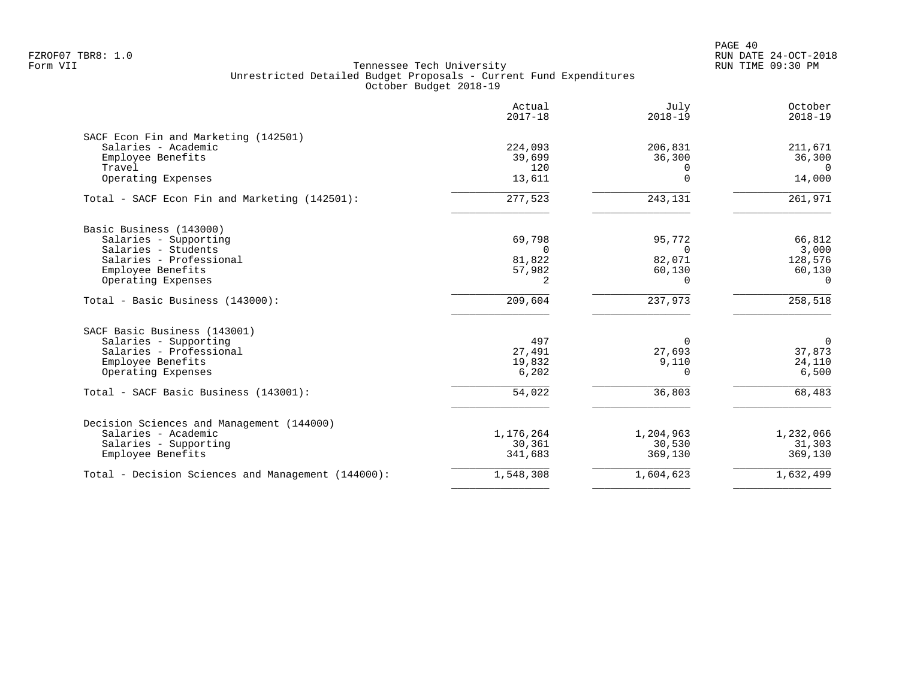Tennessee Tech University
Unrestricted Detailed Budget Proposals - Current Fund Expenditures
October Budget 2018-19

FZROF07 TBR8: 1.0
Form VII

RUN DATE 24-OCT-2018
RUN TIME 09:30 PM

| | Actual 2017-18 | July 2018-19 | October 2018-19 |
|---|---:|---:|---:|
| **SACF Econ Fin and Marketing (142501)** | | | |
| Salaries - Academic | 224,093 | 206,831 | 211,671 |
| Employee Benefits | 39,699 | 36,300 | 36,300 |
| Travel | 120 | 0 | 0 |
| Operating Expenses | 13,611 | 0 | 14,000 |
| Total - SACF Econ Fin and Marketing (142501): | 277,523 | 243,131 | 261,971 |
| **Basic Business (143000)** | | | |
| Salaries - Supporting | 69,798 | 95,772 | 66,812 |
| Salaries - Students | 0 | 0 | 3,000 |
| Salaries - Professional | 81,822 | 82,071 | 128,576 |
| Employee Benefits | 57,982 | 60,130 | 60,130 |
| Operating Expenses | 2 | 0 | 0 |
| Total - Basic Business (143000): | 209,604 | 237,973 | 258,518 |
| **SACF Basic Business (143001)** | | | |
| Salaries - Supporting | 497 | 0 | 0 |
| Salaries - Professional | 27,491 | 27,693 | 37,873 |
| Employee Benefits | 19,832 | 9,110 | 24,110 |
| Operating Expenses | 6,202 | 0 | 6,500 |
| Total - SACF Basic Business (143001): | 54,022 | 36,803 | 68,483 |
| **Decision Sciences and Management (144000)** | | | |
| Salaries - Academic | 1,176,264 | 1,204,963 | 1,232,066 |
| Salaries - Supporting | 30,361 | 30,530 | 31,303 |
| Employee Benefits | 341,683 | 369,130 | 369,130 |
| Total - Decision Sciences and Management (144000): | 1,548,308 | 1,604,623 | 1,632,499 |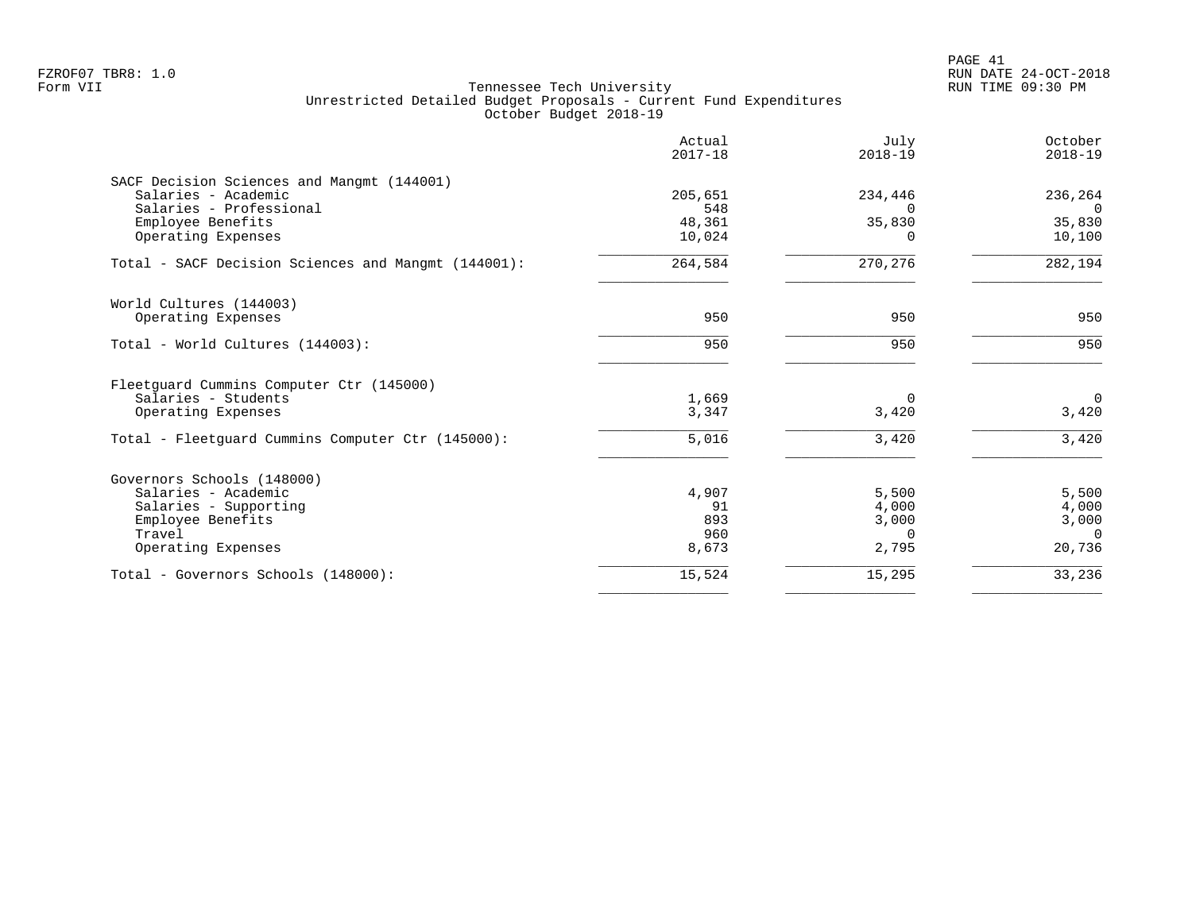Tennessee Tech University
Unrestricted Detailed Budget Proposals - Current Fund Expenditures
October Budget 2018-19

| | Actual 2017-18 | July 2018-19 | October 2018-19 |
|---|---|---|---|
| **SACF Decision Sciences and Mangmt (144001)** | | | |
| Salaries - Academic | 205,651 | 234,446 | 236,264 |
| Salaries - Professional | 548 | 0 | 0 |
| Employee Benefits | 48,361 | 35,830 | 35,830 |
| Operating Expenses | 10,024 | 0 | 10,100 |
| Total - SACF Decision Sciences and Mangmt (144001): | 264,584 | 270,276 | 282,194 |
| **World Cultures (144003)** | | | |
| Operating Expenses | 950 | 950 | 950 |
| Total - World Cultures (144003): | 950 | 950 | 950 |
| **Fleetguard Cummins Computer Ctr (145000)** | | | |
| Salaries - Students | 1,669 | 0 | 0 |
| Operating Expenses | 3,347 | 3,420 | 3,420 |
| Total - Fleetguard Cummins Computer Ctr (145000): | 5,016 | 3,420 | 3,420 |
| **Governors Schools (148000)** | | | |
| Salaries - Academic | 4,907 | 5,500 | 5,500 |
| Salaries - Supporting | 91 | 4,000 | 4,000 |
| Employee Benefits | 893 | 3,000 | 3,000 |
| Travel | 960 | 0 | 0 |
| Operating Expenses | 8,673 | 2,795 | 20,736 |
| Total - Governors Schools (148000): | 15,524 | 15,295 | 33,236 |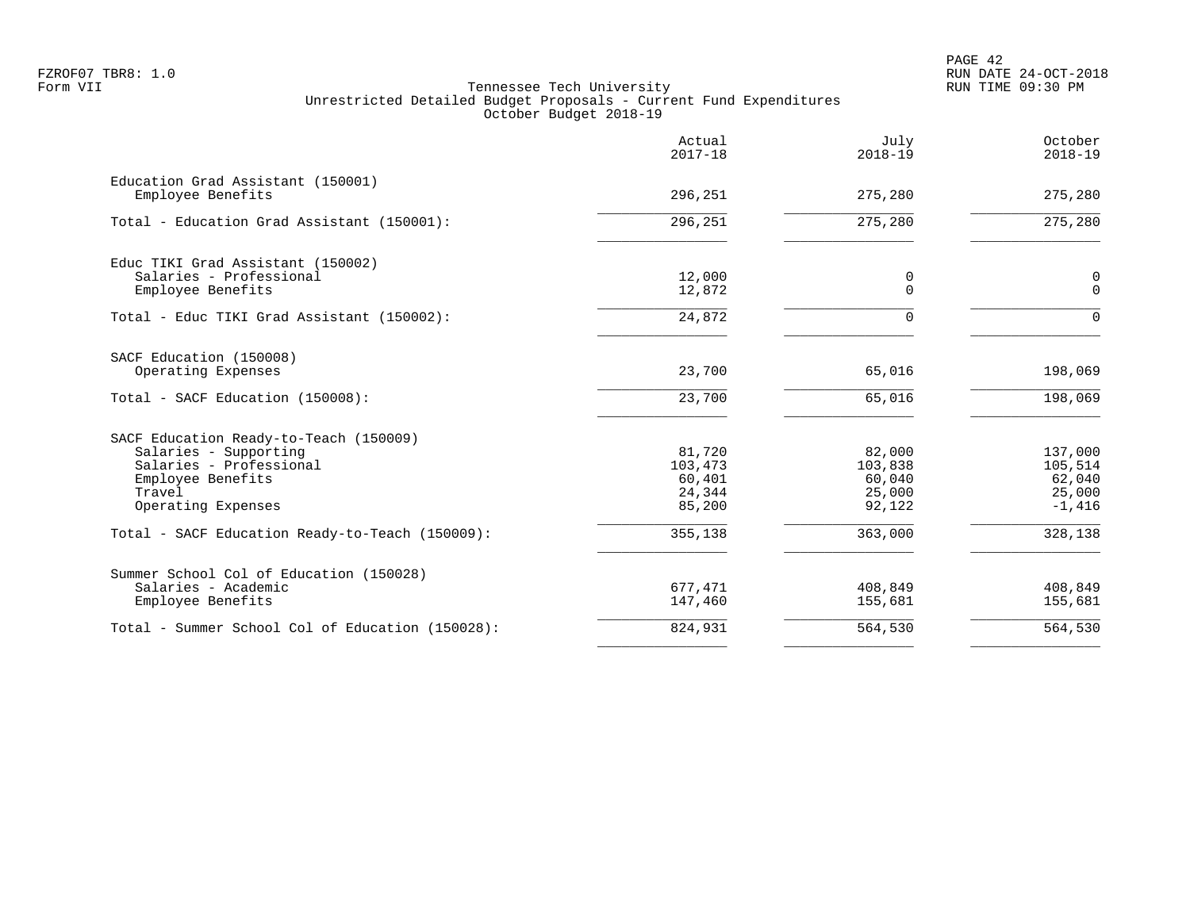Tennessee Tech University
Unrestricted Detailed Budget Proposals - Current Fund Expenditures
October Budget 2018-19

| | Actual 2017-18 | July 2018-19 | October 2018-19 |
|---|---|---|---|
| **Education Grad Assistant (150001)** | | | |
| Employee Benefits | 296,251 | 275,280 | 275,280 |
| Total - Education Grad Assistant (150001): | 296,251 | 275,280 | 275,280 |
| **Educ TIKI Grad Assistant (150002)** | | | |
| Salaries - Professional | 12,000 | 0 | 0 |
| Employee Benefits | 12,872 | 0 | 0 |
| Total - Educ TIKI Grad Assistant (150002): | 24,872 | 0 | 0 |
| **SACF Education (150008)** | | | |
| Operating Expenses | 23,700 | 65,016 | 198,069 |
| Total - SACF Education (150008): | 23,700 | 65,016 | 198,069 |
| **SACF Education Ready-to-Teach (150009)** | | | |
| Salaries - Supporting | 81,720 | 82,000 | 137,000 |
| Salaries - Professional | 103,473 | 103,838 | 105,514 |
| Employee Benefits | 60,401 | 60,040 | 62,040 |
| Travel | 24,344 | 25,000 | 25,000 |
| Operating Expenses | 85,200 | 92,122 | -1,416 |
| Total - SACF Education Ready-to-Teach (150009): | 355,138 | 363,000 | 328,138 |
| **Summer School Col of Education (150028)** | | | |
| Salaries - Academic | 677,471 | 408,849 | 408,849 |
| Employee Benefits | 147,460 | 155,681 | 155,681 |
| Total - Summer School Col of Education (150028): | 824,931 | 564,530 | 564,530 |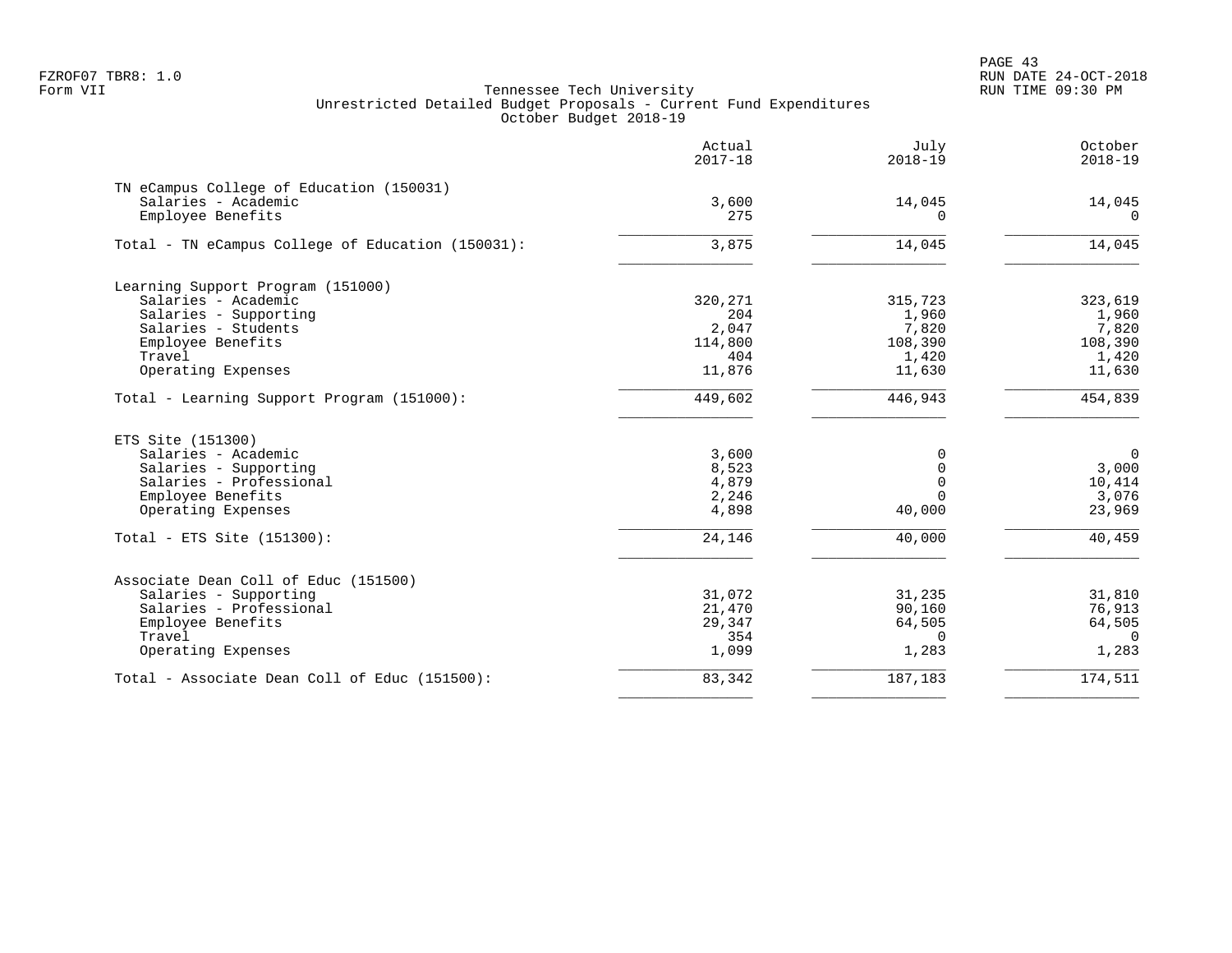FZROF07 TBR8: 1.0
Form VII

Tennessee Tech University
Unrestricted Detailed Budget Proposals - Current Fund Expenditures
October Budget 2018-19

RUN DATE 24-OCT-2018
RUN TIME 09:30 PM

| | Actual 2017-18 | July 2018-19 | October 2018-19 |
|---|---|---|---|
| **TN eCampus College of Education (150031)** | | | |
| Salaries - Academic | 3,600 | 14,045 | 14,045 |
| Employee Benefits | 275 | 0 | 0 |
| Total - TN eCampus College of Education (150031): | 3,875 | 14,045 | 14,045 |
| **Learning Support Program (151000)** | | | |
| Salaries - Academic | 320,271 | 315,723 | 323,619 |
| Salaries - Supporting | 204 | 1,960 | 1,960 |
| Salaries - Students | 2,047 | 7,820 | 7,820 |
| Employee Benefits | 114,800 | 108,390 | 108,390 |
| Travel | 404 | 1,420 | 1,420 |
| Operating Expenses | 11,876 | 11,630 | 11,630 |
| Total - Learning Support Program (151000): | 449,602 | 446,943 | 454,839 |
| **ETS Site (151300)** | | | |
| Salaries - Academic | 3,600 | 0 | 0 |
| Salaries - Supporting | 8,523 | 0 | 3,000 |
| Salaries - Professional | 4,879 | 0 | 10,414 |
| Employee Benefits | 2,246 | 0 | 3,076 |
| Operating Expenses | 4,898 | 40,000 | 23,969 |
| Total - ETS Site (151300): | 24,146 | 40,000 | 40,459 |
| **Associate Dean Coll of Educ (151500)** | | | |
| Salaries - Supporting | 31,072 | 31,235 | 31,810 |
| Salaries - Professional | 21,470 | 90,160 | 76,913 |
| Employee Benefits | 29,347 | 64,505 | 64,505 |
| Travel | 354 | 0 | 0 |
| Operating Expenses | 1,099 | 1,283 | 1,283 |
| Total - Associate Dean Coll of Educ (151500): | 83,342 | 187,183 | 174,511 |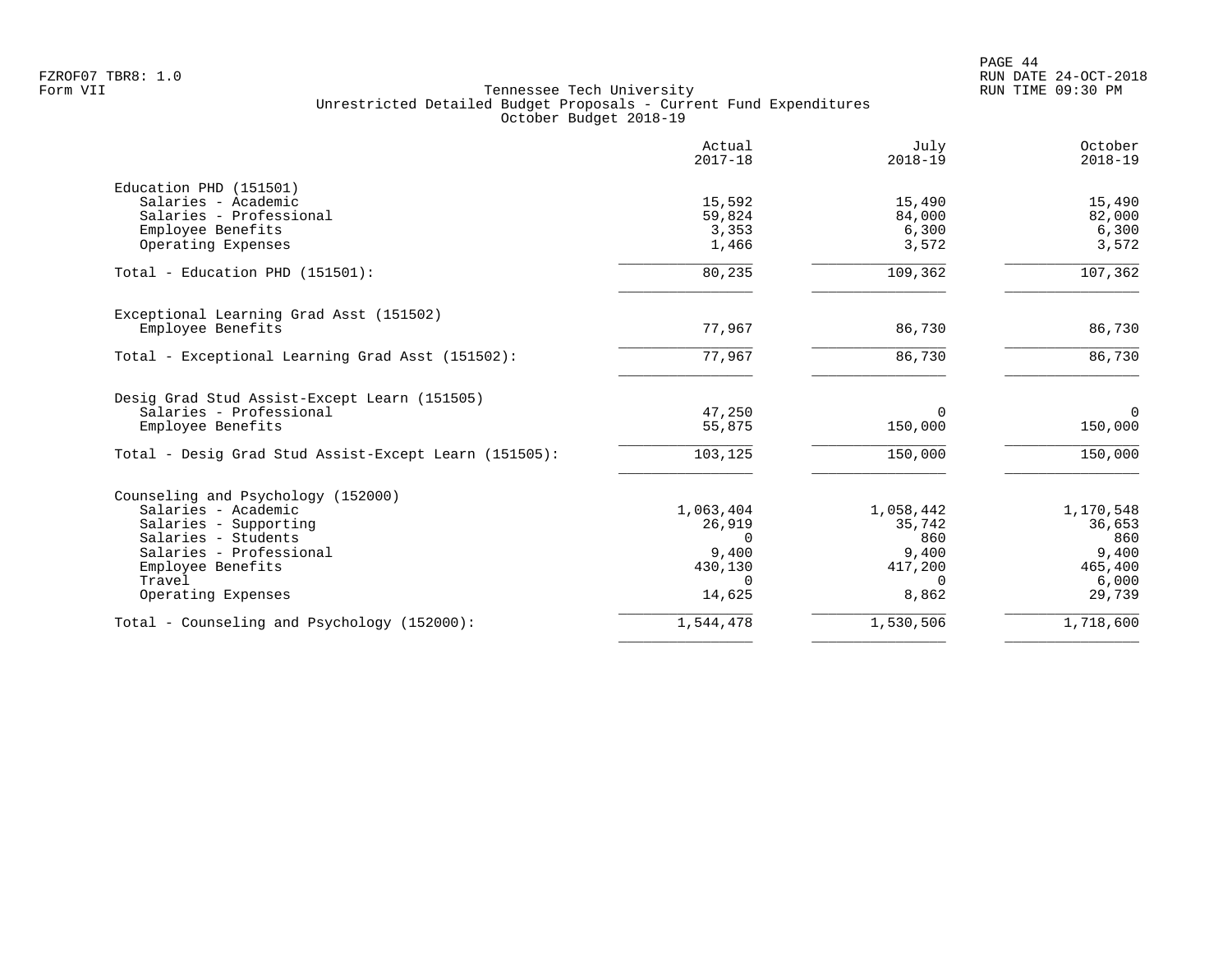Tennessee Tech University
Unrestricted Detailed Budget Proposals - Current Fund Expenditures
October Budget 2018-19

| | Actual 2017-18 | July 2018-19 | October 2018-19 |
|---|---:|---:|---:|
| **Education PHD (151501)** | | | |
| Salaries - Academic | 15,592 | 15,490 | 15,490 |
| Salaries - Professional | 59,824 | 84,000 | 82,000 |
| Employee Benefits | 3,353 | 6,300 | 6,300 |
| Operating Expenses | 1,466 | 3,572 | 3,572 |
| Total - Education PHD (151501): | 80,235 | 109,362 | 107,362 |
| **Exceptional Learning Grad Asst (151502)** | | | |
| Employee Benefits | 77,967 | 86,730 | 86,730 |
| Total - Exceptional Learning Grad Asst (151502): | 77,967 | 86,730 | 86,730 |
| **Desig Grad Stud Assist-Except Learn (151505)** | | | |
| Salaries - Professional | 47,250 | 0 | 0 |
| Employee Benefits | 55,875 | 150,000 | 150,000 |
| Total - Desig Grad Stud Assist-Except Learn (151505): | 103,125 | 150,000 | 150,000 |
| **Counseling and Psychology (152000)** | | | |
| Salaries - Academic | 1,063,404 | 1,058,442 | 1,170,548 |
| Salaries - Supporting | 26,919 | 35,742 | 36,653 |
| Salaries - Students | 0 | 860 | 860 |
| Salaries - Professional | 9,400 | 9,400 | 9,400 |
| Employee Benefits | 430,130 | 417,200 | 465,400 |
| Travel | 0 | 0 | 6,000 |
| Operating Expenses | 14,625 | 8,862 | 29,739 |
| Total - Counseling and Psychology (152000): | 1,544,478 | 1,530,506 | 1,718,600 |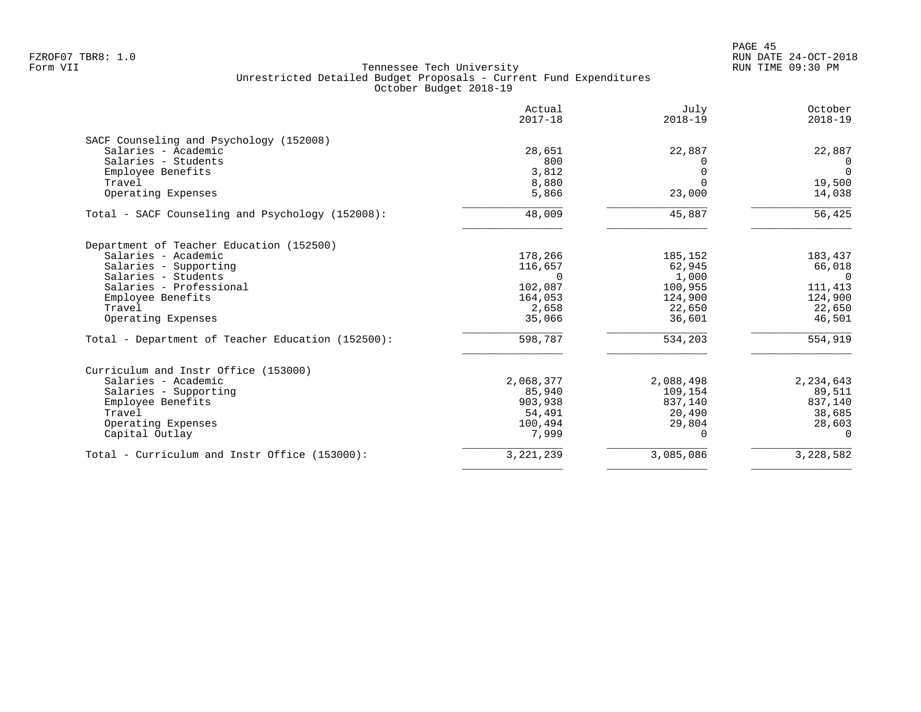Tennessee Tech University
Unrestricted Detailed Budget Proposals - Current Fund Expenditures
October Budget 2018-19

| | Actual 2017-18 | July 2018-19 | October 2018-19 |
|---|---|---|---|
| **SACF Counseling and Psychology (152008)** | | | |
| Salaries - Academic | 28,651 | 22,887 | 22,887 |
| Salaries - Students | 800 | 0 | 0 |
| Employee Benefits | 3,812 | 0 | 0 |
| Travel | 8,880 | 0 | 19,500 |
| Operating Expenses | 5,866 | 23,000 | 14,038 |
| Total - SACF Counseling and Psychology (152008): | 48,009 | 45,887 | 56,425 |
| **Department of Teacher Education (152500)** | | | |
| Salaries - Academic | 178,266 | 185,152 | 183,437 |
| Salaries - Supporting | 116,657 | 62,945 | 66,018 |
| Salaries - Students | 0 | 1,000 | 0 |
| Salaries - Professional | 102,087 | 100,955 | 111,413 |
| Employee Benefits | 164,053 | 124,900 | 124,900 |
| Travel | 2,658 | 22,650 | 22,650 |
| Operating Expenses | 35,066 | 36,601 | 46,501 |
| Total - Department of Teacher Education (152500): | 598,787 | 534,203 | 554,919 |
| **Curriculum and Instr Office (153000)** | | | |
| Salaries - Academic | 2,068,377 | 2,088,498 | 2,234,643 |
| Salaries - Supporting | 85,940 | 109,154 | 89,511 |
| Employee Benefits | 903,938 | 837,140 | 837,140 |
| Travel | 54,491 | 20,490 | 38,685 |
| Operating Expenses | 100,494 | 29,804 | 28,603 |
| Capital Outlay | 7,999 | 0 | 0 |
| Total - Curriculum and Instr Office (153000): | 3,221,239 | 3,085,086 | 3,228,582 |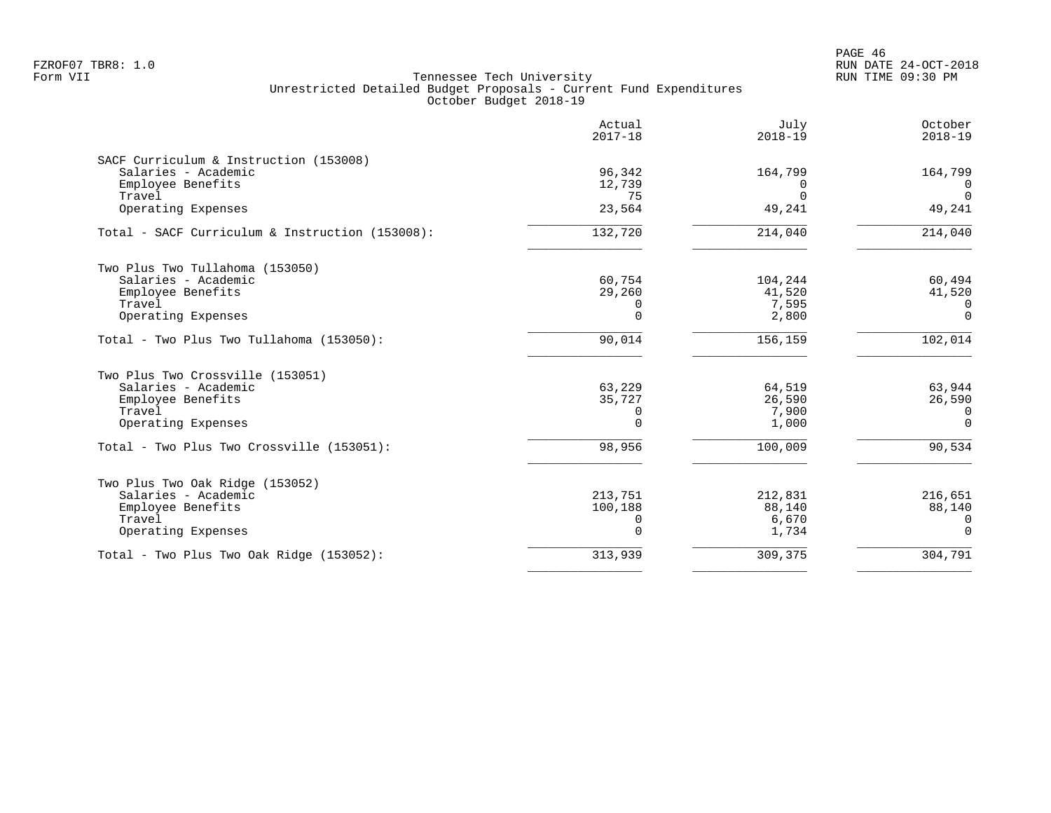FZROF07 TBR8: 1.0
Form VII

Tennessee Tech University
Unrestricted Detailed Budget Proposals - Current Fund Expenditures
October Budget 2018-19

RUN DATE 24-OCT-2018
RUN TIME 09:30 PM

| | Actual 2017-18 | July 2018-19 | October 2018-19 |
|---|---|---|---|
| **SACF Curriculum & Instruction (153008)** | | | |
| Salaries - Academic | 96,342 | 164,799 | 164,799 |
| Employee Benefits | 12,739 | 0 | 0 |
| Travel | 75 | 0 | 0 |
| Operating Expenses | 23,564 | 49,241 | 49,241 |
| Total - SACF Curriculum & Instruction (153008): | 132,720 | 214,040 | 214,040 |
| **Two Plus Two Tullahoma (153050)** | | | |
| Salaries - Academic | 60,754 | 104,244 | 60,494 |
| Employee Benefits | 29,260 | 41,520 | 41,520 |
| Travel | 0 | 7,595 | 0 |
| Operating Expenses | 0 | 2,800 | 0 |
| Total - Two Plus Two Tullahoma (153050): | 90,014 | 156,159 | 102,014 |
| **Two Plus Two Crossville (153051)** | | | |
| Salaries - Academic | 63,229 | 64,519 | 63,944 |
| Employee Benefits | 35,727 | 26,590 | 26,590 |
| Travel | 0 | 7,900 | 0 |
| Operating Expenses | 0 | 1,000 | 0 |
| Total - Two Plus Two Crossville (153051): | 98,956 | 100,009 | 90,534 |
| **Two Plus Two Oak Ridge (153052)** | | | |
| Salaries - Academic | 213,751 | 212,831 | 216,651 |
| Employee Benefits | 100,188 | 88,140 | 88,140 |
| Travel | 0 | 6,670 | 0 |
| Operating Expenses | 0 | 1,734 | 0 |
| Total - Two Plus Two Oak Ridge (153052): | 313,939 | 309,375 | 304,791 |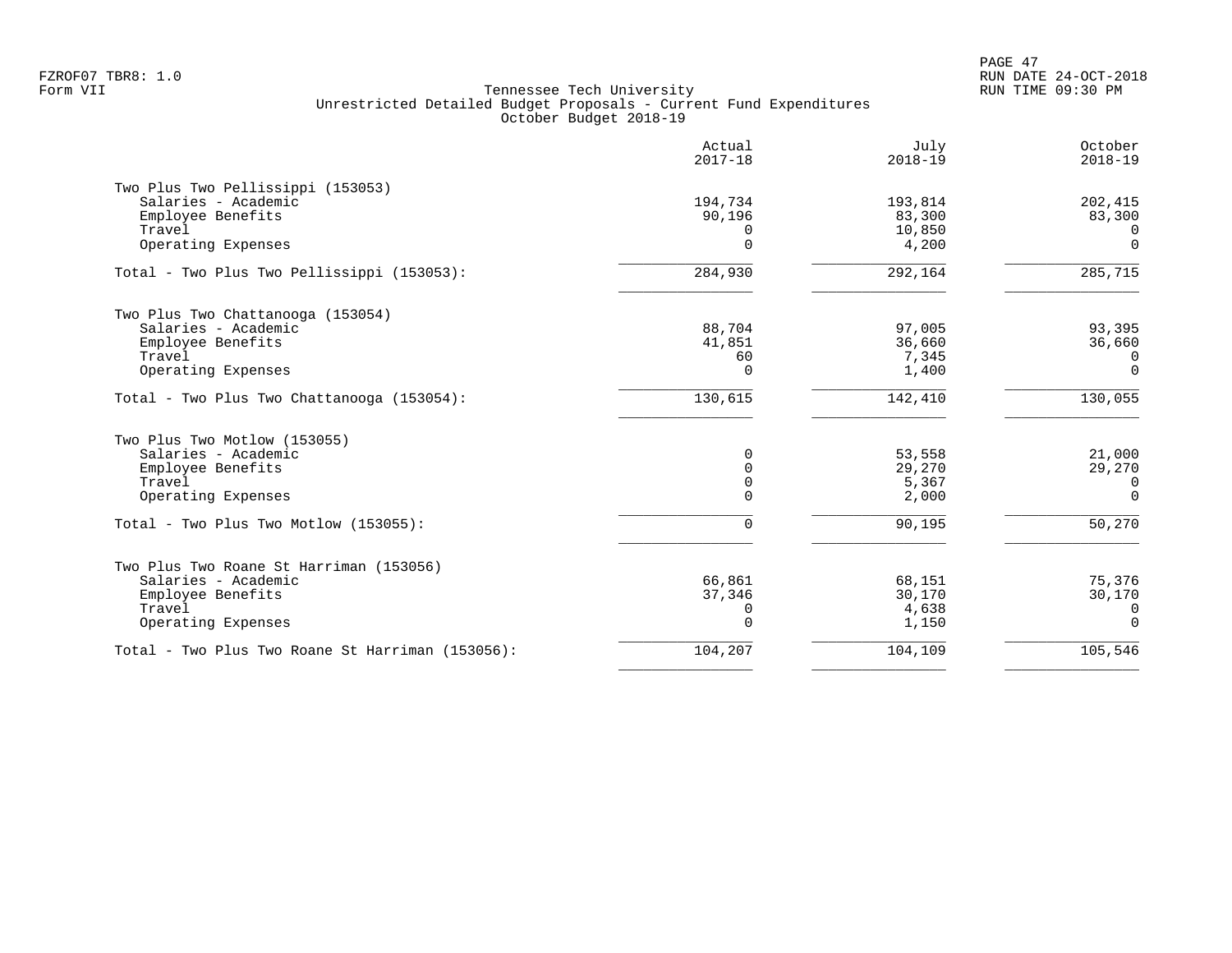Tennessee Tech University
Unrestricted Detailed Budget Proposals - Current Fund Expenditures
October Budget 2018-19

| | Actual 2017-18 | July 2018-19 | October 2018-19 |
|---|---|---|---|
| **Two Plus Two Pellissippi (153053)** | | | |
| Salaries - Academic | 194,734 | 193,814 | 202,415 |
| Employee Benefits | 90,196 | 83,300 | 83,300 |
| Travel | 0 | 10,850 | 0 |
| Operating Expenses | 0 | 4,200 | 0 |
| Total - Two Plus Two Pellissippi (153053): | 284,930 | 292,164 | 285,715 |
| **Two Plus Two Chattanooga (153054)** | | | |
| Salaries - Academic | 88,704 | 97,005 | 93,395 |
| Employee Benefits | 41,851 | 36,660 | 36,660 |
| Travel | 60 | 7,345 | 0 |
| Operating Expenses | 0 | 1,400 | 0 |
| Total - Two Plus Two Chattanooga (153054): | 130,615 | 142,410 | 130,055 |
| **Two Plus Two Motlow (153055)** | | | |
| Salaries - Academic | 0 | 53,558 | 21,000 |
| Employee Benefits | 0 | 29,270 | 29,270 |
| Travel | 0 | 5,367 | 0 |
| Operating Expenses | 0 | 2,000 | 0 |
| Total - Two Plus Two Motlow (153055): | 0 | 90,195 | 50,270 |
| **Two Plus Two Roane St Harriman (153056)** | | | |
| Salaries - Academic | 66,861 | 68,151 | 75,376 |
| Employee Benefits | 37,346 | 30,170 | 30,170 |
| Travel | 0 | 4,638 | 0 |
| Operating Expenses | 0 | 1,150 | 0 |
| Total - Two Plus Two Roane St Harriman (153056): | 104,207 | 104,109 | 105,546 |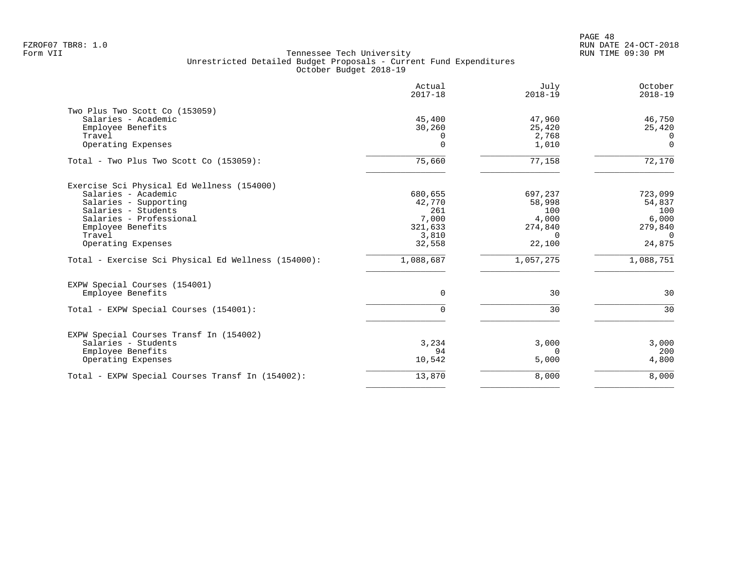FZROF07 TBR8: 1.0
Form VII

Tennessee Tech University
Unrestricted Detailed Budget Proposals - Current Fund Expenditures
October Budget 2018-19

RUN DATE 24-OCT-2018
RUN TIME 09:30 PM

| | Actual 2017-18 | July 2018-19 | October 2018-19 |
|---|---|---|---|
| **Two Plus Two Scott Co (153059)** | | | |
| Salaries - Academic | 45,400 | 47,960 | 46,750 |
| Employee Benefits | 30,260 | 25,420 | 25,420 |
| Travel | 0 | 2,768 | 0 |
| Operating Expenses | 0 | 1,010 | 0 |
| Total - Two Plus Two Scott Co (153059): | 75,660 | 77,158 | 72,170 |
| **Exercise Sci Physical Ed Wellness (154000)** | | | |
| Salaries - Academic | 680,655 | 697,237 | 723,099 |
| Salaries - Supporting | 42,770 | 58,998 | 54,837 |
| Salaries - Students | 261 | 100 | 100 |
| Salaries - Professional | 7,000 | 4,000 | 6,000 |
| Employee Benefits | 321,633 | 274,840 | 279,840 |
| Travel | 3,810 | 0 | 0 |
| Operating Expenses | 32,558 | 22,100 | 24,875 |
| Total - Exercise Sci Physical Ed Wellness (154000): | 1,088,687 | 1,057,275 | 1,088,751 |
| **EXPW Special Courses (154001)** | | | |
| Employee Benefits | 0 | 30 | 30 |
| Total - EXPW Special Courses (154001): | 0 | 30 | 30 |
| **EXPW Special Courses Transf In (154002)** | | | |
| Salaries - Students | 3,234 | 3,000 | 3,000 |
| Employee Benefits | 94 | 0 | 200 |
| Operating Expenses | 10,542 | 5,000 | 4,800 |
| Total - EXPW Special Courses Transf In (154002): | 13,870 | 8,000 | 8,000 |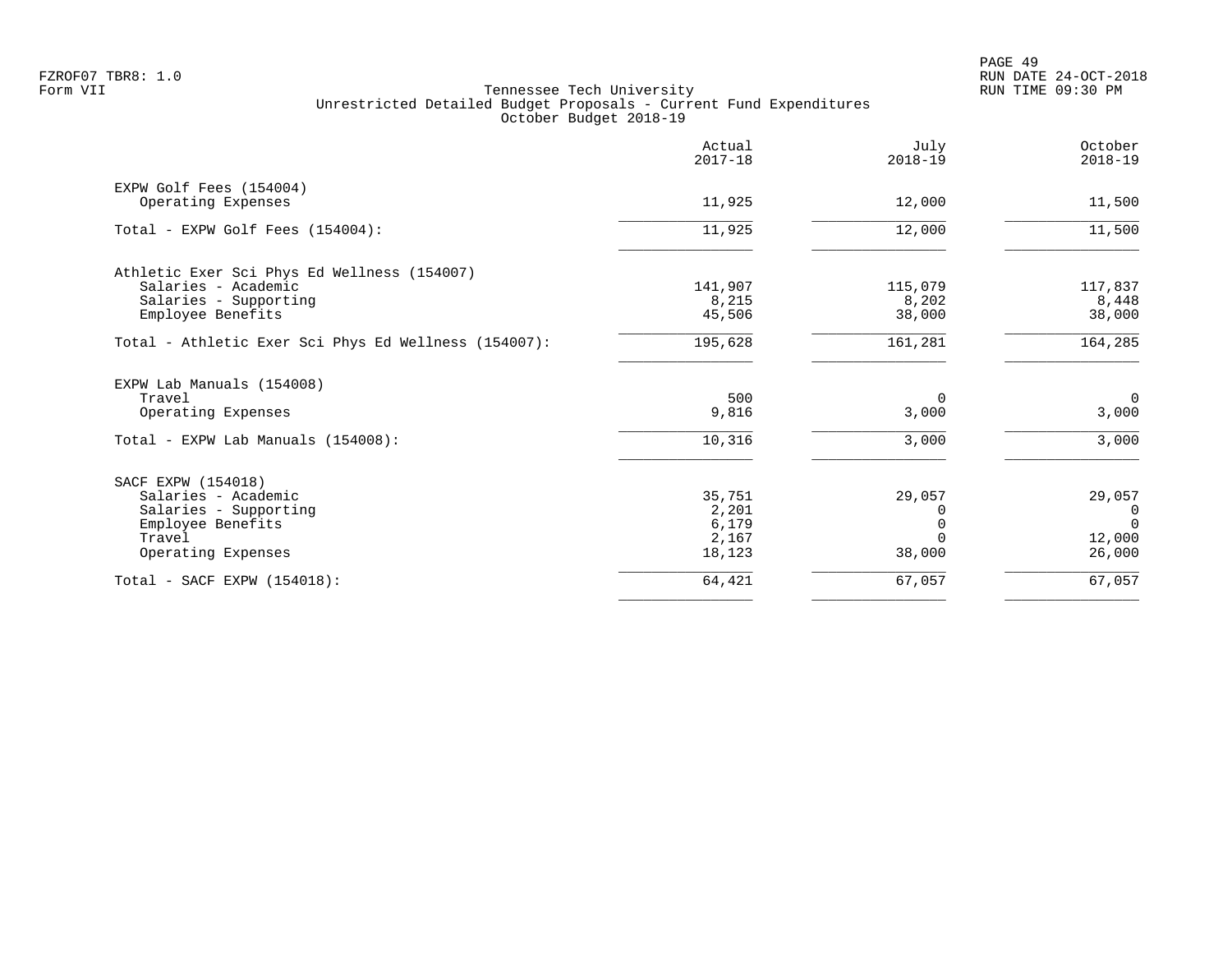Tennessee Tech University
Unrestricted Detailed Budget Proposals - Current Fund Expenditures
October Budget 2018-19

| | Actual 2017-18 | July 2018-19 | October 2018-19 |
|---|---|---|---|
| EXPW Golf Fees (154004) | | | |
| Operating Expenses | 11,925 | 12,000 | 11,500 |
| Total - EXPW Golf Fees (154004): | 11,925 | 12,000 | 11,500 |
| Athletic Exer Sci Phys Ed Wellness (154007) | | | |
| Salaries - Academic | 141,907 | 115,079 | 117,837 |
| Salaries - Supporting | 8,215 | 8,202 | 8,448 |
| Employee Benefits | 45,506 | 38,000 | 38,000 |
| Total - Athletic Exer Sci Phys Ed Wellness (154007): | 195,628 | 161,281 | 164,285 |
| EXPW Lab Manuals (154008) | | | |
| Travel | 500 | 0 | 0 |
| Operating Expenses | 9,816 | 3,000 | 3,000 |
| Total - EXPW Lab Manuals (154008): | 10,316 | 3,000 | 3,000 |
| SACF EXPW (154018) | | | |
| Salaries - Academic | 35,751 | 29,057 | 29,057 |
| Salaries - Supporting | 2,201 | 0 | 0 |
| Employee Benefits | 6,179 | 0 | 0 |
| Travel | 2,167 | 0 | 12,000 |
| Operating Expenses | 18,123 | 38,000 | 26,000 |
| Total - SACF EXPW (154018): | 64,421 | 67,057 | 67,057 |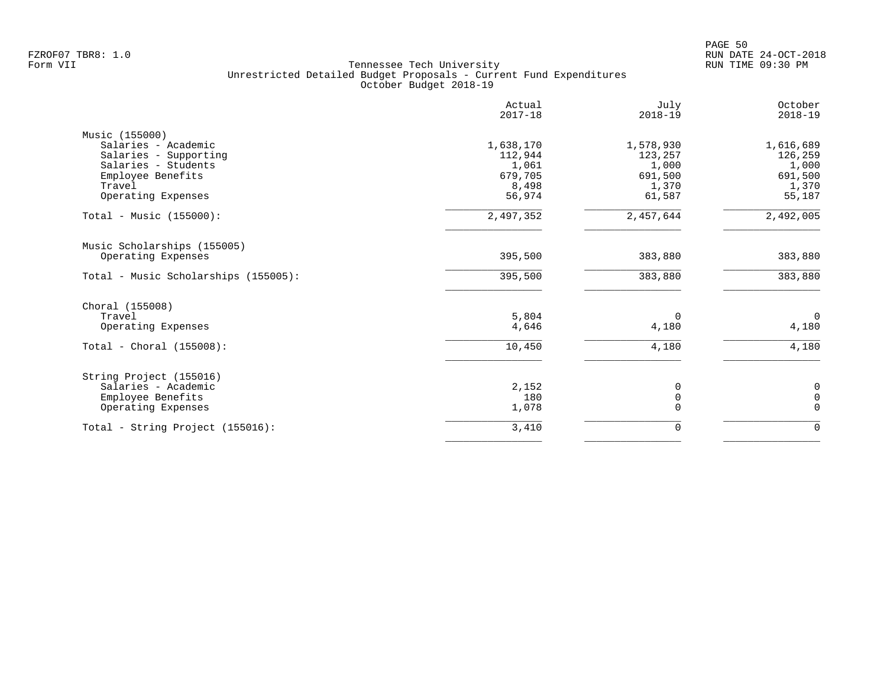FZROF07 TBR8: 1.0
Form VII

Tennessee Tech University
Unrestricted Detailed Budget Proposals - Current Fund Expenditures
October Budget 2018-19

| | Actual 2017-18 | July 2018-19 | October 2018-19 |
|---|---|---|---|
| **Music (155000)** | | | |
| Salaries - Academic | 1,638,170 | 1,578,930 | 1,616,689 |
| Salaries - Supporting | 112,944 | 123,257 | 126,259 |
| Salaries - Students | 1,061 | 1,000 | 1,000 |
| Employee Benefits | 679,705 | 691,500 | 691,500 |
| Travel | 8,498 | 1,370 | 1,370 |
| Operating Expenses | 56,974 | 61,587 | 55,187 |
| Total - Music (155000): | 2,497,352 | 2,457,644 | 2,492,005 |
| **Music Scholarships (155005)** | | | |
| Operating Expenses | 395,500 | 383,880 | 383,880 |
| Total - Music Scholarships (155005): | 395,500 | 383,880 | 383,880 |
| **Choral (155008)** | | | |
| Travel | 5,804 | 0 | 0 |
| Operating Expenses | 4,646 | 4,180 | 4,180 |
| Total - Choral (155008): | 10,450 | 4,180 | 4,180 |
| **String Project (155016)** | | | |
| Salaries - Academic | 2,152 | 0 | 0 |
| Employee Benefits | 180 | 0 | 0 |
| Operating Expenses | 1,078 | 0 | 0 |
| Total - String Project (155016): | 3,410 | 0 | 0 |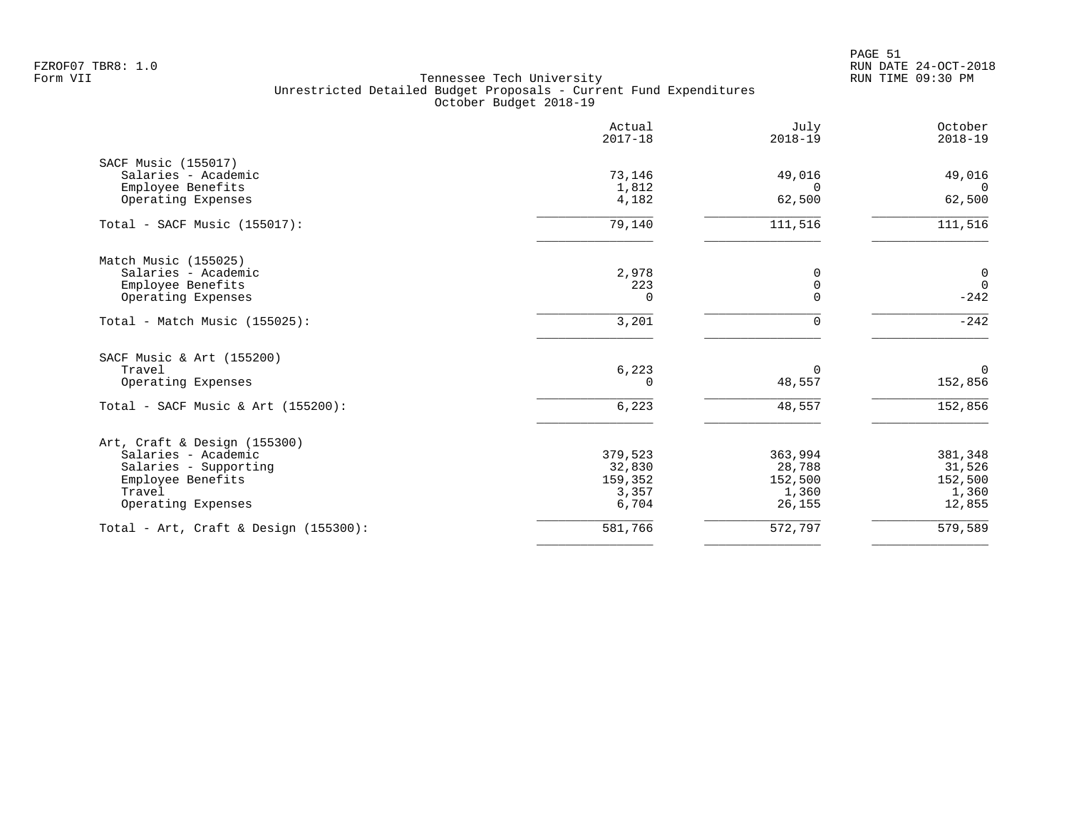Tennessee Tech University
Unrestricted Detailed Budget Proposals - Current Fund Expenditures
October Budget 2018-19

| | Actual 2017-18 | July 2018-19 | October 2018-19 |
|---|---|---|---|
| **SACF Music (155017)** | | | |
| Salaries - Academic | 73,146 | 49,016 | 49,016 |
| Employee Benefits | 1,812 | 0 | 0 |
| Operating Expenses | 4,182 | 62,500 | 62,500 |
| Total - SACF Music (155017): | 79,140 | 111,516 | 111,516 |
| **Match Music (155025)** | | | |
| Salaries - Academic | 2,978 | 0 | 0 |
| Employee Benefits | 223 | 0 | 0 |
| Operating Expenses | 0 | 0 | -242 |
| Total - Match Music (155025): | 3,201 | 0 | -242 |
| **SACF Music & Art (155200)** | | | |
| Travel | 6,223 | 0 | 0 |
| Operating Expenses | 0 | 48,557 | 152,856 |
| Total - SACF Music & Art (155200): | 6,223 | 48,557 | 152,856 |
| **Art, Craft & Design (155300)** | | | |
| Salaries - Academic | 379,523 | 363,994 | 381,348 |
| Salaries - Supporting | 32,830 | 28,788 | 31,526 |
| Employee Benefits | 159,352 | 152,500 | 152,500 |
| Travel | 3,357 | 1,360 | 1,360 |
| Operating Expenses | 6,704 | 26,155 | 12,855 |
| Total - Art, Craft & Design (155300): | 581,766 | 572,797 | 579,589 |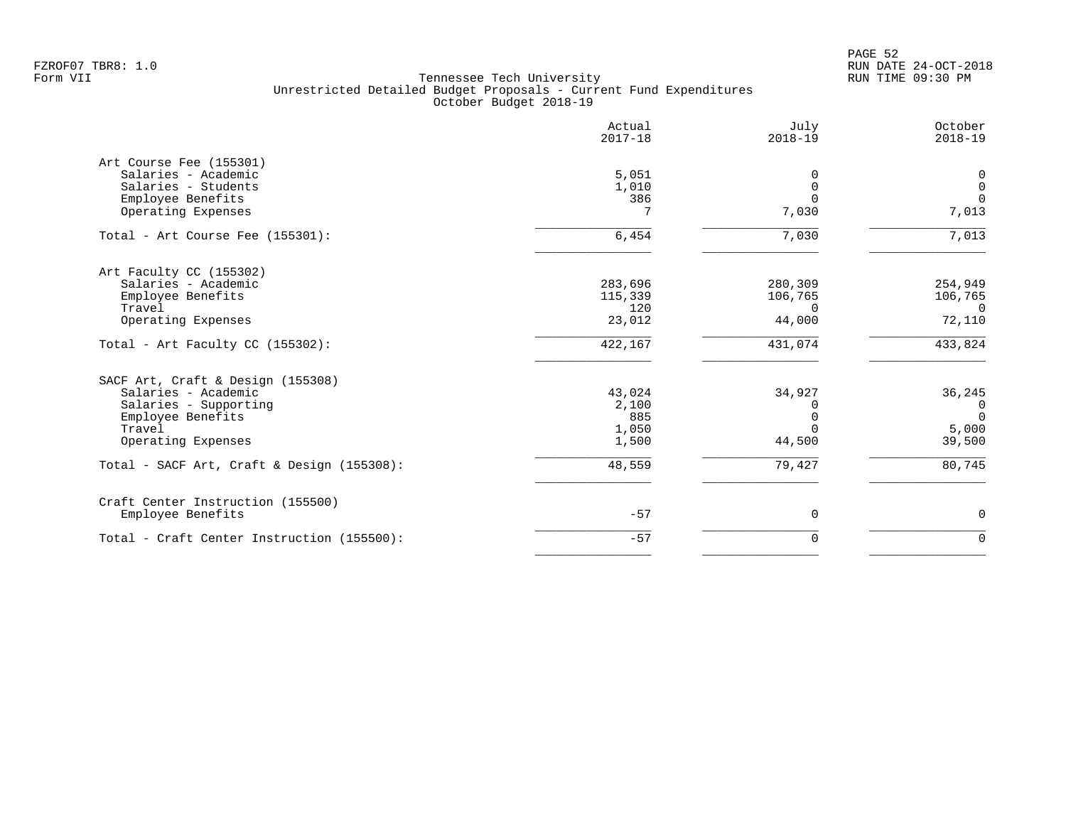Tennessee Tech University
Unrestricted Detailed Budget Proposals - Current Fund Expenditures
October Budget 2018-19

Form VII

| | Actual 2017-18 | July 2018-19 | October 2018-19 |
|---|---|---|---|
| **Art Course Fee (155301)** | | | |
| Salaries - Academic | 5,051 | 0 | 0 |
| Salaries - Students | 1,010 | 0 | 0 |
| Employee Benefits | 386 | 0 | 0 |
| Operating Expenses | 7 | 7,030 | 7,013 |
| Total - Art Course Fee (155301): | 6,454 | 7,030 | 7,013 |
| **Art Faculty CC (155302)** | | | |
| Salaries - Academic | 283,696 | 280,309 | 254,949 |
| Employee Benefits | 115,339 | 106,765 | 106,765 |
| Travel | 120 | 0 | 0 |
| Operating Expenses | 23,012 | 44,000 | 72,110 |
| Total - Art Faculty CC (155302): | 422,167 | 431,074 | 433,824 |
| **SACF Art, Craft & Design (155308)** | | | |
| Salaries - Academic | 43,024 | 34,927 | 36,245 |
| Salaries - Supporting | 2,100 | 0 | 0 |
| Employee Benefits | 885 | 0 | 0 |
| Travel | 1,050 | 0 | 5,000 |
| Operating Expenses | 1,500 | 44,500 | 39,500 |
| Total - SACF Art, Craft & Design (155308): | 48,559 | 79,427 | 80,745 |
| **Craft Center Instruction (155500)** | | | |
| Employee Benefits | -57 | 0 | 0 |
| Total - Craft Center Instruction (155500): | -57 | 0 | 0 |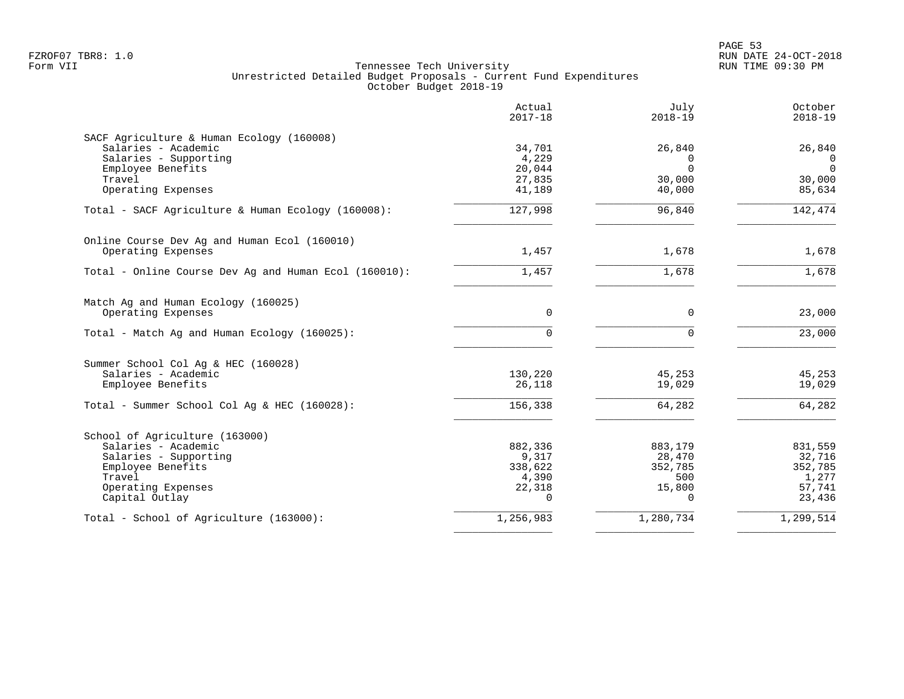Tennessee Tech University
Unrestricted Detailed Budget Proposals - Current Fund Expenditures
October Budget 2018-19

| | Actual 2017-18 | July 2018-19 | October 2018-19 |
|---|---|---|---|
| **SACF Agriculture & Human Ecology (160008)** | | | |
| Salaries - Academic | 34,701 | 26,840 | 26,840 |
| Salaries - Supporting | 4,229 | 0 | 0 |
| Employee Benefits | 20,044 | 0 | 0 |
| Travel | 27,835 | 30,000 | 30,000 |
| Operating Expenses | 41,189 | 40,000 | 85,634 |
| Total - SACF Agriculture & Human Ecology (160008): | 127,998 | 96,840 | 142,474 |
| **Online Course Dev Ag and Human Ecol (160010)** | | | |
| Operating Expenses | 1,457 | 1,678 | 1,678 |
| Total - Online Course Dev Ag and Human Ecol (160010): | 1,457 | 1,678 | 1,678 |
| **Match Ag and Human Ecology (160025)** | | | |
| Operating Expenses | 0 | 0 | 23,000 |
| Total - Match Ag and Human Ecology (160025): | 0 | 0 | 23,000 |
| **Summer School Col Ag & HEC (160028)** | | | |
| Salaries - Academic | 130,220 | 45,253 | 45,253 |
| Employee Benefits | 26,118 | 19,029 | 19,029 |
| Total - Summer School Col Ag & HEC (160028): | 156,338 | 64,282 | 64,282 |
| **School of Agriculture (163000)** | | | |
| Salaries - Academic | 882,336 | 883,179 | 831,559 |
| Salaries - Supporting | 9,317 | 28,470 | 32,716 |
| Employee Benefits | 338,622 | 352,785 | 352,785 |
| Travel | 4,390 | 500 | 1,277 |
| Operating Expenses | 22,318 | 15,800 | 57,741 |
| Capital Outlay | 0 | 0 | 23,436 |
| Total - School of Agriculture (163000): | 1,256,983 | 1,280,734 | 1,299,514 |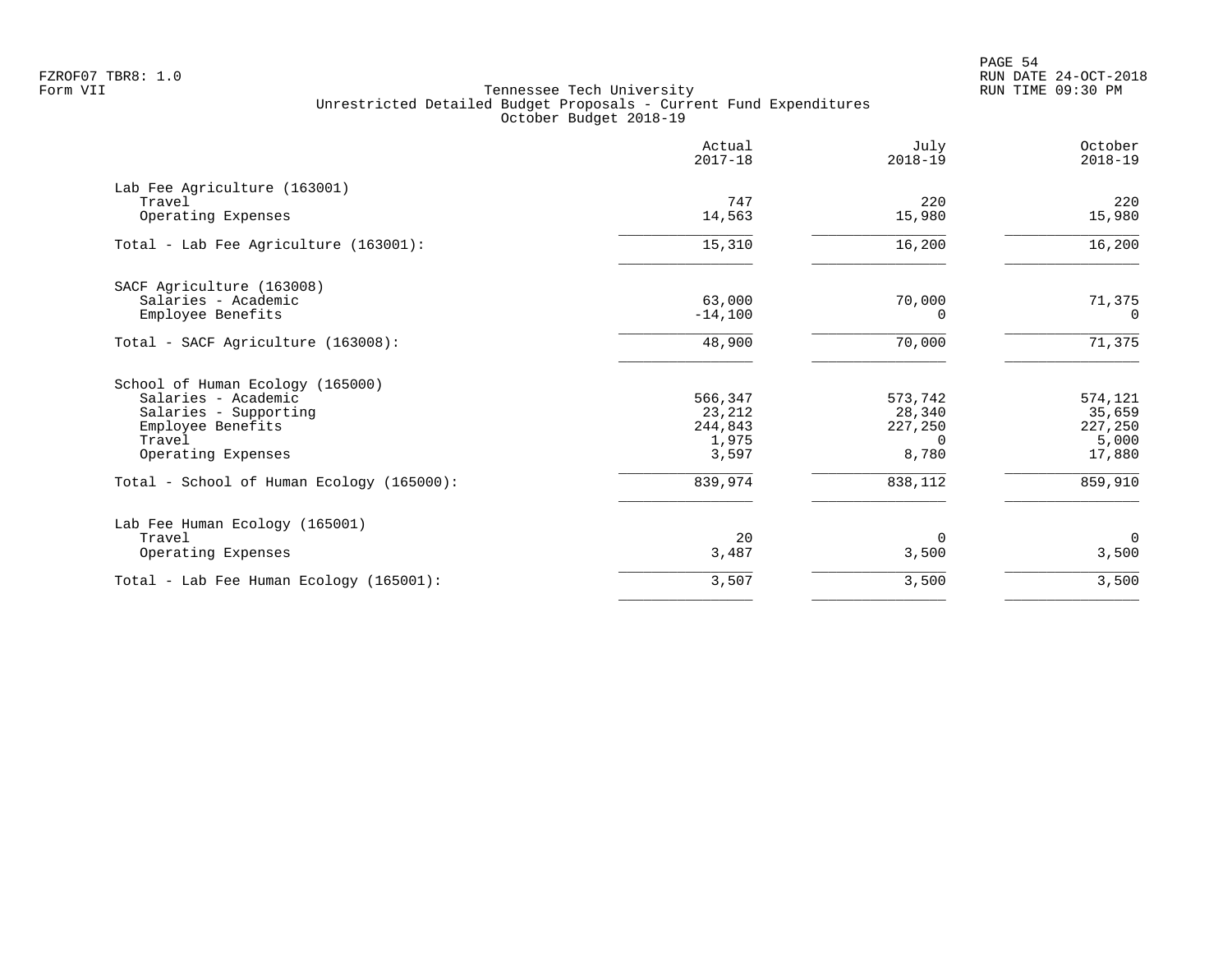FZROF07 TBR8: 1.0
Form VII

Tennessee Tech University
Unrestricted Detailed Budget Proposals - Current Fund Expenditures
October Budget 2018-19

RUN DATE 24-OCT-2018
RUN TIME 09:30 PM

| | Actual 2017-18 | July 2018-19 | October 2018-19 |
|---|---|---|---|
| **Lab Fee Agriculture (163001)** | | | |
| Travel | 747 | 220 | 220 |
| Operating Expenses | 14,563 | 15,980 | 15,980 |
| Total - Lab Fee Agriculture (163001): | 15,310 | 16,200 | 16,200 |
| **SACF Agriculture (163008)** | | | |
| Salaries - Academic | 63,000 | 70,000 | 71,375 |
| Employee Benefits | -14,100 | 0 | 0 |
| Total - SACF Agriculture (163008): | 48,900 | 70,000 | 71,375 |
| **School of Human Ecology (165000)** | | | |
| Salaries - Academic | 566,347 | 573,742 | 574,121 |
| Salaries - Supporting | 23,212 | 28,340 | 35,659 |
| Employee Benefits | 244,843 | 227,250 | 227,250 |
| Travel | 1,975 | 0 | 5,000 |
| Operating Expenses | 3,597 | 8,780 | 17,880 |
| Total - School of Human Ecology (165000): | 839,974 | 838,112 | 859,910 |
| **Lab Fee Human Ecology (165001)** | | | |
| Travel | 20 | 0 | 0 |
| Operating Expenses | 3,487 | 3,500 | 3,500 |
| Total - Lab Fee Human Ecology (165001): | 3,507 | 3,500 | 3,500 |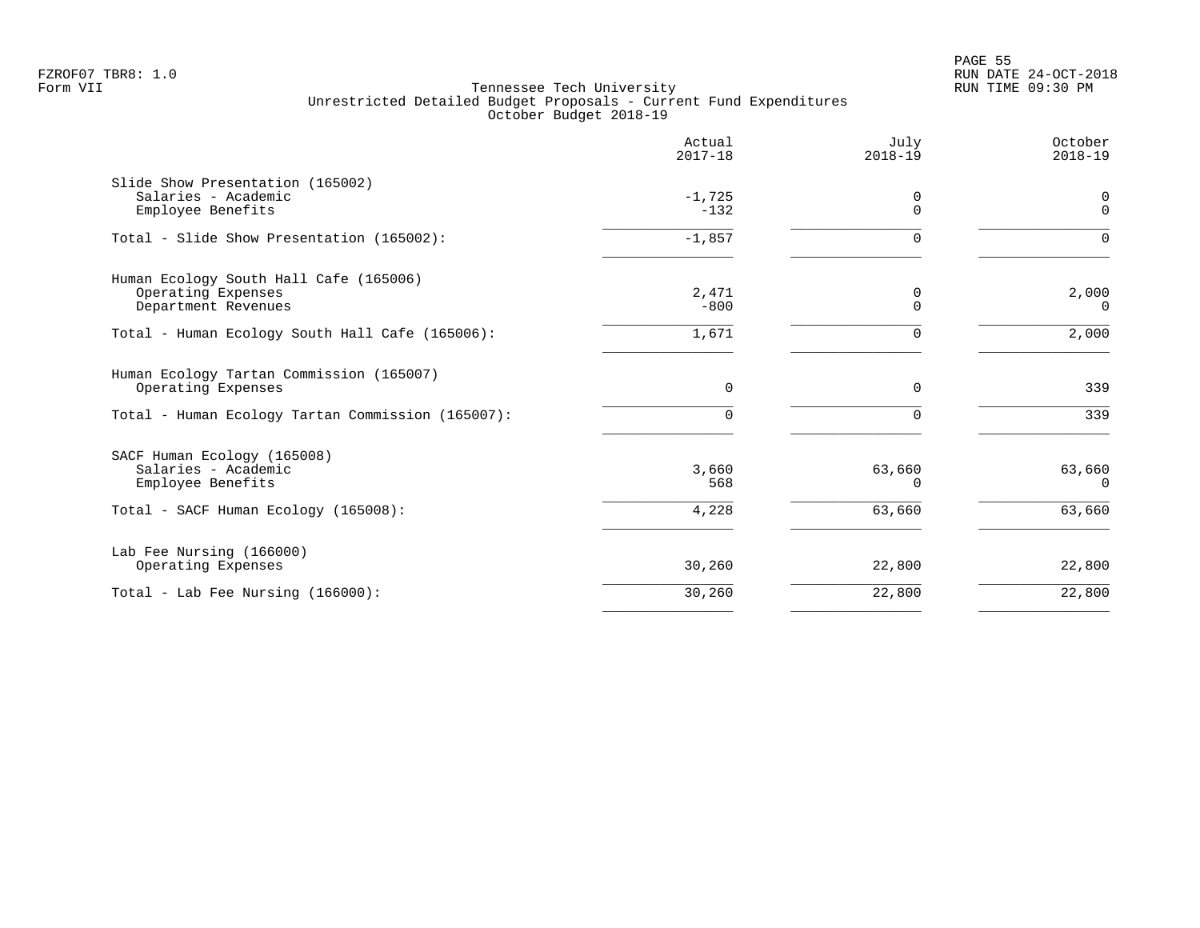Tennessee Tech University
Unrestricted Detailed Budget Proposals - Current Fund Expenditures
October Budget 2018-19

| | Actual 2017-18 | July 2018-19 | October 2018-19 |
|---|---|---|---|
| **Slide Show Presentation (165002)** | | | |
| Salaries - Academic | -1,725 | 0 | 0 |
| Employee Benefits | -132 | 0 | 0 |
| Total - Slide Show Presentation (165002): | -1,857 | 0 | 0 |
| **Human Ecology South Hall Cafe (165006)** | | | |
| Operating Expenses | 2,471 | 0 | 2,000 |
| Department Revenues | -800 | 0 | 0 |
| Total - Human Ecology South Hall Cafe (165006): | 1,671 | 0 | 2,000 |
| **Human Ecology Tartan Commission (165007)** | | | |
| Operating Expenses | 0 | 0 | 339 |
| Total - Human Ecology Tartan Commission (165007): | 0 | 0 | 339 |
| **SACF Human Ecology (165008)** | | | |
| Salaries - Academic | 3,660 | 63,660 | 63,660 |
| Employee Benefits | 568 | 0 | 0 |
| Total - SACF Human Ecology (165008): | 4,228 | 63,660 | 63,660 |
| **Lab Fee Nursing (166000)** | | | |
| Operating Expenses | 30,260 | 22,800 | 22,800 |
| Total - Lab Fee Nursing (166000): | 30,260 | 22,800 | 22,800 |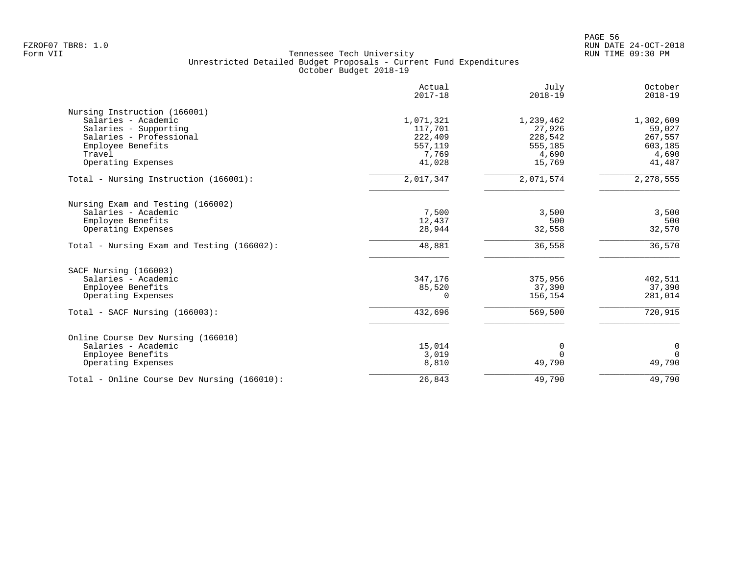FZROF07 TBR8: 1.0
Form VII

# Tennessee Tech University
## Unrestricted Detailed Budget Proposals - Current Fund Expenditures
### October Budget 2018-19

| | Actual 2017-18 | July 2018-19 | October 2018-19 |
|---|---|---|---|
| **Nursing Instruction (166001)** | | | |
| Salaries - Academic | 1,071,321 | 1,239,462 | 1,302,609 |
| Salaries - Supporting | 117,701 | 27,926 | 59,027 |
| Salaries - Professional | 222,409 | 228,542 | 267,557 |
| Employee Benefits | 557,119 | 555,185 | 603,185 |
| Travel | 7,769 | 4,690 | 4,690 |
| Operating Expenses | 41,028 | 15,769 | 41,487 |
| Total - Nursing Instruction (166001): | 2,017,347 | 2,071,574 | 2,278,555 |
| **Nursing Exam and Testing (166002)** | | | |
| Salaries - Academic | 7,500 | 3,500 | 3,500 |
| Employee Benefits | 12,437 | 500 | 500 |
| Operating Expenses | 28,944 | 32,558 | 32,570 |
| Total - Nursing Exam and Testing (166002): | 48,881 | 36,558 | 36,570 |
| **SACF Nursing (166003)** | | | |
| Salaries - Academic | 347,176 | 375,956 | 402,511 |
| Employee Benefits | 85,520 | 37,390 | 37,390 |
| Operating Expenses | 0 | 156,154 | 281,014 |
| Total - SACF Nursing (166003): | 432,696 | 569,500 | 720,915 |
| **Online Course Dev Nursing (166010)** | | | |
| Salaries - Academic | 15,014 | 0 | 0 |
| Employee Benefits | 3,019 | 0 | 0 |
| Operating Expenses | 8,810 | 49,790 | 49,790 |
| Total - Online Course Dev Nursing (166010): | 26,843 | 49,790 | 49,790 |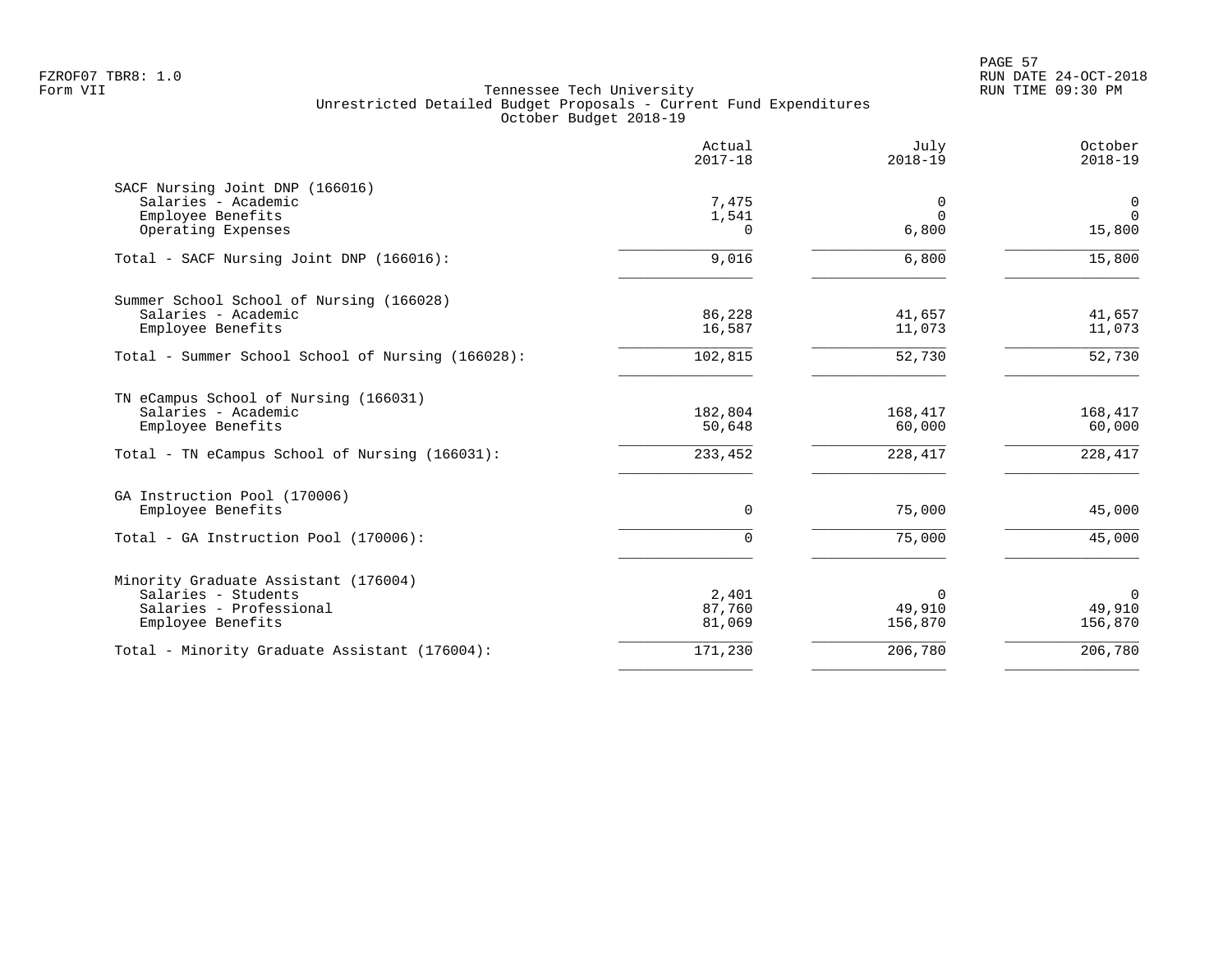FZROF07 TBR8: 1.0
Form VII

Tennessee Tech University
Unrestricted Detailed Budget Proposals - Current Fund Expenditures
October Budget 2018-19

RUN DATE 24-OCT-2018
RUN TIME 09:30 PM

| | Actual 2017-18 | July 2018-19 | October 2018-19 |
|---|---:|---:|---:|
| **SACF Nursing Joint DNP (166016)** | | | |
| Salaries - Academic | 7,475 | 0 | 0 |
| Employee Benefits | 1,541 | 0 | 0 |
| Operating Expenses | 0 | 6,800 | 15,800 |
| Total - SACF Nursing Joint DNP (166016): | 9,016 | 6,800 | 15,800 |
| **Summer School School of Nursing (166028)** | | | |
| Salaries - Academic | 86,228 | 41,657 | 41,657 |
| Employee Benefits | 16,587 | 11,073 | 11,073 |
| Total - Summer School School of Nursing (166028): | 102,815 | 52,730 | 52,730 |
| **TN eCampus School of Nursing (166031)** | | | |
| Salaries - Academic | 182,804 | 168,417 | 168,417 |
| Employee Benefits | 50,648 | 60,000 | 60,000 |
| Total - TN eCampus School of Nursing (166031): | 233,452 | 228,417 | 228,417 |
| **GA Instruction Pool (170006)** | | | |
| Employee Benefits | 0 | 75,000 | 45,000 |
| Total - GA Instruction Pool (170006): | 0 | 75,000 | 45,000 |
| **Minority Graduate Assistant (176004)** | | | |
| Salaries - Students | 2,401 | 0 | 0 |
| Salaries - Professional | 87,760 | 49,910 | 49,910 |
| Employee Benefits | 81,069 | 156,870 | 156,870 |
| Total - Minority Graduate Assistant (176004): | 171,230 | 206,780 | 206,780 |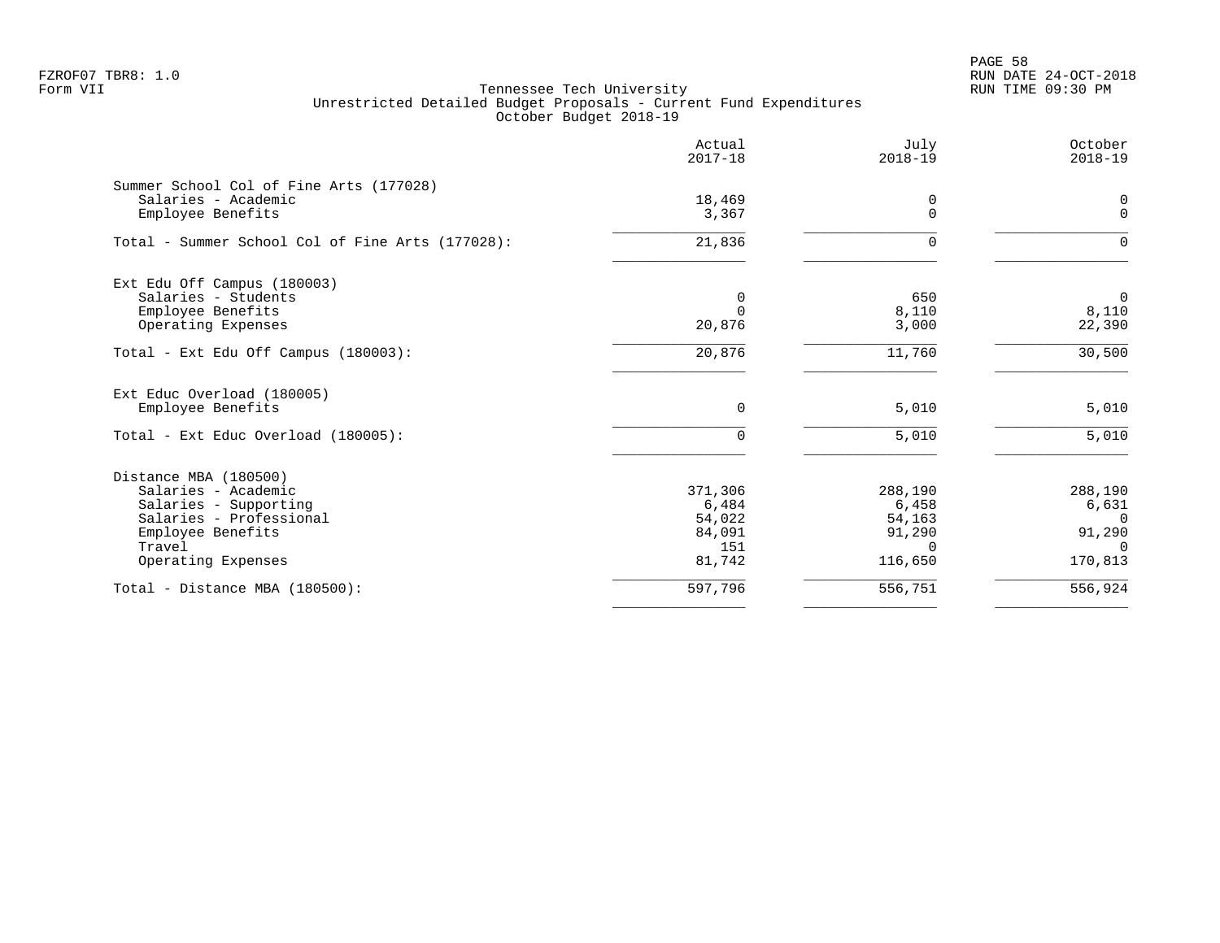FZROF07 TBR8: 1.0
Form VII

# Tennessee Tech University
## Unrestricted Detailed Budget Proposals - Current Fund Expenditures
### October Budget 2018-19

| | Actual 2017-18 | July 2018-19 | October 2018-19 |
|---|---|---|---|
| **Summer School Col of Fine Arts (177028)** | | | |
| Salaries - Academic | 18,469 | 0 | 0 |
| Employee Benefits | 3,367 | 0 | 0 |
| Total - Summer School Col of Fine Arts (177028): | 21,836 | 0 | 0 |
| **Ext Edu Off Campus (180003)** | | | |
| Salaries - Students | 0 | 650 | 0 |
| Employee Benefits | 0 | 8,110 | 8,110 |
| Operating Expenses | 20,876 | 3,000 | 22,390 |
| Total - Ext Edu Off Campus (180003): | 20,876 | 11,760 | 30,500 |
| **Ext Educ Overload (180005)** | | | |
| Employee Benefits | 0 | 5,010 | 5,010 |
| Total - Ext Educ Overload (180005): | 0 | 5,010 | 5,010 |
| **Distance MBA (180500)** | | | |
| Salaries - Academic | 371,306 | 288,190 | 288,190 |
| Salaries - Supporting | 6,484 | 6,458 | 6,631 |
| Salaries - Professional | 54,022 | 54,163 | 0 |
| Employee Benefits | 84,091 | 91,290 | 91,290 |
| Travel | 151 | 0 | 0 |
| Operating Expenses | 81,742 | 116,650 | 170,813 |
| Total - Distance MBA (180500): | 597,796 | 556,751 | 556,924 |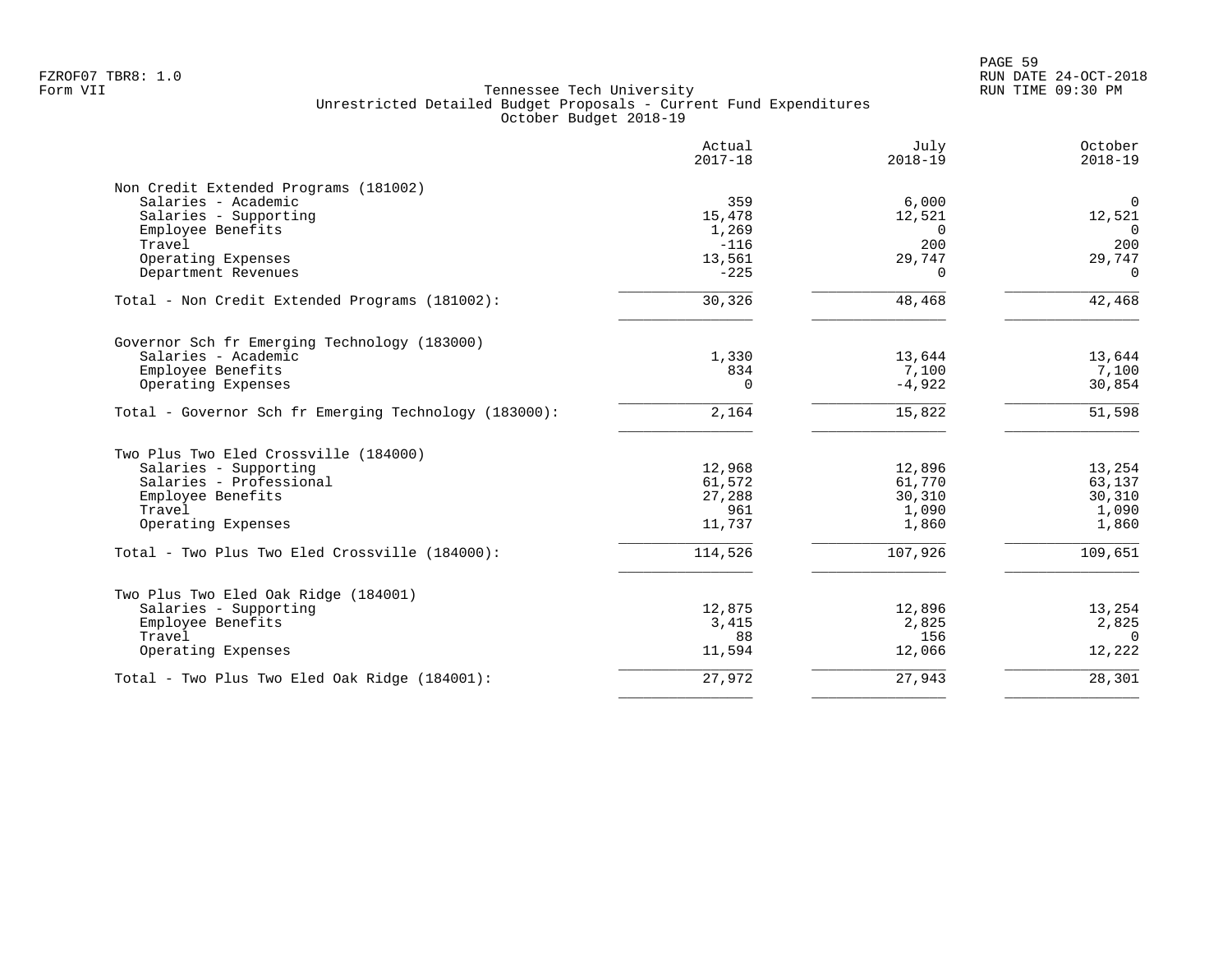FZROF07 TBR8: 1.0
Form VII

Tennessee Tech University
Unrestricted Detailed Budget Proposals - Current Fund Expenditures
October Budget 2018-19

RUN DATE 24-OCT-2018
RUN TIME 09:30 PM

| | Actual 2017-18 | July 2018-19 | October 2018-19 |
|---|---|---|---|
| **Non Credit Extended Programs (181002)** | | | |
| Salaries - Academic | 359 | 6,000 | 0 |
| Salaries - Supporting | 15,478 | 12,521 | 12,521 |
| Employee Benefits | 1,269 | 0 | 0 |
| Travel | -116 | 200 | 200 |
| Operating Expenses | 13,561 | 29,747 | 29,747 |
| Department Revenues | -225 | 0 | 0 |
| Total - Non Credit Extended Programs (181002): | 30,326 | 48,468 | 42,468 |
| **Governor Sch fr Emerging Technology (183000)** | | | |
| Salaries - Academic | 1,330 | 13,644 | 13,644 |
| Employee Benefits | 834 | 7,100 | 7,100 |
| Operating Expenses | 0 | -4,922 | 30,854 |
| Total - Governor Sch fr Emerging Technology (183000): | 2,164 | 15,822 | 51,598 |
| **Two Plus Two Eled Crossville (184000)** | | | |
| Salaries - Supporting | 12,968 | 12,896 | 13,254 |
| Salaries - Professional | 61,572 | 61,770 | 63,137 |
| Employee Benefits | 27,288 | 30,310 | 30,310 |
| Travel | 961 | 1,090 | 1,090 |
| Operating Expenses | 11,737 | 1,860 | 1,860 |
| Total - Two Plus Two Eled Crossville (184000): | 114,526 | 107,926 | 109,651 |
| **Two Plus Two Eled Oak Ridge (184001)** | | | |
| Salaries - Supporting | 12,875 | 12,896 | 13,254 |
| Employee Benefits | 3,415 | 2,825 | 2,825 |
| Travel | 88 | 156 | 0 |
| Operating Expenses | 11,594 | 12,066 | 12,222 |
| Total - Two Plus Two Eled Oak Ridge (184001): | 27,972 | 27,943 | 28,301 |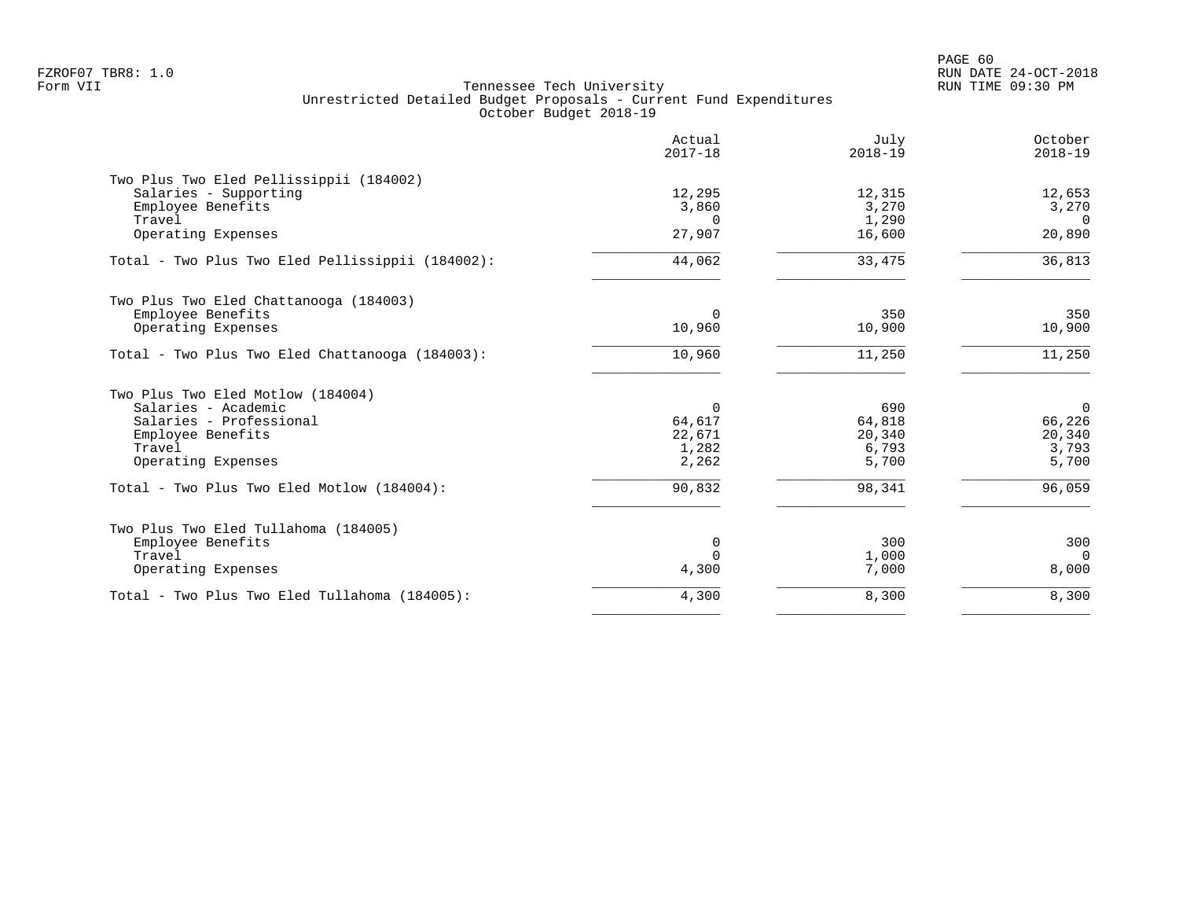FZROF07 TBR8: 1.0
Form VII

# Tennessee Tech University
## Unrestricted Detailed Budget Proposals - Current Fund Expenditures
### October Budget 2018-19

RUN DATE 24-OCT-2018
RUN TIME 09:30 PM

| | Actual 2017-18 | July 2018-19 | October 2018-19 |
|---|---|---|---|
| **Two Plus Two Eled Pellissippii (184002)** | | | |
| Salaries - Supporting | 12,295 | 12,315 | 12,653 |
| Employee Benefits | 3,860 | 3,270 | 3,270 |
| Travel | 0 | 1,290 | 0 |
| Operating Expenses | 27,907 | 16,600 | 20,890 |
| Total - Two Plus Two Eled Pellissippii (184002): | 44,062 | 33,475 | 36,813 |
| **Two Plus Two Eled Chattanooga (184003)** | | | |
| Employee Benefits | 0 | 350 | 350 |
| Operating Expenses | 10,960 | 10,900 | 10,900 |
| Total - Two Plus Two Eled Chattanooga (184003): | 10,960 | 11,250 | 11,250 |
| **Two Plus Two Eled Motlow (184004)** | | | |
| Salaries - Academic | 0 | 690 | 0 |
| Salaries - Professional | 64,617 | 64,818 | 66,226 |
| Employee Benefits | 22,671 | 20,340 | 20,340 |
| Travel | 1,282 | 6,793 | 3,793 |
| Operating Expenses | 2,262 | 5,700 | 5,700 |
| Total - Two Plus Two Eled Motlow (184004): | 90,832 | 98,341 | 96,059 |
| **Two Plus Two Eled Tullahoma (184005)** | | | |
| Employee Benefits | 0 | 300 | 300 |
| Travel | 0 | 1,000 | 0 |
| Operating Expenses | 4,300 | 7,000 | 8,000 |
| Total - Two Plus Two Eled Tullahoma (184005): | 4,300 | 8,300 | 8,300 |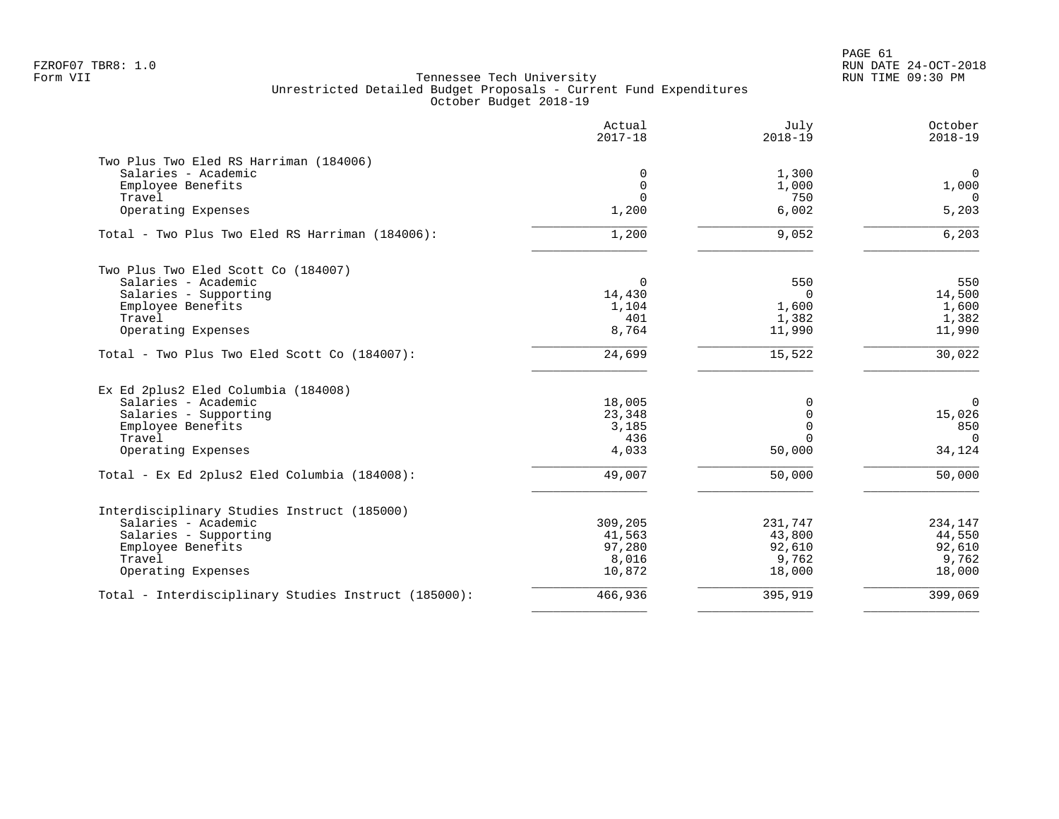FZROF07 TBR8: 1.0
Form VII

RUN DATE 24-OCT-2018
RUN TIME 09:30 PM

Tennessee Tech University
Unrestricted Detailed Budget Proposals - Current Fund Expenditures
October Budget 2018-19

| | Actual 2017-18 | July 2018-19 | October 2018-19 |
|---|---|---|---|
| **Two Plus Two Eled RS Harriman (184006)** | | | |
| Salaries - Academic | 0 | 1,300 | 0 |
| Employee Benefits | 0 | 1,000 | 1,000 |
| Travel | 0 | 750 | 0 |
| Operating Expenses | 1,200 | 6,002 | 5,203 |
| Total - Two Plus Two Eled RS Harriman (184006): | 1,200 | 9,052 | 6,203 |
| **Two Plus Two Eled Scott Co (184007)** | | | |
| Salaries - Academic | 0 | 550 | 550 |
| Salaries - Supporting | 14,430 | 0 | 14,500 |
| Employee Benefits | 1,104 | 1,600 | 1,600 |
| Travel | 401 | 1,382 | 1,382 |
| Operating Expenses | 8,764 | 11,990 | 11,990 |
| Total - Two Plus Two Eled Scott Co (184007): | 24,699 | 15,522 | 30,022 |
| **Ex Ed 2plus2 Eled Columbia (184008)** | | | |
| Salaries - Academic | 18,005 | 0 | 0 |
| Salaries - Supporting | 23,348 | 0 | 15,026 |
| Employee Benefits | 3,185 | 0 | 850 |
| Travel | 436 | 0 | 0 |
| Operating Expenses | 4,033 | 50,000 | 34,124 |
| Total - Ex Ed 2plus2 Eled Columbia (184008): | 49,007 | 50,000 | 50,000 |
| **Interdisciplinary Studies Instruct (185000)** | | | |
| Salaries - Academic | 309,205 | 231,747 | 234,147 |
| Salaries - Supporting | 41,563 | 43,800 | 44,550 |
| Employee Benefits | 97,280 | 92,610 | 92,610 |
| Travel | 8,016 | 9,762 | 9,762 |
| Operating Expenses | 10,872 | 18,000 | 18,000 |
| Total - Interdisciplinary Studies Instruct (185000): | 466,936 | 395,919 | 399,069 |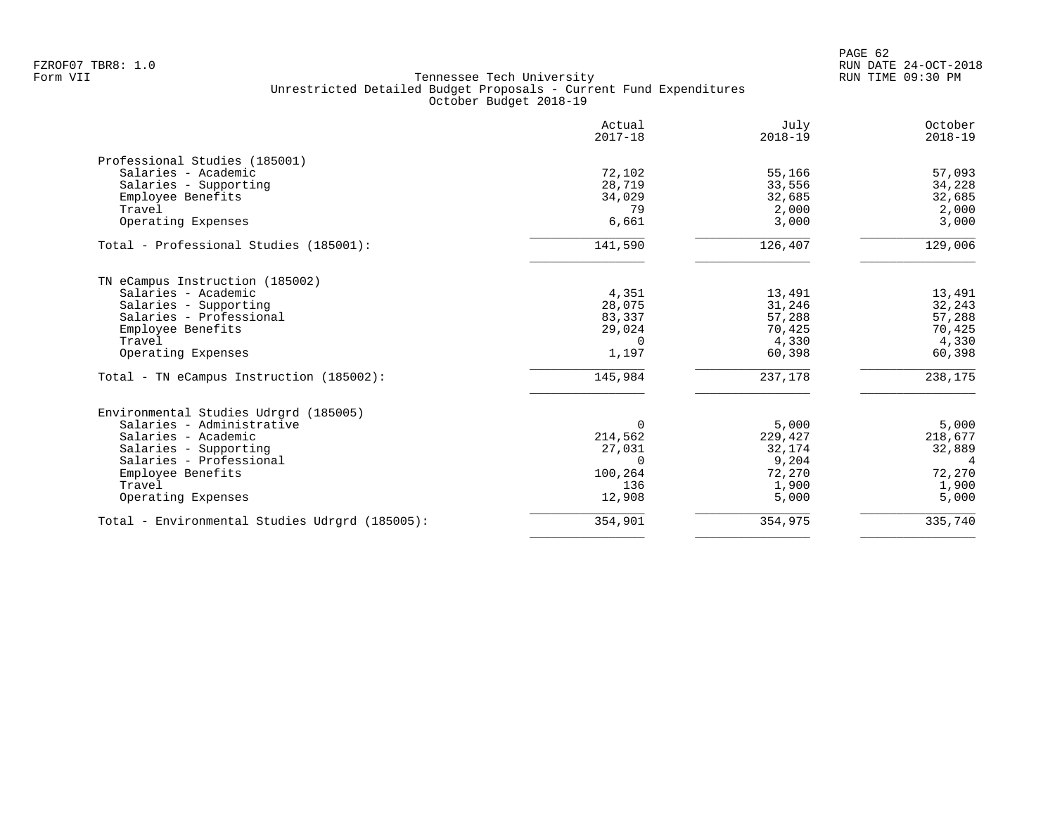FZROF07 TBR8: 1.0
Form VII

# Tennessee Tech University
## Unrestricted Detailed Budget Proposals - Current Fund Expenditures
### October Budget 2018-19

RUN DATE 24-OCT-2018
RUN TIME 09:30 PM

| | Actual 2017-18 | July 2018-19 | October 2018-19 |
|---|---|---|---|
| **Professional Studies (185001)** | | | |
| Salaries - Academic | 72,102 | 55,166 | 57,093 |
| Salaries - Supporting | 28,719 | 33,556 | 34,228 |
| Employee Benefits | 34,029 | 32,685 | 32,685 |
| Travel | 79 | 2,000 | 2,000 |
| Operating Expenses | 6,661 | 3,000 | 3,000 |
| Total - Professional Studies (185001): | 141,590 | 126,407 | 129,006 |
| **TN eCampus Instruction (185002)** | | | |
| Salaries - Academic | 4,351 | 13,491 | 13,491 |
| Salaries - Supporting | 28,075 | 31,246 | 32,243 |
| Salaries - Professional | 83,337 | 57,288 | 57,288 |
| Employee Benefits | 29,024 | 70,425 | 70,425 |
| Travel | 0 | 4,330 | 4,330 |
| Operating Expenses | 1,197 | 60,398 | 60,398 |
| Total - TN eCampus Instruction (185002): | 145,984 | 237,178 | 238,175 |
| **Environmental Studies Udrgrd (185005)** | | | |
| Salaries - Administrative | 0 | 5,000 | 5,000 |
| Salaries - Academic | 214,562 | 229,427 | 218,677 |
| Salaries - Supporting | 27,031 | 32,174 | 32,889 |
| Salaries - Professional | 0 | 9,204 | 4 |
| Employee Benefits | 100,264 | 72,270 | 72,270 |
| Travel | 136 | 1,900 | 1,900 |
| Operating Expenses | 12,908 | 5,000 | 5,000 |
| Total - Environmental Studies Udrgrd (185005): | 354,901 | 354,975 | 335,740 |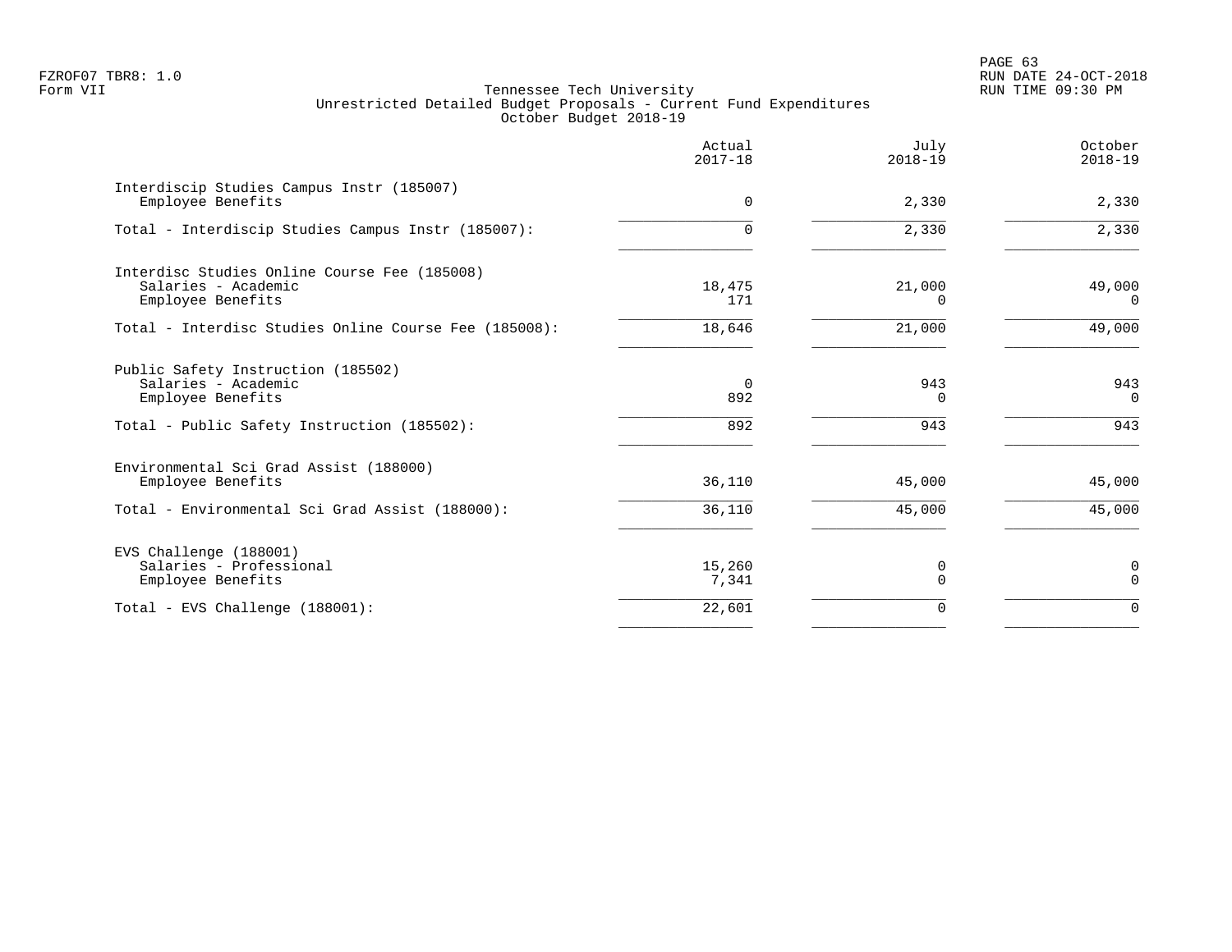FZROF07 TBR8: 1.0
Form VII

Tennessee Tech University
Unrestricted Detailed Budget Proposals - Current Fund Expenditures
October Budget 2018-19

RUN DATE 24-OCT-2018
RUN TIME 09:30 PM

| | Actual 2017-18 | July 2018-19 | October 2018-19 |
|---|---:|---:|---:|
| **Interdiscip Studies Campus Instr (185007)** | | | |
| Employee Benefits | 0 | 2,330 | 2,330 |
| Total - Interdiscip Studies Campus Instr (185007): | 0 | 2,330 | 2,330 |
| **Interdisc Studies Online Course Fee (185008)** | | | |
| Salaries - Academic | 18,475 | 21,000 | 49,000 |
| Employee Benefits | 171 | 0 | 0 |
| Total - Interdisc Studies Online Course Fee (185008): | 18,646 | 21,000 | 49,000 |
| **Public Safety Instruction (185502)** | | | |
| Salaries - Academic | 0 | 943 | 943 |
| Employee Benefits | 892 | 0 | 0 |
| Total - Public Safety Instruction (185502): | 892 | 943 | 943 |
| **Environmental Sci Grad Assist (188000)** | | | |
| Employee Benefits | 36,110 | 45,000 | 45,000 |
| Total - Environmental Sci Grad Assist (188000): | 36,110 | 45,000 | 45,000 |
| **EVS Challenge (188001)** | | | |
| Salaries - Professional | 15,260 | 0 | 0 |
| Employee Benefits | 7,341 | 0 | 0 |
| Total - EVS Challenge (188001): | 22,601 | 0 | 0 |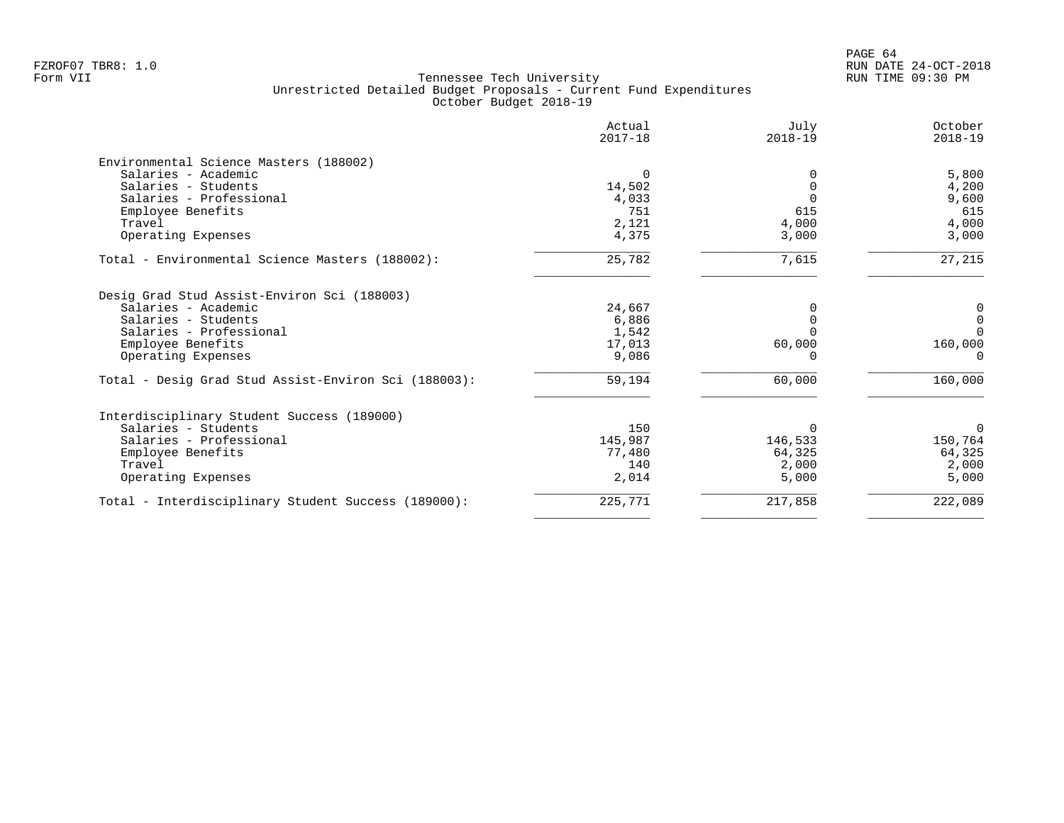FZROF07 TBR8: 1.0
Form VII

Tennessee Tech University
Unrestricted Detailed Budget Proposals - Current Fund Expenditures
October Budget 2018-19

RUN DATE 24-OCT-2018
RUN TIME 09:30 PM

| | Actual 2017-18 | July 2018-19 | October 2018-19 |
|---|---|---|---|
| **Environmental Science Masters (188002)** | | | |
| Salaries - Academic | 0 | 0 | 5,800 |
| Salaries - Students | 14,502 | 0 | 4,200 |
| Salaries - Professional | 4,033 | 0 | 9,600 |
| Employee Benefits | 751 | 615 | 615 |
| Travel | 2,121 | 4,000 | 4,000 |
| Operating Expenses | 4,375 | 3,000 | 3,000 |
| Total - Environmental Science Masters (188002): | 25,782 | 7,615 | 27,215 |
| **Desig Grad Stud Assist-Environ Sci (188003)** | | | |
| Salaries - Academic | 24,667 | 0 | 0 |
| Salaries - Students | 6,886 | 0 | 0 |
| Salaries - Professional | 1,542 | 0 | 0 |
| Employee Benefits | 17,013 | 60,000 | 160,000 |
| Operating Expenses | 9,086 | 0 | 0 |
| Total - Desig Grad Stud Assist-Environ Sci (188003): | 59,194 | 60,000 | 160,000 |
| **Interdisciplinary Student Success (189000)** | | | |
| Salaries - Students | 150 | 0 | 0 |
| Salaries - Professional | 145,987 | 146,533 | 150,764 |
| Employee Benefits | 77,480 | 64,325 | 64,325 |
| Travel | 140 | 2,000 | 2,000 |
| Operating Expenses | 2,014 | 5,000 | 5,000 |
| Total - Interdisciplinary Student Success (189000): | 225,771 | 217,858 | 222,089 |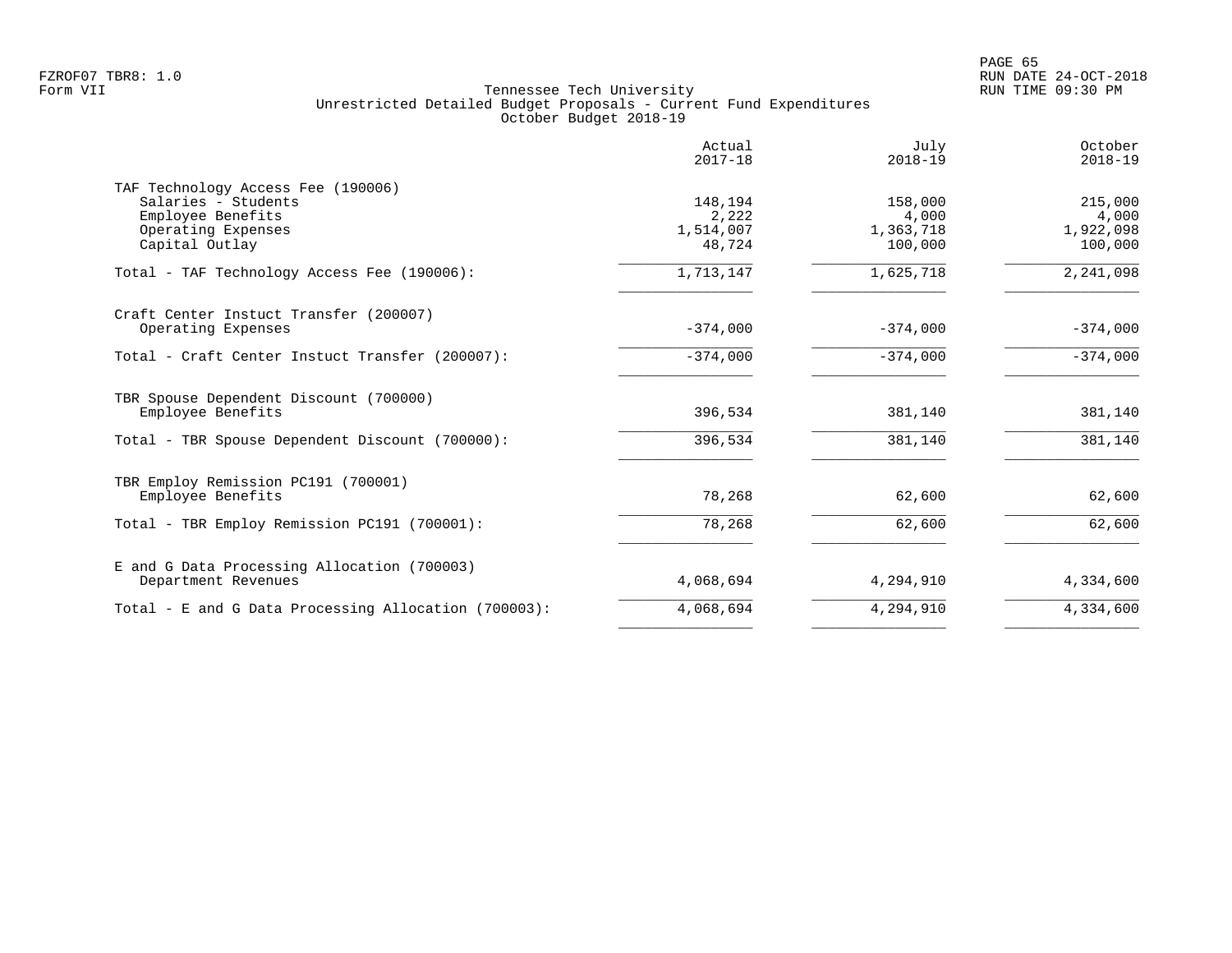Tennessee Tech University
Unrestricted Detailed Budget Proposals - Current Fund Expenditures
October Budget 2018-19

| | Actual 2017-18 | July 2018-19 | October 2018-19 |
|---|---|---|---|
| **TAF Technology Access Fee (190006)** | | | |
| Salaries - Students | 148,194 | 158,000 | 215,000 |
| Employee Benefits | 2,222 | 4,000 | 4,000 |
| Operating Expenses | 1,514,007 | 1,363,718 | 1,922,098 |
| Capital Outlay | 48,724 | 100,000 | 100,000 |
| Total - TAF Technology Access Fee (190006): | 1,713,147 | 1,625,718 | 2,241,098 |
| **Craft Center Instuct Transfer (200007)** | | | |
| Operating Expenses | -374,000 | -374,000 | -374,000 |
| Total - Craft Center Instuct Transfer (200007): | -374,000 | -374,000 | -374,000 |
| **TBR Spouse Dependent Discount (700000)** | | | |
| Employee Benefits | 396,534 | 381,140 | 381,140 |
| Total - TBR Spouse Dependent Discount (700000): | 396,534 | 381,140 | 381,140 |
| **TBR Employ Remission PC191 (700001)** | | | |
| Employee Benefits | 78,268 | 62,600 | 62,600 |
| Total - TBR Employ Remission PC191 (700001): | 78,268 | 62,600 | 62,600 |
| **E and G Data Processing Allocation (700003)** | | | |
| Department Revenues | 4,068,694 | 4,294,910 | 4,334,600 |
| Total - E and G Data Processing Allocation (700003): | 4,068,694 | 4,294,910 | 4,334,600 |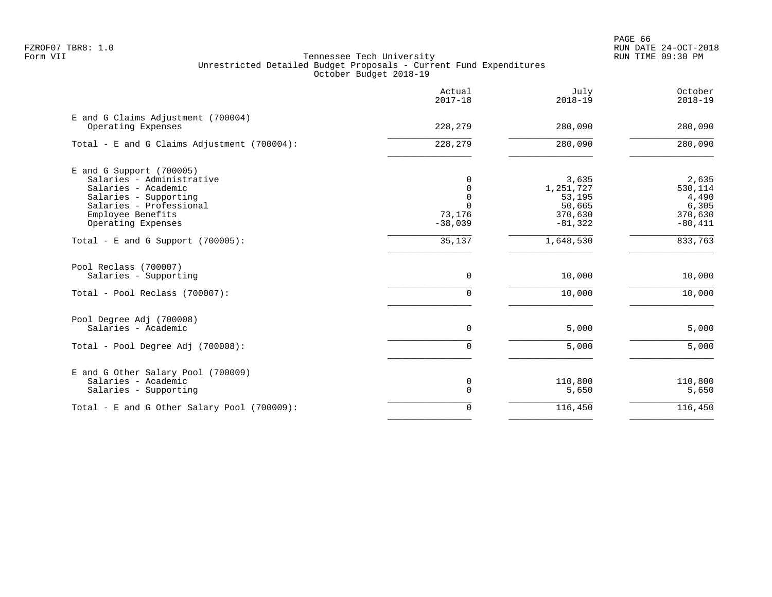# Tennessee Tech University
## Unrestricted Detailed Budget Proposals - Current Fund Expenditures
### October Budget 2018-19

Form VII

| | Actual 2017-18 | July 2018-19 | October 2018-19 |
|---|---|---|---|
| **E and G Claims Adjustment (700004)** | | | |
| Operating Expenses | 228,279 | 280,090 | 280,090 |
| Total - E and G Claims Adjustment (700004): | 228,279 | 280,090 | 280,090 |
| **E and G Support (700005)** | | | |
| Salaries - Administrative | 0 | 3,635 | 2,635 |
| Salaries - Academic | 0 | 1,251,727 | 530,114 |
| Salaries - Supporting | 0 | 53,195 | 4,490 |
| Salaries - Professional | 0 | 50,665 | 6,305 |
| Employee Benefits | 73,176 | 370,630 | 370,630 |
| Operating Expenses | -38,039 | -81,322 | -80,411 |
| Total - E and G Support (700005): | 35,137 | 1,648,530 | 833,763 |
| **Pool Reclass (700007)** | | | |
| Salaries - Supporting | 0 | 10,000 | 10,000 |
| Total - Pool Reclass (700007): | 0 | 10,000 | 10,000 |
| **Pool Degree Adj (700008)** | | | |
| Salaries - Academic | 0 | 5,000 | 5,000 |
| Total - Pool Degree Adj (700008): | 0 | 5,000 | 5,000 |
| **E and G Other Salary Pool (700009)** | | | |
| Salaries - Academic | 0 | 110,800 | 110,800 |
| Salaries - Supporting | 0 | 5,650 | 5,650 |
| Total - E and G Other Salary Pool (700009): | 0 | 116,450 | 116,450 |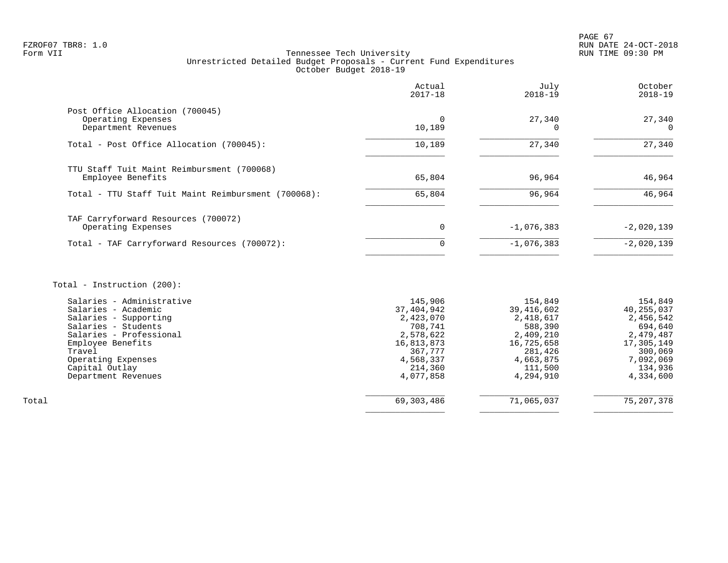FZROF07 TBR8: 1.0
Form VII

Tennessee Tech University
Unrestricted Detailed Budget Proposals - Current Fund Expenditures
October Budget 2018-19

RUN DATE 24-OCT-2018
RUN TIME 09:30 PM

| | Actual 2017-18 | July 2018-19 | October 2018-19 |
|---|---|---|---|
| **Post Office Allocation (700045)** | | | |
| Operating Expenses | 0 | 27,340 | 27,340 |
| Department Revenues | 10,189 | 0 | 0 |
| Total - Post Office Allocation (700045): | 10,189 | 27,340 | 27,340 |
| **TTU Staff Tuit Maint Reimbursment (700068)** | | | |
| Employee Benefits | 65,804 | 96,964 | 46,964 |
| Total - TTU Staff Tuit Maint Reimbursment (700068): | 65,804 | 96,964 | 46,964 |
| **TAF Carryforward Resources (700072)** | | | |
| Operating Expenses | 0 | -1,076,383 | -2,020,139 |
| Total - TAF Carryforward Resources (700072): | 0 | -1,076,383 | -2,020,139 |
| **Total - Instruction (200):** | | | |
| Salaries - Administrative | 145,906 | 154,849 | 154,849 |
| Salaries - Academic | 37,404,942 | 39,416,602 | 40,255,037 |
| Salaries - Supporting | 2,423,070 | 2,418,617 | 2,456,542 |
| Salaries - Students | 708,741 | 588,390 | 694,640 |
| Salaries - Professional | 2,578,622 | 2,409,210 | 2,479,487 |
| Employee Benefits | 16,813,873 | 16,725,658 | 17,305,149 |
| Travel | 367,777 | 281,426 | 300,069 |
| Operating Expenses | 4,568,337 | 4,663,875 | 7,092,069 |
| Capital Outlay | 214,360 | 111,500 | 134,936 |
| Department Revenues | 4,077,858 | 4,294,910 | 4,334,600 |
| Total | 69,303,486 | 71,065,037 | 75,207,378 |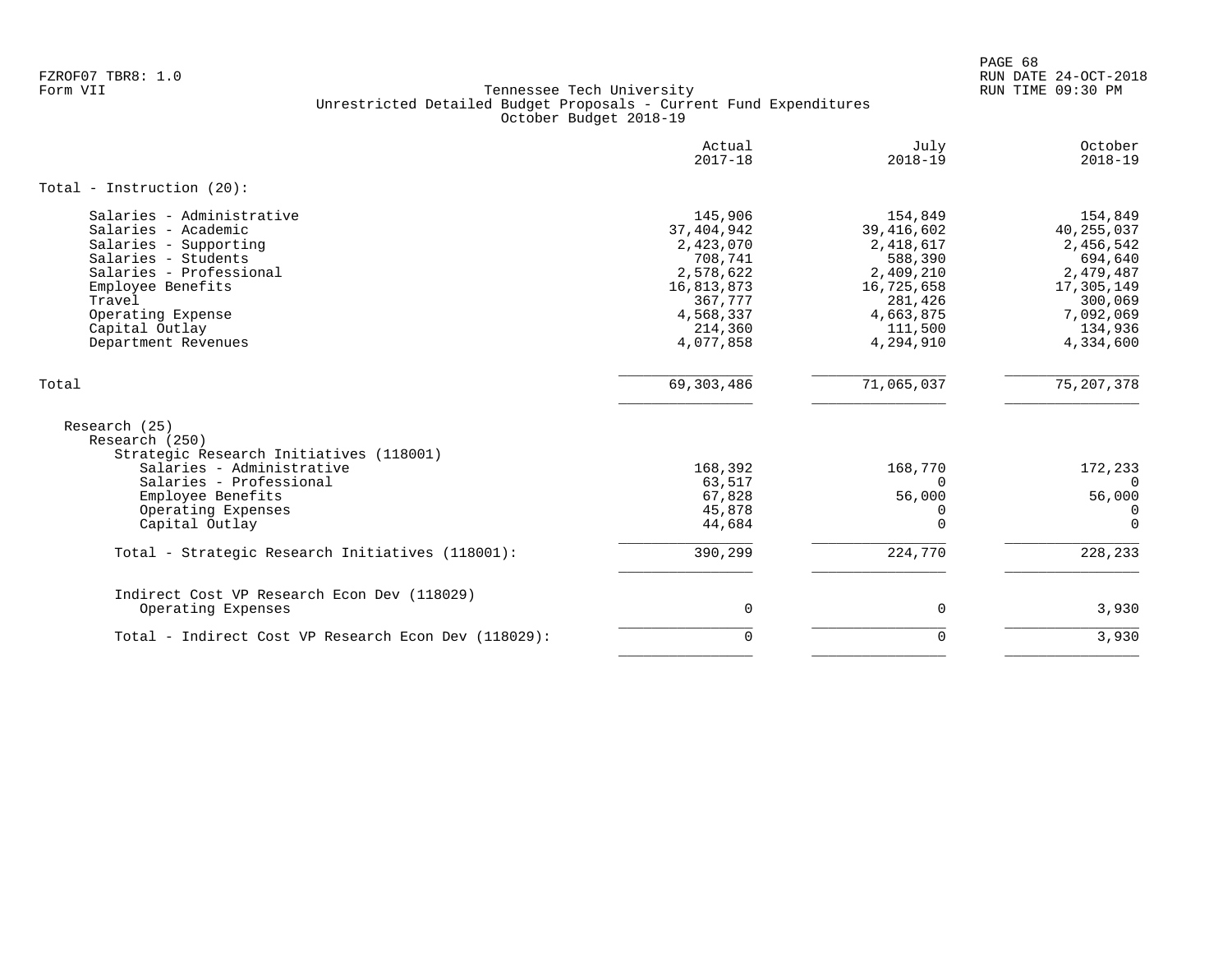FZROF07 TBR8: 1.0
Form VII

Tennessee Tech University
Unrestricted Detailed Budget Proposals - Current Fund Expenditures
October Budget 2018-19

| | Actual 2017-18 | July 2018-19 | October 2018-19 |
|---|---|---|---|
| **Total - Instruction (20):** | | | |
| Salaries - Administrative | 145,906 | 154,849 | 154,849 |
| Salaries - Academic | 37,404,942 | 39,416,602 | 40,255,037 |
| Salaries - Supporting | 2,423,070 | 2,418,617 | 2,456,542 |
| Salaries - Students | 708,741 | 588,390 | 694,640 |
| Salaries - Professional | 2,578,622 | 2,409,210 | 2,479,487 |
| Employee Benefits | 16,813,873 | 16,725,658 | 17,305,149 |
| Travel | 367,777 | 281,426 | 300,069 |
| Operating Expense | 4,568,337 | 4,663,875 | 7,092,069 |
| Capital Outlay | 214,360 | 111,500 | 134,936 |
| Department Revenues | 4,077,858 | 4,294,910 | 4,334,600 |
| Total | 69,303,486 | 71,065,037 | 75,207,378 |
| Research (25) | | | |
| Research (250) | | | |
| Strategic Research Initiatives (118001) | | | |
| Salaries - Administrative | 168,392 | 168,770 | 172,233 |
| Salaries - Professional | 63,517 | 0 | 0 |
| Employee Benefits | 67,828 | 56,000 | 56,000 |
| Operating Expenses | 45,878 | 0 | 0 |
| Capital Outlay | 44,684 | 0 | 0 |
| Total - Strategic Research Initiatives (118001): | 390,299 | 224,770 | 228,233 |
| Indirect Cost VP Research Econ Dev (118029) | | | |
| Operating Expenses | 0 | 0 | 3,930 |
| Total - Indirect Cost VP Research Econ Dev (118029): | 0 | 0 | 3,930 |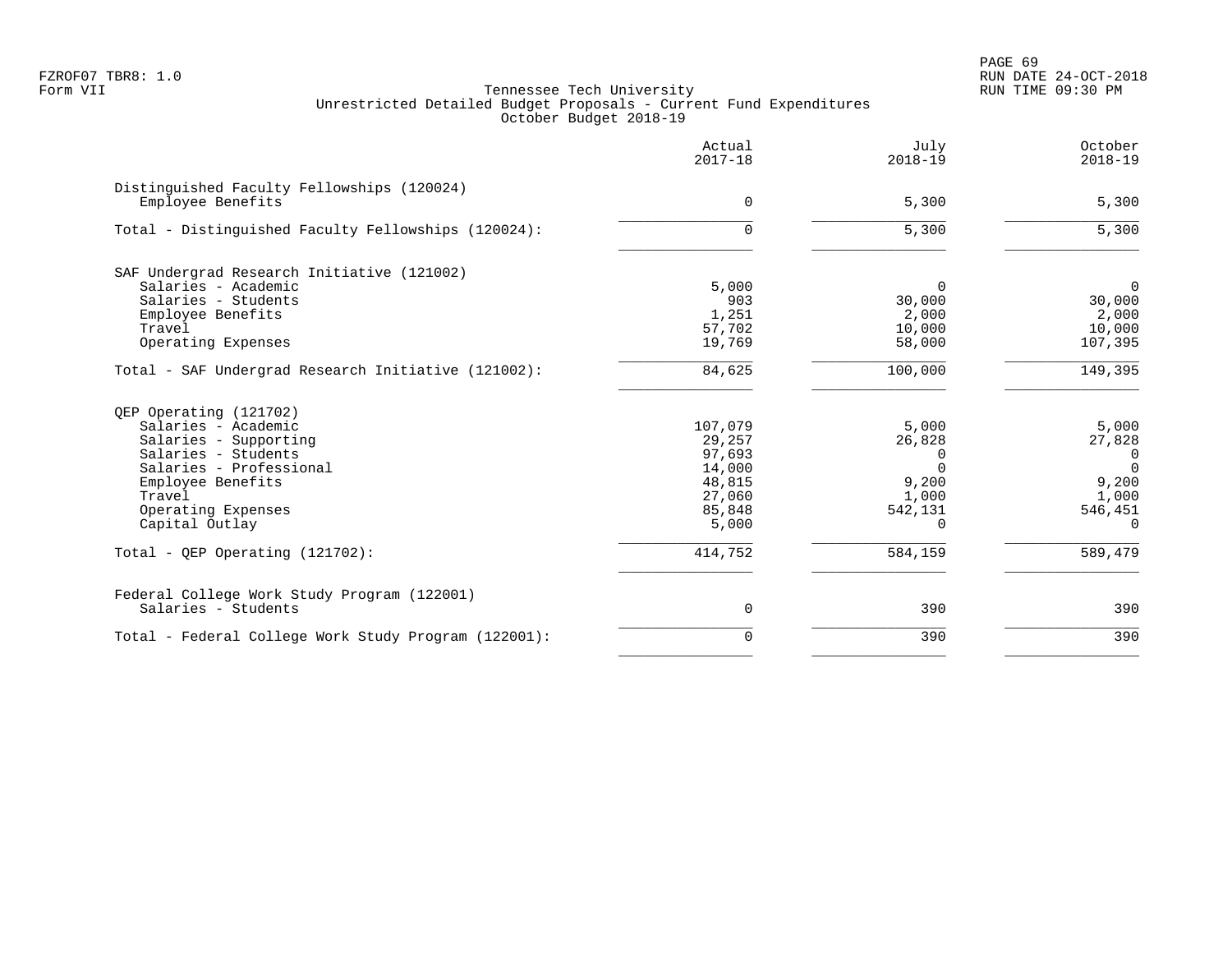FZROF07 TBR8: 1.0
Form VII

Tennessee Tech University
Unrestricted Detailed Budget Proposals - Current Fund Expenditures
October Budget 2018-19

RUN DATE 24-OCT-2018
RUN TIME 09:30 PM

| | Actual 2017-18 | July 2018-19 | October 2018-19 |
|---|---|---|---|
| **Distinguished Faculty Fellowships (120024)** | | | |
| Employee Benefits | 0 | 5,300 | 5,300 |
| Total - Distinguished Faculty Fellowships (120024): | 0 | 5,300 | 5,300 |
| **SAF Undergrad Research Initiative (121002)** | | | |
| Salaries - Academic | 5,000 | 0 | 0 |
| Salaries - Students | 903 | 30,000 | 30,000 |
| Employee Benefits | 1,251 | 2,000 | 2,000 |
| Travel | 57,702 | 10,000 | 10,000 |
| Operating Expenses | 19,769 | 58,000 | 107,395 |
| Total - SAF Undergrad Research Initiative (121002): | 84,625 | 100,000 | 149,395 |
| **QEP Operating (121702)** | | | |
| Salaries - Academic | 107,079 | 5,000 | 5,000 |
| Salaries - Supporting | 29,257 | 26,828 | 27,828 |
| Salaries - Students | 97,693 | 0 | 0 |
| Salaries - Professional | 14,000 | 0 | 0 |
| Employee Benefits | 48,815 | 9,200 | 9,200 |
| Travel | 27,060 | 1,000 | 1,000 |
| Operating Expenses | 85,848 | 542,131 | 546,451 |
| Capital Outlay | 5,000 | 0 | 0 |
| Total - QEP Operating (121702): | 414,752 | 584,159 | 589,479 |
| **Federal College Work Study Program (122001)** | | | |
| Salaries - Students | 0 | 390 | 390 |
| Total - Federal College Work Study Program (122001): | 0 | 390 | 390 |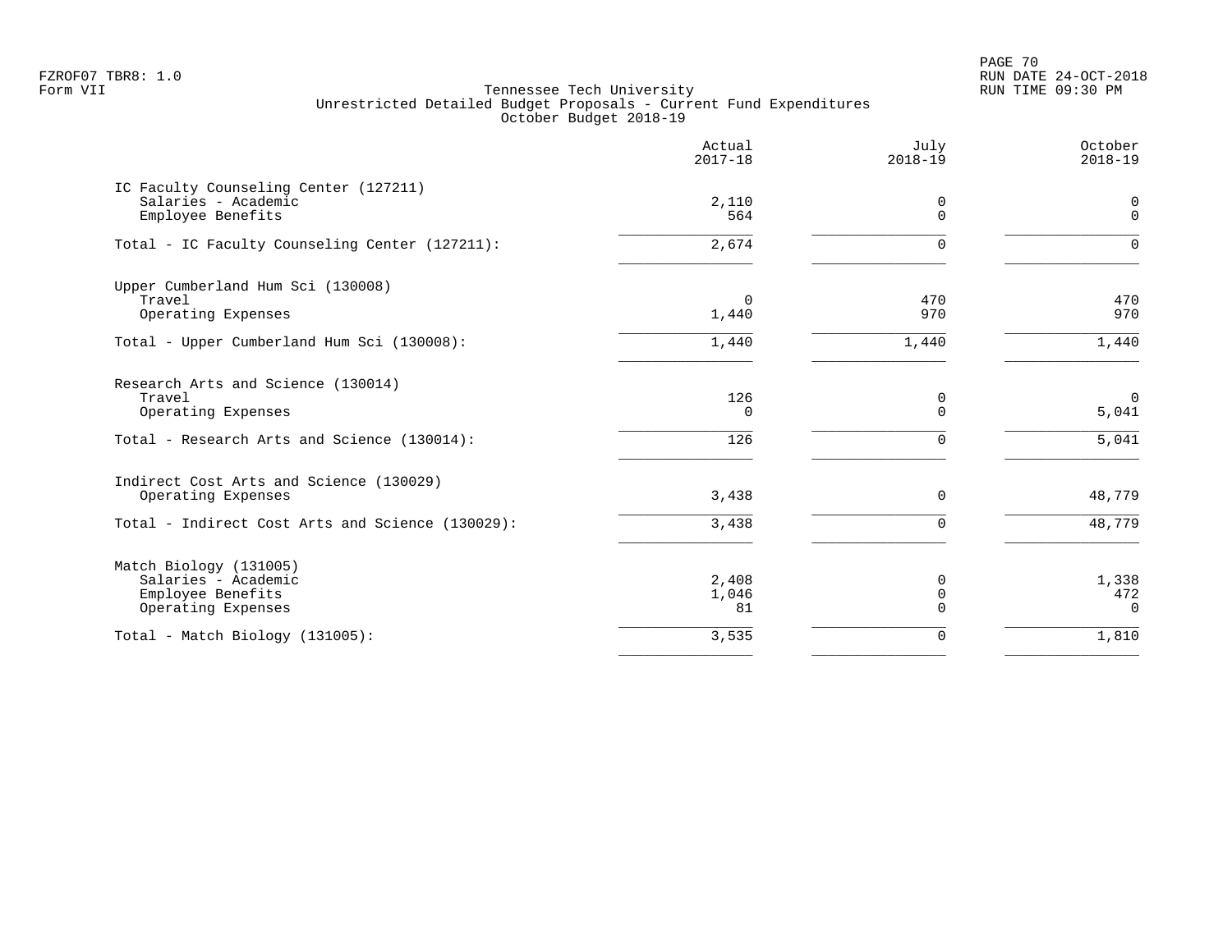Tennessee Tech University
Unrestricted Detailed Budget Proposals - Current Fund Expenditures
October Budget 2018-19

| | Actual 2017-18 | July 2018-19 | October 2018-19 |
|---|---|---|---|
| **IC Faculty Counseling Center (127211)** | | | |
| Salaries - Academic | 2,110 | 0 | 0 |
| Employee Benefits | 564 | 0 | 0 |
| Total - IC Faculty Counseling Center (127211): | 2,674 | 0 | 0 |
| **Upper Cumberland Hum Sci (130008)** | | | |
| Travel | 0 | 470 | 470 |
| Operating Expenses | 1,440 | 970 | 970 |
| Total - Upper Cumberland Hum Sci (130008): | 1,440 | 1,440 | 1,440 |
| **Research Arts and Science (130014)** | | | |
| Travel | 126 | 0 | 0 |
| Operating Expenses | 0 | 0 | 5,041 |
| Total - Research Arts and Science (130014): | 126 | 0 | 5,041 |
| **Indirect Cost Arts and Science (130029)** | | | |
| Operating Expenses | 3,438 | 0 | 48,779 |
| Total - Indirect Cost Arts and Science (130029): | 3,438 | 0 | 48,779 |
| **Match Biology (131005)** | | | |
| Salaries - Academic | 2,408 | 0 | 1,338 |
| Employee Benefits | 1,046 | 0 | 472 |
| Operating Expenses | 81 | 0 | 0 |
| Total - Match Biology (131005): | 3,535 | 0 | 1,810 |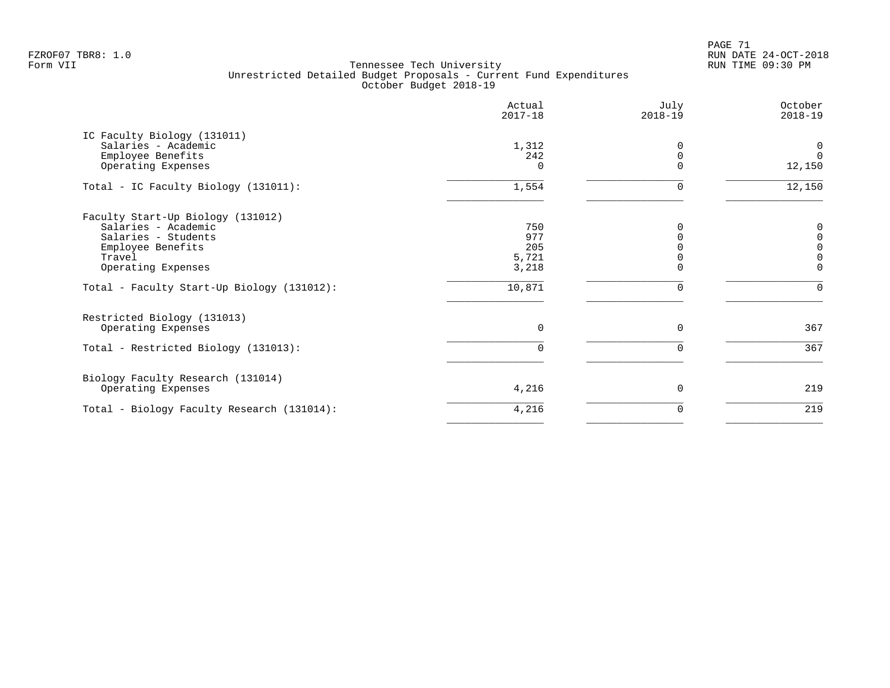FZROF07 TBR8: 1.0
Form VII

Tennessee Tech University
Unrestricted Detailed Budget Proposals - Current Fund Expenditures
October Budget 2018-19

RUN DATE 24-OCT-2018
RUN TIME 09:30 PM

| | Actual 2017-18 | July 2018-19 | October 2018-19 |
|---|---|---|---|
| IC Faculty Biology (131011) | | | |
| Salaries - Academic | 1,312 | 0 | 0 |
| Employee Benefits | 242 | 0 | 0 |
| Operating Expenses | 0 | 0 | 12,150 |
| Total - IC Faculty Biology (131011): | 1,554 | 0 | 12,150 |
| Faculty Start-Up Biology (131012) | | | |
| Salaries - Academic | 750 | 0 | 0 |
| Salaries - Students | 977 | 0 | 0 |
| Employee Benefits | 205 | 0 | 0 |
| Travel | 5,721 | 0 | 0 |
| Operating Expenses | 3,218 | 0 | 0 |
| Total - Faculty Start-Up Biology (131012): | 10,871 | 0 | 0 |
| Restricted Biology (131013) | | | |
| Operating Expenses | 0 | 0 | 367 |
| Total - Restricted Biology (131013): | 0 | 0 | 367 |
| Biology Faculty Research (131014) | | | |
| Operating Expenses | 4,216 | 0 | 219 |
| Total - Biology Faculty Research (131014): | 4,216 | 0 | 219 |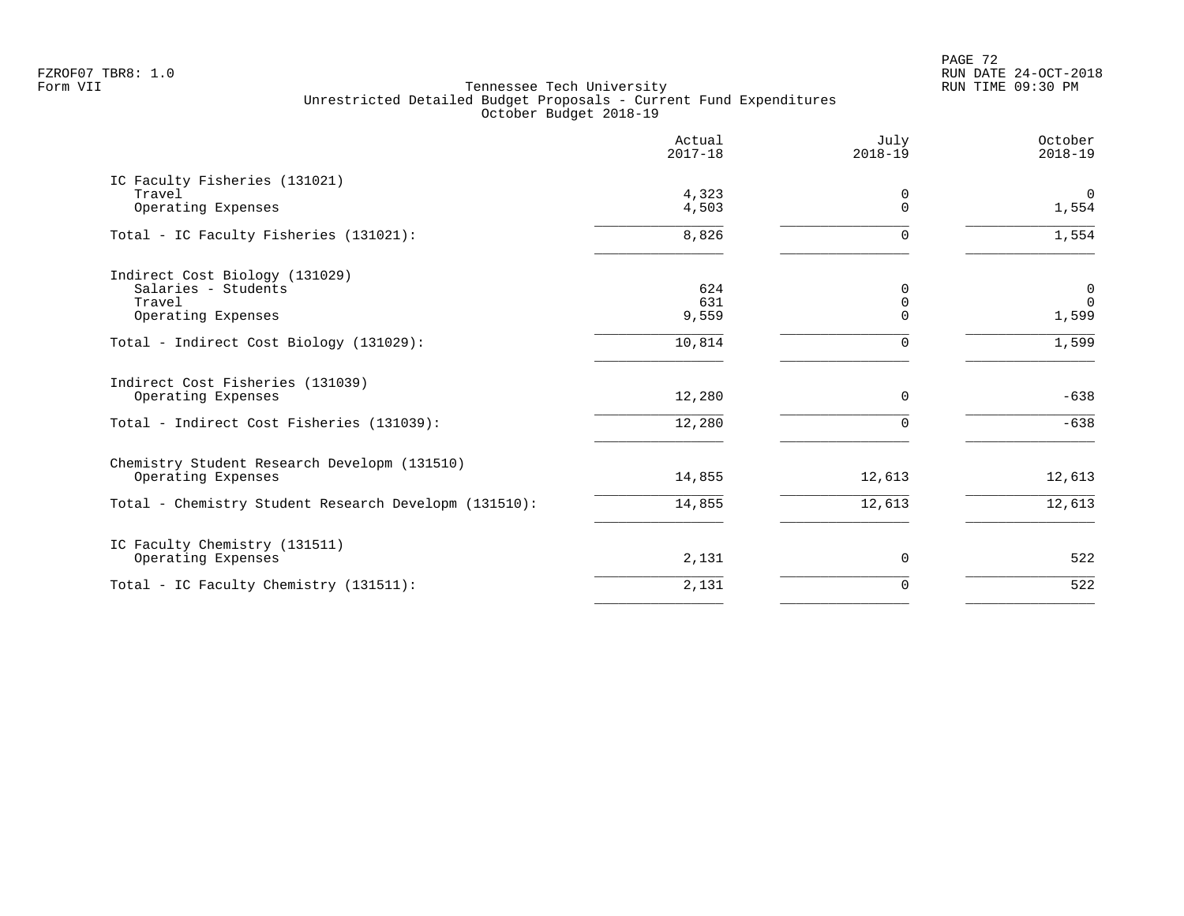FZROF07 TBR8: 1.0
Form VII

Tennessee Tech University
Unrestricted Detailed Budget Proposals - Current Fund Expenditures
October Budget 2018-19

RUN DATE 24-OCT-2018
RUN TIME 09:30 PM

| | Actual 2017-18 | July 2018-19 | October 2018-19 |
|---|---|---|---|
| **IC Faculty Fisheries (131021)** | | | |
| Travel | 4,323 | 0 | 0 |
| Operating Expenses | 4,503 | 0 | 1,554 |
| Total - IC Faculty Fisheries (131021): | 8,826 | 0 | 1,554 |
| **Indirect Cost Biology (131029)** | | | |
| Salaries - Students | 624 | 0 | 0 |
| Travel | 631 | 0 | 0 |
| Operating Expenses | 9,559 | 0 | 1,599 |
| Total - Indirect Cost Biology (131029): | 10,814 | 0 | 1,599 |
| **Indirect Cost Fisheries (131039)** | | | |
| Operating Expenses | 12,280 | 0 | -638 |
| Total - Indirect Cost Fisheries (131039): | 12,280 | 0 | -638 |
| **Chemistry Student Research Developm (131510)** | | | |
| Operating Expenses | 14,855 | 12,613 | 12,613 |
| Total - Chemistry Student Research Developm (131510): | 14,855 | 12,613 | 12,613 |
| **IC Faculty Chemistry (131511)** | | | |
| Operating Expenses | 2,131 | 0 | 522 |
| Total - IC Faculty Chemistry (131511): | 2,131 | 0 | 522 |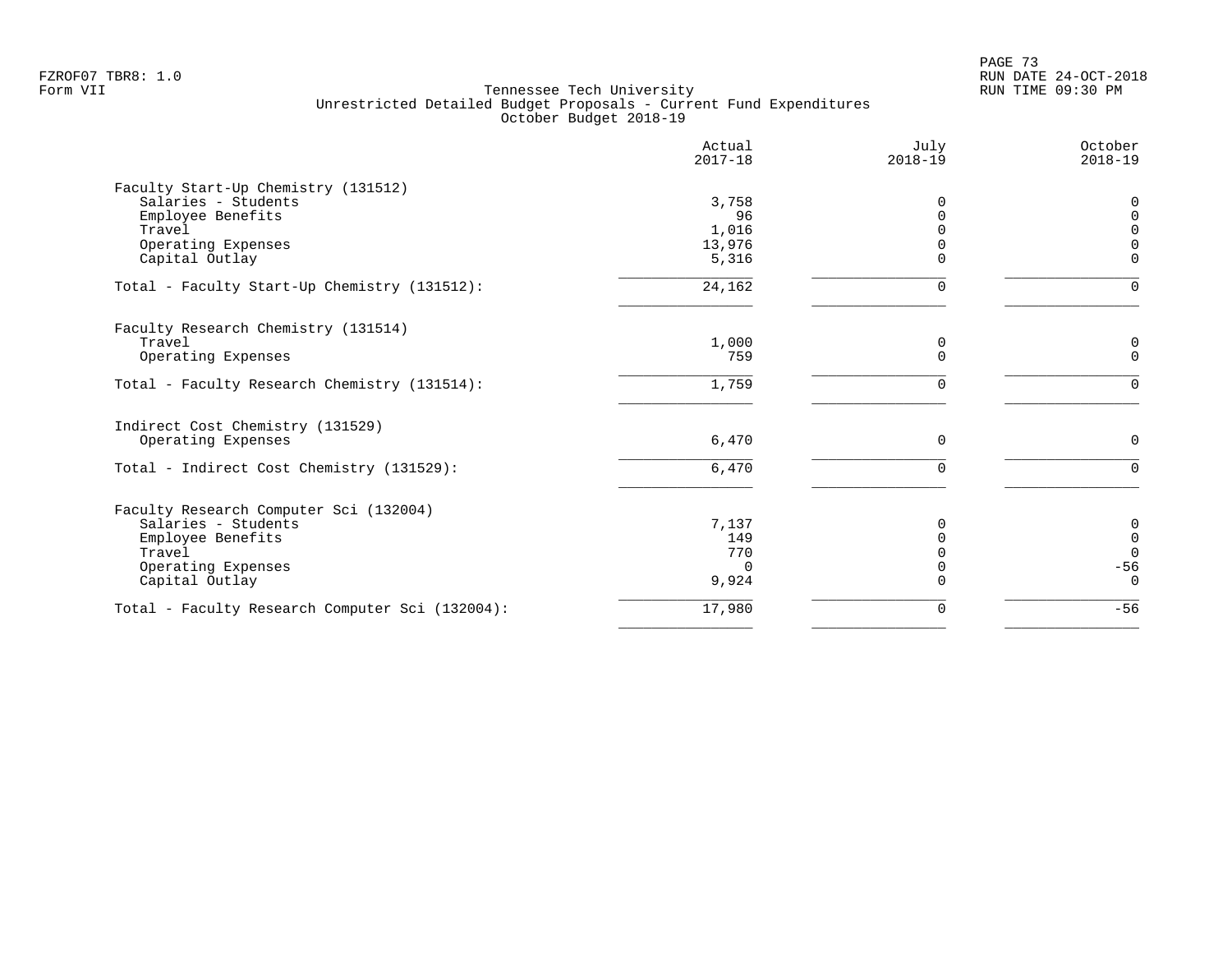Tennessee Tech University
Unrestricted Detailed Budget Proposals - Current Fund Expenditures
October Budget 2018-19

| | Actual 2017-18 | July 2018-19 | October 2018-19 |
|---|---|---|---|
| Faculty Start-Up Chemistry (131512) | | | |
| Salaries - Students | 3,758 | 0 | 0 |
| Employee Benefits | 96 | 0 | 0 |
| Travel | 1,016 | 0 | 0 |
| Operating Expenses | 13,976 | 0 | 0 |
| Capital Outlay | 5,316 | 0 | 0 |
| Total - Faculty Start-Up Chemistry (131512): | 24,162 | 0 | 0 |
| Faculty Research Chemistry (131514) | | | |
| Travel | 1,000 | 0 | 0 |
| Operating Expenses | 759 | 0 | 0 |
| Total - Faculty Research Chemistry (131514): | 1,759 | 0 | 0 |
| Indirect Cost Chemistry (131529) | | | |
| Operating Expenses | 6,470 | 0 | 0 |
| Total - Indirect Cost Chemistry (131529): | 6,470 | 0 | 0 |
| Faculty Research Computer Sci (132004) | | | |
| Salaries - Students | 7,137 | 0 | 0 |
| Employee Benefits | 149 | 0 | 0 |
| Travel | 770 | 0 | 0 |
| Operating Expenses | 0 | 0 | -56 |
| Capital Outlay | 9,924 | 0 | 0 |
| Total - Faculty Research Computer Sci (132004): | 17,980 | 0 | -56 |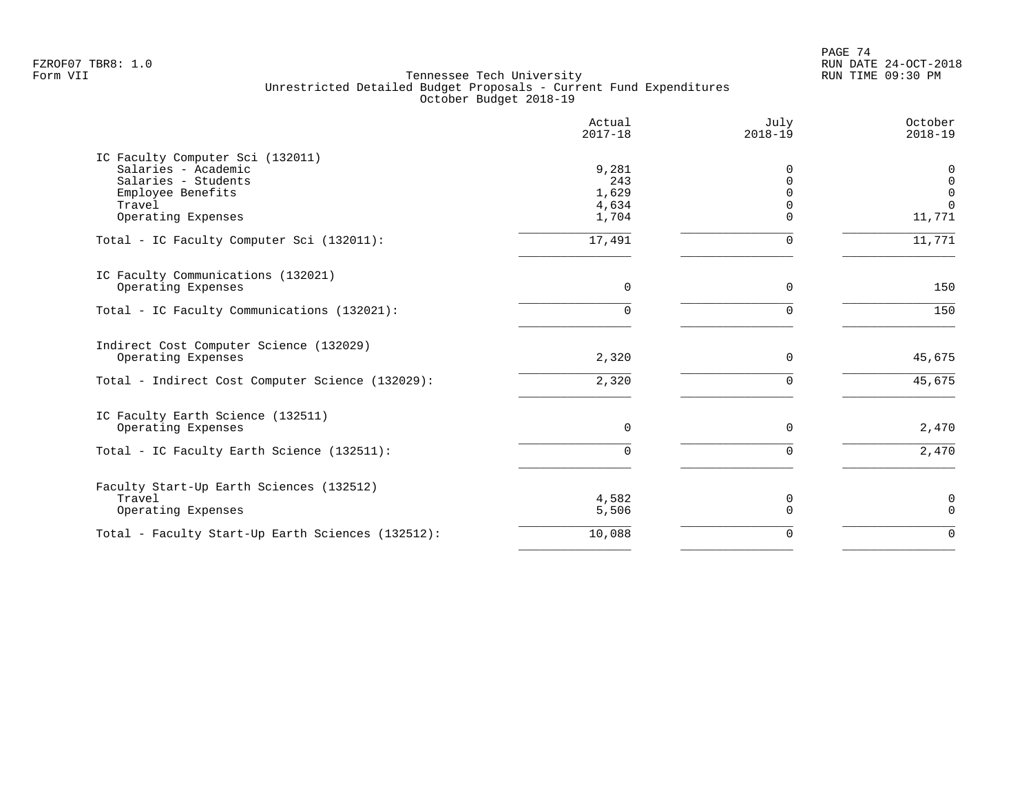Tennessee Tech University
Unrestricted Detailed Budget Proposals - Current Fund Expenditures
October Budget 2018-19

| | Actual 2017-18 | July 2018-19 | October 2018-19 |
|---|---|---|---|
| **IC Faculty Computer Sci (132011)** | | | |
| Salaries - Academic | 9,281 | 0 | 0 |
| Salaries - Students | 243 | 0 | 0 |
| Employee Benefits | 1,629 | 0 | 0 |
| Travel | 4,634 | 0 | 0 |
| Operating Expenses | 1,704 | 0 | 11,771 |
| Total - IC Faculty Computer Sci (132011): | 17,491 | 0 | 11,771 |
| **IC Faculty Communications (132021)** | | | |
| Operating Expenses | 0 | 0 | 150 |
| Total - IC Faculty Communications (132021): | 0 | 0 | 150 |
| **Indirect Cost Computer Science (132029)** | | | |
| Operating Expenses | 2,320 | 0 | 45,675 |
| Total - Indirect Cost Computer Science (132029): | 2,320 | 0 | 45,675 |
| **IC Faculty Earth Science (132511)** | | | |
| Operating Expenses | 0 | 0 | 2,470 |
| Total - IC Faculty Earth Science (132511): | 0 | 0 | 2,470 |
| **Faculty Start-Up Earth Sciences (132512)** | | | |
| Travel | 4,582 | 0 | 0 |
| Operating Expenses | 5,506 | 0 | 0 |
| Total - Faculty Start-Up Earth Sciences (132512): | 10,088 | 0 | 0 |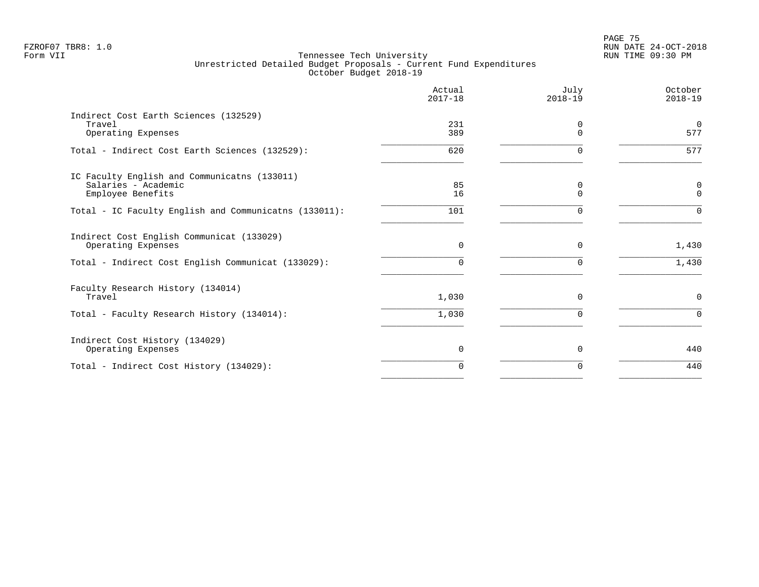FZROF07 TBR8: 1.0
Form VII

Tennessee Tech University
Unrestricted Detailed Budget Proposals - Current Fund Expenditures
October Budget 2018-19

RUN DATE 24-OCT-2018
RUN TIME 09:30 PM

| | Actual 2017-18 | July 2018-19 | October 2018-19 |
|---|---|---|---|
| Indirect Cost Earth Sciences (132529) | | | |
| Travel | 231 | 0 | 0 |
| Operating Expenses | 389 | 0 | 577 |
| Total - Indirect Cost Earth Sciences (132529): | 620 | 0 | 577 |
| IC Faculty English and Communicatns (133011) | | | |
| Salaries - Academic | 85 | 0 | 0 |
| Employee Benefits | 16 | 0 | 0 |
| Total - IC Faculty English and Communicatns (133011): | 101 | 0 | 0 |
| Indirect Cost English Communicat (133029) | | | |
| Operating Expenses | 0 | 0 | 1,430 |
| Total - Indirect Cost English Communicat (133029): | 0 | 0 | 1,430 |
| Faculty Research History (134014) | | | |
| Travel | 1,030 | 0 | 0 |
| Total - Faculty Research History (134014): | 1,030 | 0 | 0 |
| Indirect Cost History (134029) | | | |
| Operating Expenses | 0 | 0 | 440 |
| Total - Indirect Cost History (134029): | 0 | 0 | 440 |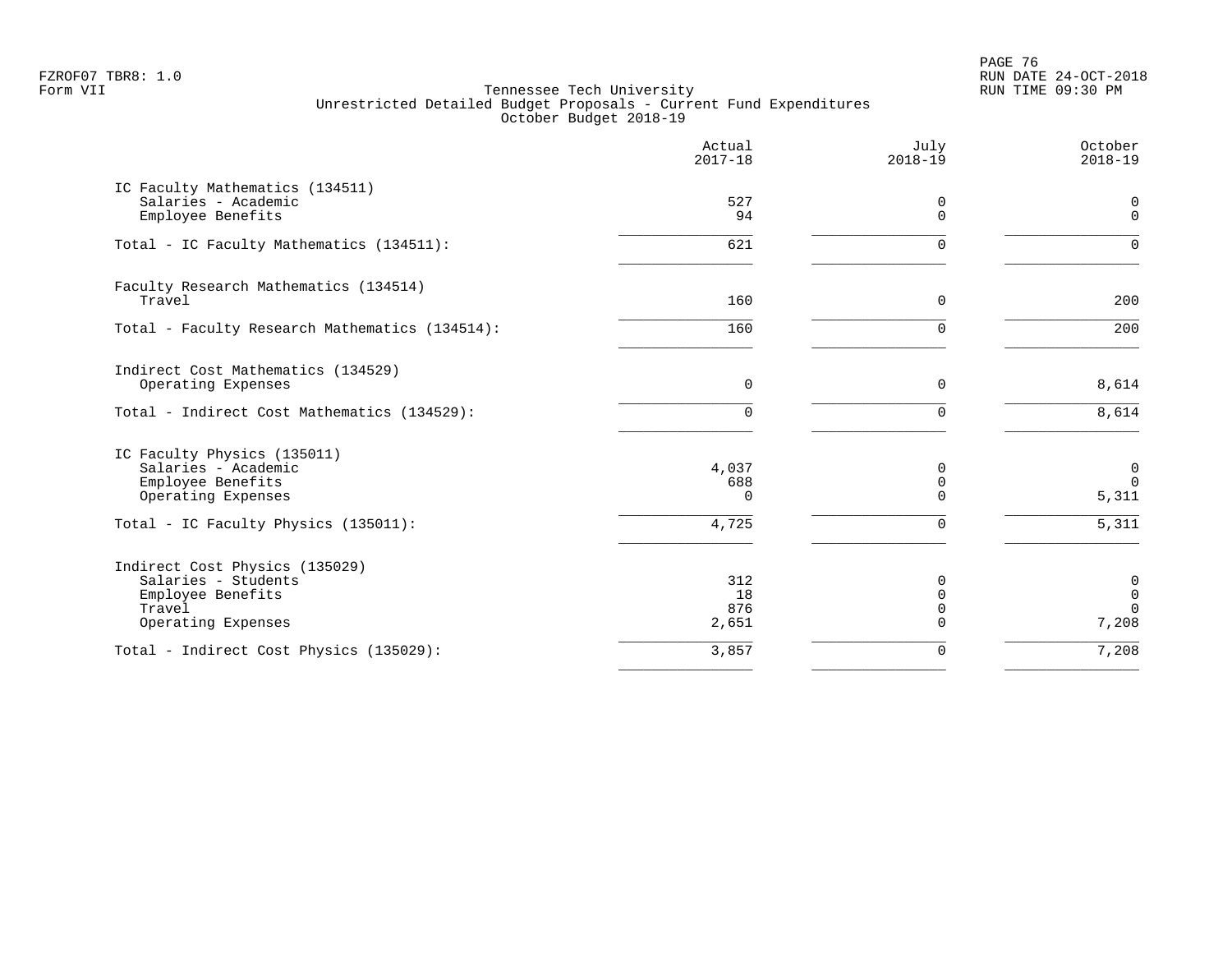Tennessee Tech University
Unrestricted Detailed Budget Proposals - Current Fund Expenditures
October Budget 2018-19

| | Actual 2017-18 | July 2018-19 | October 2018-19 |
|---|---|---|---|
| **IC Faculty Mathematics (134511)** | | | |
| Salaries - Academic | 527 | 0 | 0 |
| Employee Benefits | 94 | 0 | 0 |
| Total - IC Faculty Mathematics (134511): | 621 | 0 | 0 |
| **Faculty Research Mathematics (134514)** | | | |
| Travel | 160 | 0 | 200 |
| Total - Faculty Research Mathematics (134514): | 160 | 0 | 200 |
| **Indirect Cost Mathematics (134529)** | | | |
| Operating Expenses | 0 | 0 | 8,614 |
| Total - Indirect Cost Mathematics (134529): | 0 | 0 | 8,614 |
| **IC Faculty Physics (135011)** | | | |
| Salaries - Academic | 4,037 | 0 | 0 |
| Employee Benefits | 688 | 0 | 0 |
| Operating Expenses | 0 | 0 | 5,311 |
| Total - IC Faculty Physics (135011): | 4,725 | 0 | 5,311 |
| **Indirect Cost Physics (135029)** | | | |
| Salaries - Students | 312 | 0 | 0 |
| Employee Benefits | 18 | 0 | 0 |
| Travel | 876 | 0 | 0 |
| Operating Expenses | 2,651 | 0 | 7,208 |
| Total - Indirect Cost Physics (135029): | 3,857 | 0 | 7,208 |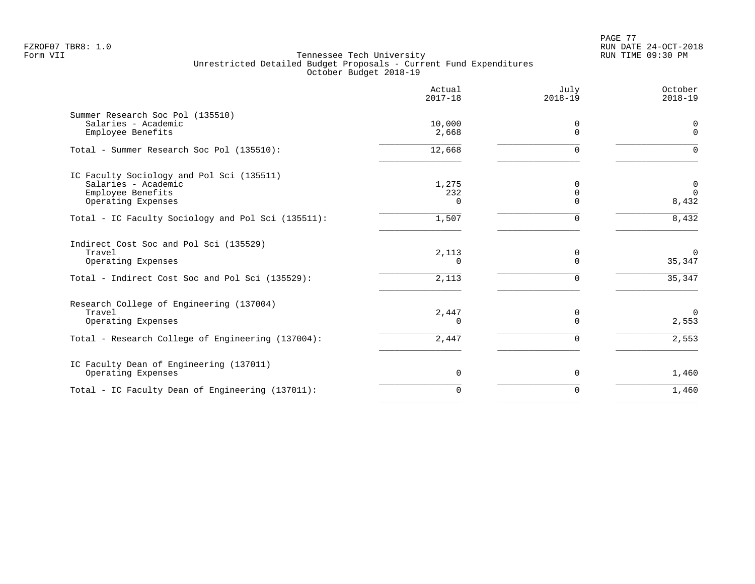FZROF07 TBR8: 1.0
Form VII

Tennessee Tech University
Unrestricted Detailed Budget Proposals - Current Fund Expenditures
October Budget 2018-19

RUN DATE 24-OCT-2018
RUN TIME 09:30 PM

| | Actual 2017-18 | July 2018-19 | October 2018-19 |
|---|---|---|---|
| **Summer Research Soc Pol (135510)** | | | |
| Salaries - Academic | 10,000 | 0 | 0 |
| Employee Benefits | 2,668 | 0 | 0 |
| Total - Summer Research Soc Pol (135510): | 12,668 | 0 | 0 |
| **IC Faculty Sociology and Pol Sci (135511)** | | | |
| Salaries - Academic | 1,275 | 0 | 0 |
| Employee Benefits | 232 | 0 | 0 |
| Operating Expenses | 0 | 0 | 8,432 |
| Total - IC Faculty Sociology and Pol Sci (135511): | 1,507 | 0 | 8,432 |
| **Indirect Cost Soc and Pol Sci (135529)** | | | |
| Travel | 2,113 | 0 | 0 |
| Operating Expenses | 0 | 0 | 35,347 |
| Total - Indirect Cost Soc and Pol Sci (135529): | 2,113 | 0 | 35,347 |
| **Research College of Engineering (137004)** | | | |
| Travel | 2,447 | 0 | 0 |
| Operating Expenses | 0 | 0 | 2,553 |
| Total - Research College of Engineering (137004): | 2,447 | 0 | 2,553 |
| **IC Faculty Dean of Engineering (137011)** | | | |
| Operating Expenses | 0 | 0 | 1,460 |
| Total - IC Faculty Dean of Engineering (137011): | 0 | 0 | 1,460 |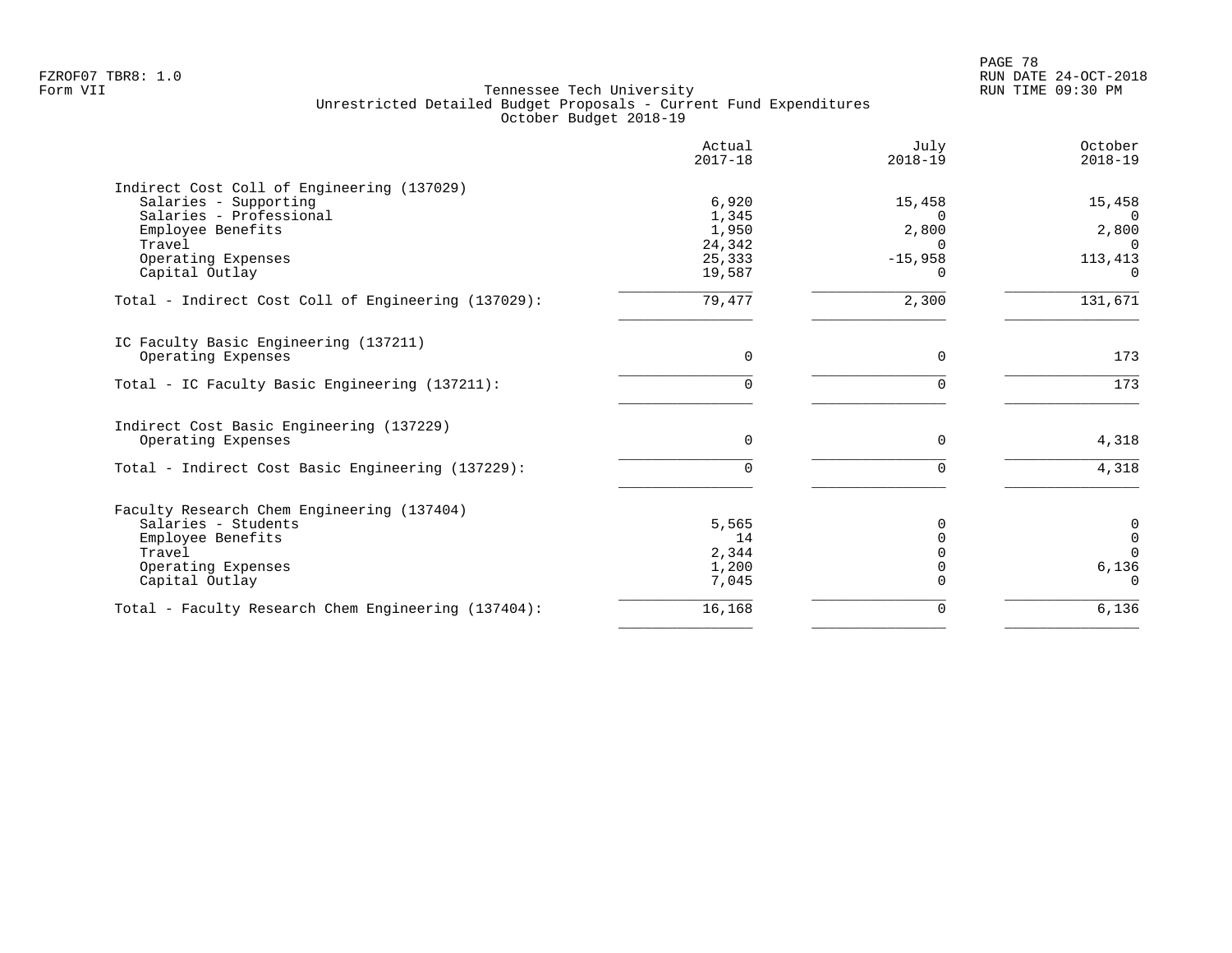FZROF07 TBR8: 1.0
Form VII

Tennessee Tech University
Unrestricted Detailed Budget Proposals - Current Fund Expenditures
October Budget 2018-19

RUN DATE 24-OCT-2018
RUN TIME 09:30 PM

| | Actual 2017-18 | July 2018-19 | October 2018-19 |
|---|---|---|---|
| **Indirect Cost Coll of Engineering (137029)** | | | |
| Salaries - Supporting | 6,920 | 15,458 | 15,458 |
| Salaries - Professional | 1,345 | 0 | 0 |
| Employee Benefits | 1,950 | 2,800 | 2,800 |
| Travel | 24,342 | 0 | 0 |
| Operating Expenses | 25,333 | -15,958 | 113,413 |
| Capital Outlay | 19,587 | 0 | 0 |
| Total - Indirect Cost Coll of Engineering (137029): | 79,477 | 2,300 | 131,671 |
| **IC Faculty Basic Engineering (137211)** | | | |
| Operating Expenses | 0 | 0 | 173 |
| Total - IC Faculty Basic Engineering (137211): | 0 | 0 | 173 |
| **Indirect Cost Basic Engineering (137229)** | | | |
| Operating Expenses | 0 | 0 | 4,318 |
| Total - Indirect Cost Basic Engineering (137229): | 0 | 0 | 4,318 |
| **Faculty Research Chem Engineering (137404)** | | | |
| Salaries - Students | 5,565 | 0 | 0 |
| Employee Benefits | 14 | 0 | 0 |
| Travel | 2,344 | 0 | 0 |
| Operating Expenses | 1,200 | 0 | 6,136 |
| Capital Outlay | 7,045 | 0 | 0 |
| Total - Faculty Research Chem Engineering (137404): | 16,168 | 0 | 6,136 |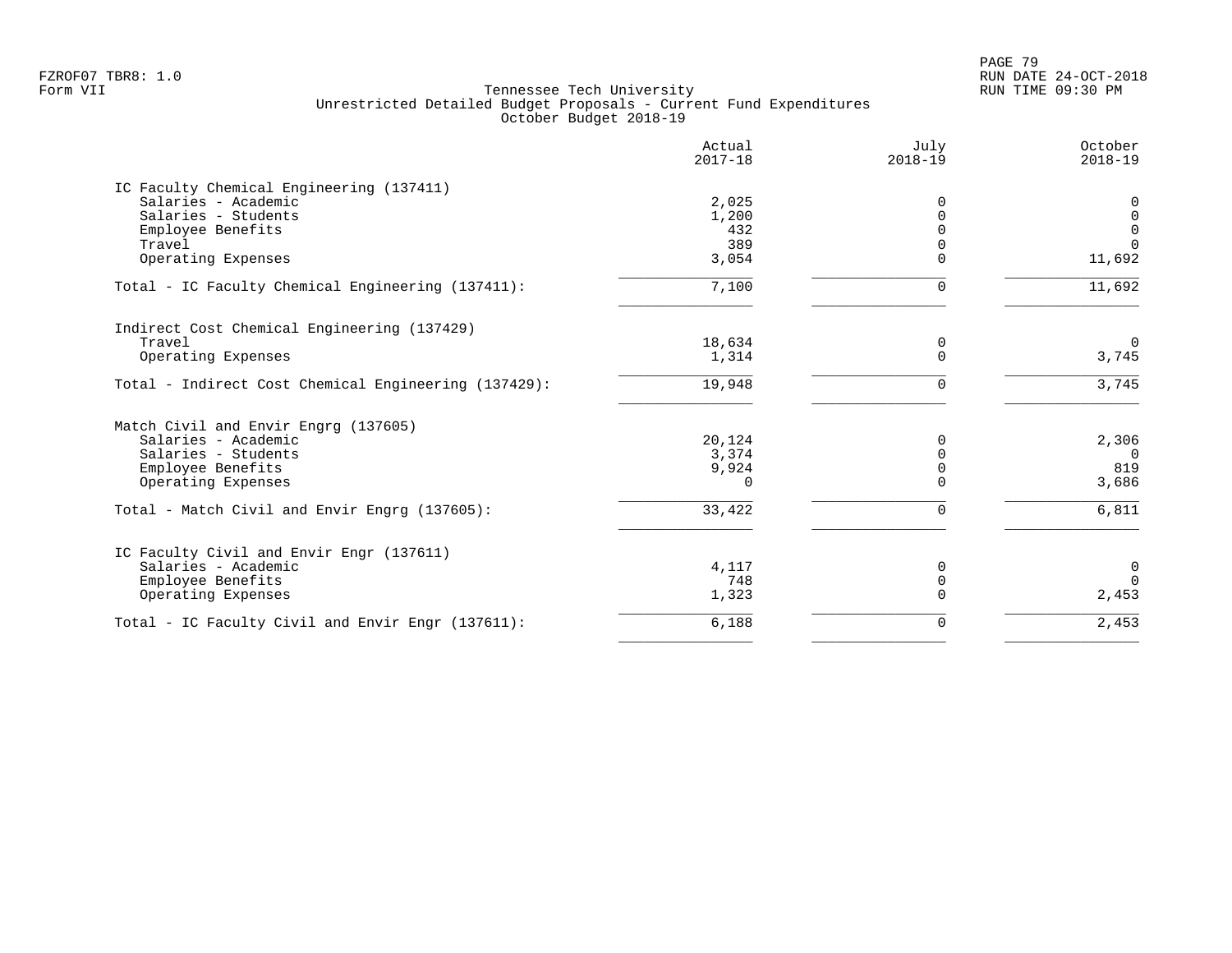FZROF07 TBR8: 1.0
Form VII

Tennessee Tech University
Unrestricted Detailed Budget Proposals - Current Fund Expenditures
October Budget 2018-19

RUN DATE 24-OCT-2018
RUN TIME 09:30 PM

| | Actual 2017-18 | July 2018-19 | October 2018-19 |
|---|---|---|---|
| **IC Faculty Chemical Engineering (137411)** | | | |
| Salaries - Academic | 2,025 | 0 | 0 |
| Salaries - Students | 1,200 | 0 | 0 |
| Employee Benefits | 432 | 0 | 0 |
| Travel | 389 | 0 | 0 |
| Operating Expenses | 3,054 | 0 | 11,692 |
| Total - IC Faculty Chemical Engineering (137411): | 7,100 | 0 | 11,692 |
| **Indirect Cost Chemical Engineering (137429)** | | | |
| Travel | 18,634 | 0 | 0 |
| Operating Expenses | 1,314 | 0 | 3,745 |
| Total - Indirect Cost Chemical Engineering (137429): | 19,948 | 0 | 3,745 |
| **Match Civil and Envir Engrg (137605)** | | | |
| Salaries - Academic | 20,124 | 0 | 2,306 |
| Salaries - Students | 3,374 | 0 | 0 |
| Employee Benefits | 9,924 | 0 | 819 |
| Operating Expenses | 0 | 0 | 3,686 |
| Total - Match Civil and Envir Engrg (137605): | 33,422 | 0 | 6,811 |
| **IC Faculty Civil and Envir Engr (137611)** | | | |
| Salaries - Academic | 4,117 | 0 | 0 |
| Employee Benefits | 748 | 0 | 0 |
| Operating Expenses | 1,323 | 0 | 2,453 |
| Total - IC Faculty Civil and Envir Engr (137611): | 6,188 | 0 | 2,453 |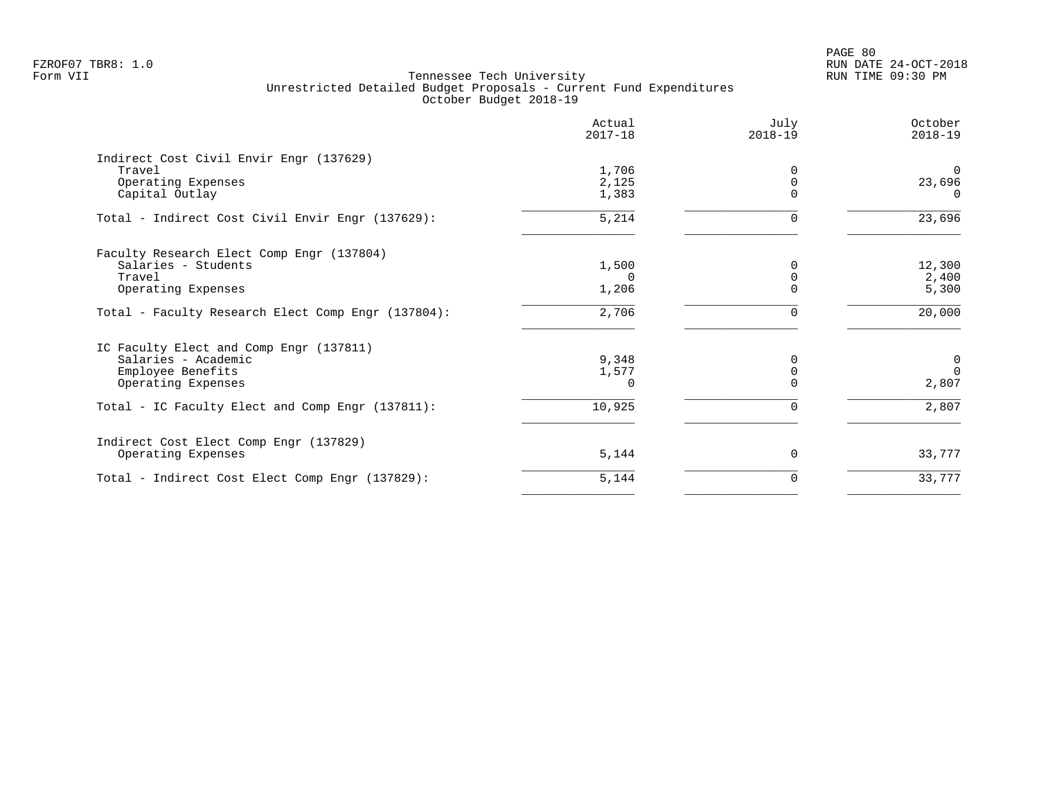FZROF07 TBR8: 1.0
Form VII

Tennessee Tech University
Unrestricted Detailed Budget Proposals - Current Fund Expenditures
October Budget 2018-19

RUN DATE 24-OCT-2018
RUN TIME 09:30 PM

| | Actual 2017-18 | July 2018-19 | October 2018-19 |
|---|---|---|---|
| **Indirect Cost Civil Envir Engr (137629)** | | | |
| Travel | 1,706 | 0 | 0 |
| Operating Expenses | 2,125 | 0 | 23,696 |
| Capital Outlay | 1,383 | 0 | 0 |
| Total - Indirect Cost Civil Envir Engr (137629): | 5,214 | 0 | 23,696 |
| **Faculty Research Elect Comp Engr (137804)** | | | |
| Salaries - Students | 1,500 | 0 | 12,300 |
| Travel | 0 | 0 | 2,400 |
| Operating Expenses | 1,206 | 0 | 5,300 |
| Total - Faculty Research Elect Comp Engr (137804): | 2,706 | 0 | 20,000 |
| **IC Faculty Elect and Comp Engr (137811)** | | | |
| Salaries - Academic | 9,348 | 0 | 0 |
| Employee Benefits | 1,577 | 0 | 0 |
| Operating Expenses | 0 | 0 | 2,807 |
| Total - IC Faculty Elect and Comp Engr (137811): | 10,925 | 0 | 2,807 |
| **Indirect Cost Elect Comp Engr (137829)** | | | |
| Operating Expenses | 5,144 | 0 | 33,777 |
| Total - Indirect Cost Elect Comp Engr (137829): | 5,144 | 0 | 33,777 |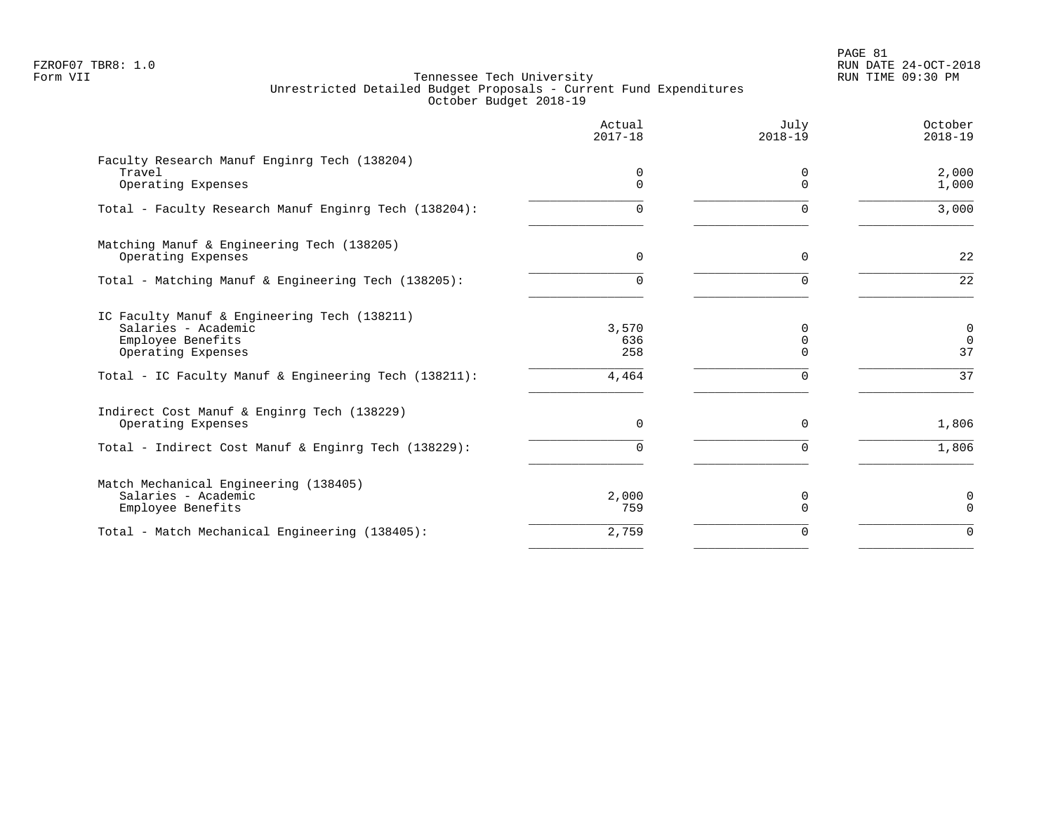FZROF07 TBR8: 1.0
Form VII

Tennessee Tech University
Unrestricted Detailed Budget Proposals - Current Fund Expenditures
October Budget 2018-19

RUN DATE 24-OCT-2018
RUN TIME 09:30 PM

| | Actual 2017-18 | July 2018-19 | October 2018-19 |
|---|---|---|---|
| **Faculty Research Manuf Enginrg Tech (138204)** | | | |
| Travel | 0 | 0 | 2,000 |
| Operating Expenses | 0 | 0 | 1,000 |
| Total - Faculty Research Manuf Enginrg Tech (138204): | 0 | 0 | 3,000 |
| **Matching Manuf & Engineering Tech (138205)** | | | |
| Operating Expenses | 0 | 0 | 22 |
| Total - Matching Manuf & Engineering Tech (138205): | 0 | 0 | 22 |
| **IC Faculty Manuf & Engineering Tech (138211)** | | | |
| Salaries - Academic | 3,570 | 0 | 0 |
| Employee Benefits | 636 | 0 | 0 |
| Operating Expenses | 258 | 0 | 37 |
| Total - IC Faculty Manuf & Engineering Tech (138211): | 4,464 | 0 | 37 |
| **Indirect Cost Manuf & Enginrg Tech (138229)** | | | |
| Operating Expenses | 0 | 0 | 1,806 |
| Total - Indirect Cost Manuf & Enginrg Tech (138229): | 0 | 0 | 1,806 |
| **Match Mechanical Engineering (138405)** | | | |
| Salaries - Academic | 2,000 | 0 | 0 |
| Employee Benefits | 759 | 0 | 0 |
| Total - Match Mechanical Engineering (138405): | 2,759 | 0 | 0 |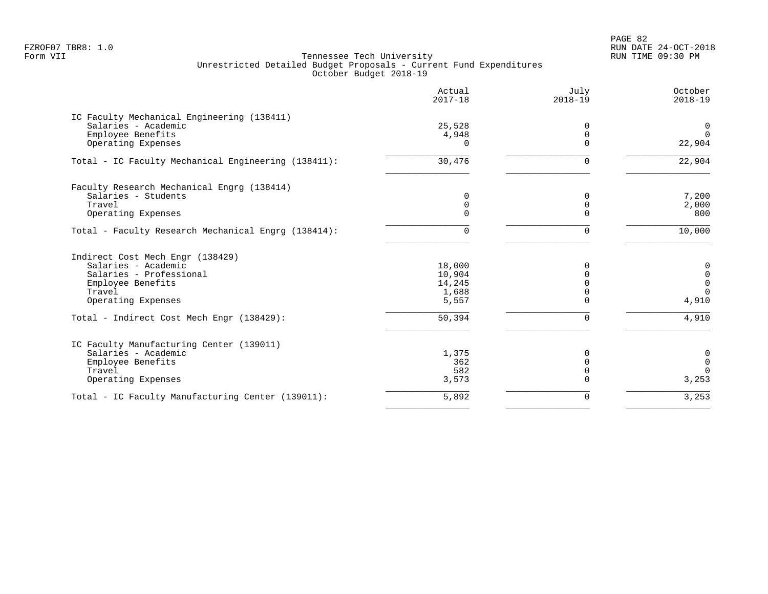Tennessee Tech University
Unrestricted Detailed Budget Proposals - Current Fund Expenditures
October Budget 2018-19

| | Actual 2017-18 | July 2018-19 | October 2018-19 |
|---|---|---|---|
| **IC Faculty Mechanical Engineering (138411)** | | | |
| Salaries - Academic | 25,528 | 0 | 0 |
| Employee Benefits | 4,948 | 0 | 0 |
| Operating Expenses | 0 | 0 | 22,904 |
| Total - IC Faculty Mechanical Engineering (138411): | 30,476 | 0 | 22,904 |
| **Faculty Research Mechanical Engrg (138414)** | | | |
| Salaries - Students | 0 | 0 | 7,200 |
| Travel | 0 | 0 | 2,000 |
| Operating Expenses | 0 | 0 | 800 |
| Total - Faculty Research Mechanical Engrg (138414): | 0 | 0 | 10,000 |
| **Indirect Cost Mech Engr (138429)** | | | |
| Salaries - Academic | 18,000 | 0 | 0 |
| Salaries - Professional | 10,904 | 0 | 0 |
| Employee Benefits | 14,245 | 0 | 0 |
| Travel | 1,688 | 0 | 0 |
| Operating Expenses | 5,557 | 0 | 4,910 |
| Total - Indirect Cost Mech Engr (138429): | 50,394 | 0 | 4,910 |
| **IC Faculty Manufacturing Center (139011)** | | | |
| Salaries - Academic | 1,375 | 0 | 0 |
| Employee Benefits | 362 | 0 | 0 |
| Travel | 582 | 0 | 0 |
| Operating Expenses | 3,573 | 0 | 3,253 |
| Total - IC Faculty Manufacturing Center (139011): | 5,892 | 0 | 3,253 |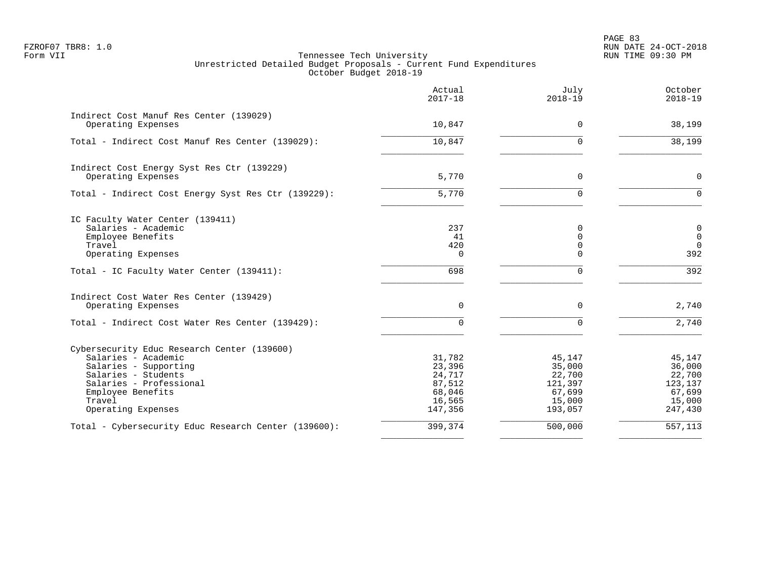FZROF07 TBR8: 1.0
Form VII

Tennessee Tech University
Unrestricted Detailed Budget Proposals - Current Fund Expenditures
October Budget 2018-19

RUN DATE 24-OCT-2018
RUN TIME 09:30 PM

| | Actual 2017-18 | July 2018-19 | October 2018-19 |
|---|---|---|---|
| **Indirect Cost Manuf Res Center (139029)** | | | |
| Operating Expenses | 10,847 | 0 | 38,199 |
| Total - Indirect Cost Manuf Res Center (139029): | 10,847 | 0 | 38,199 |
| **Indirect Cost Energy Syst Res Ctr (139229)** | | | |
| Operating Expenses | 5,770 | 0 | 0 |
| Total - Indirect Cost Energy Syst Res Ctr (139229): | 5,770 | 0 | 0 |
| **IC Faculty Water Center (139411)** | | | |
| Salaries - Academic | 237 | 0 | 0 |
| Employee Benefits | 41 | 0 | 0 |
| Travel | 420 | 0 | 0 |
| Operating Expenses | 0 | 0 | 392 |
| Total - IC Faculty Water Center (139411): | 698 | 0 | 392 |
| **Indirect Cost Water Res Center (139429)** | | | |
| Operating Expenses | 0 | 0 | 2,740 |
| Total - Indirect Cost Water Res Center (139429): | 0 | 0 | 2,740 |
| **Cybersecurity Educ Research Center (139600)** | | | |
| Salaries - Academic | 31,782 | 45,147 | 45,147 |
| Salaries - Supporting | 23,396 | 35,000 | 36,000 |
| Salaries - Students | 24,717 | 22,700 | 22,700 |
| Salaries - Professional | 87,512 | 121,397 | 123,137 |
| Employee Benefits | 68,046 | 67,699 | 67,699 |
| Travel | 16,565 | 15,000 | 15,000 |
| Operating Expenses | 147,356 | 193,057 | 247,430 |
| Total - Cybersecurity Educ Research Center (139600): | 399,374 | 500,000 | 557,113 |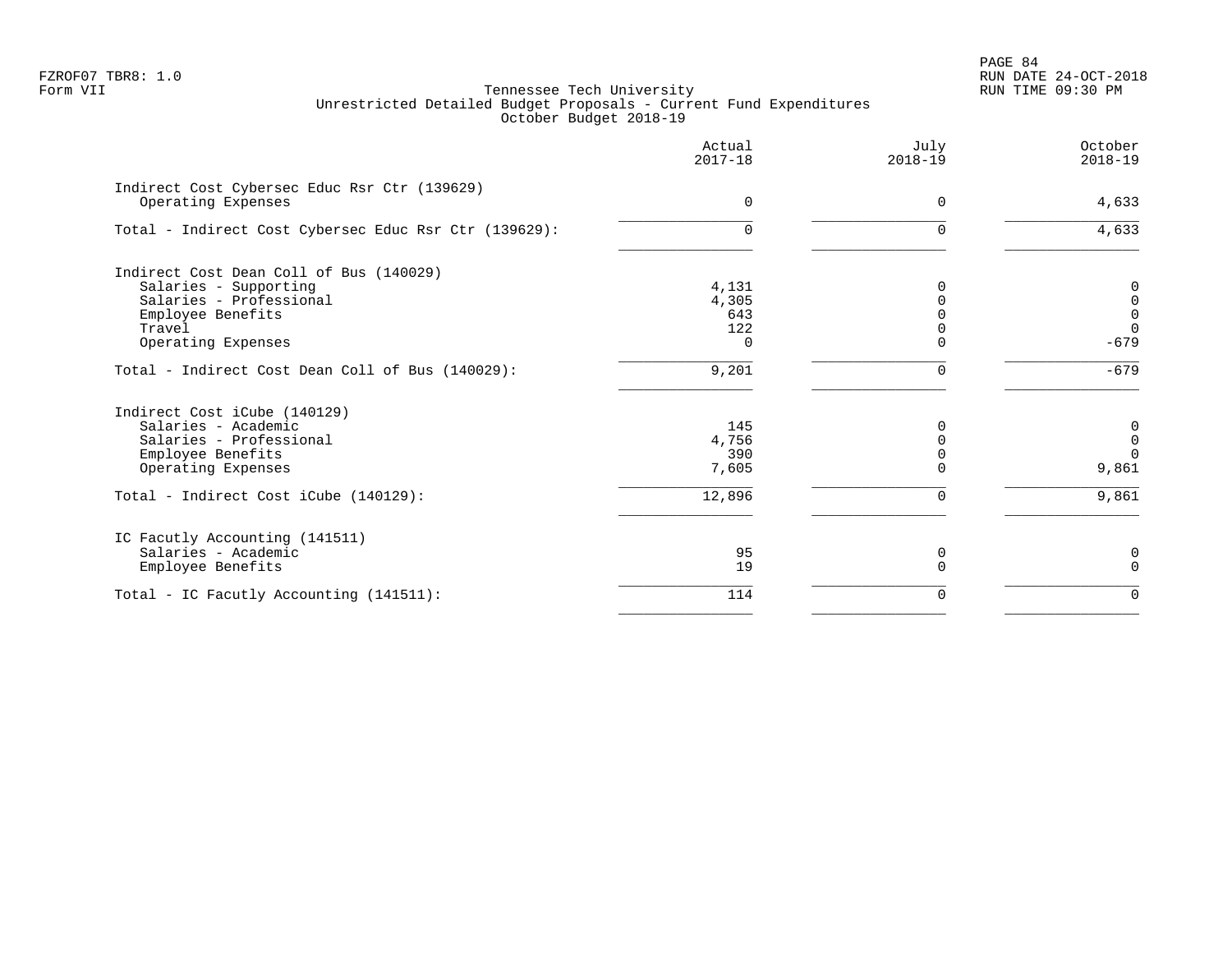FZROF07 TBR8: 1.0
Form VII

# Tennessee Tech University
## Unrestricted Detailed Budget Proposals - Current Fund Expenditures
### October Budget 2018-19

| | Actual 2017-18 | July 2018-19 | October 2018-19 |
|---|---|---|---|
| **Indirect Cost Cybersec Educ Rsr Ctr (139629)** | | | |
| Operating Expenses | 0 | 0 | 4,633 |
| Total - Indirect Cost Cybersec Educ Rsr Ctr (139629): | 0 | 0 | 4,633 |
| **Indirect Cost Dean Coll of Bus (140029)** | | | |
| Salaries - Supporting | 4,131 | 0 | 0 |
| Salaries - Professional | 4,305 | 0 | 0 |
| Employee Benefits | 643 | 0 | 0 |
| Travel | 122 | 0 | 0 |
| Operating Expenses | 0 | 0 | -679 |
| Total - Indirect Cost Dean Coll of Bus (140029): | 9,201 | 0 | -679 |
| **Indirect Cost iCube (140129)** | | | |
| Salaries - Academic | 145 | 0 | 0 |
| Salaries - Professional | 4,756 | 0 | 0 |
| Employee Benefits | 390 | 0 | 0 |
| Operating Expenses | 7,605 | 0 | 9,861 |
| Total - Indirect Cost iCube (140129): | 12,896 | 0 | 9,861 |
| **IC Facutly Accounting (141511)** | | | |
| Salaries - Academic | 95 | 0 | 0 |
| Employee Benefits | 19 | 0 | 0 |
| Total - IC Facutly Accounting (141511): | 114 | 0 | 0 |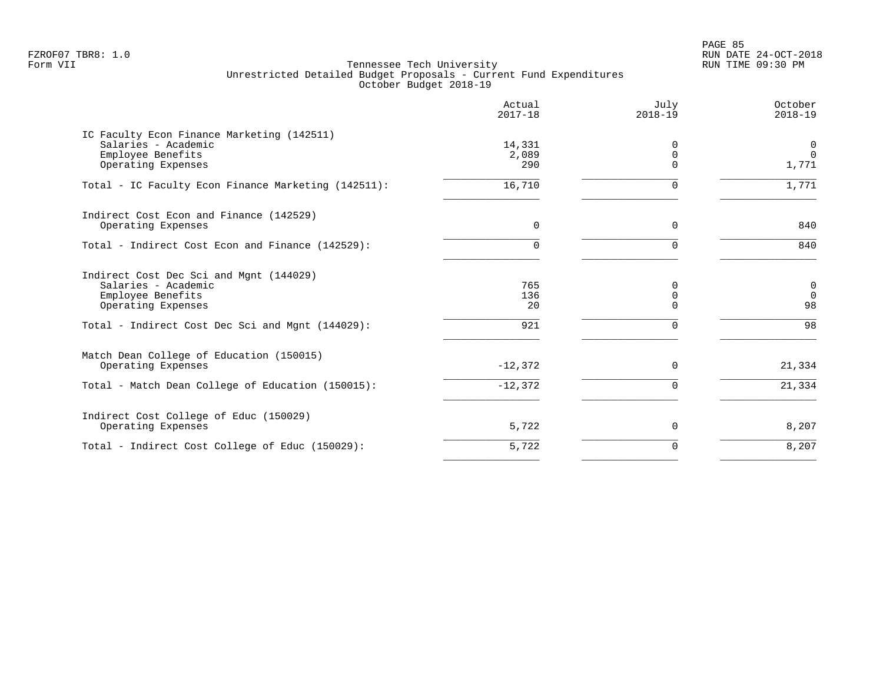FZROF07 TBR8: 1.0
Form VII

Tennessee Tech University
Unrestricted Detailed Budget Proposals - Current Fund Expenditures
October Budget 2018-19

|  | Actual 2017-18 | July 2018-19 | October 2018-19 |
|---|---|---|---|
| IC Faculty Econ Finance Marketing (142511) | | | |
| Salaries - Academic | 14,331 | 0 | 0 |
| Employee Benefits | 2,089 | 0 | 0 |
| Operating Expenses | 290 | 0 | 1,771 |
| Total - IC Faculty Econ Finance Marketing (142511): | 16,710 | 0 | 1,771 |
| Indirect Cost Econ and Finance (142529) | | | |
| Operating Expenses | 0 | 0 | 840 |
| Total - Indirect Cost Econ and Finance (142529): | 0 | 0 | 840 |
| Indirect Cost Dec Sci and Mgnt (144029) | | | |
| Salaries - Academic | 765 | 0 | 0 |
| Employee Benefits | 136 | 0 | 0 |
| Operating Expenses | 20 | 0 | 98 |
| Total - Indirect Cost Dec Sci and Mgnt (144029): | 921 | 0 | 98 |
| Match Dean College of Education (150015) | | | |
| Operating Expenses | -12,372 | 0 | 21,334 |
| Total - Match Dean College of Education (150015): | -12,372 | 0 | 21,334 |
| Indirect Cost College of Educ (150029) | | | |
| Operating Expenses | 5,722 | 0 | 8,207 |
| Total - Indirect Cost College of Educ (150029): | 5,722 | 0 | 8,207 |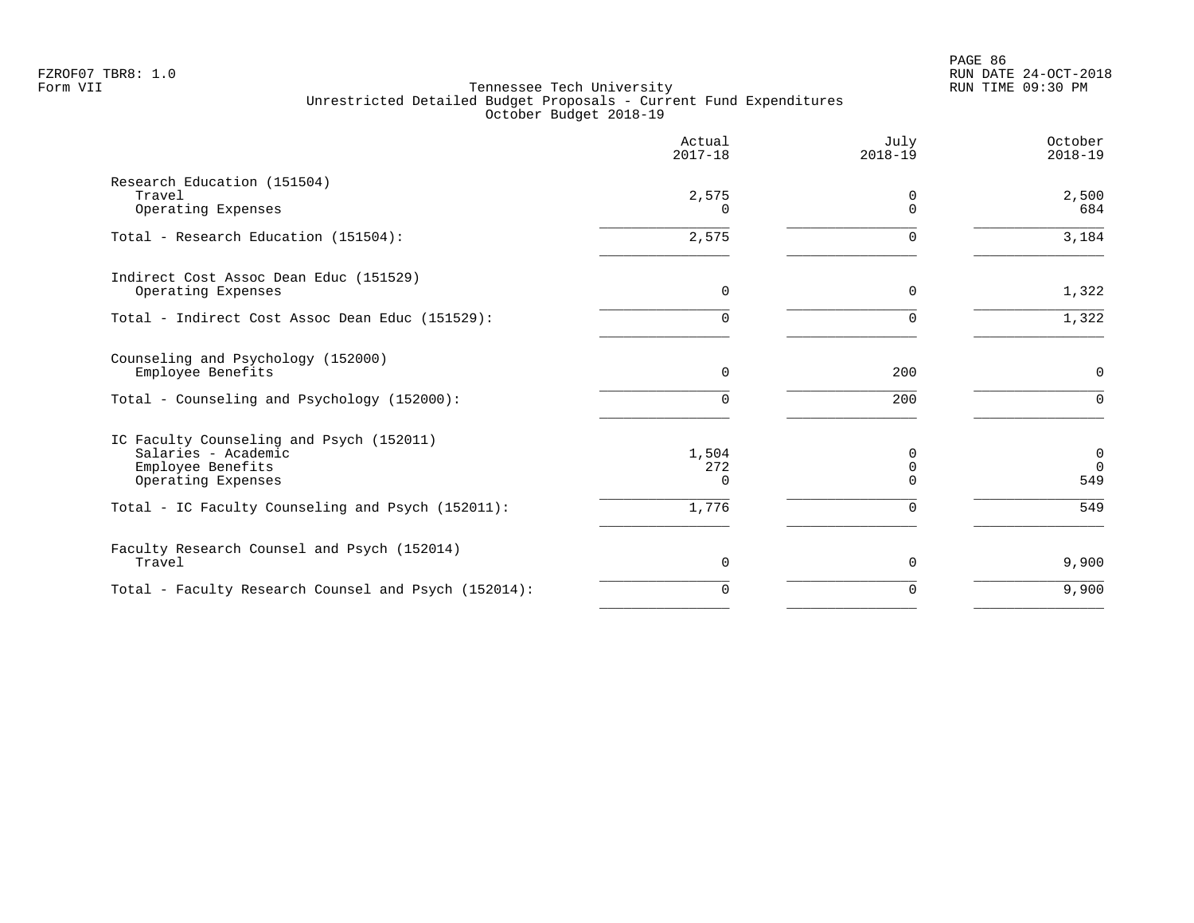Tennessee Tech University
Unrestricted Detailed Budget Proposals - Current Fund Expenditures
October Budget 2018-19

| | Actual 2017-18 | July 2018-19 | October 2018-19 |
|---|---:|---:|---:|
| **Research Education (151504)** | | | |
| Travel | 2,575 | 0 | 2,500 |
| Operating Expenses | 0 | 0 | 684 |
| Total - Research Education (151504): | 2,575 | 0 | 3,184 |
| **Indirect Cost Assoc Dean Educ (151529)** | | | |
| Operating Expenses | 0 | 0 | 1,322 |
| Total - Indirect Cost Assoc Dean Educ (151529): | 0 | 0 | 1,322 |
| **Counseling and Psychology (152000)** | | | |
| Employee Benefits | 0 | 200 | 0 |
| Total - Counseling and Psychology (152000): | 0 | 200 | 0 |
| **IC Faculty Counseling and Psych (152011)** | | | |
| Salaries - Academic | 1,504 | 0 | 0 |
| Employee Benefits | 272 | 0 | 0 |
| Operating Expenses | 0 | 0 | 549 |
| Total - IC Faculty Counseling and Psych (152011): | 1,776 | 0 | 549 |
| **Faculty Research Counsel and Psych (152014)** | | | |
| Travel | 0 | 0 | 9,900 |
| Total - Faculty Research Counsel and Psych (152014): | 0 | 0 | 9,900 |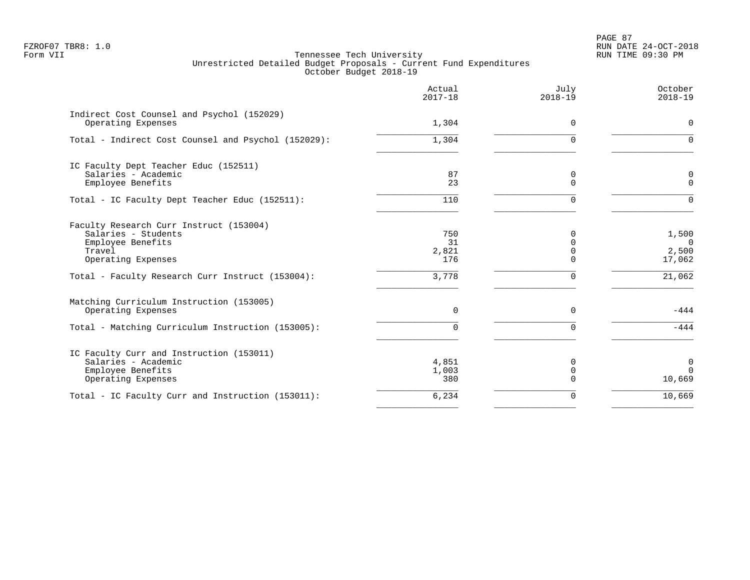FZROF07 TBR8: 1.0
Form VII

Tennessee Tech University
Unrestricted Detailed Budget Proposals - Current Fund Expenditures
October Budget 2018-19

RUN DATE 24-OCT-2018
RUN TIME 09:30 PM

| | Actual 2017-18 | July 2018-19 | October 2018-19 |
|---|---|---|---|
| **Indirect Cost Counsel and Psychol (152029)** | | | |
| Operating Expenses | 1,304 | 0 | 0 |
| Total - Indirect Cost Counsel and Psychol (152029): | 1,304 | 0 | 0 |
| **IC Faculty Dept Teacher Educ (152511)** | | | |
| Salaries - Academic | 87 | 0 | 0 |
| Employee Benefits | 23 | 0 | 0 |
| Total - IC Faculty Dept Teacher Educ (152511): | 110 | 0 | 0 |
| **Faculty Research Curr Instruct (153004)** | | | |
| Salaries - Students | 750 | 0 | 1,500 |
| Employee Benefits | 31 | 0 | 0 |
| Travel | 2,821 | 0 | 2,500 |
| Operating Expenses | 176 | 0 | 17,062 |
| Total - Faculty Research Curr Instruct (153004): | 3,778 | 0 | 21,062 |
| **Matching Curriculum Instruction (153005)** | | | |
| Operating Expenses | 0 | 0 | -444 |
| Total - Matching Curriculum Instruction (153005): | 0 | 0 | -444 |
| **IC Faculty Curr and Instruction (153011)** | | | |
| Salaries - Academic | 4,851 | 0 | 0 |
| Employee Benefits | 1,003 | 0 | 0 |
| Operating Expenses | 380 | 0 | 10,669 |
| Total - IC Faculty Curr and Instruction (153011): | 6,234 | 0 | 10,669 |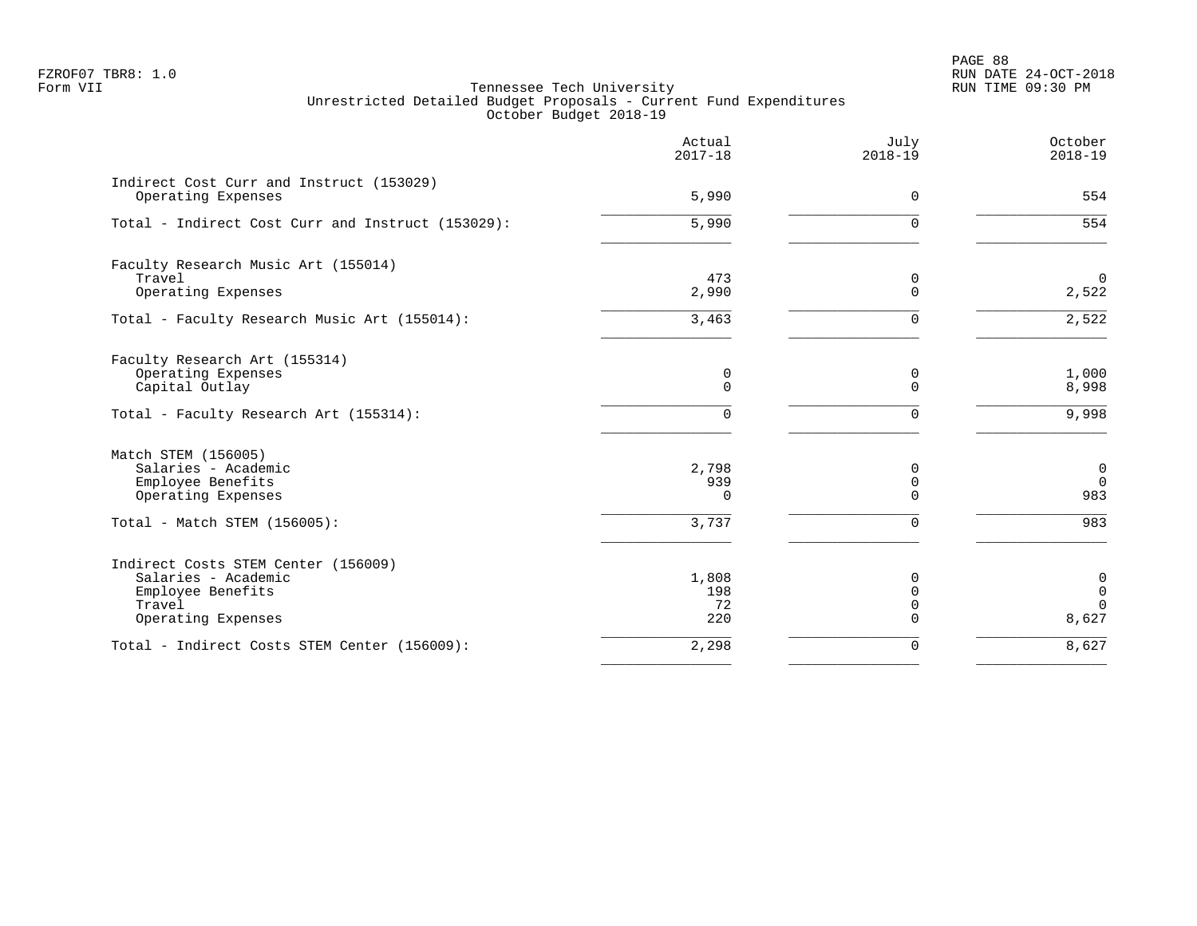FZROF07 TBR8: 1.0
Form VII

Tennessee Tech University
Unrestricted Detailed Budget Proposals - Current Fund Expenditures
October Budget 2018-19

PAGE 88
RUN DATE 24-OCT-2018
RUN TIME 09:30 PM

| | Actual 2017-18 | July 2018-19 | October 2018-19 |
|---|---:|---:|---:|
| **Indirect Cost Curr and Instruct (153029)** | | | |
| Operating Expenses | 5,990 | 0 | 554 |
| Total - Indirect Cost Curr and Instruct (153029): | 5,990 | 0 | 554 |
| **Faculty Research Music Art (155014)** | | | |
| Travel | 473 | 0 | 0 |
| Operating Expenses | 2,990 | 0 | 2,522 |
| Total - Faculty Research Music Art (155014): | 3,463 | 0 | 2,522 |
| **Faculty Research Art (155314)** | | | |
| Operating Expenses | 0 | 0 | 1,000 |
| Capital Outlay | 0 | 0 | 8,998 |
| Total - Faculty Research Art (155314): | 0 | 0 | 9,998 |
| **Match STEM (156005)** | | | |
| Salaries - Academic | 2,798 | 0 | 0 |
| Employee Benefits | 939 | 0 | 0 |
| Operating Expenses | 0 | 0 | 983 |
| Total - Match STEM (156005): | 3,737 | 0 | 983 |
| **Indirect Costs STEM Center (156009)** | | | |
| Salaries - Academic | 1,808 | 0 | 0 |
| Employee Benefits | 198 | 0 | 0 |
| Travel | 72 | 0 | 0 |
| Operating Expenses | 220 | 0 | 8,627 |
| Total - Indirect Costs STEM Center (156009): | 2,298 | 0 | 8,627 |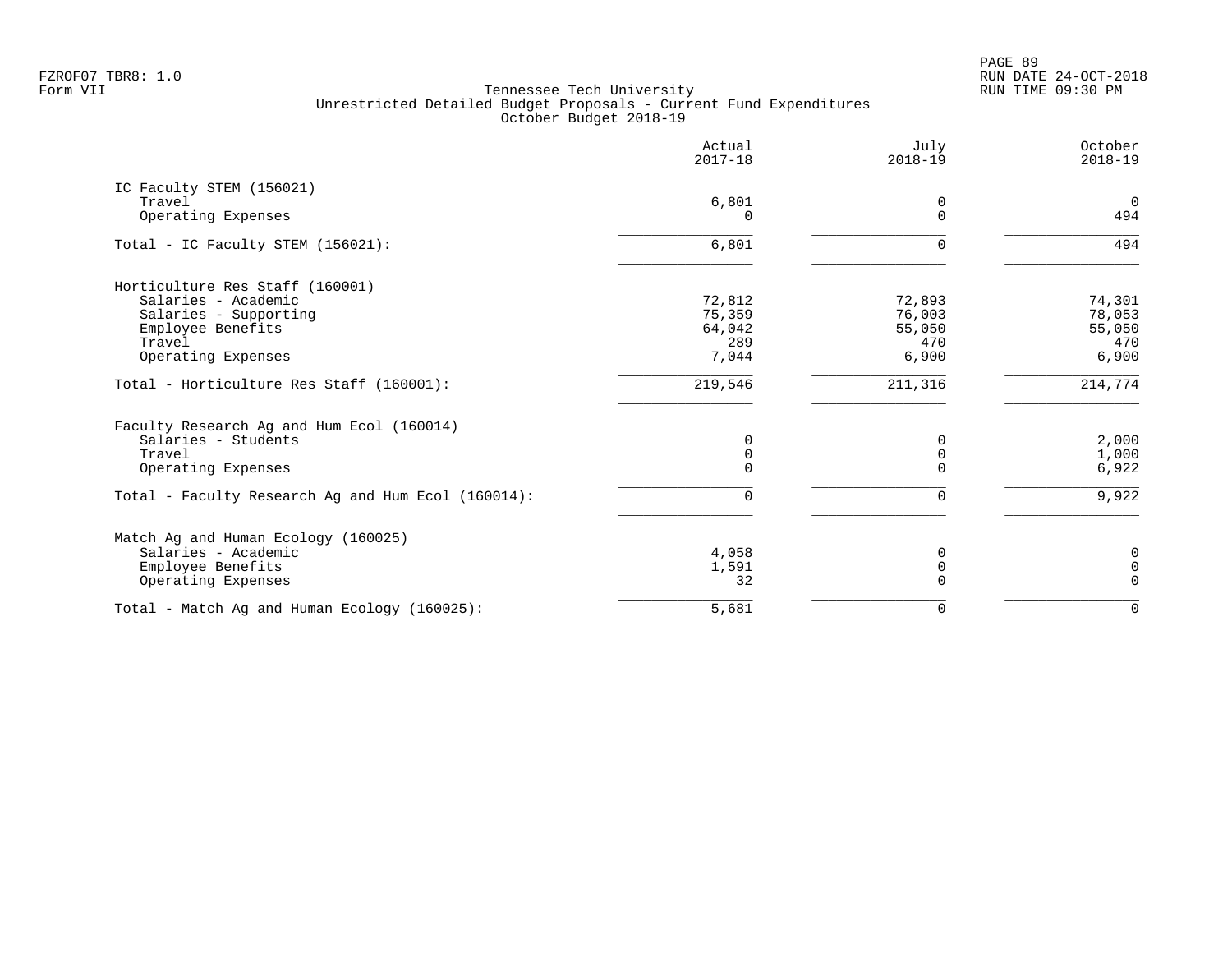FZROF07 TBR8: 1.0
Form VII

Tennessee Tech University
Unrestricted Detailed Budget Proposals - Current Fund Expenditures
October Budget 2018-19

RUN DATE 24-OCT-2018
RUN TIME 09:30 PM

| | Actual 2017-18 | July 2018-19 | October 2018-19 |
|---|---|---|---|
| IC Faculty STEM (156021) | | | |
| Travel | 6,801 | 0 | 0 |
| Operating Expenses | 0 | 0 | 494 |
| Total - IC Faculty STEM (156021): | 6,801 | 0 | 494 |
| Horticulture Res Staff (160001) | | | |
| Salaries - Academic | 72,812 | 72,893 | 74,301 |
| Salaries - Supporting | 75,359 | 76,003 | 78,053 |
| Employee Benefits | 64,042 | 55,050 | 55,050 |
| Travel | 289 | 470 | 470 |
| Operating Expenses | 7,044 | 6,900 | 6,900 |
| Total - Horticulture Res Staff (160001): | 219,546 | 211,316 | 214,774 |
| Faculty Research Ag and Hum Ecol (160014) | | | |
| Salaries - Students | 0 | 0 | 2,000 |
| Travel | 0 | 0 | 1,000 |
| Operating Expenses | 0 | 0 | 6,922 |
| Total - Faculty Research Ag and Hum Ecol (160014): | 0 | 0 | 9,922 |
| Match Ag and Human Ecology (160025) | | | |
| Salaries - Academic | 4,058 | 0 | 0 |
| Employee Benefits | 1,591 | 0 | 0 |
| Operating Expenses | 32 | 0 | 0 |
| Total - Match Ag and Human Ecology (160025): | 5,681 | 0 | 0 |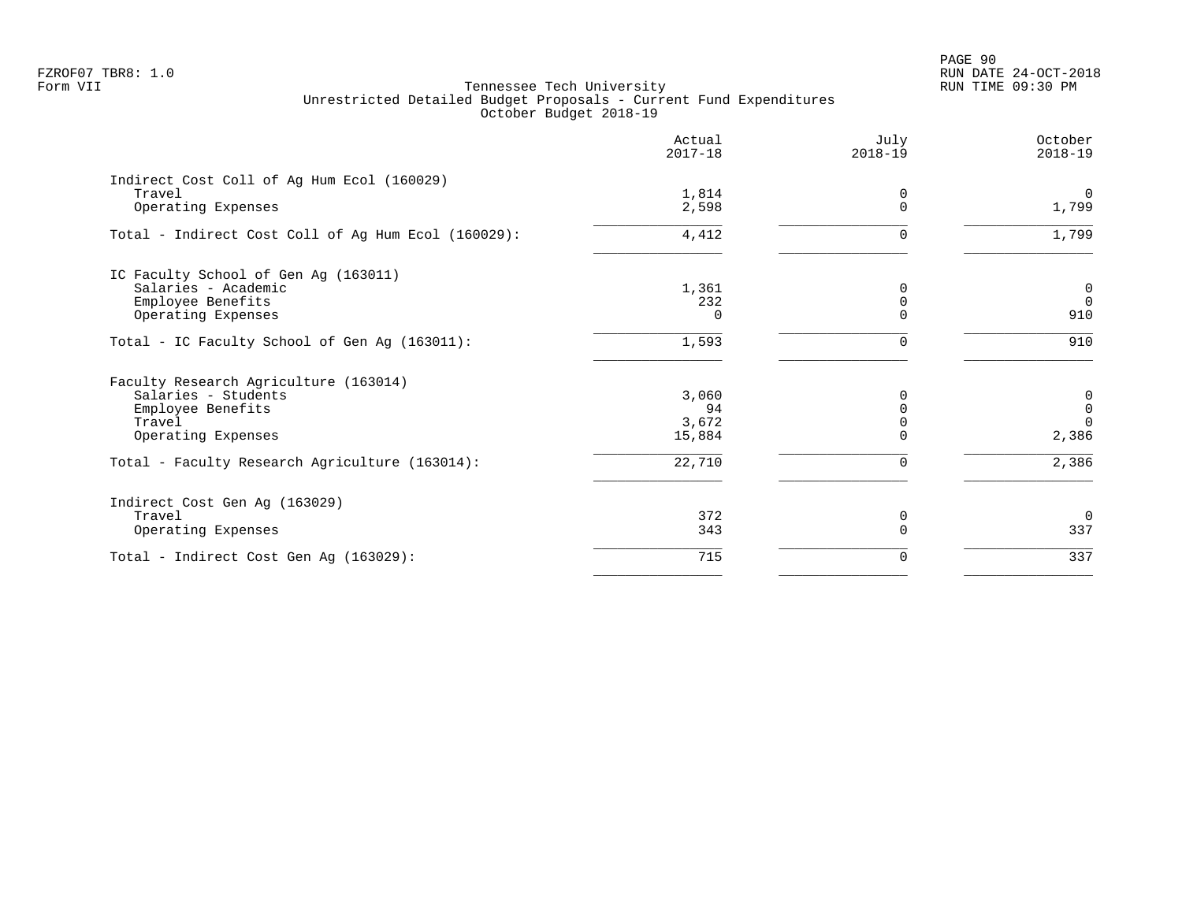Tennessee Tech University
Unrestricted Detailed Budget Proposals - Current Fund Expenditures
October Budget 2018-19

| | Actual 2017-18 | July 2018-19 | October 2018-19 |
|---|---|---|---|
| **Indirect Cost Coll of Ag Hum Ecol (160029)** | | | |
| Travel | 1,814 | 0 | 0 |
| Operating Expenses | 2,598 | 0 | 1,799 |
| Total - Indirect Cost Coll of Ag Hum Ecol (160029): | 4,412 | 0 | 1,799 |
| **IC Faculty School of Gen Ag (163011)** | | | |
| Salaries - Academic | 1,361 | 0 | 0 |
| Employee Benefits | 232 | 0 | 0 |
| Operating Expenses | 0 | 0 | 910 |
| Total - IC Faculty School of Gen Ag (163011): | 1,593 | 0 | 910 |
| **Faculty Research Agriculture (163014)** | | | |
| Salaries - Students | 3,060 | 0 | 0 |
| Employee Benefits | 94 | 0 | 0 |
| Travel | 3,672 | 0 | 0 |
| Operating Expenses | 15,884 | 0 | 2,386 |
| Total - Faculty Research Agriculture (163014): | 22,710 | 0 | 2,386 |
| **Indirect Cost Gen Ag (163029)** | | | |
| Travel | 372 | 0 | 0 |
| Operating Expenses | 343 | 0 | 337 |
| Total - Indirect Cost Gen Ag (163029): | 715 | 0 | 337 |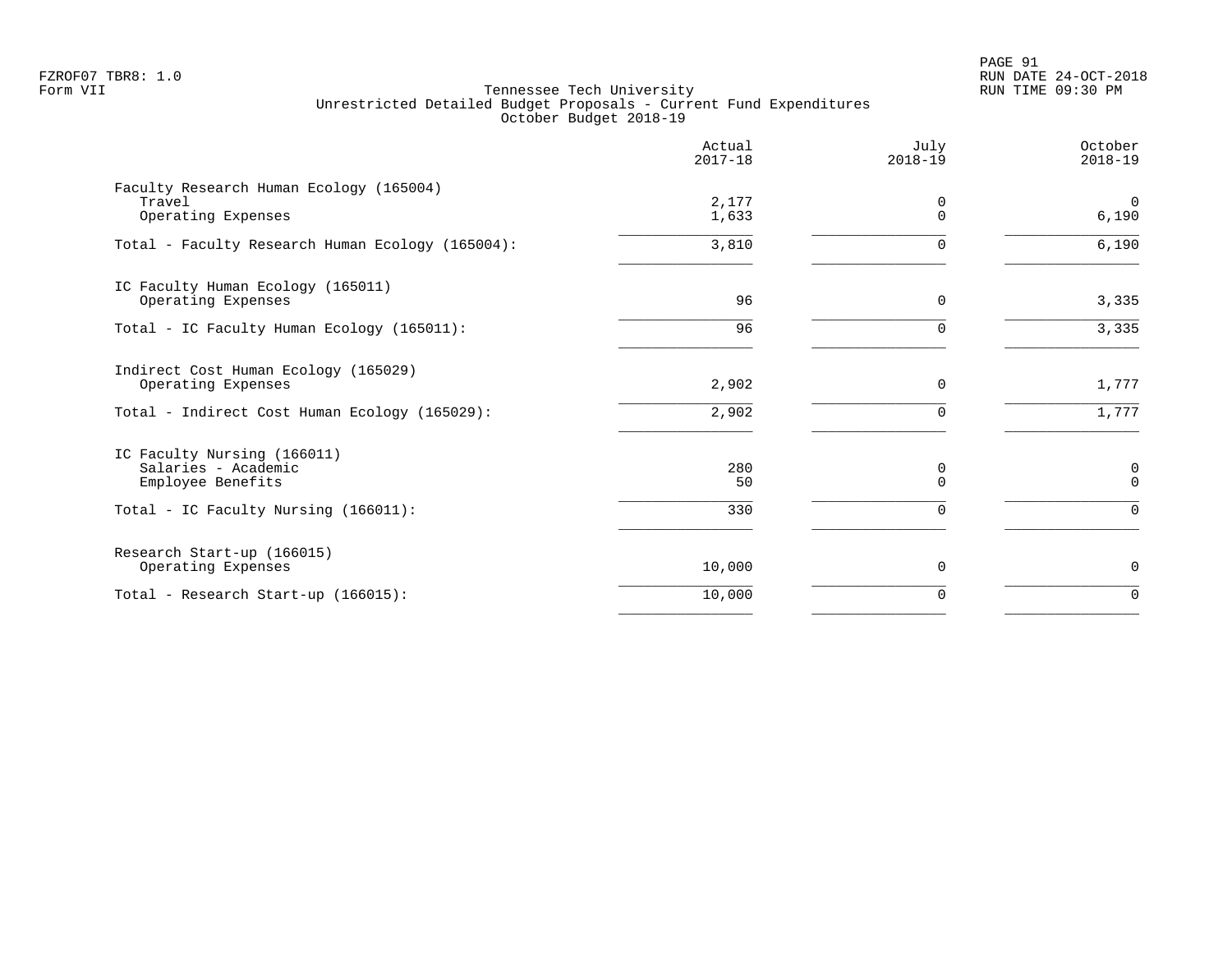Tennessee Tech University
Unrestricted Detailed Budget Proposals - Current Fund Expenditures
October Budget 2018-19

| | Actual 2017-18 | July 2018-19 | October 2018-19 |
|---|---|---|---|
| **Faculty Research Human Ecology (165004)** | | | |
| Travel | 2,177 | 0 | 0 |
| Operating Expenses | 1,633 | 0 | 6,190 |
| Total - Faculty Research Human Ecology (165004): | 3,810 | 0 | 6,190 |
| **IC Faculty Human Ecology (165011)** | | | |
| Operating Expenses | 96 | 0 | 3,335 |
| Total - IC Faculty Human Ecology (165011): | 96 | 0 | 3,335 |
| **Indirect Cost Human Ecology (165029)** | | | |
| Operating Expenses | 2,902 | 0 | 1,777 |
| Total - Indirect Cost Human Ecology (165029): | 2,902 | 0 | 1,777 |
| **IC Faculty Nursing (166011)** | | | |
| Salaries - Academic | 280 | 0 | 0 |
| Employee Benefits | 50 | 0 | 0 |
| Total - IC Faculty Nursing (166011): | 330 | 0 | 0 |
| **Research Start-up (166015)** | | | |
| Operating Expenses | 10,000 | 0 | 0 |
| Total - Research Start-up (166015): | 10,000 | 0 | 0 |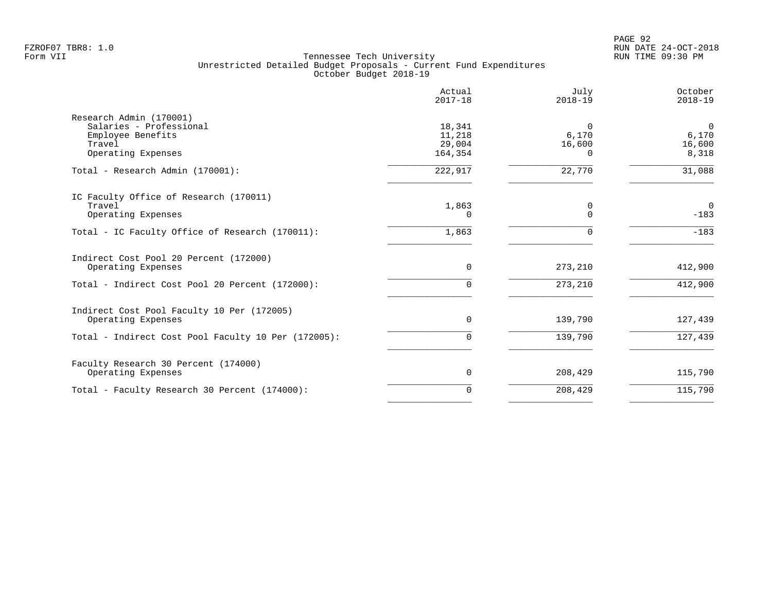FZROF07 TBR8: 1.0
Form VII

Tennessee Tech University
Unrestricted Detailed Budget Proposals - Current Fund Expenditures
October Budget 2018-19

| | Actual 2017-18 | July 2018-19 | October 2018-19 |
|---|---|---|---|
| **Research Admin (170001)** | | | |
| Salaries - Professional | 18,341 | 0 | 0 |
| Employee Benefits | 11,218 | 6,170 | 6,170 |
| Travel | 29,004 | 16,600 | 16,600 |
| Operating Expenses | 164,354 | 0 | 8,318 |
| Total - Research Admin (170001): | 222,917 | 22,770 | 31,088 |
| **IC Faculty Office of Research (170011)** | | | |
| Travel | 1,863 | 0 | 0 |
| Operating Expenses | 0 | 0 | -183 |
| Total - IC Faculty Office of Research (170011): | 1,863 | 0 | -183 |
| **Indirect Cost Pool 20 Percent (172000)** | | | |
| Operating Expenses | 0 | 273,210 | 412,900 |
| Total - Indirect Cost Pool 20 Percent (172000): | 0 | 273,210 | 412,900 |
| **Indirect Cost Pool Faculty 10 Per (172005)** | | | |
| Operating Expenses | 0 | 139,790 | 127,439 |
| Total - Indirect Cost Pool Faculty 10 Per (172005): | 0 | 139,790 | 127,439 |
| **Faculty Research 30 Percent (174000)** | | | |
| Operating Expenses | 0 | 208,429 | 115,790 |
| Total - Faculty Research 30 Percent (174000): | 0 | 208,429 | 115,790 |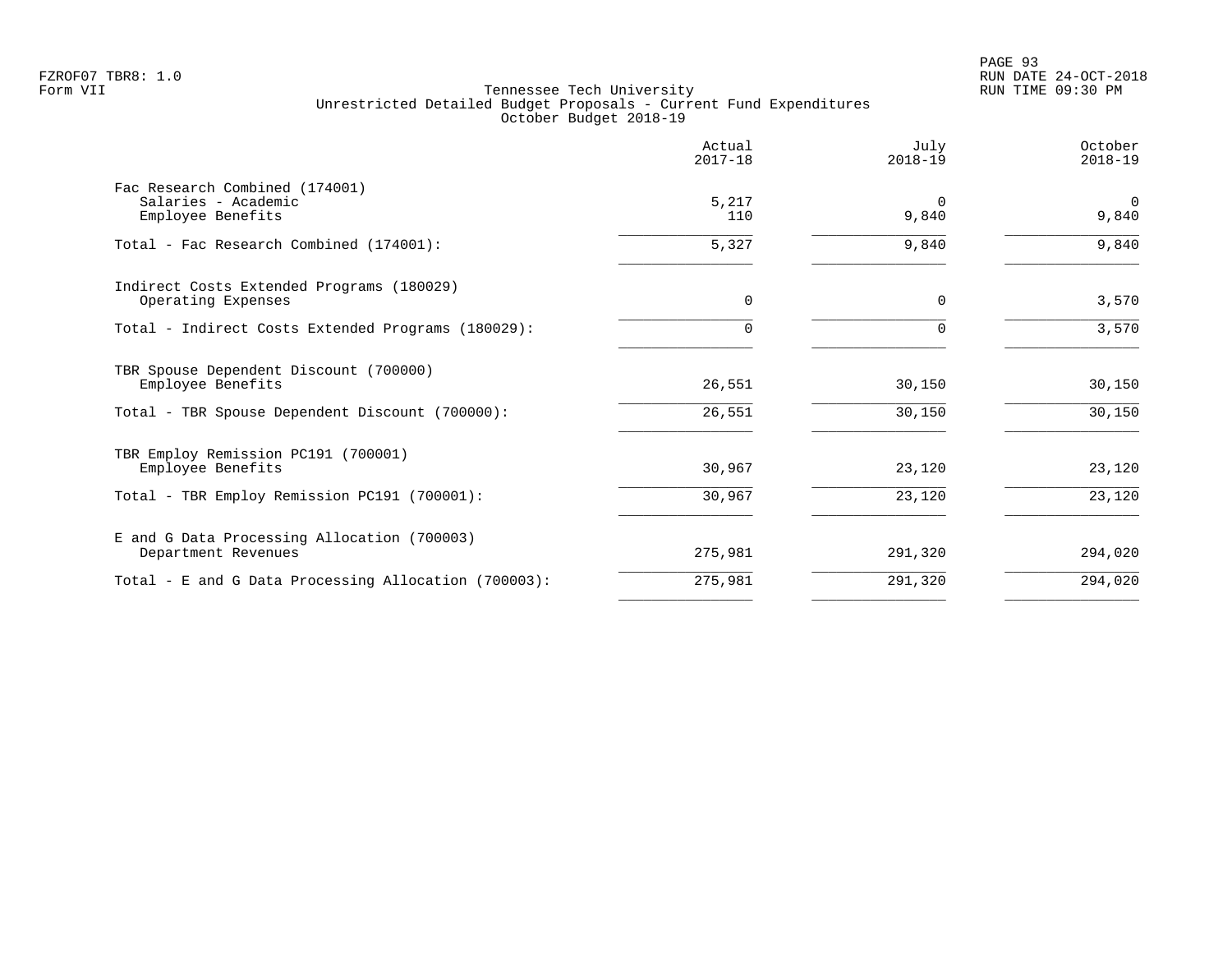Tennessee Tech University
Unrestricted Detailed Budget Proposals - Current Fund Expenditures
October Budget 2018-19

| | Actual 2017-18 | July 2018-19 | October 2018-19 |
|---|---|---|---|
| Fac Research Combined (174001) | | | |
| Salaries - Academic | 5,217 | 0 | 0 |
| Employee Benefits | 110 | 9,840 | 9,840 |
| Total - Fac Research Combined (174001): | 5,327 | 9,840 | 9,840 |
| Indirect Costs Extended Programs (180029) | | | |
| Operating Expenses | 0 | 0 | 3,570 |
| Total - Indirect Costs Extended Programs (180029): | 0 | 0 | 3,570 |
| TBR Spouse Dependent Discount (700000) | | | |
| Employee Benefits | 26,551 | 30,150 | 30,150 |
| Total - TBR Spouse Dependent Discount (700000): | 26,551 | 30,150 | 30,150 |
| TBR Employ Remission PC191 (700001) | | | |
| Employee Benefits | 30,967 | 23,120 | 23,120 |
| Total - TBR Employ Remission PC191 (700001): | 30,967 | 23,120 | 23,120 |
| E and G Data Processing Allocation (700003) | | | |
| Department Revenues | 275,981 | 291,320 | 294,020 |
| Total - E and G Data Processing Allocation (700003): | 275,981 | 291,320 | 294,020 |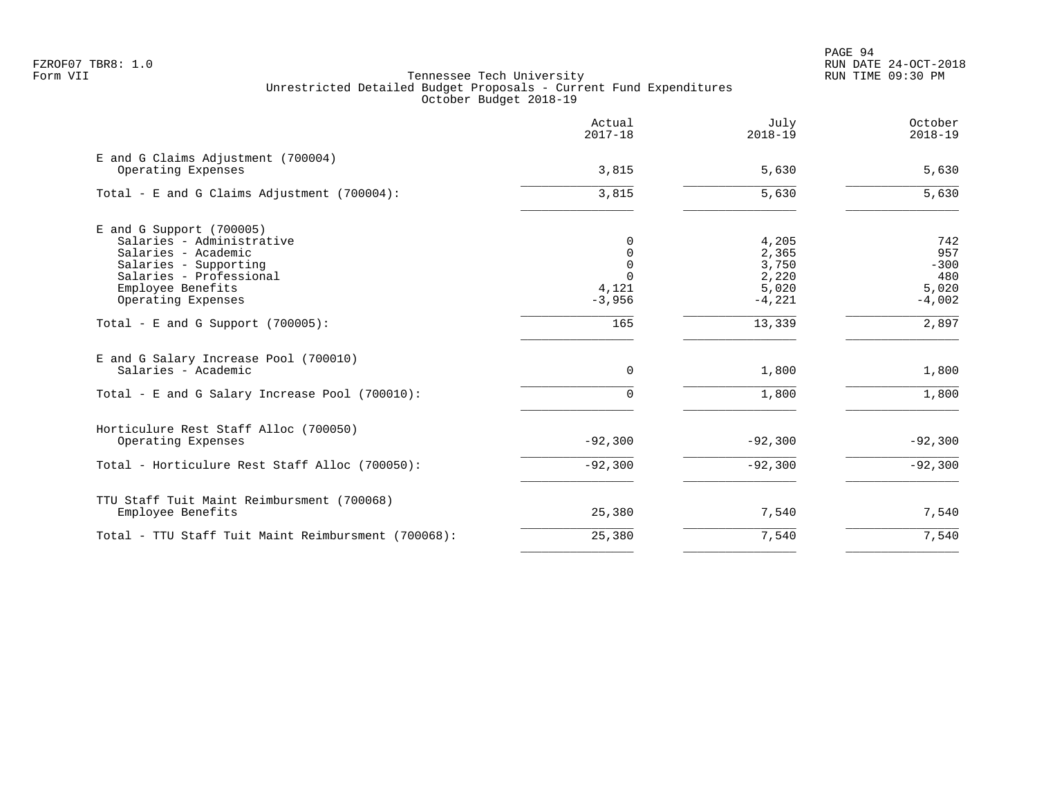Tennessee Tech University
Unrestricted Detailed Budget Proposals - Current Fund Expenditures
October Budget 2018-19

| | Actual 2017-18 | July 2018-19 | October 2018-19 |
|---|---|---|---|
| E and G Claims Adjustment (700004) | | | |
| Operating Expenses | 3,815 | 5,630 | 5,630 |
| Total - E and G Claims Adjustment (700004): | 3,815 | 5,630 | 5,630 |
| E and G Support (700005) | | | |
| Salaries - Administrative | 0 | 4,205 | 742 |
| Salaries - Academic | 0 | 2,365 | 957 |
| Salaries - Supporting | 0 | 3,750 | -300 |
| Salaries - Professional | 0 | 2,220 | 480 |
| Employee Benefits | 4,121 | 5,020 | 5,020 |
| Operating Expenses | -3,956 | -4,221 | -4,002 |
| Total - E and G Support (700005): | 165 | 13,339 | 2,897 |
| E and G Salary Increase Pool (700010) | | | |
| Salaries - Academic | 0 | 1,800 | 1,800 |
| Total - E and G Salary Increase Pool (700010): | 0 | 1,800 | 1,800 |
| Horticulure Rest Staff Alloc (700050) | | | |
| Operating Expenses | -92,300 | -92,300 | -92,300 |
| Total - Horticulure Rest Staff Alloc (700050): | -92,300 | -92,300 | -92,300 |
| TTU Staff Tuit Maint Reimbursment (700068) | | | |
| Employee Benefits | 25,380 | 7,540 | 7,540 |
| Total - TTU Staff Tuit Maint Reimbursment (700068): | 25,380 | 7,540 | 7,540 |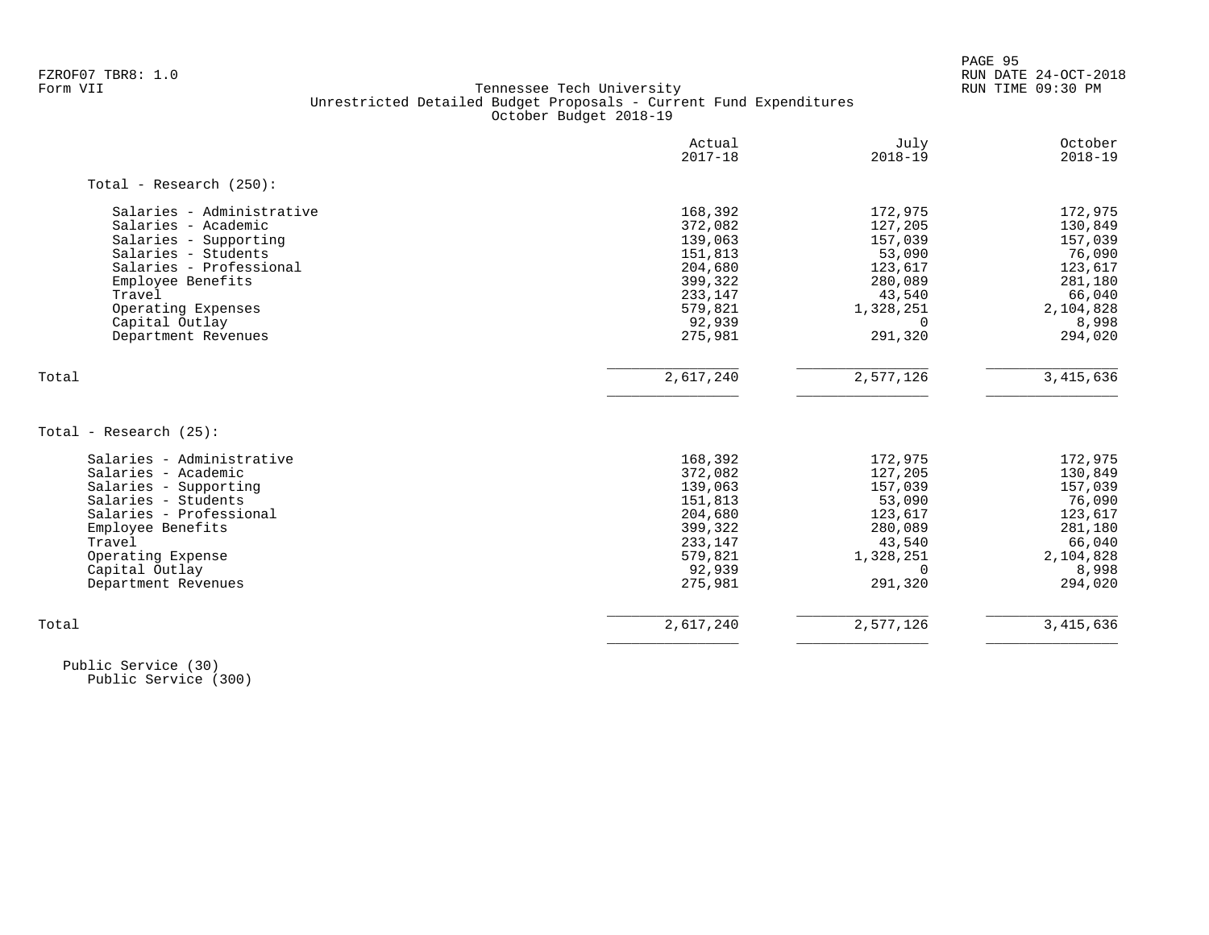FZROF07 TBR8: 1.0
Form VII

Tennessee Tech University
Unrestricted Detailed Budget Proposals - Current Fund Expenditures
October Budget 2018-19

RUN DATE 24-OCT-2018
RUN TIME 09:30 PM

| | Actual 2017-18 | July 2018-19 | October 2018-19 |
|---|---|---|---|
| **Total - Research (250):** | | | |
| Salaries - Administrative | 168,392 | 172,975 | 172,975 |
| Salaries - Academic | 372,082 | 127,205 | 130,849 |
| Salaries - Supporting | 139,063 | 157,039 | 157,039 |
| Salaries - Students | 151,813 | 53,090 | 76,090 |
| Salaries - Professional | 204,680 | 123,617 | 123,617 |
| Employee Benefits | 399,322 | 280,089 | 281,180 |
| Travel | 233,147 | 43,540 | 66,040 |
| Operating Expenses | 579,821 | 1,328,251 | 2,104,828 |
| Capital Outlay | 92,939 | 0 | 8,998 |
| Department Revenues | 275,981 | 291,320 | 294,020 |
| Total | 2,617,240 | 2,577,126 | 3,415,636 |
| **Total - Research (25):** | | | |
| Salaries - Administrative | 168,392 | 172,975 | 172,975 |
| Salaries - Academic | 372,082 | 127,205 | 130,849 |
| Salaries - Supporting | 139,063 | 157,039 | 157,039 |
| Salaries - Students | 151,813 | 53,090 | 76,090 |
| Salaries - Professional | 204,680 | 123,617 | 123,617 |
| Employee Benefits | 399,322 | 280,089 | 281,180 |
| Travel | 233,147 | 43,540 | 66,040 |
| Operating Expense | 579,821 | 1,328,251 | 2,104,828 |
| Capital Outlay | 92,939 | 0 | 8,998 |
| Department Revenues | 275,981 | 291,320 | 294,020 |
| Total | 2,617,240 | 2,577,126 | 3,415,636 |

Public Service (30)
Public Service (300)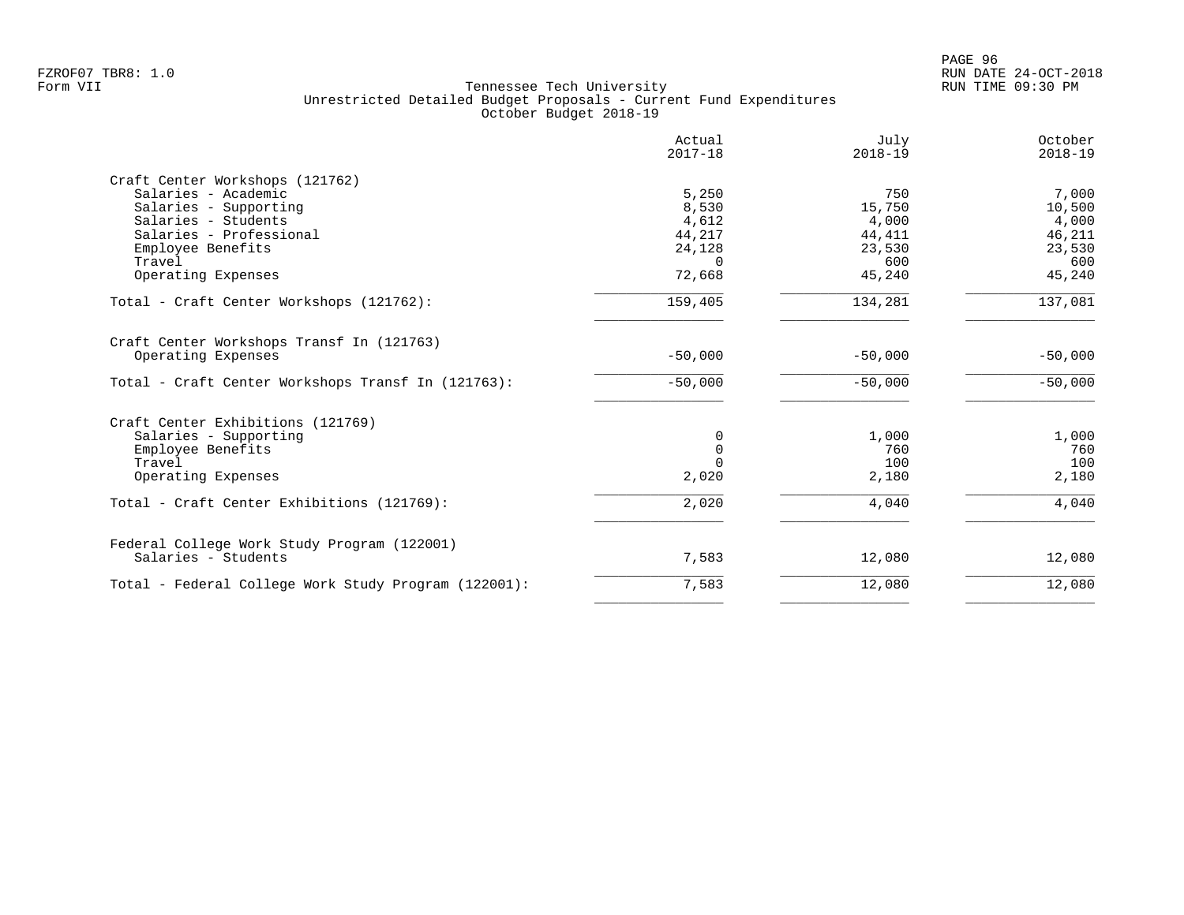FZROF07 TBR8: 1.0
Form VII

Tennessee Tech University
Unrestricted Detailed Budget Proposals - Current Fund Expenditures
October Budget 2018-19

RUN DATE 24-OCT-2018
RUN TIME 09:30 PM

| | Actual 2017-18 | July 2018-19 | October 2018-19 |
|---|---|---|---|
| **Craft Center Workshops (121762)** | | | |
| Salaries - Academic | 5,250 | 750 | 7,000 |
| Salaries - Supporting | 8,530 | 15,750 | 10,500 |
| Salaries - Students | 4,612 | 4,000 | 4,000 |
| Salaries - Professional | 44,217 | 44,411 | 46,211 |
| Employee Benefits | 24,128 | 23,530 | 23,530 |
| Travel | 0 | 600 | 600 |
| Operating Expenses | 72,668 | 45,240 | 45,240 |
| Total - Craft Center Workshops (121762): | 159,405 | 134,281 | 137,081 |
| **Craft Center Workshops Transf In (121763)** | | | |
| Operating Expenses | -50,000 | -50,000 | -50,000 |
| Total - Craft Center Workshops Transf In (121763): | -50,000 | -50,000 | -50,000 |
| **Craft Center Exhibitions (121769)** | | | |
| Salaries - Supporting | 0 | 1,000 | 1,000 |
| Employee Benefits | 0 | 760 | 760 |
| Travel | 0 | 100 | 100 |
| Operating Expenses | 2,020 | 2,180 | 2,180 |
| Total - Craft Center Exhibitions (121769): | 2,020 | 4,040 | 4,040 |
| **Federal College Work Study Program (122001)** | | | |
| Salaries - Students | 7,583 | 12,080 | 12,080 |
| Total - Federal College Work Study Program (122001): | 7,583 | 12,080 | 12,080 |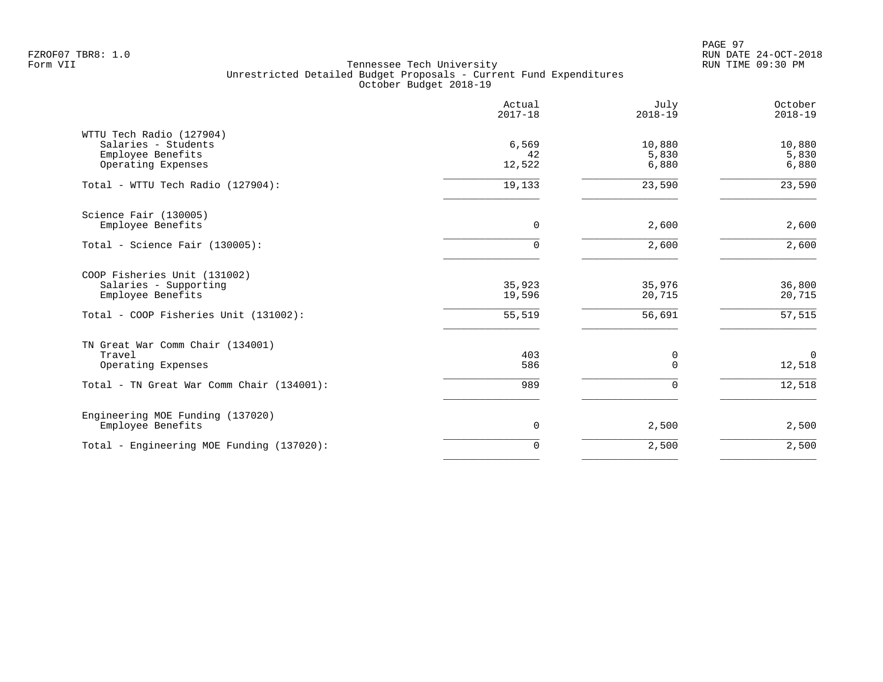FZROF07 TBR8: 1.0
Form VII

Tennessee Tech University
Unrestricted Detailed Budget Proposals - Current Fund Expenditures
October Budget 2018-19

RUN DATE 24-OCT-2018
RUN TIME 09:30 PM

| | Actual 2017-18 | July 2018-19 | October 2018-19 |
|---|---|---|---|
| **WTTU Tech Radio (127904)** | | | |
| Salaries - Students | 6,569 | 10,880 | 10,880 |
| Employee Benefits | 42 | 5,830 | 5,830 |
| Operating Expenses | 12,522 | 6,880 | 6,880 |
| Total - WTTU Tech Radio (127904): | 19,133 | 23,590 | 23,590 |
| **Science Fair (130005)** | | | |
| Employee Benefits | 0 | 2,600 | 2,600 |
| Total - Science Fair (130005): | 0 | 2,600 | 2,600 |
| **COOP Fisheries Unit (131002)** | | | |
| Salaries - Supporting | 35,923 | 35,976 | 36,800 |
| Employee Benefits | 19,596 | 20,715 | 20,715 |
| Total - COOP Fisheries Unit (131002): | 55,519 | 56,691 | 57,515 |
| **TN Great War Comm Chair (134001)** | | | |
| Travel | 403 | 0 | 0 |
| Operating Expenses | 586 | 0 | 12,518 |
| Total - TN Great War Comm Chair (134001): | 989 | 0 | 12,518 |
| **Engineering MOE Funding (137020)** | | | |
| Employee Benefits | 0 | 2,500 | 2,500 |
| Total - Engineering MOE Funding (137020): | 0 | 2,500 | 2,500 |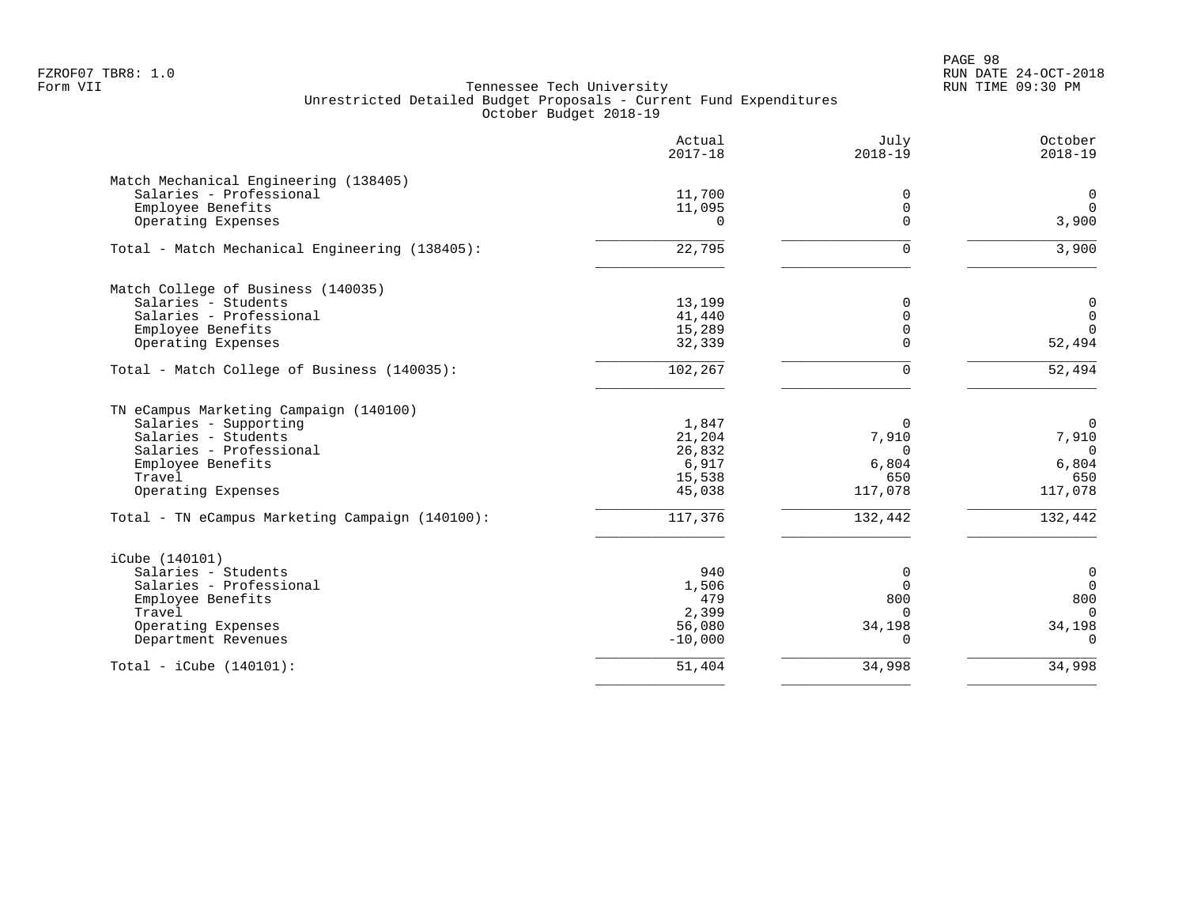FZROF07 TBR8: 1.0
Form VII

Tennessee Tech University
Unrestricted Detailed Budget Proposals - Current Fund Expenditures
October Budget 2018-19

RUN DATE 24-OCT-2018
RUN TIME 09:30 PM

| | Actual 2017-18 | July 2018-19 | October 2018-19 |
|---|---|---|---|
| **Match Mechanical Engineering (138405)** | | | |
| Salaries - Professional | 11,700 | 0 | 0 |
| Employee Benefits | 11,095 | 0 | 0 |
| Operating Expenses | 0 | 0 | 3,900 |
| Total - Match Mechanical Engineering (138405): | 22,795 | 0 | 3,900 |
| **Match College of Business (140035)** | | | |
| Salaries - Students | 13,199 | 0 | 0 |
| Salaries - Professional | 41,440 | 0 | 0 |
| Employee Benefits | 15,289 | 0 | 0 |
| Operating Expenses | 32,339 | 0 | 52,494 |
| Total - Match College of Business (140035): | 102,267 | 0 | 52,494 |
| **TN eCampus Marketing Campaign (140100)** | | | |
| Salaries - Supporting | 1,847 | 0 | 0 |
| Salaries - Students | 21,204 | 7,910 | 7,910 |
| Salaries - Professional | 26,832 | 0 | 0 |
| Employee Benefits | 6,917 | 6,804 | 6,804 |
| Travel | 15,538 | 650 | 650 |
| Operating Expenses | 45,038 | 117,078 | 117,078 |
| Total - TN eCampus Marketing Campaign (140100): | 117,376 | 132,442 | 132,442 |
| **iCube (140101)** | | | |
| Salaries - Students | 940 | 0 | 0 |
| Salaries - Professional | 1,506 | 0 | 0 |
| Employee Benefits | 479 | 800 | 800 |
| Travel | 2,399 | 0 | 0 |
| Operating Expenses | 56,080 | 34,198 | 34,198 |
| Department Revenues | -10,000 | 0 | 0 |
| Total - iCube (140101): | 51,404 | 34,998 | 34,998 |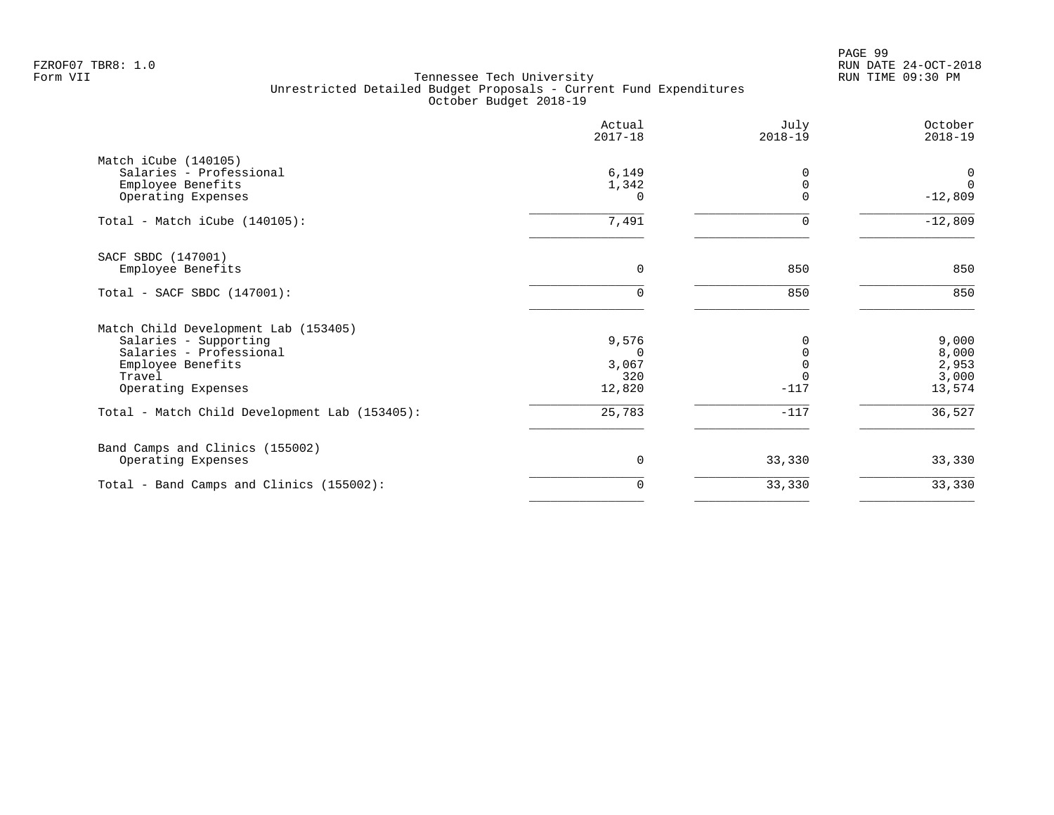Tennessee Tech University
Unrestricted Detailed Budget Proposals - Current Fund Expenditures
October Budget 2018-19

| | Actual 2017-18 | July 2018-19 | October 2018-19 |
|---|---|---|---|
| **Match iCube (140105)** | | | |
| Salaries - Professional | 6,149 | 0 | 0 |
| Employee Benefits | 1,342 | 0 | 0 |
| Operating Expenses | 0 | 0 | -12,809 |
| Total - Match iCube (140105): | 7,491 | 0 | -12,809 |
| **SACF SBDC (147001)** | | | |
| Employee Benefits | 0 | 850 | 850 |
| Total - SACF SBDC (147001): | 0 | 850 | 850 |
| **Match Child Development Lab (153405)** | | | |
| Salaries - Supporting | 9,576 | 0 | 9,000 |
| Salaries - Professional | 0 | 0 | 8,000 |
| Employee Benefits | 3,067 | 0 | 2,953 |
| Travel | 320 | 0 | 3,000 |
| Operating Expenses | 12,820 | -117 | 13,574 |
| Total - Match Child Development Lab (153405): | 25,783 | -117 | 36,527 |
| **Band Camps and Clinics (155002)** | | | |
| Operating Expenses | 0 | 33,330 | 33,330 |
| Total - Band Camps and Clinics (155002): | 0 | 33,330 | 33,330 |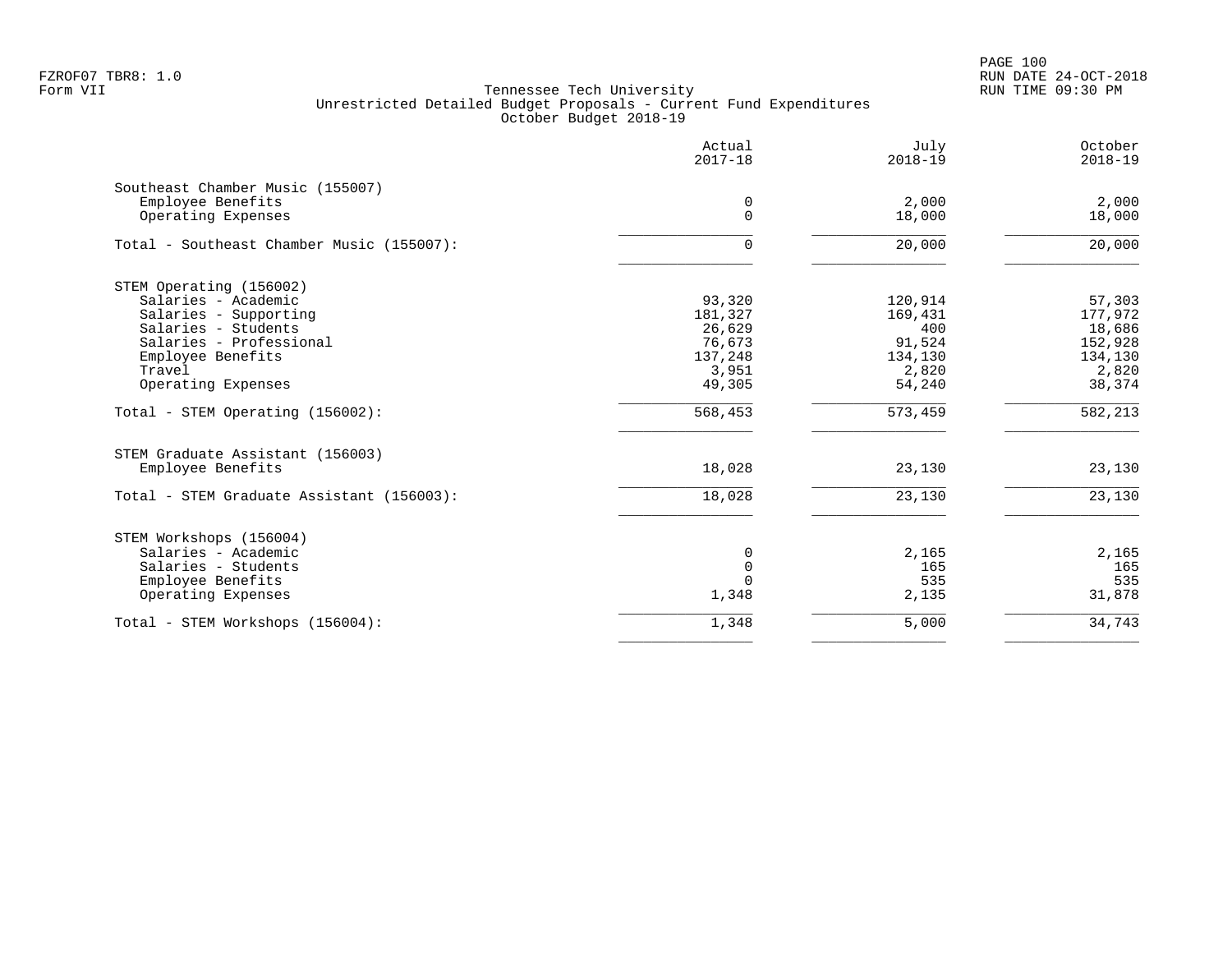FZROF07 TBR8: 1.0
Form VII

Tennessee Tech University
Unrestricted Detailed Budget Proposals - Current Fund Expenditures
October Budget 2018-19

RUN DATE 24-OCT-2018
RUN TIME 09:30 PM

| | Actual 2017-18 | July 2018-19 | October 2018-19 |
|---|---|---|---|
| **Southeast Chamber Music (155007)** | | | |
| Employee Benefits | 0 | 2,000 | 2,000 |
| Operating Expenses | 0 | 18,000 | 18,000 |
| Total - Southeast Chamber Music (155007): | 0 | 20,000 | 20,000 |
| **STEM Operating (156002)** | | | |
| Salaries - Academic | 93,320 | 120,914 | 57,303 |
| Salaries - Supporting | 181,327 | 169,431 | 177,972 |
| Salaries - Students | 26,629 | 400 | 18,686 |
| Salaries - Professional | 76,673 | 91,524 | 152,928 |
| Employee Benefits | 137,248 | 134,130 | 134,130 |
| Travel | 3,951 | 2,820 | 2,820 |
| Operating Expenses | 49,305 | 54,240 | 38,374 |
| Total - STEM Operating (156002): | 568,453 | 573,459 | 582,213 |
| **STEM Graduate Assistant (156003)** | | | |
| Employee Benefits | 18,028 | 23,130 | 23,130 |
| Total - STEM Graduate Assistant (156003): | 18,028 | 23,130 | 23,130 |
| **STEM Workshops (156004)** | | | |
| Salaries - Academic | 0 | 2,165 | 2,165 |
| Salaries - Students | 0 | 165 | 165 |
| Employee Benefits | 0 | 535 | 535 |
| Operating Expenses | 1,348 | 2,135 | 31,878 |
| Total - STEM Workshops (156004): | 1,348 | 5,000 | 34,743 |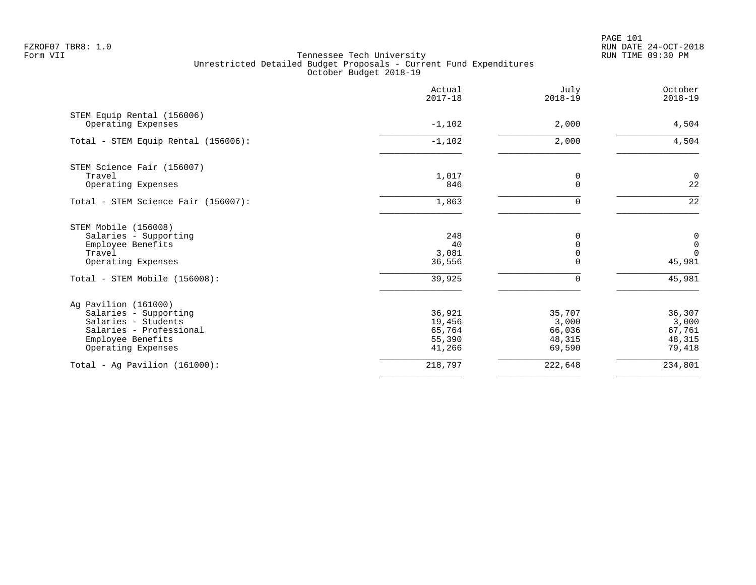FZROF07 TBR8: 1.0
Form VII

Tennessee Tech University
Unrestricted Detailed Budget Proposals - Current Fund Expenditures
October Budget 2018-19

RUN DATE 24-OCT-2018
RUN TIME 09:30 PM

| | Actual 2017-18 | July 2018-19 | October 2018-19 |
|---|---|---|---|
| **STEM Equip Rental (156006)** | | | |
| Operating Expenses | -1,102 | 2,000 | 4,504 |
| Total - STEM Equip Rental (156006): | -1,102 | 2,000 | 4,504 |
| **STEM Science Fair (156007)** | | | |
| Travel | 1,017 | 0 | 0 |
| Operating Expenses | 846 | 0 | 22 |
| Total - STEM Science Fair (156007): | 1,863 | 0 | 22 |
| **STEM Mobile (156008)** | | | |
| Salaries - Supporting | 248 | 0 | 0 |
| Employee Benefits | 40 | 0 | 0 |
| Travel | 3,081 | 0 | 0 |
| Operating Expenses | 36,556 | 0 | 45,981 |
| Total - STEM Mobile (156008): | 39,925 | 0 | 45,981 |
| **Ag Pavilion (161000)** | | | |
| Salaries - Supporting | 36,921 | 35,707 | 36,307 |
| Salaries - Students | 19,456 | 3,000 | 3,000 |
| Salaries - Professional | 65,764 | 66,036 | 67,761 |
| Employee Benefits | 55,390 | 48,315 | 48,315 |
| Operating Expenses | 41,266 | 69,590 | 79,418 |
| Total - Ag Pavilion (161000): | 218,797 | 222,648 | 234,801 |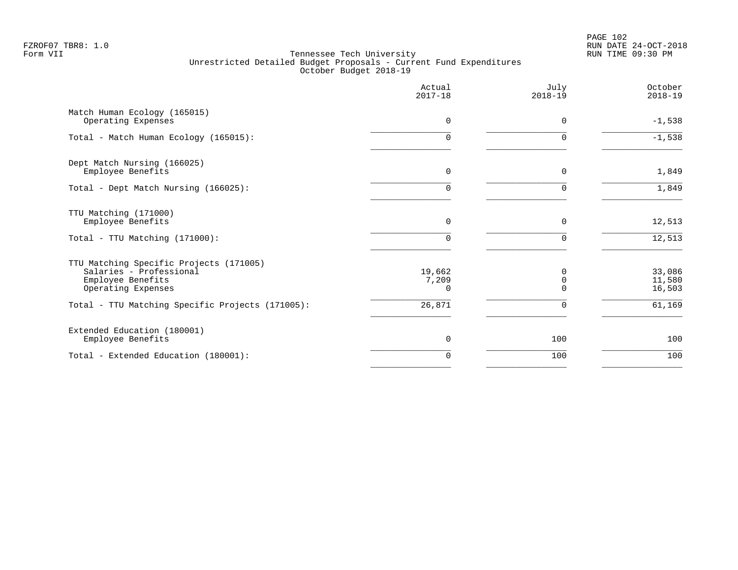FZROF07 TBR8: 1.0
Form VII

Tennessee Tech University
Unrestricted Detailed Budget Proposals - Current Fund Expenditures
October Budget 2018-19

RUN DATE 24-OCT-2018
RUN TIME 09:30 PM

| | Actual 2017-18 | July 2018-19 | October 2018-19 |
|---|---|---|---|
| **Match Human Ecology (165015)** | | | |
| Operating Expenses | 0 | 0 | -1,538 |
| Total - Match Human Ecology (165015): | 0 | 0 | -1,538 |
| **Dept Match Nursing (166025)** | | | |
| Employee Benefits | 0 | 0 | 1,849 |
| Total - Dept Match Nursing (166025): | 0 | 0 | 1,849 |
| **TTU Matching (171000)** | | | |
| Employee Benefits | 0 | 0 | 12,513 |
| Total - TTU Matching (171000): | 0 | 0 | 12,513 |
| **TTU Matching Specific Projects (171005)** | | | |
| Salaries - Professional | 19,662 | 0 | 33,086 |
| Employee Benefits | 7,209 | 0 | 11,580 |
| Operating Expenses | 0 | 0 | 16,503 |
| Total - TTU Matching Specific Projects (171005): | 26,871 | 0 | 61,169 |
| **Extended Education (180001)** | | | |
| Employee Benefits | 0 | 100 | 100 |
| Total - Extended Education (180001): | 0 | 100 | 100 |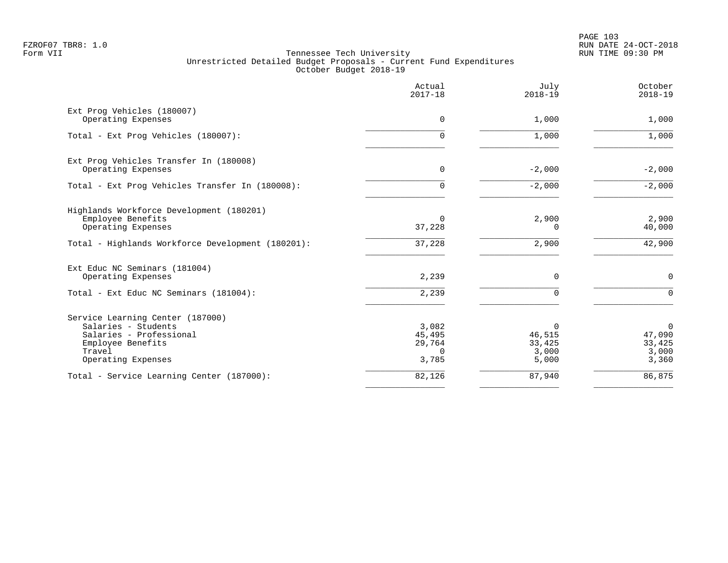Tennessee Tech University
Unrestricted Detailed Budget Proposals - Current Fund Expenditures
October Budget 2018-19

| | Actual 2017-18 | July 2018-19 | October 2018-19 |
|---|---|---|---|
| **Ext Prog Vehicles (180007)** | | | |
| Operating Expenses | 0 | 1,000 | 1,000 |
| Total - Ext Prog Vehicles (180007): | 0 | 1,000 | 1,000 |
| **Ext Prog Vehicles Transfer In (180008)** | | | |
| Operating Expenses | 0 | -2,000 | -2,000 |
| Total - Ext Prog Vehicles Transfer In (180008): | 0 | -2,000 | -2,000 |
| **Highlands Workforce Development (180201)** | | | |
| Employee Benefits | 0 | 2,900 | 2,900 |
| Operating Expenses | 37,228 | 0 | 40,000 |
| Total - Highlands Workforce Development (180201): | 37,228 | 2,900 | 42,900 |
| **Ext Educ NC Seminars (181004)** | | | |
| Operating Expenses | 2,239 | 0 | 0 |
| Total - Ext Educ NC Seminars (181004): | 2,239 | 0 | 0 |
| **Service Learning Center (187000)** | | | |
| Salaries - Students | 3,082 | 0 | 0 |
| Salaries - Professional | 45,495 | 46,515 | 47,090 |
| Employee Benefits | 29,764 | 33,425 | 33,425 |
| Travel | 0 | 3,000 | 3,000 |
| Operating Expenses | 3,785 | 5,000 | 3,360 |
| Total - Service Learning Center (187000): | 82,126 | 87,940 | 86,875 |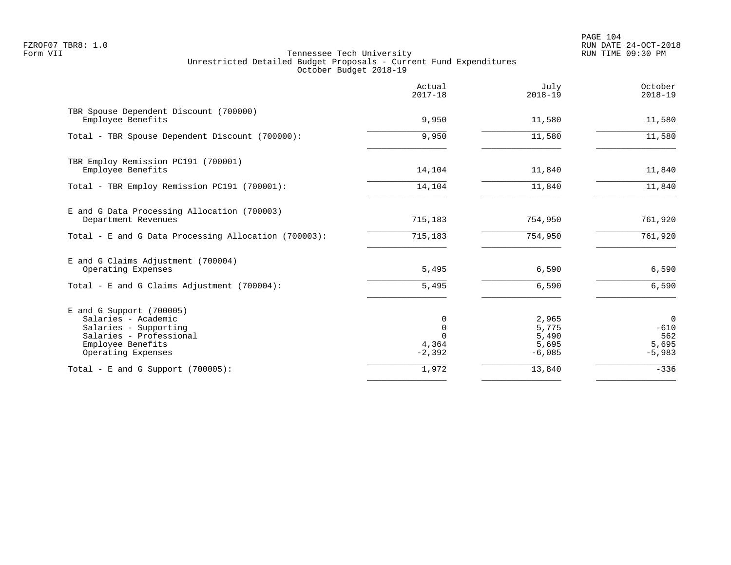FZROF07 TBR8: 1.0
Form VII

Tennessee Tech University
Unrestricted Detailed Budget Proposals - Current Fund Expenditures
October Budget 2018-19

RUN DATE 24-OCT-2018
RUN TIME 09:30 PM

| | Actual 2017-18 | July 2018-19 | October 2018-19 |
|---|---|---|---|
| TBR Spouse Dependent Discount (700000) | | | |
| Employee Benefits | 9,950 | 11,580 | 11,580 |
| Total - TBR Spouse Dependent Discount (700000): | 9,950 | 11,580 | 11,580 |
| TBR Employ Remission PC191 (700001) | | | |
| Employee Benefits | 14,104 | 11,840 | 11,840 |
| Total - TBR Employ Remission PC191 (700001): | 14,104 | 11,840 | 11,840 |
| E and G Data Processing Allocation (700003) | | | |
| Department Revenues | 715,183 | 754,950 | 761,920 |
| Total - E and G Data Processing Allocation (700003): | 715,183 | 754,950 | 761,920 |
| E and G Claims Adjustment (700004) | | | |
| Operating Expenses | 5,495 | 6,590 | 6,590 |
| Total - E and G Claims Adjustment (700004): | 5,495 | 6,590 | 6,590 |
| E and G Support (700005) | | | |
| Salaries - Academic | 0 | 2,965 | 0 |
| Salaries - Supporting | 0 | 5,775 | -610 |
| Salaries - Professional | 0 | 5,490 | 562 |
| Employee Benefits | 4,364 | 5,695 | 5,695 |
| Operating Expenses | -2,392 | -6,085 | -5,983 |
| Total - E and G Support (700005): | 1,972 | 13,840 | -336 |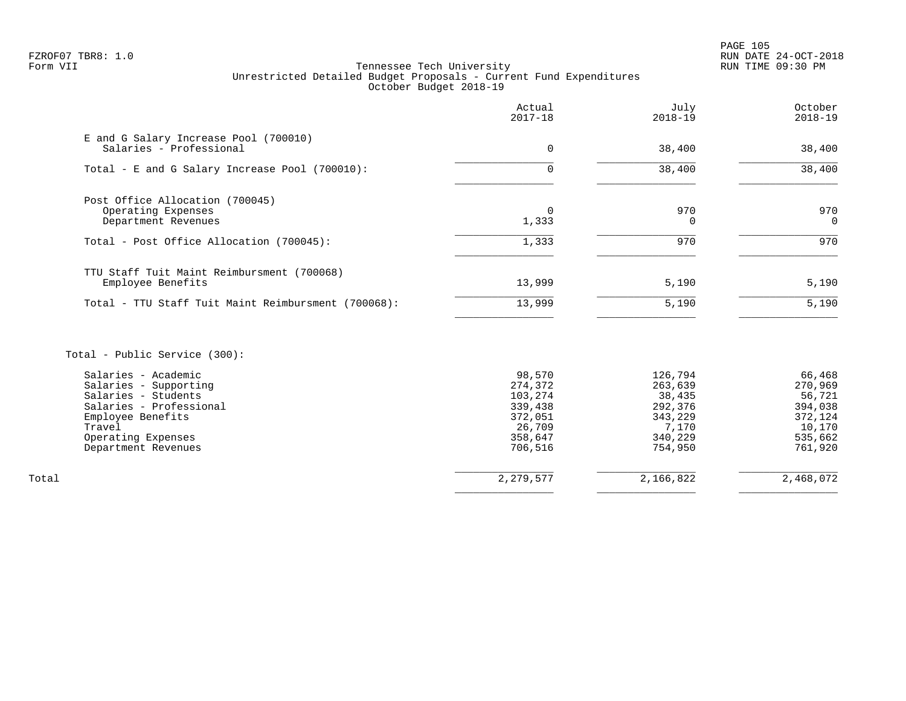FZROF07 TBR8: 1.0
Form VII

Tennessee Tech University
Unrestricted Detailed Budget Proposals - Current Fund Expenditures
October Budget 2018-19

RUN DATE 24-OCT-2018
RUN TIME 09:30 PM

| | Actual 2017-18 | July 2018-19 | October 2018-19 |
|---|---|---|---|
| **E and G Salary Increase Pool (700010)** | | | |
| Salaries - Professional | 0 | 38,400 | 38,400 |
| Total - E and G Salary Increase Pool (700010): | 0 | 38,400 | 38,400 |
| **Post Office Allocation (700045)** | | | |
| Operating Expenses | 0 | 970 | 970 |
| Department Revenues | 1,333 | 0 | 0 |
| Total - Post Office Allocation (700045): | 1,333 | 970 | 970 |
| **TTU Staff Tuit Maint Reimbursment (700068)** | | | |
| Employee Benefits | 13,999 | 5,190 | 5,190 |
| Total - TTU Staff Tuit Maint Reimbursment (700068): | 13,999 | 5,190 | 5,190 |
| **Total - Public Service (300):** | | | |
| Salaries - Academic | 98,570 | 126,794 | 66,468 |
| Salaries - Supporting | 274,372 | 263,639 | 270,969 |
| Salaries - Students | 103,274 | 38,435 | 56,721 |
| Salaries - Professional | 339,438 | 292,376 | 394,038 |
| Employee Benefits | 372,051 | 343,229 | 372,124 |
| Travel | 26,709 | 7,170 | 10,170 |
| Operating Expenses | 358,647 | 340,229 | 535,662 |
| Department Revenues | 706,516 | 754,950 | 761,920 |
| Total | 2,279,577 | 2,166,822 | 2,468,072 |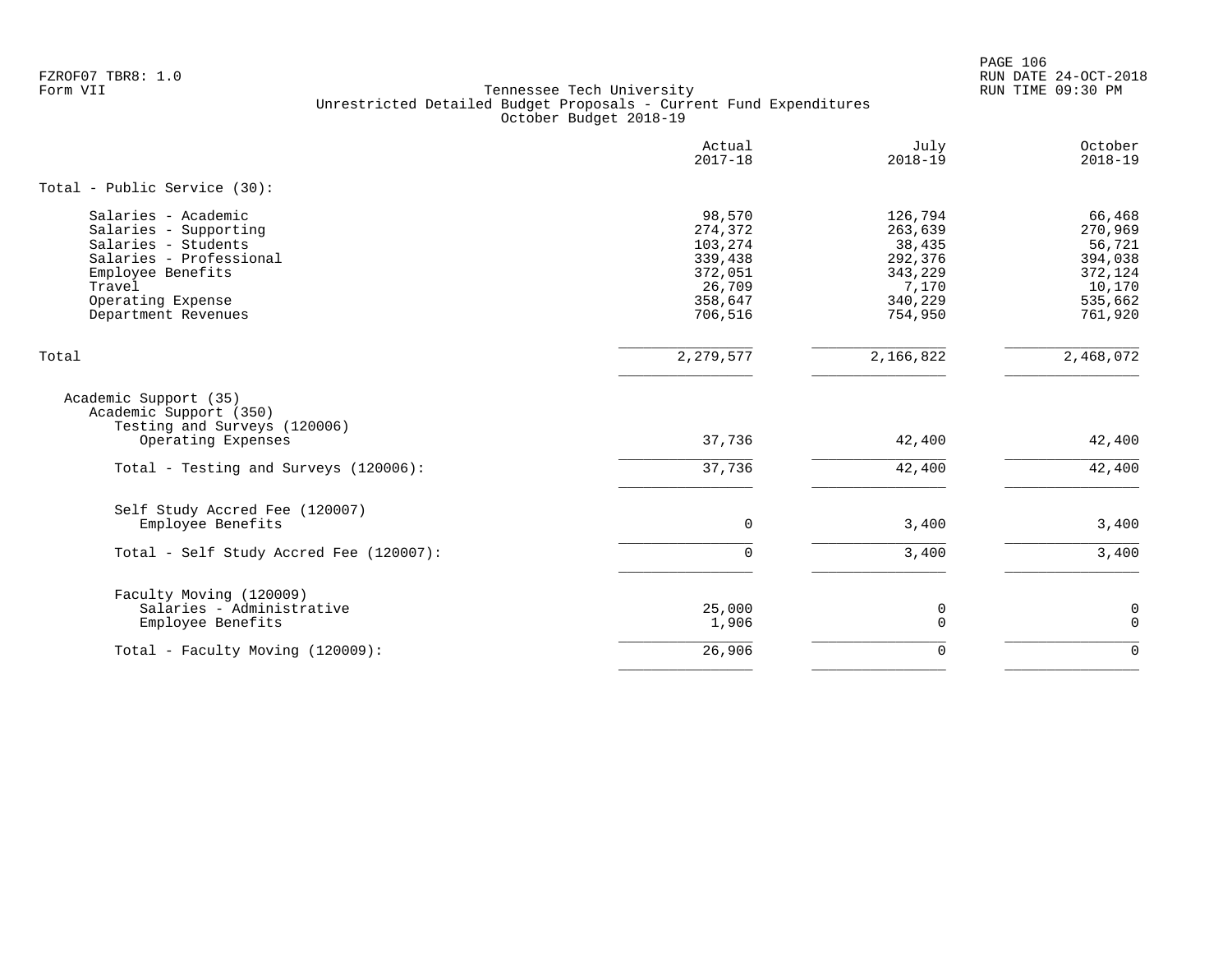Tennessee Tech University
Unrestricted Detailed Budget Proposals - Current Fund Expenditures
October Budget 2018-19

| | Actual 2017-18 | July 2018-19 | October 2018-19 |
|---|---|---|---|
| **Total - Public Service (30):** | | | |
| Salaries - Academic | 98,570 | 126,794 | 66,468 |
| Salaries - Supporting | 274,372 | 263,639 | 270,969 |
| Salaries - Students | 103,274 | 38,435 | 56,721 |
| Salaries - Professional | 339,438 | 292,376 | 394,038 |
| Employee Benefits | 372,051 | 343,229 | 372,124 |
| Travel | 26,709 | 7,170 | 10,170 |
| Operating Expense | 358,647 | 340,229 | 535,662 |
| Department Revenues | 706,516 | 754,950 | 761,920 |
| Total | 2,279,577 | 2,166,822 | 2,468,072 |
| Academic Support (35) | | | |
| Academic Support (350) | | | |
| Testing and Surveys (120006) | | | |
| Operating Expenses | 37,736 | 42,400 | 42,400 |
| Total - Testing and Surveys (120006): | 37,736 | 42,400 | 42,400 |
| Self Study Accred Fee (120007) | | | |
| Employee Benefits | 0 | 3,400 | 3,400 |
| Total - Self Study Accred Fee (120007): | 0 | 3,400 | 3,400 |
| Faculty Moving (120009) | | | |
| Salaries - Administrative | 25,000 | 0 | 0 |
| Employee Benefits | 1,906 | 0 | 0 |
| Total - Faculty Moving (120009): | 26,906 | 0 | 0 |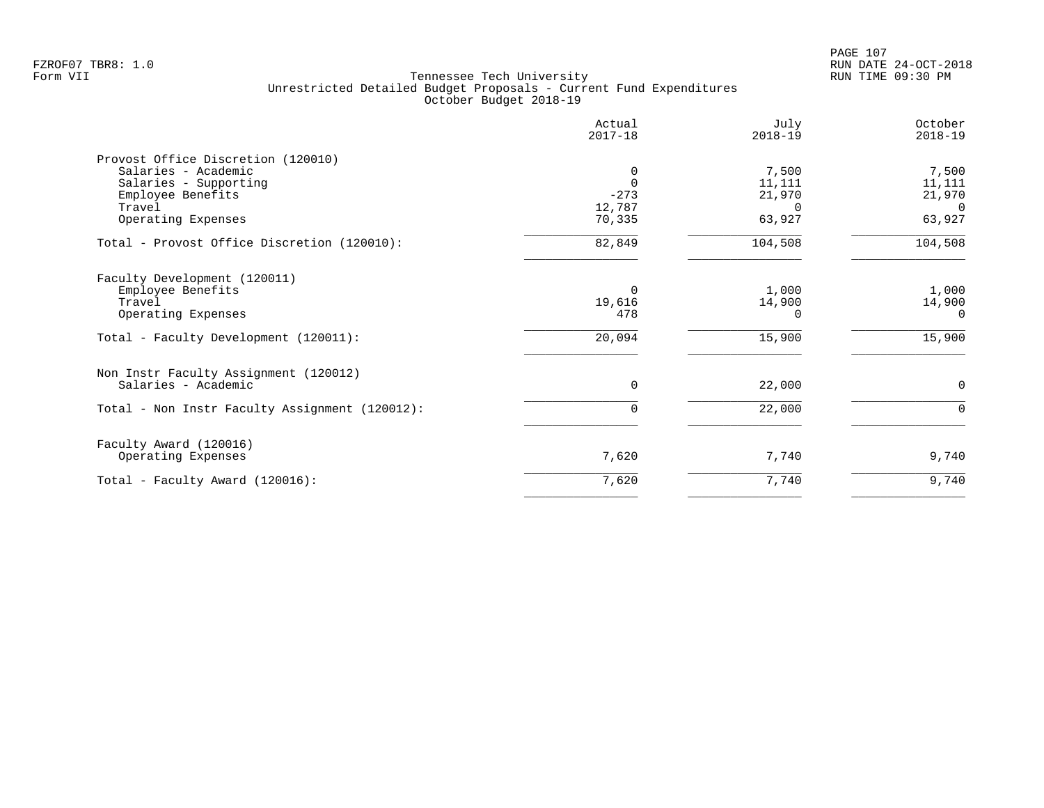FZROF07 TBR8: 1.0
Form VII

Tennessee Tech University
Unrestricted Detailed Budget Proposals - Current Fund Expenditures
October Budget 2018-19

RUN DATE 24-OCT-2018
RUN TIME 09:30 PM

| | Actual 2017-18 | July 2018-19 | October 2018-19 |
|---|---|---|---|
| **Provost Office Discretion (120010)** | | | |
| Salaries - Academic | 0 | 7,500 | 7,500 |
| Salaries - Supporting | 0 | 11,111 | 11,111 |
| Employee Benefits | -273 | 21,970 | 21,970 |
| Travel | 12,787 | 0 | 0 |
| Operating Expenses | 70,335 | 63,927 | 63,927 |
| Total - Provost Office Discretion (120010): | 82,849 | 104,508 | 104,508 |
| **Faculty Development (120011)** | | | |
| Employee Benefits | 0 | 1,000 | 1,000 |
| Travel | 19,616 | 14,900 | 14,900 |
| Operating Expenses | 478 | 0 | 0 |
| Total - Faculty Development (120011): | 20,094 | 15,900 | 15,900 |
| **Non Instr Faculty Assignment (120012)** | | | |
| Salaries - Academic | 0 | 22,000 | 0 |
| Total - Non Instr Faculty Assignment (120012): | 0 | 22,000 | 0 |
| **Faculty Award (120016)** | | | |
| Operating Expenses | 7,620 | 7,740 | 9,740 |
| Total - Faculty Award (120016): | 7,620 | 7,740 | 9,740 |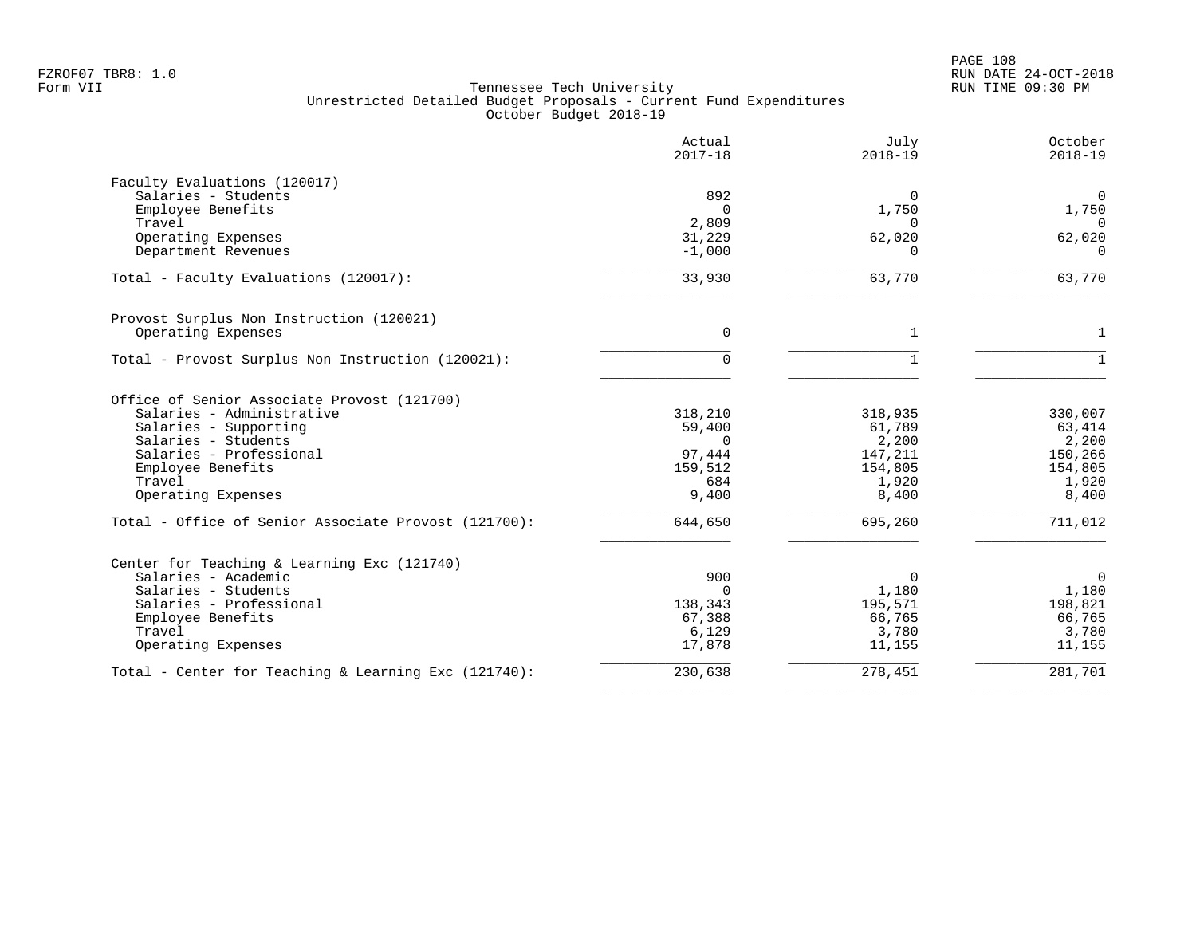Tennessee Tech University
Unrestricted Detailed Budget Proposals - Current Fund Expenditures
October Budget 2018-19

| | Actual 2017-18 | July 2018-19 | October 2018-19 |
|---|---|---|---|
| **Faculty Evaluations (120017)** | | | |
| Salaries - Students | 892 | 0 | 0 |
| Employee Benefits | 0 | 1,750 | 1,750 |
| Travel | 2,809 | 0 | 0 |
| Operating Expenses | 31,229 | 62,020 | 62,020 |
| Department Revenues | -1,000 | 0 | 0 |
| Total - Faculty Evaluations (120017): | 33,930 | 63,770 | 63,770 |
| **Provost Surplus Non Instruction (120021)** | | | |
| Operating Expenses | 0 | 1 | 1 |
| Total - Provost Surplus Non Instruction (120021): | 0 | 1 | 1 |
| **Office of Senior Associate Provost (121700)** | | | |
| Salaries - Administrative | 318,210 | 318,935 | 330,007 |
| Salaries - Supporting | 59,400 | 61,789 | 63,414 |
| Salaries - Students | 0 | 2,200 | 2,200 |
| Salaries - Professional | 97,444 | 147,211 | 150,266 |
| Employee Benefits | 159,512 | 154,805 | 154,805 |
| Travel | 684 | 1,920 | 1,920 |
| Operating Expenses | 9,400 | 8,400 | 8,400 |
| Total - Office of Senior Associate Provost (121700): | 644,650 | 695,260 | 711,012 |
| **Center for Teaching & Learning Exc (121740)** | | | |
| Salaries - Academic | 900 | 0 | 0 |
| Salaries - Students | 0 | 1,180 | 1,180 |
| Salaries - Professional | 138,343 | 195,571 | 198,821 |
| Employee Benefits | 67,388 | 66,765 | 66,765 |
| Travel | 6,129 | 3,780 | 3,780 |
| Operating Expenses | 17,878 | 11,155 | 11,155 |
| Total - Center for Teaching & Learning Exc (121740): | 230,638 | 278,451 | 281,701 |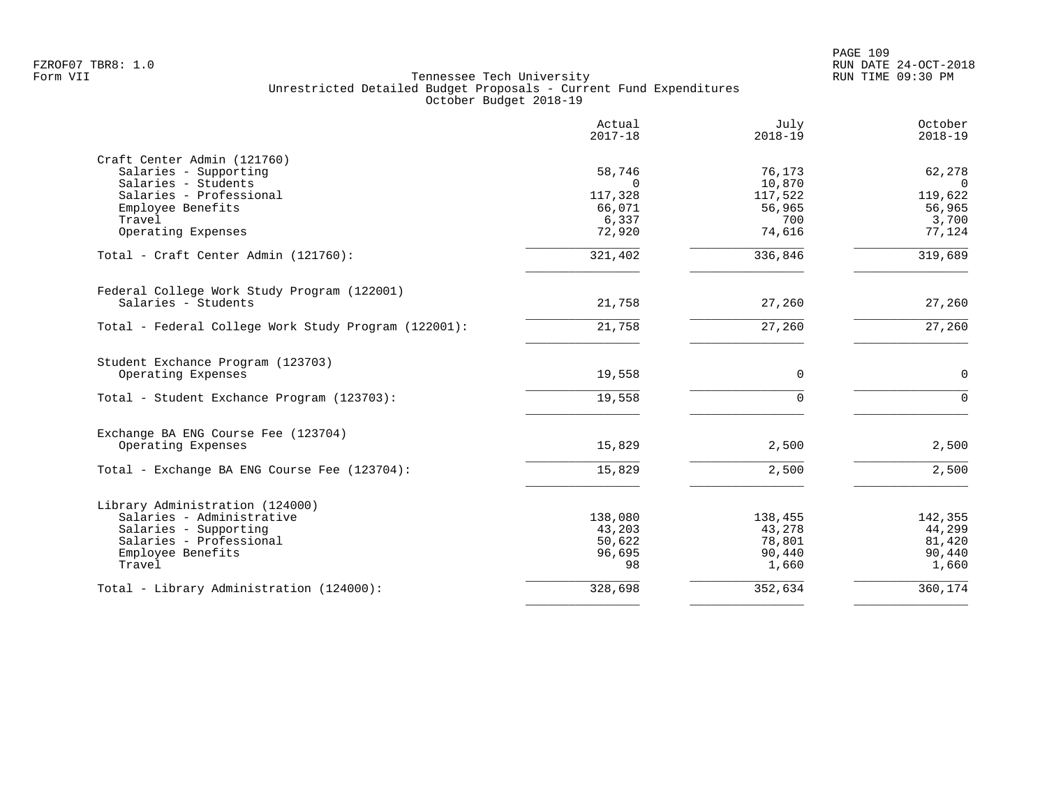FZROF07 TBR8: 1.0
Form VII

Tennessee Tech University
Unrestricted Detailed Budget Proposals - Current Fund Expenditures
October Budget 2018-19

RUN DATE 24-OCT-2018
RUN TIME 09:30 PM

| | Actual 2017-18 | July 2018-19 | October 2018-19 |
|---|---|---|---|
| **Craft Center Admin (121760)** | | | |
| Salaries - Supporting | 58,746 | 76,173 | 62,278 |
| Salaries - Students | 0 | 10,870 | 0 |
| Salaries - Professional | 117,328 | 117,522 | 119,622 |
| Employee Benefits | 66,071 | 56,965 | 56,965 |
| Travel | 6,337 | 700 | 3,700 |
| Operating Expenses | 72,920 | 74,616 | 77,124 |
| Total - Craft Center Admin (121760): | 321,402 | 336,846 | 319,689 |
| **Federal College Work Study Program (122001)** | | | |
| Salaries - Students | 21,758 | 27,260 | 27,260 |
| Total - Federal College Work Study Program (122001): | 21,758 | 27,260 | 27,260 |
| **Student Exchance Program (123703)** | | | |
| Operating Expenses | 19,558 | 0 | 0 |
| Total - Student Exchance Program (123703): | 19,558 | 0 | 0 |
| **Exchange BA ENG Course Fee (123704)** | | | |
| Operating Expenses | 15,829 | 2,500 | 2,500 |
| Total - Exchange BA ENG Course Fee (123704): | 15,829 | 2,500 | 2,500 |
| **Library Administration (124000)** | | | |
| Salaries - Administrative | 138,080 | 138,455 | 142,355 |
| Salaries - Supporting | 43,203 | 43,278 | 44,299 |
| Salaries - Professional | 50,622 | 78,801 | 81,420 |
| Employee Benefits | 96,695 | 90,440 | 90,440 |
| Travel | 98 | 1,660 | 1,660 |
| Total - Library Administration (124000): | 328,698 | 352,634 | 360,174 |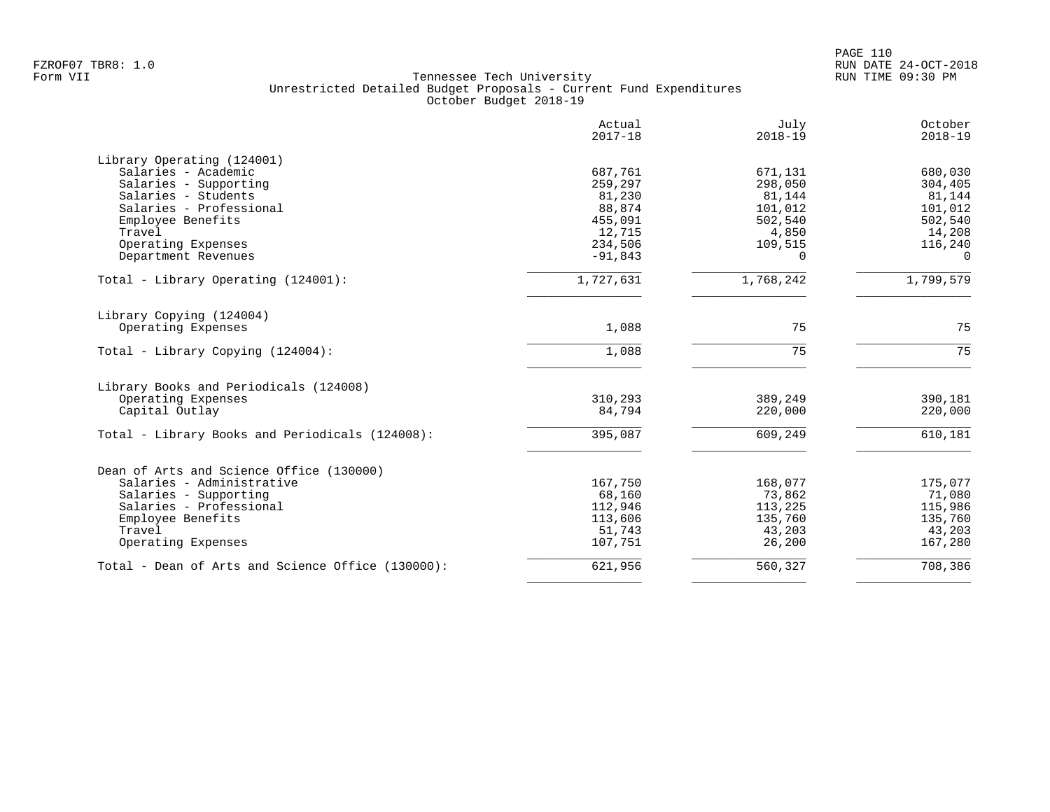Tennessee Tech University
Unrestricted Detailed Budget Proposals - Current Fund Expenditures
October Budget 2018-19

| | Actual 2017-18 | July 2018-19 | October 2018-19 |
|---|---|---|---|
| **Library Operating (124001)** | | | |
| Salaries - Academic | 687,761 | 671,131 | 680,030 |
| Salaries - Supporting | 259,297 | 298,050 | 304,405 |
| Salaries - Students | 81,230 | 81,144 | 81,144 |
| Salaries - Professional | 88,874 | 101,012 | 101,012 |
| Employee Benefits | 455,091 | 502,540 | 502,540 |
| Travel | 12,715 | 4,850 | 14,208 |
| Operating Expenses | 234,506 | 109,515 | 116,240 |
| Department Revenues | -91,843 | 0 | 0 |
| Total - Library Operating (124001): | 1,727,631 | 1,768,242 | 1,799,579 |
| **Library Copying (124004)** | | | |
| Operating Expenses | 1,088 | 75 | 75 |
| Total - Library Copying (124004): | 1,088 | 75 | 75 |
| **Library Books and Periodicals (124008)** | | | |
| Operating Expenses | 310,293 | 389,249 | 390,181 |
| Capital Outlay | 84,794 | 220,000 | 220,000 |
| Total - Library Books and Periodicals (124008): | 395,087 | 609,249 | 610,181 |
| **Dean of Arts and Science Office (130000)** | | | |
| Salaries - Administrative | 167,750 | 168,077 | 175,077 |
| Salaries - Supporting | 68,160 | 73,862 | 71,080 |
| Salaries - Professional | 112,946 | 113,225 | 115,986 |
| Employee Benefits | 113,606 | 135,760 | 135,760 |
| Travel | 51,743 | 43,203 | 43,203 |
| Operating Expenses | 107,751 | 26,200 | 167,280 |
| Total - Dean of Arts and Science Office (130000): | 621,956 | 560,327 | 708,386 |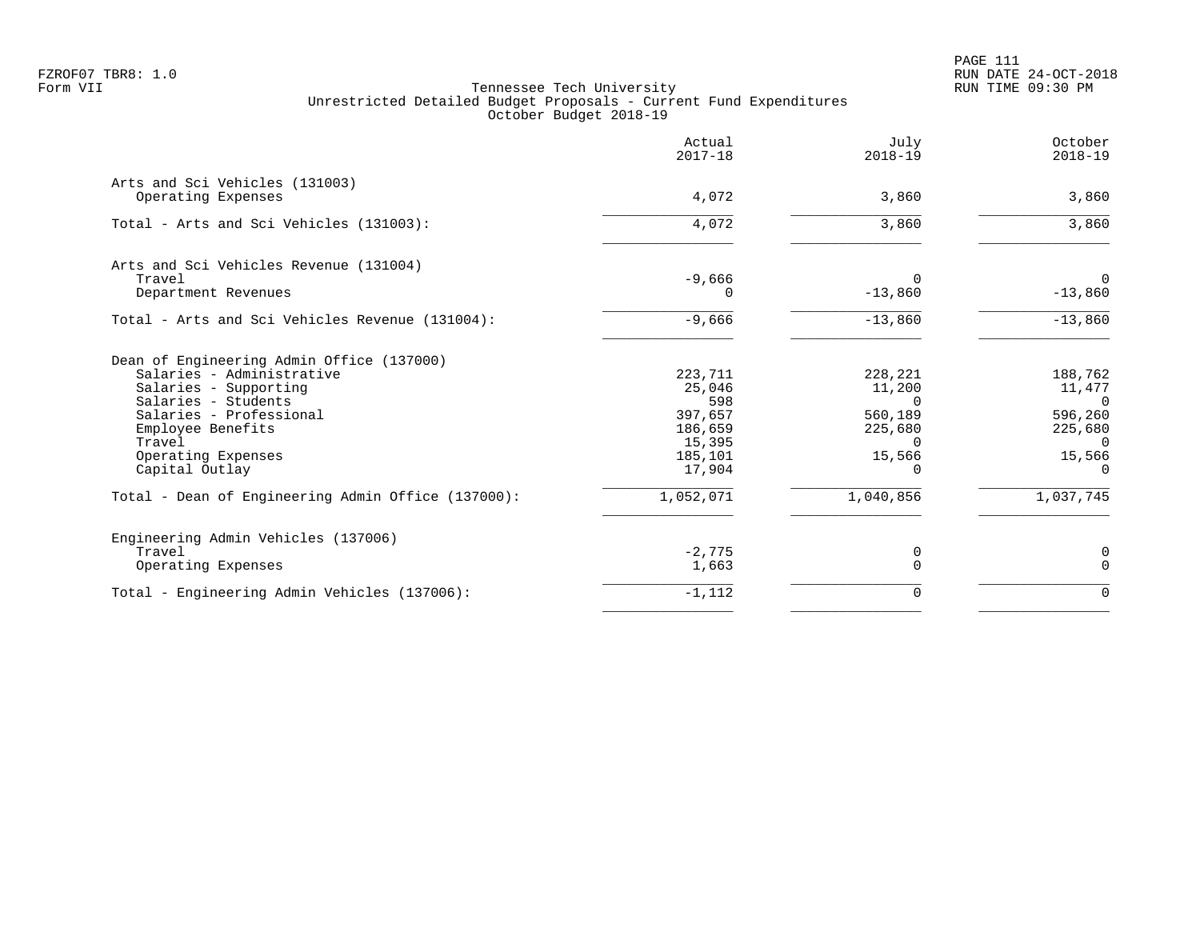FZROF07 TBR8: 1.0
Form VII

Tennessee Tech University
Unrestricted Detailed Budget Proposals - Current Fund Expenditures
October Budget 2018-19

RUN DATE 24-OCT-2018
RUN TIME 09:30 PM

| | Actual 2017-18 | July 2018-19 | October 2018-19 |
|---|---|---|---|
| **Arts and Sci Vehicles (131003)** | | | |
| Operating Expenses | 4,072 | 3,860 | 3,860 |
| Total - Arts and Sci Vehicles (131003): | 4,072 | 3,860 | 3,860 |
| **Arts and Sci Vehicles Revenue (131004)** | | | |
| Travel | -9,666 | 0 | 0 |
| Department Revenues | 0 | -13,860 | -13,860 |
| Total - Arts and Sci Vehicles Revenue (131004): | -9,666 | -13,860 | -13,860 |
| **Dean of Engineering Admin Office (137000)** | | | |
| Salaries - Administrative | 223,711 | 228,221 | 188,762 |
| Salaries - Supporting | 25,046 | 11,200 | 11,477 |
| Salaries - Students | 598 | 0 | 0 |
| Salaries - Professional | 397,657 | 560,189 | 596,260 |
| Employee Benefits | 186,659 | 225,680 | 225,680 |
| Travel | 15,395 | 0 | 0 |
| Operating Expenses | 185,101 | 15,566 | 15,566 |
| Capital Outlay | 17,904 | 0 | 0 |
| Total - Dean of Engineering Admin Office (137000): | 1,052,071 | 1,040,856 | 1,037,745 |
| **Engineering Admin Vehicles (137006)** | | | |
| Travel | -2,775 | 0 | 0 |
| Operating Expenses | 1,663 | 0 | 0 |
| Total - Engineering Admin Vehicles (137006): | -1,112 | 0 | 0 |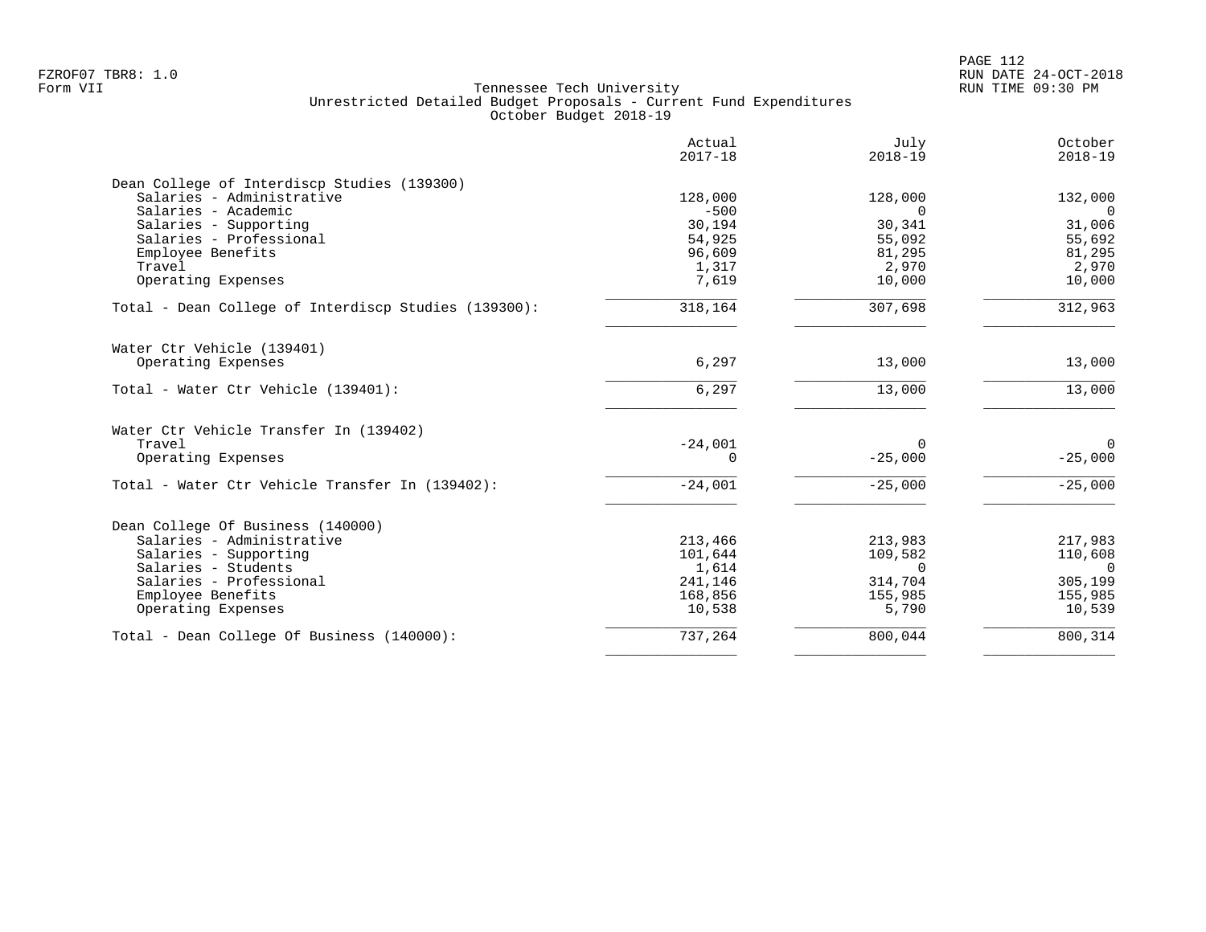FZROF07 TBR8: 1.0
Form VII

Tennessee Tech University
Unrestricted Detailed Budget Proposals - Current Fund Expenditures
October Budget 2018-19

RUN DATE 24-OCT-2018
RUN TIME 09:30 PM

| | Actual 2017-18 | July 2018-19 | October 2018-19 |
|---|---|---|---|
| **Dean College of Interdiscp Studies (139300)** | | | |
| Salaries - Administrative | 128,000 | 128,000 | 132,000 |
| Salaries - Academic | -500 | 0 | 0 |
| Salaries - Supporting | 30,194 | 30,341 | 31,006 |
| Salaries - Professional | 54,925 | 55,092 | 55,692 |
| Employee Benefits | 96,609 | 81,295 | 81,295 |
| Travel | 1,317 | 2,970 | 2,970 |
| Operating Expenses | 7,619 | 10,000 | 10,000 |
| Total - Dean College of Interdiscp Studies (139300): | 318,164 | 307,698 | 312,963 |
| **Water Ctr Vehicle (139401)** | | | |
| Operating Expenses | 6,297 | 13,000 | 13,000 |
| Total - Water Ctr Vehicle (139401): | 6,297 | 13,000 | 13,000 |
| **Water Ctr Vehicle Transfer In (139402)** | | | |
| Travel | -24,001 | 0 | 0 |
| Operating Expenses | 0 | -25,000 | -25,000 |
| Total - Water Ctr Vehicle Transfer In (139402): | -24,001 | -25,000 | -25,000 |
| **Dean College Of Business (140000)** | | | |
| Salaries - Administrative | 213,466 | 213,983 | 217,983 |
| Salaries - Supporting | 101,644 | 109,582 | 110,608 |
| Salaries - Students | 1,614 | 0 | 0 |
| Salaries - Professional | 241,146 | 314,704 | 305,199 |
| Employee Benefits | 168,856 | 155,985 | 155,985 |
| Operating Expenses | 10,538 | 5,790 | 10,539 |
| Total - Dean College Of Business (140000): | 737,264 | 800,044 | 800,314 |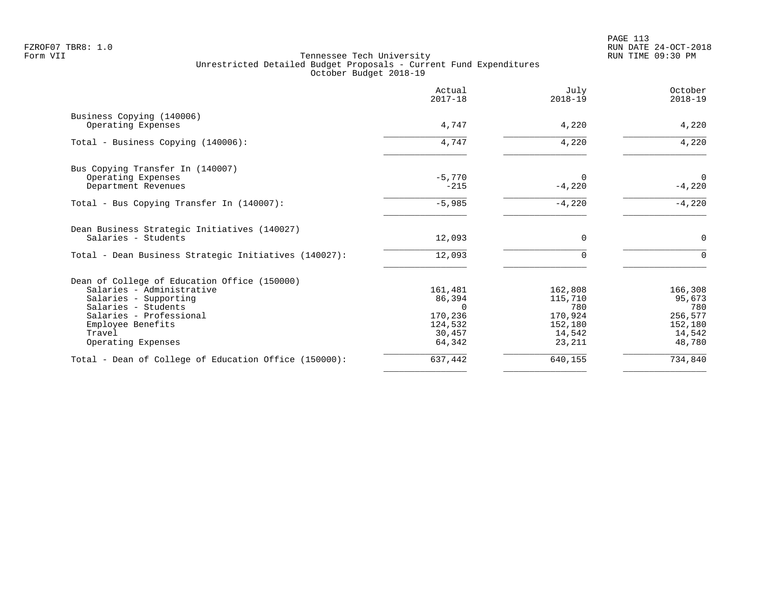Tennessee Tech University
Unrestricted Detailed Budget Proposals - Current Fund Expenditures
October Budget 2018-19

| | Actual 2017-18 | July 2018-19 | October 2018-19 |
|---|---|---|---|
| **Business Copying (140006)** | | | |
| Operating Expenses | 4,747 | 4,220 | 4,220 |
| Total - Business Copying (140006): | 4,747 | 4,220 | 4,220 |
| **Bus Copying Transfer In (140007)** | | | |
| Operating Expenses | -5,770 | 0 | 0 |
| Department Revenues | -215 | -4,220 | -4,220 |
| Total - Bus Copying Transfer In (140007): | -5,985 | -4,220 | -4,220 |
| **Dean Business Strategic Initiatives (140027)** | | | |
| Salaries - Students | 12,093 | 0 | 0 |
| Total - Dean Business Strategic Initiatives (140027): | 12,093 | 0 | 0 |
| **Dean of College of Education Office (150000)** | | | |
| Salaries - Administrative | 161,481 | 162,808 | 166,308 |
| Salaries - Supporting | 86,394 | 115,710 | 95,673 |
| Salaries - Students | 0 | 780 | 780 |
| Salaries - Professional | 170,236 | 170,924 | 256,577 |
| Employee Benefits | 124,532 | 152,180 | 152,180 |
| Travel | 30,457 | 14,542 | 14,542 |
| Operating Expenses | 64,342 | 23,211 | 48,780 |
| Total - Dean of College of Education Office (150000): | 637,442 | 640,155 | 734,840 |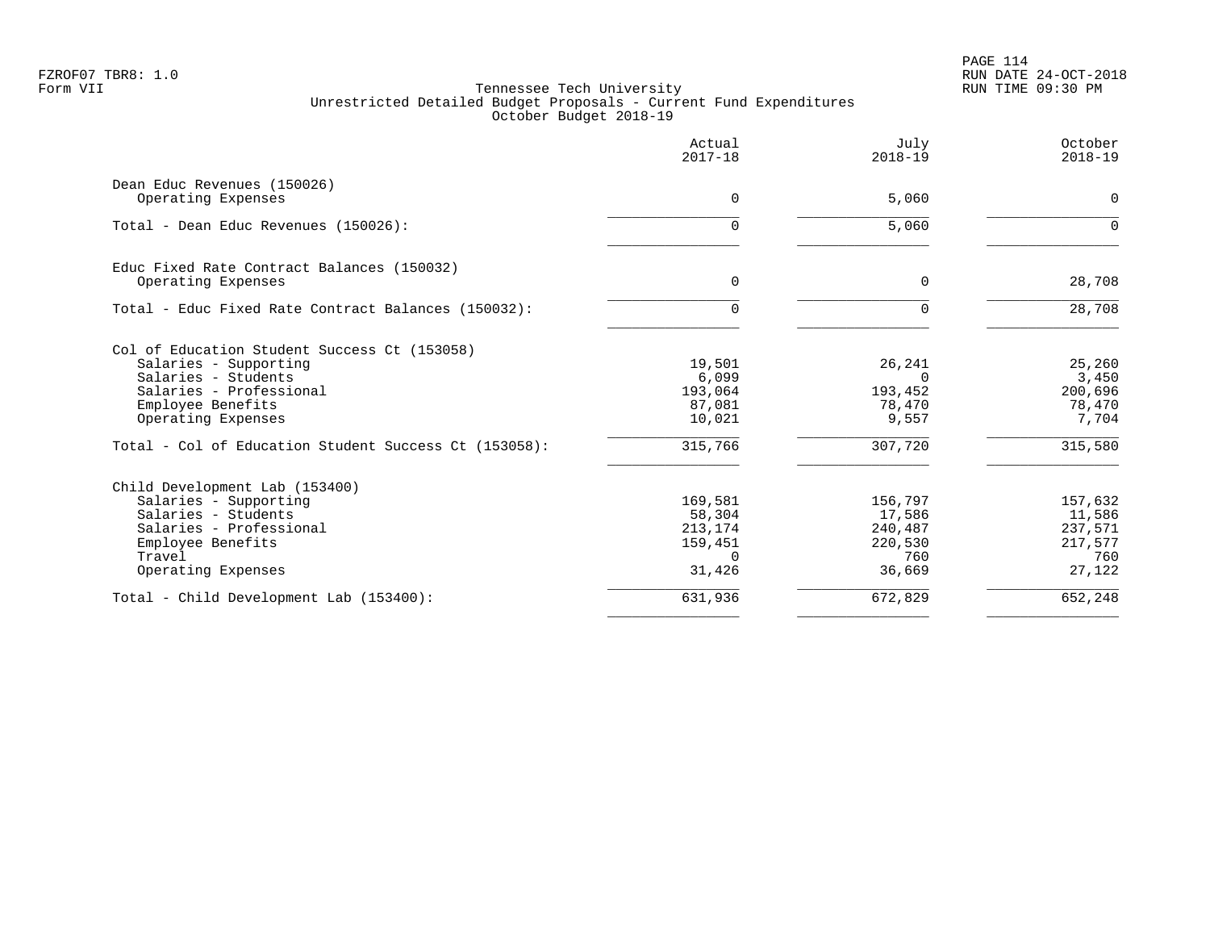FZROF07 TBR8: 1.0
Form VII

# Tennessee Tech University
## Unrestricted Detailed Budget Proposals - Current Fund Expenditures
### October Budget 2018-19

RUN DATE 24-OCT-2018
RUN TIME 09:30 PM

| | Actual 2017-18 | July 2018-19 | October 2018-19 |
|---|---:|---:|---:|
| **Dean Educ Revenues (150026)** | | | |
| Operating Expenses | 0 | 5,060 | 0 |
| Total - Dean Educ Revenues (150026): | 0 | 5,060 | 0 |
| **Educ Fixed Rate Contract Balances (150032)** | | | |
| Operating Expenses | 0 | 0 | 28,708 |
| Total - Educ Fixed Rate Contract Balances (150032): | 0 | 0 | 28,708 |
| **Col of Education Student Success Ct (153058)** | | | |
| Salaries - Supporting | 19,501 | 26,241 | 25,260 |
| Salaries - Students | 6,099 | 0 | 3,450 |
| Salaries - Professional | 193,064 | 193,452 | 200,696 |
| Employee Benefits | 87,081 | 78,470 | 78,470 |
| Operating Expenses | 10,021 | 9,557 | 7,704 |
| Total - Col of Education Student Success Ct (153058): | 315,766 | 307,720 | 315,580 |
| **Child Development Lab (153400)** | | | |
| Salaries - Supporting | 169,581 | 156,797 | 157,632 |
| Salaries - Students | 58,304 | 17,586 | 11,586 |
| Salaries - Professional | 213,174 | 240,487 | 237,571 |
| Employee Benefits | 159,451 | 220,530 | 217,577 |
| Travel | 0 | 760 | 760 |
| Operating Expenses | 31,426 | 36,669 | 27,122 |
| Total - Child Development Lab (153400): | 631,936 | 672,829 | 652,248 |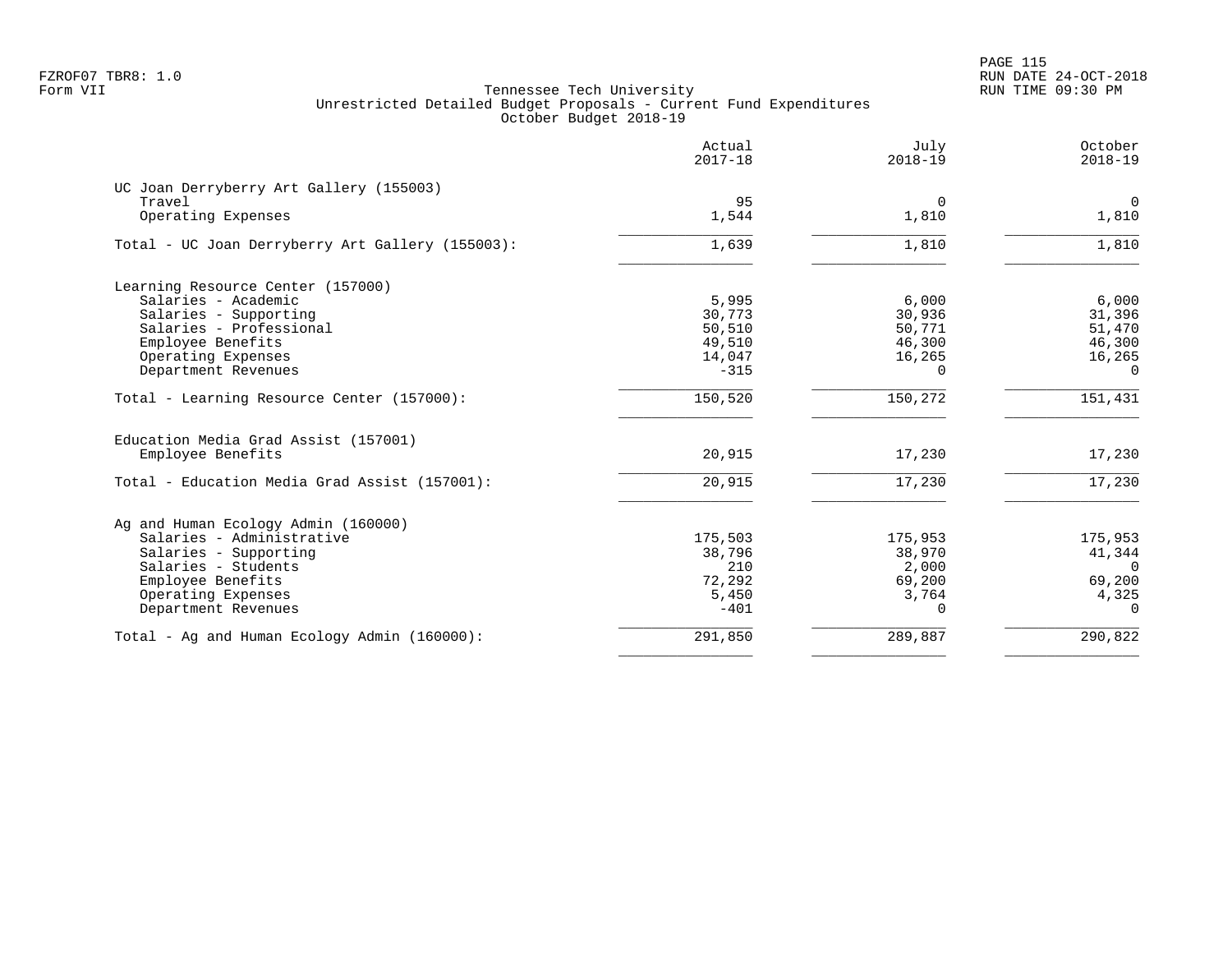FZROF07 TBR8: 1.0
Form VII

Tennessee Tech University
Unrestricted Detailed Budget Proposals - Current Fund Expenditures
October Budget 2018-19

RUN DATE 24-OCT-2018
RUN TIME 09:30 PM

| | Actual 2017-18 | July 2018-19 | October 2018-19 |
|---|---|---|---|
| **UC Joan Derryberry Art Gallery (155003)** | | | |
| Travel | 95 | 0 | 0 |
| Operating Expenses | 1,544 | 1,810 | 1,810 |
| Total - UC Joan Derryberry Art Gallery (155003): | 1,639 | 1,810 | 1,810 |
| **Learning Resource Center (157000)** | | | |
| Salaries - Academic | 5,995 | 6,000 | 6,000 |
| Salaries - Supporting | 30,773 | 30,936 | 31,396 |
| Salaries - Professional | 50,510 | 50,771 | 51,470 |
| Employee Benefits | 49,510 | 46,300 | 46,300 |
| Operating Expenses | 14,047 | 16,265 | 16,265 |
| Department Revenues | -315 | 0 | 0 |
| Total - Learning Resource Center (157000): | 150,520 | 150,272 | 151,431 |
| **Education Media Grad Assist (157001)** | | | |
| Employee Benefits | 20,915 | 17,230 | 17,230 |
| Total - Education Media Grad Assist (157001): | 20,915 | 17,230 | 17,230 |
| **Ag and Human Ecology Admin (160000)** | | | |
| Salaries - Administrative | 175,503 | 175,953 | 175,953 |
| Salaries - Supporting | 38,796 | 38,970 | 41,344 |
| Salaries - Students | 210 | 2,000 | 0 |
| Employee Benefits | 72,292 | 69,200 | 69,200 |
| Operating Expenses | 5,450 | 3,764 | 4,325 |
| Department Revenues | -401 | 0 | 0 |
| Total - Ag and Human Ecology Admin (160000): | 291,850 | 289,887 | 290,822 |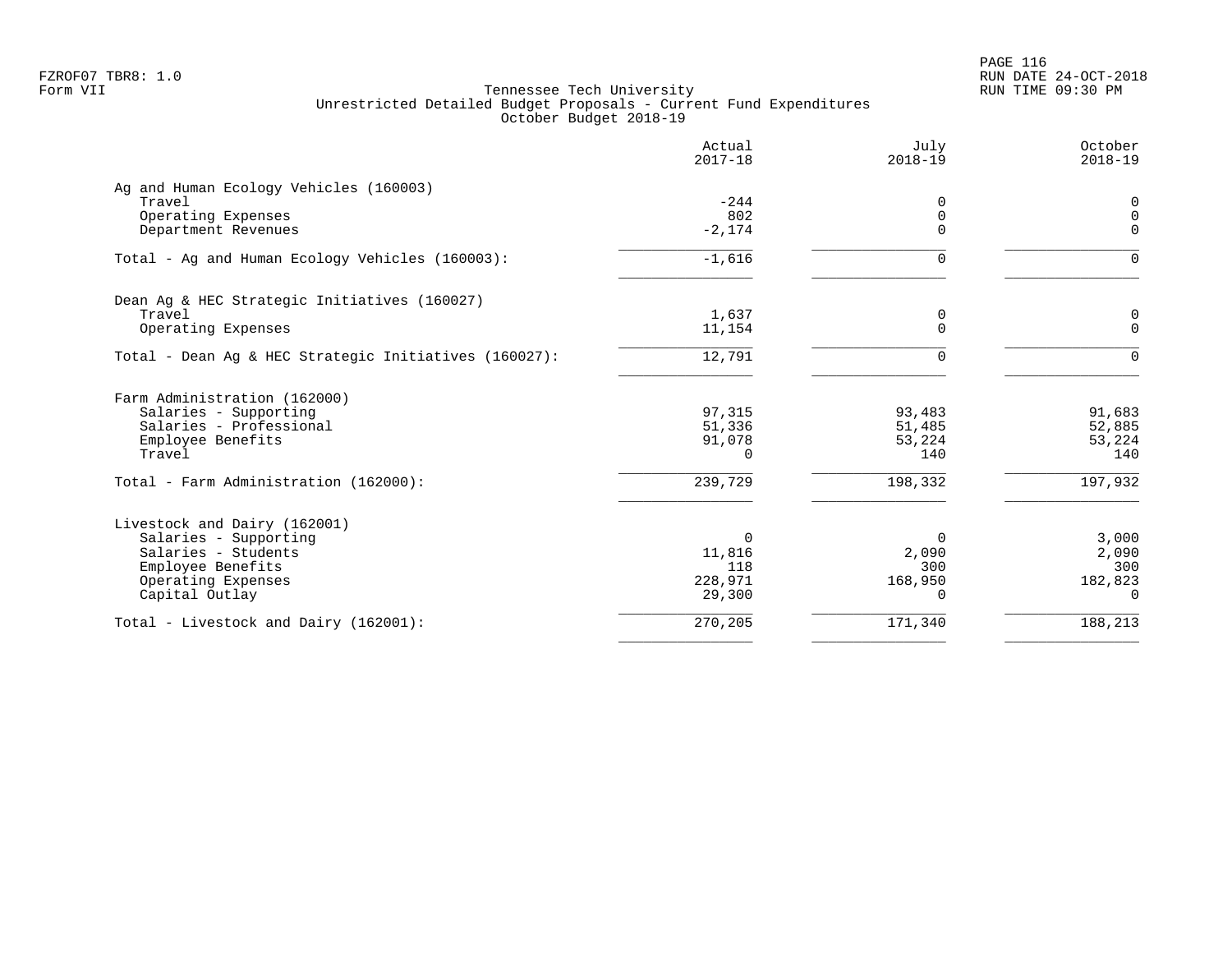FZROF07 TBR8: 1.0
Form VII

RUN DATE 24-OCT-2018
RUN TIME 09:30 PM

## Tennessee Tech University
### Unrestricted Detailed Budget Proposals - Current Fund Expenditures
### October Budget 2018-19

| | Actual 2017-18 | July 2018-19 | October 2018-19 |
|---|---:|---:|---:|
| **Ag and Human Ecology Vehicles (160003)** | | | |
| Travel | -244 | 0 | 0 |
| Operating Expenses | 802 | 0 | 0 |
| Department Revenues | -2,174 | 0 | 0 |
| Total - Ag and Human Ecology Vehicles (160003): | -1,616 | 0 | 0 |
| **Dean Ag & HEC Strategic Initiatives (160027)** | | | |
| Travel | 1,637 | 0 | 0 |
| Operating Expenses | 11,154 | 0 | 0 |
| Total - Dean Ag & HEC Strategic Initiatives (160027): | 12,791 | 0 | 0 |
| **Farm Administration (162000)** | | | |
| Salaries - Supporting | 97,315 | 93,483 | 91,683 |
| Salaries - Professional | 51,336 | 51,485 | 52,885 |
| Employee Benefits | 91,078 | 53,224 | 53,224 |
| Travel | 0 | 140 | 140 |
| Total - Farm Administration (162000): | 239,729 | 198,332 | 197,932 |
| **Livestock and Dairy (162001)** | | | |
| Salaries - Supporting | 0 | 0 | 3,000 |
| Salaries - Students | 11,816 | 2,090 | 2,090 |
| Employee Benefits | 118 | 300 | 300 |
| Operating Expenses | 228,971 | 168,950 | 182,823 |
| Capital Outlay | 29,300 | 0 | 0 |
| Total - Livestock and Dairy (162001): | 270,205 | 171,340 | 188,213 |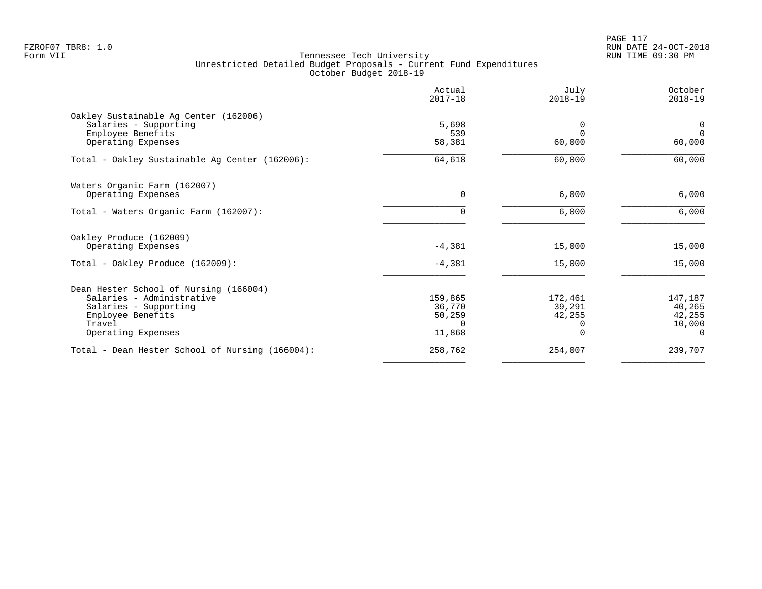Tennessee Tech University
Unrestricted Detailed Budget Proposals - Current Fund Expenditures
October Budget 2018-19

Form VII

| | Actual 2017-18 | July 2018-19 | October 2018-19 |
|---|---|---|---|
| **Oakley Sustainable Ag Center (162006)** | | | |
| Salaries - Supporting | 5,698 | 0 | 0 |
| Employee Benefits | 539 | 0 | 0 |
| Operating Expenses | 58,381 | 60,000 | 60,000 |
| Total - Oakley Sustainable Ag Center (162006): | 64,618 | 60,000 | 60,000 |
| **Waters Organic Farm (162007)** | | | |
| Operating Expenses | 0 | 6,000 | 6,000 |
| Total - Waters Organic Farm (162007): | 0 | 6,000 | 6,000 |
| **Oakley Produce (162009)** | | | |
| Operating Expenses | -4,381 | 15,000 | 15,000 |
| Total - Oakley Produce (162009): | -4,381 | 15,000 | 15,000 |
| **Dean Hester School of Nursing (166004)** | | | |
| Salaries - Administrative | 159,865 | 172,461 | 147,187 |
| Salaries - Supporting | 36,770 | 39,291 | 40,265 |
| Employee Benefits | 50,259 | 42,255 | 42,255 |
| Travel | 0 | 0 | 10,000 |
| Operating Expenses | 11,868 | 0 | 0 |
| Total - Dean Hester School of Nursing (166004): | 258,762 | 254,007 | 239,707 |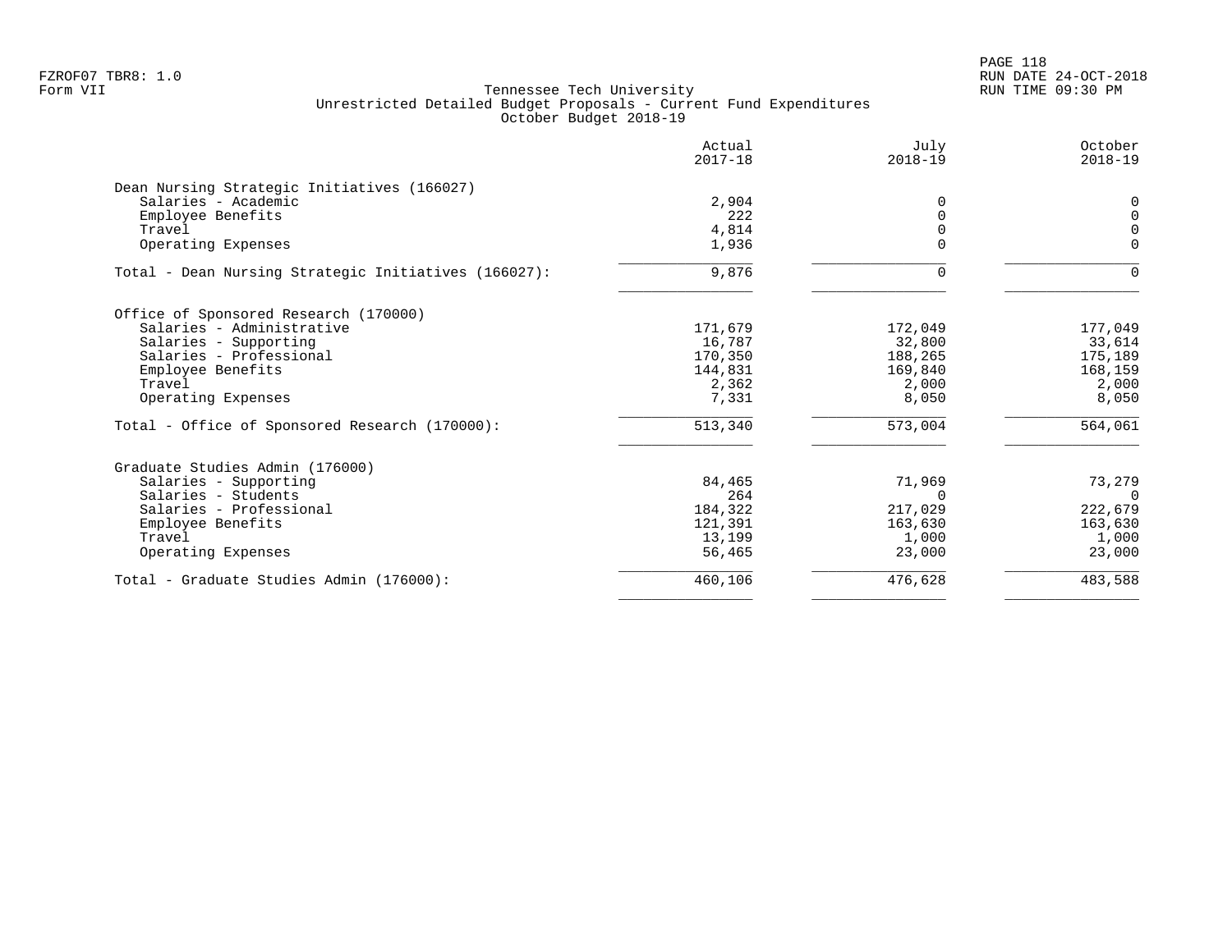Tennessee Tech University
Unrestricted Detailed Budget Proposals - Current Fund Expenditures
October Budget 2018-19

| | Actual 2017-18 | July 2018-19 | October 2018-19 |
|---|---|---|---|
| **Dean Nursing Strategic Initiatives (166027)** | | | |
| Salaries - Academic | 2,904 | 0 | 0 |
| Employee Benefits | 222 | 0 | 0 |
| Travel | 4,814 | 0 | 0 |
| Operating Expenses | 1,936 | 0 | 0 |
| Total - Dean Nursing Strategic Initiatives (166027): | 9,876 | 0 | 0 |
| **Office of Sponsored Research (170000)** | | | |
| Salaries - Administrative | 171,679 | 172,049 | 177,049 |
| Salaries - Supporting | 16,787 | 32,800 | 33,614 |
| Salaries - Professional | 170,350 | 188,265 | 175,189 |
| Employee Benefits | 144,831 | 169,840 | 168,159 |
| Travel | 2,362 | 2,000 | 2,000 |
| Operating Expenses | 7,331 | 8,050 | 8,050 |
| Total - Office of Sponsored Research (170000): | 513,340 | 573,004 | 564,061 |
| **Graduate Studies Admin (176000)** | | | |
| Salaries - Supporting | 84,465 | 71,969 | 73,279 |
| Salaries - Students | 264 | 0 | 0 |
| Salaries - Professional | 184,322 | 217,029 | 222,679 |
| Employee Benefits | 121,391 | 163,630 | 163,630 |
| Travel | 13,199 | 1,000 | 1,000 |
| Operating Expenses | 56,465 | 23,000 | 23,000 |
| Total - Graduate Studies Admin (176000): | 460,106 | 476,628 | 483,588 |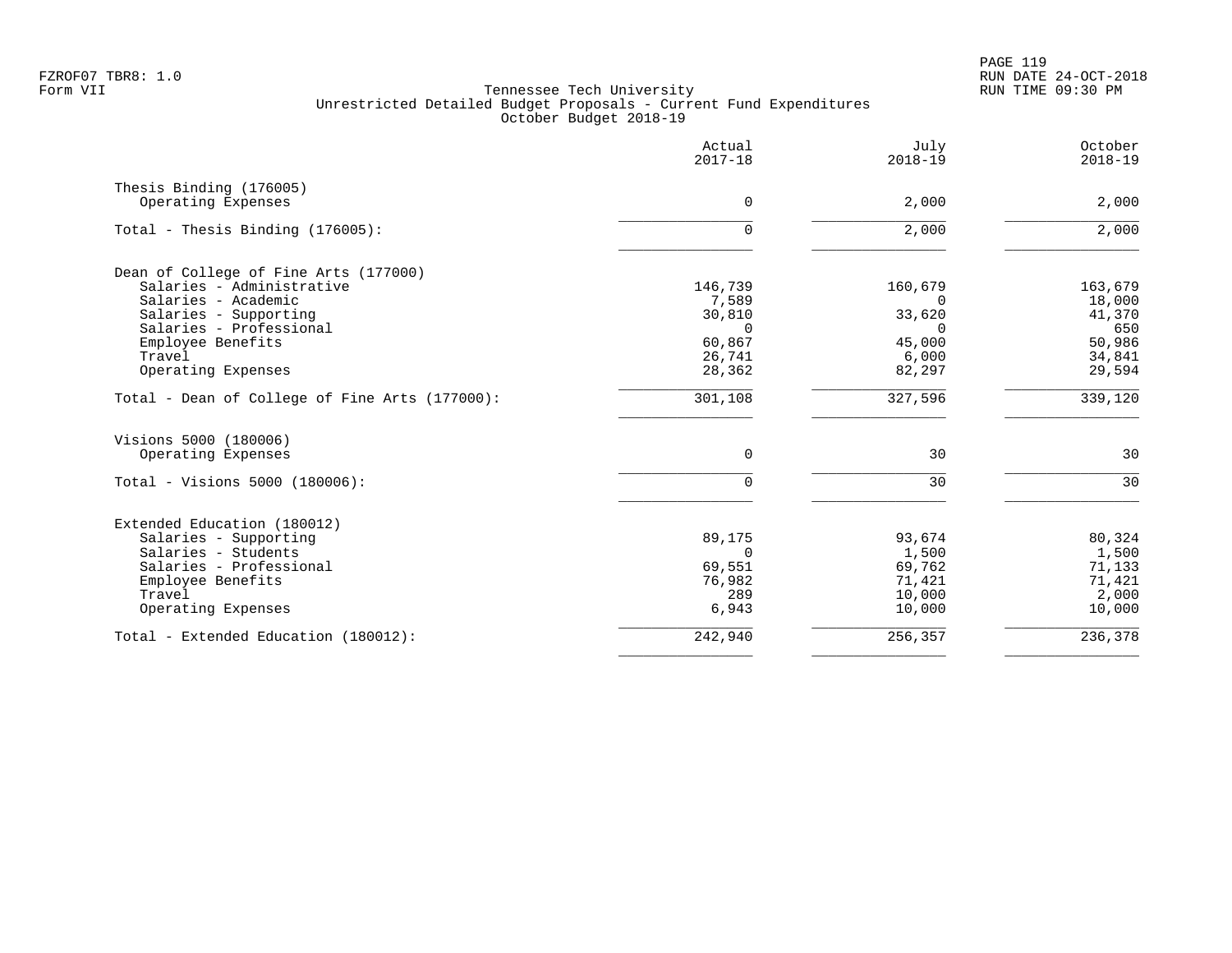FZROF07 TBR8: 1.0
Form VII

Tennessee Tech University
Unrestricted Detailed Budget Proposals - Current Fund Expenditures
October Budget 2018-19

RUN DATE 24-OCT-2018
RUN TIME 09:30 PM

| | Actual 2017-18 | July 2018-19 | October 2018-19 |
|---|---|---|---|
| **Thesis Binding (176005)** | | | |
| Operating Expenses | 0 | 2,000 | 2,000 |
| Total - Thesis Binding (176005): | 0 | 2,000 | 2,000 |
| **Dean of College of Fine Arts (177000)** | | | |
| Salaries - Administrative | 146,739 | 160,679 | 163,679 |
| Salaries - Academic | 7,589 | 0 | 18,000 |
| Salaries - Supporting | 30,810 | 33,620 | 41,370 |
| Salaries - Professional | 0 | 0 | 650 |
| Employee Benefits | 60,867 | 45,000 | 50,986 |
| Travel | 26,741 | 6,000 | 34,841 |
| Operating Expenses | 28,362 | 82,297 | 29,594 |
| Total - Dean of College of Fine Arts (177000): | 301,108 | 327,596 | 339,120 |
| **Visions 5000 (180006)** | | | |
| Operating Expenses | 0 | 30 | 30 |
| Total - Visions 5000 (180006): | 0 | 30 | 30 |
| **Extended Education (180012)** | | | |
| Salaries - Supporting | 89,175 | 93,674 | 80,324 |
| Salaries - Students | 0 | 1,500 | 1,500 |
| Salaries - Professional | 69,551 | 69,762 | 71,133 |
| Employee Benefits | 76,982 | 71,421 | 71,421 |
| Travel | 289 | 10,000 | 2,000 |
| Operating Expenses | 6,943 | 10,000 | 10,000 |
| Total - Extended Education (180012): | 242,940 | 256,357 | 236,378 |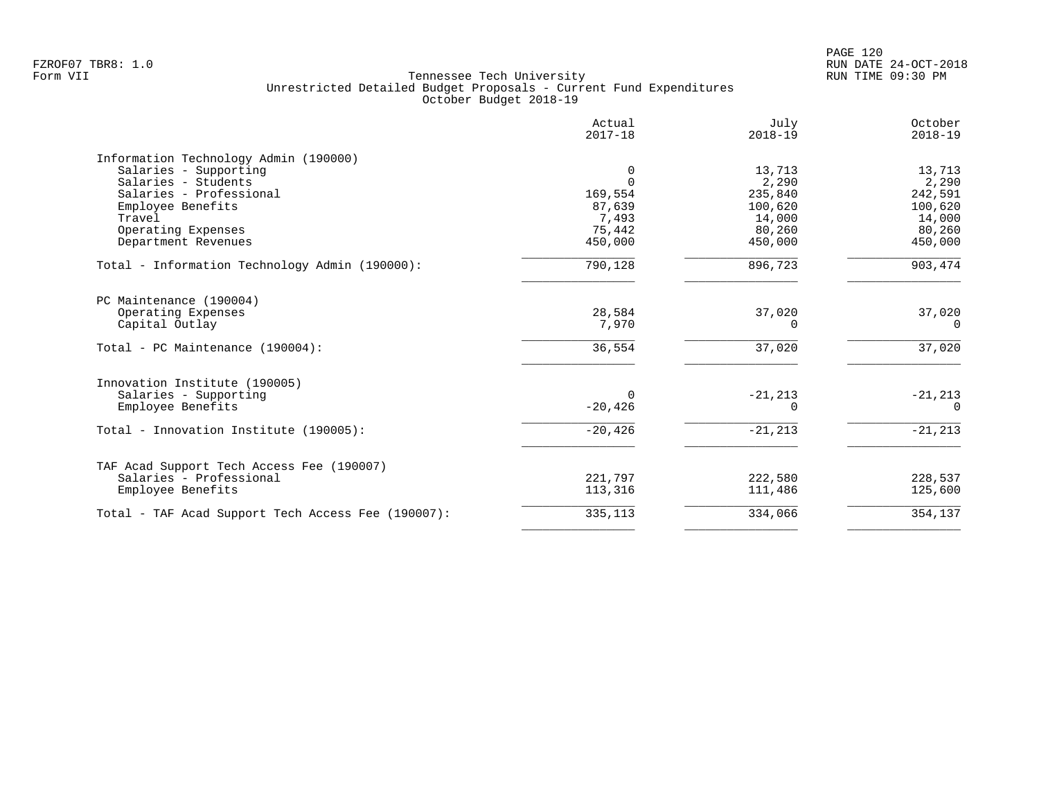FZROF07 TBR8: 1.0
Form VII

Tennessee Tech University
Unrestricted Detailed Budget Proposals - Current Fund Expenditures
October Budget 2018-19

RUN DATE 24-OCT-2018
RUN TIME 09:30 PM

| | Actual 2017-18 | July 2018-19 | October 2018-19 |
|---|---|---|---|
| **Information Technology Admin (190000)** | | | |
| Salaries - Supporting | 0 | 13,713 | 13,713 |
| Salaries - Students | 0 | 2,290 | 2,290 |
| Salaries - Professional | 169,554 | 235,840 | 242,591 |
| Employee Benefits | 87,639 | 100,620 | 100,620 |
| Travel | 7,493 | 14,000 | 14,000 |
| Operating Expenses | 75,442 | 80,260 | 80,260 |
| Department Revenues | 450,000 | 450,000 | 450,000 |
| Total - Information Technology Admin (190000): | 790,128 | 896,723 | 903,474 |
| **PC Maintenance (190004)** | | | |
| Operating Expenses | 28,584 | 37,020 | 37,020 |
| Capital Outlay | 7,970 | 0 | 0 |
| Total - PC Maintenance (190004): | 36,554 | 37,020 | 37,020 |
| **Innovation Institute (190005)** | | | |
| Salaries - Supporting | 0 | -21,213 | -21,213 |
| Employee Benefits | -20,426 | 0 | 0 |
| Total - Innovation Institute (190005): | -20,426 | -21,213 | -21,213 |
| **TAF Acad Support Tech Access Fee (190007)** | | | |
| Salaries - Professional | 221,797 | 222,580 | 228,537 |
| Employee Benefits | 113,316 | 111,486 | 125,600 |
| Total - TAF Acad Support Tech Access Fee (190007): | 335,113 | 334,066 | 354,137 |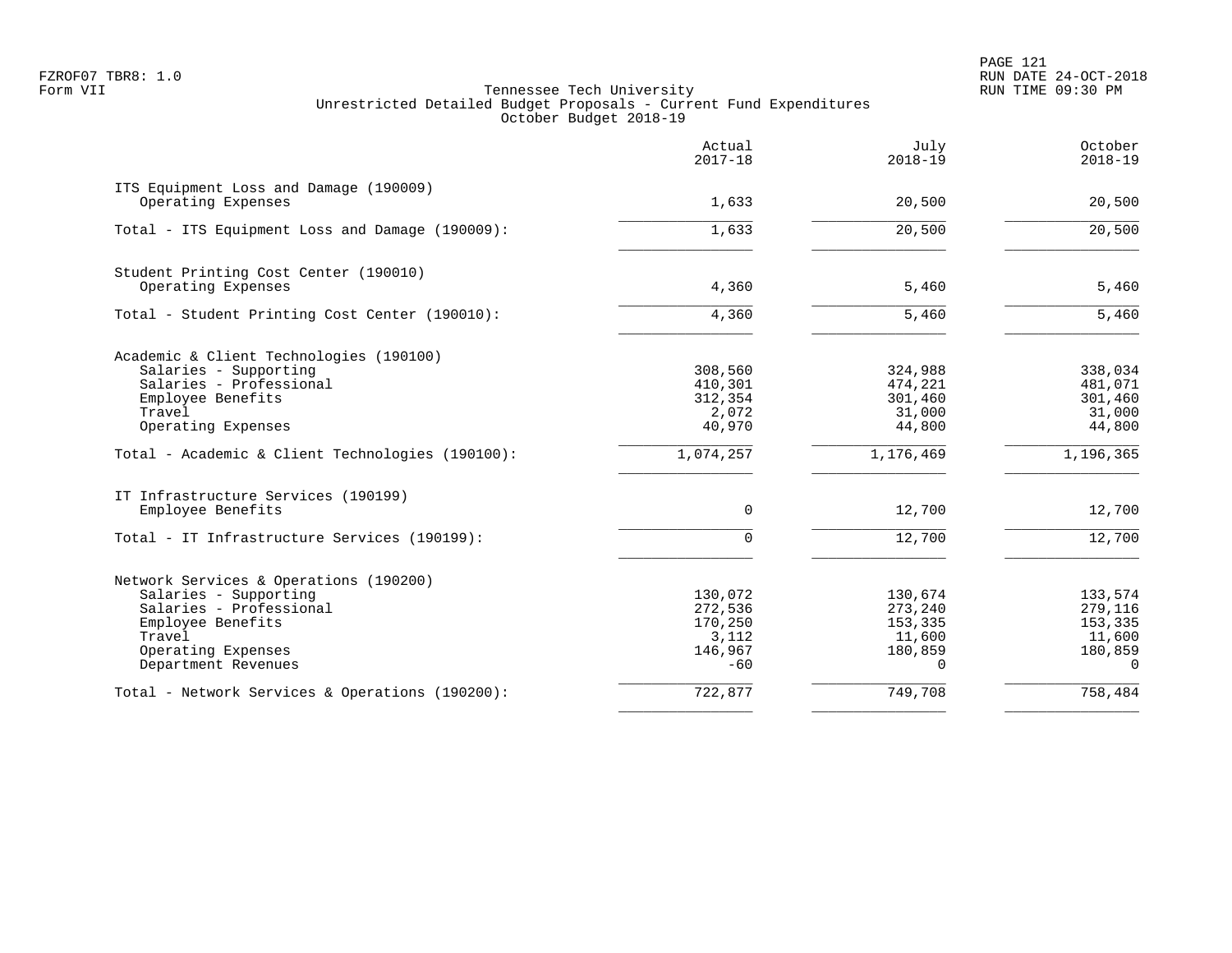FZROF07 TBR8: 1.0
Form VII

Tennessee Tech University
Unrestricted Detailed Budget Proposals - Current Fund Expenditures
October Budget 2018-19

RUN DATE 24-OCT-2018
RUN TIME 09:30 PM

| | Actual 2017-18 | July 2018-19 | October 2018-19 |
|---|---|---|---|
| **ITS Equipment Loss and Damage (190009)** | | | |
| Operating Expenses | 1,633 | 20,500 | 20,500 |
| Total - ITS Equipment Loss and Damage (190009): | 1,633 | 20,500 | 20,500 |
| **Student Printing Cost Center (190010)** | | | |
| Operating Expenses | 4,360 | 5,460 | 5,460 |
| Total - Student Printing Cost Center (190010): | 4,360 | 5,460 | 5,460 |
| **Academic & Client Technologies (190100)** | | | |
| Salaries - Supporting | 308,560 | 324,988 | 338,034 |
| Salaries - Professional | 410,301 | 474,221 | 481,071 |
| Employee Benefits | 312,354 | 301,460 | 301,460 |
| Travel | 2,072 | 31,000 | 31,000 |
| Operating Expenses | 40,970 | 44,800 | 44,800 |
| Total - Academic & Client Technologies (190100): | 1,074,257 | 1,176,469 | 1,196,365 |
| **IT Infrastructure Services (190199)** | | | |
| Employee Benefits | 0 | 12,700 | 12,700 |
| Total - IT Infrastructure Services (190199): | 0 | 12,700 | 12,700 |
| **Network Services & Operations (190200)** | | | |
| Salaries - Supporting | 130,072 | 130,674 | 133,574 |
| Salaries - Professional | 272,536 | 273,240 | 279,116 |
| Employee Benefits | 170,250 | 153,335 | 153,335 |
| Travel | 3,112 | 11,600 | 11,600 |
| Operating Expenses | 146,967 | 180,859 | 180,859 |
| Department Revenues | -60 | 0 | 0 |
| Total - Network Services & Operations (190200): | 722,877 | 749,708 | 758,484 |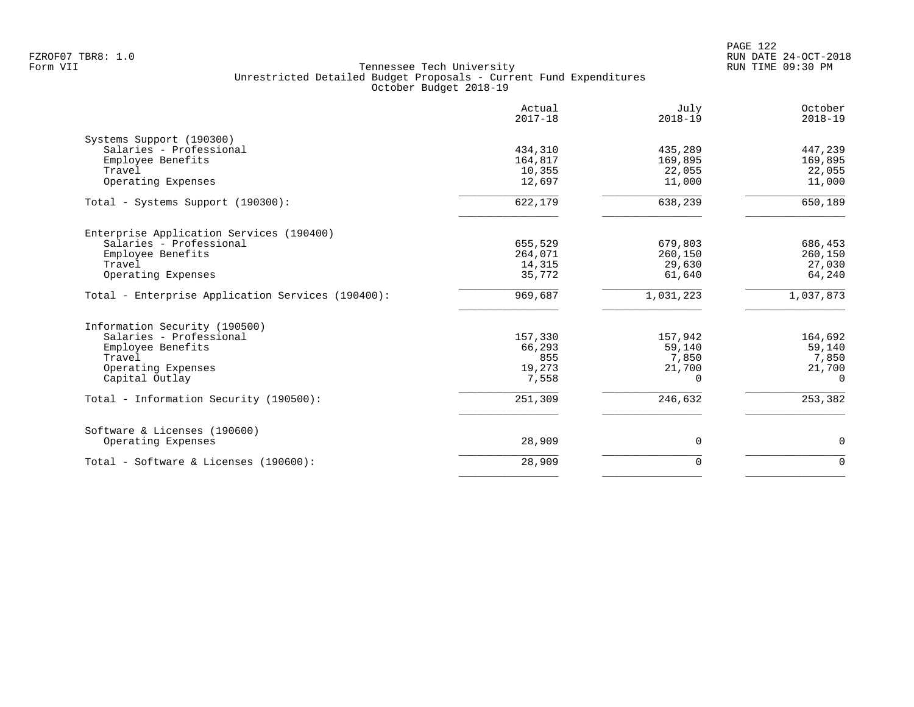Tennessee Tech University
Unrestricted Detailed Budget Proposals - Current Fund Expenditures
October Budget 2018-19

Form VII

| | Actual 2017-18 | July 2018-19 | October 2018-19 |
|---|---|---|---|
| **Systems Support (190300)** | | | |
| Salaries - Professional | 434,310 | 435,289 | 447,239 |
| Employee Benefits | 164,817 | 169,895 | 169,895 |
| Travel | 10,355 | 22,055 | 22,055 |
| Operating Expenses | 12,697 | 11,000 | 11,000 |
| Total - Systems Support (190300): | 622,179 | 638,239 | 650,189 |
| **Enterprise Application Services (190400)** | | | |
| Salaries - Professional | 655,529 | 679,803 | 686,453 |
| Employee Benefits | 264,071 | 260,150 | 260,150 |
| Travel | 14,315 | 29,630 | 27,030 |
| Operating Expenses | 35,772 | 61,640 | 64,240 |
| Total - Enterprise Application Services (190400): | 969,687 | 1,031,223 | 1,037,873 |
| **Information Security (190500)** | | | |
| Salaries - Professional | 157,330 | 157,942 | 164,692 |
| Employee Benefits | 66,293 | 59,140 | 59,140 |
| Travel | 855 | 7,850 | 7,850 |
| Operating Expenses | 19,273 | 21,700 | 21,700 |
| Capital Outlay | 7,558 | 0 | 0 |
| Total - Information Security (190500): | 251,309 | 246,632 | 253,382 |
| **Software & Licenses (190600)** | | | |
| Operating Expenses | 28,909 | 0 | 0 |
| Total - Software & Licenses (190600): | 28,909 | 0 | 0 |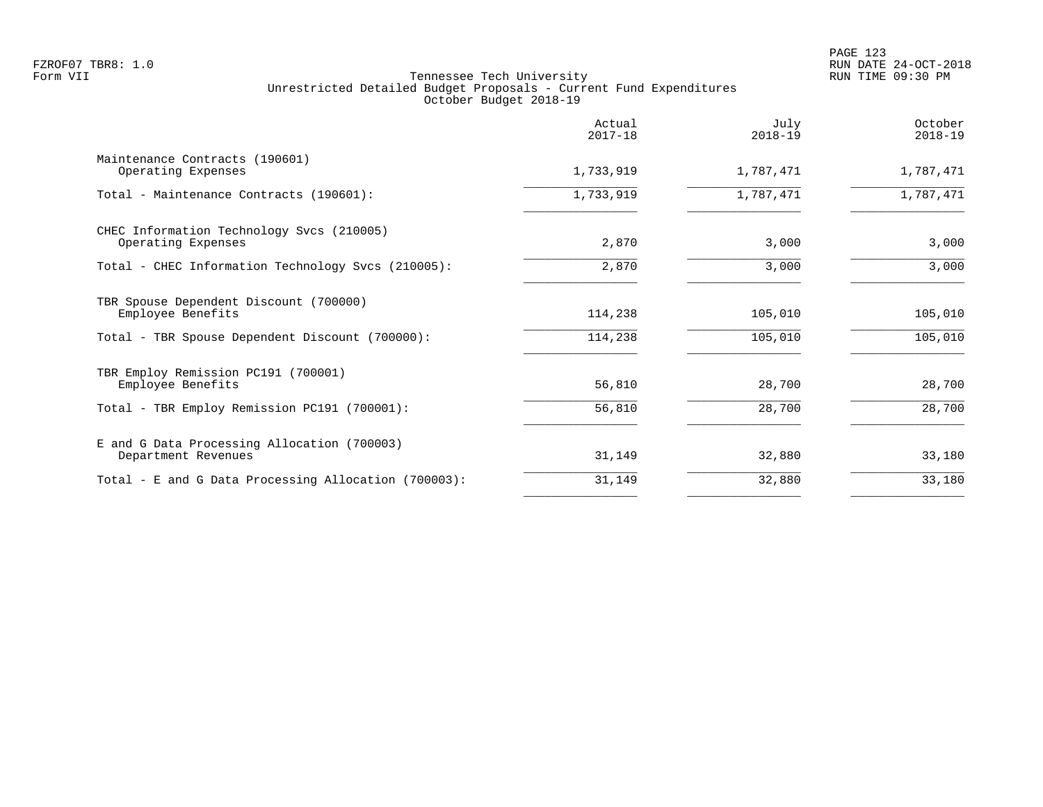FZROF07 TBR8: 1.0
Form VII

Tennessee Tech University
Unrestricted Detailed Budget Proposals - Current Fund Expenditures
October Budget 2018-19

RUN DATE 24-OCT-2018
RUN TIME 09:30 PM

| | Actual 2017-18 | July 2018-19 | October 2018-19 |
|---|---|---|---|
| Maintenance Contracts (190601) | | | |
| Operating Expenses | 1,733,919 | 1,787,471 | 1,787,471 |
| Total - Maintenance Contracts (190601): | 1,733,919 | 1,787,471 | 1,787,471 |
| CHEC Information Technology Svcs (210005) | | | |
| Operating Expenses | 2,870 | 3,000 | 3,000 |
| Total - CHEC Information Technology Svcs (210005): | 2,870 | 3,000 | 3,000 |
| TBR Spouse Dependent Discount (700000) | | | |
| Employee Benefits | 114,238 | 105,010 | 105,010 |
| Total - TBR Spouse Dependent Discount (700000): | 114,238 | 105,010 | 105,010 |
| TBR Employ Remission PC191 (700001) | | | |
| Employee Benefits | 56,810 | 28,700 | 28,700 |
| Total - TBR Employ Remission PC191 (700001): | 56,810 | 28,700 | 28,700 |
| E and G Data Processing Allocation (700003) | | | |
| Department Revenues | 31,149 | 32,880 | 33,180 |
| Total - E and G Data Processing Allocation (700003): | 31,149 | 32,880 | 33,180 |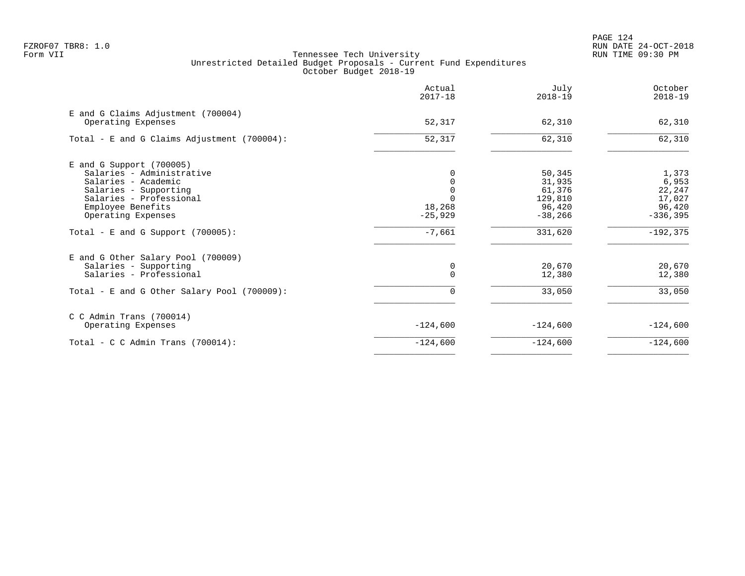FZROF07 TBR8: 1.0
Form VII

# Tennessee Tech University
## Unrestricted Detailed Budget Proposals - Current Fund Expenditures
### October Budget 2018-19

| | Actual 2017-18 | July 2018-19 | October 2018-19 |
|---|---:|---:|---:|
| **E and G Claims Adjustment (700004)** | | | |
| Operating Expenses | 52,317 | 62,310 | 62,310 |
| Total - E and G Claims Adjustment (700004): | 52,317 | 62,310 | 62,310 |
| **E and G Support (700005)** | | | |
| Salaries - Administrative | 0 | 50,345 | 1,373 |
| Salaries - Academic | 0 | 31,935 | 6,953 |
| Salaries - Supporting | 0 | 61,376 | 22,247 |
| Salaries - Professional | 0 | 129,810 | 17,027 |
| Employee Benefits | 18,268 | 96,420 | 96,420 |
| Operating Expenses | -25,929 | -38,266 | -336,395 |
| Total - E and G Support (700005): | -7,661 | 331,620 | -192,375 |
| **E and G Other Salary Pool (700009)** | | | |
| Salaries - Supporting | 0 | 20,670 | 20,670 |
| Salaries - Professional | 0 | 12,380 | 12,380 |
| Total - E and G Other Salary Pool (700009): | 0 | 33,050 | 33,050 |
| **C C Admin Trans (700014)** | | | |
| Operating Expenses | -124,600 | -124,600 | -124,600 |
| Total - C C Admin Trans (700014): | -124,600 | -124,600 | -124,600 |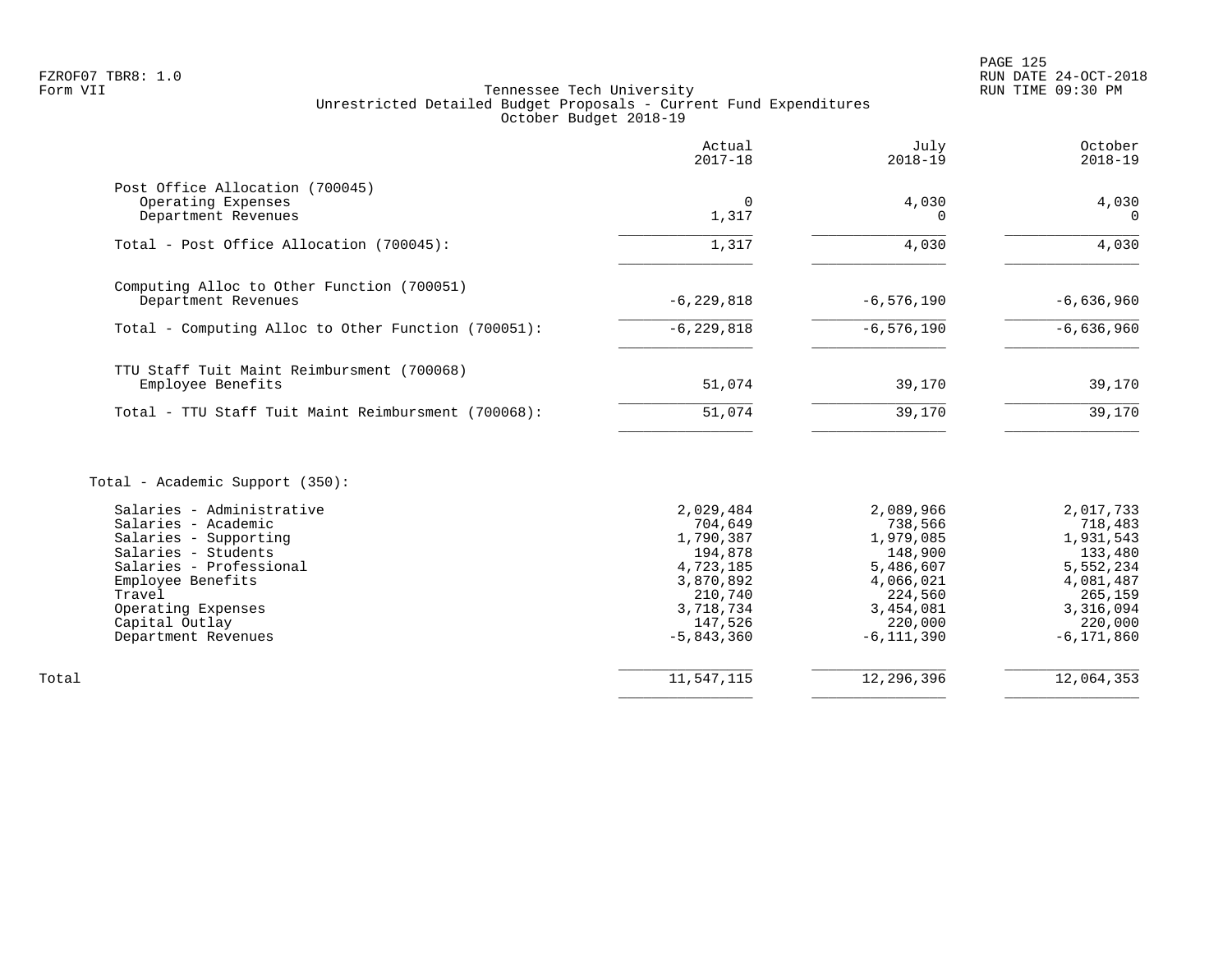FZROF07 TBR8: 1.0
Form VII

Tennessee Tech University
Unrestricted Detailed Budget Proposals - Current Fund Expenditures
October Budget 2018-19

RUN DATE 24-OCT-2018
RUN TIME 09:30 PM

| | Actual 2017-18 | July 2018-19 | October 2018-19 |
|---|---|---|---|
| **Post Office Allocation (700045)** | | | |
| Operating Expenses | 0 | 4,030 | 4,030 |
| Department Revenues | 1,317 | 0 | 0 |
| Total - Post Office Allocation (700045): | 1,317 | 4,030 | 4,030 |
| **Computing Alloc to Other Function (700051)** | | | |
| Department Revenues | -6,229,818 | -6,576,190 | -6,636,960 |
| Total - Computing Alloc to Other Function (700051): | -6,229,818 | -6,576,190 | -6,636,960 |
| **TTU Staff Tuit Maint Reimbursment (700068)** | | | |
| Employee Benefits | 51,074 | 39,170 | 39,170 |
| Total - TTU Staff Tuit Maint Reimbursment (700068): | 51,074 | 39,170 | 39,170 |
| **Total - Academic Support (350):** | | | |
| Salaries - Administrative | 2,029,484 | 2,089,966 | 2,017,733 |
| Salaries - Academic | 704,649 | 738,566 | 718,483 |
| Salaries - Supporting | 1,790,387 | 1,979,085 | 1,931,543 |
| Salaries - Students | 194,878 | 148,900 | 133,480 |
| Salaries - Professional | 4,723,185 | 5,486,607 | 5,552,234 |
| Employee Benefits | 3,870,892 | 4,066,021 | 4,081,487 |
| Travel | 210,740 | 224,560 | 265,159 |
| Operating Expenses | 3,718,734 | 3,454,081 | 3,316,094 |
| Capital Outlay | 147,526 | 220,000 | 220,000 |
| Department Revenues | -5,843,360 | -6,111,390 | -6,171,860 |
| Total | 11,547,115 | 12,296,396 | 12,064,353 |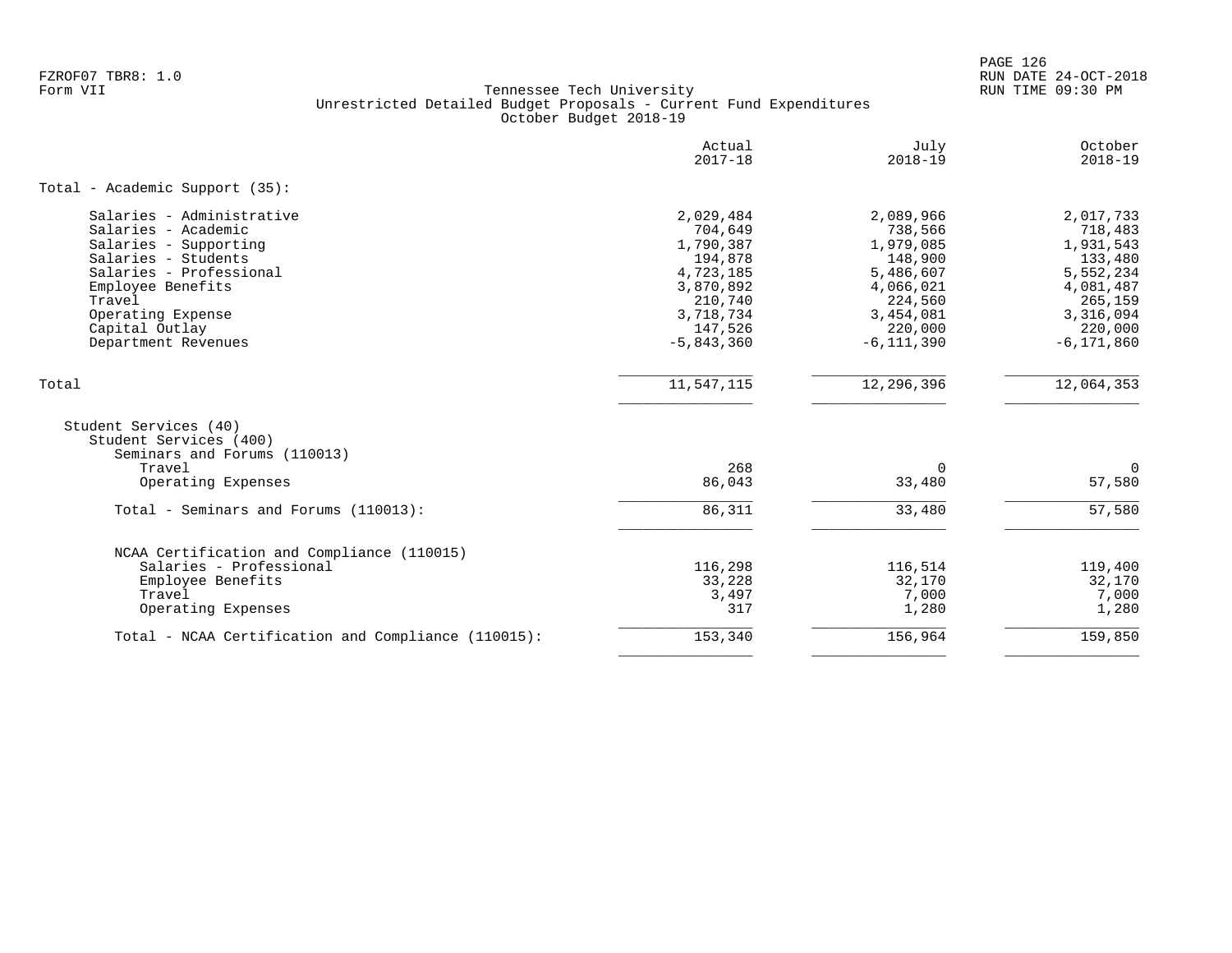FZROF07 TBR8: 1.0
Form VII

Tennessee Tech University
Unrestricted Detailed Budget Proposals - Current Fund Expenditures
October Budget 2018-19

RUN DATE 24-OCT-2018
RUN TIME 09:30 PM

| | Actual 2017-18 | July 2018-19 | October 2018-19 |
|---|---|---|---|
| **Total - Academic Support (35):** | | | |
| Salaries - Administrative | 2,029,484 | 2,089,966 | 2,017,733 |
| Salaries - Academic | 704,649 | 738,566 | 718,483 |
| Salaries - Supporting | 1,790,387 | 1,979,085 | 1,931,543 |
| Salaries - Students | 194,878 | 148,900 | 133,480 |
| Salaries - Professional | 4,723,185 | 5,486,607 | 5,552,234 |
| Employee Benefits | 3,870,892 | 4,066,021 | 4,081,487 |
| Travel | 210,740 | 224,560 | 265,159 |
| Operating Expense | 3,718,734 | 3,454,081 | 3,316,094 |
| Capital Outlay | 147,526 | 220,000 | 220,000 |
| Department Revenues | -5,843,360 | -6,111,390 | -6,171,860 |
| Total | 11,547,115 | 12,296,396 | 12,064,353 |
| Student Services (40) | | | |
| Student Services (400) | | | |
| Seminars and Forums (110013) | | | |
| Travel | 268 | 0 | 0 |
| Operating Expenses | 86,043 | 33,480 | 57,580 |
| Total - Seminars and Forums (110013): | 86,311 | 33,480 | 57,580 |
| NCAA Certification and Compliance (110015) | | | |
| Salaries - Professional | 116,298 | 116,514 | 119,400 |
| Employee Benefits | 33,228 | 32,170 | 32,170 |
| Travel | 3,497 | 7,000 | 7,000 |
| Operating Expenses | 317 | 1,280 | 1,280 |
| Total - NCAA Certification and Compliance (110015): | 153,340 | 156,964 | 159,850 |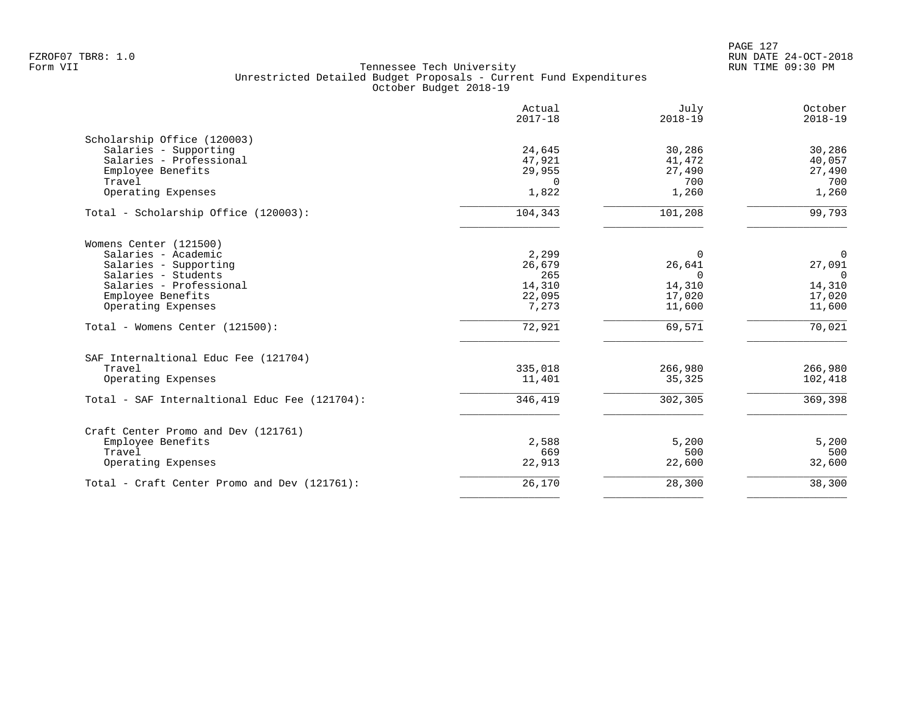FZROF07 TBR8: 1.0
Form VII

Tennessee Tech University
Unrestricted Detailed Budget Proposals - Current Fund Expenditures
October Budget 2018-19

RUN DATE 24-OCT-2018
RUN TIME 09:30 PM

| | Actual 2017-18 | July 2018-19 | October 2018-19 |
|---|---|---|---|
| **Scholarship Office (120003)** | | | |
| Salaries - Supporting | 24,645 | 30,286 | 30,286 |
| Salaries - Professional | 47,921 | 41,472 | 40,057 |
| Employee Benefits | 29,955 | 27,490 | 27,490 |
| Travel | 0 | 700 | 700 |
| Operating Expenses | 1,822 | 1,260 | 1,260 |
| Total - Scholarship Office (120003): | 104,343 | 101,208 | 99,793 |
| **Womens Center (121500)** | | | |
| Salaries - Academic | 2,299 | 0 | 0 |
| Salaries - Supporting | 26,679 | 26,641 | 27,091 |
| Salaries - Students | 265 | 0 | 0 |
| Salaries - Professional | 14,310 | 14,310 | 14,310 |
| Employee Benefits | 22,095 | 17,020 | 17,020 |
| Operating Expenses | 7,273 | 11,600 | 11,600 |
| Total - Womens Center (121500): | 72,921 | 69,571 | 70,021 |
| **SAF Internaltional Educ Fee (121704)** | | | |
| Travel | 335,018 | 266,980 | 266,980 |
| Operating Expenses | 11,401 | 35,325 | 102,418 |
| Total - SAF Internaltional Educ Fee (121704): | 346,419 | 302,305 | 369,398 |
| **Craft Center Promo and Dev (121761)** | | | |
| Employee Benefits | 2,588 | 5,200 | 5,200 |
| Travel | 669 | 500 | 500 |
| Operating Expenses | 22,913 | 22,600 | 32,600 |
| Total - Craft Center Promo and Dev (121761): | 26,170 | 28,300 | 38,300 |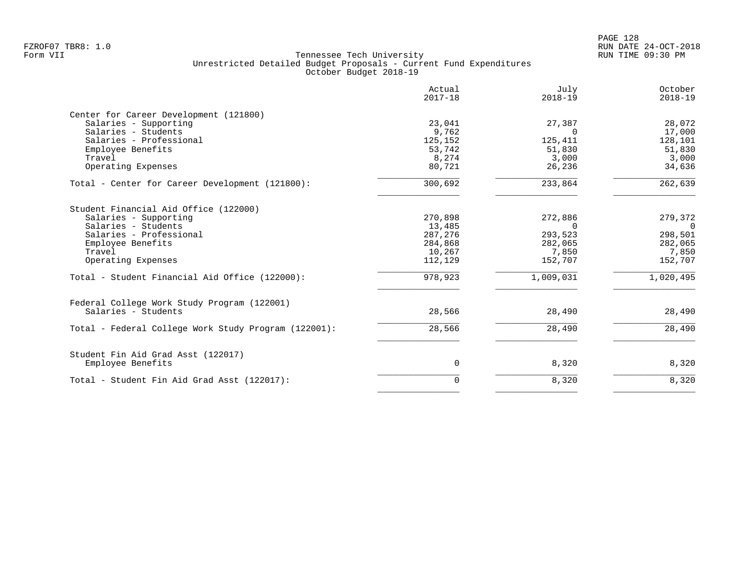FZROF07 TBR8: 1.0
Form VII

Tennessee Tech University
Unrestricted Detailed Budget Proposals - Current Fund Expenditures
October Budget 2018-19

RUN DATE 24-OCT-2018
RUN TIME 09:30 PM

| | Actual 2017-18 | July 2018-19 | October 2018-19 |
|---|---|---|---|
| **Center for Career Development (121800)** | | | |
| Salaries - Supporting | 23,041 | 27,387 | 28,072 |
| Salaries - Students | 9,762 | 0 | 17,000 |
| Salaries - Professional | 125,152 | 125,411 | 128,101 |
| Employee Benefits | 53,742 | 51,830 | 51,830 |
| Travel | 8,274 | 3,000 | 3,000 |
| Operating Expenses | 80,721 | 26,236 | 34,636 |
| Total - Center for Career Development (121800): | 300,692 | 233,864 | 262,639 |
| **Student Financial Aid Office (122000)** | | | |
| Salaries - Supporting | 270,898 | 272,886 | 279,372 |
| Salaries - Students | 13,485 | 0 | 0 |
| Salaries - Professional | 287,276 | 293,523 | 298,501 |
| Employee Benefits | 284,868 | 282,065 | 282,065 |
| Travel | 10,267 | 7,850 | 7,850 |
| Operating Expenses | 112,129 | 152,707 | 152,707 |
| Total - Student Financial Aid Office (122000): | 978,923 | 1,009,031 | 1,020,495 |
| **Federal College Work Study Program (122001)** | | | |
| Salaries - Students | 28,566 | 28,490 | 28,490 |
| Total - Federal College Work Study Program (122001): | 28,566 | 28,490 | 28,490 |
| **Student Fin Aid Grad Asst (122017)** | | | |
| Employee Benefits | 0 | 8,320 | 8,320 |
| Total - Student Fin Aid Grad Asst (122017): | 0 | 8,320 | 8,320 |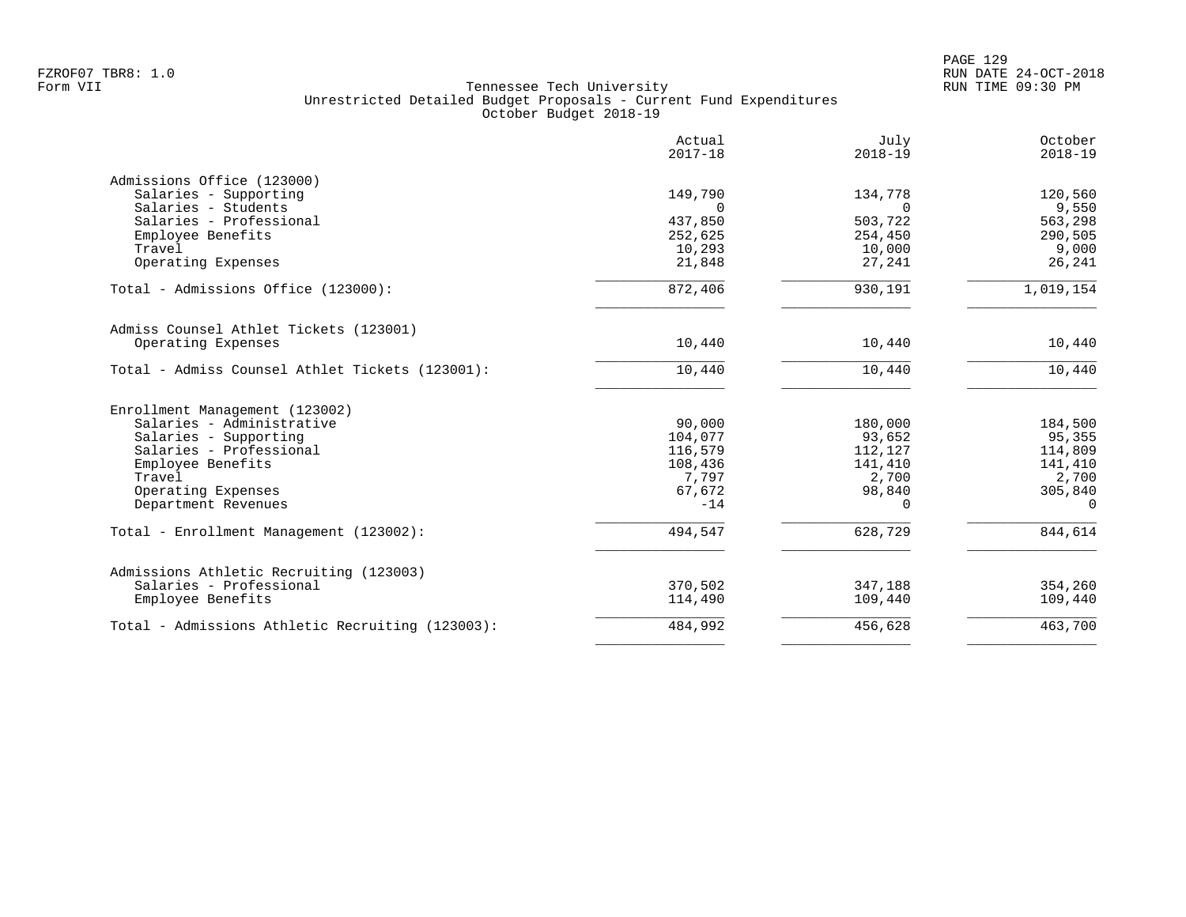Tennessee Tech University
Unrestricted Detailed Budget Proposals - Current Fund Expenditures
October Budget 2018-19

| | Actual 2017-18 | July 2018-19 | October 2018-19 |
|---|---|---|---|
| **Admissions Office (123000)** | | | |
| Salaries - Supporting | 149,790 | 134,778 | 120,560 |
| Salaries - Students | 0 | 0 | 9,550 |
| Salaries - Professional | 437,850 | 503,722 | 563,298 |
| Employee Benefits | 252,625 | 254,450 | 290,505 |
| Travel | 10,293 | 10,000 | 9,000 |
| Operating Expenses | 21,848 | 27,241 | 26,241 |
| Total - Admissions Office (123000): | 872,406 | 930,191 | 1,019,154 |
| **Admiss Counsel Athlet Tickets (123001)** | | | |
| Operating Expenses | 10,440 | 10,440 | 10,440 |
| Total - Admiss Counsel Athlet Tickets (123001): | 10,440 | 10,440 | 10,440 |
| **Enrollment Management (123002)** | | | |
| Salaries - Administrative | 90,000 | 180,000 | 184,500 |
| Salaries - Supporting | 104,077 | 93,652 | 95,355 |
| Salaries - Professional | 116,579 | 112,127 | 114,809 |
| Employee Benefits | 108,436 | 141,410 | 141,410 |
| Travel | 7,797 | 2,700 | 2,700 |
| Operating Expenses | 67,672 | 98,840 | 305,840 |
| Department Revenues | -14 | 0 | 0 |
| Total - Enrollment Management (123002): | 494,547 | 628,729 | 844,614 |
| **Admissions Athletic Recruiting (123003)** | | | |
| Salaries - Professional | 370,502 | 347,188 | 354,260 |
| Employee Benefits | 114,490 | 109,440 | 109,440 |
| Total - Admissions Athletic Recruiting (123003): | 484,992 | 456,628 | 463,700 |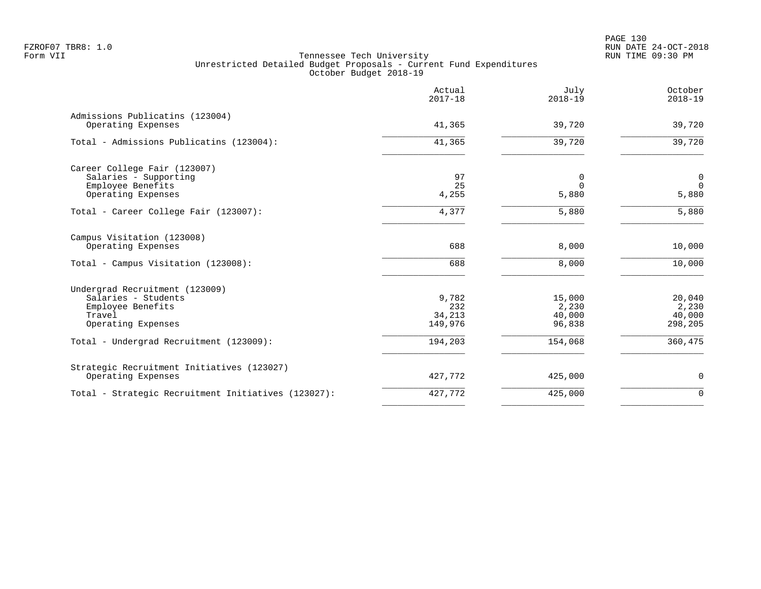FZROF07 TBR8: 1.0
Form VII

Tennessee Tech University
Unrestricted Detailed Budget Proposals - Current Fund Expenditures
October Budget 2018-19

RUN DATE 24-OCT-2018
RUN TIME 09:30 PM

| | Actual 2017-18 | July 2018-19 | October 2018-19 |
|---|---|---|---|
| **Admissions Publicatins (123004)** | | | |
| Operating Expenses | 41,365 | 39,720 | 39,720 |
| Total - Admissions Publicatins (123004): | 41,365 | 39,720 | 39,720 |
| **Career College Fair (123007)** | | | |
| Salaries - Supporting | 97 | 0 | 0 |
| Employee Benefits | 25 | 0 | 0 |
| Operating Expenses | 4,255 | 5,880 | 5,880 |
| Total - Career College Fair (123007): | 4,377 | 5,880 | 5,880 |
| **Campus Visitation (123008)** | | | |
| Operating Expenses | 688 | 8,000 | 10,000 |
| Total - Campus Visitation (123008): | 688 | 8,000 | 10,000 |
| **Undergrad Recruitment (123009)** | | | |
| Salaries - Students | 9,782 | 15,000 | 20,040 |
| Employee Benefits | 232 | 2,230 | 2,230 |
| Travel | 34,213 | 40,000 | 40,000 |
| Operating Expenses | 149,976 | 96,838 | 298,205 |
| Total - Undergrad Recruitment (123009): | 194,203 | 154,068 | 360,475 |
| **Strategic Recruitment Initiatives (123027)** | | | |
| Operating Expenses | 427,772 | 425,000 | 0 |
| Total - Strategic Recruitment Initiatives (123027): | 427,772 | 425,000 | 0 |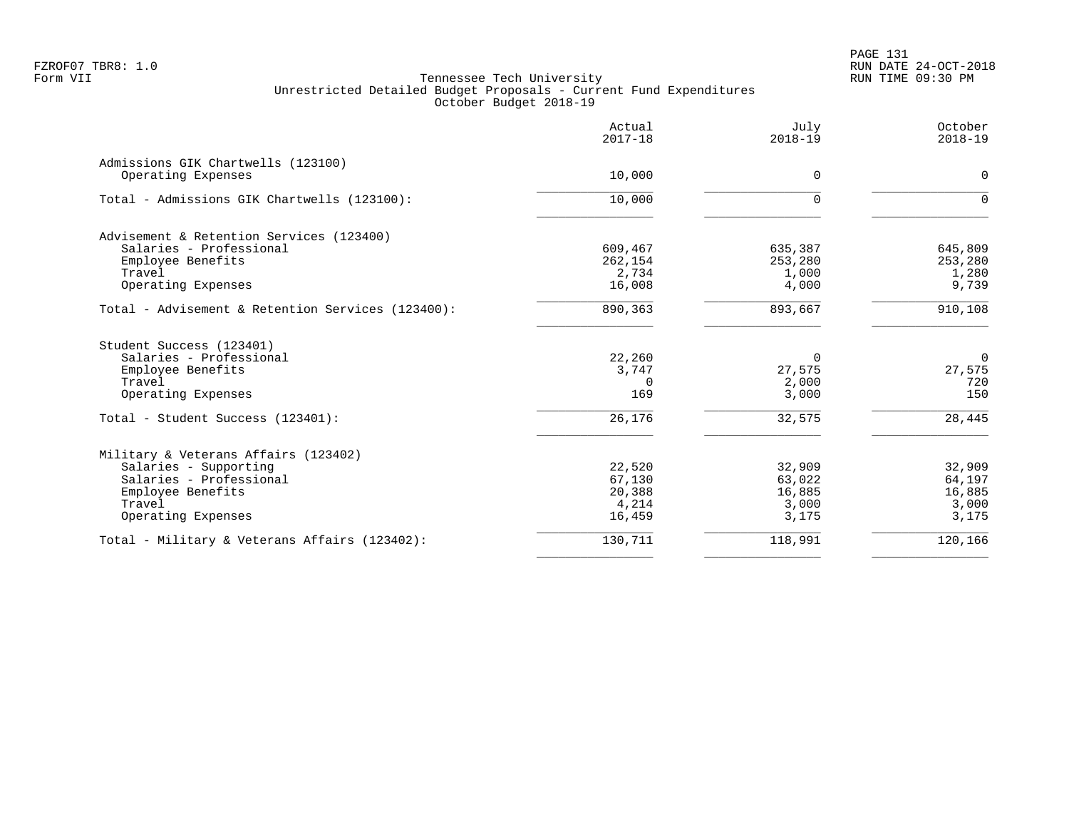FZROF07 TBR8: 1.0
Form VII

Tennessee Tech University
Unrestricted Detailed Budget Proposals - Current Fund Expenditures
October Budget 2018-19

RUN DATE 24-OCT-2018
RUN TIME 09:30 PM

| | Actual 2017-18 | July 2018-19 | October 2018-19 |
|---|---|---|---|
| **Admissions GIK Chartwells (123100)** | | | |
| Operating Expenses | 10,000 | 0 | 0 |
| Total - Admissions GIK Chartwells (123100): | 10,000 | 0 | 0 |
| **Advisement & Retention Services (123400)** | | | |
| Salaries - Professional | 609,467 | 635,387 | 645,809 |
| Employee Benefits | 262,154 | 253,280 | 253,280 |
| Travel | 2,734 | 1,000 | 1,280 |
| Operating Expenses | 16,008 | 4,000 | 9,739 |
| Total - Advisement & Retention Services (123400): | 890,363 | 893,667 | 910,108 |
| **Student Success (123401)** | | | |
| Salaries - Professional | 22,260 | 0 | 0 |
| Employee Benefits | 3,747 | 27,575 | 27,575 |
| Travel | 0 | 2,000 | 720 |
| Operating Expenses | 169 | 3,000 | 150 |
| Total - Student Success (123401): | 26,176 | 32,575 | 28,445 |
| **Military & Veterans Affairs (123402)** | | | |
| Salaries - Supporting | 22,520 | 32,909 | 32,909 |
| Salaries - Professional | 67,130 | 63,022 | 64,197 |
| Employee Benefits | 20,388 | 16,885 | 16,885 |
| Travel | 4,214 | 3,000 | 3,000 |
| Operating Expenses | 16,459 | 3,175 | 3,175 |
| Total - Military & Veterans Affairs (123402): | 130,711 | 118,991 | 120,166 |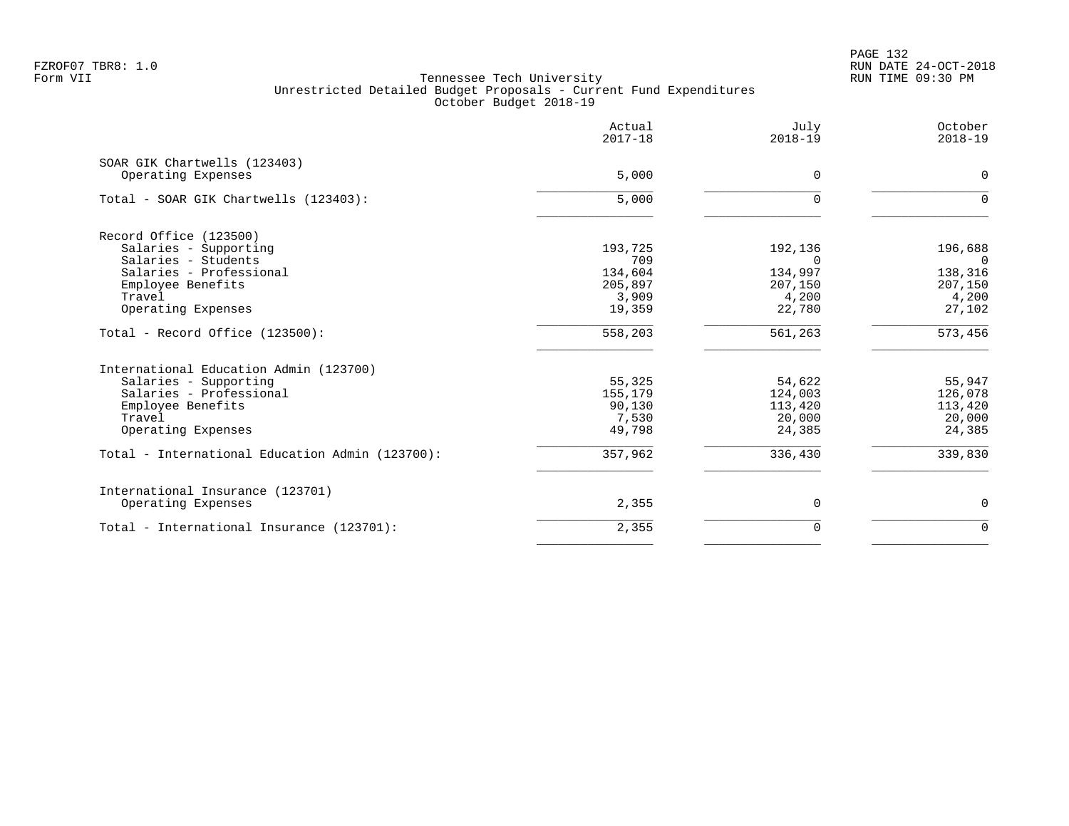FZROF07 TBR8: 1.0
Form VII

Tennessee Tech University
Unrestricted Detailed Budget Proposals - Current Fund Expenditures
October Budget 2018-19

RUN DATE 24-OCT-2018
RUN TIME 09:30 PM

| | Actual 2017-18 | July 2018-19 | October 2018-19 |
|---|---|---|---|
| SOAR GIK Chartwells (123403) | | | |
| Operating Expenses | 5,000 | 0 | 0 |
| Total - SOAR GIK Chartwells (123403): | 5,000 | 0 | 0 |
| Record Office (123500) | | | |
| Salaries - Supporting | 193,725 | 192,136 | 196,688 |
| Salaries - Students | 709 | 0 | 0 |
| Salaries - Professional | 134,604 | 134,997 | 138,316 |
| Employee Benefits | 205,897 | 207,150 | 207,150 |
| Travel | 3,909 | 4,200 | 4,200 |
| Operating Expenses | 19,359 | 22,780 | 27,102 |
| Total - Record Office (123500): | 558,203 | 561,263 | 573,456 |
| International Education Admin (123700) | | | |
| Salaries - Supporting | 55,325 | 54,622 | 55,947 |
| Salaries - Professional | 155,179 | 124,003 | 126,078 |
| Employee Benefits | 90,130 | 113,420 | 113,420 |
| Travel | 7,530 | 20,000 | 20,000 |
| Operating Expenses | 49,798 | 24,385 | 24,385 |
| Total - International Education Admin (123700): | 357,962 | 336,430 | 339,830 |
| International Insurance (123701) | | | |
| Operating Expenses | 2,355 | 0 | 0 |
| Total - International Insurance (123701): | 2,355 | 0 | 0 |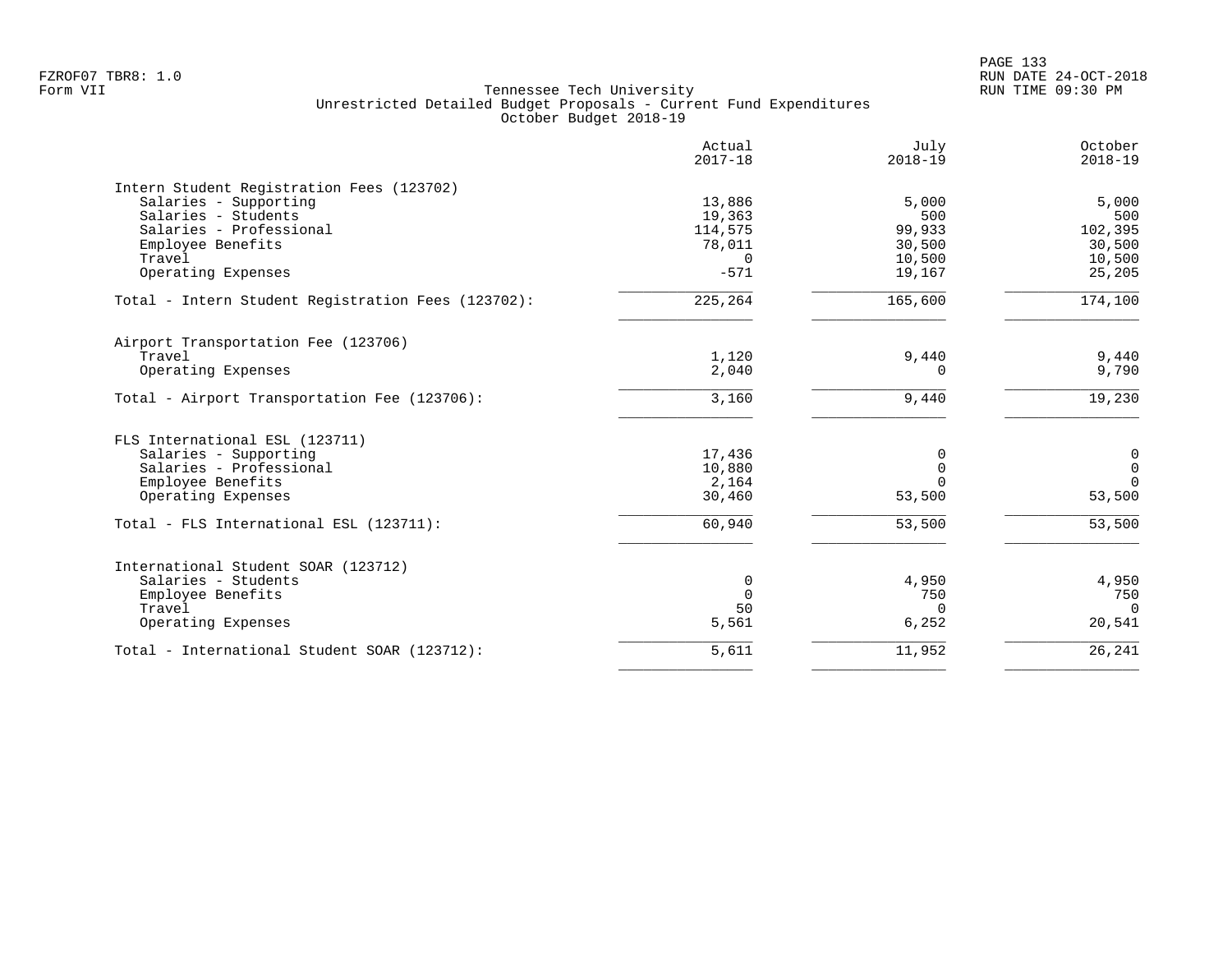Tennessee Tech University
Unrestricted Detailed Budget Proposals - Current Fund Expenditures
October Budget 2018-19

| | Actual 2017-18 | July 2018-19 | October 2018-19 |
|---|---:|---:|---:|
| **Intern Student Registration Fees (123702)** | | | |
| Salaries - Supporting | 13,886 | 5,000 | 5,000 |
| Salaries - Students | 19,363 | 500 | 500 |
| Salaries - Professional | 114,575 | 99,933 | 102,395 |
| Employee Benefits | 78,011 | 30,500 | 30,500 |
| Travel | 0 | 10,500 | 10,500 |
| Operating Expenses | -571 | 19,167 | 25,205 |
| Total - Intern Student Registration Fees (123702): | 225,264 | 165,600 | 174,100 |
| **Airport Transportation Fee (123706)** | | | |
| Travel | 1,120 | 9,440 | 9,440 |
| Operating Expenses | 2,040 | 0 | 9,790 |
| Total - Airport Transportation Fee (123706): | 3,160 | 9,440 | 19,230 |
| **FLS International ESL (123711)** | | | |
| Salaries - Supporting | 17,436 | 0 | 0 |
| Salaries - Professional | 10,880 | 0 | 0 |
| Employee Benefits | 2,164 | 0 | 0 |
| Operating Expenses | 30,460 | 53,500 | 53,500 |
| Total - FLS International ESL (123711): | 60,940 | 53,500 | 53,500 |
| **International Student SOAR (123712)** | | | |
| Salaries - Students | 0 | 4,950 | 4,950 |
| Employee Benefits | 0 | 750 | 750 |
| Travel | 50 | 0 | 0 |
| Operating Expenses | 5,561 | 6,252 | 20,541 |
| Total - International Student SOAR (123712): | 5,611 | 11,952 | 26,241 |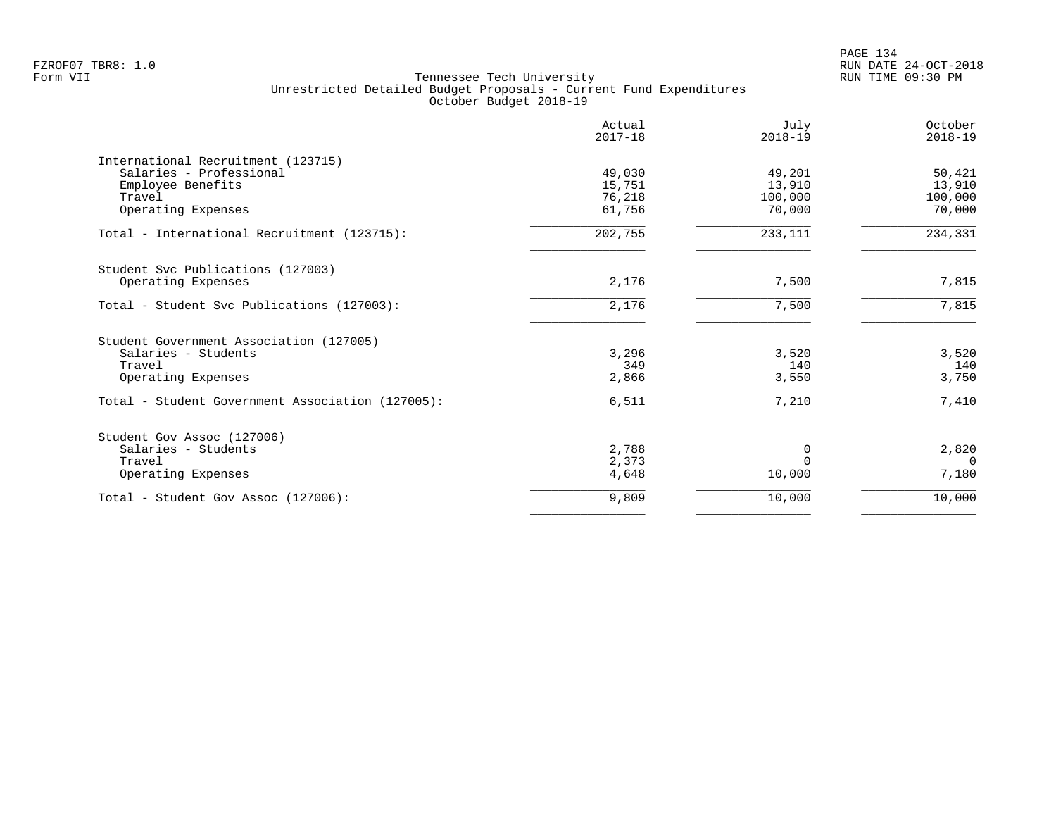FZROF07 TBR8: 1.0
Form VII

Tennessee Tech University
Unrestricted Detailed Budget Proposals - Current Fund Expenditures
October Budget 2018-19

RUN DATE 24-OCT-2018
RUN TIME 09:30 PM

| | Actual 2017-18 | July 2018-19 | October 2018-19 |
|---|---|---|---|
| International Recruitment (123715) | | | |
| Salaries - Professional | 49,030 | 49,201 | 50,421 |
| Employee Benefits | 15,751 | 13,910 | 13,910 |
| Travel | 76,218 | 100,000 | 100,000 |
| Operating Expenses | 61,756 | 70,000 | 70,000 |
| Total - International Recruitment (123715): | 202,755 | 233,111 | 234,331 |
| Student Svc Publications (127003) | | | |
| Operating Expenses | 2,176 | 7,500 | 7,815 |
| Total - Student Svc Publications (127003): | 2,176 | 7,500 | 7,815 |
| Student Government Association (127005) | | | |
| Salaries - Students | 3,296 | 3,520 | 3,520 |
| Travel | 349 | 140 | 140 |
| Operating Expenses | 2,866 | 3,550 | 3,750 |
| Total - Student Government Association (127005): | 6,511 | 7,210 | 7,410 |
| Student Gov Assoc (127006) | | | |
| Salaries - Students | 2,788 | 0 | 2,820 |
| Travel | 2,373 | 0 | 0 |
| Operating Expenses | 4,648 | 10,000 | 7,180 |
| Total - Student Gov Assoc (127006): | 9,809 | 10,000 | 10,000 |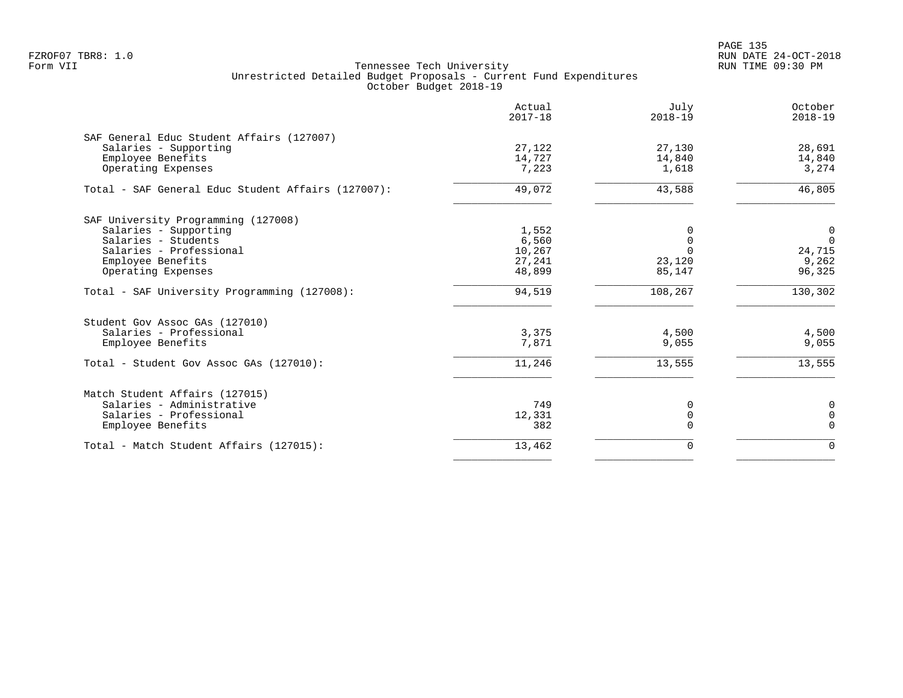Tennessee Tech University
Unrestricted Detailed Budget Proposals - Current Fund Expenditures
October Budget 2018-19

| | Actual 2017-18 | July 2018-19 | October 2018-19 |
|---|---|---|---|
| **SAF General Educ Student Affairs (127007)** | | | |
| Salaries - Supporting | 27,122 | 27,130 | 28,691 |
| Employee Benefits | 14,727 | 14,840 | 14,840 |
| Operating Expenses | 7,223 | 1,618 | 3,274 |
| Total - SAF General Educ Student Affairs (127007): | 49,072 | 43,588 | 46,805 |
| **SAF University Programming (127008)** | | | |
| Salaries - Supporting | 1,552 | 0 | 0 |
| Salaries - Students | 6,560 | 0 | 0 |
| Salaries - Professional | 10,267 | 0 | 24,715 |
| Employee Benefits | 27,241 | 23,120 | 9,262 |
| Operating Expenses | 48,899 | 85,147 | 96,325 |
| Total - SAF University Programming (127008): | 94,519 | 108,267 | 130,302 |
| **Student Gov Assoc GAs (127010)** | | | |
| Salaries - Professional | 3,375 | 4,500 | 4,500 |
| Employee Benefits | 7,871 | 9,055 | 9,055 |
| Total - Student Gov Assoc GAs (127010): | 11,246 | 13,555 | 13,555 |
| **Match Student Affairs (127015)** | | | |
| Salaries - Administrative | 749 | 0 | 0 |
| Salaries - Professional | 12,331 | 0 | 0 |
| Employee Benefits | 382 | 0 | 0 |
| Total - Match Student Affairs (127015): | 13,462 | 0 | 0 |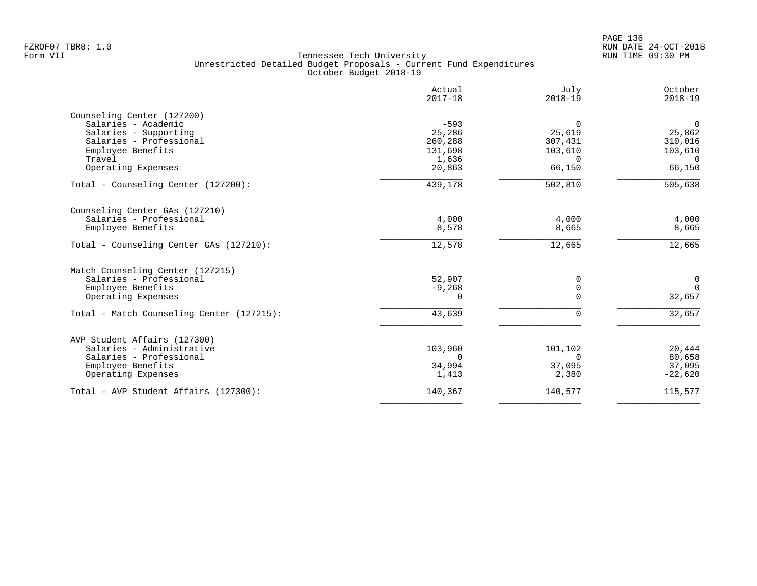FZROF07 TBR8: 1.0
Form VII

Tennessee Tech University
Unrestricted Detailed Budget Proposals - Current Fund Expenditures
October Budget 2018-19

RUN DATE 24-OCT-2018
RUN TIME 09:30 PM

| | Actual 2017-18 | July 2018-19 | October 2018-19 |
|---|---|---|---|
| **Counseling Center (127200)** | | | |
| Salaries - Academic | -593 | 0 | 0 |
| Salaries - Supporting | 25,286 | 25,619 | 25,862 |
| Salaries - Professional | 260,288 | 307,431 | 310,016 |
| Employee Benefits | 131,698 | 103,610 | 103,610 |
| Travel | 1,636 | 0 | 0 |
| Operating Expenses | 20,863 | 66,150 | 66,150 |
| Total - Counseling Center (127200): | 439,178 | 502,810 | 505,638 |
| **Counseling Center GAs (127210)** | | | |
| Salaries - Professional | 4,000 | 4,000 | 4,000 |
| Employee Benefits | 8,578 | 8,665 | 8,665 |
| Total - Counseling Center GAs (127210): | 12,578 | 12,665 | 12,665 |
| **Match Counseling Center (127215)** | | | |
| Salaries - Professional | 52,907 | 0 | 0 |
| Employee Benefits | -9,268 | 0 | 0 |
| Operating Expenses | 0 | 0 | 32,657 |
| Total - Match Counseling Center (127215): | 43,639 | 0 | 32,657 |
| **AVP Student Affairs (127300)** | | | |
| Salaries - Administrative | 103,960 | 101,102 | 20,444 |
| Salaries - Professional | 0 | 0 | 80,658 |
| Employee Benefits | 34,994 | 37,095 | 37,095 |
| Operating Expenses | 1,413 | 2,380 | -22,620 |
| Total - AVP Student Affairs (127300): | 140,367 | 140,577 | 115,577 |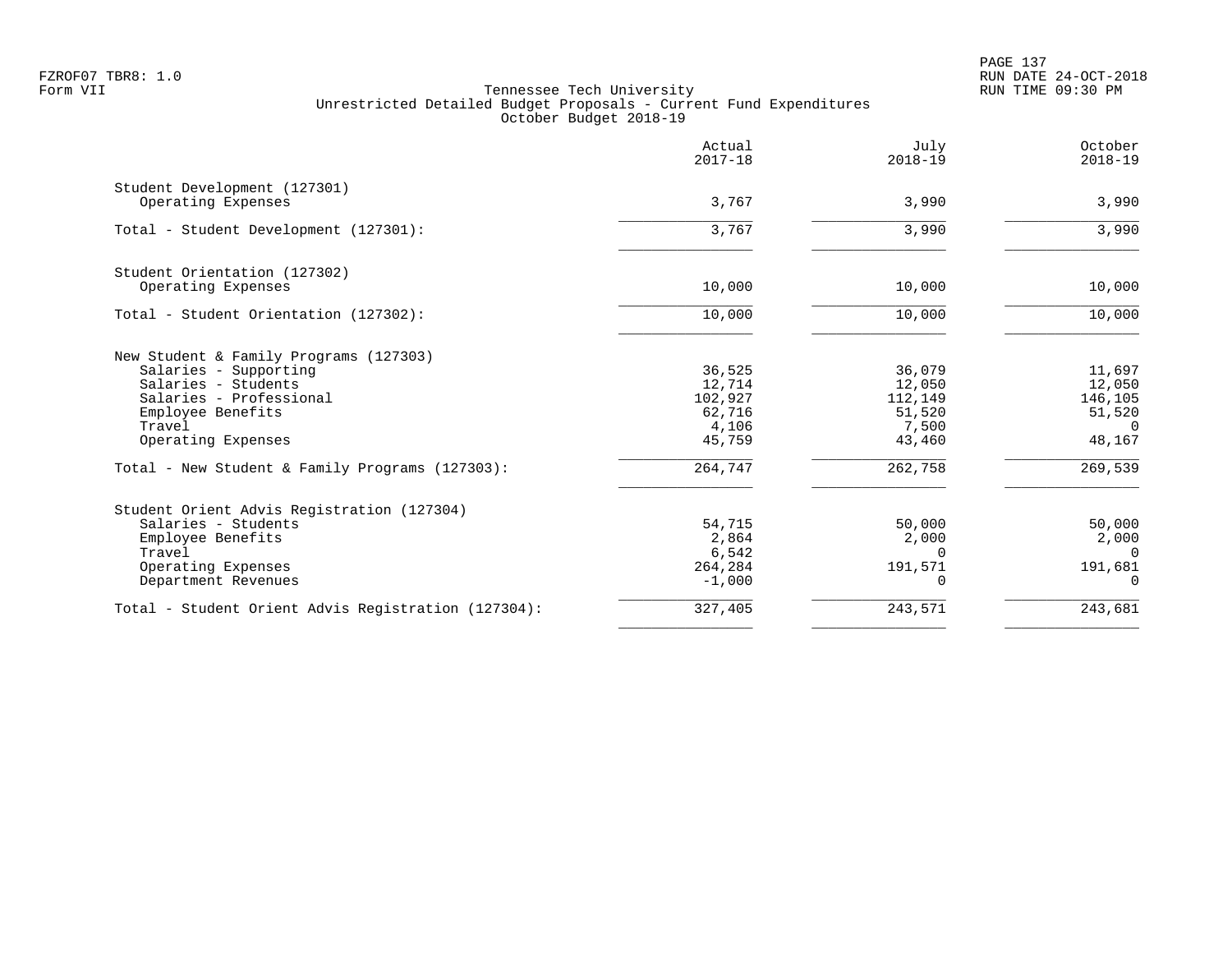Tennessee Tech University
Unrestricted Detailed Budget Proposals - Current Fund Expenditures
October Budget 2018-19

| | Actual 2017-18 | July 2018-19 | October 2018-19 |
|---|---|---|---|
| **Student Development (127301)** | | | |
| Operating Expenses | 3,767 | 3,990 | 3,990 |
| Total - Student Development (127301): | 3,767 | 3,990 | 3,990 |
| **Student Orientation (127302)** | | | |
| Operating Expenses | 10,000 | 10,000 | 10,000 |
| Total - Student Orientation (127302): | 10,000 | 10,000 | 10,000 |
| **New Student & Family Programs (127303)** | | | |
| Salaries - Supporting | 36,525 | 36,079 | 11,697 |
| Salaries - Students | 12,714 | 12,050 | 12,050 |
| Salaries - Professional | 102,927 | 112,149 | 146,105 |
| Employee Benefits | 62,716 | 51,520 | 51,520 |
| Travel | 4,106 | 7,500 | 0 |
| Operating Expenses | 45,759 | 43,460 | 48,167 |
| Total - New Student & Family Programs (127303): | 264,747 | 262,758 | 269,539 |
| **Student Orient Advis Registration (127304)** | | | |
| Salaries - Students | 54,715 | 50,000 | 50,000 |
| Employee Benefits | 2,864 | 2,000 | 2,000 |
| Travel | 6,542 | 0 | 0 |
| Operating Expenses | 264,284 | 191,571 | 191,681 |
| Department Revenues | -1,000 | 0 | 0 |
| Total - Student Orient Advis Registration (127304): | 327,405 | 243,571 | 243,681 |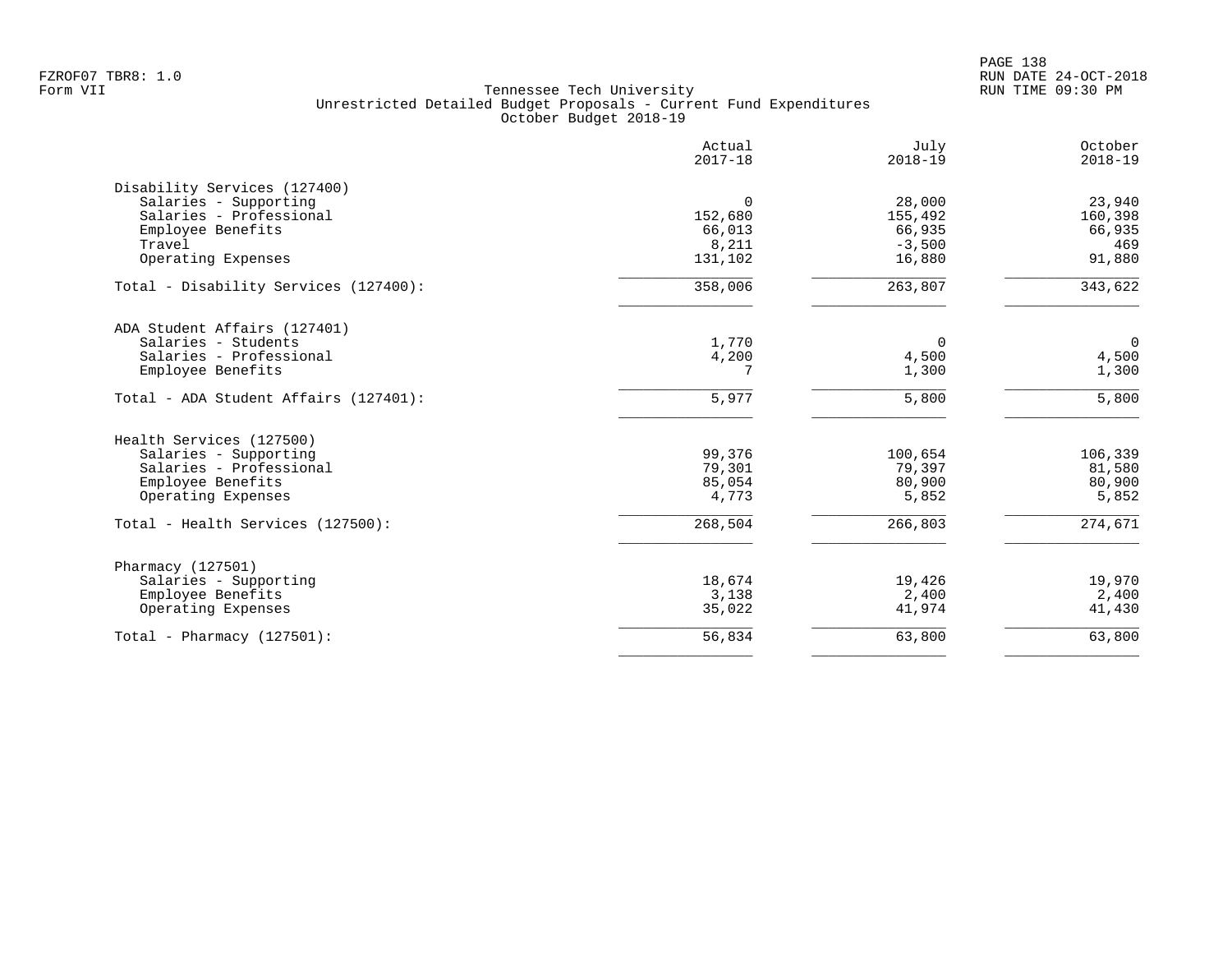FZROF07 TBR8: 1.0
Form VII

Tennessee Tech University
Unrestricted Detailed Budget Proposals - Current Fund Expenditures
October Budget 2018-19

RUN DATE 24-OCT-2018
RUN TIME 09:30 PM

| | Actual 2017-18 | July 2018-19 | October 2018-19 |
|---|---|---|---|
| **Disability Services (127400)** | | | |
| Salaries - Supporting | 0 | 28,000 | 23,940 |
| Salaries - Professional | 152,680 | 155,492 | 160,398 |
| Employee Benefits | 66,013 | 66,935 | 66,935 |
| Travel | 8,211 | -3,500 | 469 |
| Operating Expenses | 131,102 | 16,880 | 91,880 |
| Total - Disability Services (127400): | 358,006 | 263,807 | 343,622 |
| **ADA Student Affairs (127401)** | | | |
| Salaries - Students | 1,770 | 0 | 0 |
| Salaries - Professional | 4,200 | 4,500 | 4,500 |
| Employee Benefits | 7 | 1,300 | 1,300 |
| Total - ADA Student Affairs (127401): | 5,977 | 5,800 | 5,800 |
| **Health Services (127500)** | | | |
| Salaries - Supporting | 99,376 | 100,654 | 106,339 |
| Salaries - Professional | 79,301 | 79,397 | 81,580 |
| Employee Benefits | 85,054 | 80,900 | 80,900 |
| Operating Expenses | 4,773 | 5,852 | 5,852 |
| Total - Health Services (127500): | 268,504 | 266,803 | 274,671 |
| **Pharmacy (127501)** | | | |
| Salaries - Supporting | 18,674 | 19,426 | 19,970 |
| Employee Benefits | 3,138 | 2,400 | 2,400 |
| Operating Expenses | 35,022 | 41,974 | 41,430 |
| Total - Pharmacy (127501): | 56,834 | 63,800 | 63,800 |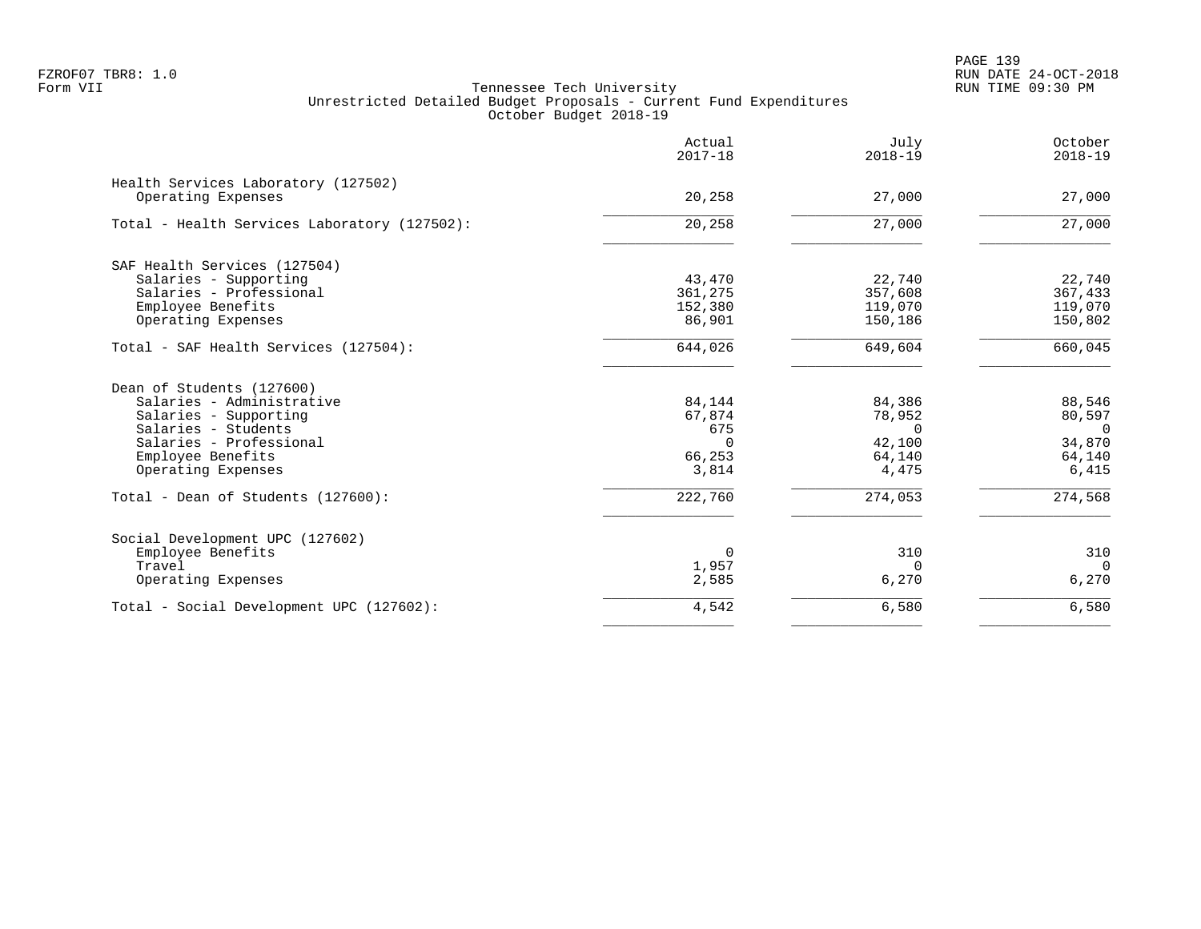FZROF07 TBR8: 1.0
Form VII

Tennessee Tech University
Unrestricted Detailed Budget Proposals - Current Fund Expenditures
October Budget 2018-19

RUN DATE 24-OCT-2018
RUN TIME 09:30 PM

| | Actual 2017-18 | July 2018-19 | October 2018-19 |
|---|---|---|---|
| **Health Services Laboratory (127502)** | | | |
| Operating Expenses | 20,258 | 27,000 | 27,000 |
| Total - Health Services Laboratory (127502): | 20,258 | 27,000 | 27,000 |
| **SAF Health Services (127504)** | | | |
| Salaries - Supporting | 43,470 | 22,740 | 22,740 |
| Salaries - Professional | 361,275 | 357,608 | 367,433 |
| Employee Benefits | 152,380 | 119,070 | 119,070 |
| Operating Expenses | 86,901 | 150,186 | 150,802 |
| Total - SAF Health Services (127504): | 644,026 | 649,604 | 660,045 |
| **Dean of Students (127600)** | | | |
| Salaries - Administrative | 84,144 | 84,386 | 88,546 |
| Salaries - Supporting | 67,874 | 78,952 | 80,597 |
| Salaries - Students | 675 | 0 | 0 |
| Salaries - Professional | 0 | 42,100 | 34,870 |
| Employee Benefits | 66,253 | 64,140 | 64,140 |
| Operating Expenses | 3,814 | 4,475 | 6,415 |
| Total - Dean of Students (127600): | 222,760 | 274,053 | 274,568 |
| **Social Development UPC (127602)** | | | |
| Employee Benefits | 0 | 310 | 310 |
| Travel | 1,957 | 0 | 0 |
| Operating Expenses | 2,585 | 6,270 | 6,270 |
| Total - Social Development UPC (127602): | 4,542 | 6,580 | 6,580 |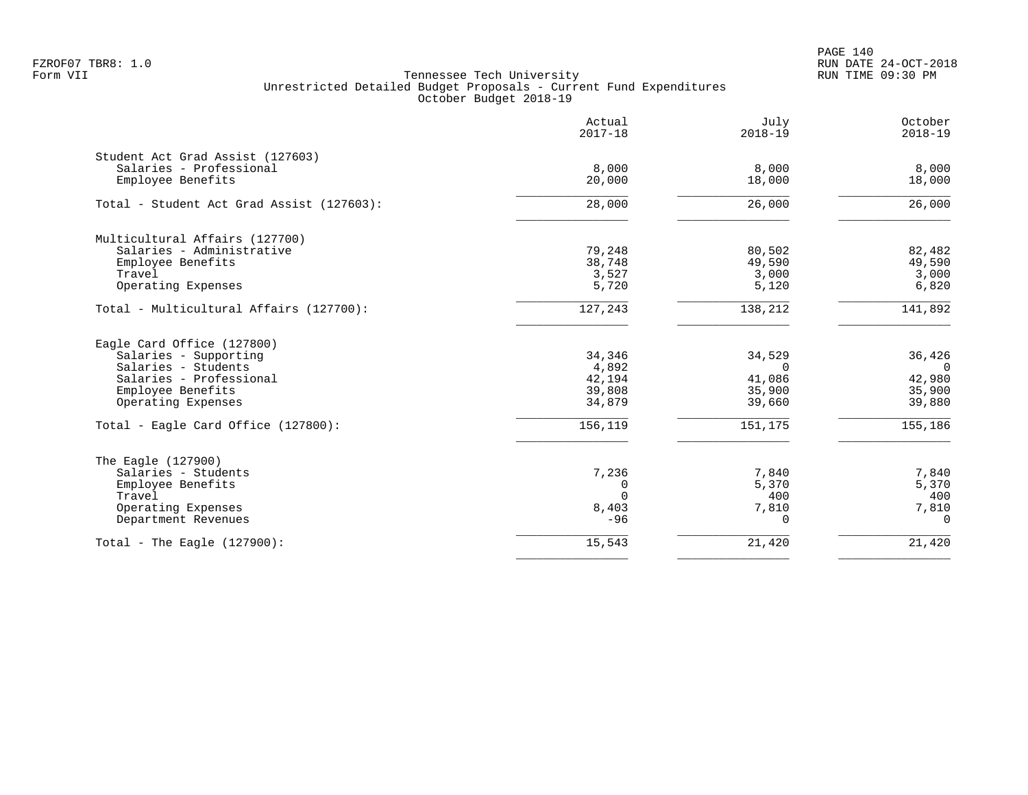Tennessee Tech University
Unrestricted Detailed Budget Proposals - Current Fund Expenditures
October Budget 2018-19

| | Actual 2017-18 | July 2018-19 | October 2018-19 |
|---|---:|---:|---:|
| **Student Act Grad Assist (127603)** | | | |
| Salaries - Professional | 8,000 | 8,000 | 8,000 |
| Employee Benefits | 20,000 | 18,000 | 18,000 |
| Total - Student Act Grad Assist (127603): | 28,000 | 26,000 | 26,000 |
| **Multicultural Affairs (127700)** | | | |
| Salaries - Administrative | 79,248 | 80,502 | 82,482 |
| Employee Benefits | 38,748 | 49,590 | 49,590 |
| Travel | 3,527 | 3,000 | 3,000 |
| Operating Expenses | 5,720 | 5,120 | 6,820 |
| Total - Multicultural Affairs (127700): | 127,243 | 138,212 | 141,892 |
| **Eagle Card Office (127800)** | | | |
| Salaries - Supporting | 34,346 | 34,529 | 36,426 |
| Salaries - Students | 4,892 | 0 | 0 |
| Salaries - Professional | 42,194 | 41,086 | 42,980 |
| Employee Benefits | 39,808 | 35,900 | 35,900 |
| Operating Expenses | 34,879 | 39,660 | 39,880 |
| Total - Eagle Card Office (127800): | 156,119 | 151,175 | 155,186 |
| **The Eagle (127900)** | | | |
| Salaries - Students | 7,236 | 7,840 | 7,840 |
| Employee Benefits | 0 | 5,370 | 5,370 |
| Travel | 0 | 400 | 400 |
| Operating Expenses | 8,403 | 7,810 | 7,810 |
| Department Revenues | -96 | 0 | 0 |
| Total - The Eagle (127900): | 15,543 | 21,420 | 21,420 |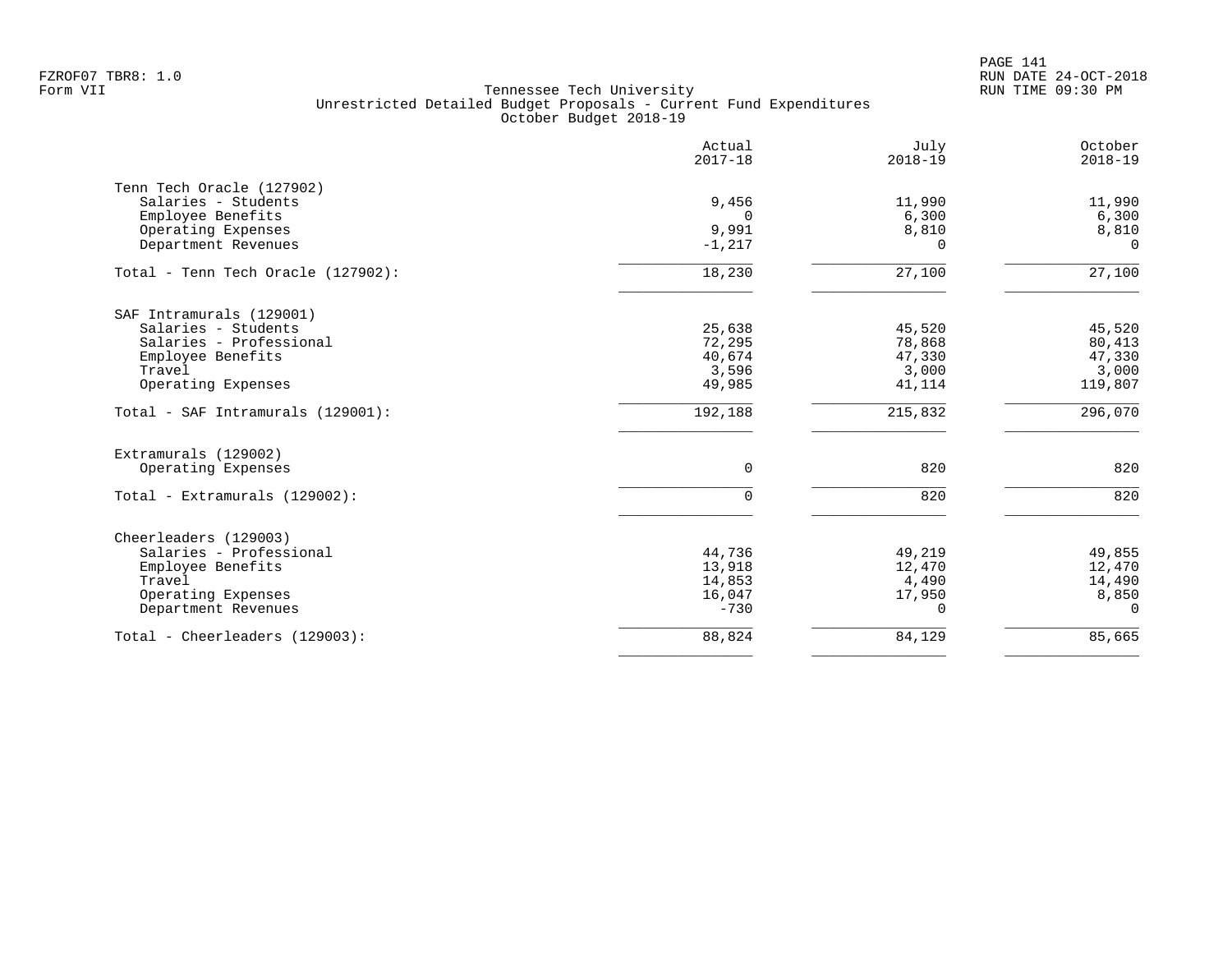FZROF07 TBR8: 1.0
Form VII

Tennessee Tech University
Unrestricted Detailed Budget Proposals - Current Fund Expenditures
October Budget 2018-19

RUN DATE 24-OCT-2018
RUN TIME 09:30 PM

| | Actual 2017-18 | July 2018-19 | October 2018-19 |
|---|---|---|---|
| **Tenn Tech Oracle (127902)** | | | |
| Salaries - Students | 9,456 | 11,990 | 11,990 |
| Employee Benefits | 0 | 6,300 | 6,300 |
| Operating Expenses | 9,991 | 8,810 | 8,810 |
| Department Revenues | -1,217 | 0 | 0 |
| Total - Tenn Tech Oracle (127902): | 18,230 | 27,100 | 27,100 |
| **SAF Intramurals (129001)** | | | |
| Salaries - Students | 25,638 | 45,520 | 45,520 |
| Salaries - Professional | 72,295 | 78,868 | 80,413 |
| Employee Benefits | 40,674 | 47,330 | 47,330 |
| Travel | 3,596 | 3,000 | 3,000 |
| Operating Expenses | 49,985 | 41,114 | 119,807 |
| Total - SAF Intramurals (129001): | 192,188 | 215,832 | 296,070 |
| **Extramurals (129002)** | | | |
| Operating Expenses | 0 | 820 | 820 |
| Total - Extramurals (129002): | 0 | 820 | 820 |
| **Cheerleaders (129003)** | | | |
| Salaries - Professional | 44,736 | 49,219 | 49,855 |
| Employee Benefits | 13,918 | 12,470 | 12,470 |
| Travel | 14,853 | 4,490 | 14,490 |
| Operating Expenses | 16,047 | 17,950 | 8,850 |
| Department Revenues | -730 | 0 | 0 |
| Total - Cheerleaders (129003): | 88,824 | 84,129 | 85,665 |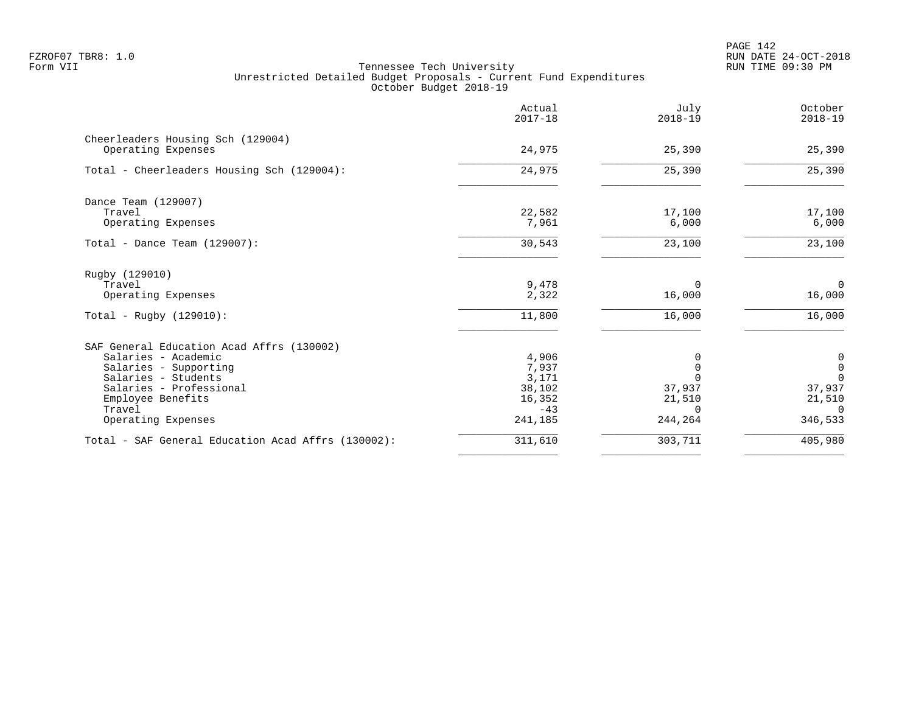FZROF07 TBR8: 1.0
Form VII

Tennessee Tech University
Unrestricted Detailed Budget Proposals - Current Fund Expenditures
October Budget 2018-19

RUN DATE 24-OCT-2018
RUN TIME 09:30 PM

| | Actual 2017-18 | July 2018-19 | October 2018-19 |
|---|---|---|---|
| **Cheerleaders Housing Sch (129004)** | | | |
| Operating Expenses | 24,975 | 25,390 | 25,390 |
| Total - Cheerleaders Housing Sch (129004): | 24,975 | 25,390 | 25,390 |
| **Dance Team (129007)** | | | |
| Travel | 22,582 | 17,100 | 17,100 |
| Operating Expenses | 7,961 | 6,000 | 6,000 |
| Total - Dance Team (129007): | 30,543 | 23,100 | 23,100 |
| **Rugby (129010)** | | | |
| Travel | 9,478 | 0 | 0 |
| Operating Expenses | 2,322 | 16,000 | 16,000 |
| Total - Rugby (129010): | 11,800 | 16,000 | 16,000 |
| **SAF General Education Acad Affrs (130002)** | | | |
| Salaries - Academic | 4,906 | 0 | 0 |
| Salaries - Supporting | 7,937 | 0 | 0 |
| Salaries - Students | 3,171 | 0 | 0 |
| Salaries - Professional | 38,102 | 37,937 | 37,937 |
| Employee Benefits | 16,352 | 21,510 | 21,510 |
| Travel | -43 | 0 | 0 |
| Operating Expenses | 241,185 | 244,264 | 346,533 |
| Total - SAF General Education Acad Affrs (130002): | 311,610 | 303,711 | 405,980 |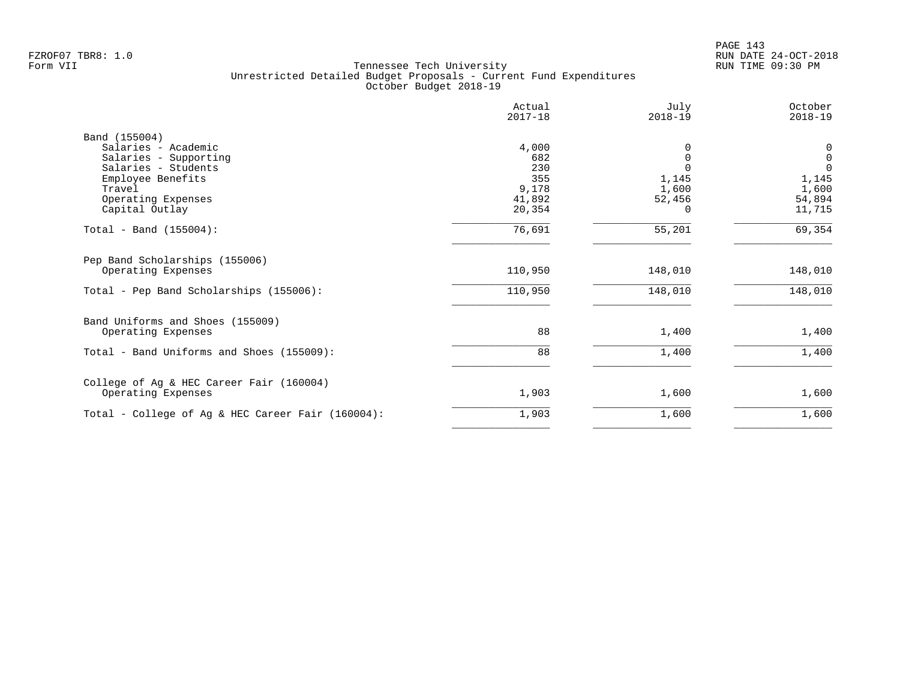FZROF07 TBR8: 1.0
Form VII

Tennessee Tech University
Unrestricted Detailed Budget Proposals - Current Fund Expenditures
October Budget 2018-19

RUN DATE 24-OCT-2018
RUN TIME 09:30 PM

| | Actual 2017-18 | July 2018-19 | October 2018-19 |
|---|---|---|---|
| **Band (155004)** | | | |
| Salaries - Academic | 4,000 | 0 | 0 |
| Salaries - Supporting | 682 | 0 | 0 |
| Salaries - Students | 230 | 0 | 0 |
| Employee Benefits | 355 | 1,145 | 1,145 |
| Travel | 9,178 | 1,600 | 1,600 |
| Operating Expenses | 41,892 | 52,456 | 54,894 |
| Capital Outlay | 20,354 | 0 | 11,715 |
| Total - Band (155004): | 76,691 | 55,201 | 69,354 |
| **Pep Band Scholarships (155006)** | | | |
| Operating Expenses | 110,950 | 148,010 | 148,010 |
| Total - Pep Band Scholarships (155006): | 110,950 | 148,010 | 148,010 |
| **Band Uniforms and Shoes (155009)** | | | |
| Operating Expenses | 88 | 1,400 | 1,400 |
| Total - Band Uniforms and Shoes (155009): | 88 | 1,400 | 1,400 |
| **College of Ag & HEC Career Fair (160004)** | | | |
| Operating Expenses | 1,903 | 1,600 | 1,600 |
| Total - College of Ag & HEC Career Fair (160004): | 1,903 | 1,600 | 1,600 |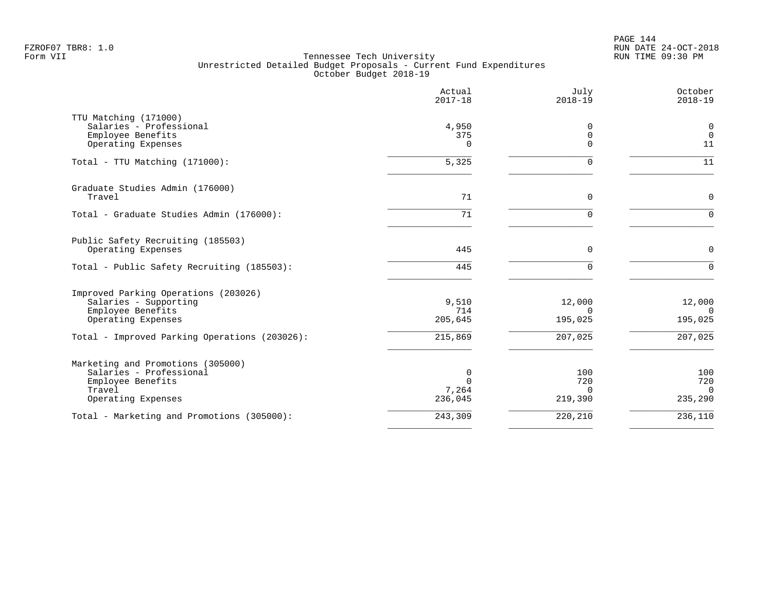FZROF07 TBR8: 1.0
Form VII

# Tennessee Tech University
## Unrestricted Detailed Budget Proposals - Current Fund Expenditures
### October Budget 2018-19

RUN DATE 24-OCT-2018
RUN TIME 09:30 PM

| | Actual 2017-18 | July 2018-19 | October 2018-19 |
|---|---|---|---|
| **TTU Matching (171000)** | | | |
| Salaries - Professional | 4,950 | 0 | 0 |
| Employee Benefits | 375 | 0 | 0 |
| Operating Expenses | 0 | 0 | 11 |
| Total - TTU Matching (171000): | 5,325 | 0 | 11 |
| **Graduate Studies Admin (176000)** | | | |
| Travel | 71 | 0 | 0 |
| Total - Graduate Studies Admin (176000): | 71 | 0 | 0 |
| **Public Safety Recruiting (185503)** | | | |
| Operating Expenses | 445 | 0 | 0 |
| Total - Public Safety Recruiting (185503): | 445 | 0 | 0 |
| **Improved Parking Operations (203026)** | | | |
| Salaries - Supporting | 9,510 | 12,000 | 12,000 |
| Employee Benefits | 714 | 0 | 0 |
| Operating Expenses | 205,645 | 195,025 | 195,025 |
| Total - Improved Parking Operations (203026): | 215,869 | 207,025 | 207,025 |
| **Marketing and Promotions (305000)** | | | |
| Salaries - Professional | 0 | 100 | 100 |
| Employee Benefits | 0 | 720 | 720 |
| Travel | 7,264 | 0 | 0 |
| Operating Expenses | 236,045 | 219,390 | 235,290 |
| Total - Marketing and Promotions (305000): | 243,309 | 220,210 | 236,110 |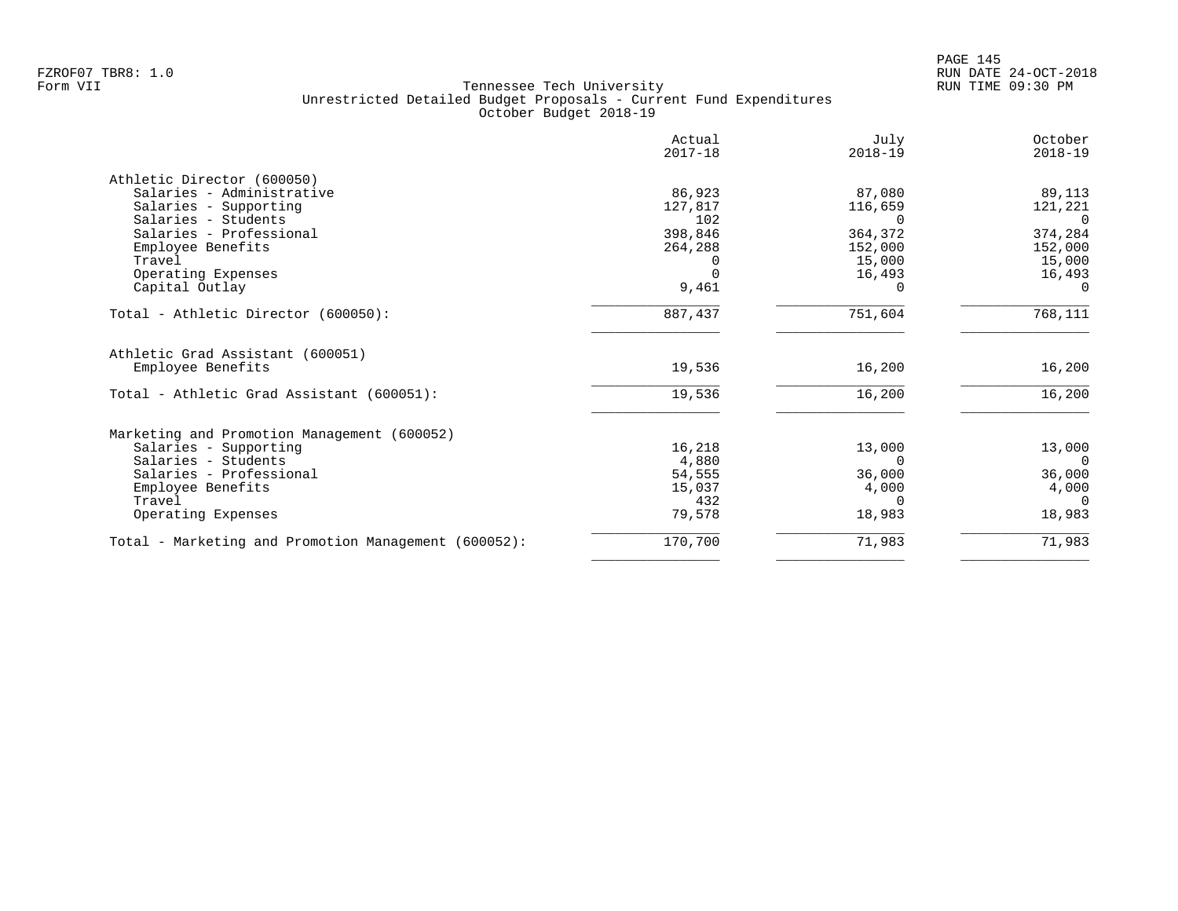FZROF07 TBR8: 1.0
Form VII

Tennessee Tech University
Unrestricted Detailed Budget Proposals - Current Fund Expenditures
October Budget 2018-19

RUN DATE 24-OCT-2018
RUN TIME 09:30 PM

| | Actual 2017-18 | July 2018-19 | October 2018-19 |
|---|---|---|---|
| **Athletic Director (600050)** | | | |
| Salaries - Administrative | 86,923 | 87,080 | 89,113 |
| Salaries - Supporting | 127,817 | 116,659 | 121,221 |
| Salaries - Students | 102 | 0 | 0 |
| Salaries - Professional | 398,846 | 364,372 | 374,284 |
| Employee Benefits | 264,288 | 152,000 | 152,000 |
| Travel | 0 | 15,000 | 15,000 |
| Operating Expenses | 0 | 16,493 | 16,493 |
| Capital Outlay | 9,461 | 0 | 0 |
| Total - Athletic Director (600050): | 887,437 | 751,604 | 768,111 |
| **Athletic Grad Assistant (600051)** | | | |
| Employee Benefits | 19,536 | 16,200 | 16,200 |
| Total - Athletic Grad Assistant (600051): | 19,536 | 16,200 | 16,200 |
| **Marketing and Promotion Management (600052)** | | | |
| Salaries - Supporting | 16,218 | 13,000 | 13,000 |
| Salaries - Students | 4,880 | 0 | 0 |
| Salaries - Professional | 54,555 | 36,000 | 36,000 |
| Employee Benefits | 15,037 | 4,000 | 4,000 |
| Travel | 432 | 0 | 0 |
| Operating Expenses | 79,578 | 18,983 | 18,983 |
| Total - Marketing and Promotion Management (600052): | 170,700 | 71,983 | 71,983 |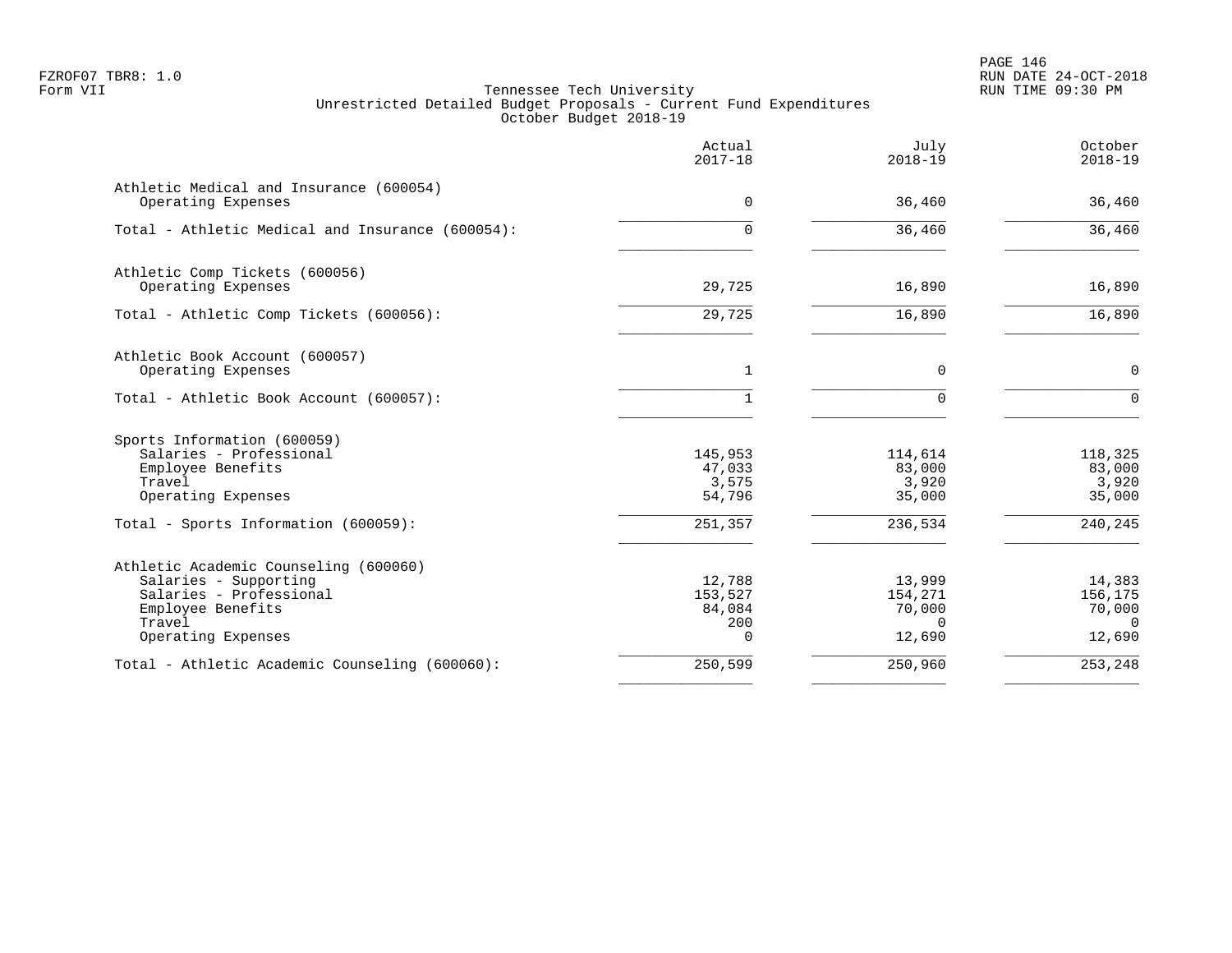FZROF07 TBR8: 1.0
Form VII

Tennessee Tech University
Unrestricted Detailed Budget Proposals - Current Fund Expenditures
October Budget 2018-19

RUN DATE 24-OCT-2018
RUN TIME 09:30 PM

| | Actual 2017-18 | July 2018-19 | October 2018-19 |
|---|---|---|---|
| **Athletic Medical and Insurance (600054)** | | | |
| Operating Expenses | 0 | 36,460 | 36,460 |
| Total - Athletic Medical and Insurance (600054): | 0 | 36,460 | 36,460 |
| **Athletic Comp Tickets (600056)** | | | |
| Operating Expenses | 29,725 | 16,890 | 16,890 |
| Total - Athletic Comp Tickets (600056): | 29,725 | 16,890 | 16,890 |
| **Athletic Book Account (600057)** | | | |
| Operating Expenses | 1 | 0 | 0 |
| Total - Athletic Book Account (600057): | 1 | 0 | 0 |
| **Sports Information (600059)** | | | |
| Salaries - Professional | 145,953 | 114,614 | 118,325 |
| Employee Benefits | 47,033 | 83,000 | 83,000 |
| Travel | 3,575 | 3,920 | 3,920 |
| Operating Expenses | 54,796 | 35,000 | 35,000 |
| Total - Sports Information (600059): | 251,357 | 236,534 | 240,245 |
| **Athletic Academic Counseling (600060)** | | | |
| Salaries - Supporting | 12,788 | 13,999 | 14,383 |
| Salaries - Professional | 153,527 | 154,271 | 156,175 |
| Employee Benefits | 84,084 | 70,000 | 70,000 |
| Travel | 200 | 0 | 0 |
| Operating Expenses | 0 | 12,690 | 12,690 |
| Total - Athletic Academic Counseling (600060): | 250,599 | 250,960 | 253,248 |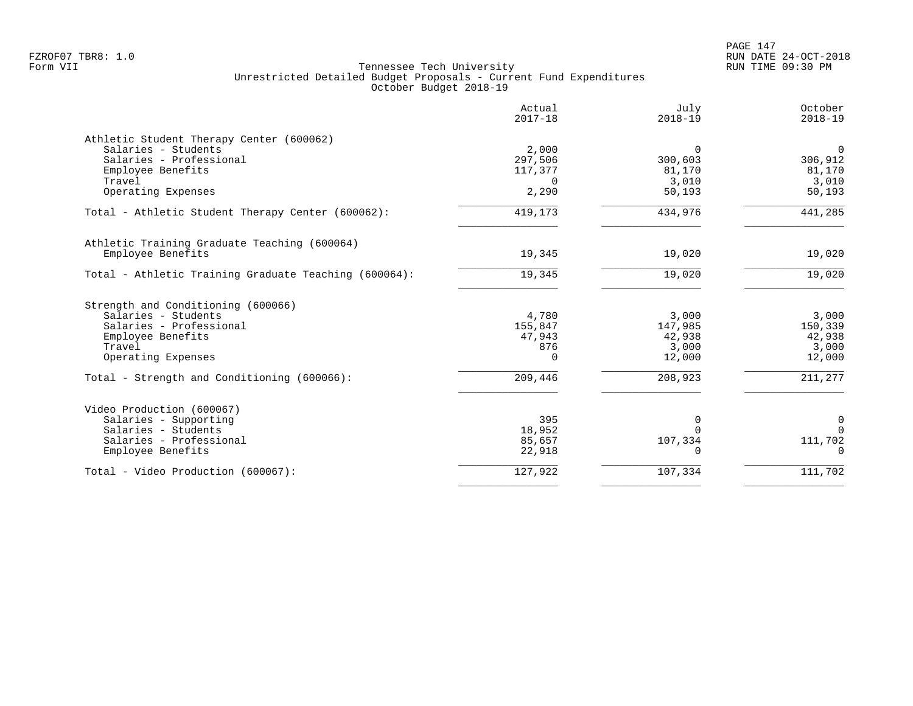Tennessee Tech University
Unrestricted Detailed Budget Proposals - Current Fund Expenditures
October Budget 2018-19

| | Actual 2017-18 | July 2018-19 | October 2018-19 |
|---|---|---|---|
| **Athletic Student Therapy Center (600062)** | | | |
| Salaries - Students | 2,000 | 0 | 0 |
| Salaries - Professional | 297,506 | 300,603 | 306,912 |
| Employee Benefits | 117,377 | 81,170 | 81,170 |
| Travel | 0 | 3,010 | 3,010 |
| Operating Expenses | 2,290 | 50,193 | 50,193 |
| Total - Athletic Student Therapy Center (600062): | 419,173 | 434,976 | 441,285 |
| **Athletic Training Graduate Teaching (600064)** | | | |
| Employee Benefits | 19,345 | 19,020 | 19,020 |
| Total - Athletic Training Graduate Teaching (600064): | 19,345 | 19,020 | 19,020 |
| **Strength and Conditioning (600066)** | | | |
| Salaries - Students | 4,780 | 3,000 | 3,000 |
| Salaries - Professional | 155,847 | 147,985 | 150,339 |
| Employee Benefits | 47,943 | 42,938 | 42,938 |
| Travel | 876 | 3,000 | 3,000 |
| Operating Expenses | 0 | 12,000 | 12,000 |
| Total - Strength and Conditioning (600066): | 209,446 | 208,923 | 211,277 |
| **Video Production (600067)** | | | |
| Salaries - Supporting | 395 | 0 | 0 |
| Salaries - Students | 18,952 | 0 | 0 |
| Salaries - Professional | 85,657 | 107,334 | 111,702 |
| Employee Benefits | 22,918 | 0 | 0 |
| Total - Video Production (600067): | 127,922 | 107,334 | 111,702 |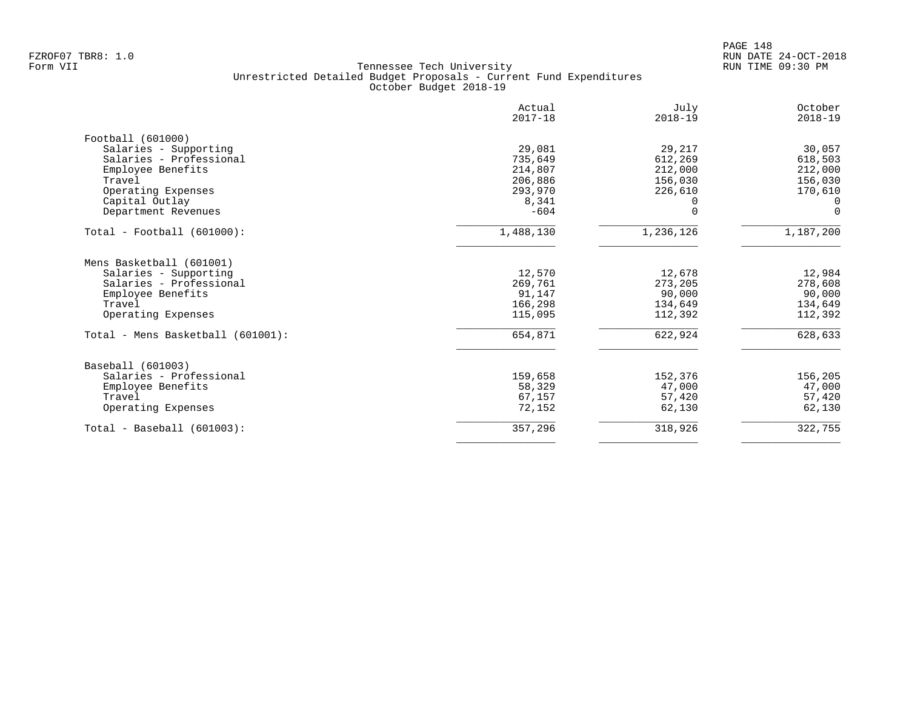FZROF07 TBR8: 1.0
Form VII

Tennessee Tech University
Unrestricted Detailed Budget Proposals - Current Fund Expenditures
October Budget 2018-19

RUN DATE 24-OCT-2018
RUN TIME 09:30 PM

| | Actual 2017-18 | July 2018-19 | October 2018-19 |
|---|---|---|---|
| Football (601000) | | | |
| Salaries - Supporting | 29,081 | 29,217 | 30,057 |
| Salaries - Professional | 735,649 | 612,269 | 618,503 |
| Employee Benefits | 214,807 | 212,000 | 212,000 |
| Travel | 206,886 | 156,030 | 156,030 |
| Operating Expenses | 293,970 | 226,610 | 170,610 |
| Capital Outlay | 8,341 | 0 | 0 |
| Department Revenues | -604 | 0 | 0 |
| Total - Football (601000): | 1,488,130 | 1,236,126 | 1,187,200 |
| Mens Basketball (601001) | | | |
| Salaries - Supporting | 12,570 | 12,678 | 12,984 |
| Salaries - Professional | 269,761 | 273,205 | 278,608 |
| Employee Benefits | 91,147 | 90,000 | 90,000 |
| Travel | 166,298 | 134,649 | 134,649 |
| Operating Expenses | 115,095 | 112,392 | 112,392 |
| Total - Mens Basketball (601001): | 654,871 | 622,924 | 628,633 |
| Baseball (601003) | | | |
| Salaries - Professional | 159,658 | 152,376 | 156,205 |
| Employee Benefits | 58,329 | 47,000 | 47,000 |
| Travel | 67,157 | 57,420 | 57,420 |
| Operating Expenses | 72,152 | 62,130 | 62,130 |
| Total - Baseball (601003): | 357,296 | 318,926 | 322,755 |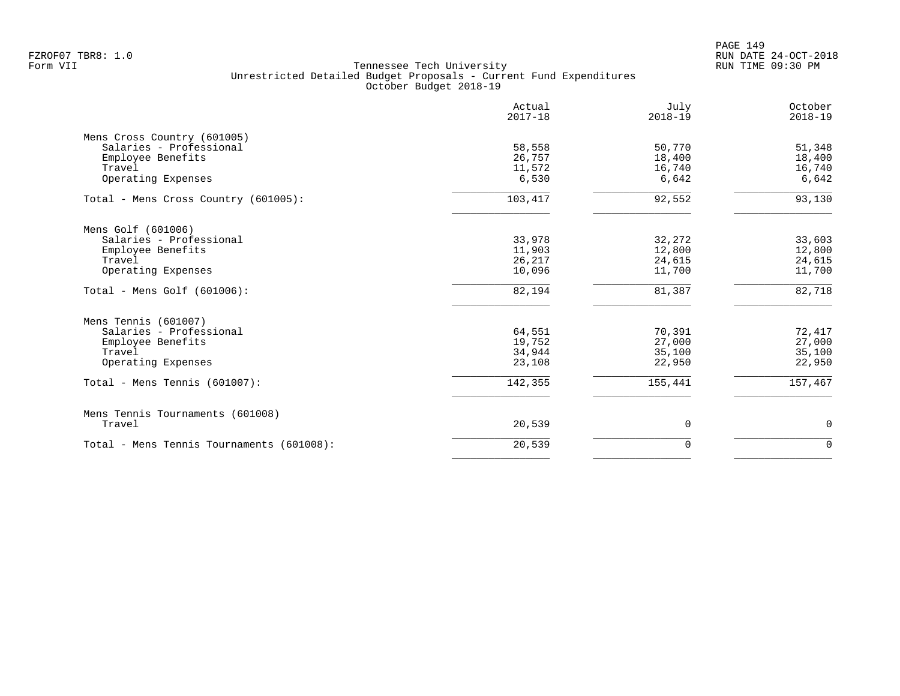Tennessee Tech University
Unrestricted Detailed Budget Proposals - Current Fund Expenditures
October Budget 2018-19

| | Actual 2017-18 | July 2018-19 | October 2018-19 |
|---|---|---|---|
| Mens Cross Country (601005) | | | |
| Salaries - Professional | 58,558 | 50,770 | 51,348 |
| Employee Benefits | 26,757 | 18,400 | 18,400 |
| Travel | 11,572 | 16,740 | 16,740 |
| Operating Expenses | 6,530 | 6,642 | 6,642 |
| Total - Mens Cross Country (601005): | 103,417 | 92,552 | 93,130 |
| Mens Golf (601006) | | | |
| Salaries - Professional | 33,978 | 32,272 | 33,603 |
| Employee Benefits | 11,903 | 12,800 | 12,800 |
| Travel | 26,217 | 24,615 | 24,615 |
| Operating Expenses | 10,096 | 11,700 | 11,700 |
| Total - Mens Golf (601006): | 82,194 | 81,387 | 82,718 |
| Mens Tennis (601007) | | | |
| Salaries - Professional | 64,551 | 70,391 | 72,417 |
| Employee Benefits | 19,752 | 27,000 | 27,000 |
| Travel | 34,944 | 35,100 | 35,100 |
| Operating Expenses | 23,108 | 22,950 | 22,950 |
| Total - Mens Tennis (601007): | 142,355 | 155,441 | 157,467 |
| Mens Tennis Tournaments (601008) | | | |
| Travel | 20,539 | 0 | 0 |
| Total - Mens Tennis Tournaments (601008): | 20,539 | 0 | 0 |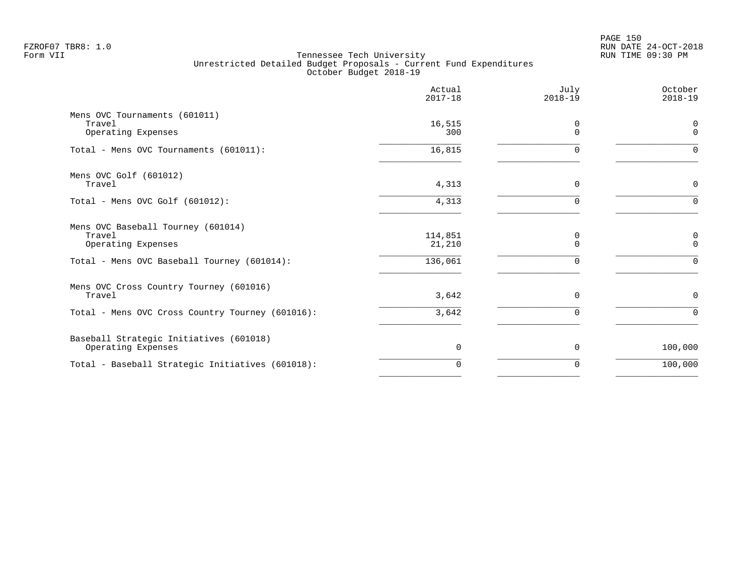Tennessee Tech University
Unrestricted Detailed Budget Proposals - Current Fund Expenditures
October Budget 2018-19

| | Actual 2017-18 | July 2018-19 | October 2018-19 |
|---|---|---|---|
| **Mens OVC Tournaments (601011)** | | | |
| Travel | 16,515 | 0 | 0 |
| Operating Expenses | 300 | 0 | 0 |
| Total - Mens OVC Tournaments (601011): | 16,815 | 0 | 0 |
| **Mens OVC Golf (601012)** | | | |
| Travel | 4,313 | 0 | 0 |
| Total - Mens OVC Golf (601012): | 4,313 | 0 | 0 |
| **Mens OVC Baseball Tourney (601014)** | | | |
| Travel | 114,851 | 0 | 0 |
| Operating Expenses | 21,210 | 0 | 0 |
| Total - Mens OVC Baseball Tourney (601014): | 136,061 | 0 | 0 |
| **Mens OVC Cross Country Tourney (601016)** | | | |
| Travel | 3,642 | 0 | 0 |
| Total - Mens OVC Cross Country Tourney (601016): | 3,642 | 0 | 0 |
| **Baseball Strategic Initiatives (601018)** | | | |
| Operating Expenses | 0 | 0 | 100,000 |
| Total - Baseball Strategic Initiatives (601018): | 0 | 0 | 100,000 |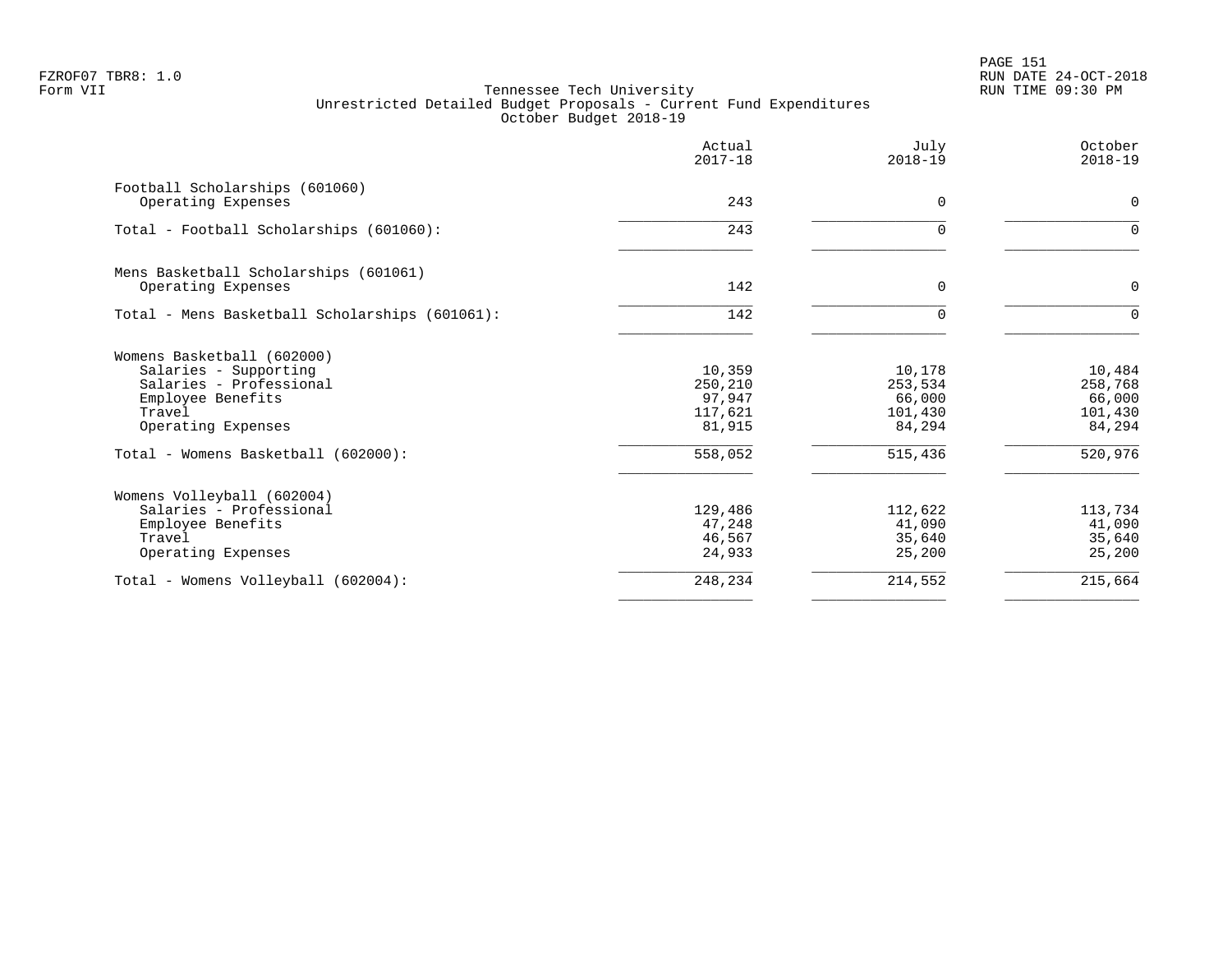Tennessee Tech University
Unrestricted Detailed Budget Proposals - Current Fund Expenditures
October Budget 2018-19

| | Actual 2017-18 | July 2018-19 | October 2018-19 |
|---|---|---|---|
| **Football Scholarships (601060)** | | | |
| Operating Expenses | 243 | 0 | 0 |
| Total - Football Scholarships (601060): | 243 | 0 | 0 |
| **Mens Basketball Scholarships (601061)** | | | |
| Operating Expenses | 142 | 0 | 0 |
| Total - Mens Basketball Scholarships (601061): | 142 | 0 | 0 |
| **Womens Basketball (602000)** | | | |
| Salaries - Supporting | 10,359 | 10,178 | 10,484 |
| Salaries - Professional | 250,210 | 253,534 | 258,768 |
| Employee Benefits | 97,947 | 66,000 | 66,000 |
| Travel | 117,621 | 101,430 | 101,430 |
| Operating Expenses | 81,915 | 84,294 | 84,294 |
| Total - Womens Basketball (602000): | 558,052 | 515,436 | 520,976 |
| **Womens Volleyball (602004)** | | | |
| Salaries - Professional | 129,486 | 112,622 | 113,734 |
| Employee Benefits | 47,248 | 41,090 | 41,090 |
| Travel | 46,567 | 35,640 | 35,640 |
| Operating Expenses | 24,933 | 25,200 | 25,200 |
| Total - Womens Volleyball (602004): | 248,234 | 214,552 | 215,664 |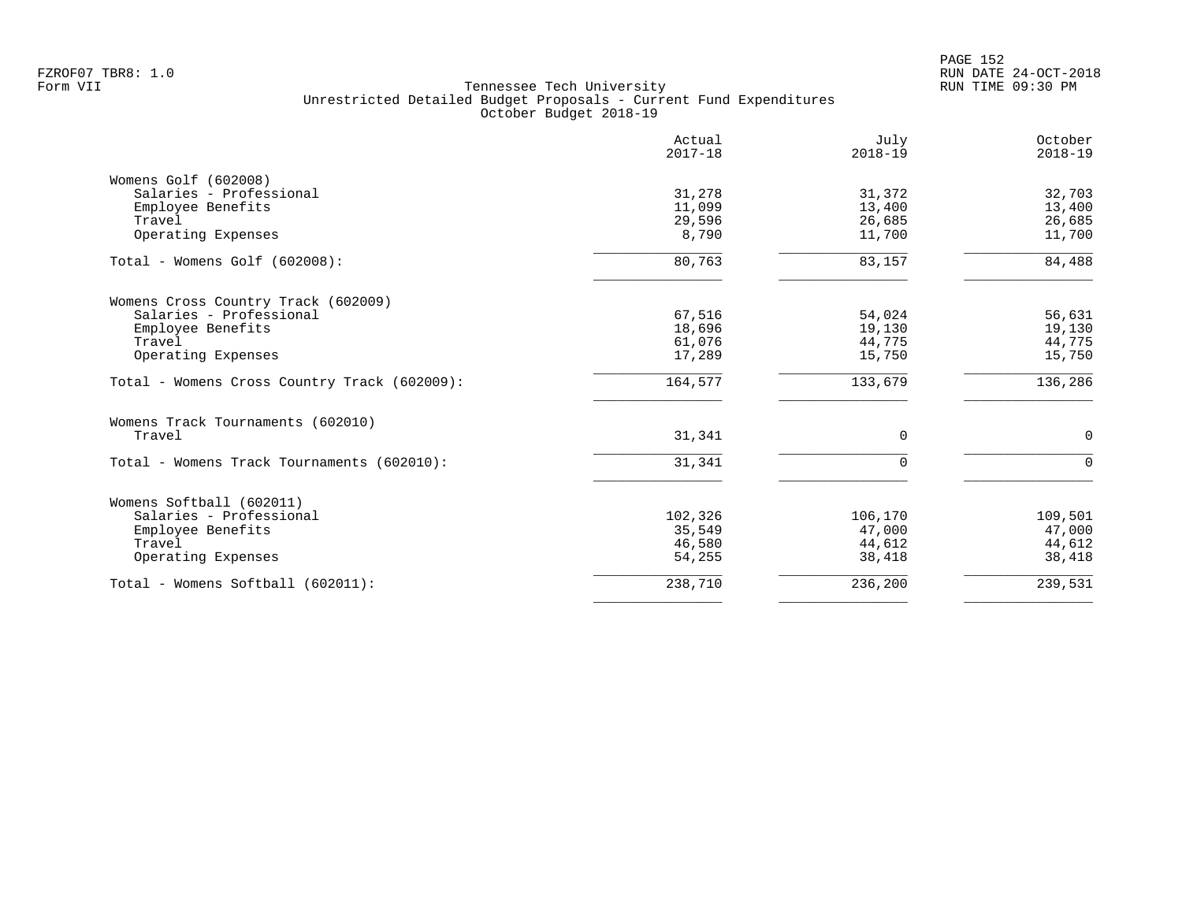FZROF07 TBR8: 1.0
Form VII

Tennessee Tech University
Unrestricted Detailed Budget Proposals - Current Fund Expenditures
October Budget 2018-19

RUN DATE 24-OCT-2018
RUN TIME 09:30 PM

| | Actual 2017-18 | July 2018-19 | October 2018-19 |
|---|---|---|---|
| **Womens Golf (602008)** | | | |
| Salaries - Professional | 31,278 | 31,372 | 32,703 |
| Employee Benefits | 11,099 | 13,400 | 13,400 |
| Travel | 29,596 | 26,685 | 26,685 |
| Operating Expenses | 8,790 | 11,700 | 11,700 |
| Total - Womens Golf (602008): | 80,763 | 83,157 | 84,488 |
| **Womens Cross Country Track (602009)** | | | |
| Salaries - Professional | 67,516 | 54,024 | 56,631 |
| Employee Benefits | 18,696 | 19,130 | 19,130 |
| Travel | 61,076 | 44,775 | 44,775 |
| Operating Expenses | 17,289 | 15,750 | 15,750 |
| Total - Womens Cross Country Track (602009): | 164,577 | 133,679 | 136,286 |
| **Womens Track Tournaments (602010)** | | | |
| Travel | 31,341 | 0 | 0 |
| Total - Womens Track Tournaments (602010): | 31,341 | 0 | 0 |
| **Womens Softball (602011)** | | | |
| Salaries - Professional | 102,326 | 106,170 | 109,501 |
| Employee Benefits | 35,549 | 47,000 | 47,000 |
| Travel | 46,580 | 44,612 | 44,612 |
| Operating Expenses | 54,255 | 38,418 | 38,418 |
| Total - Womens Softball (602011): | 238,710 | 236,200 | 239,531 |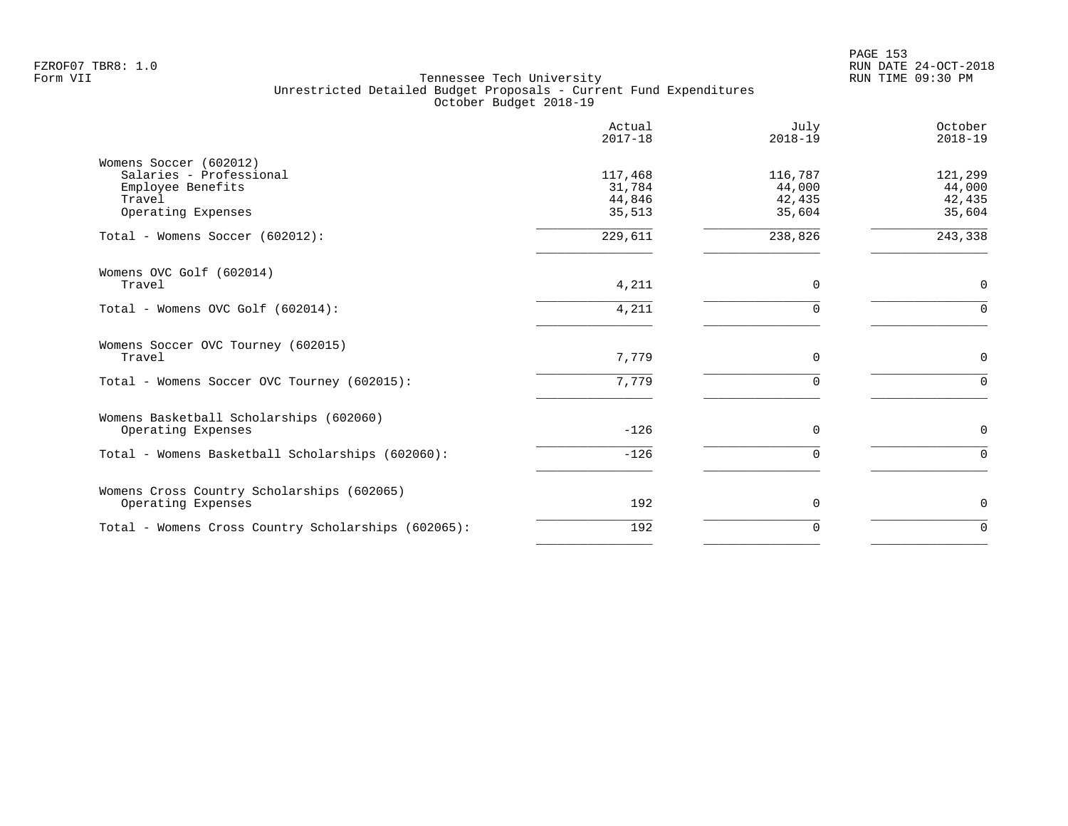FZROF07 TBR8: 1.0
Form VII

Tennessee Tech University
Unrestricted Detailed Budget Proposals - Current Fund Expenditures
October Budget 2018-19

RUN DATE 24-OCT-2018
RUN TIME 09:30 PM

| | Actual 2017-18 | July 2018-19 | October 2018-19 |
|---|---|---|---|
| Womens Soccer (602012) | | | |
| Salaries - Professional | 117,468 | 116,787 | 121,299 |
| Employee Benefits | 31,784 | 44,000 | 44,000 |
| Travel | 44,846 | 42,435 | 42,435 |
| Operating Expenses | 35,513 | 35,604 | 35,604 |
| Total - Womens Soccer (602012): | 229,611 | 238,826 | 243,338 |
| Womens OVC Golf (602014) | | | |
| Travel | 4,211 | 0 | 0 |
| Total - Womens OVC Golf (602014): | 4,211 | 0 | 0 |
| Womens Soccer OVC Tourney (602015) | | | |
| Travel | 7,779 | 0 | 0 |
| Total - Womens Soccer OVC Tourney (602015): | 7,779 | 0 | 0 |
| Womens Basketball Scholarships (602060) | | | |
| Operating Expenses | -126 | 0 | 0 |
| Total - Womens Basketball Scholarships (602060): | -126 | 0 | 0 |
| Womens Cross Country Scholarships (602065) | | | |
| Operating Expenses | 192 | 0 | 0 |
| Total - Womens Cross Country Scholarships (602065): | 192 | 0 | 0 |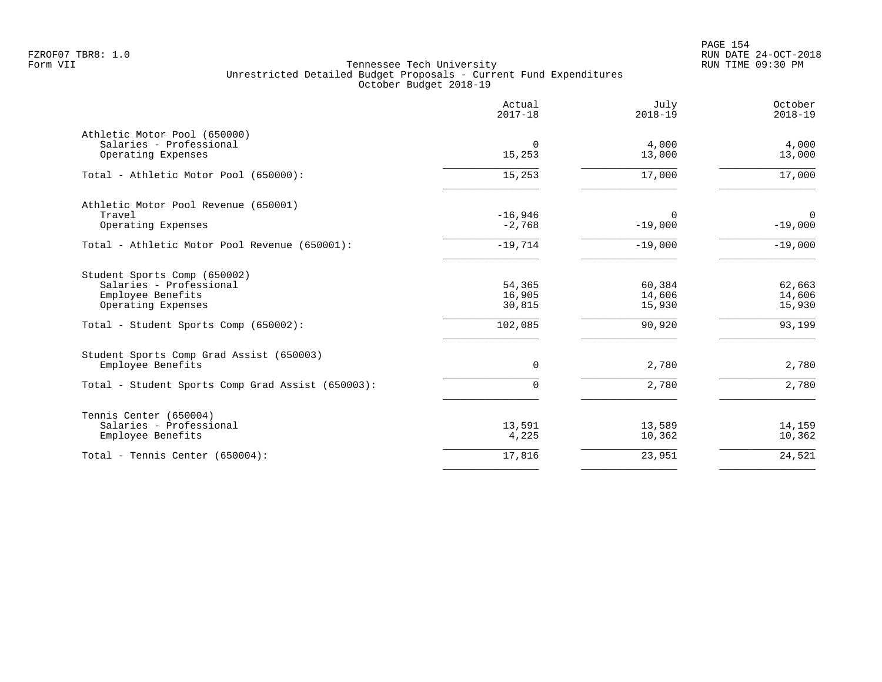FZROF07 TBR8: 1.0
Form VII

Tennessee Tech University
Unrestricted Detailed Budget Proposals - Current Fund Expenditures
October Budget 2018-19

RUN DATE 24-OCT-2018
RUN TIME 09:30 PM

| | Actual 2017-18 | July 2018-19 | October 2018-19 |
|---|---|---|---|
| **Athletic Motor Pool (650000)** | | | |
| Salaries - Professional | 0 | 4,000 | 4,000 |
| Operating Expenses | 15,253 | 13,000 | 13,000 |
| Total - Athletic Motor Pool (650000): | 15,253 | 17,000 | 17,000 |
| **Athletic Motor Pool Revenue (650001)** | | | |
| Travel | -16,946 | 0 | 0 |
| Operating Expenses | -2,768 | -19,000 | -19,000 |
| Total - Athletic Motor Pool Revenue (650001): | -19,714 | -19,000 | -19,000 |
| **Student Sports Comp (650002)** | | | |
| Salaries - Professional | 54,365 | 60,384 | 62,663 |
| Employee Benefits | 16,905 | 14,606 | 14,606 |
| Operating Expenses | 30,815 | 15,930 | 15,930 |
| Total - Student Sports Comp (650002): | 102,085 | 90,920 | 93,199 |
| **Student Sports Comp Grad Assist (650003)** | | | |
| Employee Benefits | 0 | 2,780 | 2,780 |
| Total - Student Sports Comp Grad Assist (650003): | 0 | 2,780 | 2,780 |
| **Tennis Center (650004)** | | | |
| Salaries - Professional | 13,591 | 13,589 | 14,159 |
| Employee Benefits | 4,225 | 10,362 | 10,362 |
| Total - Tennis Center (650004): | 17,816 | 23,951 | 24,521 |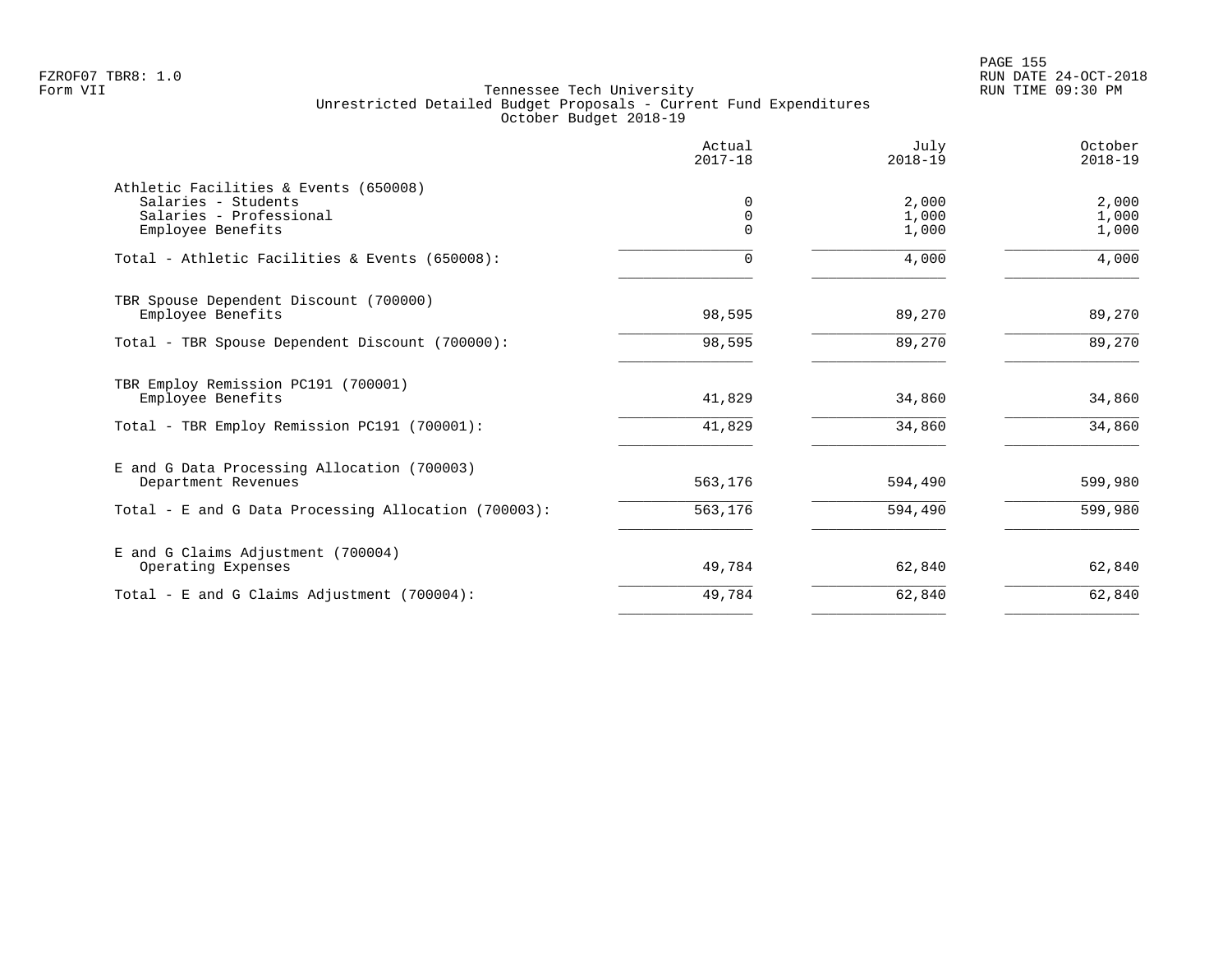FZROF07 TBR8: 1.0
Form VII

Tennessee Tech University
Unrestricted Detailed Budget Proposals - Current Fund Expenditures
October Budget 2018-19

RUN DATE 24-OCT-2018
RUN TIME 09:30 PM

| | Actual 2017-18 | July 2018-19 | October 2018-19 |
|---|---|---|---|
| **Athletic Facilities & Events (650008)** | | | |
| Salaries - Students | 0 | 2,000 | 2,000 |
| Salaries - Professional | 0 | 1,000 | 1,000 |
| Employee Benefits | 0 | 1,000 | 1,000 |
| Total - Athletic Facilities & Events (650008): | 0 | 4,000 | 4,000 |
| **TBR Spouse Dependent Discount (700000)** | | | |
| Employee Benefits | 98,595 | 89,270 | 89,270 |
| Total - TBR Spouse Dependent Discount (700000): | 98,595 | 89,270 | 89,270 |
| **TBR Employ Remission PC191 (700001)** | | | |
| Employee Benefits | 41,829 | 34,860 | 34,860 |
| Total - TBR Employ Remission PC191 (700001): | 41,829 | 34,860 | 34,860 |
| **E and G Data Processing Allocation (700003)** | | | |
| Department Revenues | 563,176 | 594,490 | 599,980 |
| Total - E and G Data Processing Allocation (700003): | 563,176 | 594,490 | 599,980 |
| **E and G Claims Adjustment (700004)** | | | |
| Operating Expenses | 49,784 | 62,840 | 62,840 |
| Total - E and G Claims Adjustment (700004): | 49,784 | 62,840 | 62,840 |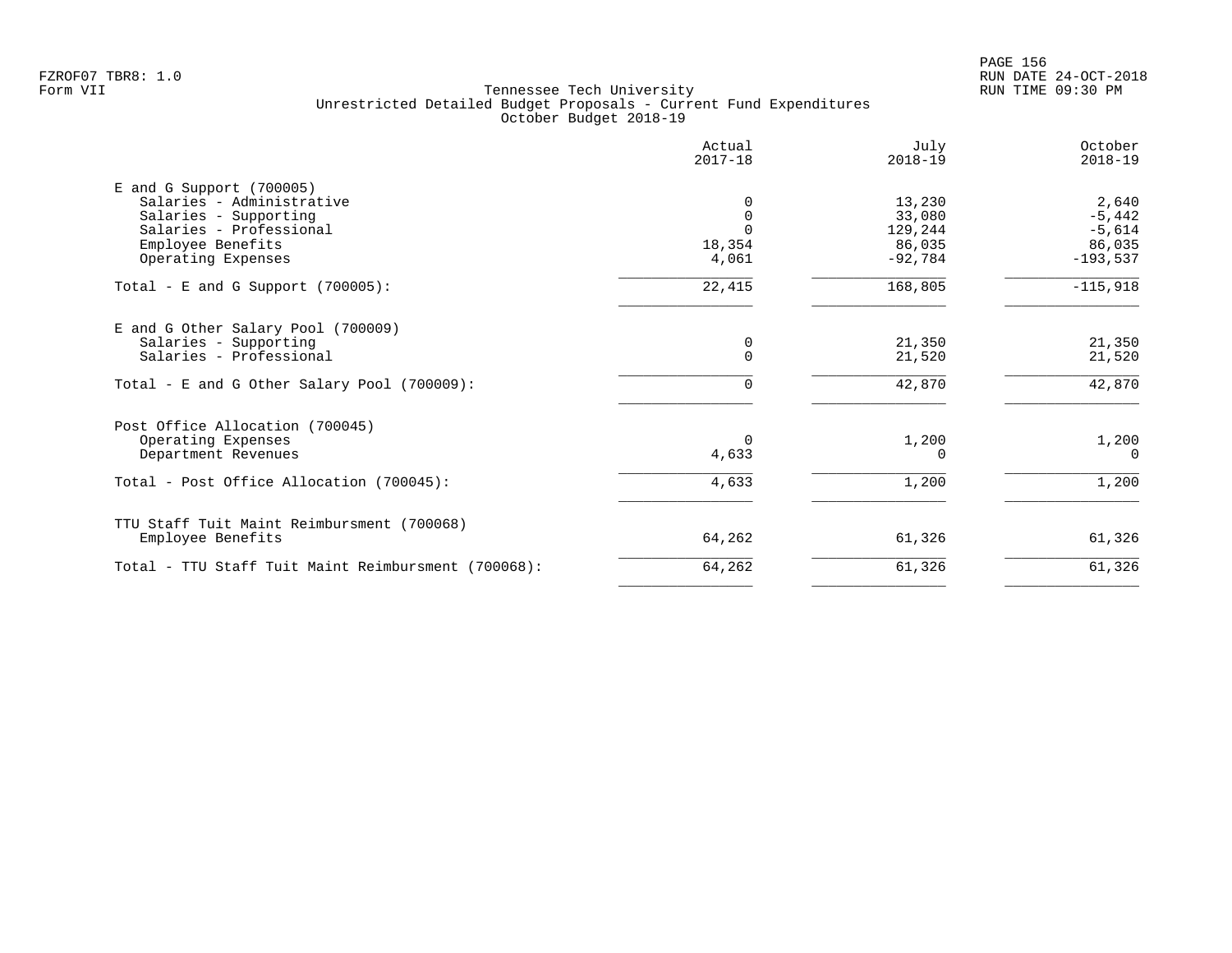Tennessee Tech University
Unrestricted Detailed Budget Proposals - Current Fund Expenditures
October Budget 2018-19

| | Actual 2017-18 | July 2018-19 | October 2018-19 |
|---|---:|---:|---:|
| **E and G Support (700005)** | | | |
| Salaries - Administrative | 0 | 13,230 | 2,640 |
| Salaries - Supporting | 0 | 33,080 | -5,442 |
| Salaries - Professional | 0 | 129,244 | -5,614 |
| Employee Benefits | 18,354 | 86,035 | 86,035 |
| Operating Expenses | 4,061 | -92,784 | -193,537 |
| Total - E and G Support (700005): | 22,415 | 168,805 | -115,918 |
| **E and G Other Salary Pool (700009)** | | | |
| Salaries - Supporting | 0 | 21,350 | 21,350 |
| Salaries - Professional | 0 | 21,520 | 21,520 |
| Total - E and G Other Salary Pool (700009): | 0 | 42,870 | 42,870 |
| **Post Office Allocation (700045)** | | | |
| Operating Expenses | 0 | 1,200 | 1,200 |
| Department Revenues | 4,633 | 0 | 0 |
| Total - Post Office Allocation (700045): | 4,633 | 1,200 | 1,200 |
| **TTU Staff Tuit Maint Reimbursment (700068)** | | | |
| Employee Benefits | 64,262 | 61,326 | 61,326 |
| Total - TTU Staff Tuit Maint Reimbursment (700068): | 64,262 | 61,326 | 61,326 |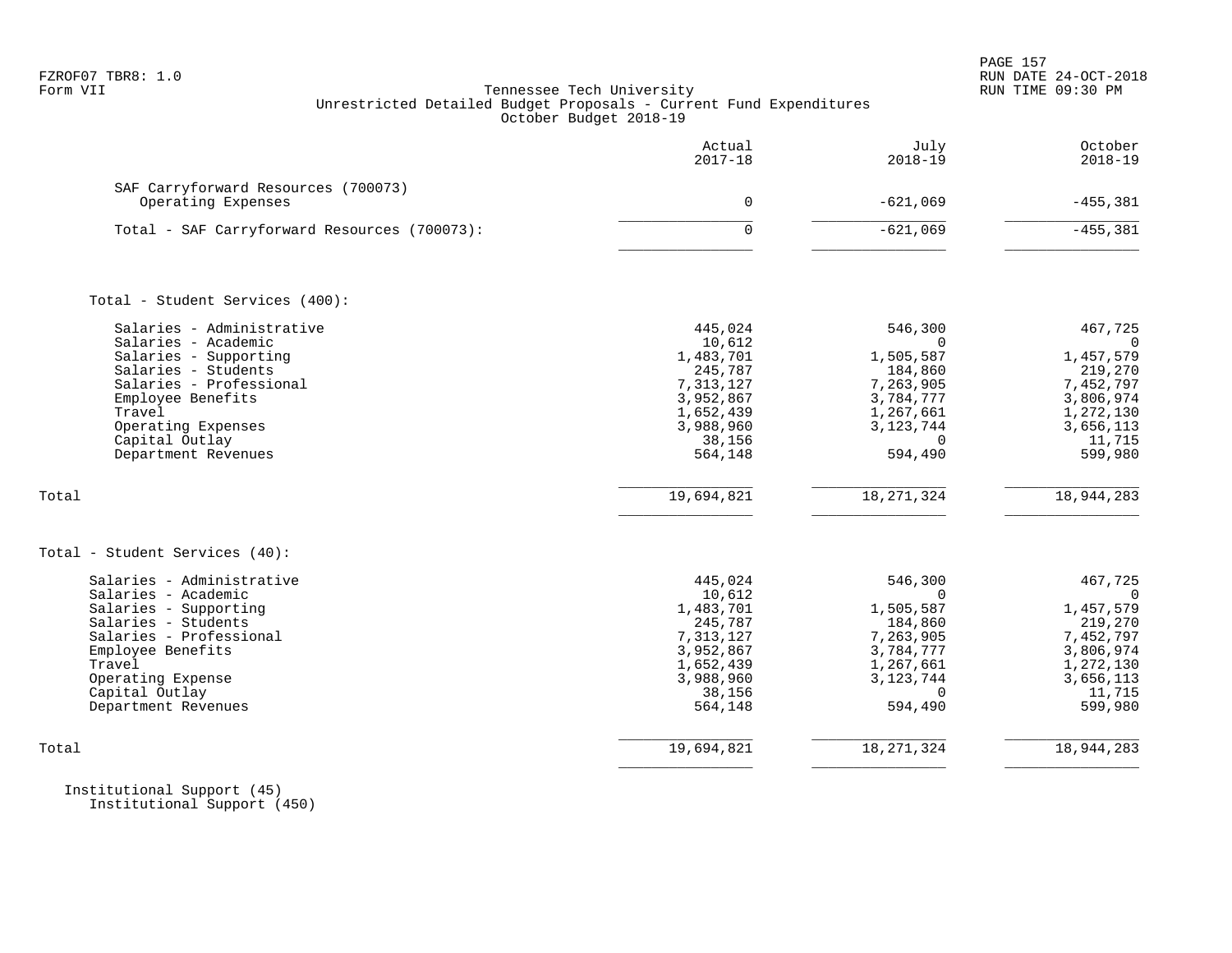FZROF07 TBR8: 1.0
Form VII

Tennessee Tech University
Unrestricted Detailed Budget Proposals - Current Fund Expenditures
October Budget 2018-19

| | Actual 2017-18 | July 2018-19 | October 2018-19 |
|---|---|---|---|
| SAF Carryforward Resources (700073) | | | |
| Operating Expenses | 0 | -621,069 | -455,381 |
| Total - SAF Carryforward Resources (700073): | 0 | -621,069 | -455,381 |
| | | | |
| **Total - Student Services (400):** | | | |
| Salaries - Administrative | 445,024 | 546,300 | 467,725 |
| Salaries - Academic | 10,612 | 0 | 0 |
| Salaries - Supporting | 1,483,701 | 1,505,587 | 1,457,579 |
| Salaries - Students | 245,787 | 184,860 | 219,270 |
| Salaries - Professional | 7,313,127 | 7,263,905 | 7,452,797 |
| Employee Benefits | 3,952,867 | 3,784,777 | 3,806,974 |
| Travel | 1,652,439 | 1,267,661 | 1,272,130 |
| Operating Expenses | 3,988,960 | 3,123,744 | 3,656,113 |
| Capital Outlay | 38,156 | 0 | 11,715 |
| Department Revenues | 564,148 | 594,490 | 599,980 |
| Total | 19,694,821 | 18,271,324 | 18,944,283 |
| | | | |
| **Total - Student Services (40):** | | | |
| Salaries - Administrative | 445,024 | 546,300 | 467,725 |
| Salaries - Academic | 10,612 | 0 | 0 |
| Salaries - Supporting | 1,483,701 | 1,505,587 | 1,457,579 |
| Salaries - Students | 245,787 | 184,860 | 219,270 |
| Salaries - Professional | 7,313,127 | 7,263,905 | 7,452,797 |
| Employee Benefits | 3,952,867 | 3,784,777 | 3,806,974 |
| Travel | 1,652,439 | 1,267,661 | 1,272,130 |
| Operating Expense | 3,988,960 | 3,123,744 | 3,656,113 |
| Capital Outlay | 38,156 | 0 | 11,715 |
| Department Revenues | 564,148 | 594,490 | 599,980 |
| Total | 19,694,821 | 18,271,324 | 18,944,283 |

Institutional Support (45)
Institutional Support (450)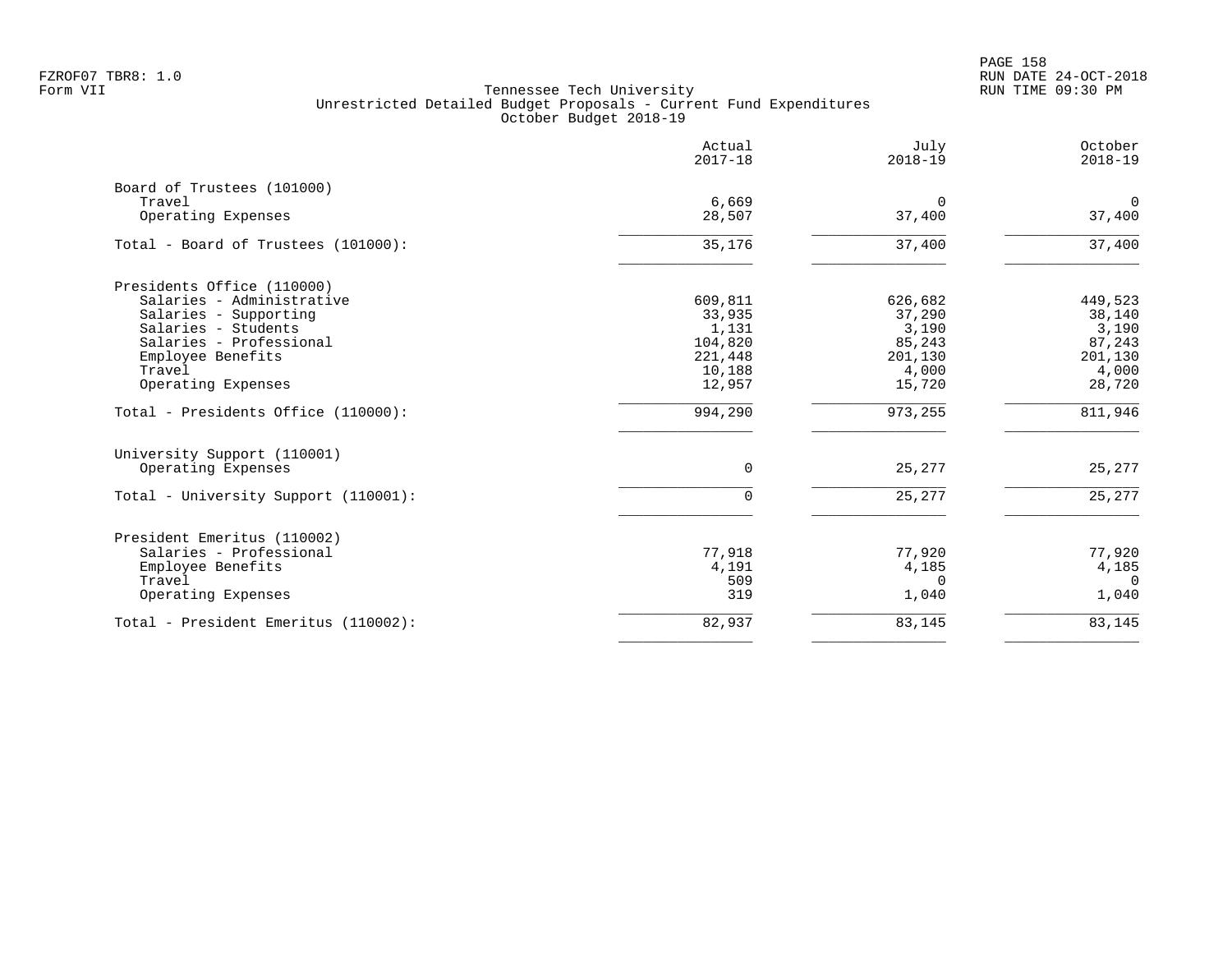Tennessee Tech University
Unrestricted Detailed Budget Proposals - Current Fund Expenditures
October Budget 2018-19

| | Actual 2017-18 | July 2018-19 | October 2018-19 |
|---|---|---|---|
| Board of Trustees (101000) | | | |
| Travel | 6,669 | 0 | 0 |
| Operating Expenses | 28,507 | 37,400 | 37,400 |
| Total - Board of Trustees (101000): | 35,176 | 37,400 | 37,400 |
| Presidents Office (110000) | | | |
| Salaries - Administrative | 609,811 | 626,682 | 449,523 |
| Salaries - Supporting | 33,935 | 37,290 | 38,140 |
| Salaries - Students | 1,131 | 3,190 | 3,190 |
| Salaries - Professional | 104,820 | 85,243 | 87,243 |
| Employee Benefits | 221,448 | 201,130 | 201,130 |
| Travel | 10,188 | 4,000 | 4,000 |
| Operating Expenses | 12,957 | 15,720 | 28,720 |
| Total - Presidents Office (110000): | 994,290 | 973,255 | 811,946 |
| University Support (110001) | | | |
| Operating Expenses | 0 | 25,277 | 25,277 |
| Total - University Support (110001): | 0 | 25,277 | 25,277 |
| President Emeritus (110002) | | | |
| Salaries - Professional | 77,918 | 77,920 | 77,920 |
| Employee Benefits | 4,191 | 4,185 | 4,185 |
| Travel | 509 | 0 | 0 |
| Operating Expenses | 319 | 1,040 | 1,040 |
| Total - President Emeritus (110002): | 82,937 | 83,145 | 83,145 |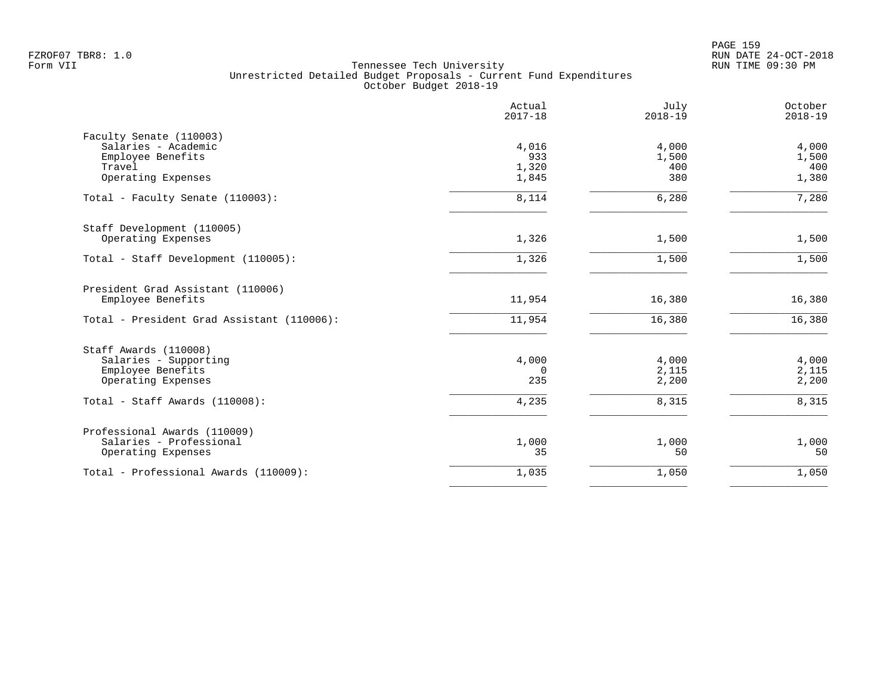FZROF07 TBR8: 1.0
Form VII

Tennessee Tech University
Unrestricted Detailed Budget Proposals - Current Fund Expenditures
October Budget 2018-19

RUN DATE 24-OCT-2018
RUN TIME 09:30 PM

| | Actual 2017-18 | July 2018-19 | October 2018-19 |
|---|---|---|---|
| **Faculty Senate (110003)** | | | |
| Salaries - Academic | 4,016 | 4,000 | 4,000 |
| Employee Benefits | 933 | 1,500 | 1,500 |
| Travel | 1,320 | 400 | 400 |
| Operating Expenses | 1,845 | 380 | 1,380 |
| Total - Faculty Senate (110003): | 8,114 | 6,280 | 7,280 |
| **Staff Development (110005)** | | | |
| Operating Expenses | 1,326 | 1,500 | 1,500 |
| Total - Staff Development (110005): | 1,326 | 1,500 | 1,500 |
| **President Grad Assistant (110006)** | | | |
| Employee Benefits | 11,954 | 16,380 | 16,380 |
| Total - President Grad Assistant (110006): | 11,954 | 16,380 | 16,380 |
| **Staff Awards (110008)** | | | |
| Salaries - Supporting | 4,000 | 4,000 | 4,000 |
| Employee Benefits | 0 | 2,115 | 2,115 |
| Operating Expenses | 235 | 2,200 | 2,200 |
| Total - Staff Awards (110008): | 4,235 | 8,315 | 8,315 |
| **Professional Awards (110009)** | | | |
| Salaries - Professional | 1,000 | 1,000 | 1,000 |
| Operating Expenses | 35 | 50 | 50 |
| Total - Professional Awards (110009): | 1,035 | 1,050 | 1,050 |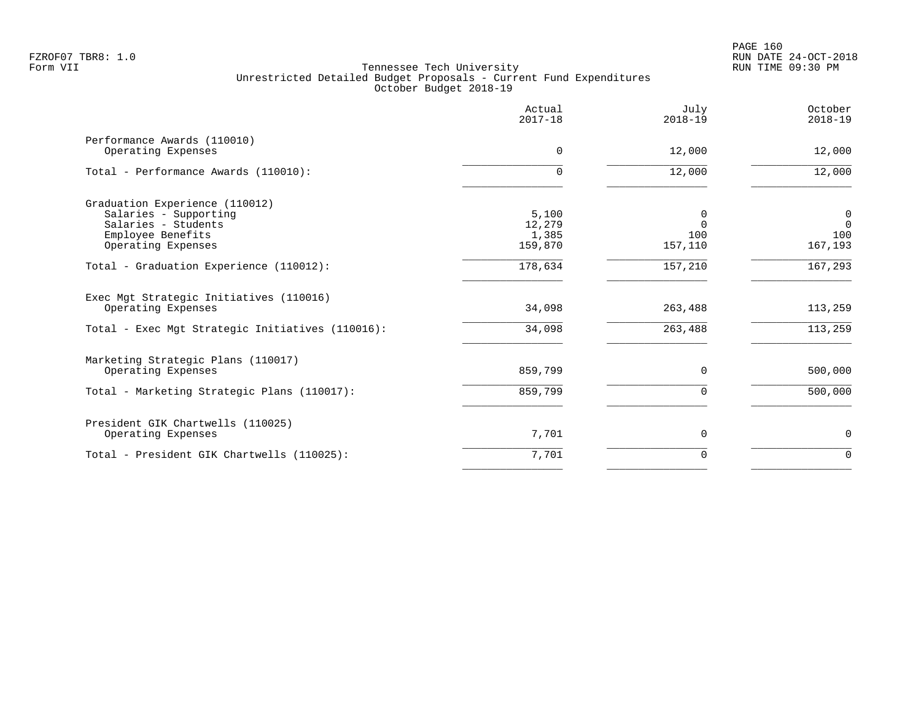FZROF07 TBR8: 1.0
Form VII

Tennessee Tech University
Unrestricted Detailed Budget Proposals - Current Fund Expenditures
October Budget 2018-19

RUN DATE 24-OCT-2018
RUN TIME 09:30 PM

| | Actual 2017-18 | July 2018-19 | October 2018-19 |
|---|---|---|---|
| **Performance Awards (110010)** | | | |
| Operating Expenses | 0 | 12,000 | 12,000 |
| Total - Performance Awards (110010): | 0 | 12,000 | 12,000 |
| **Graduation Experience (110012)** | | | |
| Salaries - Supporting | 5,100 | 0 | 0 |
| Salaries - Students | 12,279 | 0 | 0 |
| Employee Benefits | 1,385 | 100 | 100 |
| Operating Expenses | 159,870 | 157,110 | 167,193 |
| Total - Graduation Experience (110012): | 178,634 | 157,210 | 167,293 |
| **Exec Mgt Strategic Initiatives (110016)** | | | |
| Operating Expenses | 34,098 | 263,488 | 113,259 |
| Total - Exec Mgt Strategic Initiatives (110016): | 34,098 | 263,488 | 113,259 |
| **Marketing Strategic Plans (110017)** | | | |
| Operating Expenses | 859,799 | 0 | 500,000 |
| Total - Marketing Strategic Plans (110017): | 859,799 | 0 | 500,000 |
| **President GIK Chartwells (110025)** | | | |
| Operating Expenses | 7,701 | 0 | 0 |
| Total - President GIK Chartwells (110025): | 7,701 | 0 | 0 |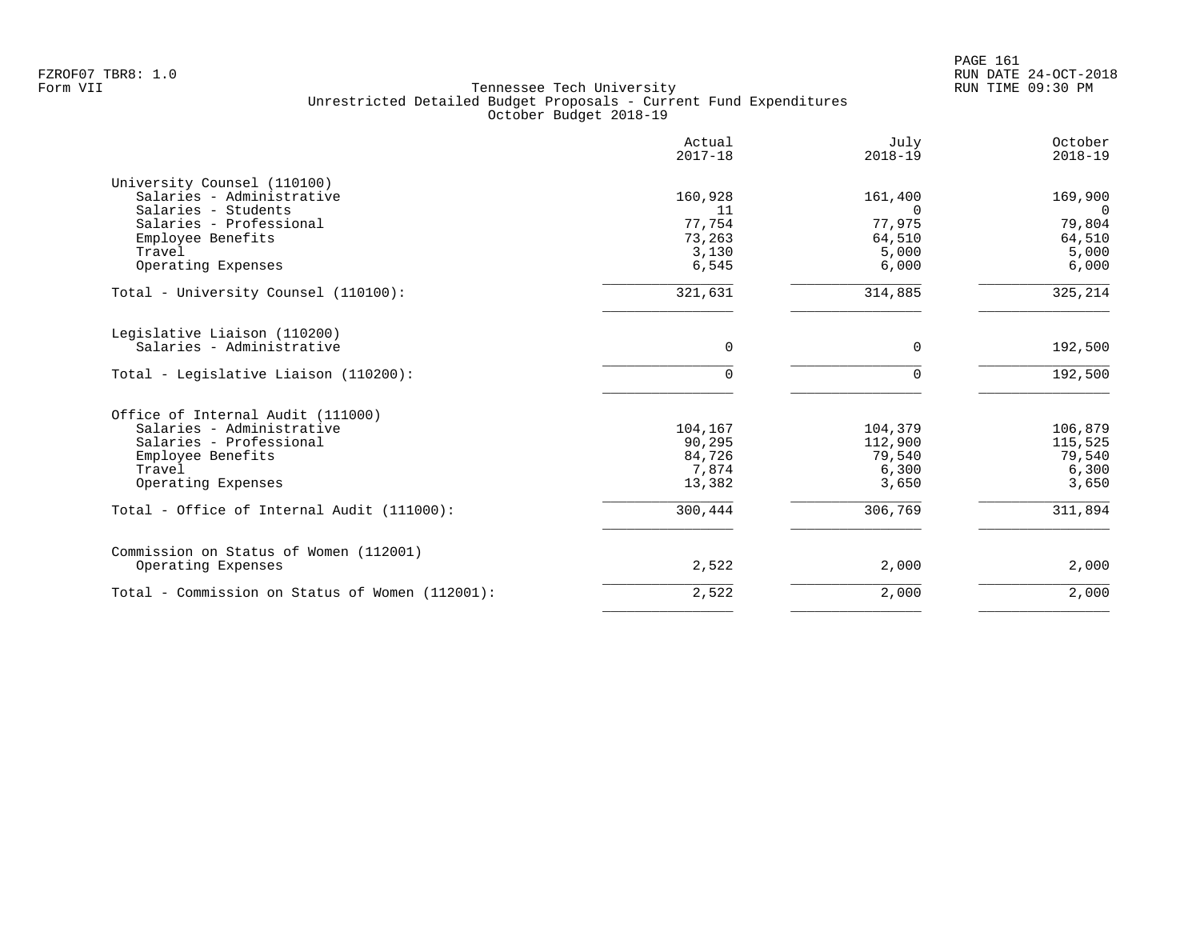Tennessee Tech University
Unrestricted Detailed Budget Proposals - Current Fund Expenditures
October Budget 2018-19

| | Actual 2017-18 | July 2018-19 | October 2018-19 |
|---|---:|---:|---:|
| **University Counsel (110100)** | | | |
| Salaries - Administrative | 160,928 | 161,400 | 169,900 |
| Salaries - Students | 11 | 0 | 0 |
| Salaries - Professional | 77,754 | 77,975 | 79,804 |
| Employee Benefits | 73,263 | 64,510 | 64,510 |
| Travel | 3,130 | 5,000 | 5,000 |
| Operating Expenses | 6,545 | 6,000 | 6,000 |
| Total - University Counsel (110100): | 321,631 | 314,885 | 325,214 |
| **Legislative Liaison (110200)** | | | |
| Salaries - Administrative | 0 | 0 | 192,500 |
| Total - Legislative Liaison (110200): | 0 | 0 | 192,500 |
| **Office of Internal Audit (111000)** | | | |
| Salaries - Administrative | 104,167 | 104,379 | 106,879 |
| Salaries - Professional | 90,295 | 112,900 | 115,525 |
| Employee Benefits | 84,726 | 79,540 | 79,540 |
| Travel | 7,874 | 6,300 | 6,300 |
| Operating Expenses | 13,382 | 3,650 | 3,650 |
| Total - Office of Internal Audit (111000): | 300,444 | 306,769 | 311,894 |
| **Commission on Status of Women (112001)** | | | |
| Operating Expenses | 2,522 | 2,000 | 2,000 |
| Total - Commission on Status of Women (112001): | 2,522 | 2,000 | 2,000 |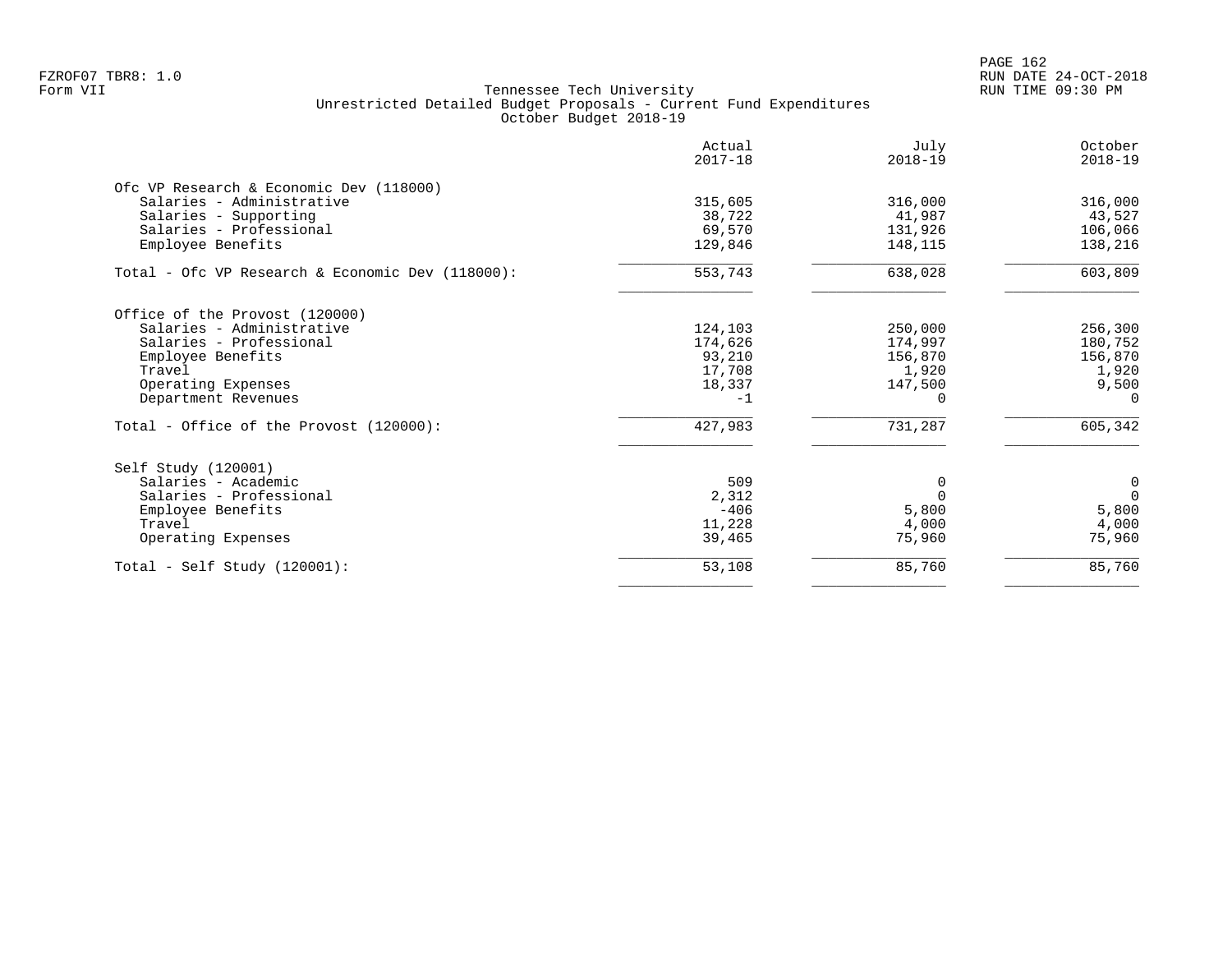FZROF07 TBR8: 1.0
Form VII

Tennessee Tech University
Unrestricted Detailed Budget Proposals - Current Fund Expenditures
October Budget 2018-19

RUN DATE 24-OCT-2018
RUN TIME 09:30 PM

| | Actual 2017-18 | July 2018-19 | October 2018-19 |
|---|---|---|---|
| **Ofc VP Research & Economic Dev (118000)** | | | |
| Salaries - Administrative | 315,605 | 316,000 | 316,000 |
| Salaries - Supporting | 38,722 | 41,987 | 43,527 |
| Salaries - Professional | 69,570 | 131,926 | 106,066 |
| Employee Benefits | 129,846 | 148,115 | 138,216 |
| Total - Ofc VP Research & Economic Dev (118000): | 553,743 | 638,028 | 603,809 |
| **Office of the Provost (120000)** | | | |
| Salaries - Administrative | 124,103 | 250,000 | 256,300 |
| Salaries - Professional | 174,626 | 174,997 | 180,752 |
| Employee Benefits | 93,210 | 156,870 | 156,870 |
| Travel | 17,708 | 1,920 | 1,920 |
| Operating Expenses | 18,337 | 147,500 | 9,500 |
| Department Revenues | -1 | 0 | 0 |
| Total - Office of the Provost (120000): | 427,983 | 731,287 | 605,342 |
| **Self Study (120001)** | | | |
| Salaries - Academic | 509 | 0 | 0 |
| Salaries - Professional | 2,312 | 0 | 0 |
| Employee Benefits | -406 | 5,800 | 5,800 |
| Travel | 11,228 | 4,000 | 4,000 |
| Operating Expenses | 39,465 | 75,960 | 75,960 |
| Total - Self Study (120001): | 53,108 | 85,760 | 85,760 |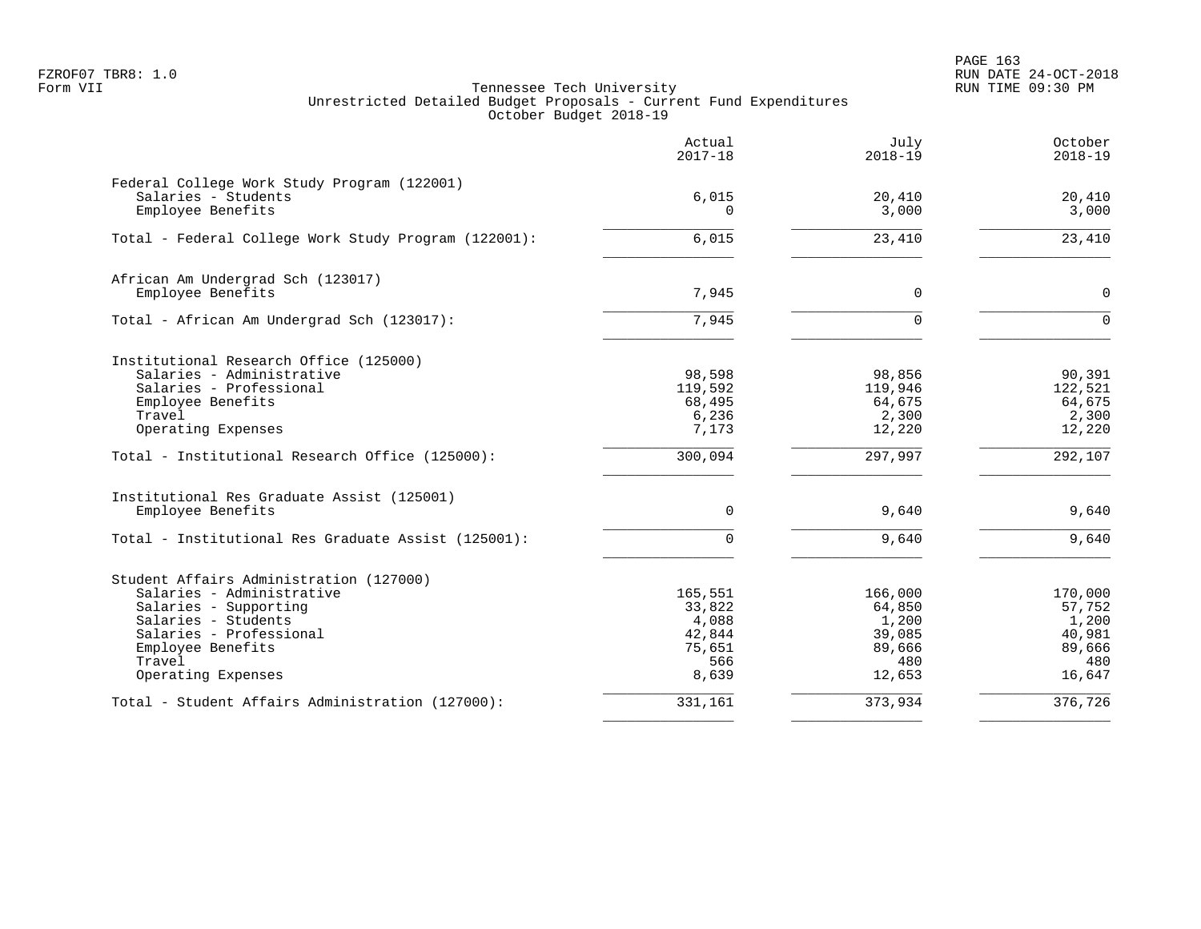Tennessee Tech University
Unrestricted Detailed Budget Proposals - Current Fund Expenditures
October Budget 2018-19

| | Actual 2017-18 | July 2018-19 | October 2018-19 |
|---|---|---|---|
| **Federal College Work Study Program (122001)** | | | |
| Salaries - Students | 6,015 | 20,410 | 20,410 |
| Employee Benefits | 0 | 3,000 | 3,000 |
| Total - Federal College Work Study Program (122001): | 6,015 | 23,410 | 23,410 |
| **African Am Undergrad Sch (123017)** | | | |
| Employee Benefits | 7,945 | 0 | 0 |
| Total - African Am Undergrad Sch (123017): | 7,945 | 0 | 0 |
| **Institutional Research Office (125000)** | | | |
| Salaries - Administrative | 98,598 | 98,856 | 90,391 |
| Salaries - Professional | 119,592 | 119,946 | 122,521 |
| Employee Benefits | 68,495 | 64,675 | 64,675 |
| Travel | 6,236 | 2,300 | 2,300 |
| Operating Expenses | 7,173 | 12,220 | 12,220 |
| Total - Institutional Research Office (125000): | 300,094 | 297,997 | 292,107 |
| **Institutional Res Graduate Assist (125001)** | | | |
| Employee Benefits | 0 | 9,640 | 9,640 |
| Total - Institutional Res Graduate Assist (125001): | 0 | 9,640 | 9,640 |
| **Student Affairs Administration (127000)** | | | |
| Salaries - Administrative | 165,551 | 166,000 | 170,000 |
| Salaries - Supporting | 33,822 | 64,850 | 57,752 |
| Salaries - Students | 4,088 | 1,200 | 1,200 |
| Salaries - Professional | 42,844 | 39,085 | 40,981 |
| Employee Benefits | 75,651 | 89,666 | 89,666 |
| Travel | 566 | 480 | 480 |
| Operating Expenses | 8,639 | 12,653 | 16,647 |
| Total - Student Affairs Administration (127000): | 331,161 | 373,934 | 376,726 |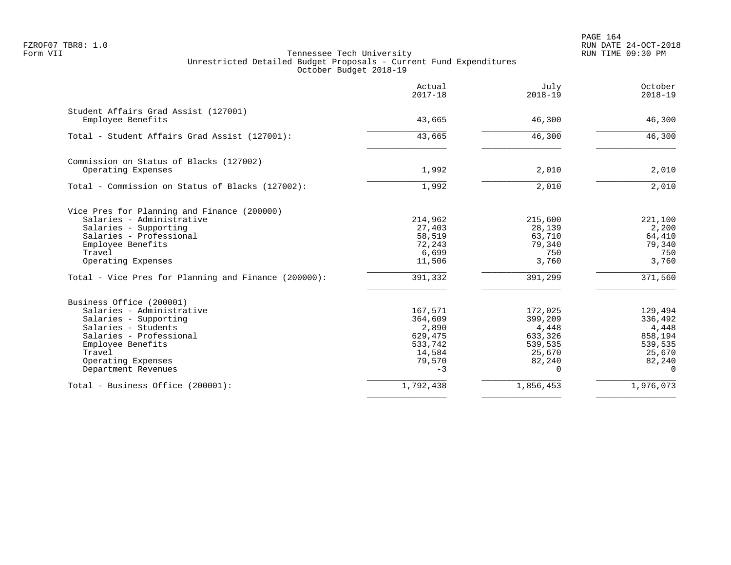Tennessee Tech University
Unrestricted Detailed Budget Proposals - Current Fund Expenditures
October Budget 2018-19

| | Actual 2017-18 | July 2018-19 | October 2018-19 |
|---|---|---|---|
| **Student Affairs Grad Assist (127001)** | | | |
| Employee Benefits | 43,665 | 46,300 | 46,300 |
| Total - Student Affairs Grad Assist (127001): | 43,665 | 46,300 | 46,300 |
| **Commission on Status of Blacks (127002)** | | | |
| Operating Expenses | 1,992 | 2,010 | 2,010 |
| Total - Commission on Status of Blacks (127002): | 1,992 | 2,010 | 2,010 |
| **Vice Pres for Planning and Finance (200000)** | | | |
| Salaries - Administrative | 214,962 | 215,600 | 221,100 |
| Salaries - Supporting | 27,403 | 28,139 | 2,200 |
| Salaries - Professional | 58,519 | 63,710 | 64,410 |
| Employee Benefits | 72,243 | 79,340 | 79,340 |
| Travel | 6,699 | 750 | 750 |
| Operating Expenses | 11,506 | 3,760 | 3,760 |
| Total - Vice Pres for Planning and Finance (200000): | 391,332 | 391,299 | 371,560 |
| **Business Office (200001)** | | | |
| Salaries - Administrative | 167,571 | 172,025 | 129,494 |
| Salaries - Supporting | 364,609 | 399,209 | 336,492 |
| Salaries - Students | 2,890 | 4,448 | 4,448 |
| Salaries - Professional | 629,475 | 633,326 | 858,194 |
| Employee Benefits | 533,742 | 539,535 | 539,535 |
| Travel | 14,584 | 25,670 | 25,670 |
| Operating Expenses | 79,570 | 82,240 | 82,240 |
| Department Revenues | -3 | 0 | 0 |
| Total - Business Office (200001): | 1,792,438 | 1,856,453 | 1,976,073 |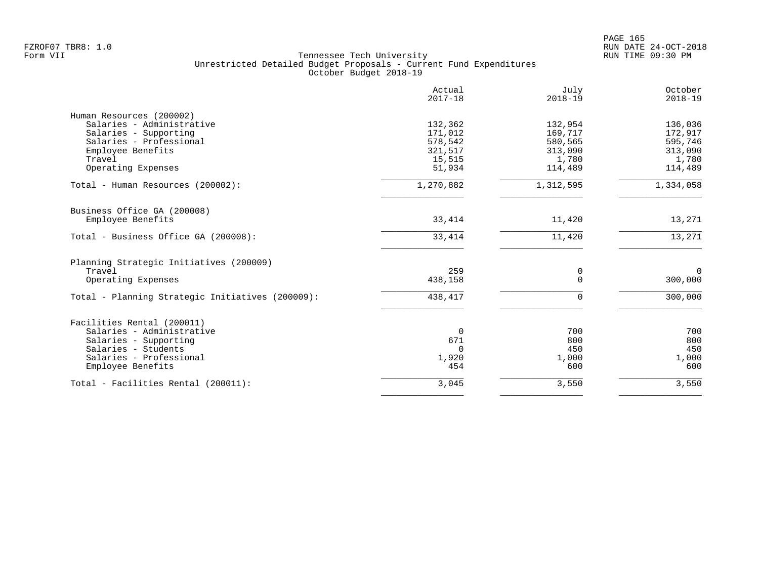FZROF07 TBR8: 1.0
Form VII

Tennessee Tech University
Unrestricted Detailed Budget Proposals - Current Fund Expenditures
October Budget 2018-19

RUN DATE 24-OCT-2018
RUN TIME 09:30 PM

| | Actual 2017-18 | July 2018-19 | October 2018-19 |
|---|---|---|---|
| **Human Resources (200002)** | | | |
| Salaries - Administrative | 132,362 | 132,954 | 136,036 |
| Salaries - Supporting | 171,012 | 169,717 | 172,917 |
| Salaries - Professional | 578,542 | 580,565 | 595,746 |
| Employee Benefits | 321,517 | 313,090 | 313,090 |
| Travel | 15,515 | 1,780 | 1,780 |
| Operating Expenses | 51,934 | 114,489 | 114,489 |
| Total - Human Resources (200002): | 1,270,882 | 1,312,595 | 1,334,058 |
| **Business Office GA (200008)** | | | |
| Employee Benefits | 33,414 | 11,420 | 13,271 |
| Total - Business Office GA (200008): | 33,414 | 11,420 | 13,271 |
| **Planning Strategic Initiatives (200009)** | | | |
| Travel | 259 | 0 | 0 |
| Operating Expenses | 438,158 | 0 | 300,000 |
| Total - Planning Strategic Initiatives (200009): | 438,417 | 0 | 300,000 |
| **Facilities Rental (200011)** | | | |
| Salaries - Administrative | 0 | 700 | 700 |
| Salaries - Supporting | 671 | 800 | 800 |
| Salaries - Students | 0 | 450 | 450 |
| Salaries - Professional | 1,920 | 1,000 | 1,000 |
| Employee Benefits | 454 | 600 | 600 |
| Total - Facilities Rental (200011): | 3,045 | 3,550 | 3,550 |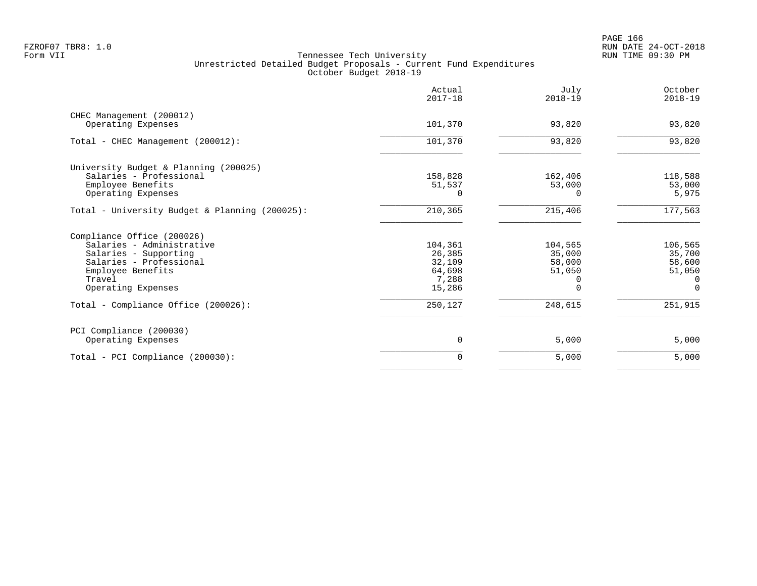FZROF07 TBR8: 1.0
Form VII

Tennessee Tech University
Unrestricted Detailed Budget Proposals - Current Fund Expenditures
October Budget 2018-19

RUN DATE 24-OCT-2018
RUN TIME 09:30 PM

| | Actual 2017-18 | July 2018-19 | October 2018-19 |
|---|---|---|---|
| **CHEC Management (200012)** | | | |
| Operating Expenses | 101,370 | 93,820 | 93,820 |
| Total - CHEC Management (200012): | 101,370 | 93,820 | 93,820 |
| **University Budget & Planning (200025)** | | | |
| Salaries - Professional | 158,828 | 162,406 | 118,588 |
| Employee Benefits | 51,537 | 53,000 | 53,000 |
| Operating Expenses | 0 | 0 | 5,975 |
| Total - University Budget & Planning (200025): | 210,365 | 215,406 | 177,563 |
| **Compliance Office (200026)** | | | |
| Salaries - Administrative | 104,361 | 104,565 | 106,565 |
| Salaries - Supporting | 26,385 | 35,000 | 35,700 |
| Salaries - Professional | 32,109 | 58,000 | 58,600 |
| Employee Benefits | 64,698 | 51,050 | 51,050 |
| Travel | 7,288 | 0 | 0 |
| Operating Expenses | 15,286 | 0 | 0 |
| Total - Compliance Office (200026): | 250,127 | 248,615 | 251,915 |
| **PCI Compliance (200030)** | | | |
| Operating Expenses | 0 | 5,000 | 5,000 |
| Total - PCI Compliance (200030): | 0 | 5,000 | 5,000 |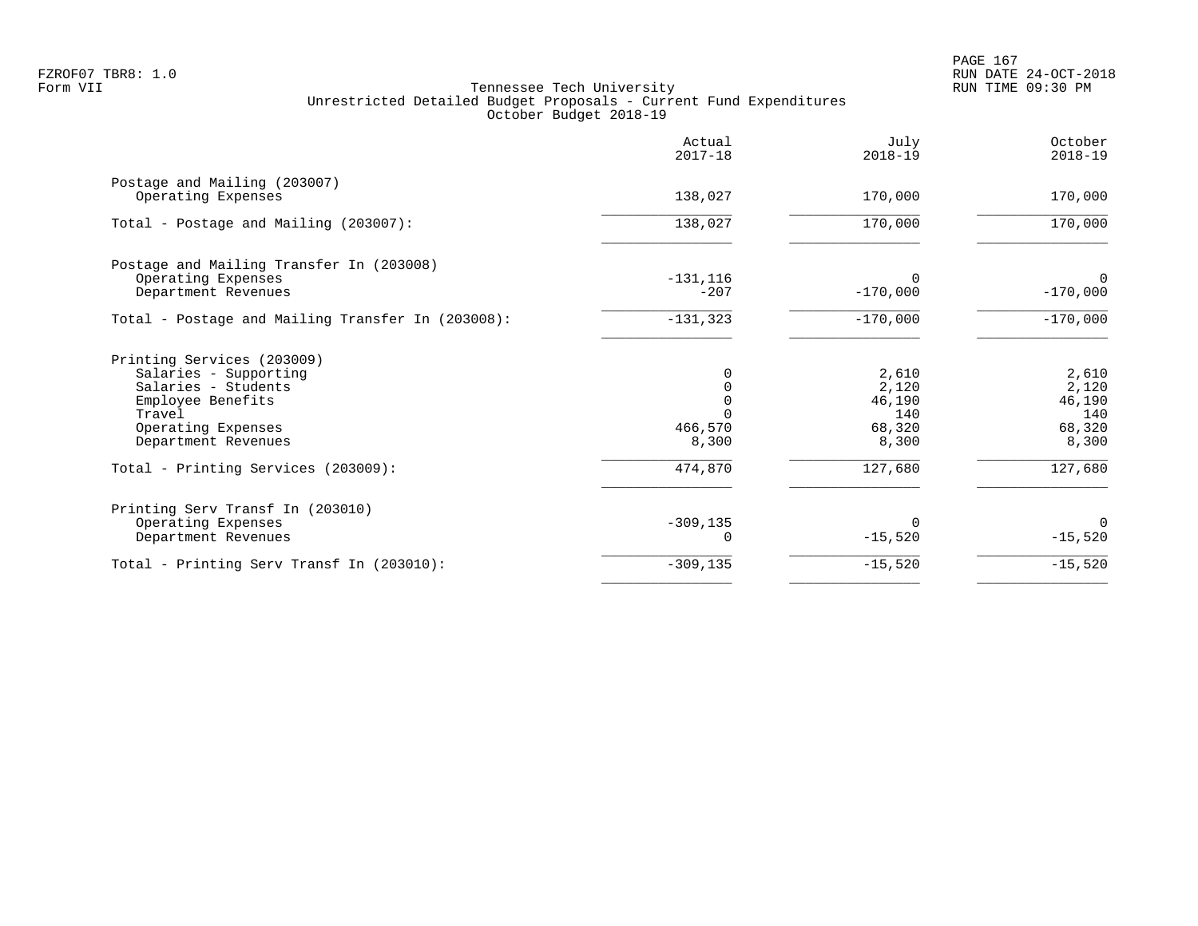Tennessee Tech University
Unrestricted Detailed Budget Proposals - Current Fund Expenditures
October Budget 2018-19

| | Actual 2017-18 | July 2018-19 | October 2018-19 |
|---|---:|---:|---:|
| **Postage and Mailing (203007)** | | | |
| Operating Expenses | 138,027 | 170,000 | 170,000 |
| Total - Postage and Mailing (203007): | 138,027 | 170,000 | 170,000 |
| **Postage and Mailing Transfer In (203008)** | | | |
| Operating Expenses | -131,116 | 0 | 0 |
| Department Revenues | -207 | -170,000 | -170,000 |
| Total - Postage and Mailing Transfer In (203008): | -131,323 | -170,000 | -170,000 |
| **Printing Services (203009)** | | | |
| Salaries - Supporting | 0 | 2,610 | 2,610 |
| Salaries - Students | 0 | 2,120 | 2,120 |
| Employee Benefits | 0 | 46,190 | 46,190 |
| Travel | 0 | 140 | 140 |
| Operating Expenses | 466,570 | 68,320 | 68,320 |
| Department Revenues | 8,300 | 8,300 | 8,300 |
| Total - Printing Services (203009): | 474,870 | 127,680 | 127,680 |
| **Printing Serv Transf In (203010)** | | | |
| Operating Expenses | -309,135 | 0 | 0 |
| Department Revenues | 0 | -15,520 | -15,520 |
| Total - Printing Serv Transf In (203010): | -309,135 | -15,520 | -15,520 |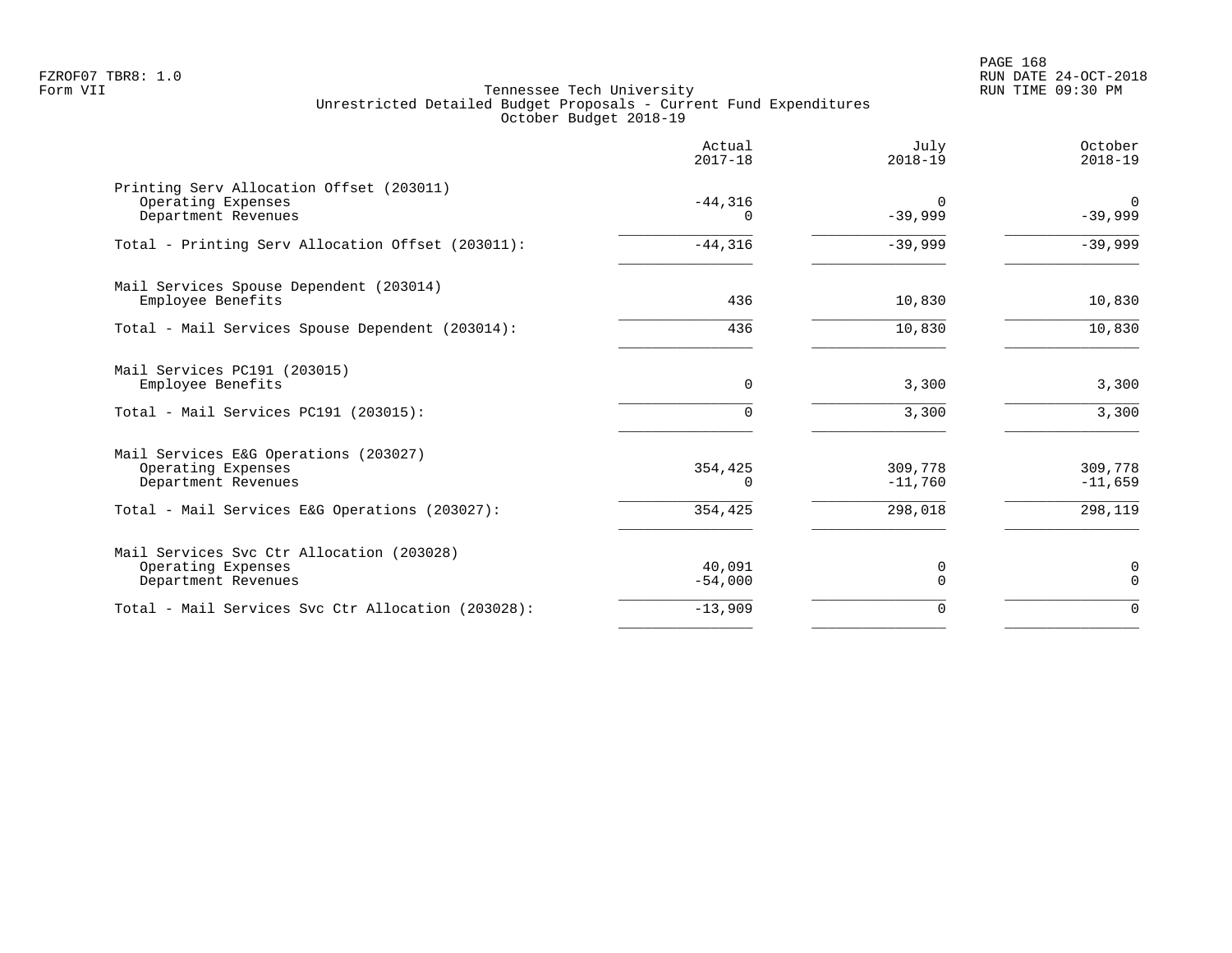Tennessee Tech University
Unrestricted Detailed Budget Proposals - Current Fund Expenditures
October Budget 2018-19

| | Actual 2017-18 | July 2018-19 | October 2018-19 |
|---|---|---|---|
| **Printing Serv Allocation Offset (203011)** | | | |
| Operating Expenses | -44,316 | 0 | 0 |
| Department Revenues | 0 | -39,999 | -39,999 |
| Total - Printing Serv Allocation Offset (203011): | -44,316 | -39,999 | -39,999 |
| **Mail Services Spouse Dependent (203014)** | | | |
| Employee Benefits | 436 | 10,830 | 10,830 |
| Total - Mail Services Spouse Dependent (203014): | 436 | 10,830 | 10,830 |
| **Mail Services PC191 (203015)** | | | |
| Employee Benefits | 0 | 3,300 | 3,300 |
| Total - Mail Services PC191 (203015): | 0 | 3,300 | 3,300 |
| **Mail Services E&G Operations (203027)** | | | |
| Operating Expenses | 354,425 | 309,778 | 309,778 |
| Department Revenues | 0 | -11,760 | -11,659 |
| Total - Mail Services E&G Operations (203027): | 354,425 | 298,018 | 298,119 |
| **Mail Services Svc Ctr Allocation (203028)** | | | |
| Operating Expenses | 40,091 | 0 | 0 |
| Department Revenues | -54,000 | 0 | 0 |
| Total - Mail Services Svc Ctr Allocation (203028): | -13,909 | 0 | 0 |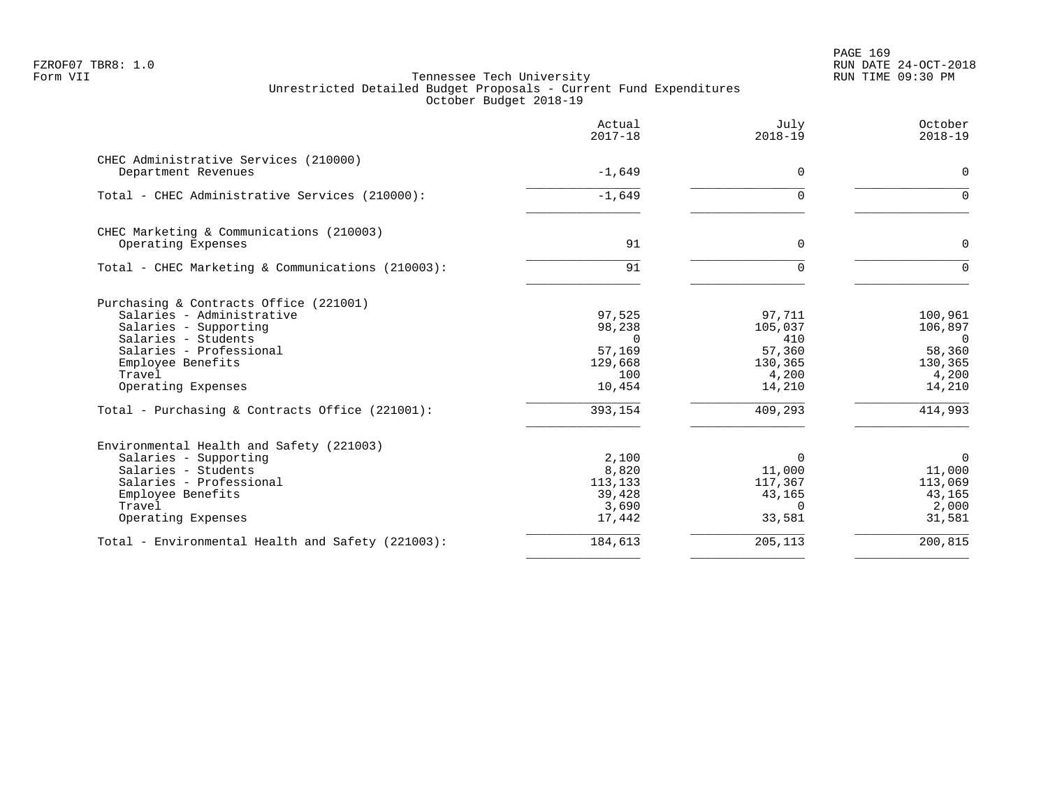FZROF07 TBR8: 1.0
Form VII

Tennessee Tech University
Unrestricted Detailed Budget Proposals - Current Fund Expenditures
October Budget 2018-19

RUN DATE 24-OCT-2018
RUN TIME 09:30 PM

| | Actual 2017-18 | July 2018-19 | October 2018-19 |
|---|---|---|---|
| **CHEC Administrative Services (210000)** | | | |
| Department Revenues | -1,649 | 0 | 0 |
| Total - CHEC Administrative Services (210000): | -1,649 | 0 | 0 |
| **CHEC Marketing & Communications (210003)** | | | |
| Operating Expenses | 91 | 0 | 0 |
| Total - CHEC Marketing & Communications (210003): | 91 | 0 | 0 |
| **Purchasing & Contracts Office (221001)** | | | |
| Salaries - Administrative | 97,525 | 97,711 | 100,961 |
| Salaries - Supporting | 98,238 | 105,037 | 106,897 |
| Salaries - Students | 0 | 410 | 0 |
| Salaries - Professional | 57,169 | 57,360 | 58,360 |
| Employee Benefits | 129,668 | 130,365 | 130,365 |
| Travel | 100 | 4,200 | 4,200 |
| Operating Expenses | 10,454 | 14,210 | 14,210 |
| Total - Purchasing & Contracts Office (221001): | 393,154 | 409,293 | 414,993 |
| **Environmental Health and Safety (221003)** | | | |
| Salaries - Supporting | 2,100 | 0 | 0 |
| Salaries - Students | 8,820 | 11,000 | 11,000 |
| Salaries - Professional | 113,133 | 117,367 | 113,069 |
| Employee Benefits | 39,428 | 43,165 | 43,165 |
| Travel | 3,690 | 0 | 2,000 |
| Operating Expenses | 17,442 | 33,581 | 31,581 |
| Total - Environmental Health and Safety (221003): | 184,613 | 205,113 | 200,815 |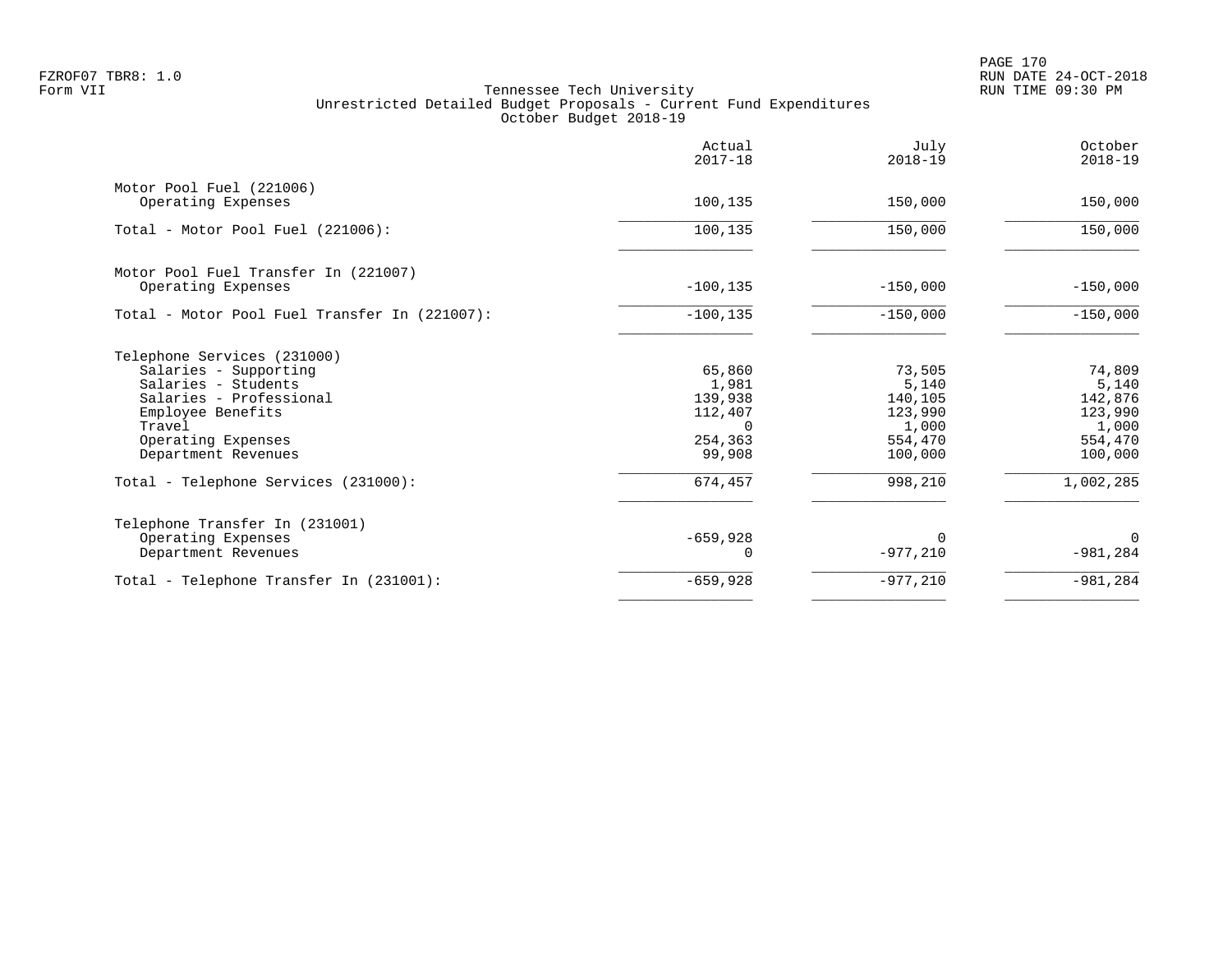Tennessee Tech University
Unrestricted Detailed Budget Proposals - Current Fund Expenditures
October Budget 2018-19

| | Actual 2017-18 | July 2018-19 | October 2018-19 |
|---|---|---|---|
| **Motor Pool Fuel (221006)** | | | |
| Operating Expenses | 100,135 | 150,000 | 150,000 |
| Total - Motor Pool Fuel (221006): | 100,135 | 150,000 | 150,000 |
| **Motor Pool Fuel Transfer In (221007)** | | | |
| Operating Expenses | -100,135 | -150,000 | -150,000 |
| Total - Motor Pool Fuel Transfer In (221007): | -100,135 | -150,000 | -150,000 |
| **Telephone Services (231000)** | | | |
| Salaries - Supporting | 65,860 | 73,505 | 74,809 |
| Salaries - Students | 1,981 | 5,140 | 5,140 |
| Salaries - Professional | 139,938 | 140,105 | 142,876 |
| Employee Benefits | 112,407 | 123,990 | 123,990 |
| Travel | 0 | 1,000 | 1,000 |
| Operating Expenses | 254,363 | 554,470 | 554,470 |
| Department Revenues | 99,908 | 100,000 | 100,000 |
| Total - Telephone Services (231000): | 674,457 | 998,210 | 1,002,285 |
| **Telephone Transfer In (231001)** | | | |
| Operating Expenses | -659,928 | 0 | 0 |
| Department Revenues | 0 | -977,210 | -981,284 |
| Total - Telephone Transfer In (231001): | -659,928 | -977,210 | -981,284 |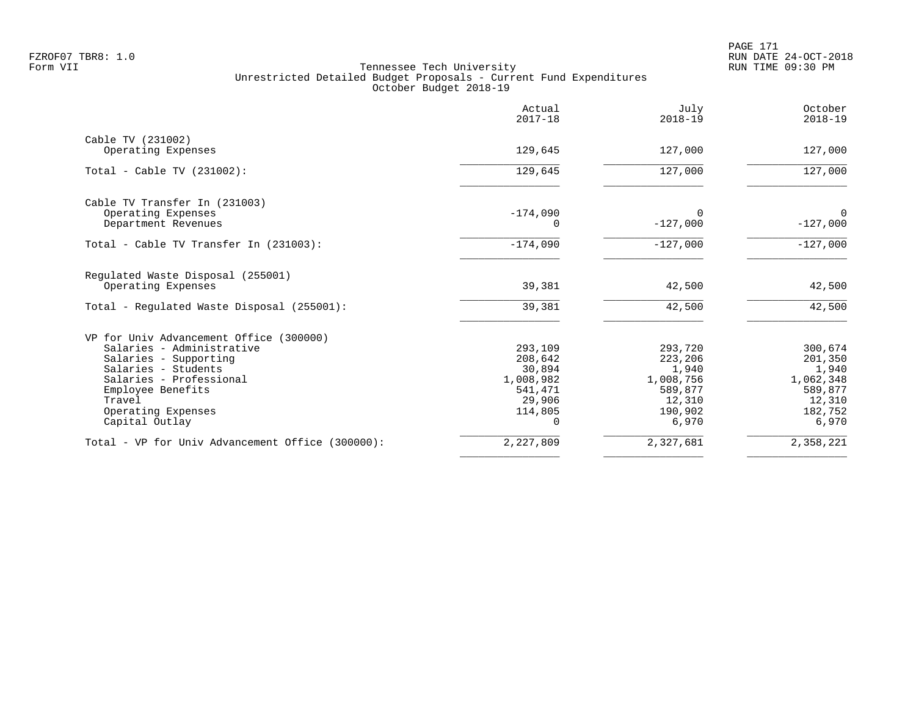Tennessee Tech University
Unrestricted Detailed Budget Proposals - Current Fund Expenditures
October Budget 2018-19

| | Actual 2017-18 | July 2018-19 | October 2018-19 |
|---|---|---|---|
| Cable TV (231002) | | | |
| Operating Expenses | 129,645 | 127,000 | 127,000 |
| Total - Cable TV (231002): | 129,645 | 127,000 | 127,000 |
| Cable TV Transfer In (231003) | | | |
| Operating Expenses | -174,090 | 0 | 0 |
| Department Revenues | 0 | -127,000 | -127,000 |
| Total - Cable TV Transfer In (231003): | -174,090 | -127,000 | -127,000 |
| Regulated Waste Disposal (255001) | | | |
| Operating Expenses | 39,381 | 42,500 | 42,500 |
| Total - Regulated Waste Disposal (255001): | 39,381 | 42,500 | 42,500 |
| VP for Univ Advancement Office (300000) | | | |
| Salaries - Administrative | 293,109 | 293,720 | 300,674 |
| Salaries - Supporting | 208,642 | 223,206 | 201,350 |
| Salaries - Students | 30,894 | 1,940 | 1,940 |
| Salaries - Professional | 1,008,982 | 1,008,756 | 1,062,348 |
| Employee Benefits | 541,471 | 589,877 | 589,877 |
| Travel | 29,906 | 12,310 | 12,310 |
| Operating Expenses | 114,805 | 190,902 | 182,752 |
| Capital Outlay | 0 | 6,970 | 6,970 |
| Total - VP for Univ Advancement Office (300000): | 2,227,809 | 2,327,681 | 2,358,221 |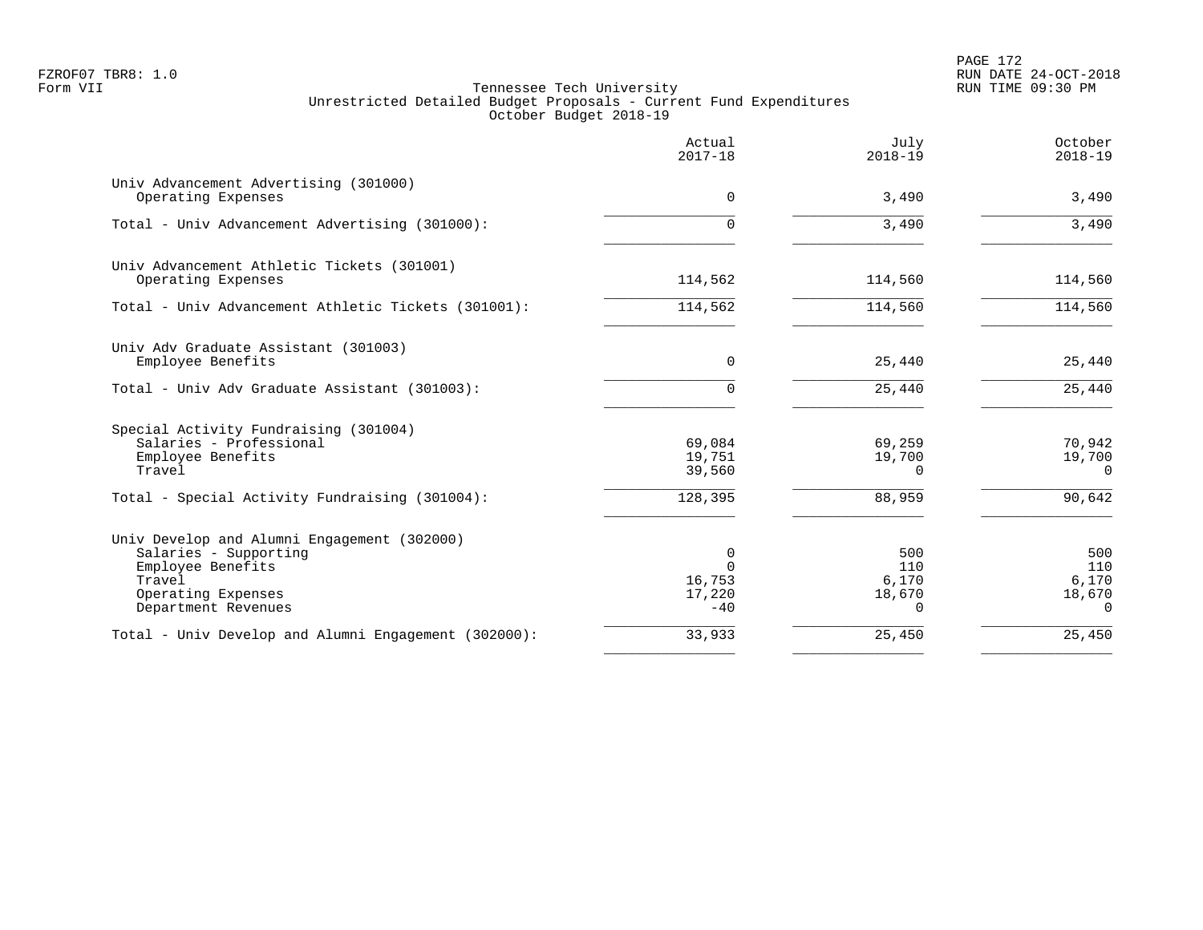Tennessee Tech University
Unrestricted Detailed Budget Proposals - Current Fund Expenditures
October Budget 2018-19

| | Actual 2017-18 | July 2018-19 | October 2018-19 |
|---|---|---|---|
| **Univ Advancement Advertising (301000)** | | | |
| Operating Expenses | 0 | 3,490 | 3,490 |
| Total - Univ Advancement Advertising (301000): | 0 | 3,490 | 3,490 |
| **Univ Advancement Athletic Tickets (301001)** | | | |
| Operating Expenses | 114,562 | 114,560 | 114,560 |
| Total - Univ Advancement Athletic Tickets (301001): | 114,562 | 114,560 | 114,560 |
| **Univ Adv Graduate Assistant (301003)** | | | |
| Employee Benefits | 0 | 25,440 | 25,440 |
| Total - Univ Adv Graduate Assistant (301003): | 0 | 25,440 | 25,440 |
| **Special Activity Fundraising (301004)** | | | |
| Salaries - Professional | 69,084 | 69,259 | 70,942 |
| Employee Benefits | 19,751 | 19,700 | 19,700 |
| Travel | 39,560 | 0 | 0 |
| Total - Special Activity Fundraising (301004): | 128,395 | 88,959 | 90,642 |
| **Univ Develop and Alumni Engagement (302000)** | | | |
| Salaries - Supporting | 0 | 500 | 500 |
| Employee Benefits | 0 | 110 | 110 |
| Travel | 16,753 | 6,170 | 6,170 |
| Operating Expenses | 17,220 | 18,670 | 18,670 |
| Department Revenues | -40 | 0 | 0 |
| Total - Univ Develop and Alumni Engagement (302000): | 33,933 | 25,450 | 25,450 |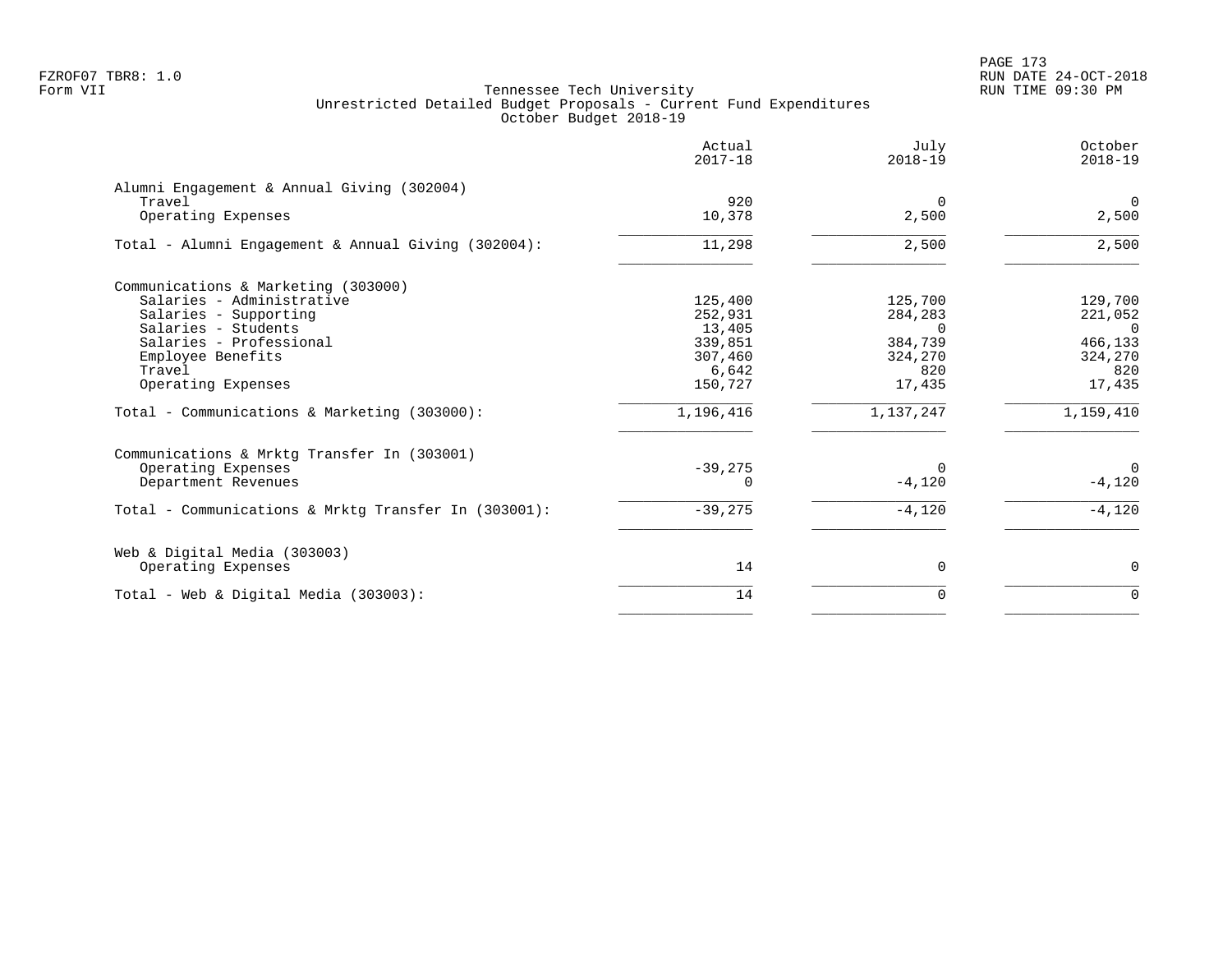Tennessee Tech University
Unrestricted Detailed Budget Proposals - Current Fund Expenditures
October Budget 2018-19

| | Actual 2017-18 | July 2018-19 | October 2018-19 |
|---|---|---|---|
| **Alumni Engagement & Annual Giving (302004)** | | | |
| Travel | 920 | 0 | 0 |
| Operating Expenses | 10,378 | 2,500 | 2,500 |
| Total - Alumni Engagement & Annual Giving (302004): | 11,298 | 2,500 | 2,500 |
| **Communications & Marketing (303000)** | | | |
| Salaries - Administrative | 125,400 | 125,700 | 129,700 |
| Salaries - Supporting | 252,931 | 284,283 | 221,052 |
| Salaries - Students | 13,405 | 0 | 0 |
| Salaries - Professional | 339,851 | 384,739 | 466,133 |
| Employee Benefits | 307,460 | 324,270 | 324,270 |
| Travel | 6,642 | 820 | 820 |
| Operating Expenses | 150,727 | 17,435 | 17,435 |
| Total - Communications & Marketing (303000): | 1,196,416 | 1,137,247 | 1,159,410 |
| **Communications & Mrktg Transfer In (303001)** | | | |
| Operating Expenses | -39,275 | 0 | 0 |
| Department Revenues | 0 | -4,120 | -4,120 |
| Total - Communications & Mrktg Transfer In (303001): | -39,275 | -4,120 | -4,120 |
| **Web & Digital Media (303003)** | | | |
| Operating Expenses | 14 | 0 | 0 |
| Total - Web & Digital Media (303003): | 14 | 0 | 0 |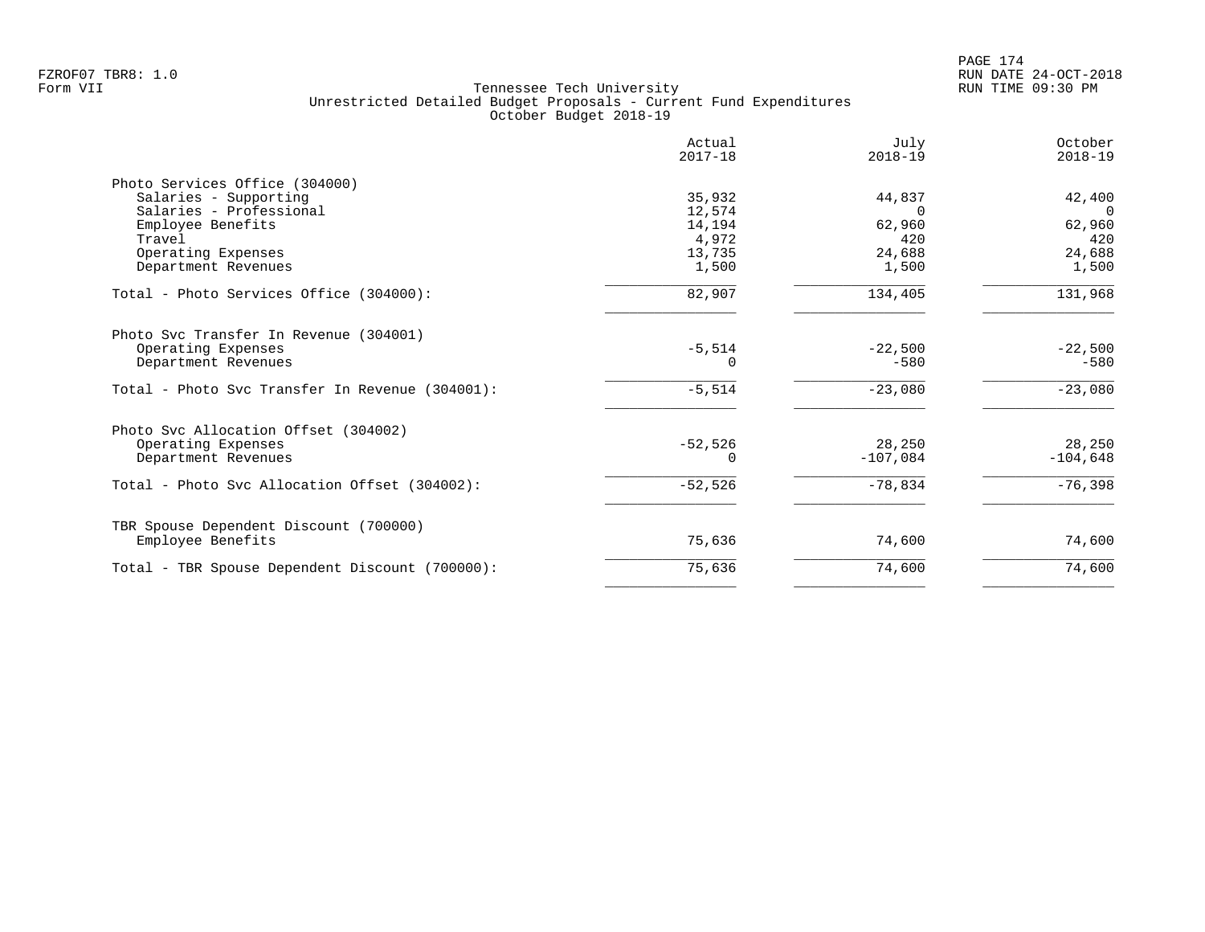FZROF07 TBR8: 1.0
Form VII

Tennessee Tech University
Unrestricted Detailed Budget Proposals - Current Fund Expenditures
October Budget 2018-19

RUN DATE 24-OCT-2018
RUN TIME 09:30 PM

| | Actual 2017-18 | July 2018-19 | October 2018-19 |
|---|---|---|---|
| **Photo Services Office (304000)** | | | |
| Salaries - Supporting | 35,932 | 44,837 | 42,400 |
| Salaries - Professional | 12,574 | 0 | 0 |
| Employee Benefits | 14,194 | 62,960 | 62,960 |
| Travel | 4,972 | 420 | 420 |
| Operating Expenses | 13,735 | 24,688 | 24,688 |
| Department Revenues | 1,500 | 1,500 | 1,500 |
| Total - Photo Services Office (304000): | 82,907 | 134,405 | 131,968 |
| **Photo Svc Transfer In Revenue (304001)** | | | |
| Operating Expenses | -5,514 | -22,500 | -22,500 |
| Department Revenues | 0 | -580 | -580 |
| Total - Photo Svc Transfer In Revenue (304001): | -5,514 | -23,080 | -23,080 |
| **Photo Svc Allocation Offset (304002)** | | | |
| Operating Expenses | -52,526 | 28,250 | 28,250 |
| Department Revenues | 0 | -107,084 | -104,648 |
| Total - Photo Svc Allocation Offset (304002): | -52,526 | -78,834 | -76,398 |
| **TBR Spouse Dependent Discount (700000)** | | | |
| Employee Benefits | 75,636 | 74,600 | 74,600 |
| Total - TBR Spouse Dependent Discount (700000): | 75,636 | 74,600 | 74,600 |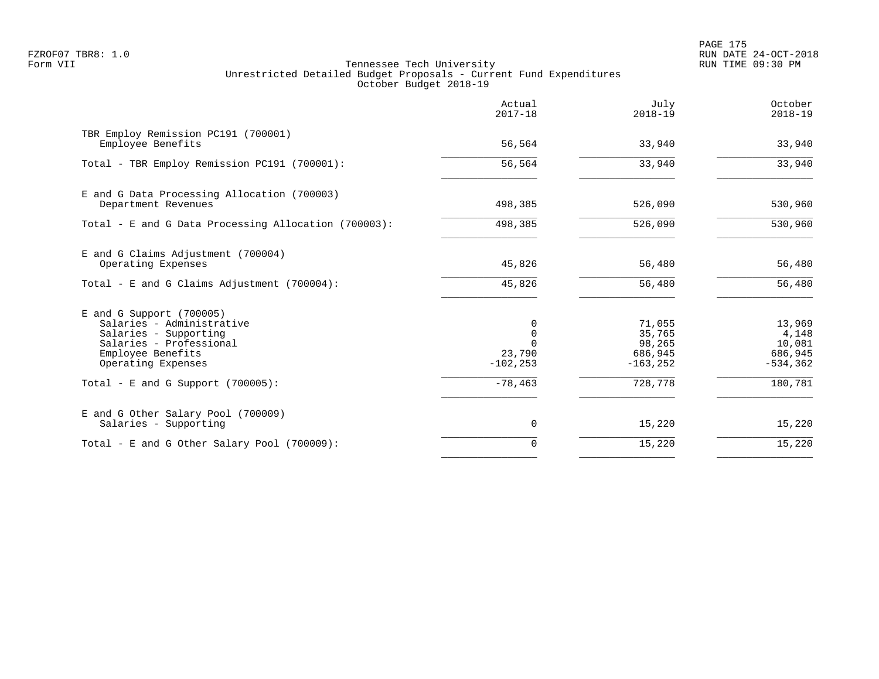FZROF07 TBR8: 1.0
Form VII

Tennessee Tech University
Unrestricted Detailed Budget Proposals - Current Fund Expenditures
October Budget 2018-19

RUN DATE 24-OCT-2018
RUN TIME 09:30 PM

| | Actual 2017-18 | July 2018-19 | October 2018-19 |
|---|---|---|---|
| **TBR Employ Remission PC191 (700001)** | | | |
| Employee Benefits | 56,564 | 33,940 | 33,940 |
| Total - TBR Employ Remission PC191 (700001): | 56,564 | 33,940 | 33,940 |
| **E and G Data Processing Allocation (700003)** | | | |
| Department Revenues | 498,385 | 526,090 | 530,960 |
| Total - E and G Data Processing Allocation (700003): | 498,385 | 526,090 | 530,960 |
| **E and G Claims Adjustment (700004)** | | | |
| Operating Expenses | 45,826 | 56,480 | 56,480 |
| Total - E and G Claims Adjustment (700004): | 45,826 | 56,480 | 56,480 |
| **E and G Support (700005)** | | | |
| Salaries - Administrative | 0 | 71,055 | 13,969 |
| Salaries - Supporting | 0 | 35,765 | 4,148 |
| Salaries - Professional | 0 | 98,265 | 10,081 |
| Employee Benefits | 23,790 | 686,945 | 686,945 |
| Operating Expenses | -102,253 | -163,252 | -534,362 |
| Total - E and G Support (700005): | -78,463 | 728,778 | 180,781 |
| **E and G Other Salary Pool (700009)** | | | |
| Salaries - Supporting | 0 | 15,220 | 15,220 |
| Total - E and G Other Salary Pool (700009): | 0 | 15,220 | 15,220 |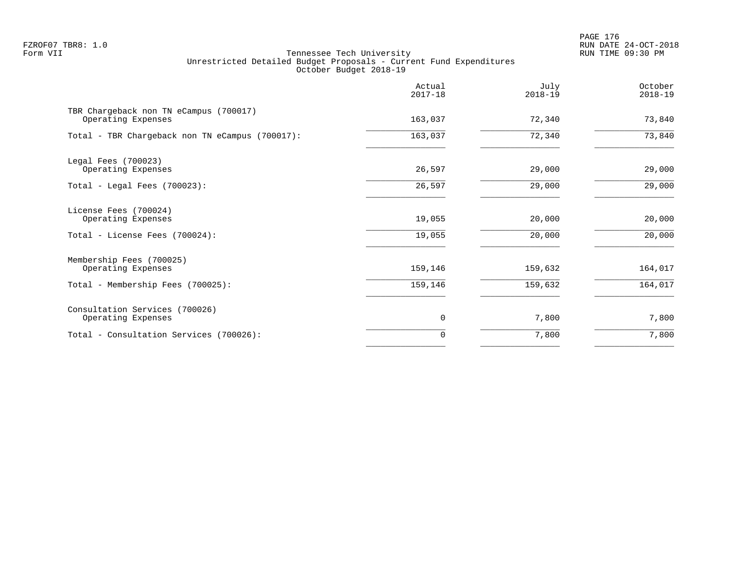FZROF07 TBR8: 1.0
Form VII

# Tennessee Tech University
## Unrestricted Detailed Budget Proposals - Current Fund Expenditures
### October Budget 2018-19

| | Actual 2017-18 | July 2018-19 | October 2018-19 |
|---|---:|---:|---:|
| **TBR Chargeback non TN eCampus (700017)** | | | |
| Operating Expenses | 163,037 | 72,340 | 73,840 |
| Total - TBR Chargeback non TN eCampus (700017): | 163,037 | 72,340 | 73,840 |
| **Legal Fees (700023)** | | | |
| Operating Expenses | 26,597 | 29,000 | 29,000 |
| Total - Legal Fees (700023): | 26,597 | 29,000 | 29,000 |
| **License Fees (700024)** | | | |
| Operating Expenses | 19,055 | 20,000 | 20,000 |
| Total - License Fees (700024): | 19,055 | 20,000 | 20,000 |
| **Membership Fees (700025)** | | | |
| Operating Expenses | 159,146 | 159,632 | 164,017 |
| Total - Membership Fees (700025): | 159,146 | 159,632 | 164,017 |
| **Consultation Services (700026)** | | | |
| Operating Expenses | 0 | 7,800 | 7,800 |
| Total - Consultation Services (700026): | 0 | 7,800 | 7,800 |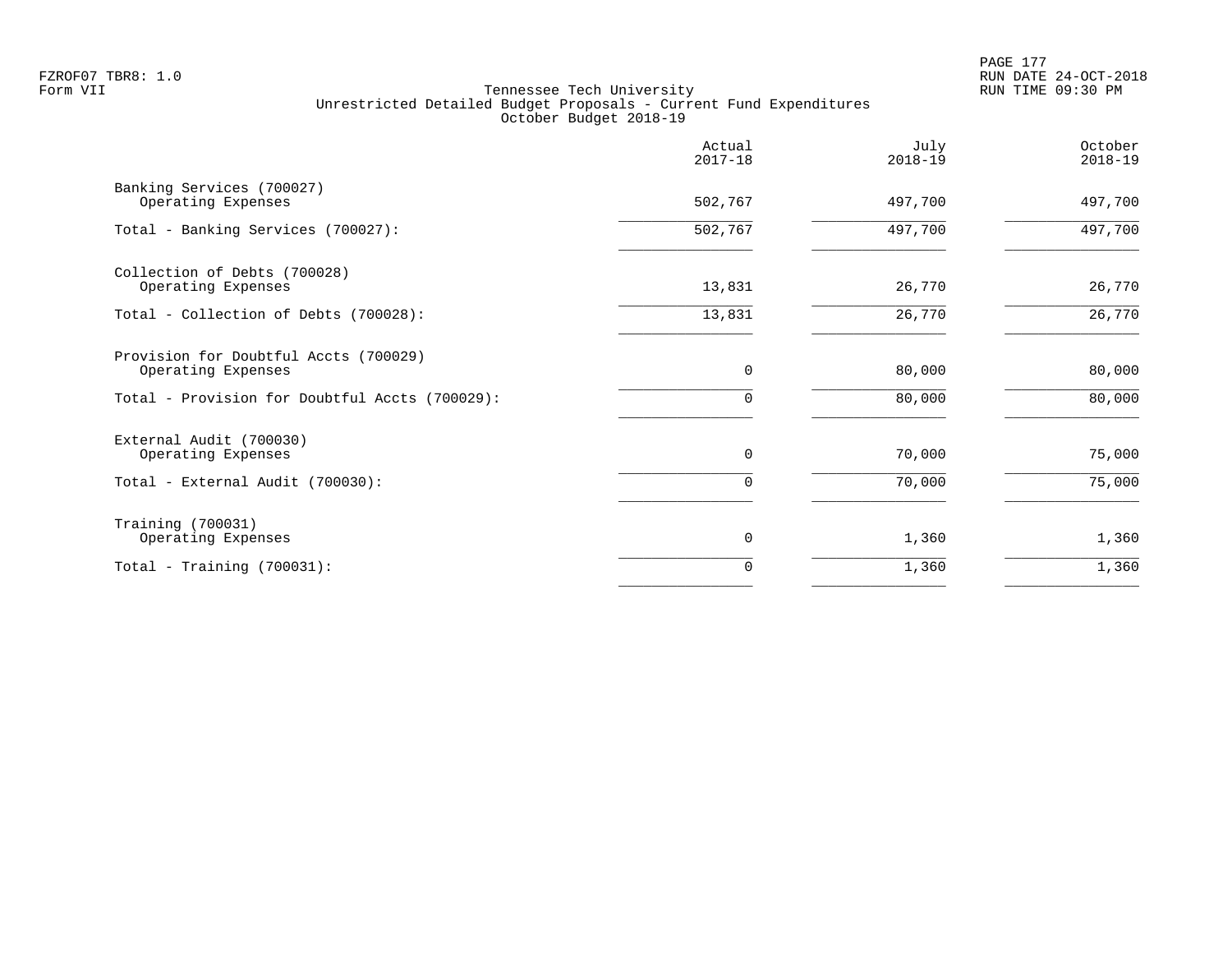FZROF07 TBR8: 1.0
Form VII

Tennessee Tech University
Unrestricted Detailed Budget Proposals - Current Fund Expenditures
October Budget 2018-19

RUN DATE 24-OCT-2018
RUN TIME 09:30 PM

| | Actual 2017-18 | July 2018-19 | October 2018-19 |
|---|---|---|---|
| Banking Services (700027) | | | |
| Operating Expenses | 502,767 | 497,700 | 497,700 |
| Total - Banking Services (700027): | 502,767 | 497,700 | 497,700 |
| Collection of Debts (700028) | | | |
| Operating Expenses | 13,831 | 26,770 | 26,770 |
| Total - Collection of Debts (700028): | 13,831 | 26,770 | 26,770 |
| Provision for Doubtful Accts (700029) | | | |
| Operating Expenses | 0 | 80,000 | 80,000 |
| Total - Provision for Doubtful Accts (700029): | 0 | 80,000 | 80,000 |
| External Audit (700030) | | | |
| Operating Expenses | 0 | 70,000 | 75,000 |
| Total - External Audit (700030): | 0 | 70,000 | 75,000 |
| Training (700031) | | | |
| Operating Expenses | 0 | 1,360 | 1,360 |
| Total - Training (700031): | 0 | 1,360 | 1,360 |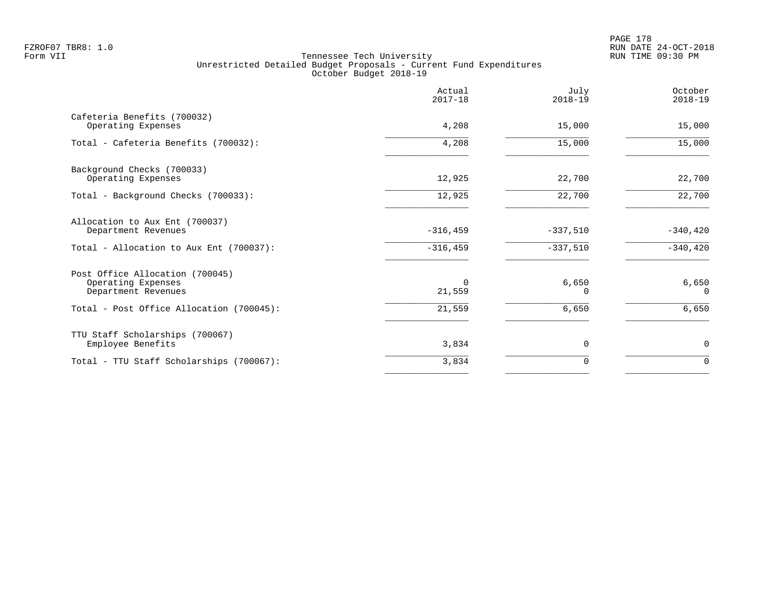FZROF07 TBR8: 1.0
Form VII

Tennessee Tech University
Unrestricted Detailed Budget Proposals - Current Fund Expenditures
October Budget 2018-19

RUN DATE 24-OCT-2018
RUN TIME 09:30 PM

| | Actual 2017-18 | July 2018-19 | October 2018-19 |
|---|---|---|---|
| Cafeteria Benefits (700032) | | | |
| Operating Expenses | 4,208 | 15,000 | 15,000 |
| Total - Cafeteria Benefits (700032): | 4,208 | 15,000 | 15,000 |
| Background Checks (700033) | | | |
| Operating Expenses | 12,925 | 22,700 | 22,700 |
| Total - Background Checks (700033): | 12,925 | 22,700 | 22,700 |
| Allocation to Aux Ent (700037) | | | |
| Department Revenues | -316,459 | -337,510 | -340,420 |
| Total - Allocation to Aux Ent (700037): | -316,459 | -337,510 | -340,420 |
| Post Office Allocation (700045) | | | |
| Operating Expenses | 0 | 6,650 | 6,650 |
| Department Revenues | 21,559 | 0 | 0 |
| Total - Post Office Allocation (700045): | 21,559 | 6,650 | 6,650 |
| TTU Staff Scholarships (700067) | | | |
| Employee Benefits | 3,834 | 0 | 0 |
| Total - TTU Staff Scholarships (700067): | 3,834 | 0 | 0 |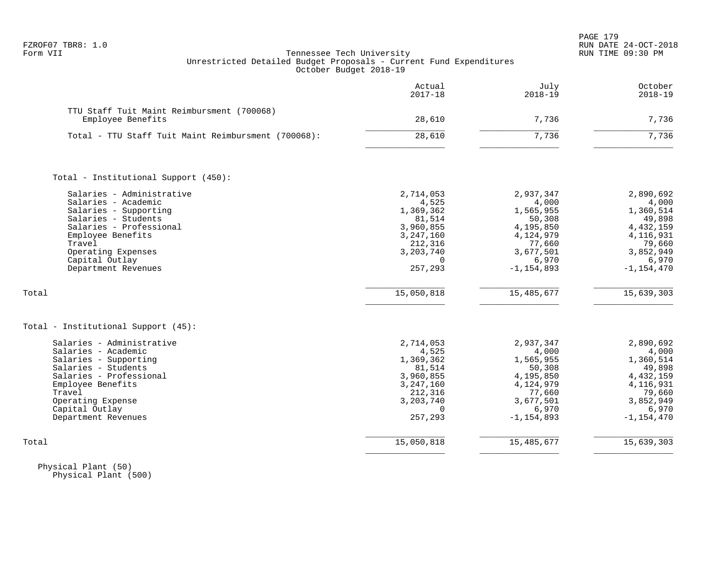FZROF07 TBR8: 1.0
Form VII

Tennessee Tech University
Unrestricted Detailed Budget Proposals - Current Fund Expenditures
October Budget 2018-19

RUN DATE 24-OCT-2018
RUN TIME 09:30 PM

| | Actual 2017-18 | July 2018-19 | October 2018-19 |
|---|---|---|---|
| **TTU Staff Tuit Maint Reimbursment (700068)** | | | |
| Employee Benefits | 28,610 | 7,736 | 7,736 |
| Total - TTU Staff Tuit Maint Reimbursment (700068): | 28,610 | 7,736 | 7,736 |
| **Total - Institutional Support (450):** | | | |
| Salaries - Administrative | 2,714,053 | 2,937,347 | 2,890,692 |
| Salaries - Academic | 4,525 | 4,000 | 4,000 |
| Salaries - Supporting | 1,369,362 | 1,565,955 | 1,360,514 |
| Salaries - Students | 81,514 | 50,308 | 49,898 |
| Salaries - Professional | 3,960,855 | 4,195,850 | 4,432,159 |
| Employee Benefits | 3,247,160 | 4,124,979 | 4,116,931 |
| Travel | 212,316 | 77,660 | 79,660 |
| Operating Expenses | 3,203,740 | 3,677,501 | 3,852,949 |
| Capital Outlay | 0 | 6,970 | 6,970 |
| Department Revenues | 257,293 | -1,154,893 | -1,154,470 |
| Total | 15,050,818 | 15,485,677 | 15,639,303 |
| **Total - Institutional Support (45):** | | | |
| Salaries - Administrative | 2,714,053 | 2,937,347 | 2,890,692 |
| Salaries - Academic | 4,525 | 4,000 | 4,000 |
| Salaries - Supporting | 1,369,362 | 1,565,955 | 1,360,514 |
| Salaries - Students | 81,514 | 50,308 | 49,898 |
| Salaries - Professional | 3,960,855 | 4,195,850 | 4,432,159 |
| Employee Benefits | 3,247,160 | 4,124,979 | 4,116,931 |
| Travel | 212,316 | 77,660 | 79,660 |
| Operating Expense | 3,203,740 | 3,677,501 | 3,852,949 |
| Capital Outlay | 0 | 6,970 | 6,970 |
| Department Revenues | 257,293 | -1,154,893 | -1,154,470 |
| Total | 15,050,818 | 15,485,677 | 15,639,303 |

Physical Plant (50)
Physical Plant (500)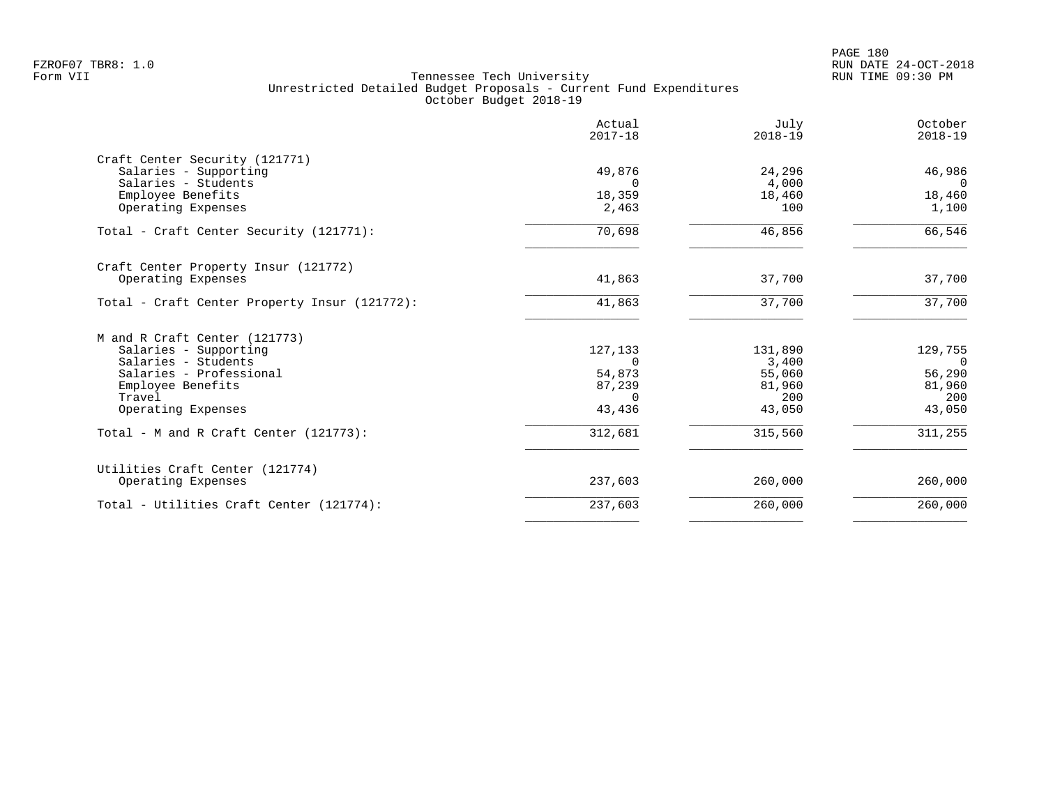FZROF07 TBR8: 1.0
Form VII

Tennessee Tech University
Unrestricted Detailed Budget Proposals - Current Fund Expenditures
October Budget 2018-19

RUN DATE 24-OCT-2018
RUN TIME 09:30 PM

| | Actual 2017-18 | July 2018-19 | October 2018-19 |
|---|---|---|---|
| **Craft Center Security (121771)** | | | |
| Salaries - Supporting | 49,876 | 24,296 | 46,986 |
| Salaries - Students | 0 | 4,000 | 0 |
| Employee Benefits | 18,359 | 18,460 | 18,460 |
| Operating Expenses | 2,463 | 100 | 1,100 |
| Total - Craft Center Security (121771): | 70,698 | 46,856 | 66,546 |
| **Craft Center Property Insur (121772)** | | | |
| Operating Expenses | 41,863 | 37,700 | 37,700 |
| Total - Craft Center Property Insur (121772): | 41,863 | 37,700 | 37,700 |
| **M and R Craft Center (121773)** | | | |
| Salaries - Supporting | 127,133 | 131,890 | 129,755 |
| Salaries - Students | 0 | 3,400 | 0 |
| Salaries - Professional | 54,873 | 55,060 | 56,290 |
| Employee Benefits | 87,239 | 81,960 | 81,960 |
| Travel | 0 | 200 | 200 |
| Operating Expenses | 43,436 | 43,050 | 43,050 |
| Total - M and R Craft Center (121773): | 312,681 | 315,560 | 311,255 |
| **Utilities Craft Center (121774)** | | | |
| Operating Expenses | 237,603 | 260,000 | 260,000 |
| Total - Utilities Craft Center (121774): | 237,603 | 260,000 | 260,000 |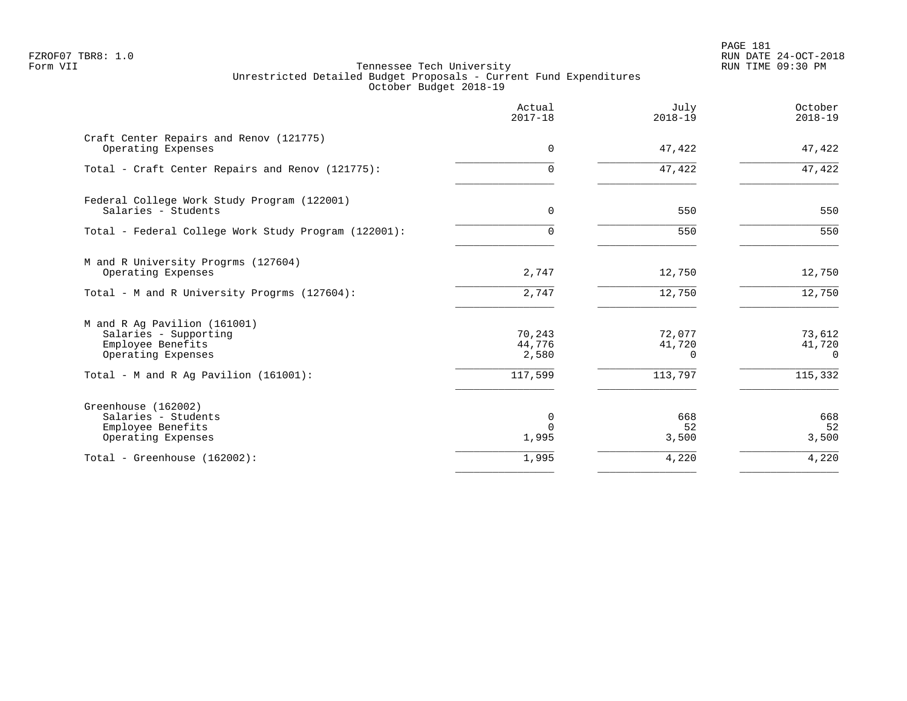FZROF07 TBR8: 1.0
Form VII

# Tennessee Tech University
## Unrestricted Detailed Budget Proposals - Current Fund Expenditures
### October Budget 2018-19

| | Actual 2017-18 | July 2018-19 | October 2018-19 |
|---|---|---|---|
| **Craft Center Repairs and Renov (121775)** | | | |
| Operating Expenses | 0 | 47,422 | 47,422 |
| Total - Craft Center Repairs and Renov (121775): | 0 | 47,422 | 47,422 |
| **Federal College Work Study Program (122001)** | | | |
| Salaries - Students | 0 | 550 | 550 |
| Total - Federal College Work Study Program (122001): | 0 | 550 | 550 |
| **M and R University Progrms (127604)** | | | |
| Operating Expenses | 2,747 | 12,750 | 12,750 |
| Total - M and R University Progrms (127604): | 2,747 | 12,750 | 12,750 |
| **M and R Ag Pavilion (161001)** | | | |
| Salaries - Supporting | 70,243 | 72,077 | 73,612 |
| Employee Benefits | 44,776 | 41,720 | 41,720 |
| Operating Expenses | 2,580 | 0 | 0 |
| Total - M and R Ag Pavilion (161001): | 117,599 | 113,797 | 115,332 |
| **Greenhouse (162002)** | | | |
| Salaries - Students | 0 | 668 | 668 |
| Employee Benefits | 0 | 52 | 52 |
| Operating Expenses | 1,995 | 3,500 | 3,500 |
| Total - Greenhouse (162002): | 1,995 | 4,220 | 4,220 |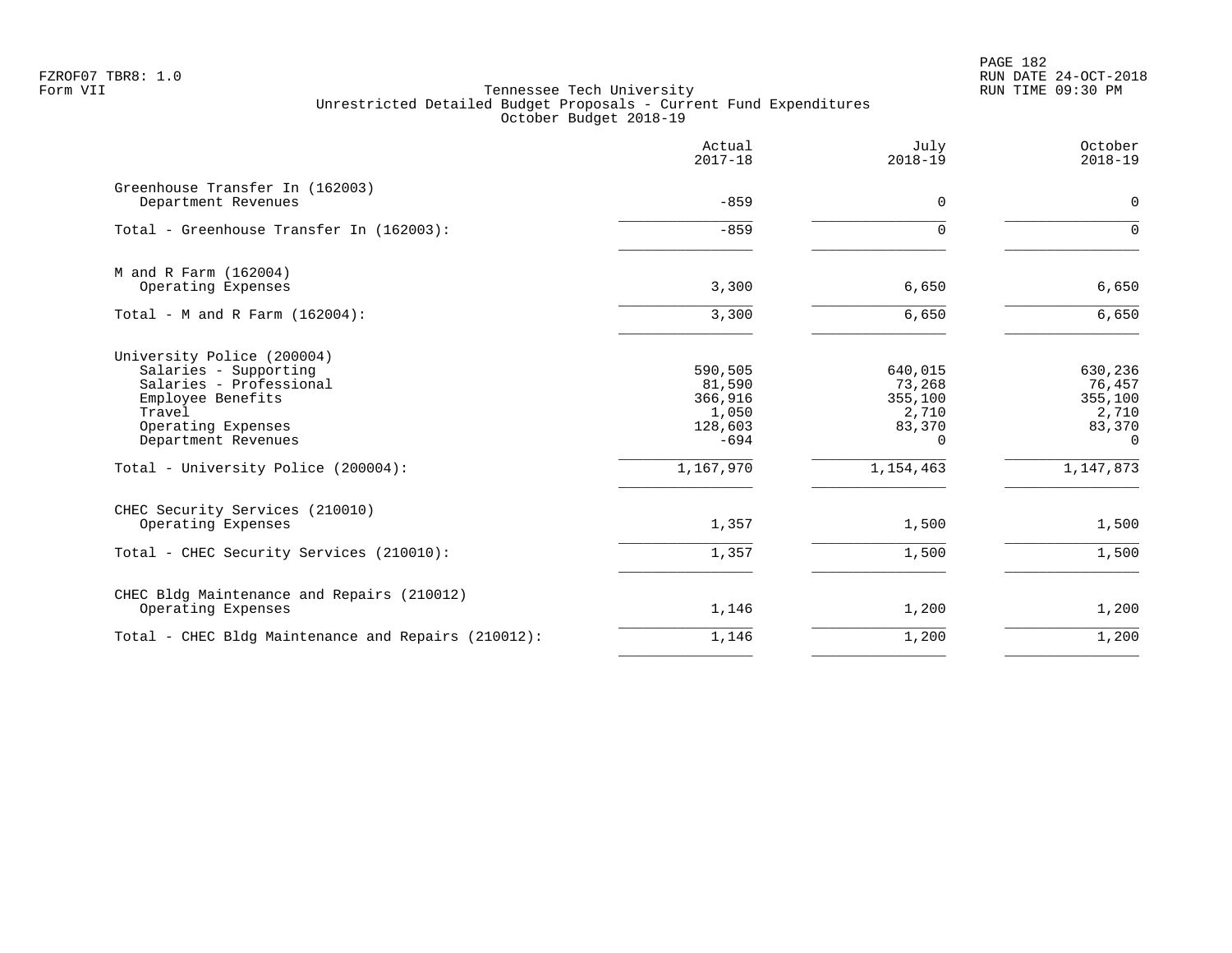FZROF07 TBR8: 1.0
Form VII

Tennessee Tech University
Unrestricted Detailed Budget Proposals - Current Fund Expenditures
October Budget 2018-19

RUN DATE 24-OCT-2018
RUN TIME 09:30 PM

| | Actual 2017-18 | July 2018-19 | October 2018-19 |
|---|---|---|---|
| Greenhouse Transfer In (162003) | | | |
| Department Revenues | -859 | 0 | 0 |
| Total - Greenhouse Transfer In (162003): | -859 | 0 | 0 |
| M and R Farm (162004) | | | |
| Operating Expenses | 3,300 | 6,650 | 6,650 |
| Total - M and R Farm (162004): | 3,300 | 6,650 | 6,650 |
| University Police (200004) | | | |
| Salaries - Supporting | 590,505 | 640,015 | 630,236 |
| Salaries - Professional | 81,590 | 73,268 | 76,457 |
| Employee Benefits | 366,916 | 355,100 | 355,100 |
| Travel | 1,050 | 2,710 | 2,710 |
| Operating Expenses | 128,603 | 83,370 | 83,370 |
| Department Revenues | -694 | 0 | 0 |
| Total - University Police (200004): | 1,167,970 | 1,154,463 | 1,147,873 |
| CHEC Security Services (210010) | | | |
| Operating Expenses | 1,357 | 1,500 | 1,500 |
| Total - CHEC Security Services (210010): | 1,357 | 1,500 | 1,500 |
| CHEC Bldg Maintenance and Repairs (210012) | | | |
| Operating Expenses | 1,146 | 1,200 | 1,200 |
| Total - CHEC Bldg Maintenance and Repairs (210012): | 1,146 | 1,200 | 1,200 |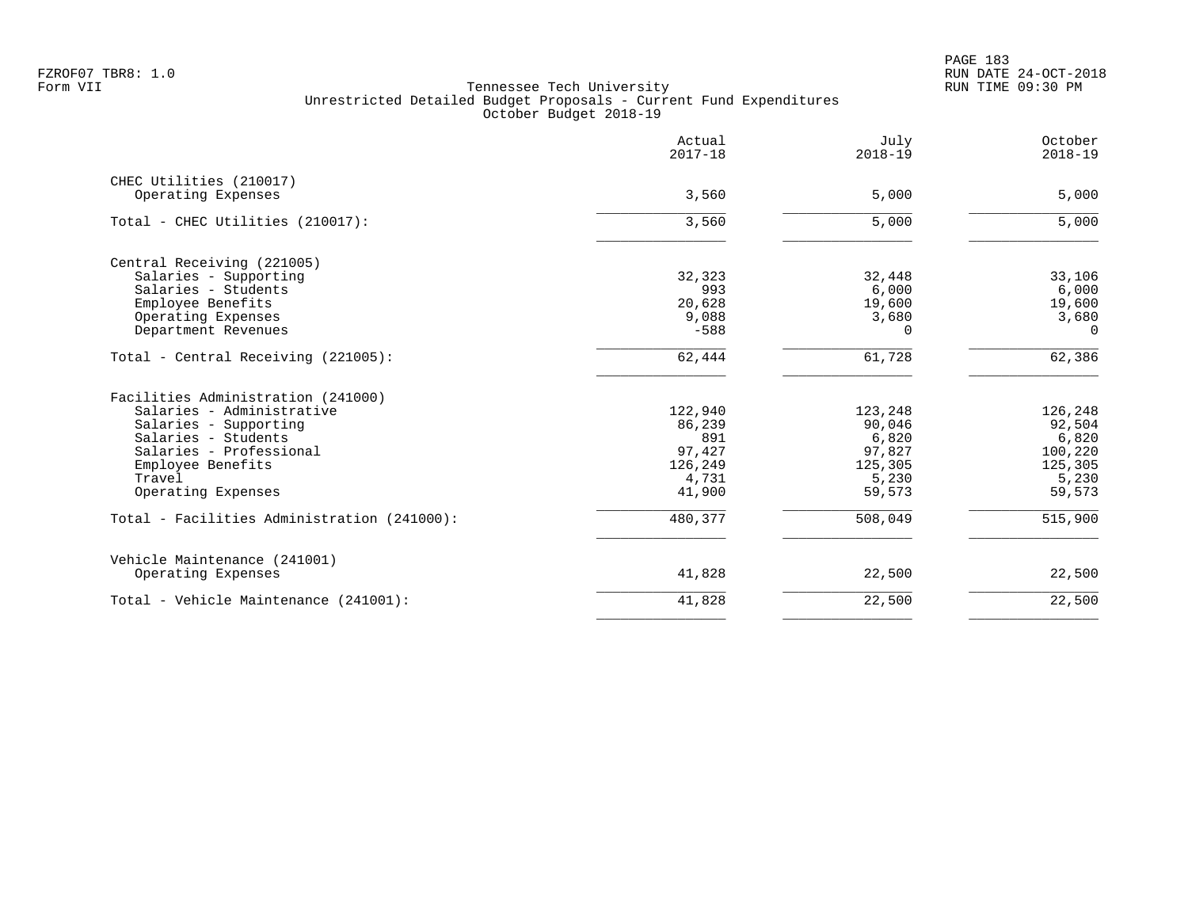Tennessee Tech University
Unrestricted Detailed Budget Proposals - Current Fund Expenditures
October Budget 2018-19

| | Actual 2017-18 | July 2018-19 | October 2018-19 |
|---|---|---|---|
| CHEC Utilities (210017) | | | |
| Operating Expenses | 3,560 | 5,000 | 5,000 |
| Total - CHEC Utilities (210017): | 3,560 | 5,000 | 5,000 |
| Central Receiving (221005) | | | |
| Salaries - Supporting | 32,323 | 32,448 | 33,106 |
| Salaries - Students | 993 | 6,000 | 6,000 |
| Employee Benefits | 20,628 | 19,600 | 19,600 |
| Operating Expenses | 9,088 | 3,680 | 3,680 |
| Department Revenues | -588 | 0 | 0 |
| Total - Central Receiving (221005): | 62,444 | 61,728 | 62,386 |
| Facilities Administration (241000) | | | |
| Salaries - Administrative | 122,940 | 123,248 | 126,248 |
| Salaries - Supporting | 86,239 | 90,046 | 92,504 |
| Salaries - Students | 891 | 6,820 | 6,820 |
| Salaries - Professional | 97,427 | 97,827 | 100,220 |
| Employee Benefits | 126,249 | 125,305 | 125,305 |
| Travel | 4,731 | 5,230 | 5,230 |
| Operating Expenses | 41,900 | 59,573 | 59,573 |
| Total - Facilities Administration (241000): | 480,377 | 508,049 | 515,900 |
| Vehicle Maintenance (241001) | | | |
| Operating Expenses | 41,828 | 22,500 | 22,500 |
| Total - Vehicle Maintenance (241001): | 41,828 | 22,500 | 22,500 |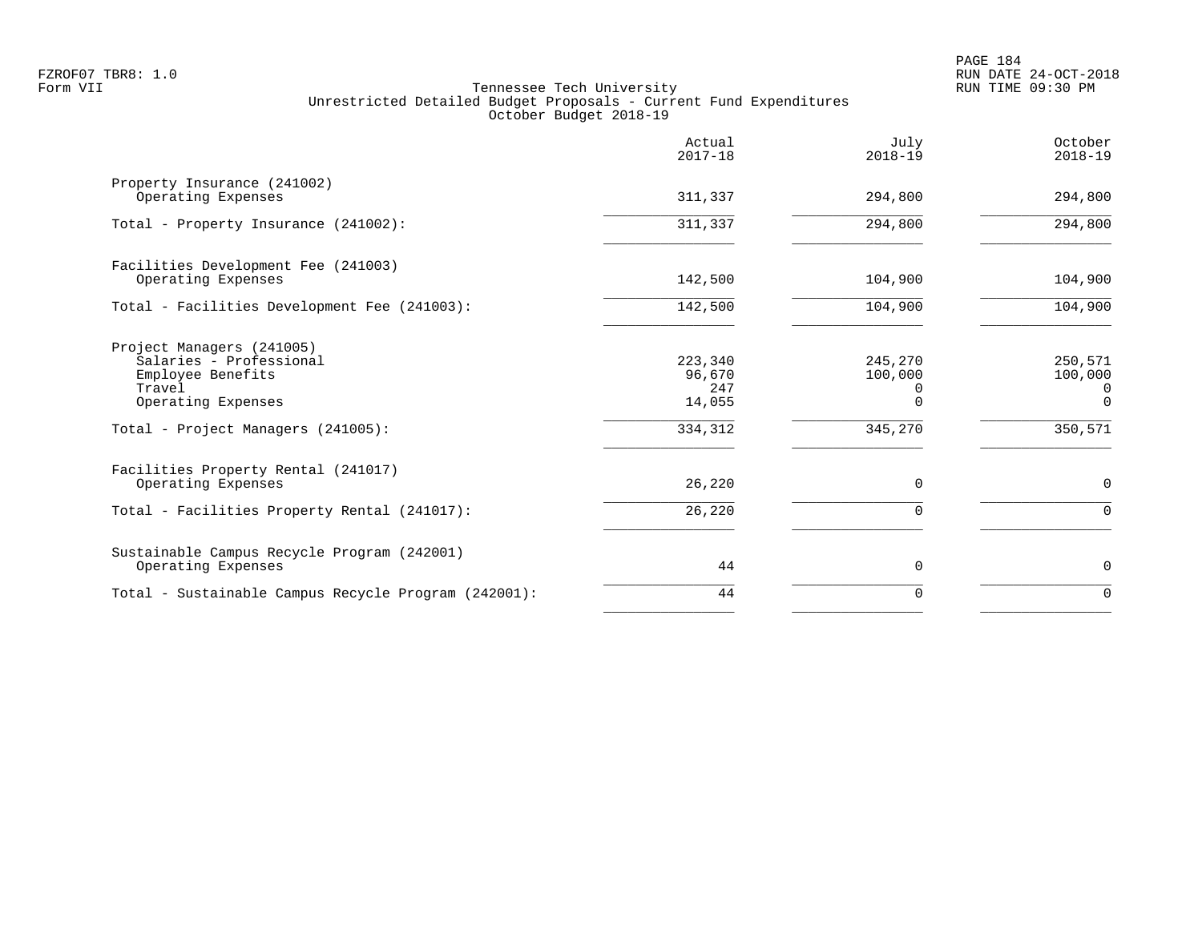FZROF07 TBR8: 1.0
Form VII

Tennessee Tech University
Unrestricted Detailed Budget Proposals - Current Fund Expenditures
October Budget 2018-19

RUN DATE 24-OCT-2018
RUN TIME 09:30 PM

| | Actual 2017-18 | July 2018-19 | October 2018-19 |
|---|---|---|---|
| **Property Insurance (241002)** | | | |
| Operating Expenses | 311,337 | 294,800 | 294,800 |
| Total - Property Insurance (241002): | 311,337 | 294,800 | 294,800 |
| **Facilities Development Fee (241003)** | | | |
| Operating Expenses | 142,500 | 104,900 | 104,900 |
| Total - Facilities Development Fee (241003): | 142,500 | 104,900 | 104,900 |
| **Project Managers (241005)** | | | |
| Salaries - Professional | 223,340 | 245,270 | 250,571 |
| Employee Benefits | 96,670 | 100,000 | 100,000 |
| Travel | 247 | 0 | 0 |
| Operating Expenses | 14,055 | 0 | 0 |
| Total - Project Managers (241005): | 334,312 | 345,270 | 350,571 |
| **Facilities Property Rental (241017)** | | | |
| Operating Expenses | 26,220 | 0 | 0 |
| Total - Facilities Property Rental (241017): | 26,220 | 0 | 0 |
| **Sustainable Campus Recycle Program (242001)** | | | |
| Operating Expenses | 44 | 0 | 0 |
| Total - Sustainable Campus Recycle Program (242001): | 44 | 0 | 0 |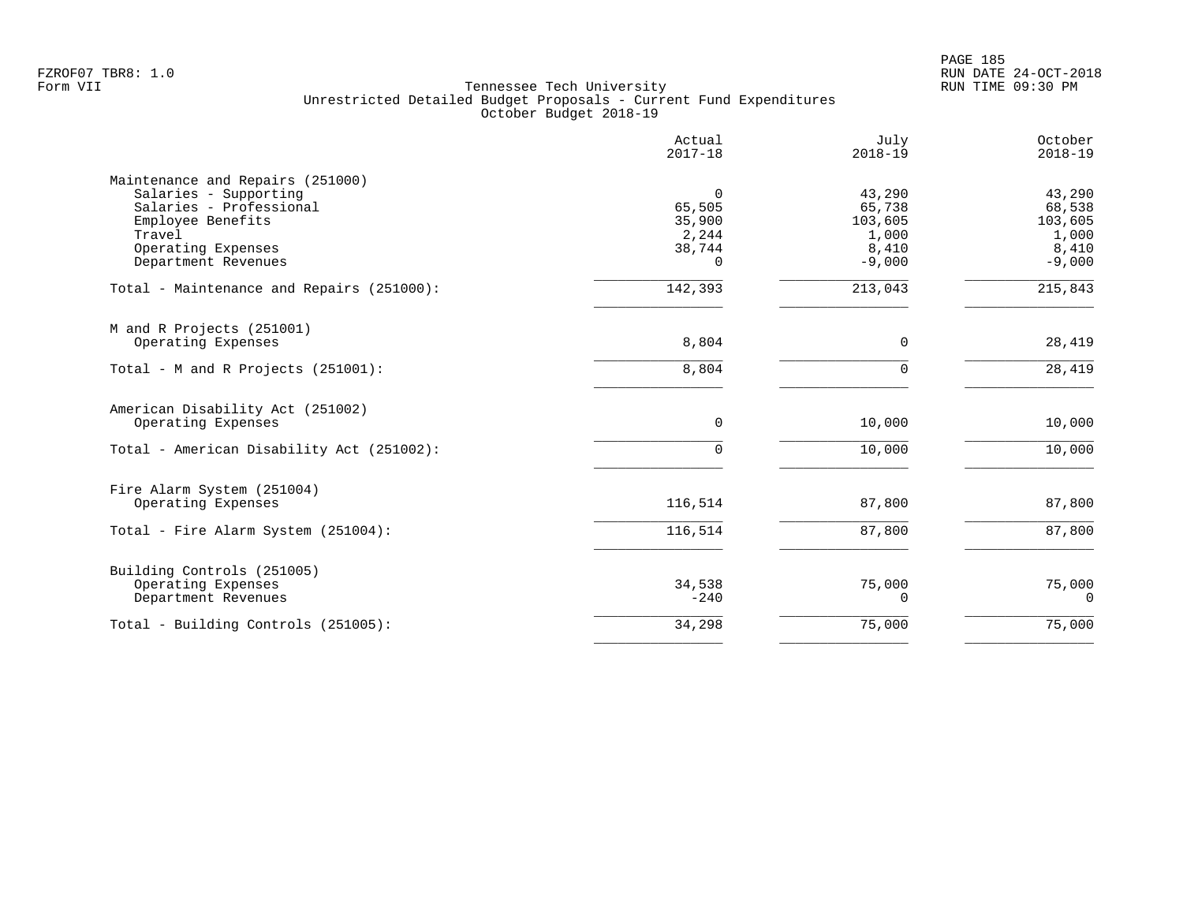Tennessee Tech University
Unrestricted Detailed Budget Proposals - Current Fund Expenditures
October Budget 2018-19

|  | Actual 2017-18 | July 2018-19 | October 2018-19 |
|---|---|---|---|
| **Maintenance and Repairs (251000)** | | | |
| Salaries - Supporting | 0 | 43,290 | 43,290 |
| Salaries - Professional | 65,505 | 65,738 | 68,538 |
| Employee Benefits | 35,900 | 103,605 | 103,605 |
| Travel | 2,244 | 1,000 | 1,000 |
| Operating Expenses | 38,744 | 8,410 | 8,410 |
| Department Revenues | 0 | -9,000 | -9,000 |
| Total - Maintenance and Repairs (251000): | 142,393 | 213,043 | 215,843 |
| **M and R Projects (251001)** | | | |
| Operating Expenses | 8,804 | 0 | 28,419 |
| Total - M and R Projects (251001): | 8,804 | 0 | 28,419 |
| **American Disability Act (251002)** | | | |
| Operating Expenses | 0 | 10,000 | 10,000 |
| Total - American Disability Act (251002): | 0 | 10,000 | 10,000 |
| **Fire Alarm System (251004)** | | | |
| Operating Expenses | 116,514 | 87,800 | 87,800 |
| Total - Fire Alarm System (251004): | 116,514 | 87,800 | 87,800 |
| **Building Controls (251005)** | | | |
| Operating Expenses | 34,538 | 75,000 | 75,000 |
| Department Revenues | -240 | 0 | 0 |
| Total - Building Controls (251005): | 34,298 | 75,000 | 75,000 |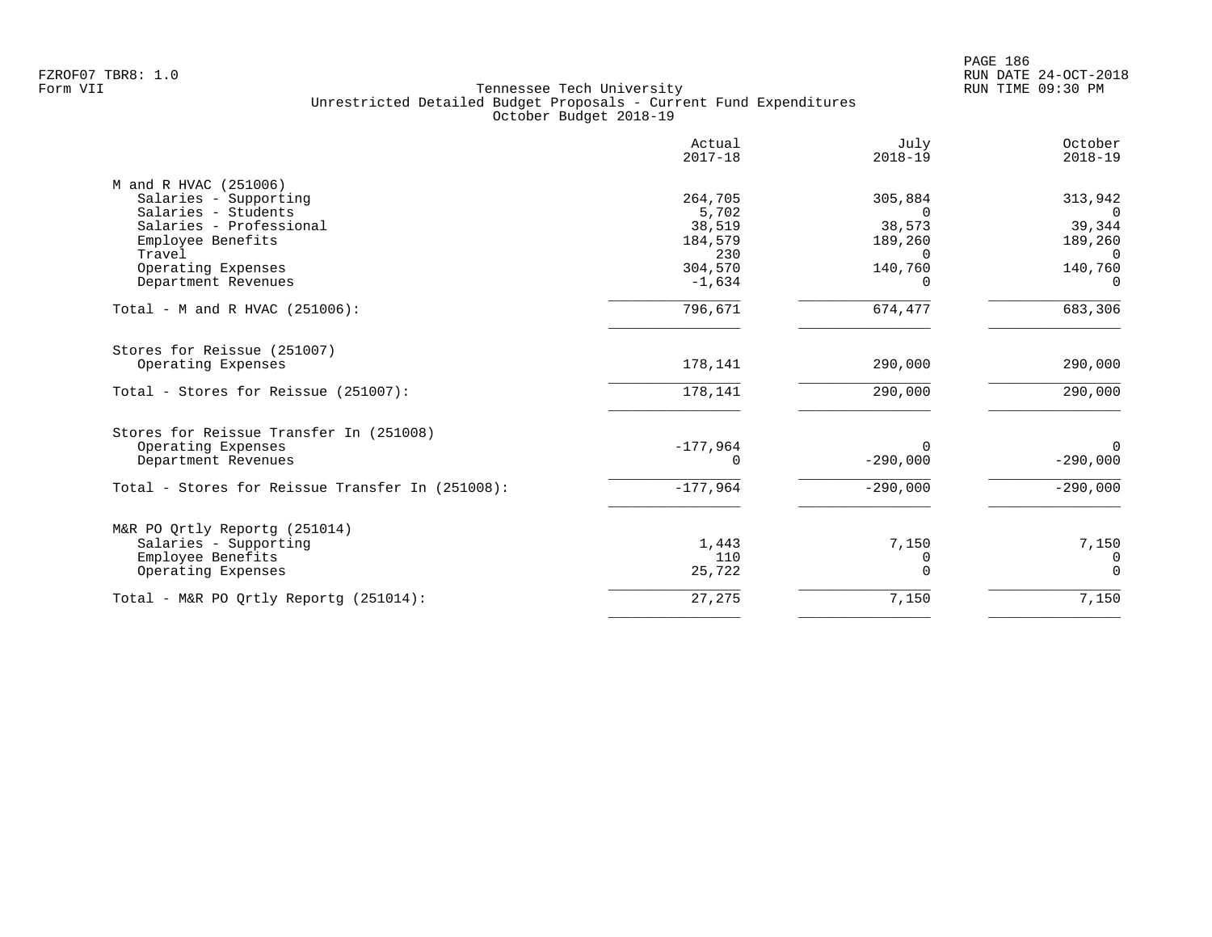Tennessee Tech University
Unrestricted Detailed Budget Proposals - Current Fund Expenditures
October Budget 2018-19

| | Actual 2017-18 | July 2018-19 | October 2018-19 |
|---|---|---|---|
| **M and R HVAC (251006)** | | | |
| Salaries - Supporting | 264,705 | 305,884 | 313,942 |
| Salaries - Students | 5,702 | 0 | 0 |
| Salaries - Professional | 38,519 | 38,573 | 39,344 |
| Employee Benefits | 184,579 | 189,260 | 189,260 |
| Travel | 230 | 0 | 0 |
| Operating Expenses | 304,570 | 140,760 | 140,760 |
| Department Revenues | -1,634 | 0 | 0 |
| Total - M and R HVAC (251006): | 796,671 | 674,477 | 683,306 |
| **Stores for Reissue (251007)** | | | |
| Operating Expenses | 178,141 | 290,000 | 290,000 |
| Total - Stores for Reissue (251007): | 178,141 | 290,000 | 290,000 |
| **Stores for Reissue Transfer In (251008)** | | | |
| Operating Expenses | -177,964 | 0 | 0 |
| Department Revenues | 0 | -290,000 | -290,000 |
| Total - Stores for Reissue Transfer In (251008): | -177,964 | -290,000 | -290,000 |
| **M&R PO Qrtly Reportg (251014)** | | | |
| Salaries - Supporting | 1,443 | 7,150 | 7,150 |
| Employee Benefits | 110 | 0 | 0 |
| Operating Expenses | 25,722 | 0 | 0 |
| Total - M&R PO Qrtly Reportg (251014): | 27,275 | 7,150 | 7,150 |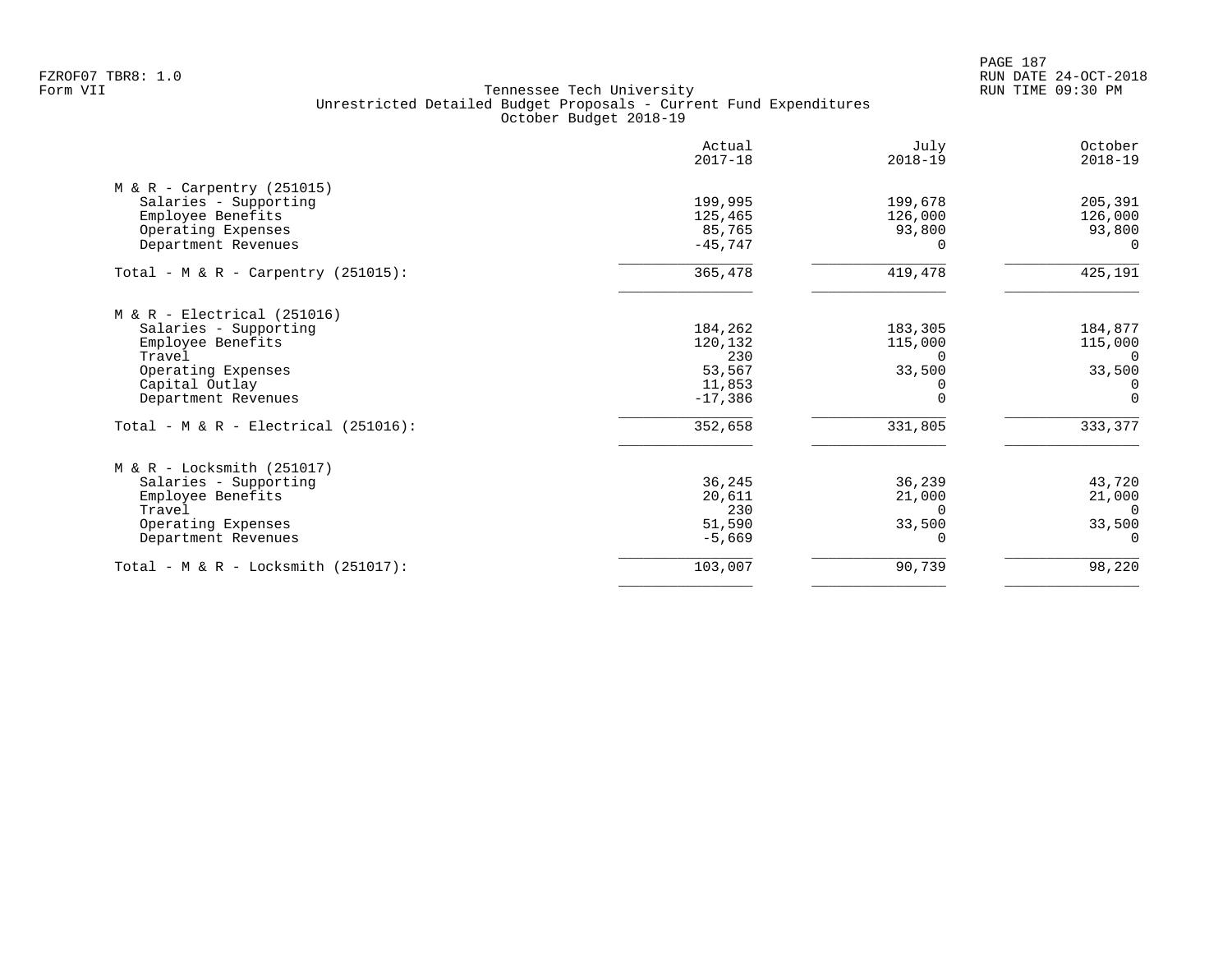FZROF07 TBR8: 1.0
Form VII

Tennessee Tech University
Unrestricted Detailed Budget Proposals - Current Fund Expenditures
October Budget 2018-19

RUN DATE 24-OCT-2018
RUN TIME 09:30 PM

| | Actual 2017-18 | July 2018-19 | October 2018-19 |
|---|---|---|---|
| **M & R - Carpentry (251015)** | | | |
| Salaries - Supporting | 199,995 | 199,678 | 205,391 |
| Employee Benefits | 125,465 | 126,000 | 126,000 |
| Operating Expenses | 85,765 | 93,800 | 93,800 |
| Department Revenues | -45,747 | 0 | 0 |
| Total - M & R - Carpentry (251015): | 365,478 | 419,478 | 425,191 |
| **M & R - Electrical (251016)** | | | |
| Salaries - Supporting | 184,262 | 183,305 | 184,877 |
| Employee Benefits | 120,132 | 115,000 | 115,000 |
| Travel | 230 | 0 | 0 |
| Operating Expenses | 53,567 | 33,500 | 33,500 |
| Capital Outlay | 11,853 | 0 | 0 |
| Department Revenues | -17,386 | 0 | 0 |
| Total - M & R - Electrical (251016): | 352,658 | 331,805 | 333,377 |
| **M & R - Locksmith (251017)** | | | |
| Salaries - Supporting | 36,245 | 36,239 | 43,720 |
| Employee Benefits | 20,611 | 21,000 | 21,000 |
| Travel | 230 | 0 | 0 |
| Operating Expenses | 51,590 | 33,500 | 33,500 |
| Department Revenues | -5,669 | 0 | 0 |
| Total - M & R - Locksmith (251017): | 103,007 | 90,739 | 98,220 |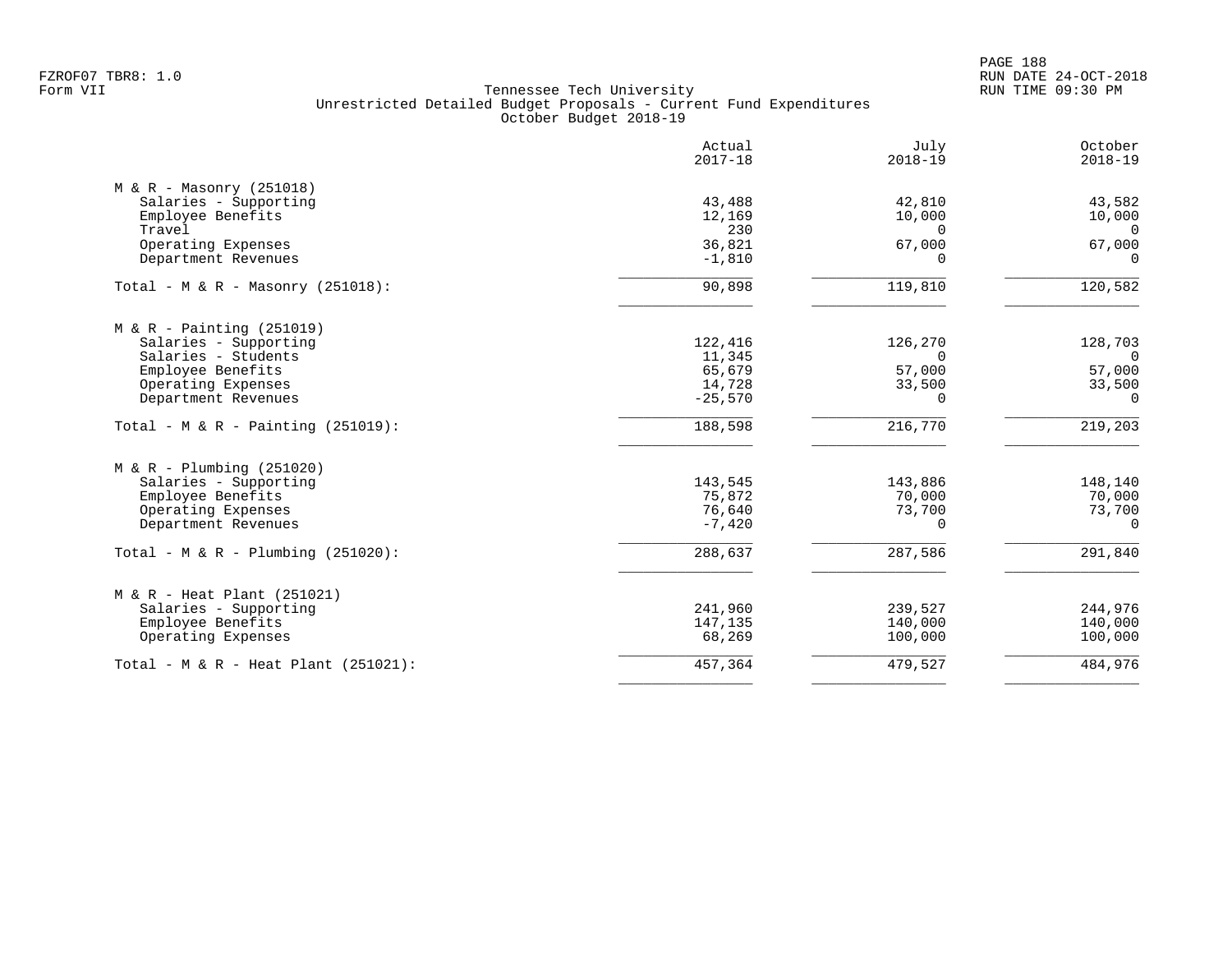FZROF07 TBR8: 1.0
Form VII

Tennessee Tech University
Unrestricted Detailed Budget Proposals - Current Fund Expenditures
October Budget 2018-19

RUN DATE 24-OCT-2018
RUN TIME 09:30 PM

| | Actual 2017-18 | July 2018-19 | October 2018-19 |
|---|---|---|---|
| **M & R - Masonry (251018)** | | | |
| Salaries - Supporting | 43,488 | 42,810 | 43,582 |
| Employee Benefits | 12,169 | 10,000 | 10,000 |
| Travel | 230 | 0 | 0 |
| Operating Expenses | 36,821 | 67,000 | 67,000 |
| Department Revenues | -1,810 | 0 | 0 |
| Total - M & R - Masonry (251018): | 90,898 | 119,810 | 120,582 |
| **M & R - Painting (251019)** | | | |
| Salaries - Supporting | 122,416 | 126,270 | 128,703 |
| Salaries - Students | 11,345 | 0 | 0 |
| Employee Benefits | 65,679 | 57,000 | 57,000 |
| Operating Expenses | 14,728 | 33,500 | 33,500 |
| Department Revenues | -25,570 | 0 | 0 |
| Total - M & R - Painting (251019): | 188,598 | 216,770 | 219,203 |
| **M & R - Plumbing (251020)** | | | |
| Salaries - Supporting | 143,545 | 143,886 | 148,140 |
| Employee Benefits | 75,872 | 70,000 | 70,000 |
| Operating Expenses | 76,640 | 73,700 | 73,700 |
| Department Revenues | -7,420 | 0 | 0 |
| Total - M & R - Plumbing (251020): | 288,637 | 287,586 | 291,840 |
| **M & R - Heat Plant (251021)** | | | |
| Salaries - Supporting | 241,960 | 239,527 | 244,976 |
| Employee Benefits | 147,135 | 140,000 | 140,000 |
| Operating Expenses | 68,269 | 100,000 | 100,000 |
| Total - M & R - Heat Plant (251021): | 457,364 | 479,527 | 484,976 |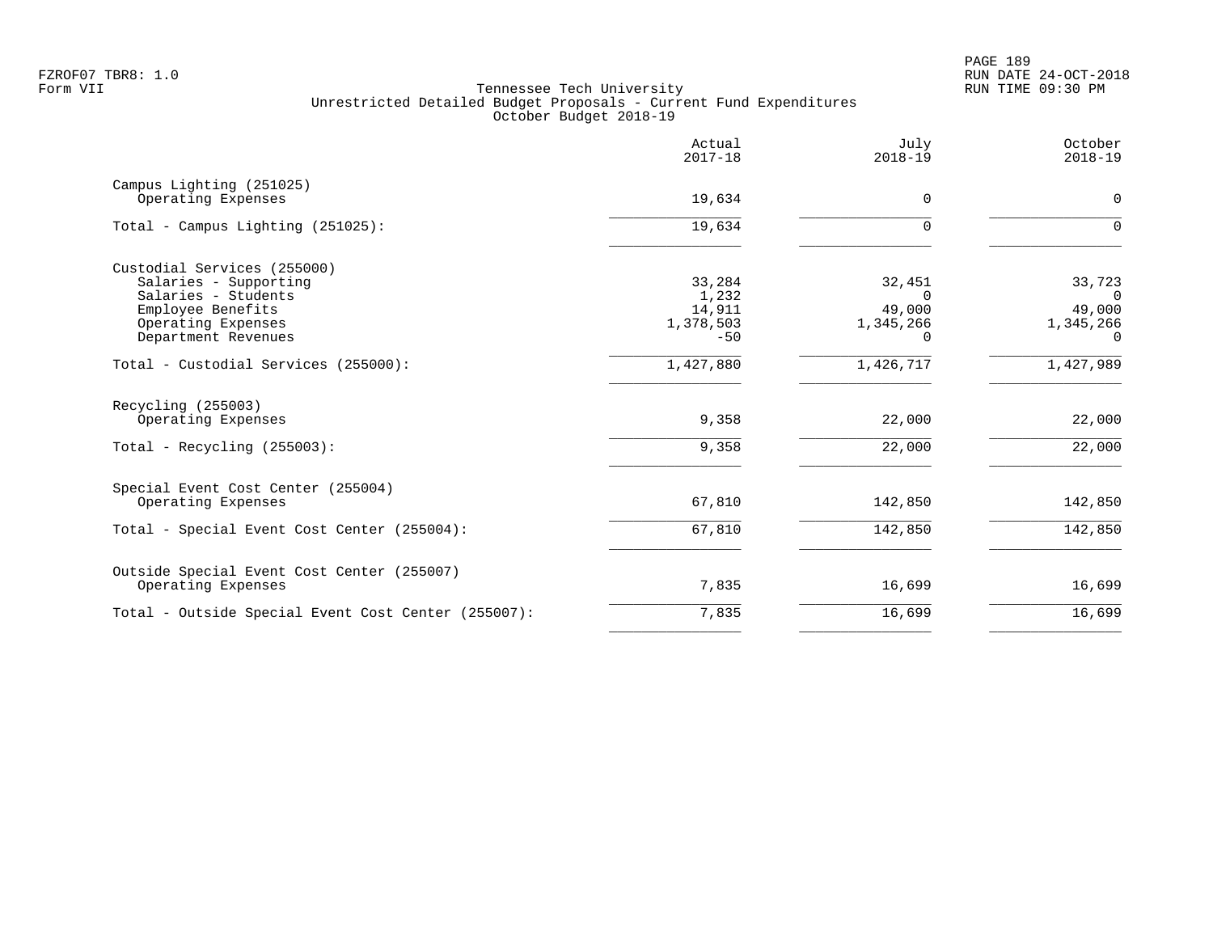Tennessee Tech University
Unrestricted Detailed Budget Proposals - Current Fund Expenditures
October Budget 2018-19

|  | Actual 2017-18 | July 2018-19 | October 2018-19 |
|---|---|---|---|
| Campus Lighting (251025) |  |  |  |
| Operating Expenses | 19,634 | 0 | 0 |
| Total - Campus Lighting (251025): | 19,634 | 0 | 0 |
| Custodial Services (255000) |  |  |  |
| Salaries - Supporting | 33,284 | 32,451 | 33,723 |
| Salaries - Students | 1,232 | 0 | 0 |
| Employee Benefits | 14,911 | 49,000 | 49,000 |
| Operating Expenses | 1,378,503 | 1,345,266 | 1,345,266 |
| Department Revenues | -50 | 0 | 0 |
| Total - Custodial Services (255000): | 1,427,880 | 1,426,717 | 1,427,989 |
| Recycling (255003) |  |  |  |
| Operating Expenses | 9,358 | 22,000 | 22,000 |
| Total - Recycling (255003): | 9,358 | 22,000 | 22,000 |
| Special Event Cost Center (255004) |  |  |  |
| Operating Expenses | 67,810 | 142,850 | 142,850 |
| Total - Special Event Cost Center (255004): | 67,810 | 142,850 | 142,850 |
| Outside Special Event Cost Center (255007) |  |  |  |
| Operating Expenses | 7,835 | 16,699 | 16,699 |
| Total - Outside Special Event Cost Center (255007): | 7,835 | 16,699 | 16,699 |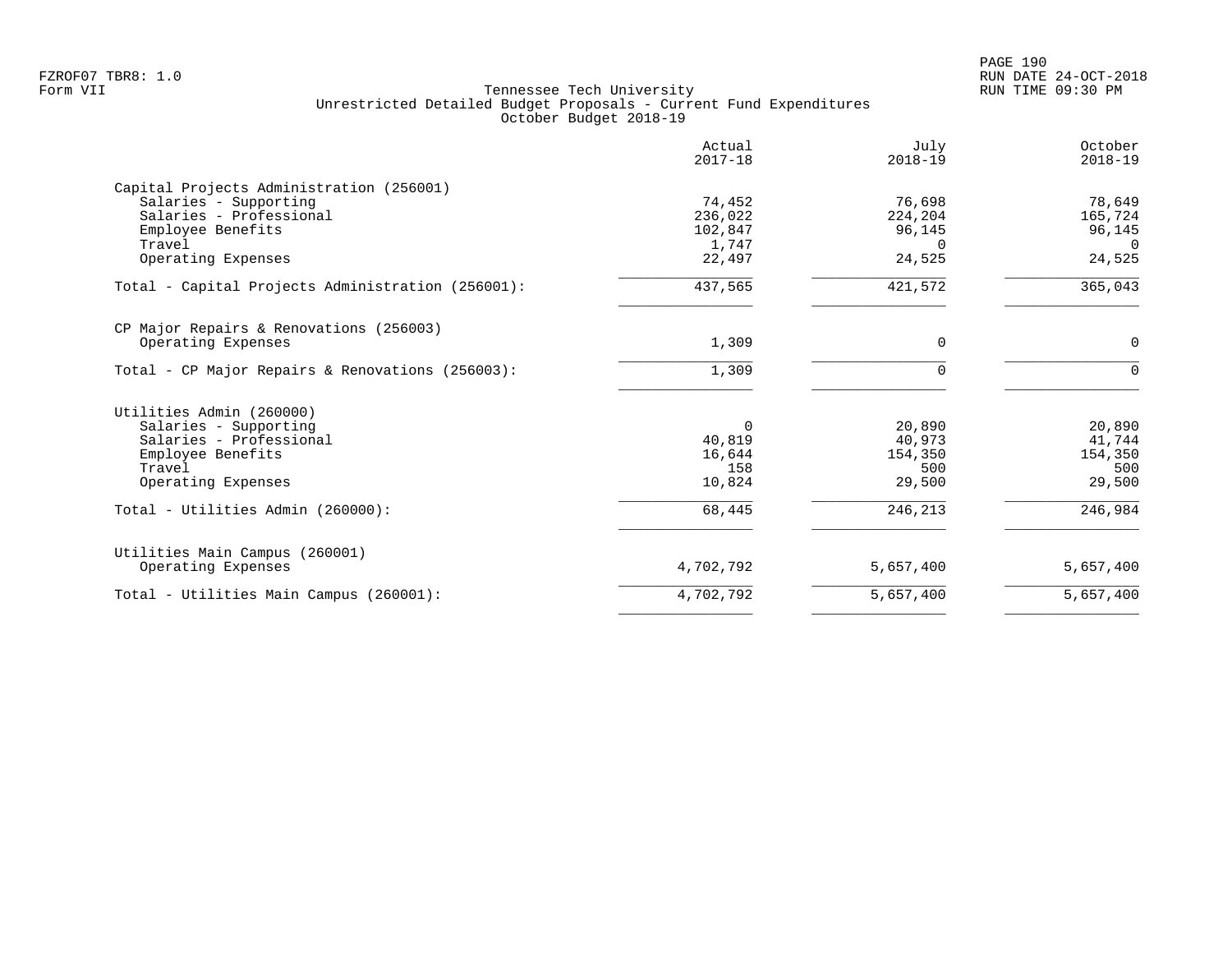Tennessee Tech University
Unrestricted Detailed Budget Proposals - Current Fund Expenditures
October Budget 2018-19

| | Actual 2017-18 | July 2018-19 | October 2018-19 |
|---|---|---|---|
| **Capital Projects Administration (256001)** | | | |
| Salaries - Supporting | 74,452 | 76,698 | 78,649 |
| Salaries - Professional | 236,022 | 224,204 | 165,724 |
| Employee Benefits | 102,847 | 96,145 | 96,145 |
| Travel | 1,747 | 0 | 0 |
| Operating Expenses | 22,497 | 24,525 | 24,525 |
| Total - Capital Projects Administration (256001): | 437,565 | 421,572 | 365,043 |
| **CP Major Repairs & Renovations (256003)** | | | |
| Operating Expenses | 1,309 | 0 | 0 |
| Total - CP Major Repairs & Renovations (256003): | 1,309 | 0 | 0 |
| **Utilities Admin (260000)** | | | |
| Salaries - Supporting | 0 | 20,890 | 20,890 |
| Salaries - Professional | 40,819 | 40,973 | 41,744 |
| Employee Benefits | 16,644 | 154,350 | 154,350 |
| Travel | 158 | 500 | 500 |
| Operating Expenses | 10,824 | 29,500 | 29,500 |
| Total - Utilities Admin (260000): | 68,445 | 246,213 | 246,984 |
| **Utilities Main Campus (260001)** | | | |
| Operating Expenses | 4,702,792 | 5,657,400 | 5,657,400 |
| Total - Utilities Main Campus (260001): | 4,702,792 | 5,657,400 | 5,657,400 |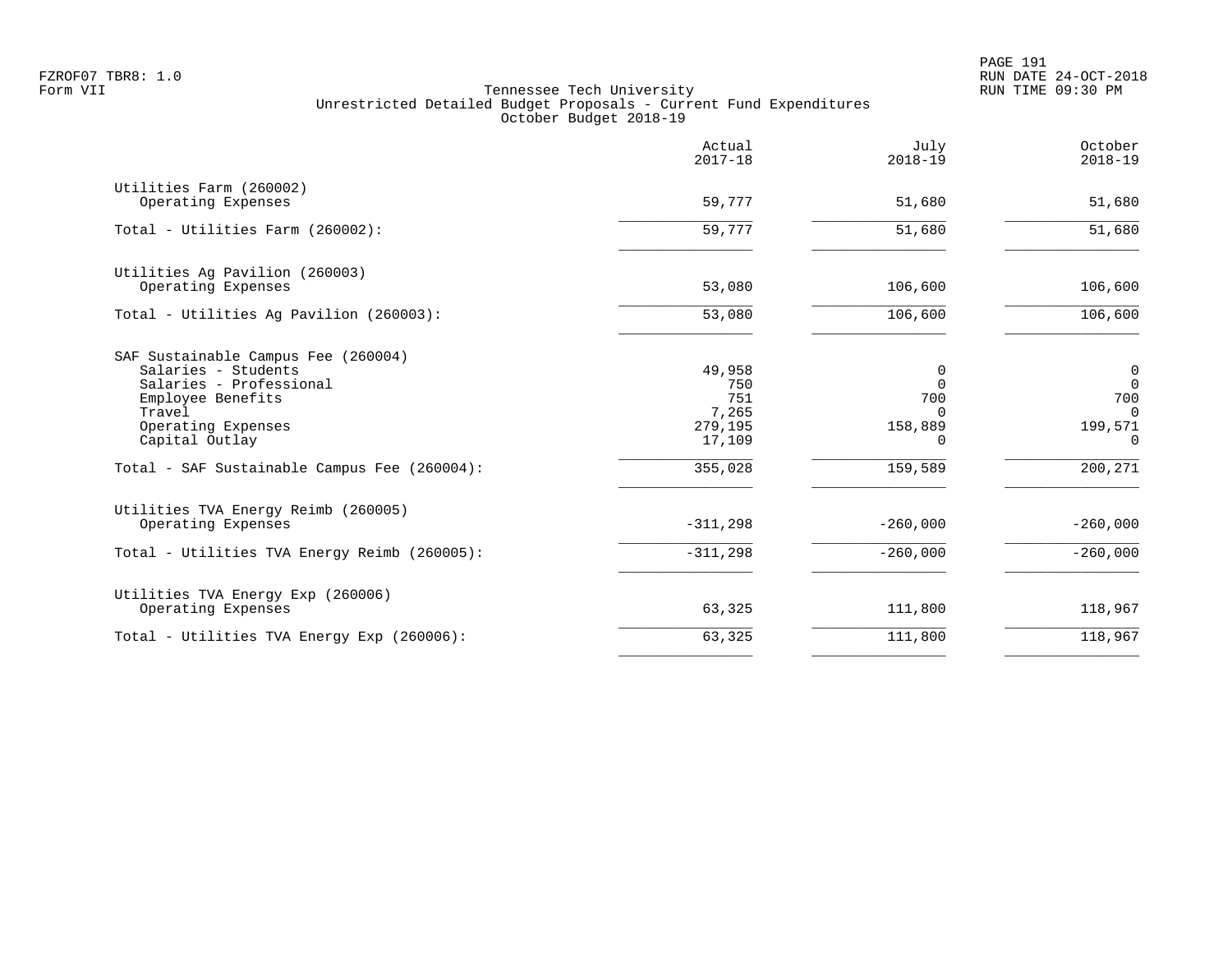Tennessee Tech University
Unrestricted Detailed Budget Proposals - Current Fund Expenditures
October Budget 2018-19

| | Actual 2017-18 | July 2018-19 | October 2018-19 |
|---|---|---|---|
| **Utilities Farm (260002)** | | | |
| Operating Expenses | 59,777 | 51,680 | 51,680 |
| Total - Utilities Farm (260002): | 59,777 | 51,680 | 51,680 |
| **Utilities Ag Pavilion (260003)** | | | |
| Operating Expenses | 53,080 | 106,600 | 106,600 |
| Total - Utilities Ag Pavilion (260003): | 53,080 | 106,600 | 106,600 |
| **SAF Sustainable Campus Fee (260004)** | | | |
| Salaries - Students | 49,958 | 0 | 0 |
| Salaries - Professional | 750 | 0 | 0 |
| Employee Benefits | 751 | 700 | 700 |
| Travel | 7,265 | 0 | 0 |
| Operating Expenses | 279,195 | 158,889 | 199,571 |
| Capital Outlay | 17,109 | 0 | 0 |
| Total - SAF Sustainable Campus Fee (260004): | 355,028 | 159,589 | 200,271 |
| **Utilities TVA Energy Reimb (260005)** | | | |
| Operating Expenses | -311,298 | -260,000 | -260,000 |
| Total - Utilities TVA Energy Reimb (260005): | -311,298 | -260,000 | -260,000 |
| **Utilities TVA Energy Exp (260006)** | | | |
| Operating Expenses | 63,325 | 111,800 | 118,967 |
| Total - Utilities TVA Energy Exp (260006): | 63,325 | 111,800 | 118,967 |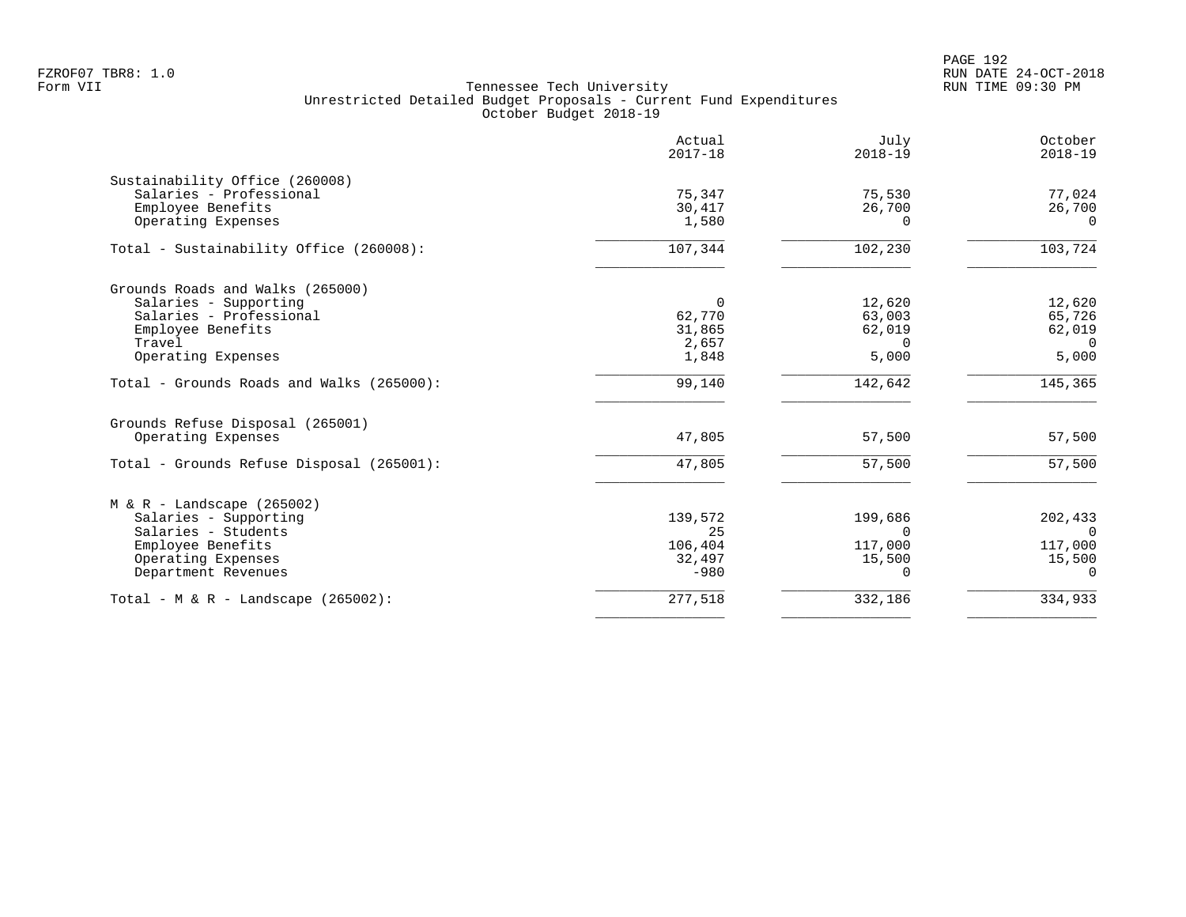FZROF07 TBR8: 1.0
Form VII

Tennessee Tech University
Unrestricted Detailed Budget Proposals - Current Fund Expenditures
October Budget 2018-19

RUN DATE 24-OCT-2018
RUN TIME 09:30 PM

| | Actual 2017-18 | July 2018-19 | October 2018-19 |
|---|---|---|---|
| **Sustainability Office (260008)** | | | |
| Salaries - Professional | 75,347 | 75,530 | 77,024 |
| Employee Benefits | 30,417 | 26,700 | 26,700 |
| Operating Expenses | 1,580 | 0 | 0 |
| Total - Sustainability Office (260008): | 107,344 | 102,230 | 103,724 |
| **Grounds Roads and Walks (265000)** | | | |
| Salaries - Supporting | 0 | 12,620 | 12,620 |
| Salaries - Professional | 62,770 | 63,003 | 65,726 |
| Employee Benefits | 31,865 | 62,019 | 62,019 |
| Travel | 2,657 | 0 | 0 |
| Operating Expenses | 1,848 | 5,000 | 5,000 |
| Total - Grounds Roads and Walks (265000): | 99,140 | 142,642 | 145,365 |
| **Grounds Refuse Disposal (265001)** | | | |
| Operating Expenses | 47,805 | 57,500 | 57,500 |
| Total - Grounds Refuse Disposal (265001): | 47,805 | 57,500 | 57,500 |
| **M & R - Landscape (265002)** | | | |
| Salaries - Supporting | 139,572 | 199,686 | 202,433 |
| Salaries - Students | 25 | 0 | 0 |
| Employee Benefits | 106,404 | 117,000 | 117,000 |
| Operating Expenses | 32,497 | 15,500 | 15,500 |
| Department Revenues | -980 | 0 | 0 |
| Total - M & R - Landscape (265002): | 277,518 | 332,186 | 334,933 |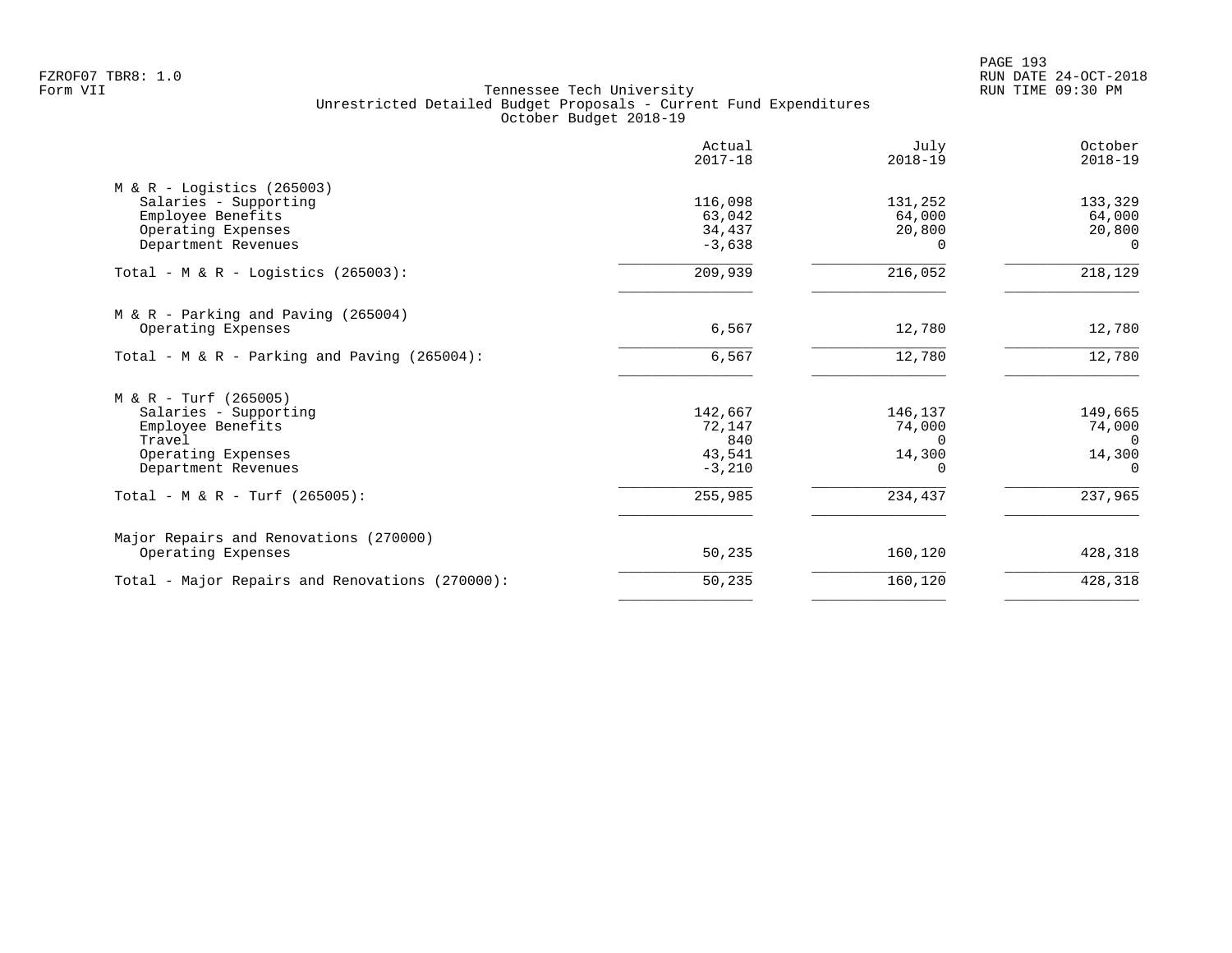Tennessee Tech University
Unrestricted Detailed Budget Proposals - Current Fund Expenditures
October Budget 2018-19

| | Actual 2017-18 | July 2018-19 | October 2018-19 |
|---|---|---|---|
| M & R - Logistics (265003) | | | |
| Salaries - Supporting | 116,098 | 131,252 | 133,329 |
| Employee Benefits | 63,042 | 64,000 | 64,000 |
| Operating Expenses | 34,437 | 20,800 | 20,800 |
| Department Revenues | -3,638 | 0 | 0 |
| Total - M & R - Logistics (265003): | 209,939 | 216,052 | 218,129 |
| M & R - Parking and Paving (265004) | | | |
| Operating Expenses | 6,567 | 12,780 | 12,780 |
| Total - M & R - Parking and Paving (265004): | 6,567 | 12,780 | 12,780 |
| M & R - Turf (265005) | | | |
| Salaries - Supporting | 142,667 | 146,137 | 149,665 |
| Employee Benefits | 72,147 | 74,000 | 74,000 |
| Travel | 840 | 0 | 0 |
| Operating Expenses | 43,541 | 14,300 | 14,300 |
| Department Revenues | -3,210 | 0 | 0 |
| Total - M & R - Turf (265005): | 255,985 | 234,437 | 237,965 |
| Major Repairs and Renovations (270000) | | | |
| Operating Expenses | 50,235 | 160,120 | 428,318 |
| Total - Major Repairs and Renovations (270000): | 50,235 | 160,120 | 428,318 |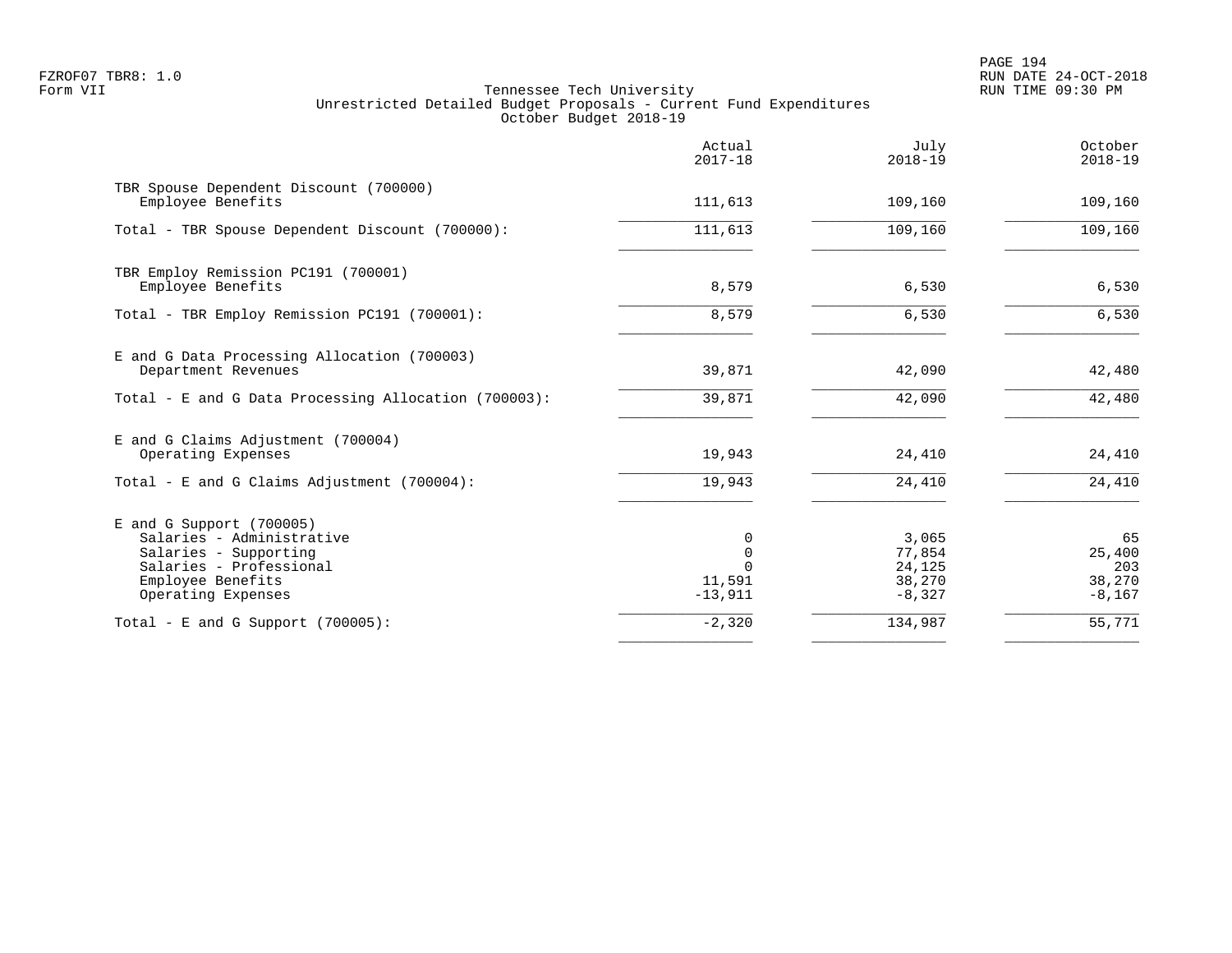FZROF07 TBR8: 1.0
Form VII

Tennessee Tech University
Unrestricted Detailed Budget Proposals - Current Fund Expenditures
October Budget 2018-19

RUN DATE 24-OCT-2018
RUN TIME 09:30 PM

| | Actual 2017-18 | July 2018-19 | October 2018-19 |
|---|---|---|---|
| TBR Spouse Dependent Discount (700000) | | | |
| Employee Benefits | 111,613 | 109,160 | 109,160 |
| Total - TBR Spouse Dependent Discount (700000): | 111,613 | 109,160 | 109,160 |
| TBR Employ Remission PC191 (700001) | | | |
| Employee Benefits | 8,579 | 6,530 | 6,530 |
| Total - TBR Employ Remission PC191 (700001): | 8,579 | 6,530 | 6,530 |
| E and G Data Processing Allocation (700003) | | | |
| Department Revenues | 39,871 | 42,090 | 42,480 |
| Total - E and G Data Processing Allocation (700003): | 39,871 | 42,090 | 42,480 |
| E and G Claims Adjustment (700004) | | | |
| Operating Expenses | 19,943 | 24,410 | 24,410 |
| Total - E and G Claims Adjustment (700004): | 19,943 | 24,410 | 24,410 |
| E and G Support (700005) | | | |
| Salaries - Administrative | 0 | 3,065 | 65 |
| Salaries - Supporting | 0 | 77,854 | 25,400 |
| Salaries - Professional | 0 | 24,125 | 203 |
| Employee Benefits | 11,591 | 38,270 | 38,270 |
| Operating Expenses | -13,911 | -8,327 | -8,167 |
| Total - E and G Support (700005): | -2,320 | 134,987 | 55,771 |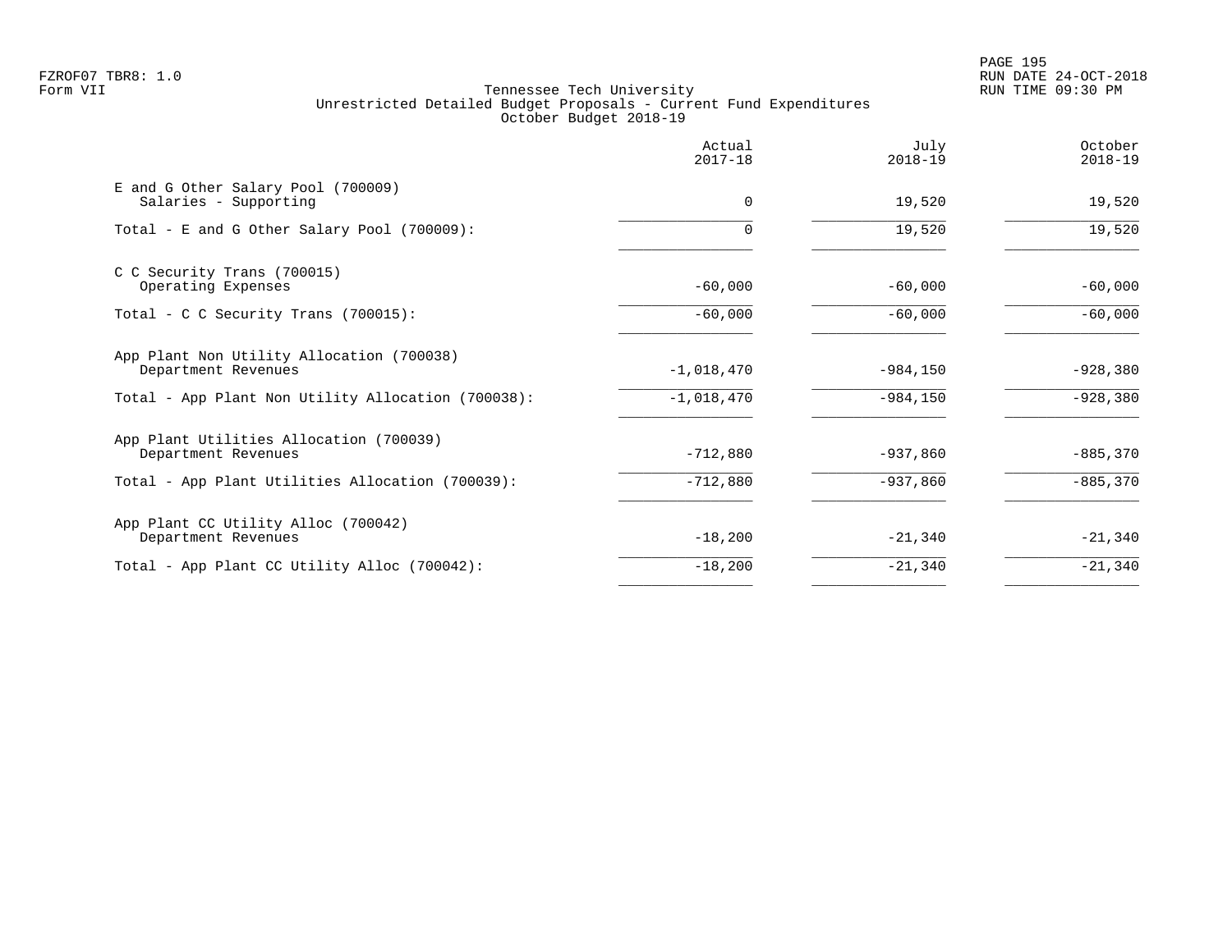FZROF07 TBR8: 1.0
Form VII

# Tennessee Tech University
## Unrestricted Detailed Budget Proposals - Current Fund Expenditures
### October Budget 2018-19

| | Actual 2017-18 | July 2018-19 | October 2018-19 |
|---|---|---|---|
| **E and G Other Salary Pool (700009)** | | | |
| Salaries - Supporting | 0 | 19,520 | 19,520 |
| Total - E and G Other Salary Pool (700009): | 0 | 19,520 | 19,520 |
| **C C Security Trans (700015)** | | | |
| Operating Expenses | -60,000 | -60,000 | -60,000 |
| Total - C C Security Trans (700015): | -60,000 | -60,000 | -60,000 |
| **App Plant Non Utility Allocation (700038)** | | | |
| Department Revenues | -1,018,470 | -984,150 | -928,380 |
| Total - App Plant Non Utility Allocation (700038): | -1,018,470 | -984,150 | -928,380 |
| **App Plant Utilities Allocation (700039)** | | | |
| Department Revenues | -712,880 | -937,860 | -885,370 |
| Total - App Plant Utilities Allocation (700039): | -712,880 | -937,860 | -885,370 |
| **App Plant CC Utility Alloc (700042)** | | | |
| Department Revenues | -18,200 | -21,340 | -21,340 |
| Total - App Plant CC Utility Alloc (700042): | -18,200 | -21,340 | -21,340 |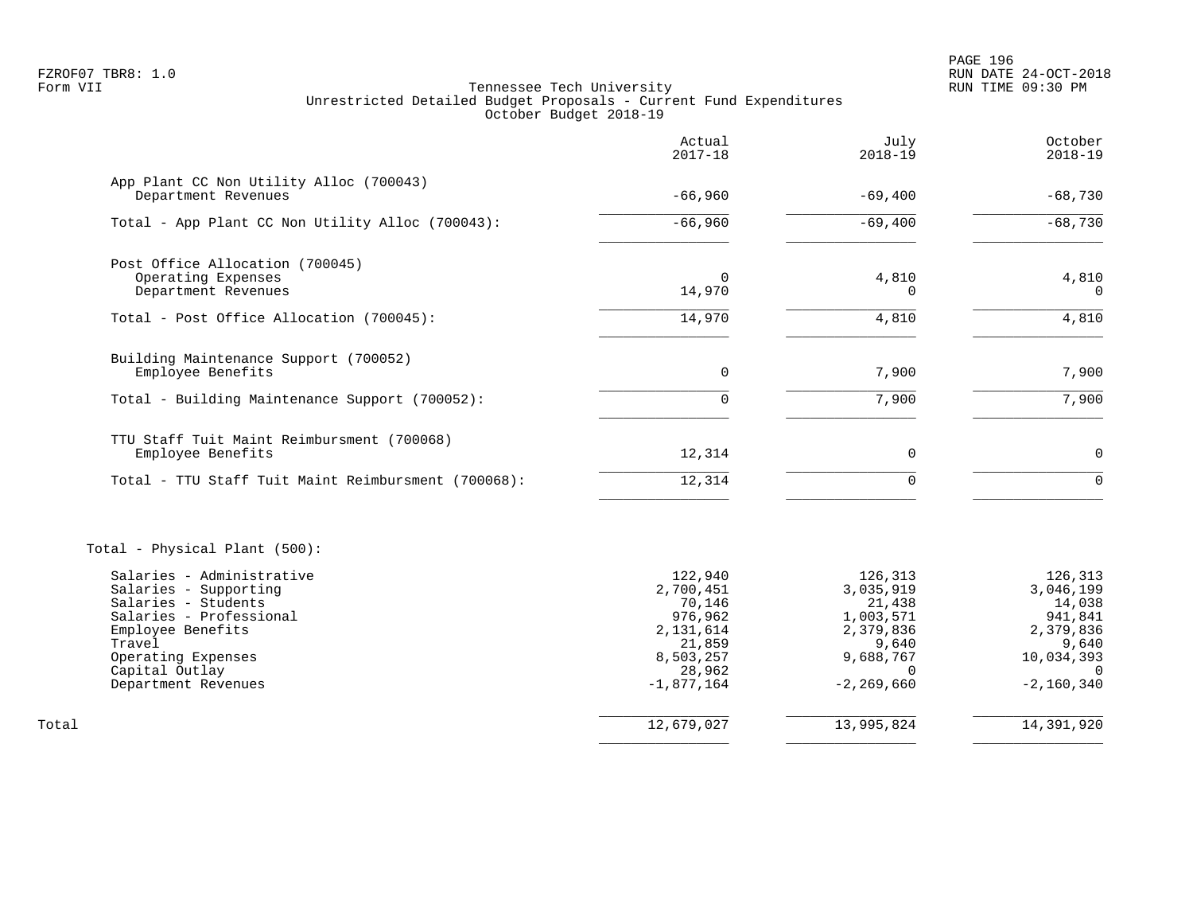FZROF07 TBR8: 1.0
Form VII

Tennessee Tech University
Unrestricted Detailed Budget Proposals - Current Fund Expenditures
October Budget 2018-19

| | Actual 2017-18 | July 2018-19 | October 2018-19 |
|---|---|---|---|
| **App Plant CC Non Utility Alloc (700043)** | | | |
| Department Revenues | -66,960 | -69,400 | -68,730 |
| Total - App Plant CC Non Utility Alloc (700043): | -66,960 | -69,400 | -68,730 |
| **Post Office Allocation (700045)** | | | |
| Operating Expenses | 0 | 4,810 | 4,810 |
| Department Revenues | 14,970 | 0 | 0 |
| Total - Post Office Allocation (700045): | 14,970 | 4,810 | 4,810 |
| **Building Maintenance Support (700052)** | | | |
| Employee Benefits | 0 | 7,900 | 7,900 |
| Total - Building Maintenance Support (700052): | 0 | 7,900 | 7,900 |
| **TTU Staff Tuit Maint Reimbursment (700068)** | | | |
| Employee Benefits | 12,314 | 0 | 0 |
| Total - TTU Staff Tuit Maint Reimbursment (700068): | 12,314 | 0 | 0 |
| **Total - Physical Plant (500):** | | | |
| Salaries - Administrative | 122,940 | 126,313 | 126,313 |
| Salaries - Supporting | 2,700,451 | 3,035,919 | 3,046,199 |
| Salaries - Students | 70,146 | 21,438 | 14,038 |
| Salaries - Professional | 976,962 | 1,003,571 | 941,841 |
| Employee Benefits | 2,131,614 | 2,379,836 | 2,379,836 |
| Travel | 21,859 | 9,640 | 9,640 |
| Operating Expenses | 8,503,257 | 9,688,767 | 10,034,393 |
| Capital Outlay | 28,962 | 0 | 0 |
| Department Revenues | -1,877,164 | -2,269,660 | -2,160,340 |
| **Total** | 12,679,027 | 13,995,824 | 14,391,920 |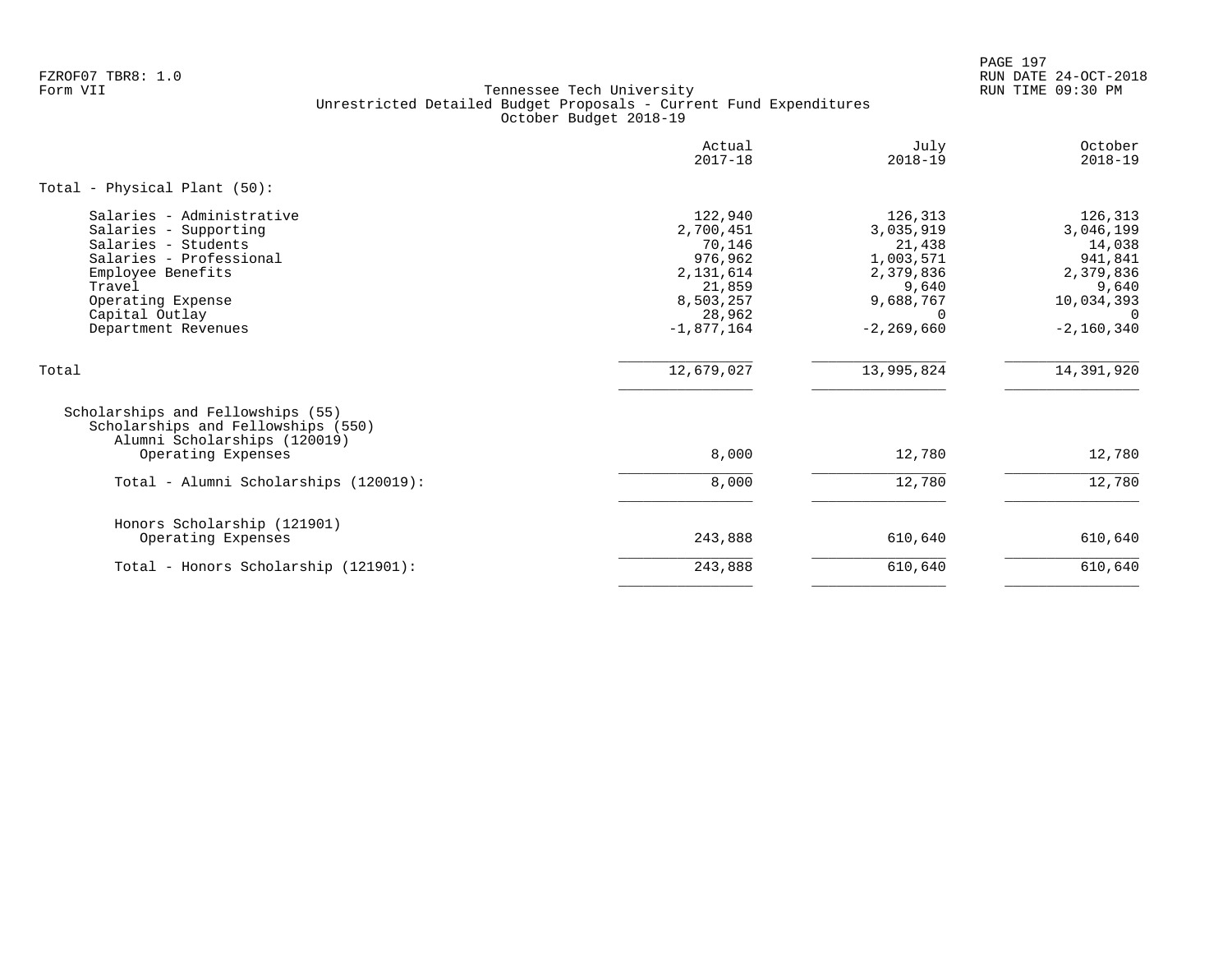FZROF07 TBR8: 1.0
Form VII

Tennessee Tech University
Unrestricted Detailed Budget Proposals - Current Fund Expenditures
October Budget 2018-19

RUN DATE 24-OCT-2018
RUN TIME 09:30 PM

| | Actual 2017-18 | July 2018-19 | October 2018-19 |
|---|---|---|---|
| **Total - Physical Plant (50):** | | | |
| Salaries - Administrative | 122,940 | 126,313 | 126,313 |
| Salaries - Supporting | 2,700,451 | 3,035,919 | 3,046,199 |
| Salaries - Students | 70,146 | 21,438 | 14,038 |
| Salaries - Professional | 976,962 | 1,003,571 | 941,841 |
| Employee Benefits | 2,131,614 | 2,379,836 | 2,379,836 |
| Travel | 21,859 | 9,640 | 9,640 |
| Operating Expense | 8,503,257 | 9,688,767 | 10,034,393 |
| Capital Outlay | 28,962 | 0 | 0 |
| Department Revenues | -1,877,164 | -2,269,660 | -2,160,340 |
| Total | 12,679,027 | 13,995,824 | 14,391,920 |
| Scholarships and Fellowships (55) | | | |
| Scholarships and Fellowships (550) | | | |
| Alumni Scholarships (120019) | | | |
| Operating Expenses | 8,000 | 12,780 | 12,780 |
| Total - Alumni Scholarships (120019): | 8,000 | 12,780 | 12,780 |
| Honors Scholarship (121901) | | | |
| Operating Expenses | 243,888 | 610,640 | 610,640 |
| Total - Honors Scholarship (121901): | 243,888 | 610,640 | 610,640 |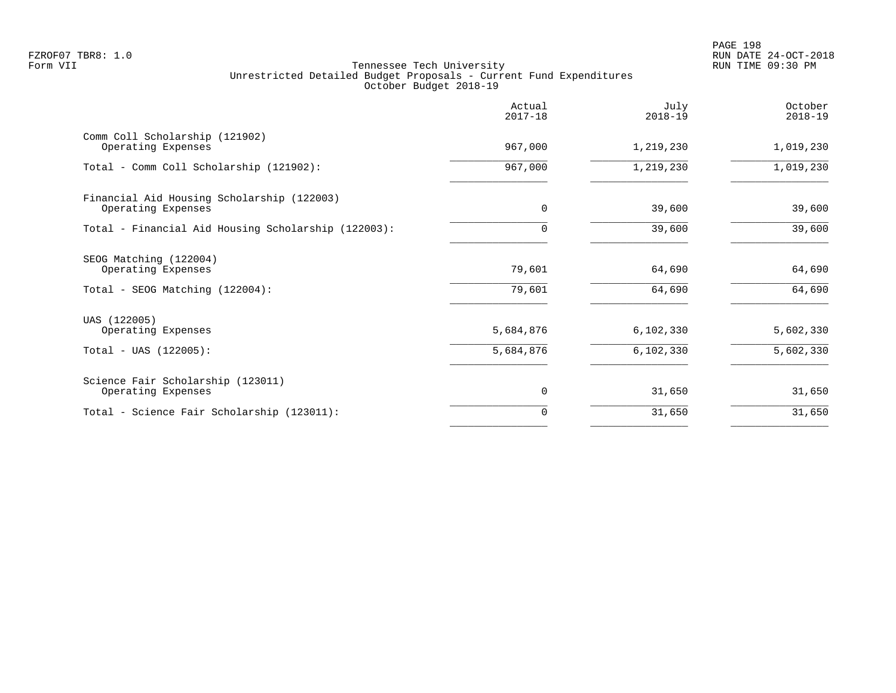FZROF07 TBR8: 1.0
Form VII

# Tennessee Tech University
## Unrestricted Detailed Budget Proposals - Current Fund Expenditures
### October Budget 2018-19

RUN DATE 24-OCT-2018
RUN TIME 09:30 PM

| | Actual 2017-18 | July 2018-19 | October 2018-19 |
|---|---:|---:|---:|
| Comm Coll Scholarship (121902) | | | |
| Operating Expenses | 967,000 | 1,219,230 | 1,019,230 |
| Total - Comm Coll Scholarship (121902): | 967,000 | 1,219,230 | 1,019,230 |
| Financial Aid Housing Scholarship (122003) | | | |
| Operating Expenses | 0 | 39,600 | 39,600 |
| Total - Financial Aid Housing Scholarship (122003): | 0 | 39,600 | 39,600 |
| SEOG Matching (122004) | | | |
| Operating Expenses | 79,601 | 64,690 | 64,690 |
| Total - SEOG Matching (122004): | 79,601 | 64,690 | 64,690 |
| UAS (122005) | | | |
| Operating Expenses | 5,684,876 | 6,102,330 | 5,602,330 |
| Total - UAS (122005): | 5,684,876 | 6,102,330 | 5,602,330 |
| Science Fair Scholarship (123011) | | | |
| Operating Expenses | 0 | 31,650 | 31,650 |
| Total - Science Fair Scholarship (123011): | 0 | 31,650 | 31,650 |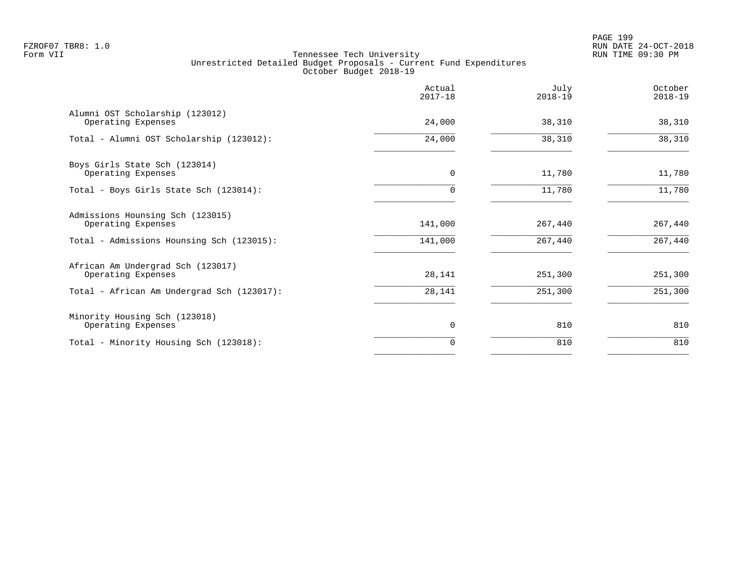FZROF07 TBR8: 1.0
Form VII

# Tennessee Tech University
## Unrestricted Detailed Budget Proposals - Current Fund Expenditures
### October Budget 2018-19

| | Actual 2017-18 | July 2018-19 | October 2018-19 |
|---|---|---|---|
| Alumni OST Scholarship (123012) | | | |
| Operating Expenses | 24,000 | 38,310 | 38,310 |
| Total - Alumni OST Scholarship (123012): | 24,000 | 38,310 | 38,310 |
| Boys Girls State Sch (123014) | | | |
| Operating Expenses | 0 | 11,780 | 11,780 |
| Total - Boys Girls State Sch (123014): | 0 | 11,780 | 11,780 |
| Admissions Hounsing Sch (123015) | | | |
| Operating Expenses | 141,000 | 267,440 | 267,440 |
| Total - Admissions Hounsing Sch (123015): | 141,000 | 267,440 | 267,440 |
| African Am Undergrad Sch (123017) | | | |
| Operating Expenses | 28,141 | 251,300 | 251,300 |
| Total - African Am Undergrad Sch (123017): | 28,141 | 251,300 | 251,300 |
| Minority Housing Sch (123018) | | | |
| Operating Expenses | 0 | 810 | 810 |
| Total - Minority Housing Sch (123018): | 0 | 810 | 810 |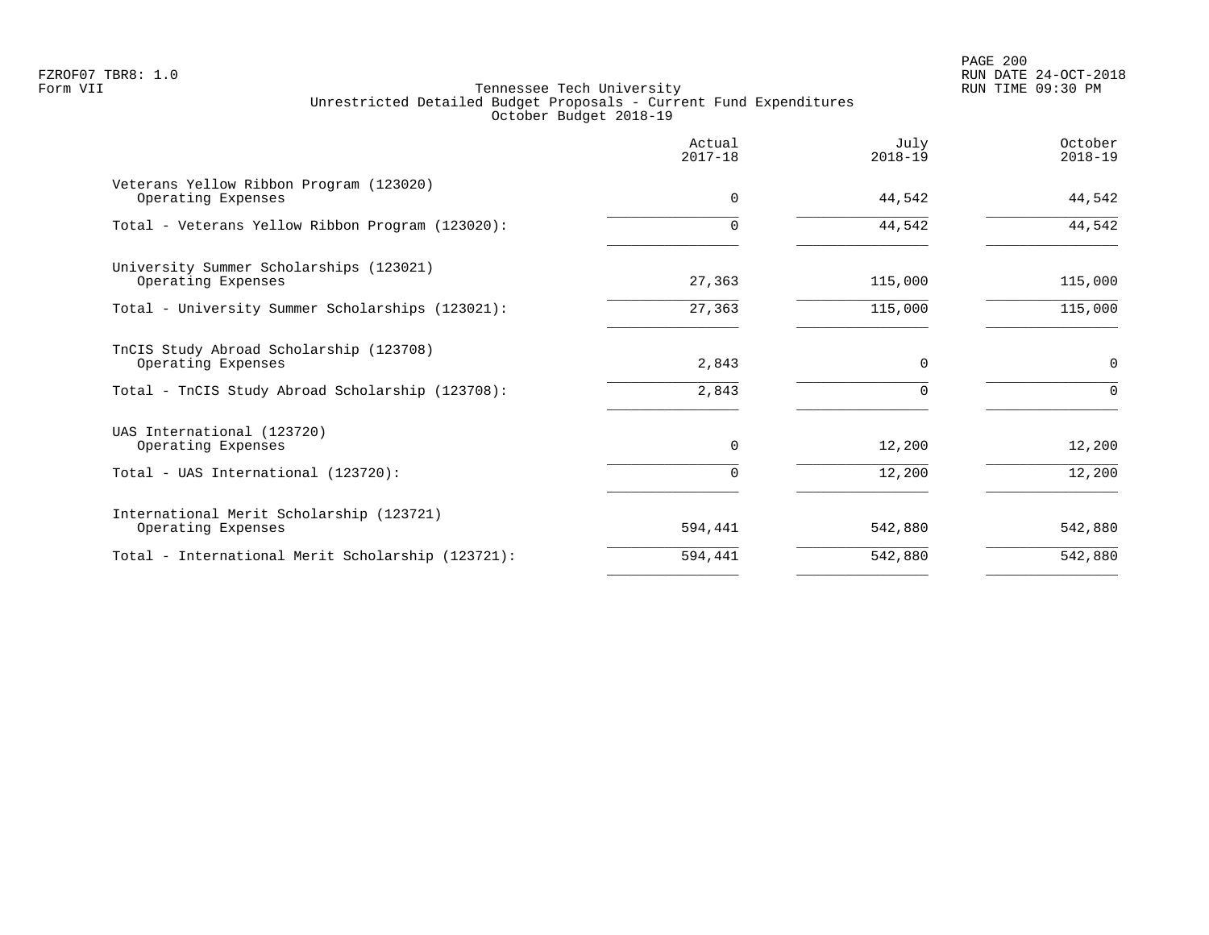Tennessee Tech University
Unrestricted Detailed Budget Proposals - Current Fund Expenditures
October Budget 2018-19

| | Actual 2017-18 | July 2018-19 | October 2018-19 |
|---|---|---|---|
| **Veterans Yellow Ribbon Program (123020)** | | | |
| Operating Expenses | 0 | 44,542 | 44,542 |
| Total - Veterans Yellow Ribbon Program (123020): | 0 | 44,542 | 44,542 |
| **University Summer Scholarships (123021)** | | | |
| Operating Expenses | 27,363 | 115,000 | 115,000 |
| Total - University Summer Scholarships (123021): | 27,363 | 115,000 | 115,000 |
| **TnCIS Study Abroad Scholarship (123708)** | | | |
| Operating Expenses | 2,843 | 0 | 0 |
| Total - TnCIS Study Abroad Scholarship (123708): | 2,843 | 0 | 0 |
| **UAS International (123720)** | | | |
| Operating Expenses | 0 | 12,200 | 12,200 |
| Total - UAS International (123720): | 0 | 12,200 | 12,200 |
| **International Merit Scholarship (123721)** | | | |
| Operating Expenses | 594,441 | 542,880 | 542,880 |
| Total - International Merit Scholarship (123721): | 594,441 | 542,880 | 542,880 |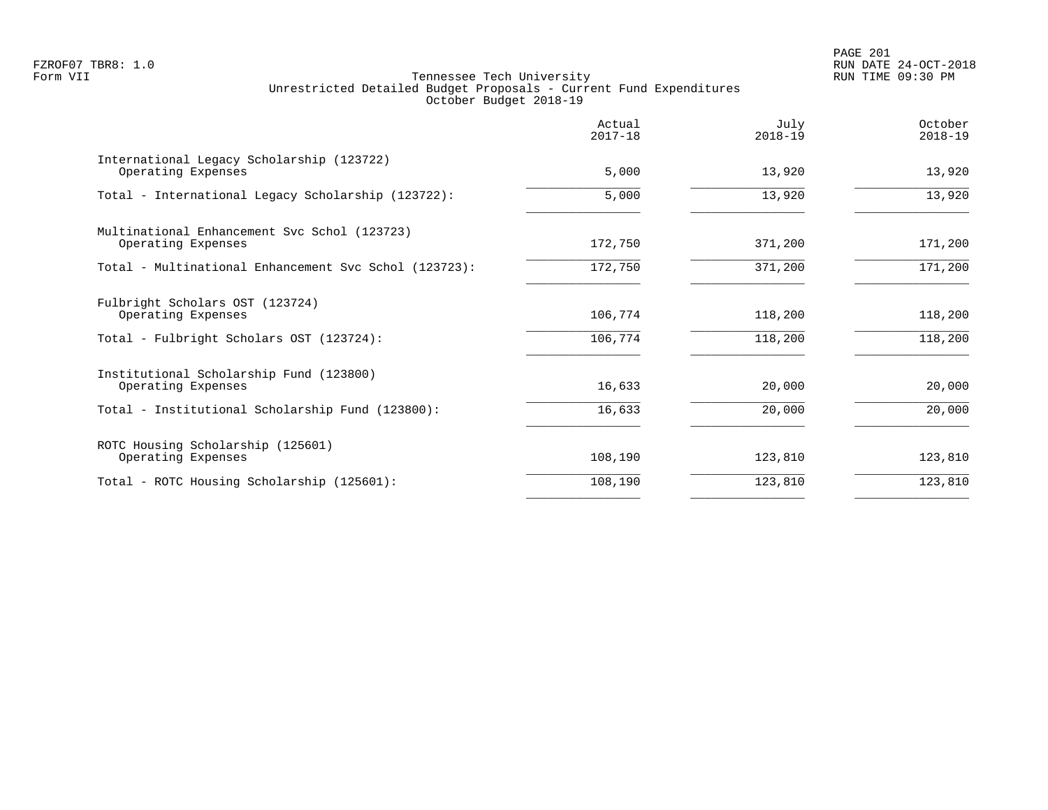FZROF07 TBR8: 1.0
Form VII

# Tennessee Tech University
## Unrestricted Detailed Budget Proposals - Current Fund Expenditures
### October Budget 2018-19

| | Actual 2017-18 | July 2018-19 | October 2018-19 |
|---|---|---|---|
| International Legacy Scholarship (123722) | | | |
| Operating Expenses | 5,000 | 13,920 | 13,920 |
| Total - International Legacy Scholarship (123722): | 5,000 | 13,920 | 13,920 |
| Multinational Enhancement Svc Schol (123723) | | | |
| Operating Expenses | 172,750 | 371,200 | 171,200 |
| Total - Multinational Enhancement Svc Schol (123723): | 172,750 | 371,200 | 171,200 |
| Fulbright Scholars OST (123724) | | | |
| Operating Expenses | 106,774 | 118,200 | 118,200 |
| Total - Fulbright Scholars OST (123724): | 106,774 | 118,200 | 118,200 |
| Institutional Scholarship Fund (123800) | | | |
| Operating Expenses | 16,633 | 20,000 | 20,000 |
| Total - Institutional Scholarship Fund (123800): | 16,633 | 20,000 | 20,000 |
| ROTC Housing Scholarship (125601) | | | |
| Operating Expenses | 108,190 | 123,810 | 123,810 |
| Total - ROTC Housing Scholarship (125601): | 108,190 | 123,810 | 123,810 |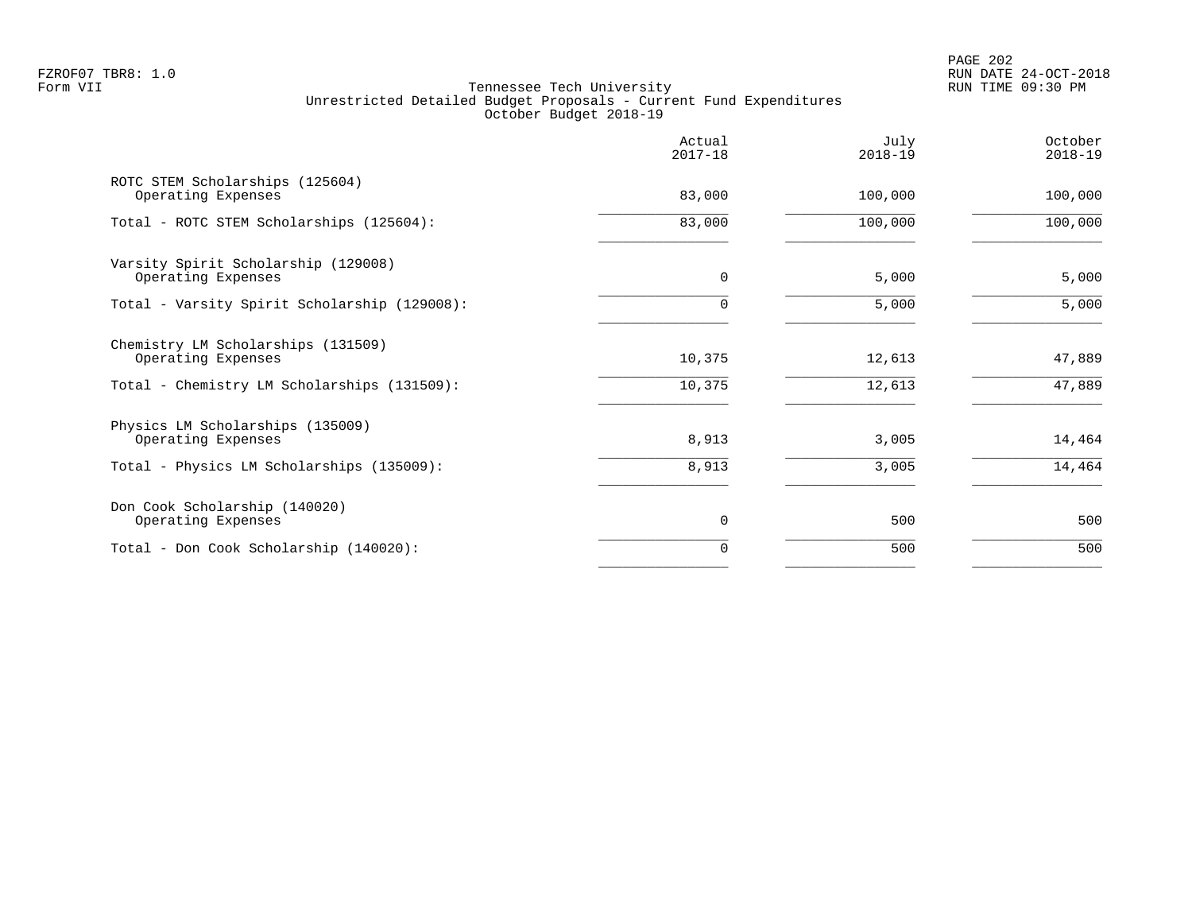Tennessee Tech University
Unrestricted Detailed Budget Proposals - Current Fund Expenditures
October Budget 2018-19

| | Actual 2017-18 | July 2018-19 | October 2018-19 |
|---|---|---|---|
| ROTC STEM Scholarships (125604) | | | |
| Operating Expenses | 83,000 | 100,000 | 100,000 |
| Total - ROTC STEM Scholarships (125604): | 83,000 | 100,000 | 100,000 |
| Varsity Spirit Scholarship (129008) | | | |
| Operating Expenses | 0 | 5,000 | 5,000 |
| Total - Varsity Spirit Scholarship (129008): | 0 | 5,000 | 5,000 |
| Chemistry LM Scholarships (131509) | | | |
| Operating Expenses | 10,375 | 12,613 | 47,889 |
| Total - Chemistry LM Scholarships (131509): | 10,375 | 12,613 | 47,889 |
| Physics LM Scholarships (135009) | | | |
| Operating Expenses | 8,913 | 3,005 | 14,464 |
| Total - Physics LM Scholarships (135009): | 8,913 | 3,005 | 14,464 |
| Don Cook Scholarship (140020) | | | |
| Operating Expenses | 0 | 500 | 500 |
| Total - Don Cook Scholarship (140020): | 0 | 500 | 500 |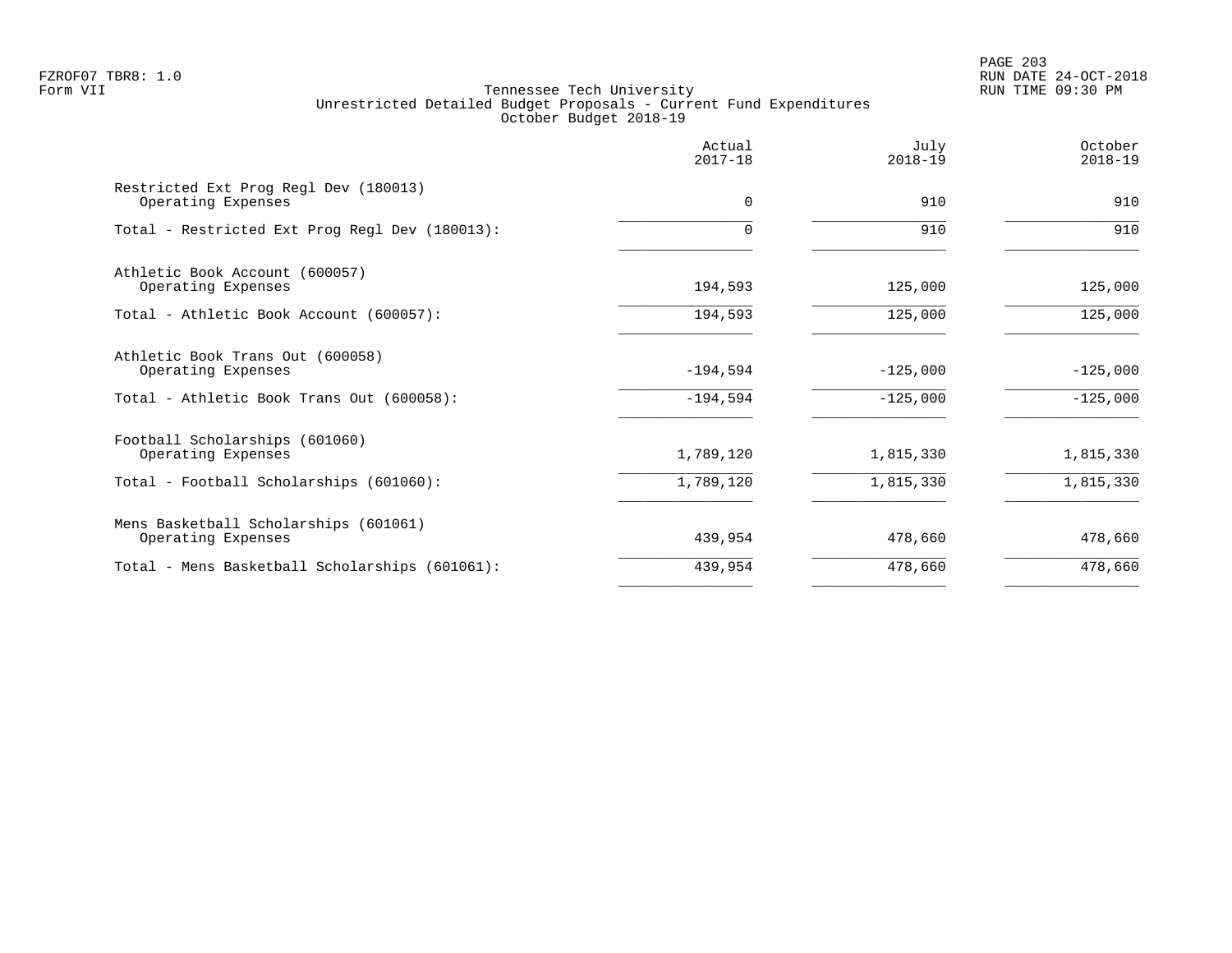FZROF07 TBR8: 1.0
Form VII

Tennessee Tech University
Unrestricted Detailed Budget Proposals - Current Fund Expenditures
October Budget 2018-19

RUN DATE 24-OCT-2018
RUN TIME 09:30 PM

| | Actual 2017-18 | July 2018-19 | October 2018-19 |
|---|---|---|---|
| Restricted Ext Prog Regl Dev (180013) | | | |
| Operating Expenses | 0 | 910 | 910 |
| Total - Restricted Ext Prog Regl Dev (180013): | 0 | 910 | 910 |
| Athletic Book Account (600057) | | | |
| Operating Expenses | 194,593 | 125,000 | 125,000 |
| Total - Athletic Book Account (600057): | 194,593 | 125,000 | 125,000 |
| Athletic Book Trans Out (600058) | | | |
| Operating Expenses | -194,594 | -125,000 | -125,000 |
| Total - Athletic Book Trans Out (600058): | -194,594 | -125,000 | -125,000 |
| Football Scholarships (601060) | | | |
| Operating Expenses | 1,789,120 | 1,815,330 | 1,815,330 |
| Total - Football Scholarships (601060): | 1,789,120 | 1,815,330 | 1,815,330 |
| Mens Basketball Scholarships (601061) | | | |
| Operating Expenses | 439,954 | 478,660 | 478,660 |
| Total - Mens Basketball Scholarships (601061): | 439,954 | 478,660 | 478,660 |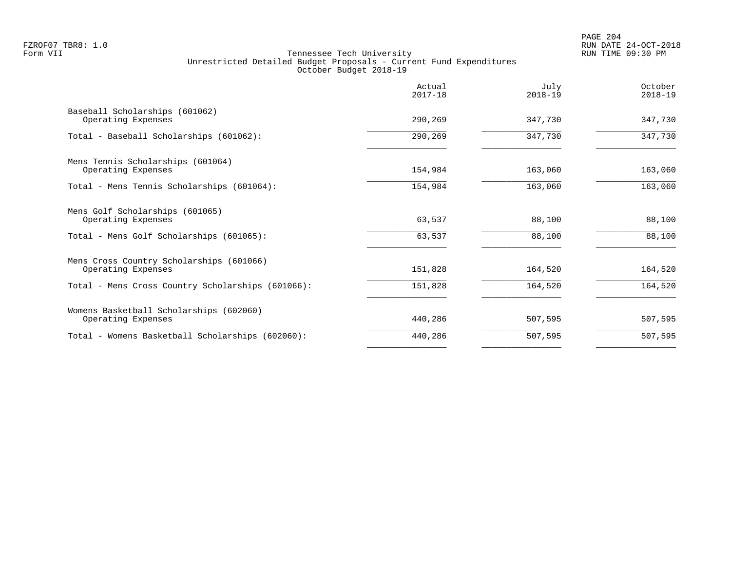Tennessee Tech University
Unrestricted Detailed Budget Proposals - Current Fund Expenditures
October Budget 2018-19

| | Actual 2017-18 | July 2018-19 | October 2018-19 |
|---|---|---|---|
| Baseball Scholarships (601062) | | | |
| Operating Expenses | 290,269 | 347,730 | 347,730 |
| Total - Baseball Scholarships (601062): | 290,269 | 347,730 | 347,730 |
| Mens Tennis Scholarships (601064) | | | |
| Operating Expenses | 154,984 | 163,060 | 163,060 |
| Total - Mens Tennis Scholarships (601064): | 154,984 | 163,060 | 163,060 |
| Mens Golf Scholarships (601065) | | | |
| Operating Expenses | 63,537 | 88,100 | 88,100 |
| Total - Mens Golf Scholarships (601065): | 63,537 | 88,100 | 88,100 |
| Mens Cross Country Scholarships (601066) | | | |
| Operating Expenses | 151,828 | 164,520 | 164,520 |
| Total - Mens Cross Country Scholarships (601066): | 151,828 | 164,520 | 164,520 |
| Womens Basketball Scholarships (602060) | | | |
| Operating Expenses | 440,286 | 507,595 | 507,595 |
| Total - Womens Basketball Scholarships (602060): | 440,286 | 507,595 | 507,595 |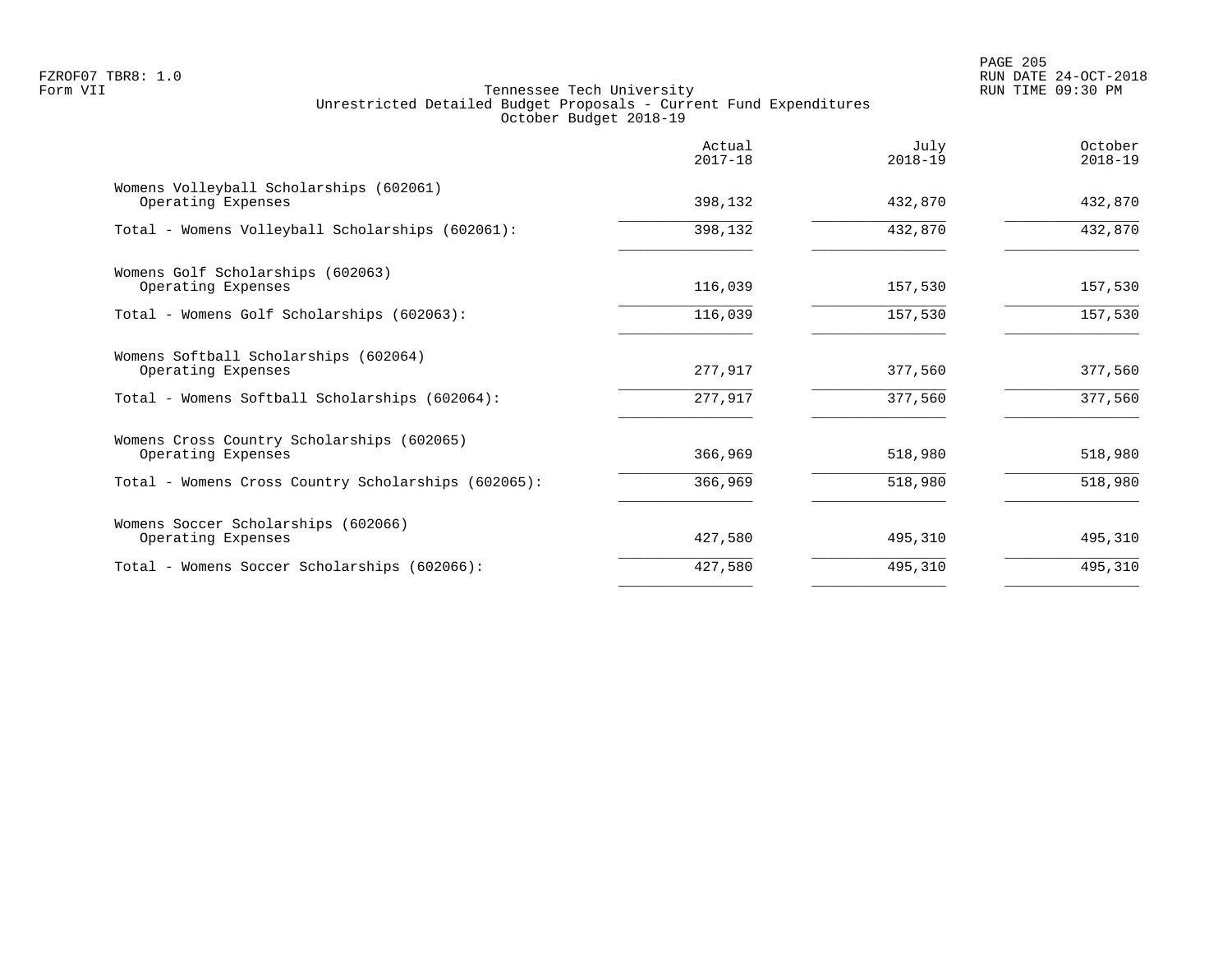Tennessee Tech University
Unrestricted Detailed Budget Proposals - Current Fund Expenditures
October Budget 2018-19

| | Actual 2017-18 | July 2018-19 | October 2018-19 |
|---|---|---|---|
| Womens Volleyball Scholarships (602061) | | | |
| Operating Expenses | 398,132 | 432,870 | 432,870 |
| Total - Womens Volleyball Scholarships (602061): | 398,132 | 432,870 | 432,870 |
| Womens Golf Scholarships (602063) | | | |
| Operating Expenses | 116,039 | 157,530 | 157,530 |
| Total - Womens Golf Scholarships (602063): | 116,039 | 157,530 | 157,530 |
| Womens Softball Scholarships (602064) | | | |
| Operating Expenses | 277,917 | 377,560 | 377,560 |
| Total - Womens Softball Scholarships (602064): | 277,917 | 377,560 | 377,560 |
| Womens Cross Country Scholarships (602065) | | | |
| Operating Expenses | 366,969 | 518,980 | 518,980 |
| Total - Womens Cross Country Scholarships (602065): | 366,969 | 518,980 | 518,980 |
| Womens Soccer Scholarships (602066) | | | |
| Operating Expenses | 427,580 | 495,310 | 495,310 |
| Total - Womens Soccer Scholarships (602066): | 427,580 | 495,310 | 495,310 |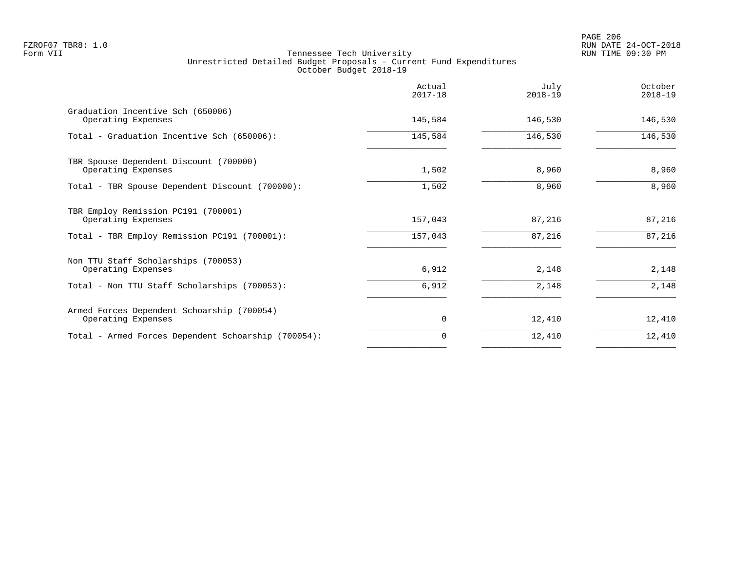Tennessee Tech University
Unrestricted Detailed Budget Proposals - Current Fund Expenditures
October Budget 2018-19

| | Actual 2017-18 | July 2018-19 | October 2018-19 |
|---|---|---|---|
| Graduation Incentive Sch (650006) | | | |
| Operating Expenses | 145,584 | 146,530 | 146,530 |
| Total - Graduation Incentive Sch (650006): | 145,584 | 146,530 | 146,530 |
| TBR Spouse Dependent Discount (700000) | | | |
| Operating Expenses | 1,502 | 8,960 | 8,960 |
| Total - TBR Spouse Dependent Discount (700000): | 1,502 | 8,960 | 8,960 |
| TBR Employ Remission PC191 (700001) | | | |
| Operating Expenses | 157,043 | 87,216 | 87,216 |
| Total - TBR Employ Remission PC191 (700001): | 157,043 | 87,216 | 87,216 |
| Non TTU Staff Scholarships (700053) | | | |
| Operating Expenses | 6,912 | 2,148 | 2,148 |
| Total - Non TTU Staff Scholarships (700053): | 6,912 | 2,148 | 2,148 |
| Armed Forces Dependent Schoarship (700054) | | | |
| Operating Expenses | 0 | 12,410 | 12,410 |
| Total - Armed Forces Dependent Schoarship (700054): | 0 | 12,410 | 12,410 |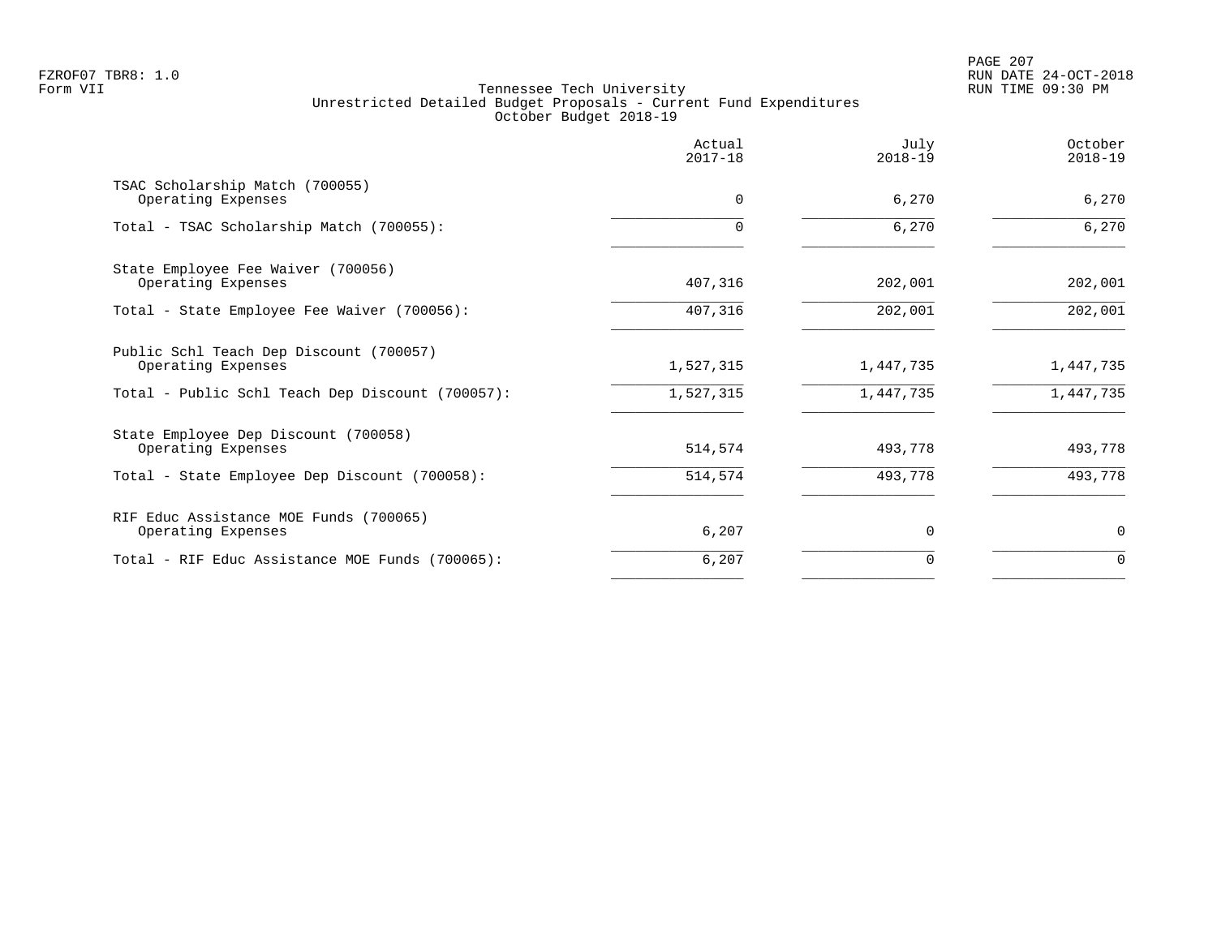Tennessee Tech University
Unrestricted Detailed Budget Proposals - Current Fund Expenditures
October Budget 2018-19

| | Actual 2017-18 | July 2018-19 | October 2018-19 |
|---|---|---|---|
| TSAC Scholarship Match (700055) | | | |
| Operating Expenses | 0 | 6,270 | 6,270 |
| Total - TSAC Scholarship Match (700055): | 0 | 6,270 | 6,270 |
| State Employee Fee Waiver (700056) | | | |
| Operating Expenses | 407,316 | 202,001 | 202,001 |
| Total - State Employee Fee Waiver (700056): | 407,316 | 202,001 | 202,001 |
| Public Schl Teach Dep Discount (700057) | | | |
| Operating Expenses | 1,527,315 | 1,447,735 | 1,447,735 |
| Total - Public Schl Teach Dep Discount (700057): | 1,527,315 | 1,447,735 | 1,447,735 |
| State Employee Dep Discount (700058) | | | |
| Operating Expenses | 514,574 | 493,778 | 493,778 |
| Total - State Employee Dep Discount (700058): | 514,574 | 493,778 | 493,778 |
| RIF Educ Assistance MOE Funds (700065) | | | |
| Operating Expenses | 6,207 | 0 | 0 |
| Total - RIF Educ Assistance MOE Funds (700065): | 6,207 | 0 | 0 |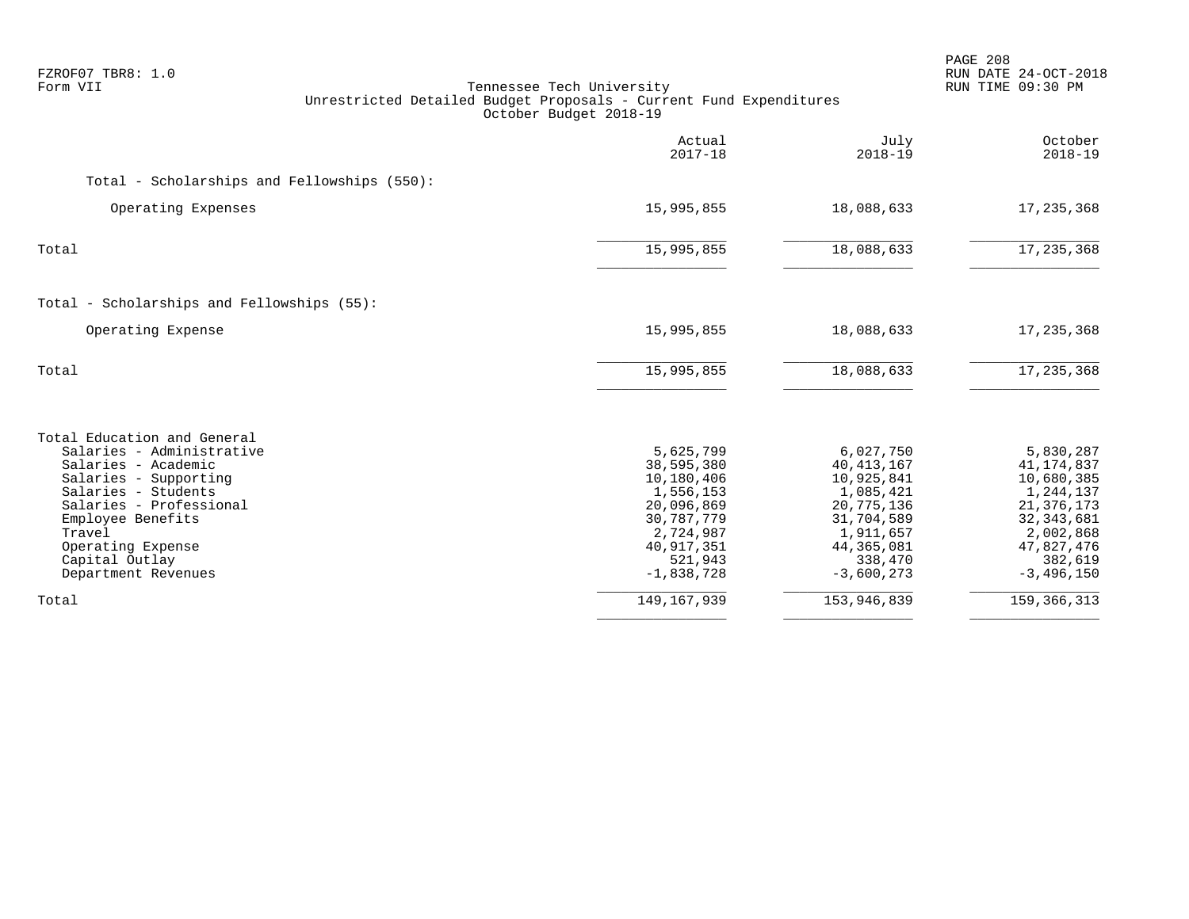FZROF07 TBR8: 1.0
Form VII

Tennessee Tech University
Unrestricted Detailed Budget Proposals - Current Fund Expenditures
October Budget 2018-19

| | Actual 2017-18 | July 2018-19 | October 2018-19 |
|---|---|---|---|
| Total - Scholarships and Fellowships (550): | | | |
| Operating Expenses | 15,995,855 | 18,088,633 | 17,235,368 |
| Total | 15,995,855 | 18,088,633 | 17,235,368 |
| Total - Scholarships and Fellowships (55): | | | |
| Operating Expense | 15,995,855 | 18,088,633 | 17,235,368 |
| Total | 15,995,855 | 18,088,633 | 17,235,368 |
| Total Education and General | | | |
| Salaries - Administrative | 5,625,799 | 6,027,750 | 5,830,287 |
| Salaries - Academic | 38,595,380 | 40,413,167 | 41,174,837 |
| Salaries - Supporting | 10,180,406 | 10,925,841 | 10,680,385 |
| Salaries - Students | 1,556,153 | 1,085,421 | 1,244,137 |
| Salaries - Professional | 20,096,869 | 20,775,136 | 21,376,173 |
| Employee Benefits | 30,787,779 | 31,704,589 | 32,343,681 |
| Travel | 2,724,987 | 1,911,657 | 2,002,868 |
| Operating Expense | 40,917,351 | 44,365,081 | 47,827,476 |
| Capital Outlay | 521,943 | 338,470 | 382,619 |
| Department Revenues | -1,838,728 | -3,600,273 | -3,496,150 |
| Total | 149,167,939 | 153,946,839 | 159,366,313 |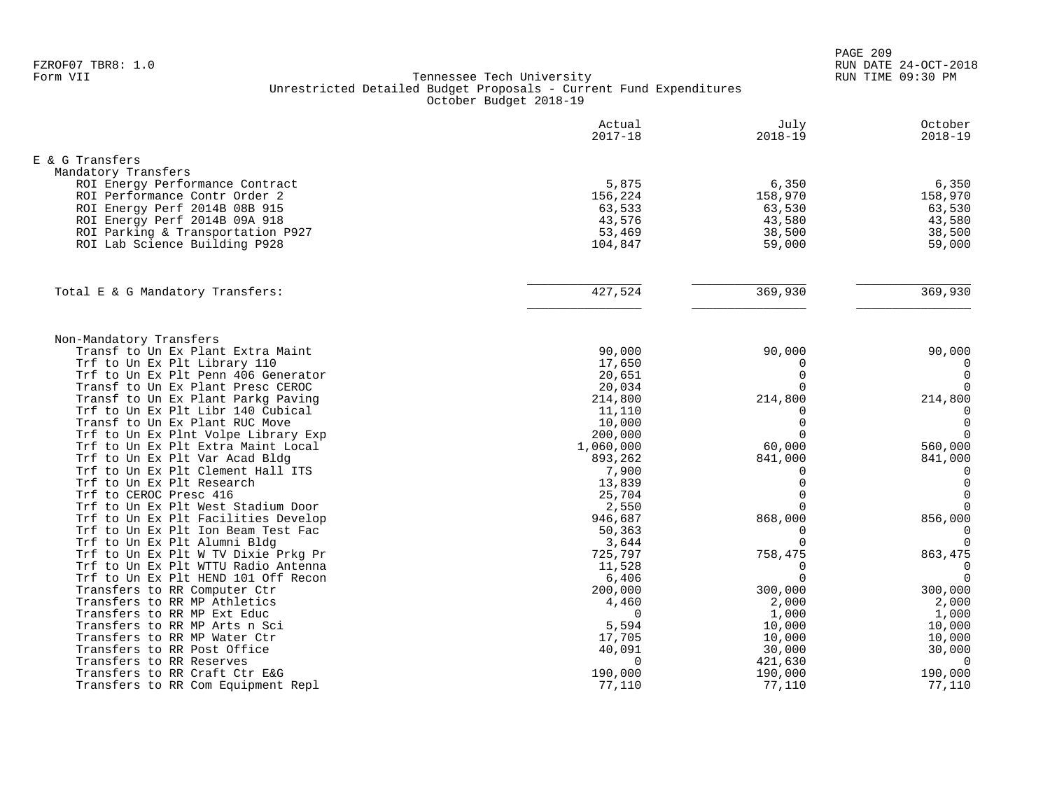FZROF07 TBR8: 1.0
Form VII

# Tennessee Tech University
## Unrestricted Detailed Budget Proposals - Current Fund Expenditures
### October Budget 2018-19

| | Actual 2017-18 | July 2018-19 | October 2018-19 |
|---|---|---|---|
| **E & G Transfers** | | | |
| **Mandatory Transfers** | | | |
| ROI Energy Performance Contract | 5,875 | 6,350 | 6,350 |
| ROI Performance Contr Order 2 | 156,224 | 158,970 | 158,970 |
| ROI Energy Perf 2014B 08B 915 | 63,533 | 63,530 | 63,530 |
| ROI Energy Perf 2014B 09A 918 | 43,576 | 43,580 | 43,580 |
| ROI Parking & Transportation P927 | 53,469 | 38,500 | 38,500 |
| ROI Lab Science Building P928 | 104,847 | 59,000 | 59,000 |
| Total E & G Mandatory Transfers: | 427,524 | 369,930 | 369,930 |
| **Non-Mandatory Transfers** | | | |
| Transf to Un Ex Plant Extra Maint | 90,000 | 90,000 | 90,000 |
| Trf to Un Ex Plt Library 110 | 17,650 | 0 | 0 |
| Trf to Un Ex Plt Penn 406 Generator | 20,651 | 0 | 0 |
| Transf to Un Ex Plant Presc CEROC | 20,034 | 0 | 0 |
| Transf to Un Ex Plant Parkg Paving | 214,800 | 214,800 | 214,800 |
| Trf to Un Ex Plt Libr 140 Cubical | 11,110 | 0 | 0 |
| Transf to Un Ex Plant RUC Move | 10,000 | 0 | 0 |
| Trf to Un Ex Plnt Volpe Library Exp | 200,000 | 0 | 0 |
| Trf to Un Ex Plt Extra Maint Local | 1,060,000 | 60,000 | 560,000 |
| Trf to Un Ex Plt Var Acad Bldg | 893,262 | 841,000 | 841,000 |
| Trf to Un Ex Plt Clement Hall ITS | 7,900 | 0 | 0 |
| Trf to Un Ex Plt Research | 13,839 | 0 | 0 |
| Trf to CEROC Presc 416 | 25,704 | 0 | 0 |
| Trf to Un Ex Plt West Stadium Door | 2,550 | 0 | 0 |
| Trf to Un Ex Plt Facilities Develop | 946,687 | 868,000 | 856,000 |
| Trf to Un Ex Plt Ion Beam Test Fac | 50,363 | 0 | 0 |
| Trf to Un Ex Plt Alumni Bldg | 3,644 | 0 | 0 |
| Trf to Un Ex Plt W TV Dixie Prkg Pr | 725,797 | 758,475 | 863,475 |
| Trf to Un Ex Plt WTTU Radio Antenna | 11,528 | 0 | 0 |
| Trf to Un Ex Plt HEND 101 Off Recon | 6,406 | 0 | 0 |
| Transfers to RR Computer Ctr | 200,000 | 300,000 | 300,000 |
| Transfers to RR MP Athletics | 4,460 | 2,000 | 2,000 |
| Transfers to RR MP Ext Educ | 0 | 1,000 | 1,000 |
| Transfers to RR MP Arts n Sci | 5,594 | 10,000 | 10,000 |
| Transfers to RR MP Water Ctr | 17,705 | 10,000 | 10,000 |
| Transfers to RR Post Office | 40,091 | 30,000 | 30,000 |
| Transfers to RR Reserves | 0 | 421,630 | 0 |
| Transfers to RR Craft Ctr E&G | 190,000 | 190,000 | 190,000 |
| Transfers to RR Com Equipment Repl | 77,110 | 77,110 | 77,110 |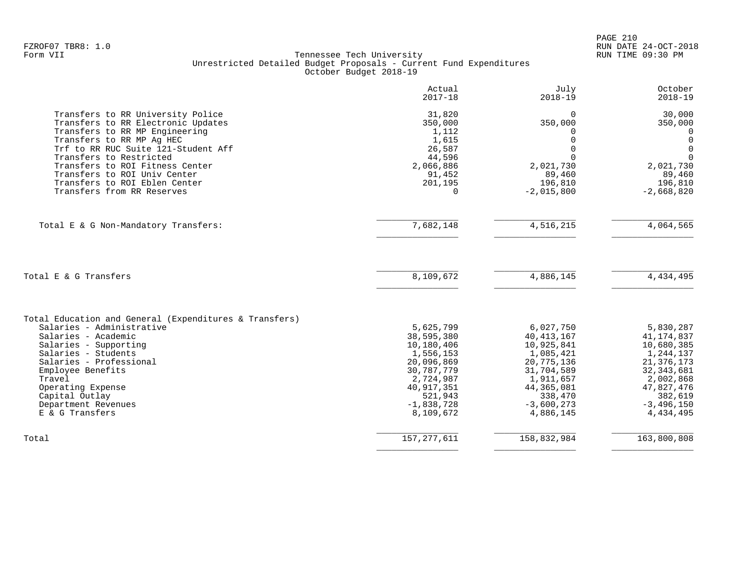FZROF07 TBR8: 1.0
Form VII

Tennessee Tech University
Unrestricted Detailed Budget Proposals - Current Fund Expenditures
October Budget 2018-19

RUN DATE 24-OCT-2018
RUN TIME 09:30 PM

| | Actual 2017-18 | July 2018-19 | October 2018-19 |
|---|---|---|---|
| Transfers to RR University Police | 31,820 | 0 | 30,000 |
| Transfers to RR Electronic Updates | 350,000 | 350,000 | 350,000 |
| Transfers to RR MP Engineering | 1,112 | 0 | 0 |
| Transfers to RR MP Ag HEC | 1,615 | 0 | 0 |
| Trf to RR RUC Suite 121-Student Aff | 26,587 | 0 | 0 |
| Transfers to Restricted | 44,596 | 0 | 0 |
| Transfers to ROI Fitness Center | 2,066,886 | 2,021,730 | 2,021,730 |
| Transfers to ROI Univ Center | 91,452 | 89,460 | 89,460 |
| Transfers to ROI Eblen Center | 201,195 | 196,810 | 196,810 |
| Transfers from RR Reserves | 0 | -2,015,800 | -2,668,820 |
| Total E & G Non-Mandatory Transfers: | 7,682,148 | 4,516,215 | 4,064,565 |
| Total E & G Transfers | 8,109,672 | 4,886,145 | 4,434,495 |
| Total Education and General (Expenditures & Transfers) | | | |
| Salaries - Administrative | 5,625,799 | 6,027,750 | 5,830,287 |
| Salaries - Academic | 38,595,380 | 40,413,167 | 41,174,837 |
| Salaries - Supporting | 10,180,406 | 10,925,841 | 10,680,385 |
| Salaries - Students | 1,556,153 | 1,085,421 | 1,244,137 |
| Salaries - Professional | 20,096,869 | 20,775,136 | 21,376,173 |
| Employee Benefits | 30,787,779 | 31,704,589 | 32,343,681 |
| Travel | 2,724,987 | 1,911,657 | 2,002,868 |
| Operating Expense | 40,917,351 | 44,365,081 | 47,827,476 |
| Capital Outlay | 521,943 | 338,470 | 382,619 |
| Department Revenues | -1,838,728 | -3,600,273 | -3,496,150 |
| E & G Transfers | 8,109,672 | 4,886,145 | 4,434,495 |
| Total | 157,277,611 | 158,832,984 | 163,800,808 |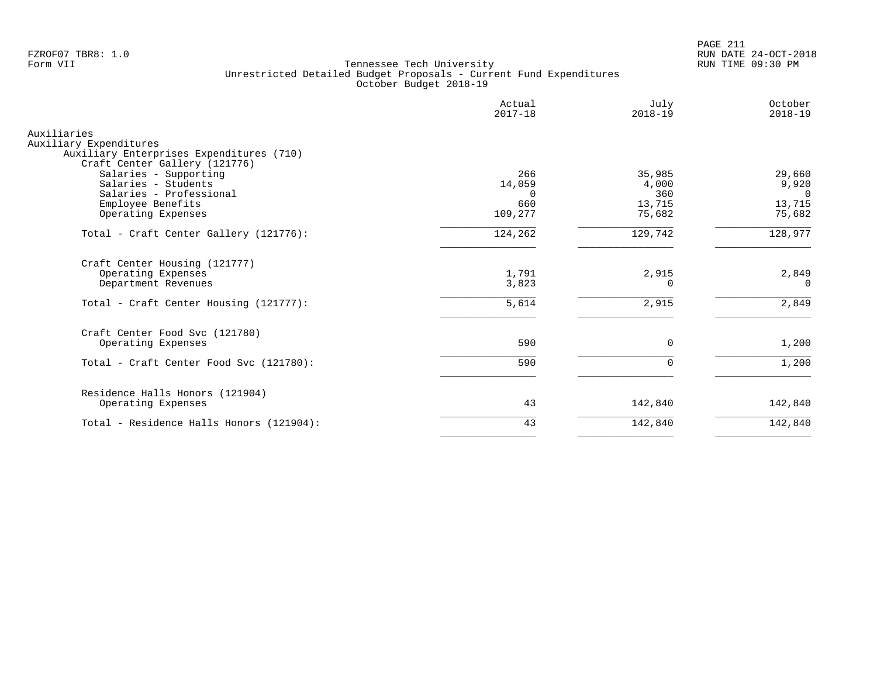Tennessee Tech University
Unrestricted Detailed Budget Proposals - Current Fund Expenditures
October Budget 2018-19

| | Actual 2017-18 | July 2018-19 | October 2018-19 |
|---|---|---|---|
| Auxiliaries | | | |
| Auxiliary Expenditures | | | |
| Auxiliary Enterprises Expenditures (710) | | | |
| Craft Center Gallery (121776) | | | |
| Salaries - Supporting | 266 | 35,985 | 29,660 |
| Salaries - Students | 14,059 | 4,000 | 9,920 |
| Salaries - Professional | 0 | 360 | 0 |
| Employee Benefits | 660 | 13,715 | 13,715 |
| Operating Expenses | 109,277 | 75,682 | 75,682 |
| Total - Craft Center Gallery (121776): | 124,262 | 129,742 | 128,977 |
| Craft Center Housing (121777) | | | |
| Operating Expenses | 1,791 | 2,915 | 2,849 |
| Department Revenues | 3,823 | 0 | 0 |
| Total - Craft Center Housing (121777): | 5,614 | 2,915 | 2,849 |
| Craft Center Food Svc (121780) | | | |
| Operating Expenses | 590 | 0 | 1,200 |
| Total - Craft Center Food Svc (121780): | 590 | 0 | 1,200 |
| Residence Halls Honors (121904) | | | |
| Operating Expenses | 43 | 142,840 | 142,840 |
| Total - Residence Halls Honors (121904): | 43 | 142,840 | 142,840 |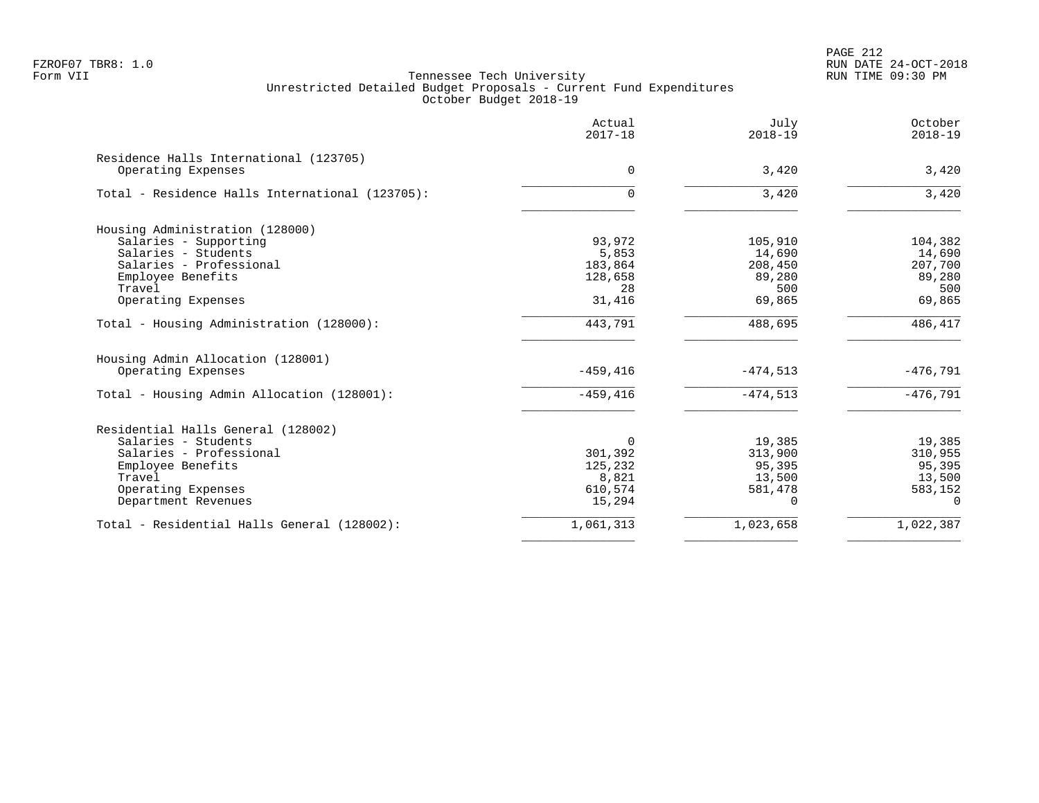Tennessee Tech University
Unrestricted Detailed Budget Proposals - Current Fund Expenditures
October Budget 2018-19

| | Actual 2017-18 | July 2018-19 | October 2018-19 |
|---|---|---|---|
| **Residence Halls International (123705)** | | | |
| Operating Expenses | 0 | 3,420 | 3,420 |
| Total - Residence Halls International (123705): | 0 | 3,420 | 3,420 |
| **Housing Administration (128000)** | | | |
| Salaries - Supporting | 93,972 | 105,910 | 104,382 |
| Salaries - Students | 5,853 | 14,690 | 14,690 |
| Salaries - Professional | 183,864 | 208,450 | 207,700 |
| Employee Benefits | 128,658 | 89,280 | 89,280 |
| Travel | 28 | 500 | 500 |
| Operating Expenses | 31,416 | 69,865 | 69,865 |
| Total - Housing Administration (128000): | 443,791 | 488,695 | 486,417 |
| **Housing Admin Allocation (128001)** | | | |
| Operating Expenses | -459,416 | -474,513 | -476,791 |
| Total - Housing Admin Allocation (128001): | -459,416 | -474,513 | -476,791 |
| **Residential Halls General (128002)** | | | |
| Salaries - Students | 0 | 19,385 | 19,385 |
| Salaries - Professional | 301,392 | 313,900 | 310,955 |
| Employee Benefits | 125,232 | 95,395 | 95,395 |
| Travel | 8,821 | 13,500 | 13,500 |
| Operating Expenses | 610,574 | 581,478 | 583,152 |
| Department Revenues | 15,294 | 0 | 0 |
| Total - Residential Halls General (128002): | 1,061,313 | 1,023,658 | 1,022,387 |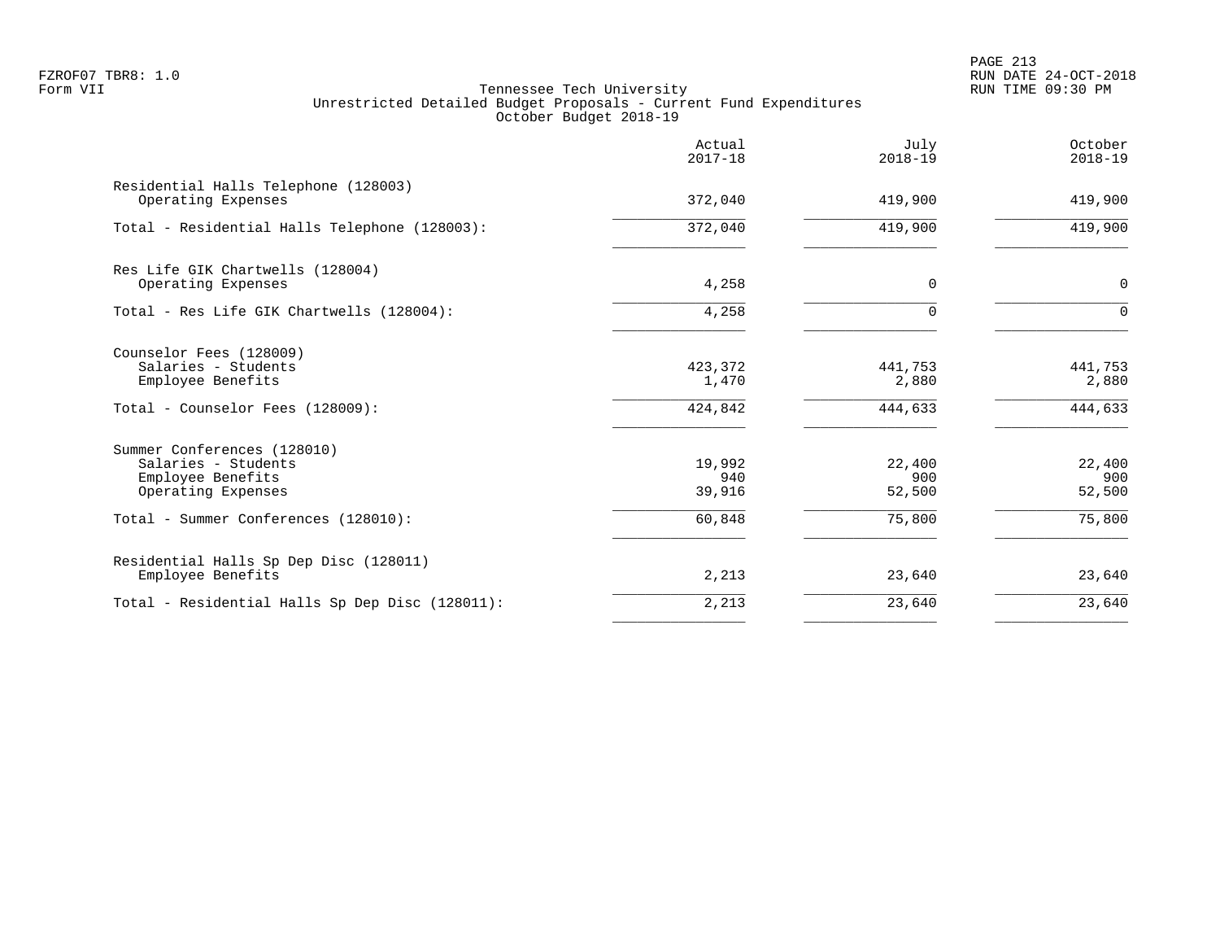Tennessee Tech University
Unrestricted Detailed Budget Proposals - Current Fund Expenditures
October Budget 2018-19

FZROF07 TBR8: 1.0
Form VII

RUN DATE 24-OCT-2018
RUN TIME 09:30 PM

| | Actual 2017-18 | July 2018-19 | October 2018-19 |
|---|---|---|---|
| Residential Halls Telephone (128003) | | | |
| Operating Expenses | 372,040 | 419,900 | 419,900 |
| Total - Residential Halls Telephone (128003): | 372,040 | 419,900 | 419,900 |
| Res Life GIK Chartwells (128004) | | | |
| Operating Expenses | 4,258 | 0 | 0 |
| Total - Res Life GIK Chartwells (128004): | 4,258 | 0 | 0 |
| Counselor Fees (128009) | | | |
| Salaries - Students | 423,372 | 441,753 | 441,753 |
| Employee Benefits | 1,470 | 2,880 | 2,880 |
| Total - Counselor Fees (128009): | 424,842 | 444,633 | 444,633 |
| Summer Conferences (128010) | | | |
| Salaries - Students | 19,992 | 22,400 | 22,400 |
| Employee Benefits | 940 | 900 | 900 |
| Operating Expenses | 39,916 | 52,500 | 52,500 |
| Total - Summer Conferences (128010): | 60,848 | 75,800 | 75,800 |
| Residential Halls Sp Dep Disc (128011) | | | |
| Employee Benefits | 2,213 | 23,640 | 23,640 |
| Total - Residential Halls Sp Dep Disc (128011): | 2,213 | 23,640 | 23,640 |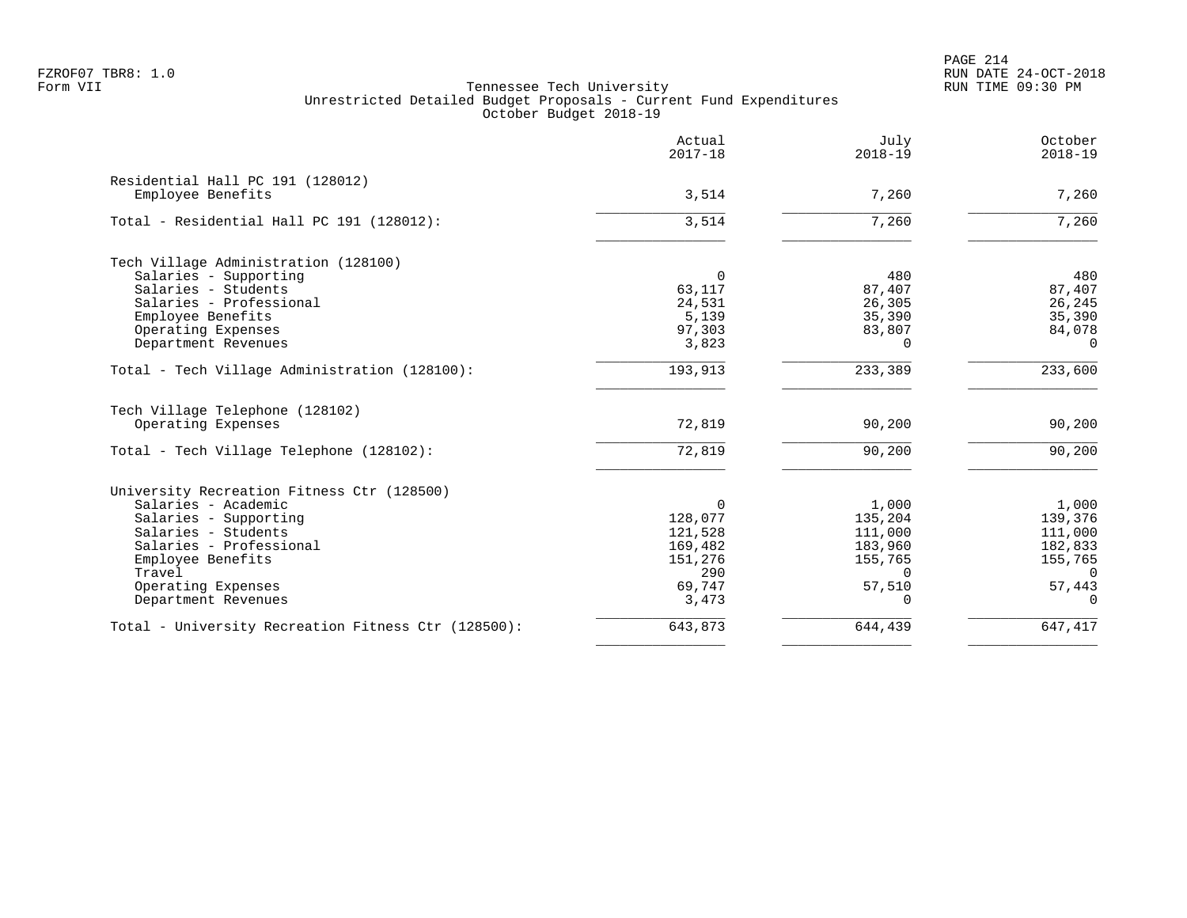Tennessee Tech University
Unrestricted Detailed Budget Proposals - Current Fund Expenditures
October Budget 2018-19

| | Actual 2017-18 | July 2018-19 | October 2018-19 |
|---|---|---|---|
| **Residential Hall PC 191 (128012)** | | | |
| Employee Benefits | 3,514 | 7,260 | 7,260 |
| Total - Residential Hall PC 191 (128012): | 3,514 | 7,260 | 7,260 |
| **Tech Village Administration (128100)** | | | |
| Salaries - Supporting | 0 | 480 | 480 |
| Salaries - Students | 63,117 | 87,407 | 87,407 |
| Salaries - Professional | 24,531 | 26,305 | 26,245 |
| Employee Benefits | 5,139 | 35,390 | 35,390 |
| Operating Expenses | 97,303 | 83,807 | 84,078 |
| Department Revenues | 3,823 | 0 | 0 |
| Total - Tech Village Administration (128100): | 193,913 | 233,389 | 233,600 |
| **Tech Village Telephone (128102)** | | | |
| Operating Expenses | 72,819 | 90,200 | 90,200 |
| Total - Tech Village Telephone (128102): | 72,819 | 90,200 | 90,200 |
| **University Recreation Fitness Ctr (128500)** | | | |
| Salaries - Academic | 0 | 1,000 | 1,000 |
| Salaries - Supporting | 128,077 | 135,204 | 139,376 |
| Salaries - Students | 121,528 | 111,000 | 111,000 |
| Salaries - Professional | 169,482 | 183,960 | 182,833 |
| Employee Benefits | 151,276 | 155,765 | 155,765 |
| Travel | 290 | 0 | 0 |
| Operating Expenses | 69,747 | 57,510 | 57,443 |
| Department Revenues | 3,473 | 0 | 0 |
| Total - University Recreation Fitness Ctr (128500): | 643,873 | 644,439 | 647,417 |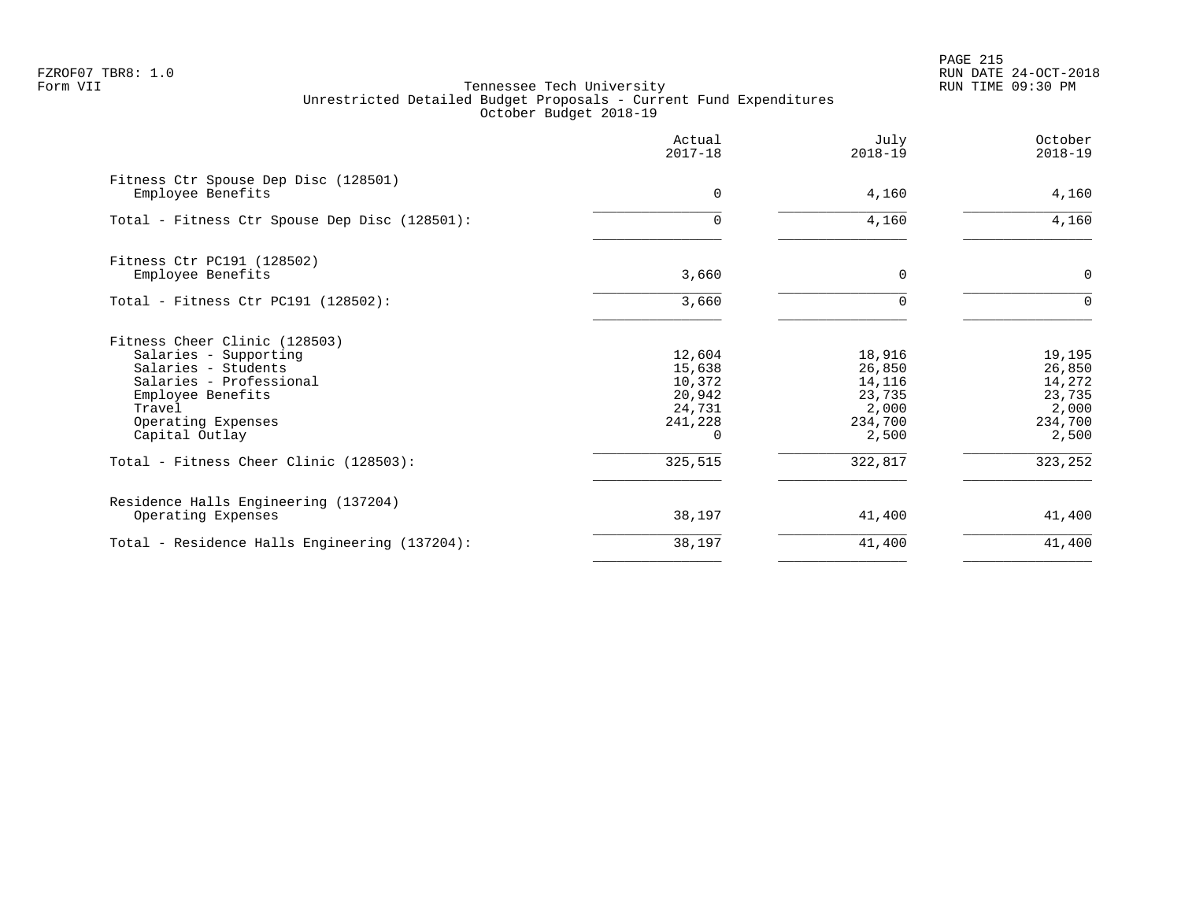FZROF07 TBR8: 1.0
Form VII

Tennessee Tech University
Unrestricted Detailed Budget Proposals - Current Fund Expenditures
October Budget 2018-19

RUN DATE 24-OCT-2018
RUN TIME 09:30 PM

| | Actual 2017-18 | July 2018-19 | October 2018-19 |
|---|---|---|---|
| **Fitness Ctr Spouse Dep Disc (128501)** | | | |
| Employee Benefits | 0 | 4,160 | 4,160 |
| Total - Fitness Ctr Spouse Dep Disc (128501): | 0 | 4,160 | 4,160 |
| **Fitness Ctr PC191 (128502)** | | | |
| Employee Benefits | 3,660 | 0 | 0 |
| Total - Fitness Ctr PC191 (128502): | 3,660 | 0 | 0 |
| **Fitness Cheer Clinic (128503)** | | | |
| Salaries - Supporting | 12,604 | 18,916 | 19,195 |
| Salaries - Students | 15,638 | 26,850 | 26,850 |
| Salaries - Professional | 10,372 | 14,116 | 14,272 |
| Employee Benefits | 20,942 | 23,735 | 23,735 |
| Travel | 24,731 | 2,000 | 2,000 |
| Operating Expenses | 241,228 | 234,700 | 234,700 |
| Capital Outlay | 0 | 2,500 | 2,500 |
| Total - Fitness Cheer Clinic (128503): | 325,515 | 322,817 | 323,252 |
| **Residence Halls Engineering (137204)** | | | |
| Operating Expenses | 38,197 | 41,400 | 41,400 |
| Total - Residence Halls Engineering (137204): | 38,197 | 41,400 | 41,400 |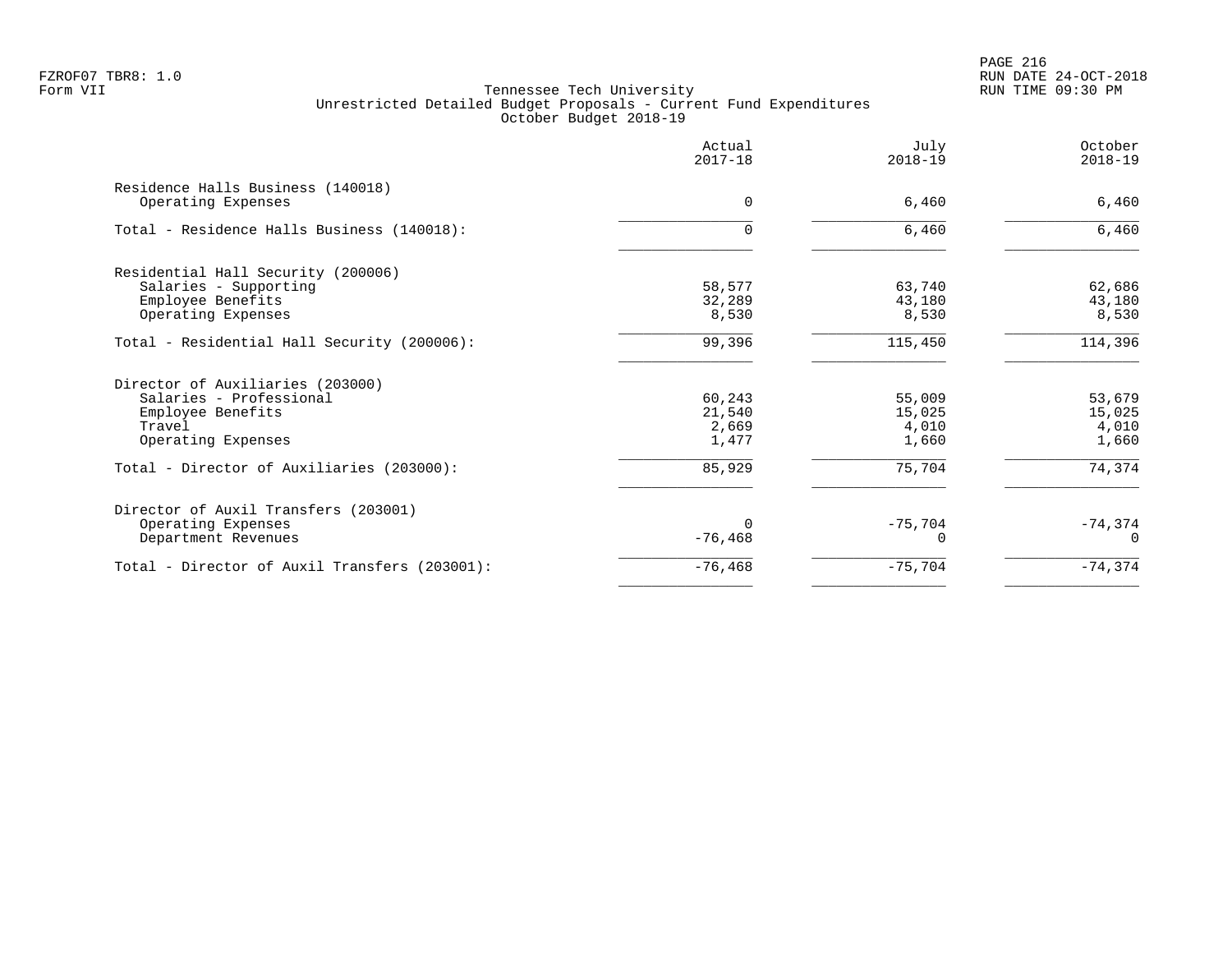Tennessee Tech University
Unrestricted Detailed Budget Proposals - Current Fund Expenditures
October Budget 2018-19

| | Actual 2017-18 | July 2018-19 | October 2018-19 |
|---|---|---|---|
| Residence Halls Business (140018) | | | |
| Operating Expenses | 0 | 6,460 | 6,460 |
| Total - Residence Halls Business (140018): | 0 | 6,460 | 6,460 |
| Residential Hall Security (200006) | | | |
| Salaries - Supporting | 58,577 | 63,740 | 62,686 |
| Employee Benefits | 32,289 | 43,180 | 43,180 |
| Operating Expenses | 8,530 | 8,530 | 8,530 |
| Total - Residential Hall Security (200006): | 99,396 | 115,450 | 114,396 |
| Director of Auxiliaries (203000) | | | |
| Salaries - Professional | 60,243 | 55,009 | 53,679 |
| Employee Benefits | 21,540 | 15,025 | 15,025 |
| Travel | 2,669 | 4,010 | 4,010 |
| Operating Expenses | 1,477 | 1,660 | 1,660 |
| Total - Director of Auxiliaries (203000): | 85,929 | 75,704 | 74,374 |
| Director of Auxil Transfers (203001) | | | |
| Operating Expenses | 0 | -75,704 | -74,374 |
| Department Revenues | -76,468 | 0 | 0 |
| Total - Director of Auxil Transfers (203001): | -76,468 | -75,704 | -74,374 |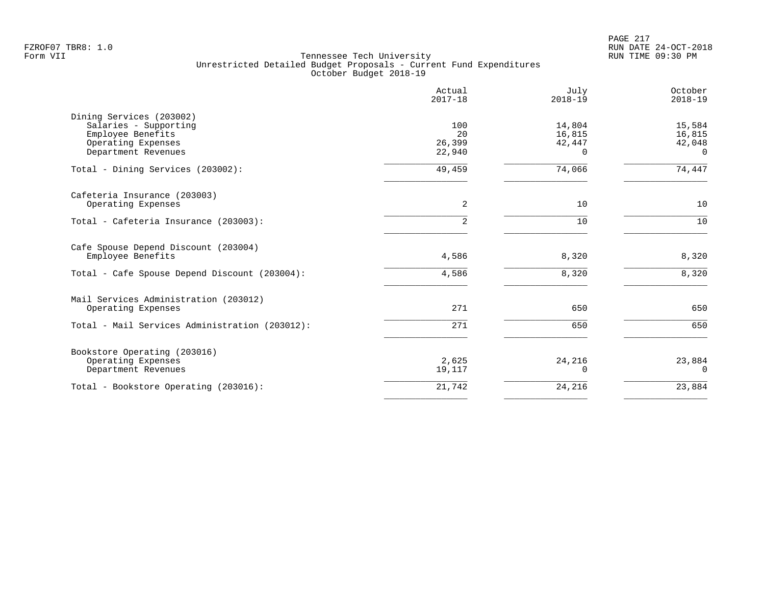Tennessee Tech University
Unrestricted Detailed Budget Proposals - Current Fund Expenditures
October Budget 2018-19

| | Actual 2017-18 | July 2018-19 | October 2018-19 |
|---|---|---|---|
| **Dining Services (203002)** | | | |
| Salaries - Supporting | 100 | 14,804 | 15,584 |
| Employee Benefits | 20 | 16,815 | 16,815 |
| Operating Expenses | 26,399 | 42,447 | 42,048 |
| Department Revenues | 22,940 | 0 | 0 |
| Total - Dining Services (203002): | 49,459 | 74,066 | 74,447 |
| **Cafeteria Insurance (203003)** | | | |
| Operating Expenses | 2 | 10 | 10 |
| Total - Cafeteria Insurance (203003): | 2 | 10 | 10 |
| **Cafe Spouse Depend Discount (203004)** | | | |
| Employee Benefits | 4,586 | 8,320 | 8,320 |
| Total - Cafe Spouse Depend Discount (203004): | 4,586 | 8,320 | 8,320 |
| **Mail Services Administration (203012)** | | | |
| Operating Expenses | 271 | 650 | 650 |
| Total - Mail Services Administration (203012): | 271 | 650 | 650 |
| **Bookstore Operating (203016)** | | | |
| Operating Expenses | 2,625 | 24,216 | 23,884 |
| Department Revenues | 19,117 | 0 | 0 |
| Total - Bookstore Operating (203016): | 21,742 | 24,216 | 23,884 |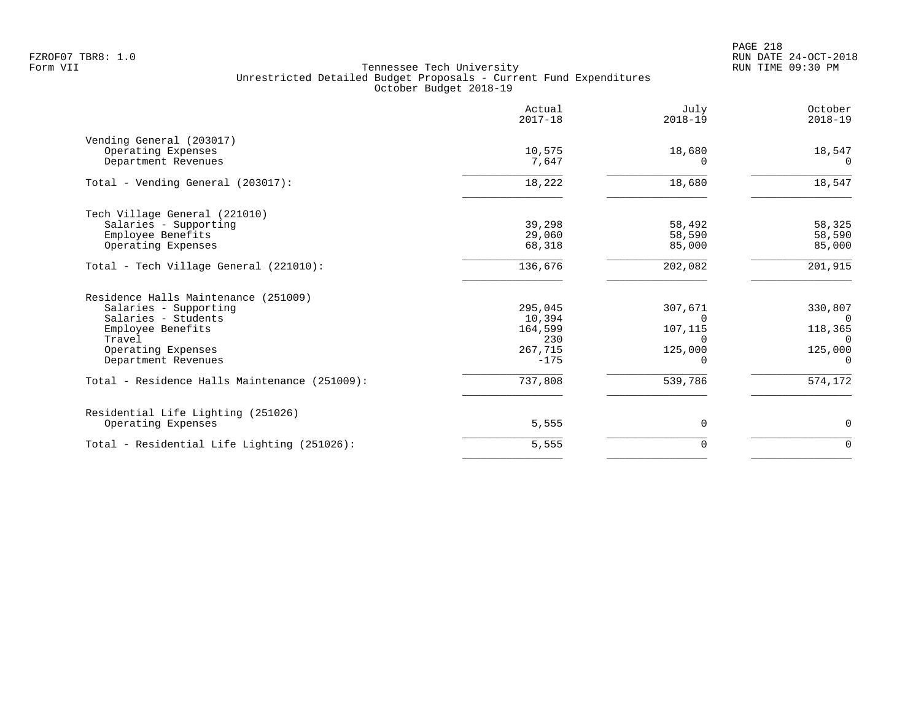FZROF07 TBR8: 1.0
Form VII

Tennessee Tech University
Unrestricted Detailed Budget Proposals - Current Fund Expenditures
October Budget 2018-19

RUN DATE 24-OCT-2018
RUN TIME 09:30 PM

| | Actual 2017-18 | July 2018-19 | October 2018-19 |
|---|---|---|---|
| **Vending General (203017)** | | | |
| Operating Expenses | 10,575 | 18,680 | 18,547 |
| Department Revenues | 7,647 | 0 | 0 |
| Total - Vending General (203017): | 18,222 | 18,680 | 18,547 |
| **Tech Village General (221010)** | | | |
| Salaries - Supporting | 39,298 | 58,492 | 58,325 |
| Employee Benefits | 29,060 | 58,590 | 58,590 |
| Operating Expenses | 68,318 | 85,000 | 85,000 |
| Total - Tech Village General (221010): | 136,676 | 202,082 | 201,915 |
| **Residence Halls Maintenance (251009)** | | | |
| Salaries - Supporting | 295,045 | 307,671 | 330,807 |
| Salaries - Students | 10,394 | 0 | 0 |
| Employee Benefits | 164,599 | 107,115 | 118,365 |
| Travel | 230 | 0 | 0 |
| Operating Expenses | 267,715 | 125,000 | 125,000 |
| Department Revenues | -175 | 0 | 0 |
| Total - Residence Halls Maintenance (251009): | 737,808 | 539,786 | 574,172 |
| **Residential Life Lighting (251026)** | | | |
| Operating Expenses | 5,555 | 0 | 0 |
| Total - Residential Life Lighting (251026): | 5,555 | 0 | 0 |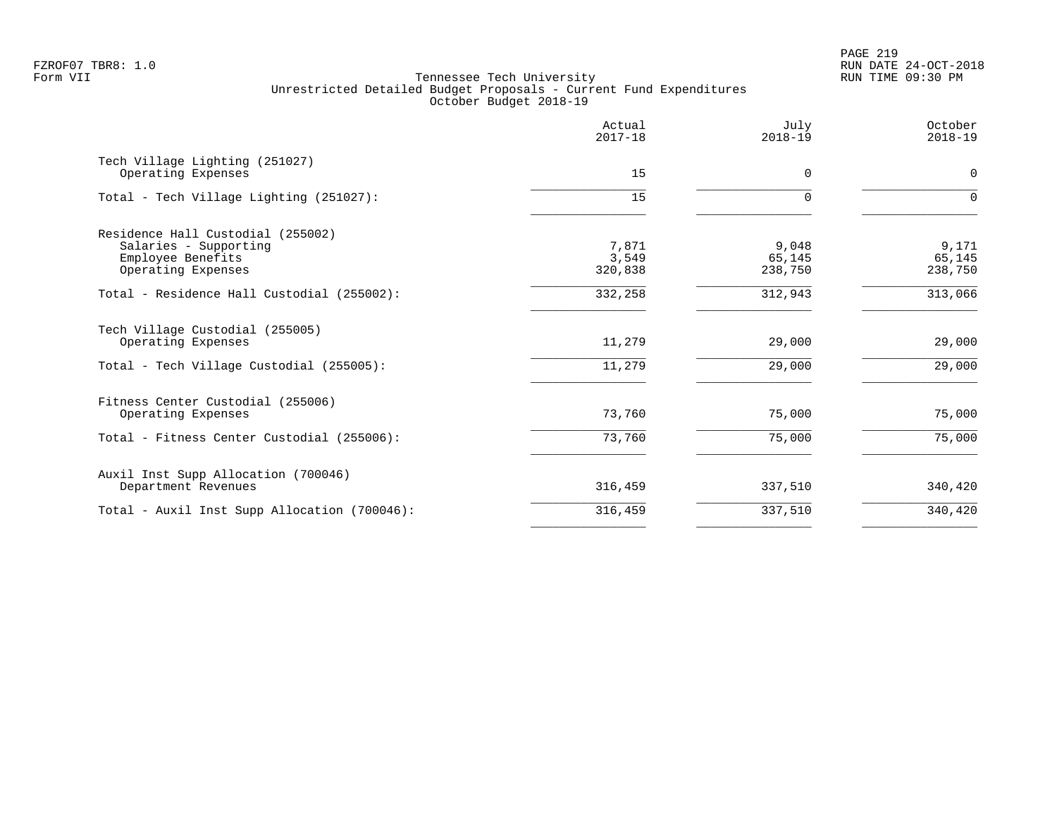FZROF07 TBR8: 1.0
Form VII

Tennessee Tech University
Unrestricted Detailed Budget Proposals - Current Fund Expenditures
October Budget 2018-19

RUN DATE 24-OCT-2018
RUN TIME 09:30 PM

| | Actual 2017-18 | July 2018-19 | October 2018-19 |
|---|---|---|---|
| **Tech Village Lighting (251027)** | | | |
| Operating Expenses | 15 | 0 | 0 |
| Total - Tech Village Lighting (251027): | 15 | 0 | 0 |
| **Residence Hall Custodial (255002)** | | | |
| Salaries - Supporting | 7,871 | 9,048 | 9,171 |
| Employee Benefits | 3,549 | 65,145 | 65,145 |
| Operating Expenses | 320,838 | 238,750 | 238,750 |
| Total - Residence Hall Custodial (255002): | 332,258 | 312,943 | 313,066 |
| **Tech Village Custodial (255005)** | | | |
| Operating Expenses | 11,279 | 29,000 | 29,000 |
| Total - Tech Village Custodial (255005): | 11,279 | 29,000 | 29,000 |
| **Fitness Center Custodial (255006)** | | | |
| Operating Expenses | 73,760 | 75,000 | 75,000 |
| Total - Fitness Center Custodial (255006): | 73,760 | 75,000 | 75,000 |
| **Auxil Inst Supp Allocation (700046)** | | | |
| Department Revenues | 316,459 | 337,510 | 340,420 |
| Total - Auxil Inst Supp Allocation (700046): | 316,459 | 337,510 | 340,420 |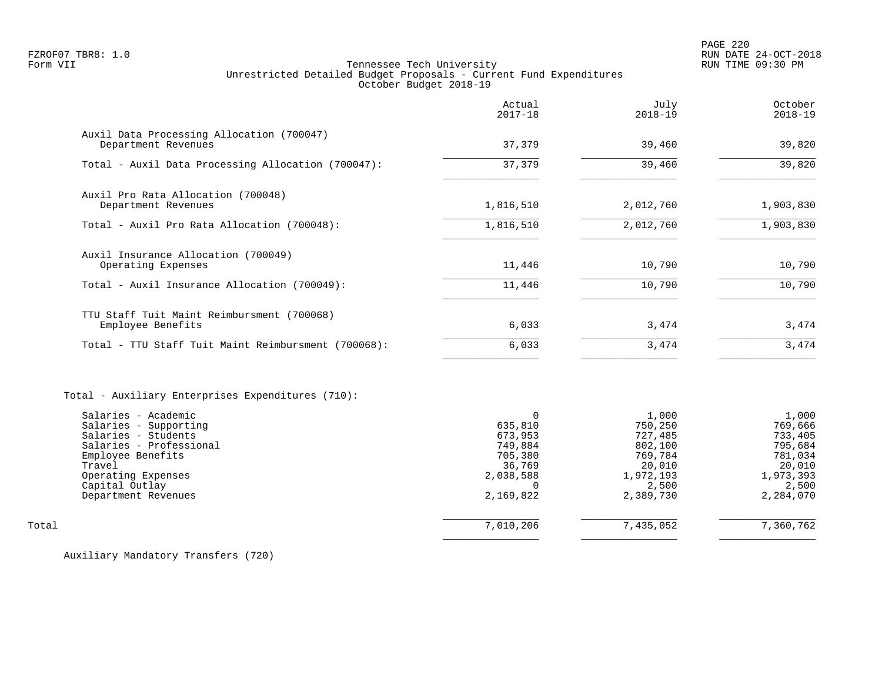FZROF07 TBR8: 1.0
Form VII

Tennessee Tech University
Unrestricted Detailed Budget Proposals - Current Fund Expenditures
October Budget 2018-19

RUN DATE 24-OCT-2018
RUN TIME 09:30 PM

| | Actual 2017-18 | July 2018-19 | October 2018-19 |
|---|---|---|---|
| **Auxil Data Processing Allocation (700047)** | | | |
| Department Revenues | 37,379 | 39,460 | 39,820 |
| Total - Auxil Data Processing Allocation (700047): | 37,379 | 39,460 | 39,820 |
| **Auxil Pro Rata Allocation (700048)** | | | |
| Department Revenues | 1,816,510 | 2,012,760 | 1,903,830 |
| Total - Auxil Pro Rata Allocation (700048): | 1,816,510 | 2,012,760 | 1,903,830 |
| **Auxil Insurance Allocation (700049)** | | | |
| Operating Expenses | 11,446 | 10,790 | 10,790 |
| Total - Auxil Insurance Allocation (700049): | 11,446 | 10,790 | 10,790 |
| **TTU Staff Tuit Maint Reimbursment (700068)** | | | |
| Employee Benefits | 6,033 | 3,474 | 3,474 |
| Total - TTU Staff Tuit Maint Reimbursment (700068): | 6,033 | 3,474 | 3,474 |
| **Total - Auxiliary Enterprises Expenditures (710):** | | | |
| Salaries - Academic | 0 | 1,000 | 1,000 |
| Salaries - Supporting | 635,810 | 750,250 | 769,666 |
| Salaries - Students | 673,953 | 727,485 | 733,405 |
| Salaries - Professional | 749,884 | 802,100 | 795,684 |
| Employee Benefits | 705,380 | 769,784 | 781,034 |
| Travel | 36,769 | 20,010 | 20,010 |
| Operating Expenses | 2,038,588 | 1,972,193 | 1,973,393 |
| Capital Outlay | 0 | 2,500 | 2,500 |
| Department Revenues | 2,169,822 | 2,389,730 | 2,284,070 |
| Total | 7,010,206 | 7,435,052 | 7,360,762 |

Auxiliary Mandatory Transfers (720)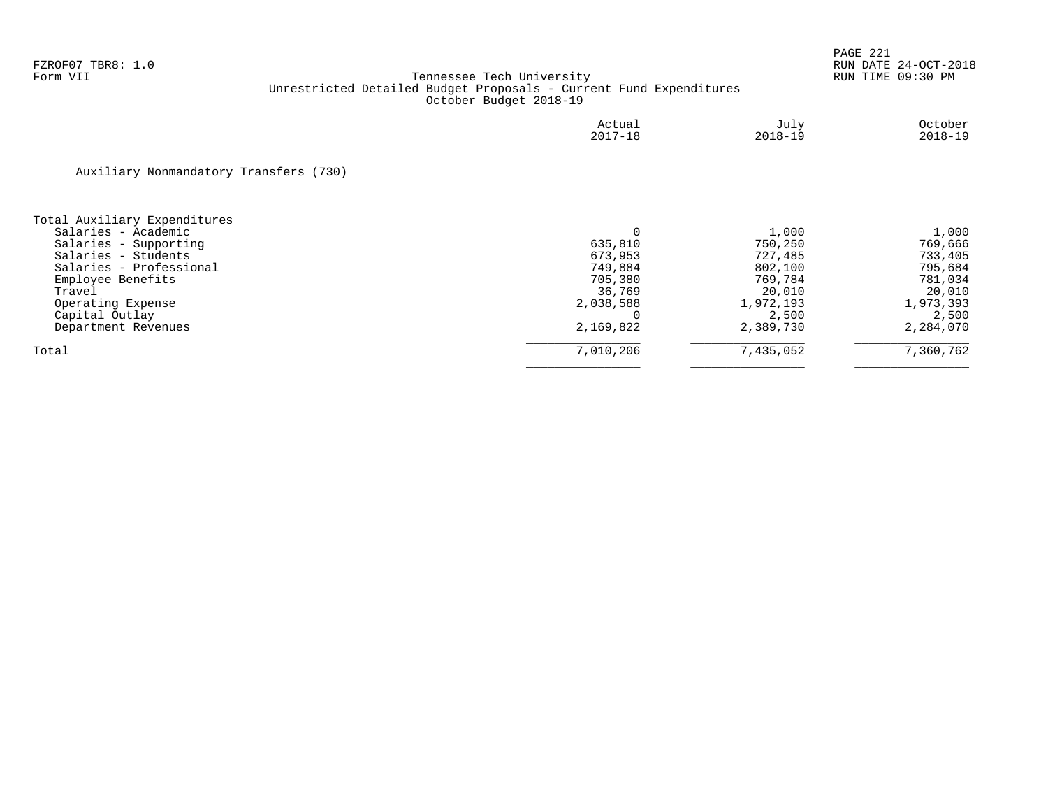FZROF07 TBR8: 1.0
Form VII

Tennessee Tech University
Unrestricted Detailed Budget Proposals - Current Fund Expenditures
October Budget 2018-19

RUN DATE 24-OCT-2018
RUN TIME 09:30 PM

Auxiliary Nonmandatory Transfers (730)

| | Actual 2017-18 | July 2018-19 | October 2018-19 |
|---|---|---|---|
| **Total Auxiliary Expenditures** | | | |
| Salaries - Academic | 0 | 1,000 | 1,000 |
| Salaries - Supporting | 635,810 | 750,250 | 769,666 |
| Salaries - Students | 673,953 | 727,485 | 733,405 |
| Salaries - Professional | 749,884 | 802,100 | 795,684 |
| Employee Benefits | 705,380 | 769,784 | 781,034 |
| Travel | 36,769 | 20,010 | 20,010 |
| Operating Expense | 2,038,588 | 1,972,193 | 1,973,393 |
| Capital Outlay | 0 | 2,500 | 2,500 |
| Department Revenues | 2,169,822 | 2,389,730 | 2,284,070 |
| Total | 7,010,206 | 7,435,052 | 7,360,762 |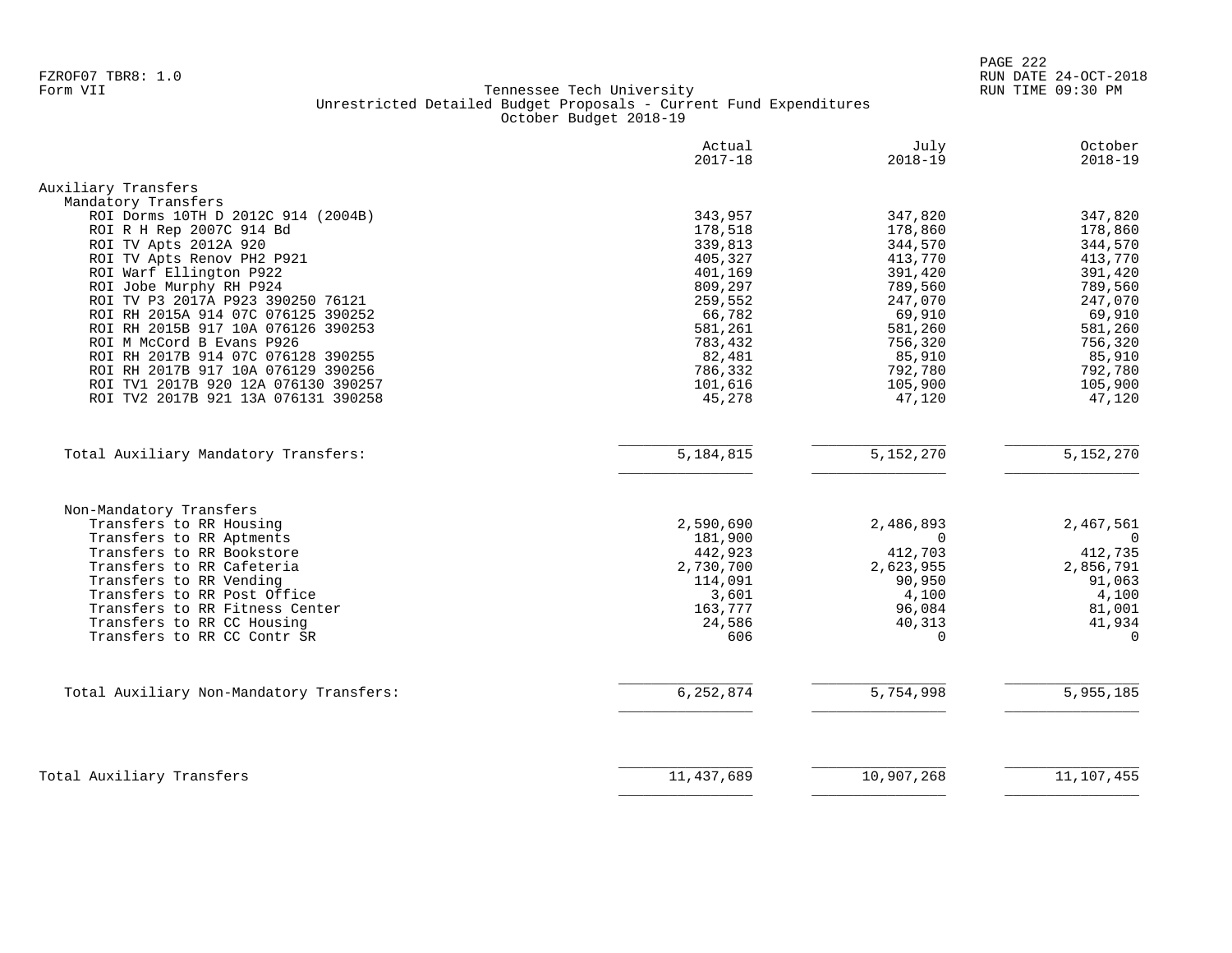Tennessee Tech University
Unrestricted Detailed Budget Proposals - Current Fund Expenditures
October Budget 2018-19

| | Actual 2017-18 | July 2018-19 | October 2018-19 |
|---|---|---|---|
| **Auxiliary Transfers** | | | |
| Mandatory Transfers | | | |
| ROI Dorms 10TH D 2012C 914 (2004B) | 343,957 | 347,820 | 347,820 |
| ROI R H Rep 2007C 914 Bd | 178,518 | 178,860 | 178,860 |
| ROI TV Apts 2012A 920 | 339,813 | 344,570 | 344,570 |
| ROI TV Apts Renov PH2 P921 | 405,327 | 413,770 | 413,770 |
| ROI Warf Ellington P922 | 401,169 | 391,420 | 391,420 |
| ROI Jobe Murphy RH P924 | 809,297 | 789,560 | 789,560 |
| ROI TV P3 2017A P923 390250 76121 | 259,552 | 247,070 | 247,070 |
| ROI RH 2015A 914 07C 076125 390252 | 66,782 | 69,910 | 69,910 |
| ROI RH 2015B 917 10A 076126 390253 | 581,261 | 581,260 | 581,260 |
| ROI M McCord B Evans P926 | 783,432 | 756,320 | 756,320 |
| ROI RH 2017B 914 07C 076128 390255 | 82,481 | 85,910 | 85,910 |
| ROI RH 2017B 917 10A 076129 390256 | 786,332 | 792,780 | 792,780 |
| ROI TV1 2017B 920 12A 076130 390257 | 101,616 | 105,900 | 105,900 |
| ROI TV2 2017B 921 13A 076131 390258 | 45,278 | 47,120 | 47,120 |
| Total Auxiliary Mandatory Transfers: | 5,184,815 | 5,152,270 | 5,152,270 |
| Non-Mandatory Transfers | | | |
| Transfers to RR Housing | 2,590,690 | 2,486,893 | 2,467,561 |
| Transfers to RR Aptments | 181,900 | 0 | 0 |
| Transfers to RR Bookstore | 442,923 | 412,703 | 412,735 |
| Transfers to RR Cafeteria | 2,730,700 | 2,623,955 | 2,856,791 |
| Transfers to RR Vending | 114,091 | 90,950 | 91,063 |
| Transfers to RR Post Office | 3,601 | 4,100 | 4,100 |
| Transfers to RR Fitness Center | 163,777 | 96,084 | 81,001 |
| Transfers to RR CC Housing | 24,586 | 40,313 | 41,934 |
| Transfers to RR CC Contr SR | 606 | 0 | 0 |
| Total Auxiliary Non-Mandatory Transfers: | 6,252,874 | 5,754,998 | 5,955,185 |
| **Total Auxiliary Transfers** | 11,437,689 | 10,907,268 | 11,107,455 |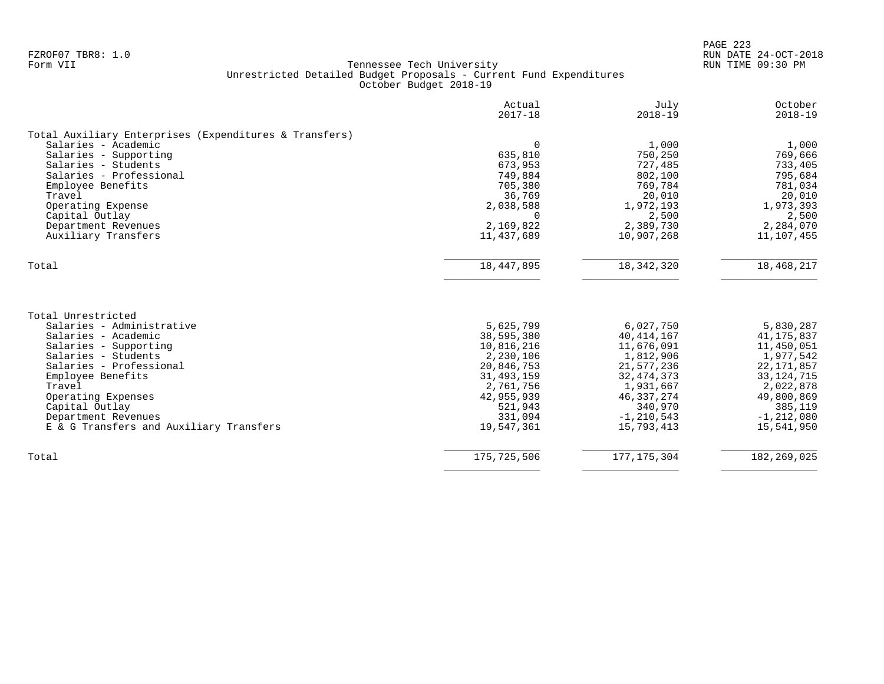FZROF07 TBR8: 1.0
Form VII

Tennessee Tech University
Unrestricted Detailed Budget Proposals - Current Fund Expenditures
October Budget 2018-19

RUN DATE 24-OCT-2018
RUN TIME 09:30 PM

| | Actual 2017-18 | July 2018-19 | October 2018-19 |
|---|---|---|---|
| **Total Auxiliary Enterprises (Expenditures & Transfers)** | | | |
| Salaries - Academic | 0 | 1,000 | 1,000 |
| Salaries - Supporting | 635,810 | 750,250 | 769,666 |
| Salaries - Students | 673,953 | 727,485 | 733,405 |
| Salaries - Professional | 749,884 | 802,100 | 795,684 |
| Employee Benefits | 705,380 | 769,784 | 781,034 |
| Travel | 36,769 | 20,010 | 20,010 |
| Operating Expense | 2,038,588 | 1,972,193 | 1,973,393 |
| Capital Outlay | 0 | 2,500 | 2,500 |
| Department Revenues | 2,169,822 | 2,389,730 | 2,284,070 |
| Auxiliary Transfers | 11,437,689 | 10,907,268 | 11,107,455 |
| Total | 18,447,895 | 18,342,320 | 18,468,217 |
| **Total Unrestricted** | | | |
| Salaries - Administrative | 5,625,799 | 6,027,750 | 5,830,287 |
| Salaries - Academic | 38,595,380 | 40,414,167 | 41,175,837 |
| Salaries - Supporting | 10,816,216 | 11,676,091 | 11,450,051 |
| Salaries - Students | 2,230,106 | 1,812,906 | 1,977,542 |
| Salaries - Professional | 20,846,753 | 21,577,236 | 22,171,857 |
| Employee Benefits | 31,493,159 | 32,474,373 | 33,124,715 |
| Travel | 2,761,756 | 1,931,667 | 2,022,878 |
| Operating Expenses | 42,955,939 | 46,337,274 | 49,800,869 |
| Capital Outlay | 521,943 | 340,970 | 385,119 |
| Department Revenues | 331,094 | -1,210,543 | -1,212,080 |
| E & G Transfers and Auxiliary Transfers | 19,547,361 | 15,793,413 | 15,541,950 |
| Total | 175,725,506 | 177,175,304 | 182,269,025 |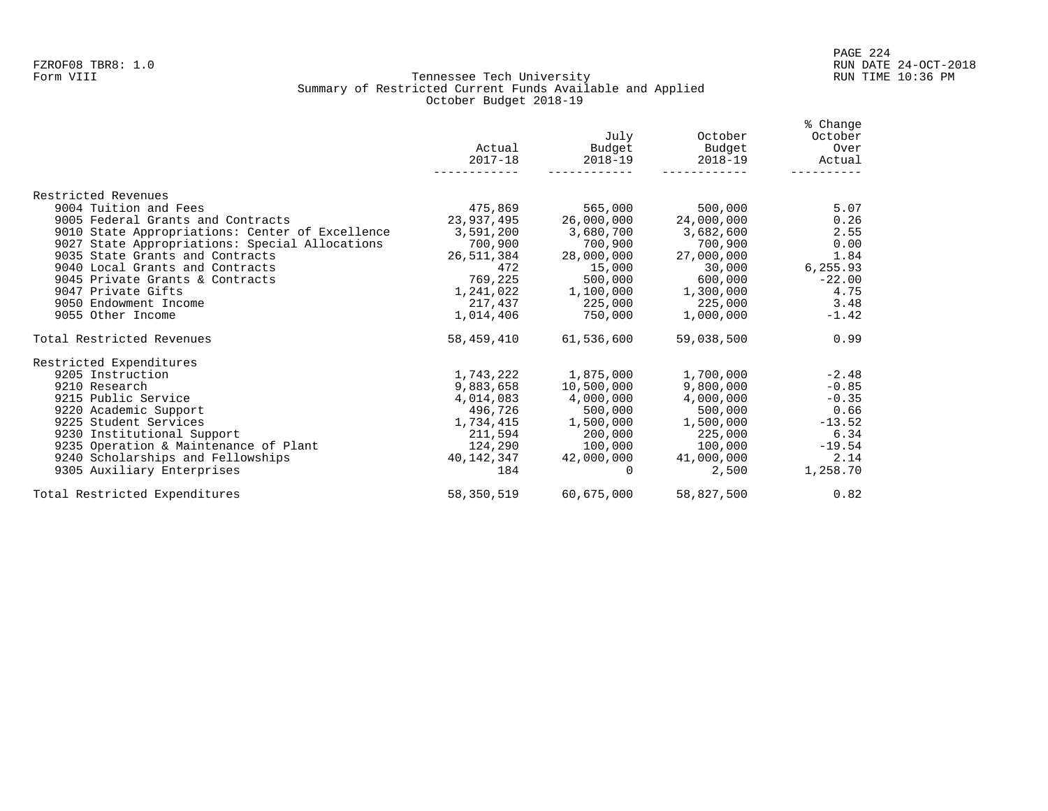FZROF08 TBR8: 1.0
Form VIII

# Tennessee Tech University
## Summary of Restricted Current Funds Available and Applied
### October Budget 2018-19

| | Actual 2017-18 | July Budget 2018-19 | October Budget 2018-19 | % Change October Over Actual |
|---|---|---|---|---|
| **Restricted Revenues** | | | | |
| 9004 Tuition and Fees | 475,869 | 565,000 | 500,000 | 5.07 |
| 9005 Federal Grants and Contracts | 23,937,495 | 26,000,000 | 24,000,000 | 0.26 |
| 9010 State Appropriations: Center of Excellence | 3,591,200 | 3,680,700 | 3,682,600 | 2.55 |
| 9027 State Appropriations: Special Allocations | 700,900 | 700,900 | 700,900 | 0.00 |
| 9035 State Grants and Contracts | 26,511,384 | 28,000,000 | 27,000,000 | 1.84 |
| 9040 Local Grants and Contracts | 472 | 15,000 | 30,000 | 6,255.93 |
| 9045 Private Grants & Contracts | 769,225 | 500,000 | 600,000 | -22.00 |
| 9047 Private Gifts | 1,241,022 | 1,100,000 | 1,300,000 | 4.75 |
| 9050 Endowment Income | 217,437 | 225,000 | 225,000 | 3.48 |
| 9055 Other Income | 1,014,406 | 750,000 | 1,000,000 | -1.42 |
| Total Restricted Revenues | 58,459,410 | 61,536,600 | 59,038,500 | 0.99 |
| **Restricted Expenditures** | | | | |
| 9205 Instruction | 1,743,222 | 1,875,000 | 1,700,000 | -2.48 |
| 9210 Research | 9,883,658 | 10,500,000 | 9,800,000 | -0.85 |
| 9215 Public Service | 4,014,083 | 4,000,000 | 4,000,000 | -0.35 |
| 9220 Academic Support | 496,726 | 500,000 | 500,000 | 0.66 |
| 9225 Student Services | 1,734,415 | 1,500,000 | 1,500,000 | -13.52 |
| 9230 Institutional Support | 211,594 | 200,000 | 225,000 | 6.34 |
| 9235 Operation & Maintenance of Plant | 124,290 | 100,000 | 100,000 | -19.54 |
| 9240 Scholarships and Fellowships | 40,142,347 | 42,000,000 | 41,000,000 | 2.14 |
| 9305 Auxiliary Enterprises | 184 | 0 | 2,500 | 1,258.70 |
| Total Restricted Expenditures | 58,350,519 | 60,675,000 | 58,827,500 | 0.82 |